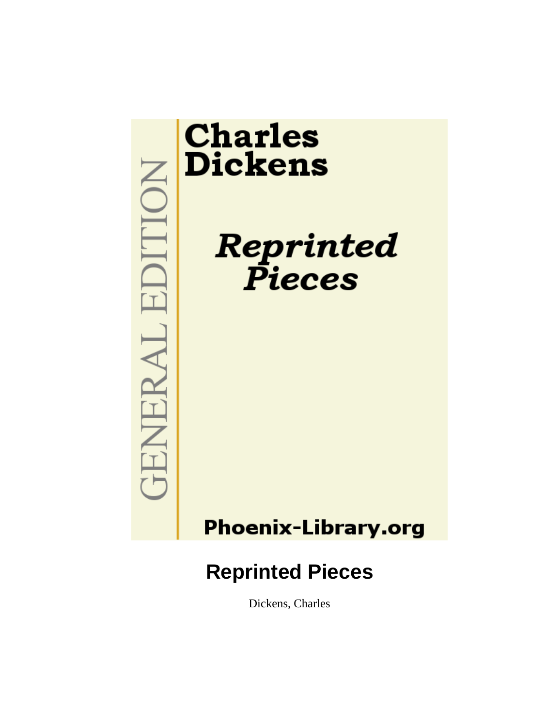GENERAL EDITION

**Charles Dickens**

***Reprinted Pieces***

**Phoenix-Library.org**

# Reprinted Pieces

Dickens, Charles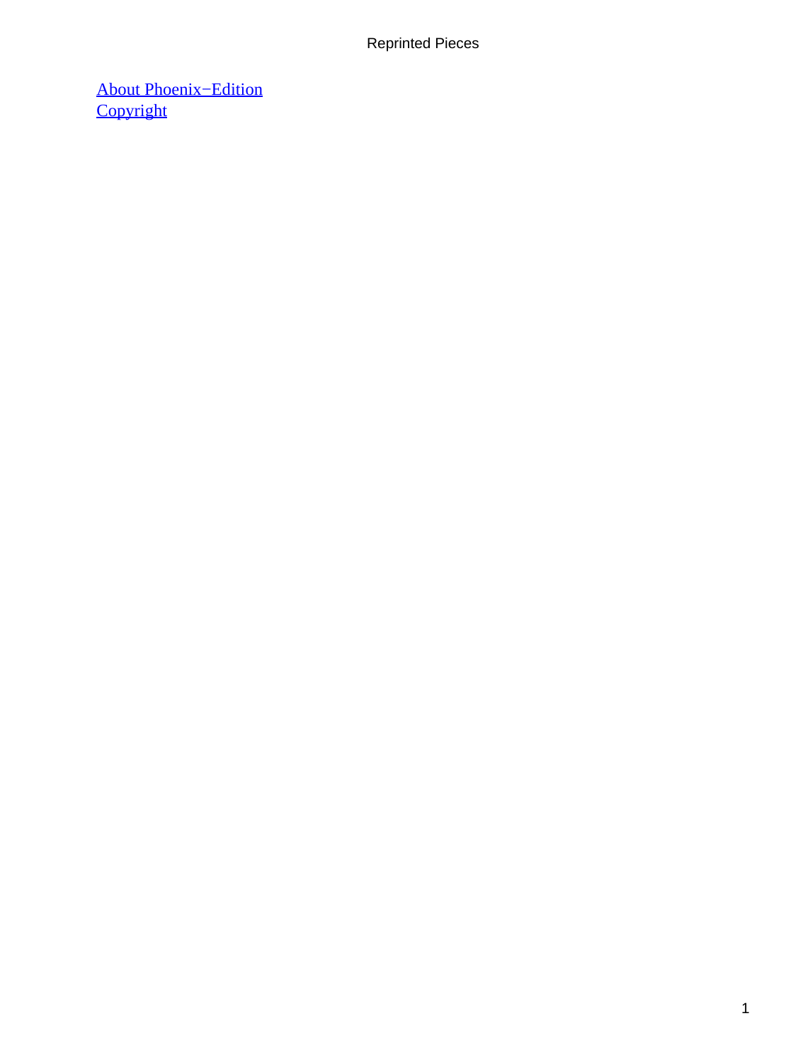[About Phoenix−Edition]
[Copyright]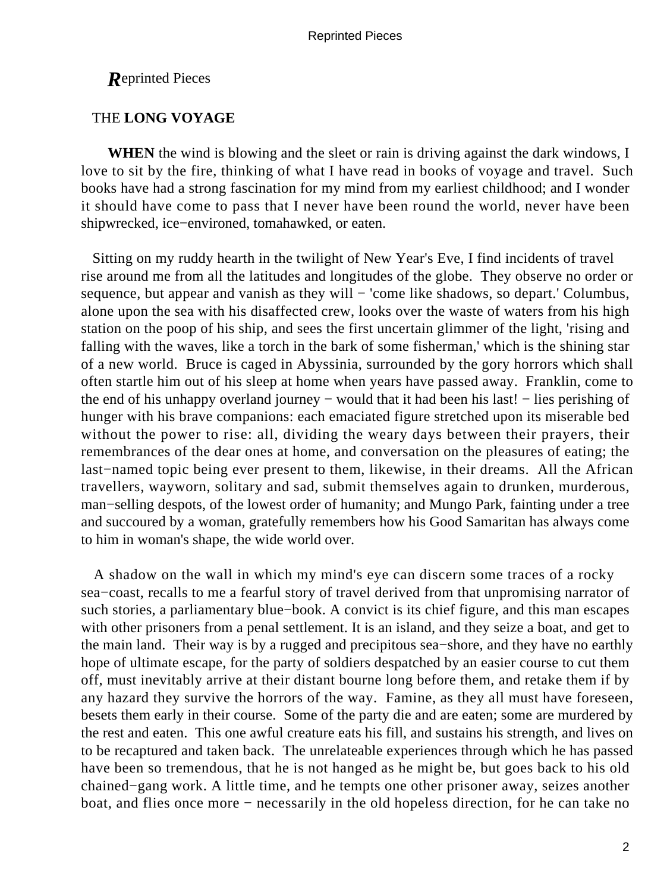*R*eprinted Pieces

## THE **LONG VOYAGE**

**WHEN** the wind is blowing and the sleet or rain is driving against the dark windows, I love to sit by the fire, thinking of what I have read in books of voyage and travel. Such books have had a strong fascination for my mind from my earliest childhood; and I wonder it should have come to pass that I never have been round the world, never have been shipwrecked, ice−environed, tomahawked, or eaten.

Sitting on my ruddy hearth in the twilight of New Year's Eve, I find incidents of travel rise around me from all the latitudes and longitudes of the globe. They observe no order or sequence, but appear and vanish as they will − 'come like shadows, so depart.' Columbus, alone upon the sea with his disaffected crew, looks over the waste of waters from his high station on the poop of his ship, and sees the first uncertain glimmer of the light, 'rising and falling with the waves, like a torch in the bark of some fisherman,' which is the shining star of a new world. Bruce is caged in Abyssinia, surrounded by the gory horrors which shall often startle him out of his sleep at home when years have passed away. Franklin, come to the end of his unhappy overland journey − would that it had been his last! − lies perishing of hunger with his brave companions: each emaciated figure stretched upon its miserable bed without the power to rise: all, dividing the weary days between their prayers, their remembrances of the dear ones at home, and conversation on the pleasures of eating; the last−named topic being ever present to them, likewise, in their dreams. All the African travellers, wayworn, solitary and sad, submit themselves again to drunken, murderous, man−selling despots, of the lowest order of humanity; and Mungo Park, fainting under a tree and succoured by a woman, gratefully remembers how his Good Samaritan has always come to him in woman's shape, the wide world over.

A shadow on the wall in which my mind's eye can discern some traces of a rocky sea−coast, recalls to me a fearful story of travel derived from that unpromising narrator of such stories, a parliamentary blue−book. A convict is its chief figure, and this man escapes with other prisoners from a penal settlement. It is an island, and they seize a boat, and get to the main land. Their way is by a rugged and precipitous sea−shore, and they have no earthly hope of ultimate escape, for the party of soldiers despatched by an easier course to cut them off, must inevitably arrive at their distant bourne long before them, and retake them if by any hazard they survive the horrors of the way. Famine, as they all must have foreseen, besets them early in their course. Some of the party die and are eaten; some are murdered by the rest and eaten. This one awful creature eats his fill, and sustains his strength, and lives on to be recaptured and taken back. The unrelateable experiences through which he has passed have been so tremendous, that he is not hanged as he might be, but goes back to his old chained−gang work. A little time, and he tempts one other prisoner away, seizes another boat, and flies once more − necessarily in the old hopeless direction, for he can take no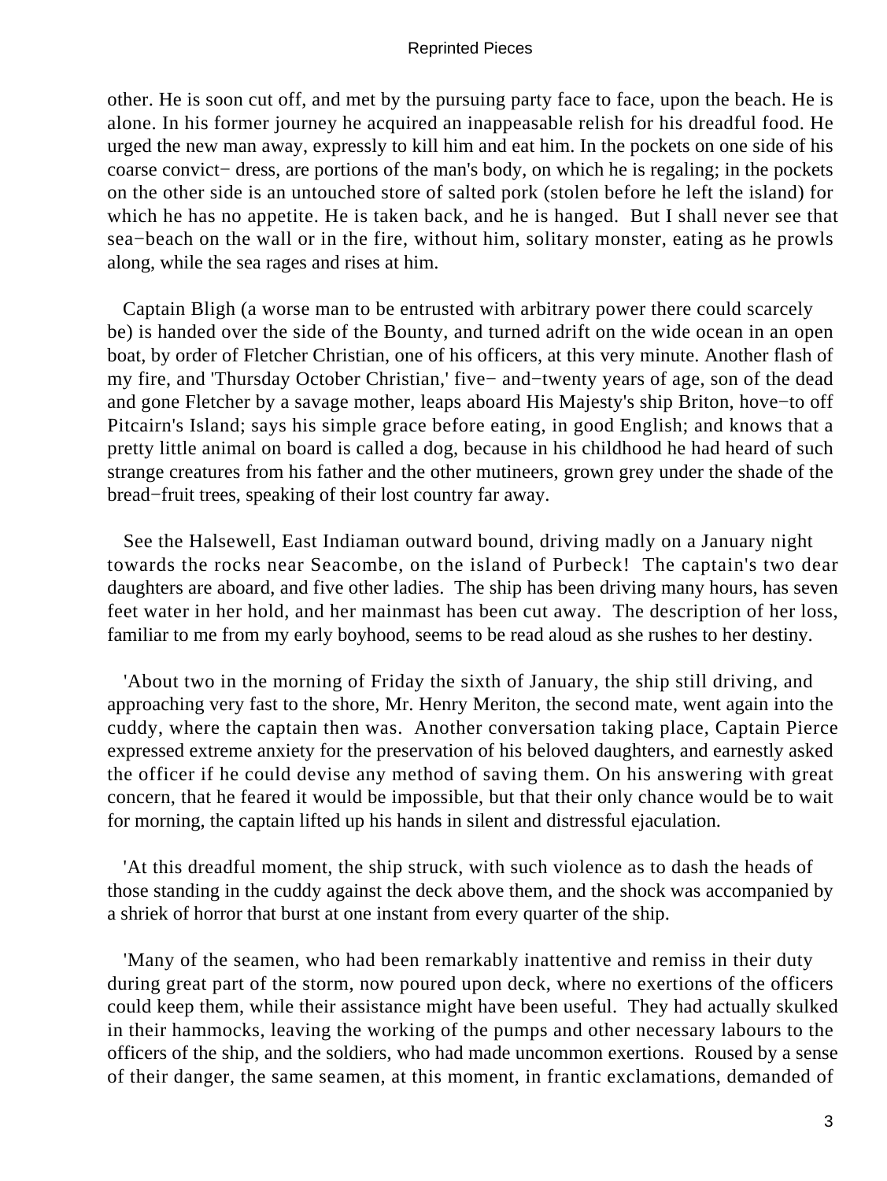other. He is soon cut off, and met by the pursuing party face to face, upon the beach. He is alone. In his former journey he acquired an inappeasable relish for his dreadful food. He urged the new man away, expressly to kill him and eat him. In the pockets on one side of his coarse convict− dress, are portions of the man's body, on which he is regaling; in the pockets on the other side is an untouched store of salted pork (stolen before he left the island) for which he has no appetite. He is taken back, and he is hanged. But I shall never see that sea−beach on the wall or in the fire, without him, solitary monster, eating as he prowls along, while the sea rages and rises at him.

Captain Bligh (a worse man to be entrusted with arbitrary power there could scarcely be) is handed over the side of the Bounty, and turned adrift on the wide ocean in an open boat, by order of Fletcher Christian, one of his officers, at this very minute. Another flash of my fire, and 'Thursday October Christian,' five− and−twenty years of age, son of the dead and gone Fletcher by a savage mother, leaps aboard His Majesty's ship Briton, hove−to off Pitcairn's Island; says his simple grace before eating, in good English; and knows that a pretty little animal on board is called a dog, because in his childhood he had heard of such strange creatures from his father and the other mutineers, grown grey under the shade of the bread−fruit trees, speaking of their lost country far away.

See the Halsewell, East Indiaman outward bound, driving madly on a January night towards the rocks near Seacombe, on the island of Purbeck! The captain's two dear daughters are aboard, and five other ladies. The ship has been driving many hours, has seven feet water in her hold, and her mainmast has been cut away. The description of her loss, familiar to me from my early boyhood, seems to be read aloud as she rushes to her destiny.

'About two in the morning of Friday the sixth of January, the ship still driving, and approaching very fast to the shore, Mr. Henry Meriton, the second mate, went again into the cuddy, where the captain then was. Another conversation taking place, Captain Pierce expressed extreme anxiety for the preservation of his beloved daughters, and earnestly asked the officer if he could devise any method of saving them. On his answering with great concern, that he feared it would be impossible, but that their only chance would be to wait for morning, the captain lifted up his hands in silent and distressful ejaculation.

'At this dreadful moment, the ship struck, with such violence as to dash the heads of those standing in the cuddy against the deck above them, and the shock was accompanied by a shriek of horror that burst at one instant from every quarter of the ship.

'Many of the seamen, who had been remarkably inattentive and remiss in their duty during great part of the storm, now poured upon deck, where no exertions of the officers could keep them, while their assistance might have been useful. They had actually skulked in their hammocks, leaving the working of the pumps and other necessary labours to the officers of the ship, and the soldiers, who had made uncommon exertions. Roused by a sense of their danger, the same seamen, at this moment, in frantic exclamations, demanded of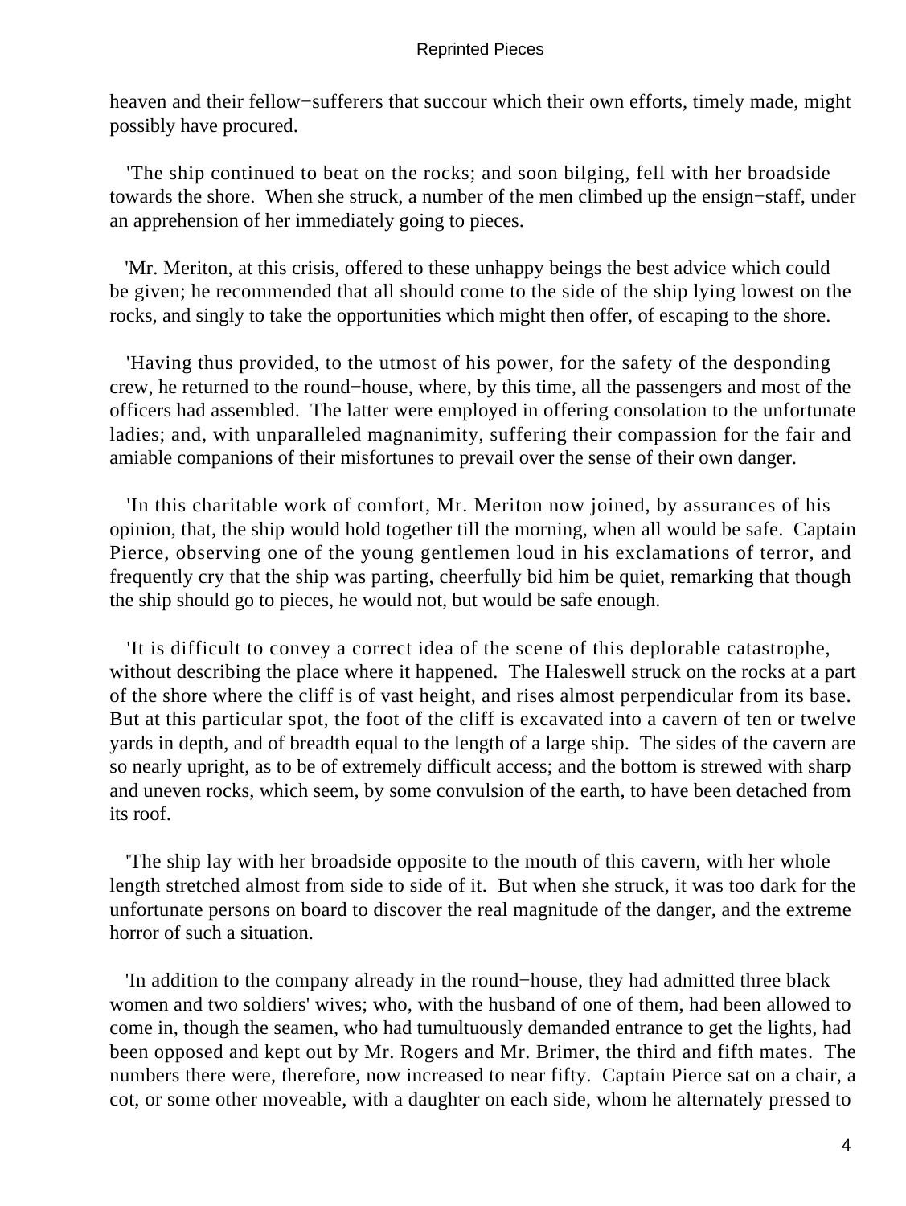heaven and their fellow−sufferers that succour which their own efforts, timely made, might possibly have procured.

'The ship continued to beat on the rocks; and soon bilging, fell with her broadside towards the shore. When she struck, a number of the men climbed up the ensign−staff, under an apprehension of her immediately going to pieces.

'Mr. Meriton, at this crisis, offered to these unhappy beings the best advice which could be given; he recommended that all should come to the side of the ship lying lowest on the rocks, and singly to take the opportunities which might then offer, of escaping to the shore.

'Having thus provided, to the utmost of his power, for the safety of the desponding crew, he returned to the round−house, where, by this time, all the passengers and most of the officers had assembled. The latter were employed in offering consolation to the unfortunate ladies; and, with unparalleled magnanimity, suffering their compassion for the fair and amiable companions of their misfortunes to prevail over the sense of their own danger.

'In this charitable work of comfort, Mr. Meriton now joined, by assurances of his opinion, that, the ship would hold together till the morning, when all would be safe. Captain Pierce, observing one of the young gentlemen loud in his exclamations of terror, and frequently cry that the ship was parting, cheerfully bid him be quiet, remarking that though the ship should go to pieces, he would not, but would be safe enough.

'It is difficult to convey a correct idea of the scene of this deplorable catastrophe, without describing the place where it happened. The Haleswell struck on the rocks at a part of the shore where the cliff is of vast height, and rises almost perpendicular from its base. But at this particular spot, the foot of the cliff is excavated into a cavern of ten or twelve yards in depth, and of breadth equal to the length of a large ship. The sides of the cavern are so nearly upright, as to be of extremely difficult access; and the bottom is strewed with sharp and uneven rocks, which seem, by some convulsion of the earth, to have been detached from its roof.

'The ship lay with her broadside opposite to the mouth of this cavern, with her whole length stretched almost from side to side of it. But when she struck, it was too dark for the unfortunate persons on board to discover the real magnitude of the danger, and the extreme horror of such a situation.

'In addition to the company already in the round−house, they had admitted three black women and two soldiers' wives; who, with the husband of one of them, had been allowed to come in, though the seamen, who had tumultuously demanded entrance to get the lights, had been opposed and kept out by Mr. Rogers and Mr. Brimer, the third and fifth mates. The numbers there were, therefore, now increased to near fifty. Captain Pierce sat on a chair, a cot, or some other moveable, with a daughter on each side, whom he alternately pressed to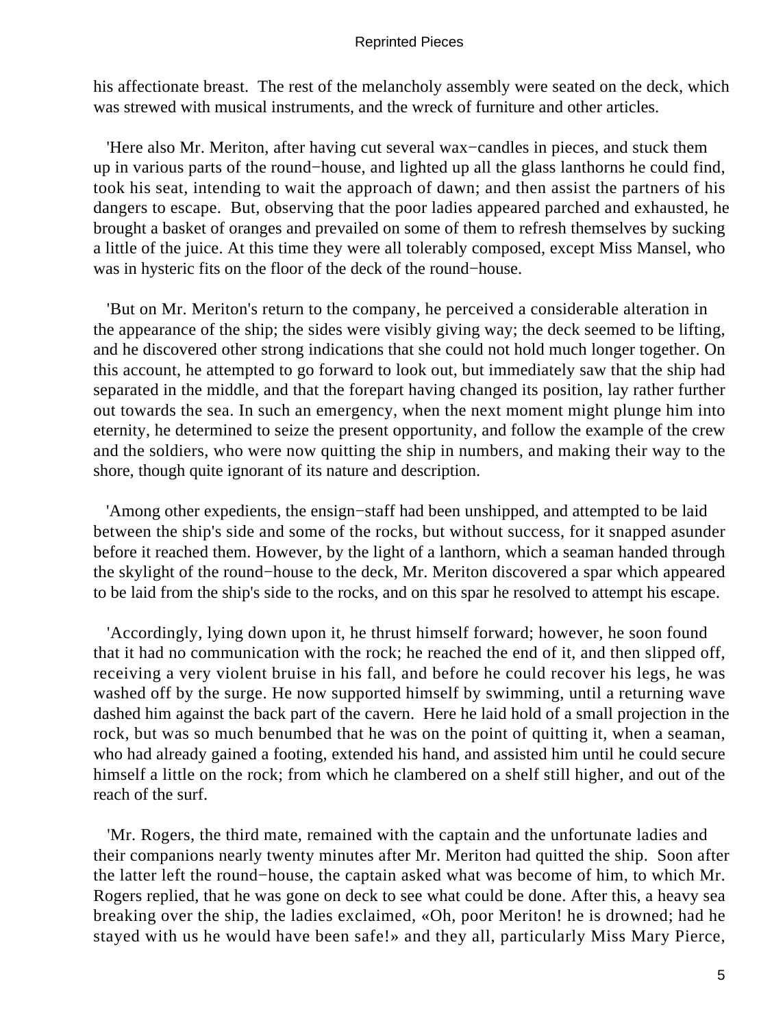his affectionate breast. The rest of the melancholy assembly were seated on the deck, which was strewed with musical instruments, and the wreck of furniture and other articles.

'Here also Mr. Meriton, after having cut several wax−candles in pieces, and stuck them up in various parts of the round−house, and lighted up all the glass lanthorns he could find, took his seat, intending to wait the approach of dawn; and then assist the partners of his dangers to escape. But, observing that the poor ladies appeared parched and exhausted, he brought a basket of oranges and prevailed on some of them to refresh themselves by sucking a little of the juice. At this time they were all tolerably composed, except Miss Mansel, who was in hysteric fits on the floor of the deck of the round−house.

'But on Mr. Meriton's return to the company, he perceived a considerable alteration in the appearance of the ship; the sides were visibly giving way; the deck seemed to be lifting, and he discovered other strong indications that she could not hold much longer together. On this account, he attempted to go forward to look out, but immediately saw that the ship had separated in the middle, and that the forepart having changed its position, lay rather further out towards the sea. In such an emergency, when the next moment might plunge him into eternity, he determined to seize the present opportunity, and follow the example of the crew and the soldiers, who were now quitting the ship in numbers, and making their way to the shore, though quite ignorant of its nature and description.

'Among other expedients, the ensign−staff had been unshipped, and attempted to be laid between the ship's side and some of the rocks, but without success, for it snapped asunder before it reached them. However, by the light of a lanthorn, which a seaman handed through the skylight of the round−house to the deck, Mr. Meriton discovered a spar which appeared to be laid from the ship's side to the rocks, and on this spar he resolved to attempt his escape.

'Accordingly, lying down upon it, he thrust himself forward; however, he soon found that it had no communication with the rock; he reached the end of it, and then slipped off, receiving a very violent bruise in his fall, and before he could recover his legs, he was washed off by the surge. He now supported himself by swimming, until a returning wave dashed him against the back part of the cavern. Here he laid hold of a small projection in the rock, but was so much benumbed that he was on the point of quitting it, when a seaman, who had already gained a footing, extended his hand, and assisted him until he could secure himself a little on the rock; from which he clambered on a shelf still higher, and out of the reach of the surf.

'Mr. Rogers, the third mate, remained with the captain and the unfortunate ladies and their companions nearly twenty minutes after Mr. Meriton had quitted the ship. Soon after the latter left the round−house, the captain asked what was become of him, to which Mr. Rogers replied, that he was gone on deck to see what could be done. After this, a heavy sea breaking over the ship, the ladies exclaimed, «Oh, poor Meriton! he is drowned; had he stayed with us he would have been safe!» and they all, particularly Miss Mary Pierce,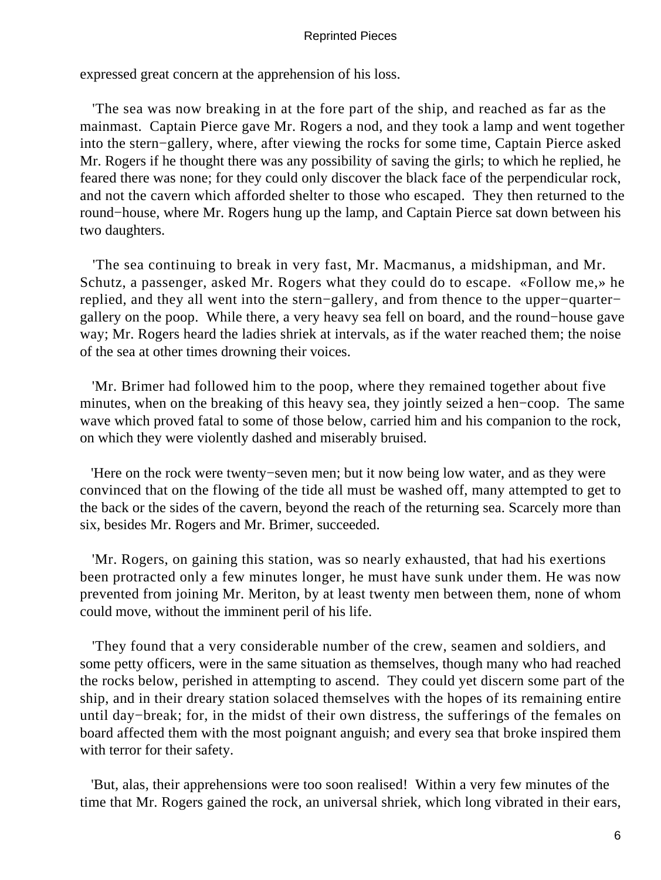expressed great concern at the apprehension of his loss.

'The sea was now breaking in at the fore part of the ship, and reached as far as the mainmast. Captain Pierce gave Mr. Rogers a nod, and they took a lamp and went together into the stern−gallery, where, after viewing the rocks for some time, Captain Pierce asked Mr. Rogers if he thought there was any possibility of saving the girls; to which he replied, he feared there was none; for they could only discover the black face of the perpendicular rock, and not the cavern which afforded shelter to those who escaped. They then returned to the round−house, where Mr. Rogers hung up the lamp, and Captain Pierce sat down between his two daughters.

'The sea continuing to break in very fast, Mr. Macmanus, a midshipman, and Mr. Schutz, a passenger, asked Mr. Rogers what they could do to escape. «Follow me,» he replied, and they all went into the stern−gallery, and from thence to the upper−quarter−gallery on the poop. While there, a very heavy sea fell on board, and the round−house gave way; Mr. Rogers heard the ladies shriek at intervals, as if the water reached them; the noise of the sea at other times drowning their voices.

'Mr. Brimer had followed him to the poop, where they remained together about five minutes, when on the breaking of this heavy sea, they jointly seized a hen−coop. The same wave which proved fatal to some of those below, carried him and his companion to the rock, on which they were violently dashed and miserably bruised.

'Here on the rock were twenty−seven men; but it now being low water, and as they were convinced that on the flowing of the tide all must be washed off, many attempted to get to the back or the sides of the cavern, beyond the reach of the returning sea. Scarcely more than six, besides Mr. Rogers and Mr. Brimer, succeeded.

'Mr. Rogers, on gaining this station, was so nearly exhausted, that had his exertions been protracted only a few minutes longer, he must have sunk under them. He was now prevented from joining Mr. Meriton, by at least twenty men between them, none of whom could move, without the imminent peril of his life.

'They found that a very considerable number of the crew, seamen and soldiers, and some petty officers, were in the same situation as themselves, though many who had reached the rocks below, perished in attempting to ascend. They could yet discern some part of the ship, and in their dreary station solaced themselves with the hopes of its remaining entire until day−break; for, in the midst of their own distress, the sufferings of the females on board affected them with the most poignant anguish; and every sea that broke inspired them with terror for their safety.

'But, alas, their apprehensions were too soon realised! Within a very few minutes of the time that Mr. Rogers gained the rock, an universal shriek, which long vibrated in their ears,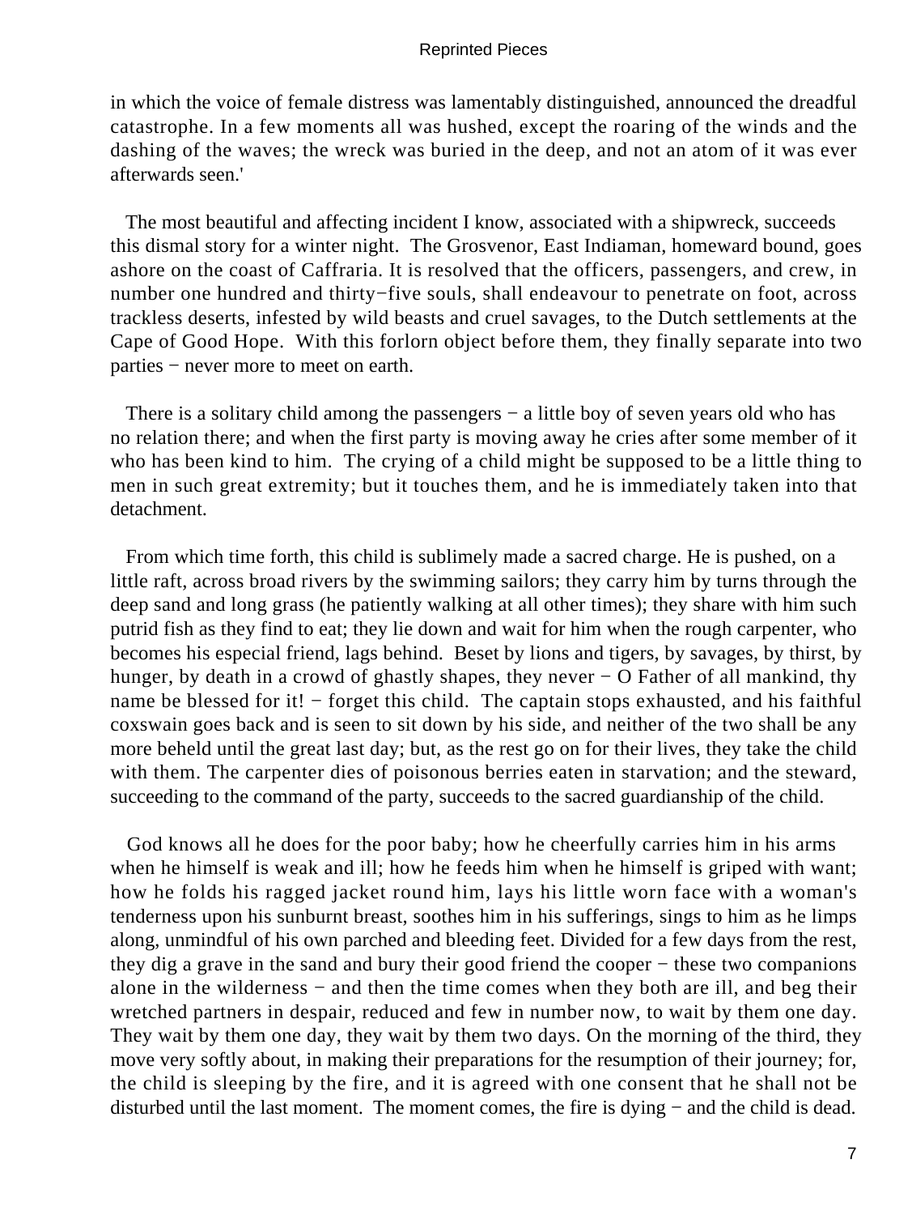in which the voice of female distress was lamentably distinguished, announced the dreadful catastrophe. In a few moments all was hushed, except the roaring of the winds and the dashing of the waves; the wreck was buried in the deep, and not an atom of it was ever afterwards seen.'

The most beautiful and affecting incident I know, associated with a shipwreck, succeeds this dismal story for a winter night. The Grosvenor, East Indiaman, homeward bound, goes ashore on the coast of Caffraria. It is resolved that the officers, passengers, and crew, in number one hundred and thirty−five souls, shall endeavour to penetrate on foot, across trackless deserts, infested by wild beasts and cruel savages, to the Dutch settlements at the Cape of Good Hope. With this forlorn object before them, they finally separate into two parties − never more to meet on earth.

There is a solitary child among the passengers − a little boy of seven years old who has no relation there; and when the first party is moving away he cries after some member of it who has been kind to him. The crying of a child might be supposed to be a little thing to men in such great extremity; but it touches them, and he is immediately taken into that detachment.

From which time forth, this child is sublimely made a sacred charge. He is pushed, on a little raft, across broad rivers by the swimming sailors; they carry him by turns through the deep sand and long grass (he patiently walking at all other times); they share with him such putrid fish as they find to eat; they lie down and wait for him when the rough carpenter, who becomes his especial friend, lags behind. Beset by lions and tigers, by savages, by thirst, by hunger, by death in a crowd of ghastly shapes, they never − O Father of all mankind, thy name be blessed for it! − forget this child. The captain stops exhausted, and his faithful coxswain goes back and is seen to sit down by his side, and neither of the two shall be any more beheld until the great last day; but, as the rest go on for their lives, they take the child with them. The carpenter dies of poisonous berries eaten in starvation; and the steward, succeeding to the command of the party, succeeds to the sacred guardianship of the child.

God knows all he does for the poor baby; how he cheerfully carries him in his arms when he himself is weak and ill; how he feeds him when he himself is griped with want; how he folds his ragged jacket round him, lays his little worn face with a woman's tenderness upon his sunburnt breast, soothes him in his sufferings, sings to him as he limps along, unmindful of his own parched and bleeding feet. Divided for a few days from the rest, they dig a grave in the sand and bury their good friend the cooper − these two companions alone in the wilderness − and then the time comes when they both are ill, and beg their wretched partners in despair, reduced and few in number now, to wait by them one day. They wait by them one day, they wait by them two days. On the morning of the third, they move very softly about, in making their preparations for the resumption of their journey; for, the child is sleeping by the fire, and it is agreed with one consent that he shall not be disturbed until the last moment. The moment comes, the fire is dying − and the child is dead.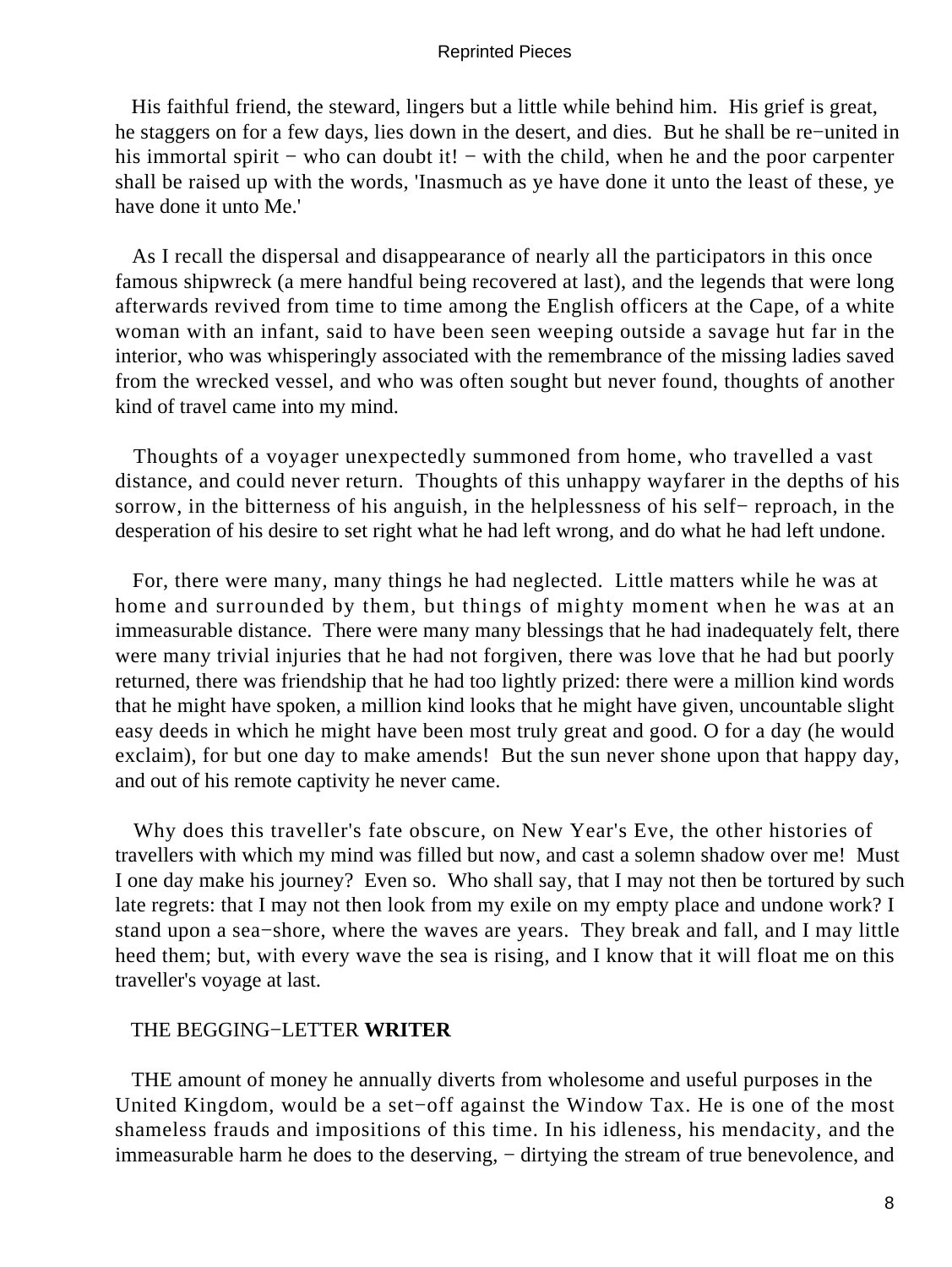His faithful friend, the steward, lingers but a little while behind him. His grief is great, he staggers on for a few days, lies down in the desert, and dies. But he shall be re−united in his immortal spirit − who can doubt it! − with the child, when he and the poor carpenter shall be raised up with the words, 'Inasmuch as ye have done it unto the least of these, ye have done it unto Me.'

As I recall the dispersal and disappearance of nearly all the participators in this once famous shipwreck (a mere handful being recovered at last), and the legends that were long afterwards revived from time to time among the English officers at the Cape, of a white woman with an infant, said to have been seen weeping outside a savage hut far in the interior, who was whisperingly associated with the remembrance of the missing ladies saved from the wrecked vessel, and who was often sought but never found, thoughts of another kind of travel came into my mind.

Thoughts of a voyager unexpectedly summoned from home, who travelled a vast distance, and could never return. Thoughts of this unhappy wayfarer in the depths of his sorrow, in the bitterness of his anguish, in the helplessness of his self− reproach, in the desperation of his desire to set right what he had left wrong, and do what he had left undone.

For, there were many, many things he had neglected. Little matters while he was at home and surrounded by them, but things of mighty moment when he was at an immeasurable distance. There were many many blessings that he had inadequately felt, there were many trivial injuries that he had not forgiven, there was love that he had but poorly returned, there was friendship that he had too lightly prized: there were a million kind words that he might have spoken, a million kind looks that he might have given, uncountable slight easy deeds in which he might have been most truly great and good. O for a day (he would exclaim), for but one day to make amends! But the sun never shone upon that happy day, and out of his remote captivity he never came.

Why does this traveller's fate obscure, on New Year's Eve, the other histories of travellers with which my mind was filled but now, and cast a solemn shadow over me! Must I one day make his journey? Even so. Who shall say, that I may not then be tortured by such late regrets: that I may not then look from my exile on my empty place and undone work? I stand upon a sea−shore, where the waves are years. They break and fall, and I may little heed them; but, with every wave the sea is rising, and I know that it will float me on this traveller's voyage at last.

## THE BEGGING−LETTER WRITER

THE amount of money he annually diverts from wholesome and useful purposes in the United Kingdom, would be a set−off against the Window Tax. He is one of the most shameless frauds and impositions of this time. In his idleness, his mendacity, and the immeasurable harm he does to the deserving, − dirtying the stream of true benevolence, and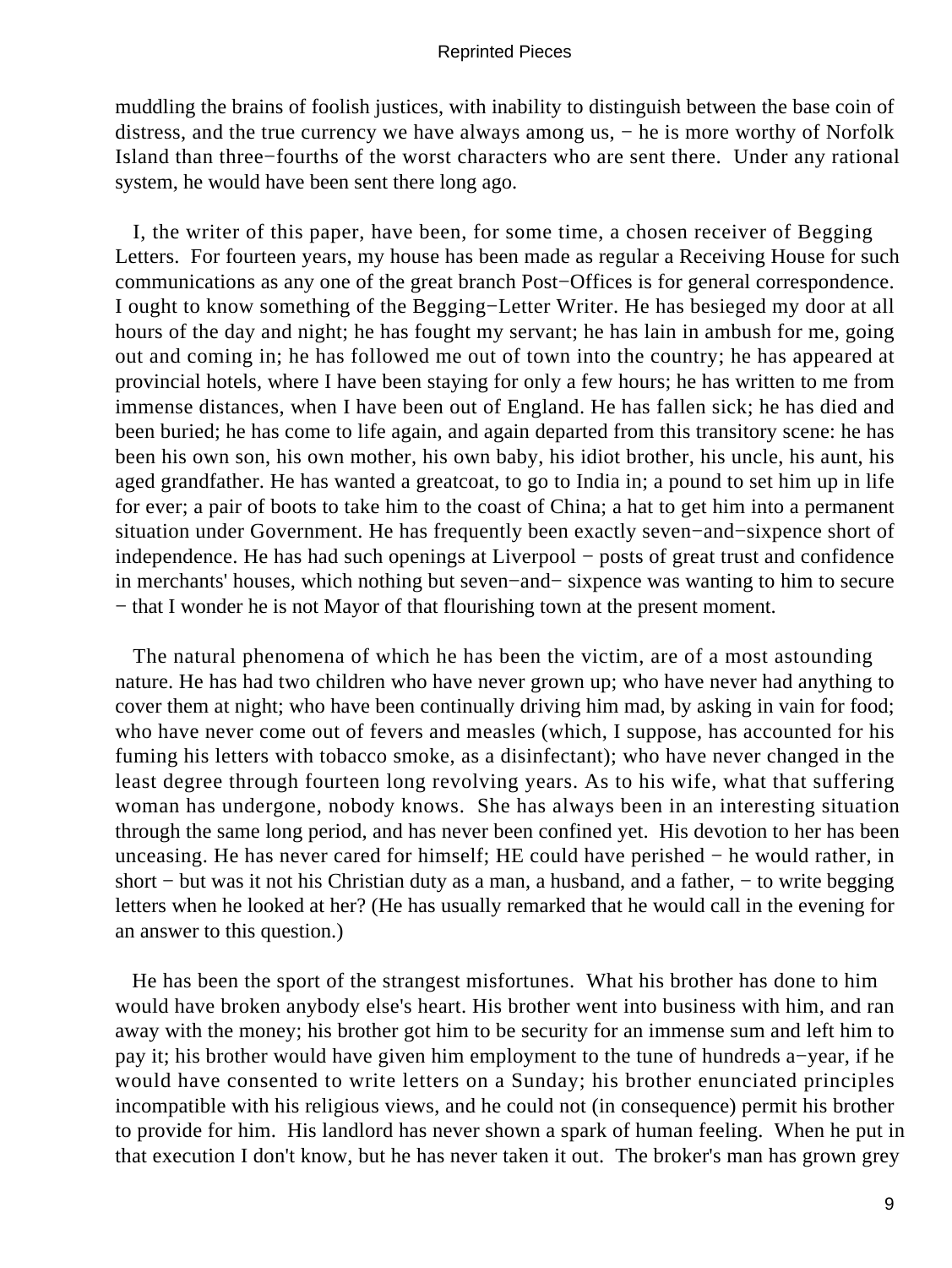muddling the brains of foolish justices, with inability to distinguish between the base coin of distress, and the true currency we have always among us, − he is more worthy of Norfolk Island than three−fourths of the worst characters who are sent there. Under any rational system, he would have been sent there long ago.

I, the writer of this paper, have been, for some time, a chosen receiver of Begging Letters. For fourteen years, my house has been made as regular a Receiving House for such communications as any one of the great branch Post−Offices is for general correspondence. I ought to know something of the Begging−Letter Writer. He has besieged my door at all hours of the day and night; he has fought my servant; he has lain in ambush for me, going out and coming in; he has followed me out of town into the country; he has appeared at provincial hotels, where I have been staying for only a few hours; he has written to me from immense distances, when I have been out of England. He has fallen sick; he has died and been buried; he has come to life again, and again departed from this transitory scene: he has been his own son, his own mother, his own baby, his idiot brother, his uncle, his aunt, his aged grandfather. He has wanted a greatcoat, to go to India in; a pound to set him up in life for ever; a pair of boots to take him to the coast of China; a hat to get him into a permanent situation under Government. He has frequently been exactly seven−and−sixpence short of independence. He has had such openings at Liverpool − posts of great trust and confidence in merchants' houses, which nothing but seven−and− sixpence was wanting to him to secure − that I wonder he is not Mayor of that flourishing town at the present moment.

The natural phenomena of which he has been the victim, are of a most astounding nature. He has had two children who have never grown up; who have never had anything to cover them at night; who have been continually driving him mad, by asking in vain for food; who have never come out of fevers and measles (which, I suppose, has accounted for his fuming his letters with tobacco smoke, as a disinfectant); who have never changed in the least degree through fourteen long revolving years. As to his wife, what that suffering woman has undergone, nobody knows. She has always been in an interesting situation through the same long period, and has never been confined yet. His devotion to her has been unceasing. He has never cared for himself; HE could have perished − he would rather, in short − but was it not his Christian duty as a man, a husband, and a father, − to write begging letters when he looked at her? (He has usually remarked that he would call in the evening for an answer to this question.)

He has been the sport of the strangest misfortunes. What his brother has done to him would have broken anybody else's heart. His brother went into business with him, and ran away with the money; his brother got him to be security for an immense sum and left him to pay it; his brother would have given him employment to the tune of hundreds a−year, if he would have consented to write letters on a Sunday; his brother enunciated principles incompatible with his religious views, and he could not (in consequence) permit his brother to provide for him. His landlord has never shown a spark of human feeling. When he put in that execution I don't know, but he has never taken it out. The broker's man has grown grey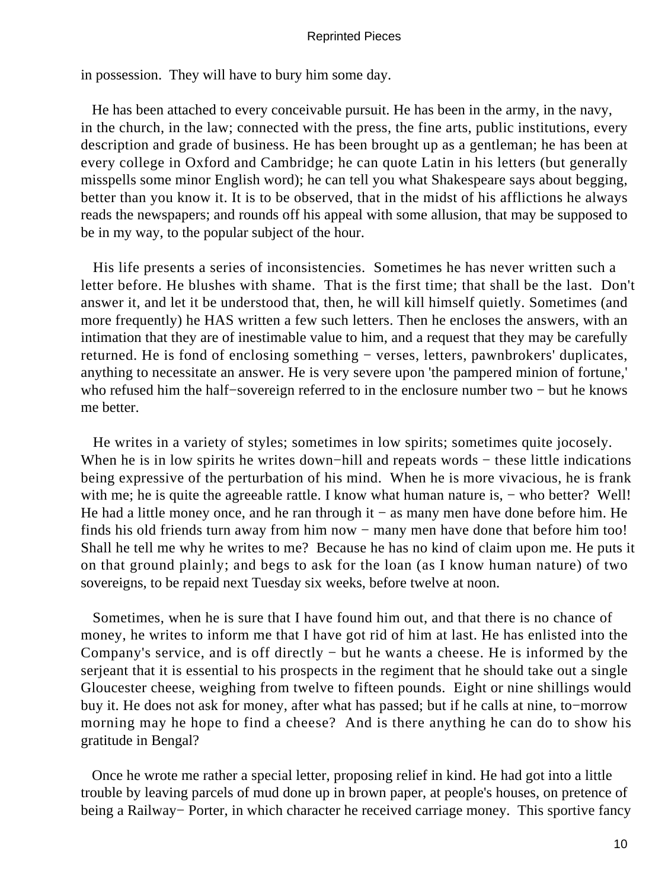in possession. They will have to bury him some day.

He has been attached to every conceivable pursuit. He has been in the army, in the navy, in the church, in the law; connected with the press, the fine arts, public institutions, every description and grade of business. He has been brought up as a gentleman; he has been at every college in Oxford and Cambridge; he can quote Latin in his letters (but generally misspells some minor English word); he can tell you what Shakespeare says about begging, better than you know it. It is to be observed, that in the midst of his afflictions he always reads the newspapers; and rounds off his appeal with some allusion, that may be supposed to be in my way, to the popular subject of the hour.

His life presents a series of inconsistencies. Sometimes he has never written such a letter before. He blushes with shame. That is the first time; that shall be the last. Don't answer it, and let it be understood that, then, he will kill himself quietly. Sometimes (and more frequently) he HAS written a few such letters. Then he encloses the answers, with an intimation that they are of inestimable value to him, and a request that they may be carefully returned. He is fond of enclosing something − verses, letters, pawnbrokers' duplicates, anything to necessitate an answer. He is very severe upon 'the pampered minion of fortune,' who refused him the half−sovereign referred to in the enclosure number two − but he knows me better.

He writes in a variety of styles; sometimes in low spirits; sometimes quite jocosely. When he is in low spirits he writes down−hill and repeats words − these little indications being expressive of the perturbation of his mind. When he is more vivacious, he is frank with me; he is quite the agreeable rattle. I know what human nature is, − who better? Well! He had a little money once, and he ran through it − as many men have done before him. He finds his old friends turn away from him now − many men have done that before him too! Shall he tell me why he writes to me? Because he has no kind of claim upon me. He puts it on that ground plainly; and begs to ask for the loan (as I know human nature) of two sovereigns, to be repaid next Tuesday six weeks, before twelve at noon.

Sometimes, when he is sure that I have found him out, and that there is no chance of money, he writes to inform me that I have got rid of him at last. He has enlisted into the Company's service, and is off directly − but he wants a cheese. He is informed by the serjeant that it is essential to his prospects in the regiment that he should take out a single Gloucester cheese, weighing from twelve to fifteen pounds. Eight or nine shillings would buy it. He does not ask for money, after what has passed; but if he calls at nine, to−morrow morning may he hope to find a cheese? And is there anything he can do to show his gratitude in Bengal?

Once he wrote me rather a special letter, proposing relief in kind. He had got into a little trouble by leaving parcels of mud done up in brown paper, at people's houses, on pretence of being a Railway− Porter, in which character he received carriage money. This sportive fancy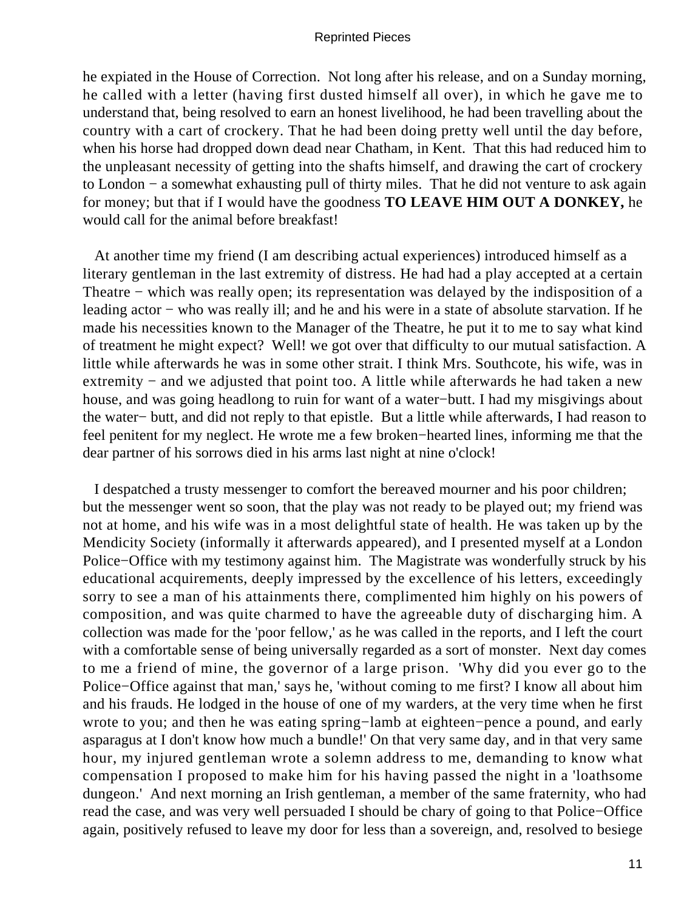he expiated in the House of Correction. Not long after his release, and on a Sunday morning, he called with a letter (having first dusted himself all over), in which he gave me to understand that, being resolved to earn an honest livelihood, he had been travelling about the country with a cart of crockery. That he had been doing pretty well until the day before, when his horse had dropped down dead near Chatham, in Kent. That this had reduced him to the unpleasant necessity of getting into the shafts himself, and drawing the cart of crockery to London − a somewhat exhausting pull of thirty miles. That he did not venture to ask again for money; but that if I would have the goodness **TO LEAVE HIM OUT A DONKEY,** he would call for the animal before breakfast!

At another time my friend (I am describing actual experiences) introduced himself as a literary gentleman in the last extremity of distress. He had had a play accepted at a certain Theatre − which was really open; its representation was delayed by the indisposition of a leading actor − who was really ill; and he and his were in a state of absolute starvation. If he made his necessities known to the Manager of the Theatre, he put it to me to say what kind of treatment he might expect? Well! we got over that difficulty to our mutual satisfaction. A little while afterwards he was in some other strait. I think Mrs. Southcote, his wife, was in extremity − and we adjusted that point too. A little while afterwards he had taken a new house, and was going headlong to ruin for want of a water−butt. I had my misgivings about the water− butt, and did not reply to that epistle. But a little while afterwards, I had reason to feel penitent for my neglect. He wrote me a few broken−hearted lines, informing me that the dear partner of his sorrows died in his arms last night at nine o'clock!

I despatched a trusty messenger to comfort the bereaved mourner and his poor children; but the messenger went so soon, that the play was not ready to be played out; my friend was not at home, and his wife was in a most delightful state of health. He was taken up by the Mendicity Society (informally it afterwards appeared), and I presented myself at a London Police−Office with my testimony against him. The Magistrate was wonderfully struck by his educational acquirements, deeply impressed by the excellence of his letters, exceedingly sorry to see a man of his attainments there, complimented him highly on his powers of composition, and was quite charmed to have the agreeable duty of discharging him. A collection was made for the 'poor fellow,' as he was called in the reports, and I left the court with a comfortable sense of being universally regarded as a sort of monster. Next day comes to me a friend of mine, the governor of a large prison. 'Why did you ever go to the Police−Office against that man,' says he, 'without coming to me first? I know all about him and his frauds. He lodged in the house of one of my warders, at the very time when he first wrote to you; and then he was eating spring−lamb at eighteen−pence a pound, and early asparagus at I don't know how much a bundle!' On that very same day, and in that very same hour, my injured gentleman wrote a solemn address to me, demanding to know what compensation I proposed to make him for his having passed the night in a 'loathsome dungeon.' And next morning an Irish gentleman, a member of the same fraternity, who had read the case, and was very well persuaded I should be chary of going to that Police−Office again, positively refused to leave my door for less than a sovereign, and, resolved to besiege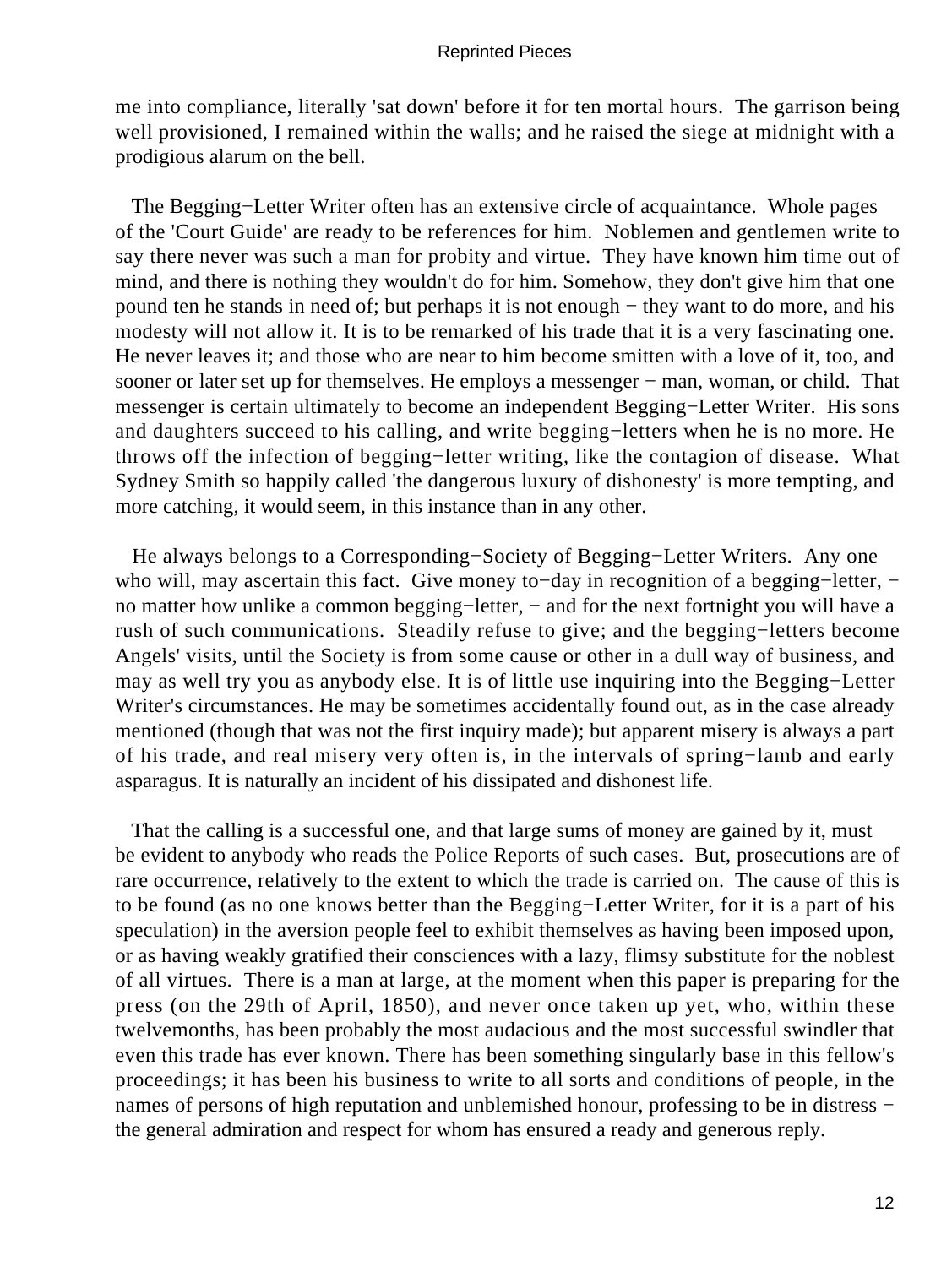me into compliance, literally 'sat down' before it for ten mortal hours. The garrison being well provisioned, I remained within the walls; and he raised the siege at midnight with a prodigious alarum on the bell.

The Begging−Letter Writer often has an extensive circle of acquaintance. Whole pages of the 'Court Guide' are ready to be references for him. Noblemen and gentlemen write to say there never was such a man for probity and virtue. They have known him time out of mind, and there is nothing they wouldn't do for him. Somehow, they don't give him that one pound ten he stands in need of; but perhaps it is not enough − they want to do more, and his modesty will not allow it. It is to be remarked of his trade that it is a very fascinating one. He never leaves it; and those who are near to him become smitten with a love of it, too, and sooner or later set up for themselves. He employs a messenger − man, woman, or child. That messenger is certain ultimately to become an independent Begging−Letter Writer. His sons and daughters succeed to his calling, and write begging−letters when he is no more. He throws off the infection of begging−letter writing, like the contagion of disease. What Sydney Smith so happily called 'the dangerous luxury of dishonesty' is more tempting, and more catching, it would seem, in this instance than in any other.

He always belongs to a Corresponding−Society of Begging−Letter Writers. Any one who will, may ascertain this fact. Give money to−day in recognition of a begging−letter, − no matter how unlike a common begging−letter, − and for the next fortnight you will have a rush of such communications. Steadily refuse to give; and the begging−letters become Angels' visits, until the Society is from some cause or other in a dull way of business, and may as well try you as anybody else. It is of little use inquiring into the Begging−Letter Writer's circumstances. He may be sometimes accidentally found out, as in the case already mentioned (though that was not the first inquiry made); but apparent misery is always a part of his trade, and real misery very often is, in the intervals of spring−lamb and early asparagus. It is naturally an incident of his dissipated and dishonest life.

That the calling is a successful one, and that large sums of money are gained by it, must be evident to anybody who reads the Police Reports of such cases. But, prosecutions are of rare occurrence, relatively to the extent to which the trade is carried on. The cause of this is to be found (as no one knows better than the Begging−Letter Writer, for it is a part of his speculation) in the aversion people feel to exhibit themselves as having been imposed upon, or as having weakly gratified their consciences with a lazy, flimsy substitute for the noblest of all virtues. There is a man at large, at the moment when this paper is preparing for the press (on the 29th of April, 1850), and never once taken up yet, who, within these twelvemonths, has been probably the most audacious and the most successful swindler that even this trade has ever known. There has been something singularly base in this fellow's proceedings; it has been his business to write to all sorts and conditions of people, in the names of persons of high reputation and unblemished honour, professing to be in distress − the general admiration and respect for whom has ensured a ready and generous reply.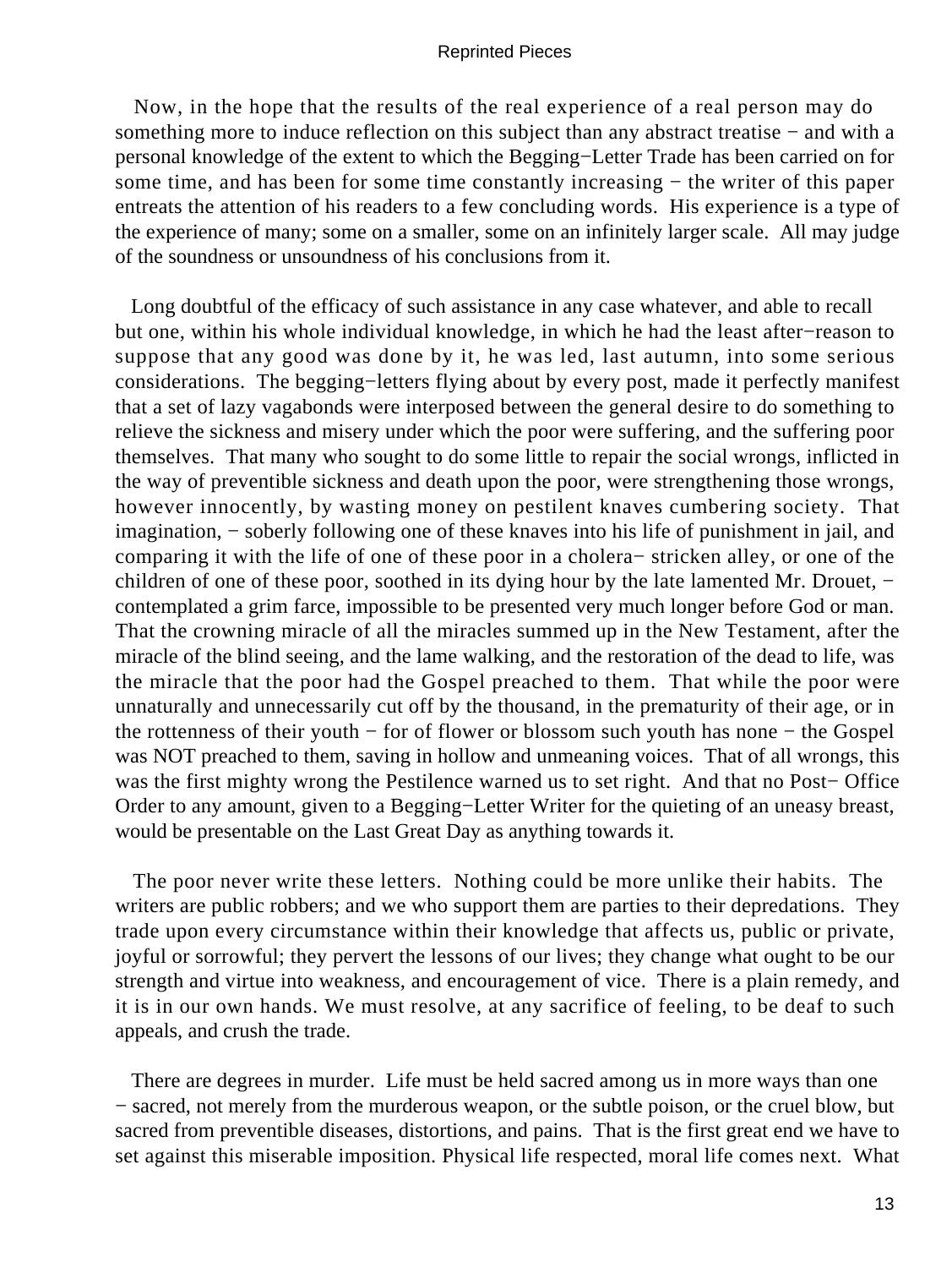Now, in the hope that the results of the real experience of a real person may do something more to induce reflection on this subject than any abstract treatise − and with a personal knowledge of the extent to which the Begging−Letter Trade has been carried on for some time, and has been for some time constantly increasing − the writer of this paper entreats the attention of his readers to a few concluding words. His experience is a type of the experience of many; some on a smaller, some on an infinitely larger scale. All may judge of the soundness or unsoundness of his conclusions from it.

Long doubtful of the efficacy of such assistance in any case whatever, and able to recall but one, within his whole individual knowledge, in which he had the least after−reason to suppose that any good was done by it, he was led, last autumn, into some serious considerations. The begging−letters flying about by every post, made it perfectly manifest that a set of lazy vagabonds were interposed between the general desire to do something to relieve the sickness and misery under which the poor were suffering, and the suffering poor themselves. That many who sought to do some little to repair the social wrongs, inflicted in the way of preventible sickness and death upon the poor, were strengthening those wrongs, however innocently, by wasting money on pestilent knaves cumbering society. That imagination, − soberly following one of these knaves into his life of punishment in jail, and comparing it with the life of one of these poor in a cholera− stricken alley, or one of the children of one of these poor, soothed in its dying hour by the late lamented Mr. Drouet, − contemplated a grim farce, impossible to be presented very much longer before God or man. That the crowning miracle of all the miracles summed up in the New Testament, after the miracle of the blind seeing, and the lame walking, and the restoration of the dead to life, was the miracle that the poor had the Gospel preached to them. That while the poor were unnaturally and unnecessarily cut off by the thousand, in the prematurity of their age, or in the rottenness of their youth − for of flower or blossom such youth has none − the Gospel was NOT preached to them, saving in hollow and unmeaning voices. That of all wrongs, this was the first mighty wrong the Pestilence warned us to set right. And that no Post− Office Order to any amount, given to a Begging−Letter Writer for the quieting of an uneasy breast, would be presentable on the Last Great Day as anything towards it.

The poor never write these letters. Nothing could be more unlike their habits. The writers are public robbers; and we who support them are parties to their depredations. They trade upon every circumstance within their knowledge that affects us, public or private, joyful or sorrowful; they pervert the lessons of our lives; they change what ought to be our strength and virtue into weakness, and encouragement of vice. There is a plain remedy, and it is in our own hands. We must resolve, at any sacrifice of feeling, to be deaf to such appeals, and crush the trade.

There are degrees in murder. Life must be held sacred among us in more ways than one − sacred, not merely from the murderous weapon, or the subtle poison, or the cruel blow, but sacred from preventible diseases, distortions, and pains. That is the first great end we have to set against this miserable imposition. Physical life respected, moral life comes next. What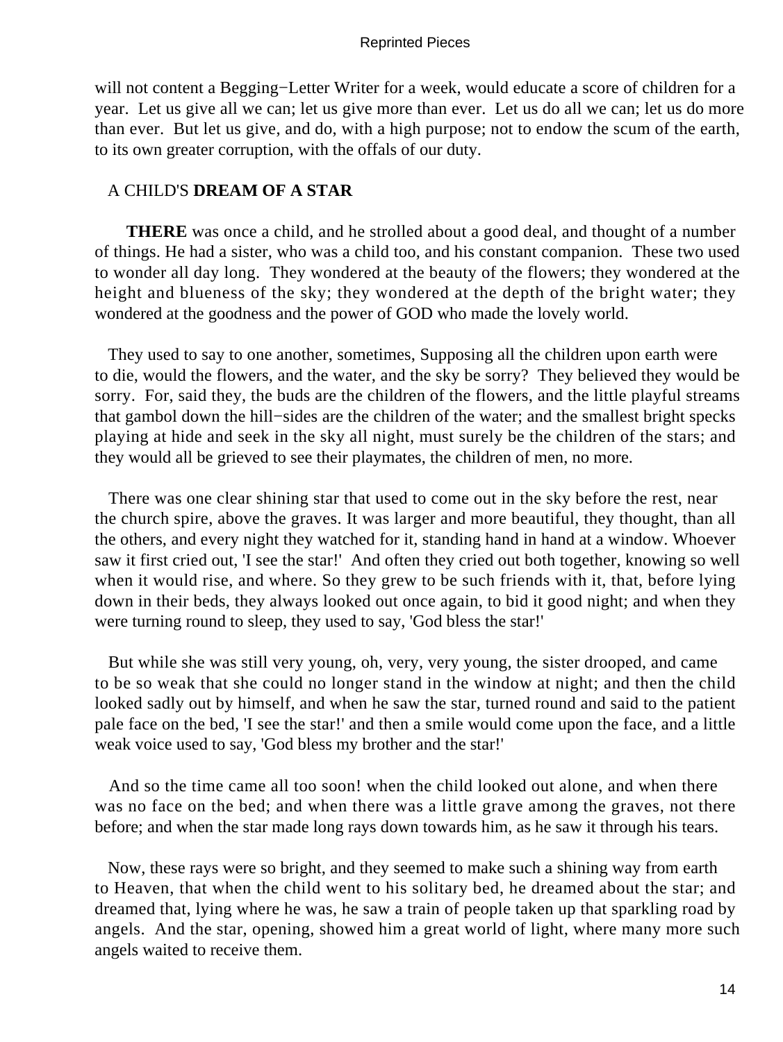will not content a Begging−Letter Writer for a week, would educate a score of children for a year. Let us give all we can; let us give more than ever. Let us do all we can; let us do more than ever. But let us give, and do, with a high purpose; not to endow the scum of the earth, to its own greater corruption, with the offals of our duty.

## A CHILD'S DREAM OF A STAR

**THERE** was once a child, and he strolled about a good deal, and thought of a number of things. He had a sister, who was a child too, and his constant companion. These two used to wonder all day long. They wondered at the beauty of the flowers; they wondered at the height and blueness of the sky; they wondered at the depth of the bright water; they wondered at the goodness and the power of GOD who made the lovely world.

They used to say to one another, sometimes, Supposing all the children upon earth were to die, would the flowers, and the water, and the sky be sorry? They believed they would be sorry. For, said they, the buds are the children of the flowers, and the little playful streams that gambol down the hill−sides are the children of the water; and the smallest bright specks playing at hide and seek in the sky all night, must surely be the children of the stars; and they would all be grieved to see their playmates, the children of men, no more.

There was one clear shining star that used to come out in the sky before the rest, near the church spire, above the graves. It was larger and more beautiful, they thought, than all the others, and every night they watched for it, standing hand in hand at a window. Whoever saw it first cried out, 'I see the star!' And often they cried out both together, knowing so well when it would rise, and where. So they grew to be such friends with it, that, before lying down in their beds, they always looked out once again, to bid it good night; and when they were turning round to sleep, they used to say, 'God bless the star!'

But while she was still very young, oh, very, very young, the sister drooped, and came to be so weak that she could no longer stand in the window at night; and then the child looked sadly out by himself, and when he saw the star, turned round and said to the patient pale face on the bed, 'I see the star!' and then a smile would come upon the face, and a little weak voice used to say, 'God bless my brother and the star!'

And so the time came all too soon! when the child looked out alone, and when there was no face on the bed; and when there was a little grave among the graves, not there before; and when the star made long rays down towards him, as he saw it through his tears.

Now, these rays were so bright, and they seemed to make such a shining way from earth to Heaven, that when the child went to his solitary bed, he dreamed about the star; and dreamed that, lying where he was, he saw a train of people taken up that sparkling road by angels. And the star, opening, showed him a great world of light, where many more such angels waited to receive them.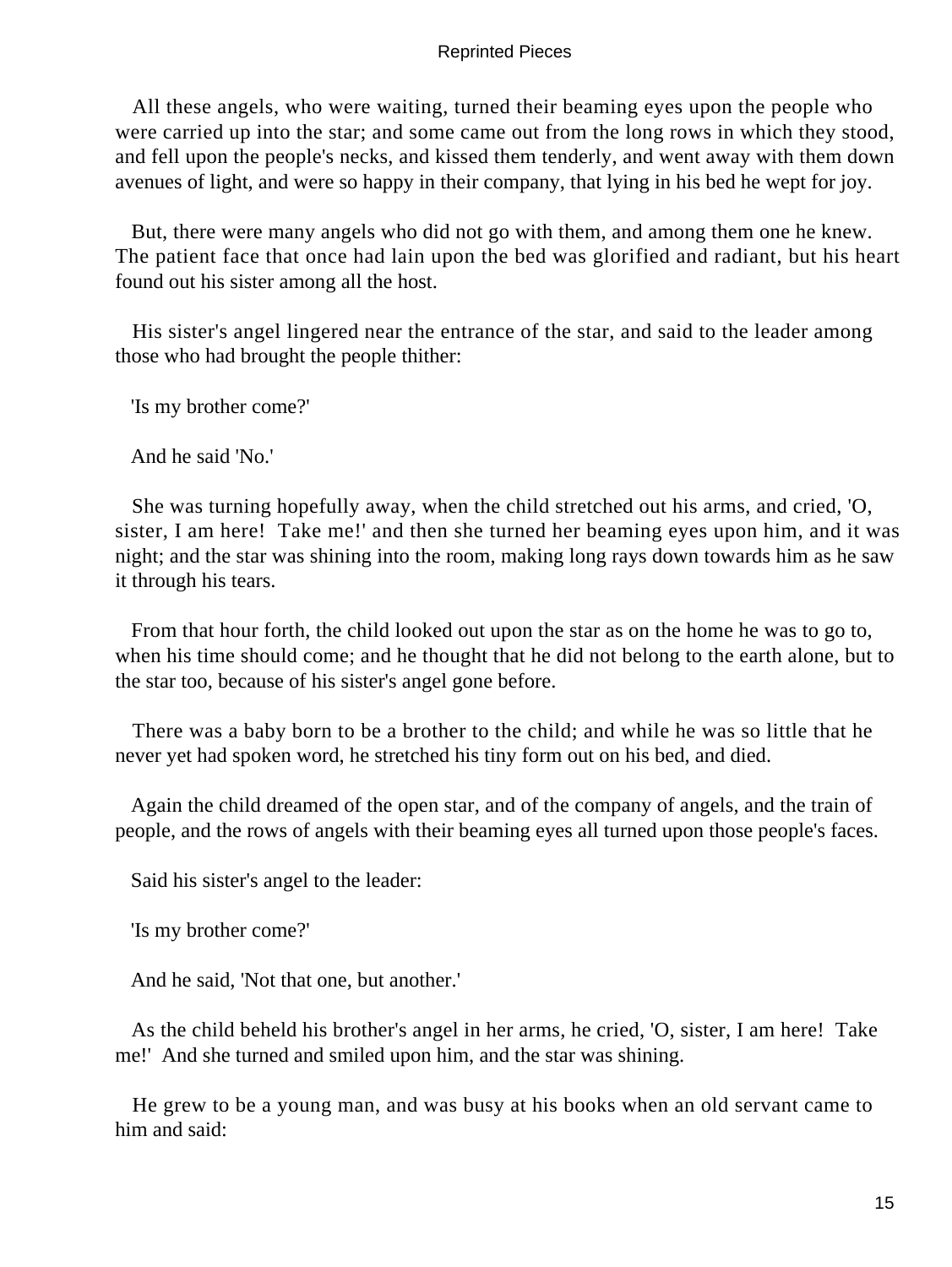All these angels, who were waiting, turned their beaming eyes upon the people who were carried up into the star; and some came out from the long rows in which they stood, and fell upon the people's necks, and kissed them tenderly, and went away with them down avenues of light, and were so happy in their company, that lying in his bed he wept for joy.

But, there were many angels who did not go with them, and among them one he knew. The patient face that once had lain upon the bed was glorified and radiant, but his heart found out his sister among all the host.

His sister's angel lingered near the entrance of the star, and said to the leader among those who had brought the people thither:

'Is my brother come?'

And he said 'No.'

She was turning hopefully away, when the child stretched out his arms, and cried, 'O, sister, I am here! Take me!' and then she turned her beaming eyes upon him, and it was night; and the star was shining into the room, making long rays down towards him as he saw it through his tears.

From that hour forth, the child looked out upon the star as on the home he was to go to, when his time should come; and he thought that he did not belong to the earth alone, but to the star too, because of his sister's angel gone before.

There was a baby born to be a brother to the child; and while he was so little that he never yet had spoken word, he stretched his tiny form out on his bed, and died.

Again the child dreamed of the open star, and of the company of angels, and the train of people, and the rows of angels with their beaming eyes all turned upon those people's faces.

Said his sister's angel to the leader:

'Is my brother come?'

And he said, 'Not that one, but another.'

As the child beheld his brother's angel in her arms, he cried, 'O, sister, I am here! Take me!' And she turned and smiled upon him, and the star was shining.

He grew to be a young man, and was busy at his books when an old servant came to him and said: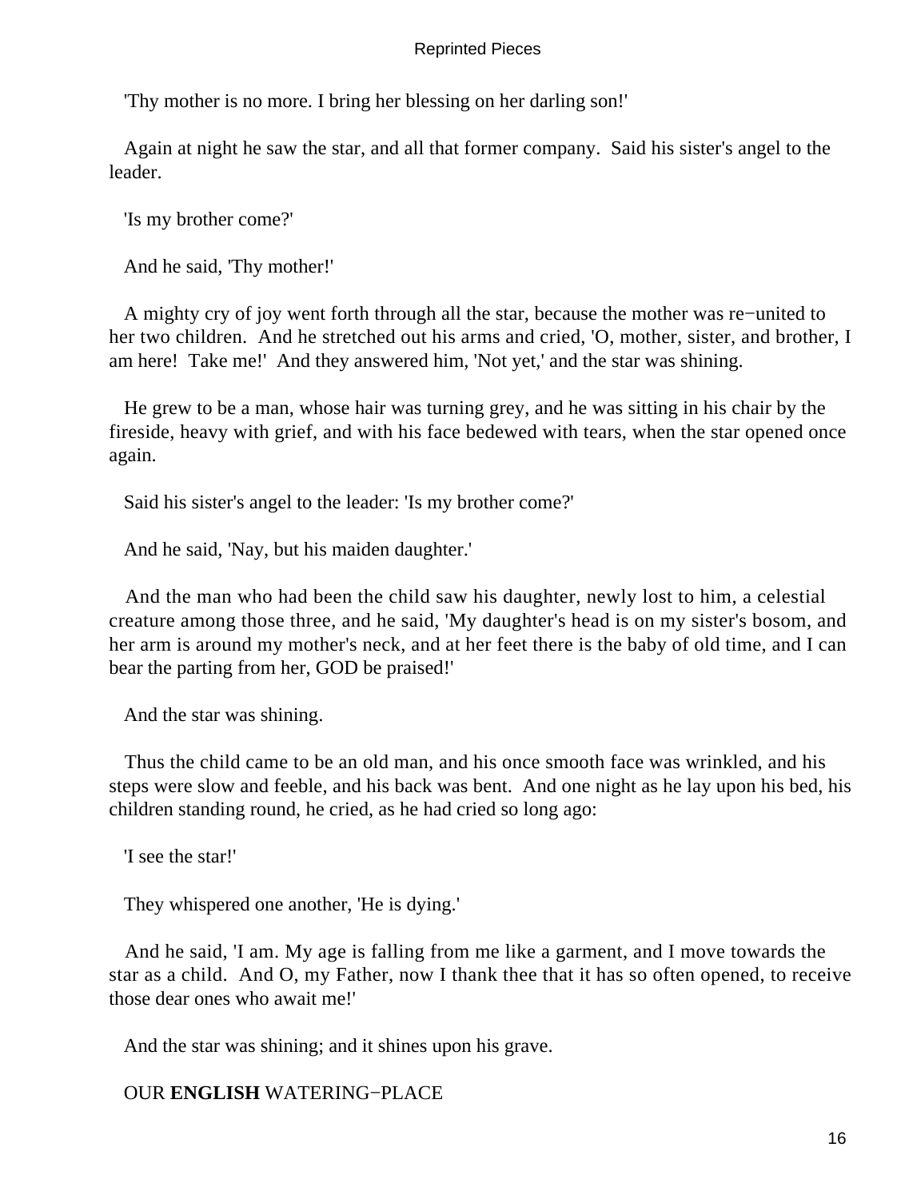'Thy mother is no more. I bring her blessing on her darling son!'

Again at night he saw the star, and all that former company. Said his sister's angel to the leader.

'Is my brother come?'

And he said, 'Thy mother!'

A mighty cry of joy went forth through all the star, because the mother was re−united to her two children. And he stretched out his arms and cried, 'O, mother, sister, and brother, I am here! Take me!' And they answered him, 'Not yet,' and the star was shining.

He grew to be a man, whose hair was turning grey, and he was sitting in his chair by the fireside, heavy with grief, and with his face bedewed with tears, when the star opened once again.

Said his sister's angel to the leader: 'Is my brother come?'

And he said, 'Nay, but his maiden daughter.'

And the man who had been the child saw his daughter, newly lost to him, a celestial creature among those three, and he said, 'My daughter's head is on my sister's bosom, and her arm is around my mother's neck, and at her feet there is the baby of old time, and I can bear the parting from her, GOD be praised!'

And the star was shining.

Thus the child came to be an old man, and his once smooth face was wrinkled, and his steps were slow and feeble, and his back was bent. And one night as he lay upon his bed, his children standing round, he cried, as he had cried so long ago:

'I see the star!'

They whispered one another, 'He is dying.'

And he said, 'I am. My age is falling from me like a garment, and I move towards the star as a child. And O, my Father, now I thank thee that it has so often opened, to receive those dear ones who await me!'

And the star was shining; and it shines upon his grave.

## OUR **ENGLISH** WATERING−PLACE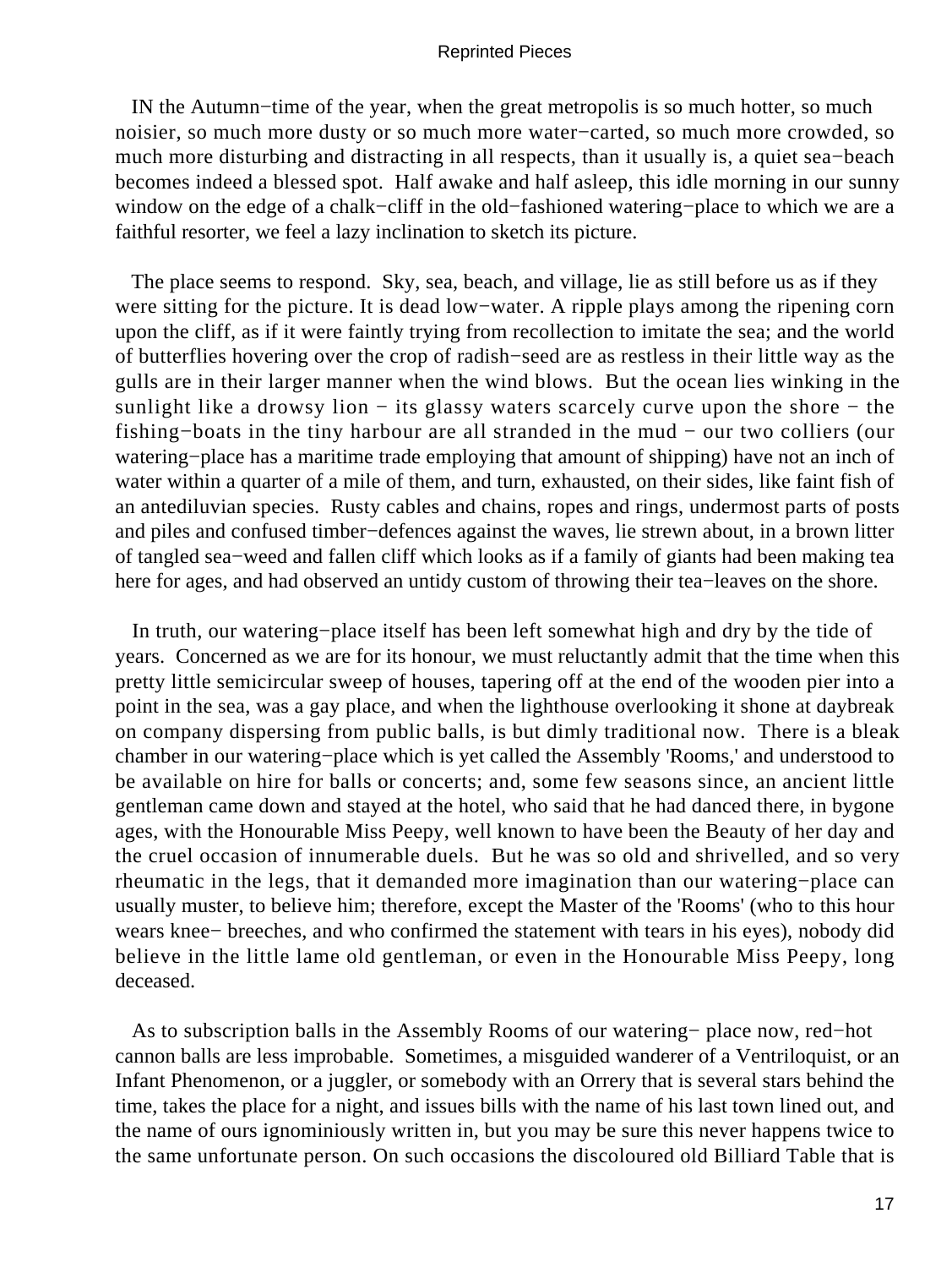IN the Autumn−time of the year, when the great metropolis is so much hotter, so much noisier, so much more dusty or so much more water−carted, so much more crowded, so much more disturbing and distracting in all respects, than it usually is, a quiet sea−beach becomes indeed a blessed spot. Half awake and half asleep, this idle morning in our sunny window on the edge of a chalk−cliff in the old−fashioned watering−place to which we are a faithful resorter, we feel a lazy inclination to sketch its picture.

The place seems to respond. Sky, sea, beach, and village, lie as still before us as if they were sitting for the picture. It is dead low−water. A ripple plays among the ripening corn upon the cliff, as if it were faintly trying from recollection to imitate the sea; and the world of butterflies hovering over the crop of radish−seed are as restless in their little way as the gulls are in their larger manner when the wind blows. But the ocean lies winking in the sunlight like a drowsy lion − its glassy waters scarcely curve upon the shore − the fishing−boats in the tiny harbour are all stranded in the mud − our two colliers (our watering−place has a maritime trade employing that amount of shipping) have not an inch of water within a quarter of a mile of them, and turn, exhausted, on their sides, like faint fish of an antediluvian species. Rusty cables and chains, ropes and rings, undermost parts of posts and piles and confused timber−defences against the waves, lie strewn about, in a brown litter of tangled sea−weed and fallen cliff which looks as if a family of giants had been making tea here for ages, and had observed an untidy custom of throwing their tea−leaves on the shore.

In truth, our watering−place itself has been left somewhat high and dry by the tide of years. Concerned as we are for its honour, we must reluctantly admit that the time when this pretty little semicircular sweep of houses, tapering off at the end of the wooden pier into a point in the sea, was a gay place, and when the lighthouse overlooking it shone at daybreak on company dispersing from public balls, is but dimly traditional now. There is a bleak chamber in our watering−place which is yet called the Assembly 'Rooms,' and understood to be available on hire for balls or concerts; and, some few seasons since, an ancient little gentleman came down and stayed at the hotel, who said that he had danced there, in bygone ages, with the Honourable Miss Peepy, well known to have been the Beauty of her day and the cruel occasion of innumerable duels. But he was so old and shrivelled, and so very rheumatic in the legs, that it demanded more imagination than our watering−place can usually muster, to believe him; therefore, except the Master of the 'Rooms' (who to this hour wears knee− breeches, and who confirmed the statement with tears in his eyes), nobody did believe in the little lame old gentleman, or even in the Honourable Miss Peepy, long deceased.

As to subscription balls in the Assembly Rooms of our watering− place now, red−hot cannon balls are less improbable. Sometimes, a misguided wanderer of a Ventriloquist, or an Infant Phenomenon, or a juggler, or somebody with an Orrery that is several stars behind the time, takes the place for a night, and issues bills with the name of his last town lined out, and the name of ours ignominiously written in, but you may be sure this never happens twice to the same unfortunate person. On such occasions the discoloured old Billiard Table that is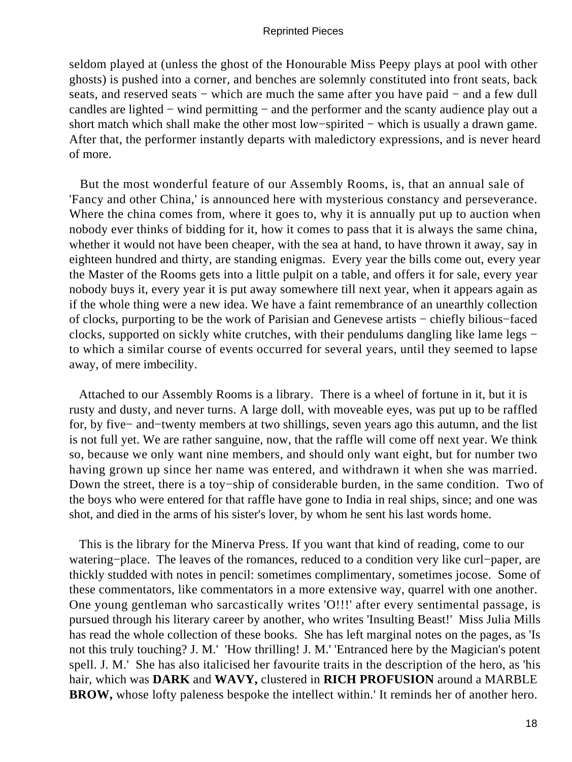seldom played at (unless the ghost of the Honourable Miss Peepy plays at pool with other ghosts) is pushed into a corner, and benches are solemnly constituted into front seats, back seats, and reserved seats − which are much the same after you have paid − and a few dull candles are lighted − wind permitting − and the performer and the scanty audience play out a short match which shall make the other most low−spirited − which is usually a drawn game. After that, the performer instantly departs with maledictory expressions, and is never heard of more.

But the most wonderful feature of our Assembly Rooms, is, that an annual sale of 'Fancy and other China,' is announced here with mysterious constancy and perseverance. Where the china comes from, where it goes to, why it is annually put up to auction when nobody ever thinks of bidding for it, how it comes to pass that it is always the same china, whether it would not have been cheaper, with the sea at hand, to have thrown it away, say in eighteen hundred and thirty, are standing enigmas. Every year the bills come out, every year the Master of the Rooms gets into a little pulpit on a table, and offers it for sale, every year nobody buys it, every year it is put away somewhere till next year, when it appears again as if the whole thing were a new idea. We have a faint remembrance of an unearthly collection of clocks, purporting to be the work of Parisian and Genevese artists − chiefly bilious−faced clocks, supported on sickly white crutches, with their pendulums dangling like lame legs − to which a similar course of events occurred for several years, until they seemed to lapse away, of mere imbecility.

Attached to our Assembly Rooms is a library. There is a wheel of fortune in it, but it is rusty and dusty, and never turns. A large doll, with moveable eyes, was put up to be raffled for, by five− and−twenty members at two shillings, seven years ago this autumn, and the list is not full yet. We are rather sanguine, now, that the raffle will come off next year. We think so, because we only want nine members, and should only want eight, but for number two having grown up since her name was entered, and withdrawn it when she was married. Down the street, there is a toy−ship of considerable burden, in the same condition. Two of the boys who were entered for that raffle have gone to India in real ships, since; and one was shot, and died in the arms of his sister's lover, by whom he sent his last words home.

This is the library for the Minerva Press. If you want that kind of reading, come to our watering−place. The leaves of the romances, reduced to a condition very like curl−paper, are thickly studded with notes in pencil: sometimes complimentary, sometimes jocose. Some of these commentators, like commentators in a more extensive way, quarrel with one another. One young gentleman who sarcastically writes 'O!!!' after every sentimental passage, is pursued through his literary career by another, who writes 'Insulting Beast!' Miss Julia Mills has read the whole collection of these books. She has left marginal notes on the pages, as 'Is not this truly touching? J. M.' 'How thrilling! J. M.' 'Entranced here by the Magician's potent spell. J. M.' She has also italicised her favourite traits in the description of the hero, as 'his hair, which was **DARK** and **WAVY,** clustered in **RICH PROFUSION** around a MARBLE **BROW,** whose lofty paleness bespoke the intellect within.' It reminds her of another hero.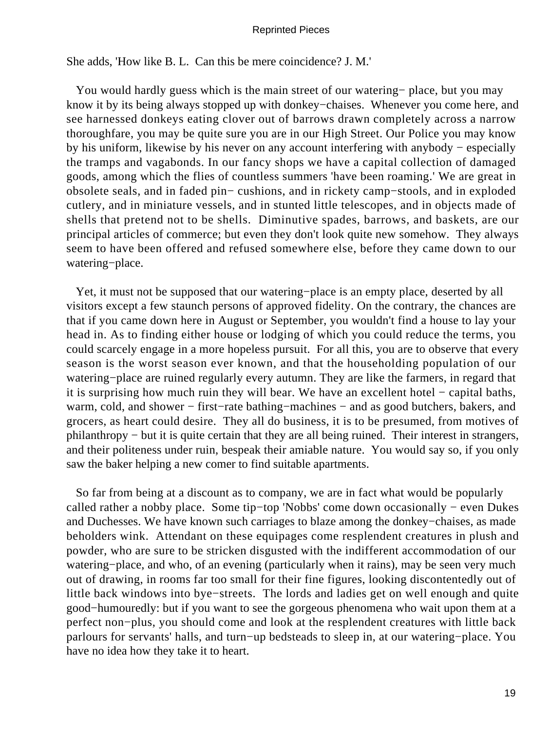She adds, 'How like B. L. Can this be mere coincidence? J. M.'

You would hardly guess which is the main street of our watering− place, but you may know it by its being always stopped up with donkey−chaises. Whenever you come here, and see harnessed donkeys eating clover out of barrows drawn completely across a narrow thoroughfare, you may be quite sure you are in our High Street. Our Police you may know by his uniform, likewise by his never on any account interfering with anybody − especially the tramps and vagabonds. In our fancy shops we have a capital collection of damaged goods, among which the flies of countless summers 'have been roaming.' We are great in obsolete seals, and in faded pin− cushions, and in rickety camp−stools, and in exploded cutlery, and in miniature vessels, and in stunted little telescopes, and in objects made of shells that pretend not to be shells. Diminutive spades, barrows, and baskets, are our principal articles of commerce; but even they don't look quite new somehow. They always seem to have been offered and refused somewhere else, before they came down to our watering−place.

Yet, it must not be supposed that our watering−place is an empty place, deserted by all visitors except a few staunch persons of approved fidelity. On the contrary, the chances are that if you came down here in August or September, you wouldn't find a house to lay your head in. As to finding either house or lodging of which you could reduce the terms, you could scarcely engage in a more hopeless pursuit. For all this, you are to observe that every season is the worst season ever known, and that the householding population of our watering−place are ruined regularly every autumn. They are like the farmers, in regard that it is surprising how much ruin they will bear. We have an excellent hotel − capital baths, warm, cold, and shower − first−rate bathing−machines − and as good butchers, bakers, and grocers, as heart could desire. They all do business, it is to be presumed, from motives of philanthropy − but it is quite certain that they are all being ruined. Their interest in strangers, and their politeness under ruin, bespeak their amiable nature. You would say so, if you only saw the baker helping a new comer to find suitable apartments.

So far from being at a discount as to company, we are in fact what would be popularly called rather a nobby place. Some tip−top 'Nobbs' come down occasionally − even Dukes and Duchesses. We have known such carriages to blaze among the donkey−chaises, as made beholders wink. Attendant on these equipages come resplendent creatures in plush and powder, who are sure to be stricken disgusted with the indifferent accommodation of our watering−place, and who, of an evening (particularly when it rains), may be seen very much out of drawing, in rooms far too small for their fine figures, looking discontentedly out of little back windows into bye−streets. The lords and ladies get on well enough and quite good−humouredly: but if you want to see the gorgeous phenomena who wait upon them at a perfect non−plus, you should come and look at the resplendent creatures with little back parlours for servants' halls, and turn−up bedsteads to sleep in, at our watering−place. You have no idea how they take it to heart.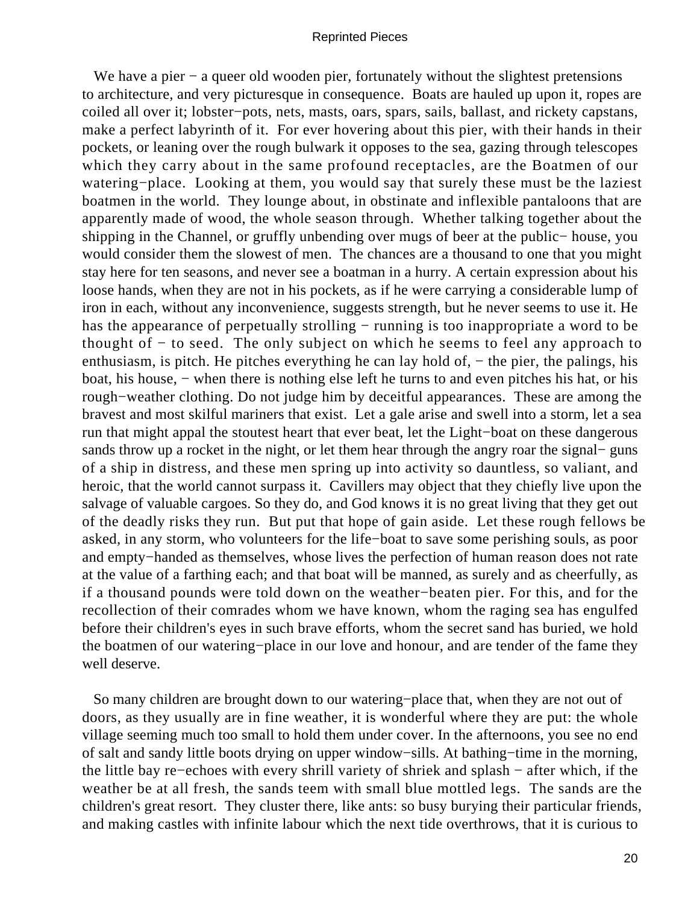We have a pier − a queer old wooden pier, fortunately without the slightest pretensions to architecture, and very picturesque in consequence. Boats are hauled up upon it, ropes are coiled all over it; lobster−pots, nets, masts, oars, spars, sails, ballast, and rickety capstans, make a perfect labyrinth of it. For ever hovering about this pier, with their hands in their pockets, or leaning over the rough bulwark it opposes to the sea, gazing through telescopes which they carry about in the same profound receptacles, are the Boatmen of our watering−place. Looking at them, you would say that surely these must be the laziest boatmen in the world. They lounge about, in obstinate and inflexible pantaloons that are apparently made of wood, the whole season through. Whether talking together about the shipping in the Channel, or gruffly unbending over mugs of beer at the public− house, you would consider them the slowest of men. The chances are a thousand to one that you might stay here for ten seasons, and never see a boatman in a hurry. A certain expression about his loose hands, when they are not in his pockets, as if he were carrying a considerable lump of iron in each, without any inconvenience, suggests strength, but he never seems to use it. He has the appearance of perpetually strolling − running is too inappropriate a word to be thought of − to seed. The only subject on which he seems to feel any approach to enthusiasm, is pitch. He pitches everything he can lay hold of, − the pier, the palings, his boat, his house, − when there is nothing else left he turns to and even pitches his hat, or his rough−weather clothing. Do not judge him by deceitful appearances. These are among the bravest and most skilful mariners that exist. Let a gale arise and swell into a storm, let a sea run that might appal the stoutest heart that ever beat, let the Light−boat on these dangerous sands throw up a rocket in the night, or let them hear through the angry roar the signal− guns of a ship in distress, and these men spring up into activity so dauntless, so valiant, and heroic, that the world cannot surpass it. Cavillers may object that they chiefly live upon the salvage of valuable cargoes. So they do, and God knows it is no great living that they get out of the deadly risks they run. But put that hope of gain aside. Let these rough fellows be asked, in any storm, who volunteers for the life−boat to save some perishing souls, as poor and empty−handed as themselves, whose lives the perfection of human reason does not rate at the value of a farthing each; and that boat will be manned, as surely and as cheerfully, as if a thousand pounds were told down on the weather−beaten pier. For this, and for the recollection of their comrades whom we have known, whom the raging sea has engulfed before their children's eyes in such brave efforts, whom the secret sand has buried, we hold the boatmen of our watering−place in our love and honour, and are tender of the fame they well deserve.

So many children are brought down to our watering−place that, when they are not out of doors, as they usually are in fine weather, it is wonderful where they are put: the whole village seeming much too small to hold them under cover. In the afternoons, you see no end of salt and sandy little boots drying on upper window−sills. At bathing−time in the morning, the little bay re−echoes with every shrill variety of shriek and splash − after which, if the weather be at all fresh, the sands teem with small blue mottled legs. The sands are the children's great resort. They cluster there, like ants: so busy burying their particular friends, and making castles with infinite labour which the next tide overthrows, that it is curious to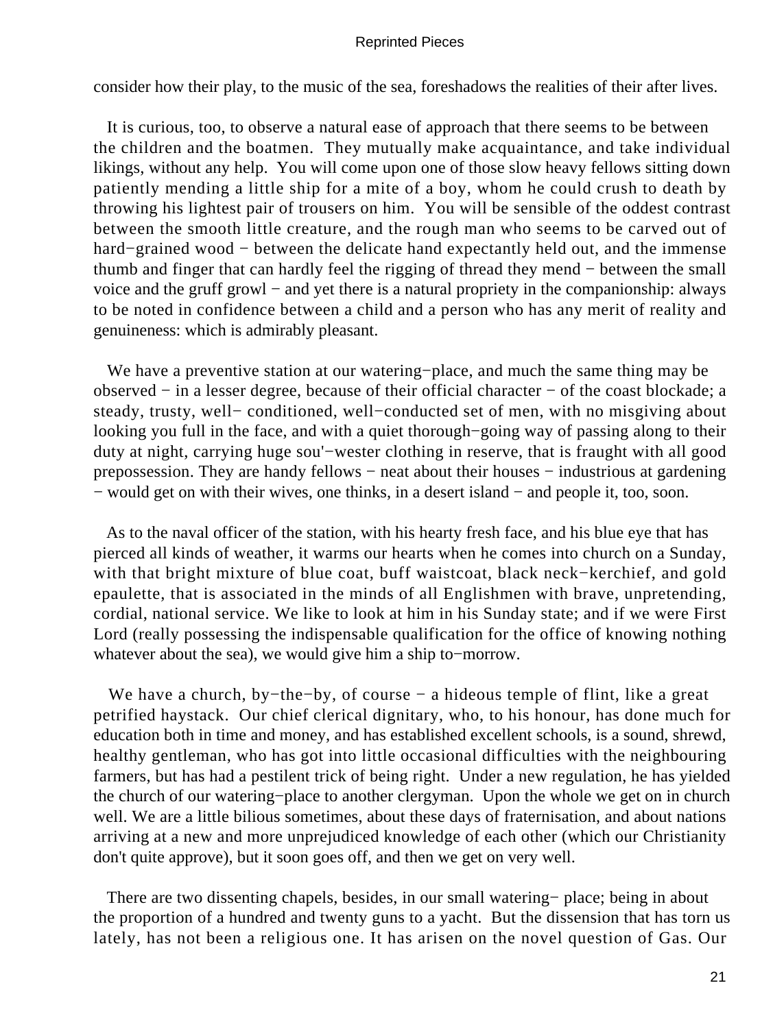consider how their play, to the music of the sea, foreshadows the realities of their after lives.

It is curious, too, to observe a natural ease of approach that there seems to be between the children and the boatmen. They mutually make acquaintance, and take individual likings, without any help. You will come upon one of those slow heavy fellows sitting down patiently mending a little ship for a mite of a boy, whom he could crush to death by throwing his lightest pair of trousers on him. You will be sensible of the oddest contrast between the smooth little creature, and the rough man who seems to be carved out of hard−grained wood − between the delicate hand expectantly held out, and the immense thumb and finger that can hardly feel the rigging of thread they mend − between the small voice and the gruff growl − and yet there is a natural propriety in the companionship: always to be noted in confidence between a child and a person who has any merit of reality and genuineness: which is admirably pleasant.

We have a preventive station at our watering−place, and much the same thing may be observed − in a lesser degree, because of their official character − of the coast blockade; a steady, trusty, well− conditioned, well−conducted set of men, with no misgiving about looking you full in the face, and with a quiet thorough−going way of passing along to their duty at night, carrying huge sou'−wester clothing in reserve, that is fraught with all good prepossession. They are handy fellows − neat about their houses − industrious at gardening − would get on with their wives, one thinks, in a desert island − and people it, too, soon.

As to the naval officer of the station, with his hearty fresh face, and his blue eye that has pierced all kinds of weather, it warms our hearts when he comes into church on a Sunday, with that bright mixture of blue coat, buff waistcoat, black neck−kerchief, and gold epaulette, that is associated in the minds of all Englishmen with brave, unpretending, cordial, national service. We like to look at him in his Sunday state; and if we were First Lord (really possessing the indispensable qualification for the office of knowing nothing whatever about the sea), we would give him a ship to−morrow.

We have a church, by−the−by, of course − a hideous temple of flint, like a great petrified haystack. Our chief clerical dignitary, who, to his honour, has done much for education both in time and money, and has established excellent schools, is a sound, shrewd, healthy gentleman, who has got into little occasional difficulties with the neighbouring farmers, but has had a pestilent trick of being right. Under a new regulation, he has yielded the church of our watering−place to another clergyman. Upon the whole we get on in church well. We are a little bilious sometimes, about these days of fraternisation, and about nations arriving at a new and more unprejudiced knowledge of each other (which our Christianity don't quite approve), but it soon goes off, and then we get on very well.

There are two dissenting chapels, besides, in our small watering− place; being in about the proportion of a hundred and twenty guns to a yacht. But the dissension that has torn us lately, has not been a religious one. It has arisen on the novel question of Gas. Our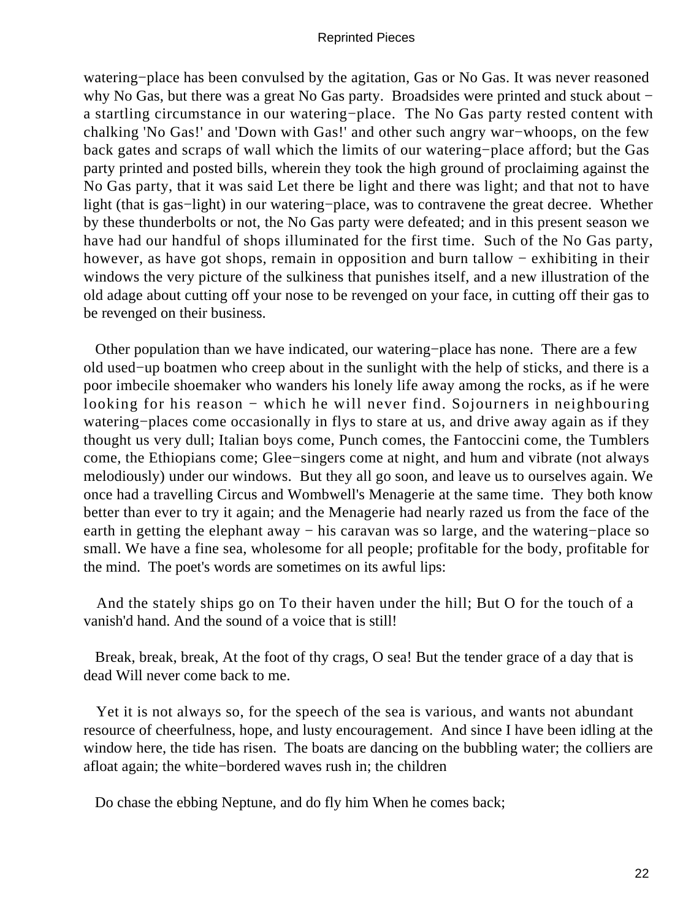watering−place has been convulsed by the agitation, Gas or No Gas. It was never reasoned why No Gas, but there was a great No Gas party. Broadsides were printed and stuck about − a startling circumstance in our watering−place. The No Gas party rested content with chalking 'No Gas!' and 'Down with Gas!' and other such angry war−whoops, on the few back gates and scraps of wall which the limits of our watering−place afford; but the Gas party printed and posted bills, wherein they took the high ground of proclaiming against the No Gas party, that it was said Let there be light and there was light; and that not to have light (that is gas−light) in our watering−place, was to contravene the great decree. Whether by these thunderbolts or not, the No Gas party were defeated; and in this present season we have had our handful of shops illuminated for the first time. Such of the No Gas party, however, as have got shops, remain in opposition and burn tallow − exhibiting in their windows the very picture of the sulkiness that punishes itself, and a new illustration of the old adage about cutting off your nose to be revenged on your face, in cutting off their gas to be revenged on their business.

Other population than we have indicated, our watering−place has none. There are a few old used−up boatmen who creep about in the sunlight with the help of sticks, and there is a poor imbecile shoemaker who wanders his lonely life away among the rocks, as if he were looking for his reason − which he will never find. Sojourners in neighbouring watering−places come occasionally in flys to stare at us, and drive away again as if they thought us very dull; Italian boys come, Punch comes, the Fantoccini come, the Tumblers come, the Ethiopians come; Glee−singers come at night, and hum and vibrate (not always melodiously) under our windows. But they all go soon, and leave us to ourselves again. We once had a travelling Circus and Wombwell's Menagerie at the same time. They both know better than ever to try it again; and the Menagerie had nearly razed us from the face of the earth in getting the elephant away − his caravan was so large, and the watering−place so small. We have a fine sea, wholesome for all people; profitable for the body, profitable for the mind. The poet's words are sometimes on its awful lips:

And the stately ships go on To their haven under the hill; But O for the touch of a vanish'd hand. And the sound of a voice that is still!

Break, break, break, At the foot of thy crags, O sea! But the tender grace of a day that is dead Will never come back to me.

Yet it is not always so, for the speech of the sea is various, and wants not abundant resource of cheerfulness, hope, and lusty encouragement. And since I have been idling at the window here, the tide has risen. The boats are dancing on the bubbling water; the colliers are afloat again; the white−bordered waves rush in; the children

Do chase the ebbing Neptune, and do fly him When he comes back;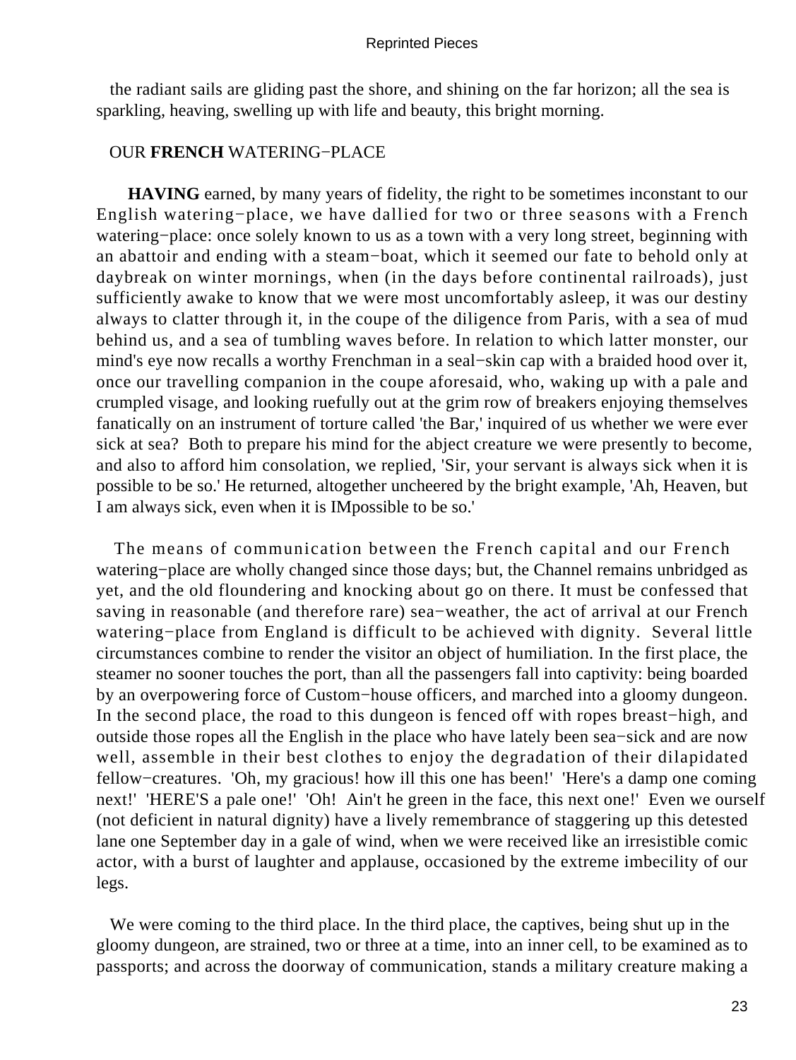the radiant sails are gliding past the shore, and shining on the far horizon; all the sea is sparkling, heaving, swelling up with life and beauty, this bright morning.

## OUR **FRENCH** WATERING−PLACE

**HAVING** earned, by many years of fidelity, the right to be sometimes inconstant to our English watering−place, we have dallied for two or three seasons with a French watering−place: once solely known to us as a town with a very long street, beginning with an abattoir and ending with a steam−boat, which it seemed our fate to behold only at daybreak on winter mornings, when (in the days before continental railroads), just sufficiently awake to know that we were most uncomfortably asleep, it was our destiny always to clatter through it, in the coupe of the diligence from Paris, with a sea of mud behind us, and a sea of tumbling waves before. In relation to which latter monster, our mind's eye now recalls a worthy Frenchman in a seal−skin cap with a braided hood over it, once our travelling companion in the coupe aforesaid, who, waking up with a pale and crumpled visage, and looking ruefully out at the grim row of breakers enjoying themselves fanatically on an instrument of torture called 'the Bar,' inquired of us whether we were ever sick at sea? Both to prepare his mind for the abject creature we were presently to become, and also to afford him consolation, we replied, 'Sir, your servant is always sick when it is possible to be so.' He returned, altogether uncheered by the bright example, 'Ah, Heaven, but I am always sick, even when it is IMpossible to be so.'

The means of communication between the French capital and our French watering−place are wholly changed since those days; but, the Channel remains unbridged as yet, and the old floundering and knocking about go on there. It must be confessed that saving in reasonable (and therefore rare) sea−weather, the act of arrival at our French watering−place from England is difficult to be achieved with dignity. Several little circumstances combine to render the visitor an object of humiliation. In the first place, the steamer no sooner touches the port, than all the passengers fall into captivity: being boarded by an overpowering force of Custom−house officers, and marched into a gloomy dungeon. In the second place, the road to this dungeon is fenced off with ropes breast−high, and outside those ropes all the English in the place who have lately been sea−sick and are now well, assemble in their best clothes to enjoy the degradation of their dilapidated fellow−creatures. 'Oh, my gracious! how ill this one has been!' 'Here's a damp one coming next!' 'HERE'S a pale one!' 'Oh! Ain't he green in the face, this next one!' Even we ourself (not deficient in natural dignity) have a lively remembrance of staggering up this detested lane one September day in a gale of wind, when we were received like an irresistible comic actor, with a burst of laughter and applause, occasioned by the extreme imbecility of our legs.

We were coming to the third place. In the third place, the captives, being shut up in the gloomy dungeon, are strained, two or three at a time, into an inner cell, to be examined as to passports; and across the doorway of communication, stands a military creature making a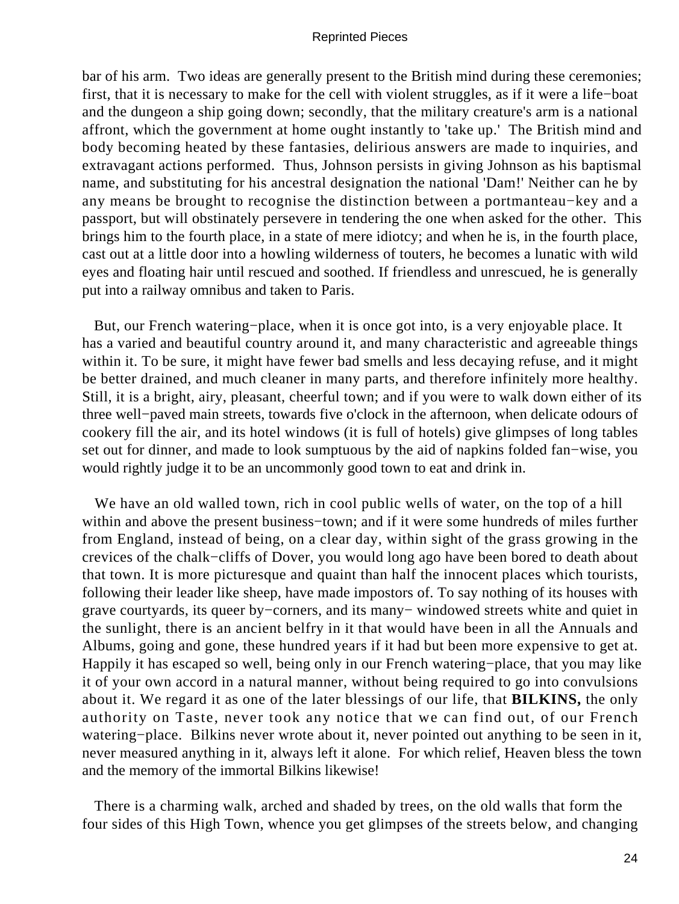bar of his arm. Two ideas are generally present to the British mind during these ceremonies; first, that it is necessary to make for the cell with violent struggles, as if it were a life−boat and the dungeon a ship going down; secondly, that the military creature's arm is a national affront, which the government at home ought instantly to 'take up.' The British mind and body becoming heated by these fantasies, delirious answers are made to inquiries, and extravagant actions performed. Thus, Johnson persists in giving Johnson as his baptismal name, and substituting for his ancestral designation the national 'Dam!' Neither can he by any means be brought to recognise the distinction between a portmanteau−key and a passport, but will obstinately persevere in tendering the one when asked for the other. This brings him to the fourth place, in a state of mere idiotcy; and when he is, in the fourth place, cast out at a little door into a howling wilderness of touters, he becomes a lunatic with wild eyes and floating hair until rescued and soothed. If friendless and unrescued, he is generally put into a railway omnibus and taken to Paris.

But, our French watering−place, when it is once got into, is a very enjoyable place. It has a varied and beautiful country around it, and many characteristic and agreeable things within it. To be sure, it might have fewer bad smells and less decaying refuse, and it might be better drained, and much cleaner in many parts, and therefore infinitely more healthy. Still, it is a bright, airy, pleasant, cheerful town; and if you were to walk down either of its three well−paved main streets, towards five o'clock in the afternoon, when delicate odours of cookery fill the air, and its hotel windows (it is full of hotels) give glimpses of long tables set out for dinner, and made to look sumptuous by the aid of napkins folded fan−wise, you would rightly judge it to be an uncommonly good town to eat and drink in.

We have an old walled town, rich in cool public wells of water, on the top of a hill within and above the present business−town; and if it were some hundreds of miles further from England, instead of being, on a clear day, within sight of the grass growing in the crevices of the chalk−cliffs of Dover, you would long ago have been bored to death about that town. It is more picturesque and quaint than half the innocent places which tourists, following their leader like sheep, have made impostors of. To say nothing of its houses with grave courtyards, its queer by−corners, and its many− windowed streets white and quiet in the sunlight, there is an ancient belfry in it that would have been in all the Annuals and Albums, going and gone, these hundred years if it had but been more expensive to get at. Happily it has escaped so well, being only in our French watering−place, that you may like it of your own accord in a natural manner, without being required to go into convulsions about it. We regard it as one of the later blessings of our life, that **BILKINS,** the only authority on Taste, never took any notice that we can find out, of our French watering−place. Bilkins never wrote about it, never pointed out anything to be seen in it, never measured anything in it, always left it alone. For which relief, Heaven bless the town and the memory of the immortal Bilkins likewise!

There is a charming walk, arched and shaded by trees, on the old walls that form the four sides of this High Town, whence you get glimpses of the streets below, and changing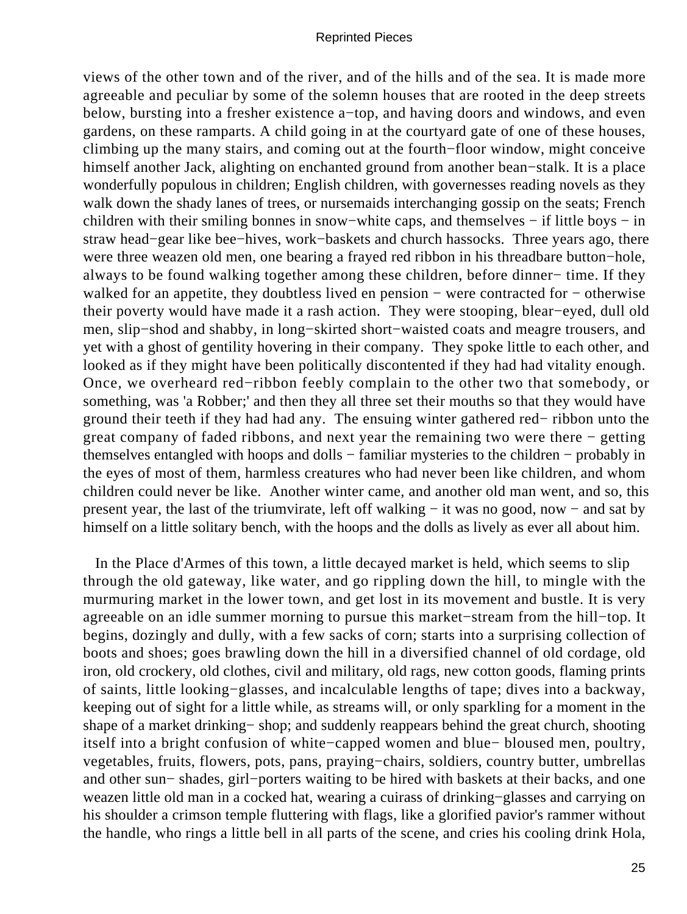views of the other town and of the river, and of the hills and of the sea. It is made more agreeable and peculiar by some of the solemn houses that are rooted in the deep streets below, bursting into a fresher existence a−top, and having doors and windows, and even gardens, on these ramparts. A child going in at the courtyard gate of one of these houses, climbing up the many stairs, and coming out at the fourth−floor window, might conceive himself another Jack, alighting on enchanted ground from another bean−stalk. It is a place wonderfully populous in children; English children, with governesses reading novels as they walk down the shady lanes of trees, or nursemaids interchanging gossip on the seats; French children with their smiling bonnes in snow−white caps, and themselves − if little boys − in straw head−gear like bee−hives, work−baskets and church hassocks. Three years ago, there were three weazen old men, one bearing a frayed red ribbon in his threadbare button−hole, always to be found walking together among these children, before dinner− time. If they walked for an appetite, they doubtless lived en pension − were contracted for − otherwise their poverty would have made it a rash action. They were stooping, blear−eyed, dull old men, slip−shod and shabby, in long−skirted short−waisted coats and meagre trousers, and yet with a ghost of gentility hovering in their company. They spoke little to each other, and looked as if they might have been politically discontented if they had had vitality enough. Once, we overheard red−ribbon feebly complain to the other two that somebody, or something, was 'a Robber;' and then they all three set their mouths so that they would have ground their teeth if they had had any. The ensuing winter gathered red− ribbon unto the great company of faded ribbons, and next year the remaining two were there − getting themselves entangled with hoops and dolls − familiar mysteries to the children − probably in the eyes of most of them, harmless creatures who had never been like children, and whom children could never be like. Another winter came, and another old man went, and so, this present year, the last of the triumvirate, left off walking − it was no good, now − and sat by himself on a little solitary bench, with the hoops and the dolls as lively as ever all about him.

In the Place d'Armes of this town, a little decayed market is held, which seems to slip through the old gateway, like water, and go rippling down the hill, to mingle with the murmuring market in the lower town, and get lost in its movement and bustle. It is very agreeable on an idle summer morning to pursue this market−stream from the hill−top. It begins, dozingly and dully, with a few sacks of corn; starts into a surprising collection of boots and shoes; goes brawling down the hill in a diversified channel of old cordage, old iron, old crockery, old clothes, civil and military, old rags, new cotton goods, flaming prints of saints, little looking−glasses, and incalculable lengths of tape; dives into a backway, keeping out of sight for a little while, as streams will, or only sparkling for a moment in the shape of a market drinking− shop; and suddenly reappears behind the great church, shooting itself into a bright confusion of white−capped women and blue− bloused men, poultry, vegetables, fruits, flowers, pots, pans, praying−chairs, soldiers, country butter, umbrellas and other sun− shades, girl−porters waiting to be hired with baskets at their backs, and one weazen little old man in a cocked hat, wearing a cuirass of drinking−glasses and carrying on his shoulder a crimson temple fluttering with flags, like a glorified pavior's rammer without the handle, who rings a little bell in all parts of the scene, and cries his cooling drink Hola,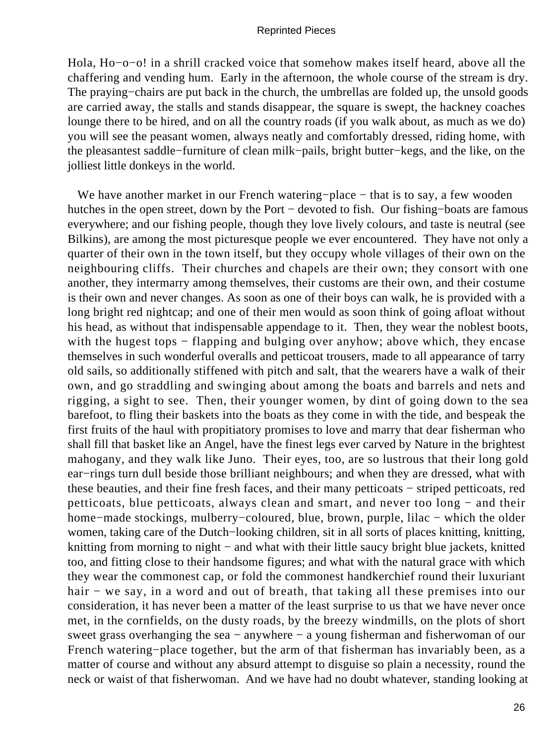Hola, Ho−o−o! in a shrill cracked voice that somehow makes itself heard, above all the chaffering and vending hum. Early in the afternoon, the whole course of the stream is dry. The praying−chairs are put back in the church, the umbrellas are folded up, the unsold goods are carried away, the stalls and stands disappear, the square is swept, the hackney coaches lounge there to be hired, and on all the country roads (if you walk about, as much as we do) you will see the peasant women, always neatly and comfortably dressed, riding home, with the pleasantest saddle−furniture of clean milk−pails, bright butter−kegs, and the like, on the jolliest little donkeys in the world.

We have another market in our French watering−place − that is to say, a few wooden hutches in the open street, down by the Port − devoted to fish. Our fishing−boats are famous everywhere; and our fishing people, though they love lively colours, and taste is neutral (see Bilkins), are among the most picturesque people we ever encountered. They have not only a quarter of their own in the town itself, but they occupy whole villages of their own on the neighbouring cliffs. Their churches and chapels are their own; they consort with one another, they intermarry among themselves, their customs are their own, and their costume is their own and never changes. As soon as one of their boys can walk, he is provided with a long bright red nightcap; and one of their men would as soon think of going afloat without his head, as without that indispensable appendage to it. Then, they wear the noblest boots, with the hugest tops − flapping and bulging over anyhow; above which, they encase themselves in such wonderful overalls and petticoat trousers, made to all appearance of tarry old sails, so additionally stiffened with pitch and salt, that the wearers have a walk of their own, and go straddling and swinging about among the boats and barrels and nets and rigging, a sight to see. Then, their younger women, by dint of going down to the sea barefoot, to fling their baskets into the boats as they come in with the tide, and bespeak the first fruits of the haul with propitiatory promises to love and marry that dear fisherman who shall fill that basket like an Angel, have the finest legs ever carved by Nature in the brightest mahogany, and they walk like Juno. Their eyes, too, are so lustrous that their long gold ear−rings turn dull beside those brilliant neighbours; and when they are dressed, what with these beauties, and their fine fresh faces, and their many petticoats − striped petticoats, red petticoats, blue petticoats, always clean and smart, and never too long − and their home−made stockings, mulberry−coloured, blue, brown, purple, lilac − which the older women, taking care of the Dutch−looking children, sit in all sorts of places knitting, knitting, knitting from morning to night − and what with their little saucy bright blue jackets, knitted too, and fitting close to their handsome figures; and what with the natural grace with which they wear the commonest cap, or fold the commonest handkerchief round their luxuriant hair − we say, in a word and out of breath, that taking all these premises into our consideration, it has never been a matter of the least surprise to us that we have never once met, in the cornfields, on the dusty roads, by the breezy windmills, on the plots of short sweet grass overhanging the sea − anywhere − a young fisherman and fisherwoman of our French watering−place together, but the arm of that fisherman has invariably been, as a matter of course and without any absurd attempt to disguise so plain a necessity, round the neck or waist of that fisherwoman. And we have had no doubt whatever, standing looking at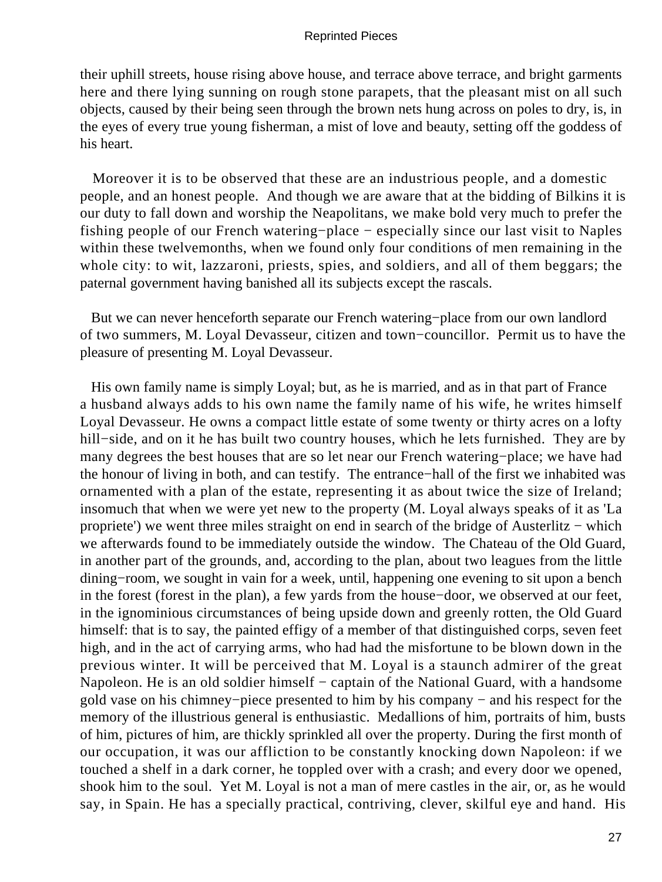their uphill streets, house rising above house, and terrace above terrace, and bright garments here and there lying sunning on rough stone parapets, that the pleasant mist on all such objects, caused by their being seen through the brown nets hung across on poles to dry, is, in the eyes of every true young fisherman, a mist of love and beauty, setting off the goddess of his heart.

Moreover it is to be observed that these are an industrious people, and a domestic people, and an honest people. And though we are aware that at the bidding of Bilkins it is our duty to fall down and worship the Neapolitans, we make bold very much to prefer the fishing people of our French watering−place − especially since our last visit to Naples within these twelvemonths, when we found only four conditions of men remaining in the whole city: to wit, lazzaroni, priests, spies, and soldiers, and all of them beggars; the paternal government having banished all its subjects except the rascals.

But we can never henceforth separate our French watering−place from our own landlord of two summers, M. Loyal Devasseur, citizen and town−councillor. Permit us to have the pleasure of presenting M. Loyal Devasseur.

His own family name is simply Loyal; but, as he is married, and as in that part of France a husband always adds to his own name the family name of his wife, he writes himself Loyal Devasseur. He owns a compact little estate of some twenty or thirty acres on a lofty hill−side, and on it he has built two country houses, which he lets furnished. They are by many degrees the best houses that are so let near our French watering−place; we have had the honour of living in both, and can testify. The entrance−hall of the first we inhabited was ornamented with a plan of the estate, representing it as about twice the size of Ireland; insomuch that when we were yet new to the property (M. Loyal always speaks of it as 'La propriete') we went three miles straight on end in search of the bridge of Austerlitz − which we afterwards found to be immediately outside the window. The Chateau of the Old Guard, in another part of the grounds, and, according to the plan, about two leagues from the little dining−room, we sought in vain for a week, until, happening one evening to sit upon a bench in the forest (forest in the plan), a few yards from the house−door, we observed at our feet, in the ignominious circumstances of being upside down and greenly rotten, the Old Guard himself: that is to say, the painted effigy of a member of that distinguished corps, seven feet high, and in the act of carrying arms, who had had the misfortune to be blown down in the previous winter. It will be perceived that M. Loyal is a staunch admirer of the great Napoleon. He is an old soldier himself − captain of the National Guard, with a handsome gold vase on his chimney−piece presented to him by his company − and his respect for the memory of the illustrious general is enthusiastic. Medallions of him, portraits of him, busts of him, pictures of him, are thickly sprinkled all over the property. During the first month of our occupation, it was our affliction to be constantly knocking down Napoleon: if we touched a shelf in a dark corner, he toppled over with a crash; and every door we opened, shook him to the soul. Yet M. Loyal is not a man of mere castles in the air, or, as he would say, in Spain. He has a specially practical, contriving, clever, skilful eye and hand. His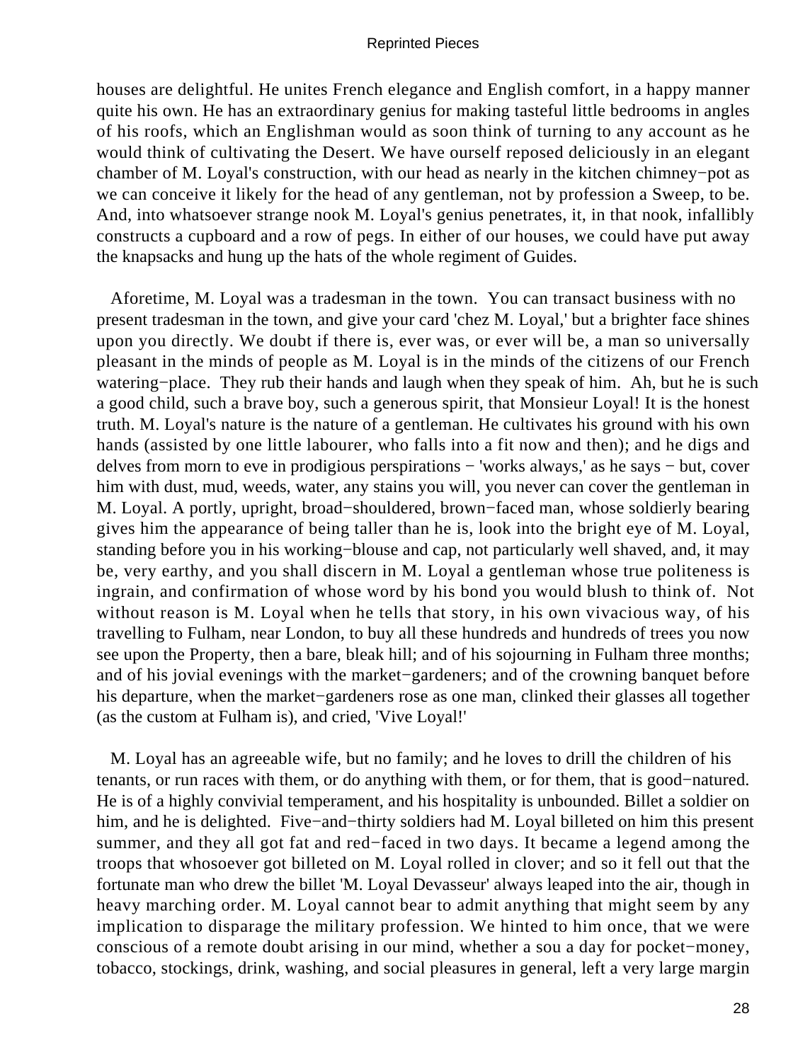houses are delightful. He unites French elegance and English comfort, in a happy manner quite his own. He has an extraordinary genius for making tasteful little bedrooms in angles of his roofs, which an Englishman would as soon think of turning to any account as he would think of cultivating the Desert. We have ourself reposed deliciously in an elegant chamber of M. Loyal's construction, with our head as nearly in the kitchen chimney−pot as we can conceive it likely for the head of any gentleman, not by profession a Sweep, to be. And, into whatsoever strange nook M. Loyal's genius penetrates, it, in that nook, infallibly constructs a cupboard and a row of pegs. In either of our houses, we could have put away the knapsacks and hung up the hats of the whole regiment of Guides.

Aforetime, M. Loyal was a tradesman in the town. You can transact business with no present tradesman in the town, and give your card 'chez M. Loyal,' but a brighter face shines upon you directly. We doubt if there is, ever was, or ever will be, a man so universally pleasant in the minds of people as M. Loyal is in the minds of the citizens of our French watering−place. They rub their hands and laugh when they speak of him. Ah, but he is such a good child, such a brave boy, such a generous spirit, that Monsieur Loyal! It is the honest truth. M. Loyal's nature is the nature of a gentleman. He cultivates his ground with his own hands (assisted by one little labourer, who falls into a fit now and then); and he digs and delves from morn to eve in prodigious perspirations − 'works always,' as he says − but, cover him with dust, mud, weeds, water, any stains you will, you never can cover the gentleman in M. Loyal. A portly, upright, broad−shouldered, brown−faced man, whose soldierly bearing gives him the appearance of being taller than he is, look into the bright eye of M. Loyal, standing before you in his working−blouse and cap, not particularly well shaved, and, it may be, very earthy, and you shall discern in M. Loyal a gentleman whose true politeness is ingrain, and confirmation of whose word by his bond you would blush to think of. Not without reason is M. Loyal when he tells that story, in his own vivacious way, of his travelling to Fulham, near London, to buy all these hundreds and hundreds of trees you now see upon the Property, then a bare, bleak hill; and of his sojourning in Fulham three months; and of his jovial evenings with the market−gardeners; and of the crowning banquet before his departure, when the market−gardeners rose as one man, clinked their glasses all together (as the custom at Fulham is), and cried, 'Vive Loyal!'

M. Loyal has an agreeable wife, but no family; and he loves to drill the children of his tenants, or run races with them, or do anything with them, or for them, that is good−natured. He is of a highly convivial temperament, and his hospitality is unbounded. Billet a soldier on him, and he is delighted. Five−and−thirty soldiers had M. Loyal billeted on him this present summer, and they all got fat and red−faced in two days. It became a legend among the troops that whosoever got billeted on M. Loyal rolled in clover; and so it fell out that the fortunate man who drew the billet 'M. Loyal Devasseur' always leaped into the air, though in heavy marching order. M. Loyal cannot bear to admit anything that might seem by any implication to disparage the military profession. We hinted to him once, that we were conscious of a remote doubt arising in our mind, whether a sou a day for pocket−money, tobacco, stockings, drink, washing, and social pleasures in general, left a very large margin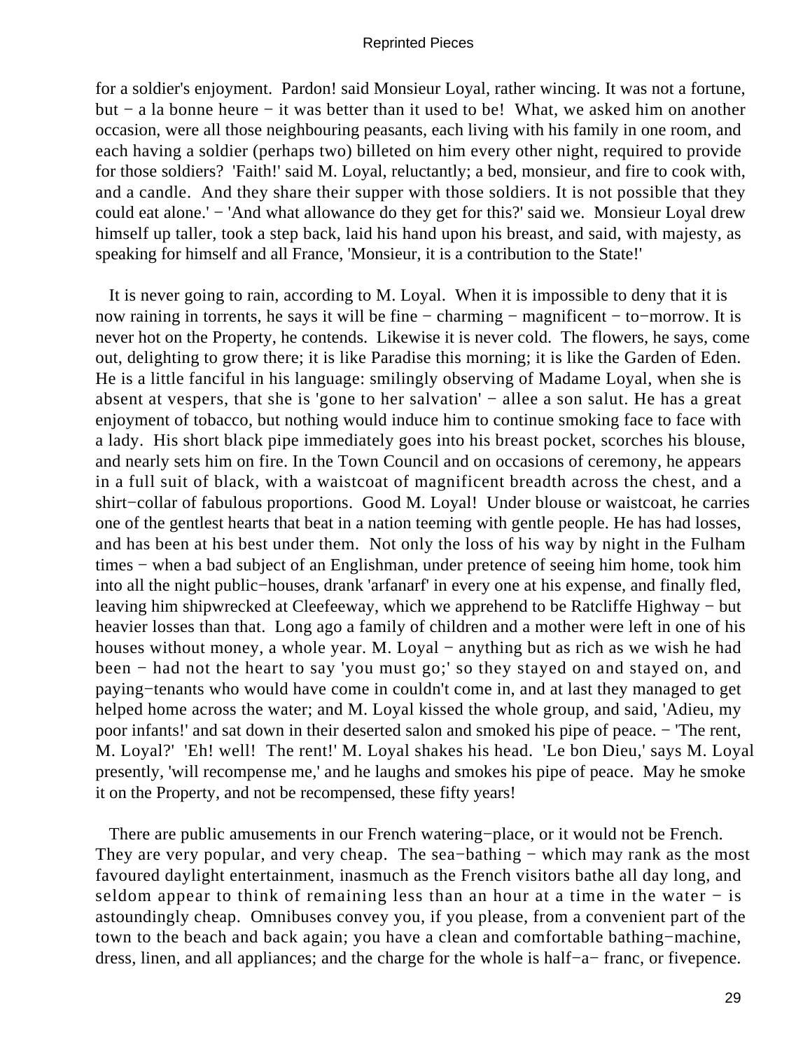for a soldier's enjoyment. Pardon! said Monsieur Loyal, rather wincing. It was not a fortune, but − a la bonne heure − it was better than it used to be! What, we asked him on another occasion, were all those neighbouring peasants, each living with his family in one room, and each having a soldier (perhaps two) billeted on him every other night, required to provide for those soldiers? 'Faith!' said M. Loyal, reluctantly; a bed, monsieur, and fire to cook with, and a candle. And they share their supper with those soldiers. It is not possible that they could eat alone.' − 'And what allowance do they get for this?' said we. Monsieur Loyal drew himself up taller, took a step back, laid his hand upon his breast, and said, with majesty, as speaking for himself and all France, 'Monsieur, it is a contribution to the State!'

It is never going to rain, according to M. Loyal. When it is impossible to deny that it is now raining in torrents, he says it will be fine − charming − magnificent − to−morrow. It is never hot on the Property, he contends. Likewise it is never cold. The flowers, he says, come out, delighting to grow there; it is like Paradise this morning; it is like the Garden of Eden. He is a little fanciful in his language: smilingly observing of Madame Loyal, when she is absent at vespers, that she is 'gone to her salvation' − allee a son salut. He has a great enjoyment of tobacco, but nothing would induce him to continue smoking face to face with a lady. His short black pipe immediately goes into his breast pocket, scorches his blouse, and nearly sets him on fire. In the Town Council and on occasions of ceremony, he appears in a full suit of black, with a waistcoat of magnificent breadth across the chest, and a shirt−collar of fabulous proportions. Good M. Loyal! Under blouse or waistcoat, he carries one of the gentlest hearts that beat in a nation teeming with gentle people. He has had losses, and has been at his best under them. Not only the loss of his way by night in the Fulham times − when a bad subject of an Englishman, under pretence of seeing him home, took him into all the night public−houses, drank 'arfanarf' in every one at his expense, and finally fled, leaving him shipwrecked at Cleefeeway, which we apprehend to be Ratcliffe Highway − but heavier losses than that. Long ago a family of children and a mother were left in one of his houses without money, a whole year. M. Loyal − anything but as rich as we wish he had been − had not the heart to say 'you must go;' so they stayed on and stayed on, and paying−tenants who would have come in couldn't come in, and at last they managed to get helped home across the water; and M. Loyal kissed the whole group, and said, 'Adieu, my poor infants!' and sat down in their deserted salon and smoked his pipe of peace. − 'The rent, M. Loyal?' 'Eh! well! The rent!' M. Loyal shakes his head. 'Le bon Dieu,' says M. Loyal presently, 'will recompense me,' and he laughs and smokes his pipe of peace. May he smoke it on the Property, and not be recompensed, these fifty years!

There are public amusements in our French watering−place, or it would not be French. They are very popular, and very cheap. The sea−bathing − which may rank as the most favoured daylight entertainment, inasmuch as the French visitors bathe all day long, and seldom appear to think of remaining less than an hour at a time in the water − is astoundingly cheap. Omnibuses convey you, if you please, from a convenient part of the town to the beach and back again; you have a clean and comfortable bathing−machine, dress, linen, and all appliances; and the charge for the whole is half−a− franc, or fivepence.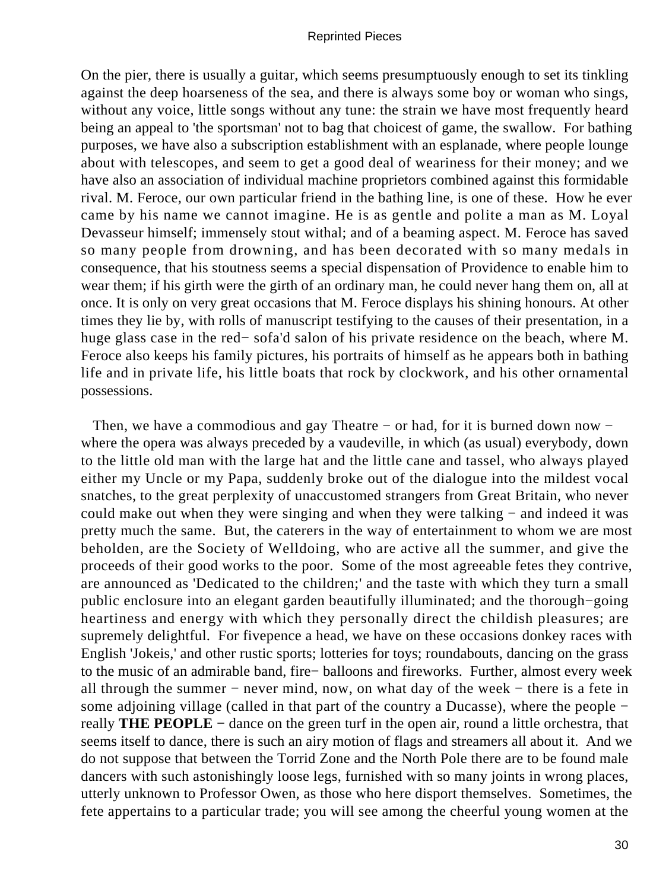On the pier, there is usually a guitar, which seems presumptuously enough to set its tinkling against the deep hoarseness of the sea, and there is always some boy or woman who sings, without any voice, little songs without any tune: the strain we have most frequently heard being an appeal to 'the sportsman' not to bag that choicest of game, the swallow. For bathing purposes, we have also a subscription establishment with an esplanade, where people lounge about with telescopes, and seem to get a good deal of weariness for their money; and we have also an association of individual machine proprietors combined against this formidable rival. M. Feroce, our own particular friend in the bathing line, is one of these. How he ever came by his name we cannot imagine. He is as gentle and polite a man as M. Loyal Devasseur himself; immensely stout withal; and of a beaming aspect. M. Feroce has saved so many people from drowning, and has been decorated with so many medals in consequence, that his stoutness seems a special dispensation of Providence to enable him to wear them; if his girth were the girth of an ordinary man, he could never hang them on, all at once. It is only on very great occasions that M. Feroce displays his shining honours. At other times they lie by, with rolls of manuscript testifying to the causes of their presentation, in a huge glass case in the red− sofa'd salon of his private residence on the beach, where M. Feroce also keeps his family pictures, his portraits of himself as he appears both in bathing life and in private life, his little boats that rock by clockwork, and his other ornamental possessions.

Then, we have a commodious and gay Theatre − or had, for it is burned down now − where the opera was always preceded by a vaudeville, in which (as usual) everybody, down to the little old man with the large hat and the little cane and tassel, who always played either my Uncle or my Papa, suddenly broke out of the dialogue into the mildest vocal snatches, to the great perplexity of unaccustomed strangers from Great Britain, who never could make out when they were singing and when they were talking − and indeed it was pretty much the same. But, the caterers in the way of entertainment to whom we are most beholden, are the Society of Welldoing, who are active all the summer, and give the proceeds of their good works to the poor. Some of the most agreeable fetes they contrive, are announced as 'Dedicated to the children;' and the taste with which they turn a small public enclosure into an elegant garden beautifully illuminated; and the thorough−going heartiness and energy with which they personally direct the childish pleasures; are supremely delightful. For fivepence a head, we have on these occasions donkey races with English 'Jokeis,' and other rustic sports; lotteries for toys; roundabouts, dancing on the grass to the music of an admirable band, fire− balloons and fireworks. Further, almost every week all through the summer − never mind, now, on what day of the week − there is a fete in some adjoining village (called in that part of the country a Ducasse), where the people − really **THE PEOPLE** − dance on the green turf in the open air, round a little orchestra, that seems itself to dance, there is such an airy motion of flags and streamers all about it. And we do not suppose that between the Torrid Zone and the North Pole there are to be found male dancers with such astonishingly loose legs, furnished with so many joints in wrong places, utterly unknown to Professor Owen, as those who here disport themselves. Sometimes, the fete appertains to a particular trade; you will see among the cheerful young women at the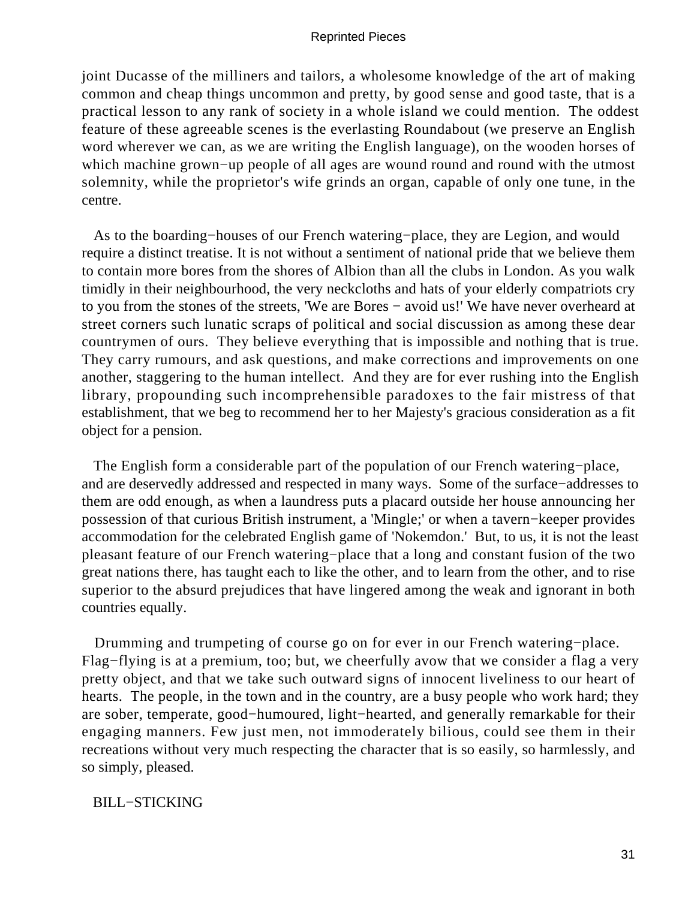joint Ducasse of the milliners and tailors, a wholesome knowledge of the art of making common and cheap things uncommon and pretty, by good sense and good taste, that is a practical lesson to any rank of society in a whole island we could mention. The oddest feature of these agreeable scenes is the everlasting Roundabout (we preserve an English word wherever we can, as we are writing the English language), on the wooden horses of which machine grown−up people of all ages are wound round and round with the utmost solemnity, while the proprietor's wife grinds an organ, capable of only one tune, in the centre.

As to the boarding−houses of our French watering−place, they are Legion, and would require a distinct treatise. It is not without a sentiment of national pride that we believe them to contain more bores from the shores of Albion than all the clubs in London. As you walk timidly in their neighbourhood, the very neckcloths and hats of your elderly compatriots cry to you from the stones of the streets, 'We are Bores − avoid us!' We have never overheard at street corners such lunatic scraps of political and social discussion as among these dear countrymen of ours. They believe everything that is impossible and nothing that is true. They carry rumours, and ask questions, and make corrections and improvements on one another, staggering to the human intellect. And they are for ever rushing into the English library, propounding such incomprehensible paradoxes to the fair mistress of that establishment, that we beg to recommend her to her Majesty's gracious consideration as a fit object for a pension.

The English form a considerable part of the population of our French watering−place, and are deservedly addressed and respected in many ways. Some of the surface−addresses to them are odd enough, as when a laundress puts a placard outside her house announcing her possession of that curious British instrument, a 'Mingle;' or when a tavern−keeper provides accommodation for the celebrated English game of 'Nokemdon.' But, to us, it is not the least pleasant feature of our French watering−place that a long and constant fusion of the two great nations there, has taught each to like the other, and to learn from the other, and to rise superior to the absurd prejudices that have lingered among the weak and ignorant in both countries equally.

Drumming and trumpeting of course go on for ever in our French watering−place. Flag−flying is at a premium, too; but, we cheerfully avow that we consider a flag a very pretty object, and that we take such outward signs of innocent liveliness to our heart of hearts. The people, in the town and in the country, are a busy people who work hard; they are sober, temperate, good−humoured, light−hearted, and generally remarkable for their engaging manners. Few just men, not immoderately bilious, could see them in their recreations without very much respecting the character that is so easily, so harmlessly, and so simply, pleased.

## BILL−STICKING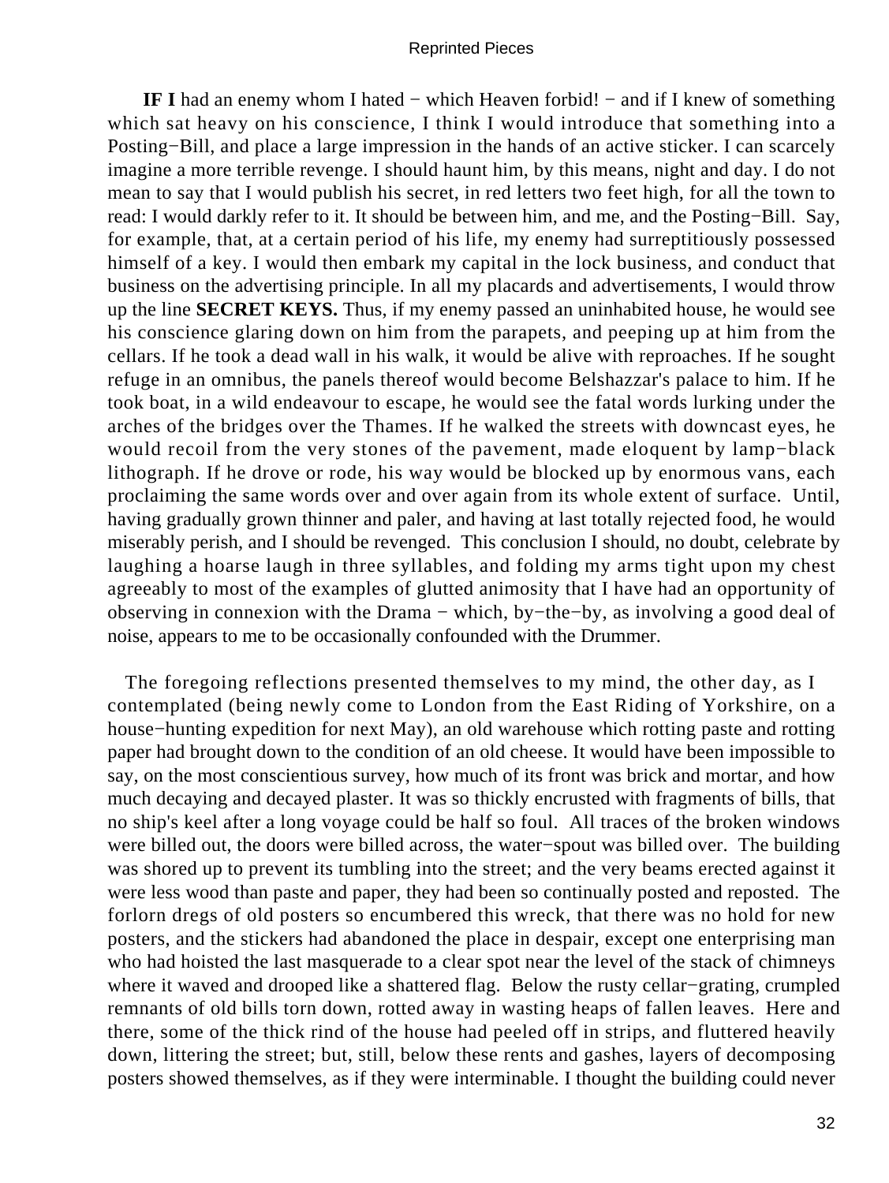**IF I** had an enemy whom I hated − which Heaven forbid! − and if I knew of something which sat heavy on his conscience, I think I would introduce that something into a Posting−Bill, and place a large impression in the hands of an active sticker. I can scarcely imagine a more terrible revenge. I should haunt him, by this means, night and day. I do not mean to say that I would publish his secret, in red letters two feet high, for all the town to read: I would darkly refer to it. It should be between him, and me, and the Posting−Bill. Say, for example, that, at a certain period of his life, my enemy had surreptitiously possessed himself of a key. I would then embark my capital in the lock business, and conduct that business on the advertising principle. In all my placards and advertisements, I would throw up the line **SECRET KEYS.** Thus, if my enemy passed an uninhabited house, he would see his conscience glaring down on him from the parapets, and peeping up at him from the cellars. If he took a dead wall in his walk, it would be alive with reproaches. If he sought refuge in an omnibus, the panels thereof would become Belshazzar's palace to him. If he took boat, in a wild endeavour to escape, he would see the fatal words lurking under the arches of the bridges over the Thames. If he walked the streets with downcast eyes, he would recoil from the very stones of the pavement, made eloquent by lamp−black lithograph. If he drove or rode, his way would be blocked up by enormous vans, each proclaiming the same words over and over again from its whole extent of surface. Until, having gradually grown thinner and paler, and having at last totally rejected food, he would miserably perish, and I should be revenged. This conclusion I should, no doubt, celebrate by laughing a hoarse laugh in three syllables, and folding my arms tight upon my chest agreeably to most of the examples of glutted animosity that I have had an opportunity of observing in connexion with the Drama − which, by−the−by, as involving a good deal of noise, appears to me to be occasionally confounded with the Drummer.

The foregoing reflections presented themselves to my mind, the other day, as I contemplated (being newly come to London from the East Riding of Yorkshire, on a house−hunting expedition for next May), an old warehouse which rotting paste and rotting paper had brought down to the condition of an old cheese. It would have been impossible to say, on the most conscientious survey, how much of its front was brick and mortar, and how much decaying and decayed plaster. It was so thickly encrusted with fragments of bills, that no ship's keel after a long voyage could be half so foul. All traces of the broken windows were billed out, the doors were billed across, the water−spout was billed over. The building was shored up to prevent its tumbling into the street; and the very beams erected against it were less wood than paste and paper, they had been so continually posted and reposted. The forlorn dregs of old posters so encumbered this wreck, that there was no hold for new posters, and the stickers had abandoned the place in despair, except one enterprising man who had hoisted the last masquerade to a clear spot near the level of the stack of chimneys where it waved and drooped like a shattered flag. Below the rusty cellar−grating, crumpled remnants of old bills torn down, rotted away in wasting heaps of fallen leaves. Here and there, some of the thick rind of the house had peeled off in strips, and fluttered heavily down, littering the street; but, still, below these rents and gashes, layers of decomposing posters showed themselves, as if they were interminable. I thought the building could never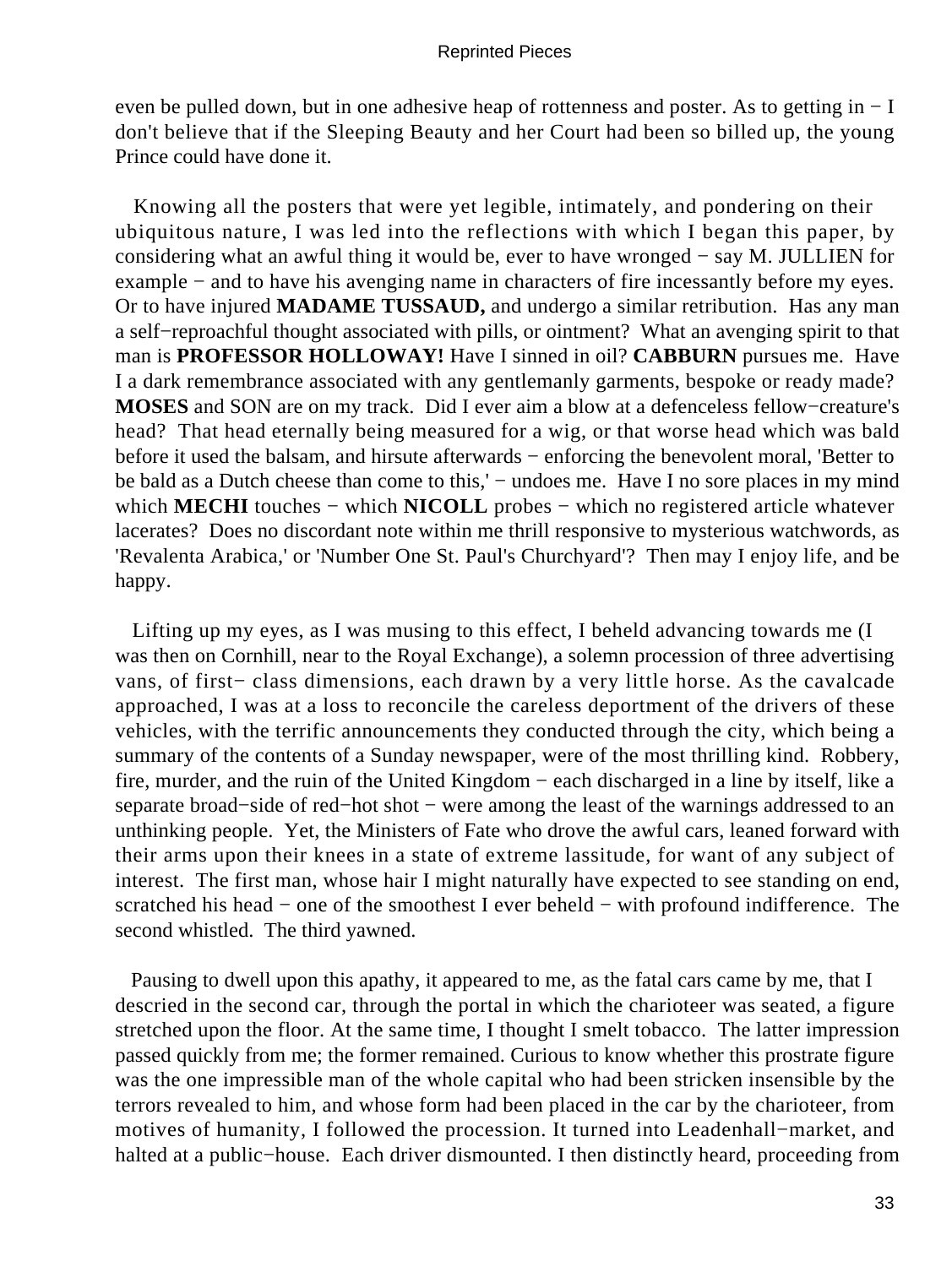even be pulled down, but in one adhesive heap of rottenness and poster. As to getting in − I don't believe that if the Sleeping Beauty and her Court had been so billed up, the young Prince could have done it.

Knowing all the posters that were yet legible, intimately, and pondering on their ubiquitous nature, I was led into the reflections with which I began this paper, by considering what an awful thing it would be, ever to have wronged − say M. JULLIEN for example − and to have his avenging name in characters of fire incessantly before my eyes. Or to have injured **MADAME TUSSAUD,** and undergo a similar retribution. Has any man a self−reproachful thought associated with pills, or ointment? What an avenging spirit to that man is **PROFESSOR HOLLOWAY!** Have I sinned in oil? **CABBURN** pursues me. Have I a dark remembrance associated with any gentlemanly garments, bespoke or ready made? **MOSES** and SON are on my track. Did I ever aim a blow at a defenceless fellow−creature's head? That head eternally being measured for a wig, or that worse head which was bald before it used the balsam, and hirsute afterwards − enforcing the benevolent moral, 'Better to be bald as a Dutch cheese than come to this,' − undoes me. Have I no sore places in my mind which **MECHI** touches − which **NICOLL** probes − which no registered article whatever lacerates? Does no discordant note within me thrill responsive to mysterious watchwords, as 'Revalenta Arabica,' or 'Number One St. Paul's Churchyard'? Then may I enjoy life, and be happy.

Lifting up my eyes, as I was musing to this effect, I beheld advancing towards me (I was then on Cornhill, near to the Royal Exchange), a solemn procession of three advertising vans, of first− class dimensions, each drawn by a very little horse. As the cavalcade approached, I was at a loss to reconcile the careless deportment of the drivers of these vehicles, with the terrific announcements they conducted through the city, which being a summary of the contents of a Sunday newspaper, were of the most thrilling kind. Robbery, fire, murder, and the ruin of the United Kingdom − each discharged in a line by itself, like a separate broad−side of red−hot shot − were among the least of the warnings addressed to an unthinking people. Yet, the Ministers of Fate who drove the awful cars, leaned forward with their arms upon their knees in a state of extreme lassitude, for want of any subject of interest. The first man, whose hair I might naturally have expected to see standing on end, scratched his head − one of the smoothest I ever beheld − with profound indifference. The second whistled. The third yawned.

Pausing to dwell upon this apathy, it appeared to me, as the fatal cars came by me, that I descried in the second car, through the portal in which the charioteer was seated, a figure stretched upon the floor. At the same time, I thought I smelt tobacco. The latter impression passed quickly from me; the former remained. Curious to know whether this prostrate figure was the one impressible man of the whole capital who had been stricken insensible by the terrors revealed to him, and whose form had been placed in the car by the charioteer, from motives of humanity, I followed the procession. It turned into Leadenhall−market, and halted at a public−house. Each driver dismounted. I then distinctly heard, proceeding from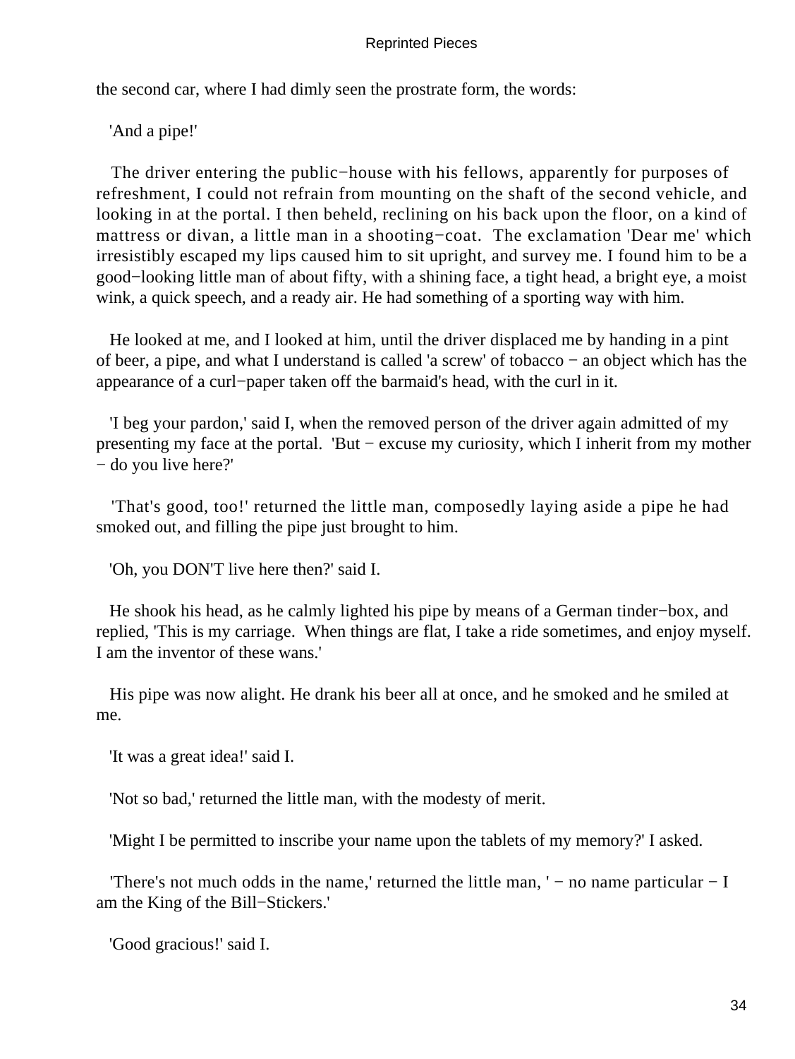the second car, where I had dimly seen the prostrate form, the words:

'And a pipe!'

The driver entering the public−house with his fellows, apparently for purposes of refreshment, I could not refrain from mounting on the shaft of the second vehicle, and looking in at the portal. I then beheld, reclining on his back upon the floor, on a kind of mattress or divan, a little man in a shooting−coat. The exclamation 'Dear me' which irresistibly escaped my lips caused him to sit upright, and survey me. I found him to be a good−looking little man of about fifty, with a shining face, a tight head, a bright eye, a moist wink, a quick speech, and a ready air. He had something of a sporting way with him.

He looked at me, and I looked at him, until the driver displaced me by handing in a pint of beer, a pipe, and what I understand is called 'a screw' of tobacco − an object which has the appearance of a curl−paper taken off the barmaid's head, with the curl in it.

'I beg your pardon,' said I, when the removed person of the driver again admitted of my presenting my face at the portal. 'But − excuse my curiosity, which I inherit from my mother − do you live here?'

'That's good, too!' returned the little man, composedly laying aside a pipe he had smoked out, and filling the pipe just brought to him.

'Oh, you DON'T live here then?' said I.

He shook his head, as he calmly lighted his pipe by means of a German tinder−box, and replied, 'This is my carriage. When things are flat, I take a ride sometimes, and enjoy myself. I am the inventor of these wans.'

His pipe was now alight. He drank his beer all at once, and he smoked and he smiled at me.

'It was a great idea!' said I.

'Not so bad,' returned the little man, with the modesty of merit.

'Might I be permitted to inscribe your name upon the tablets of my memory?' I asked.

'There's not much odds in the name,' returned the little man, ' − no name particular − I am the King of the Bill−Stickers.'

'Good gracious!' said I.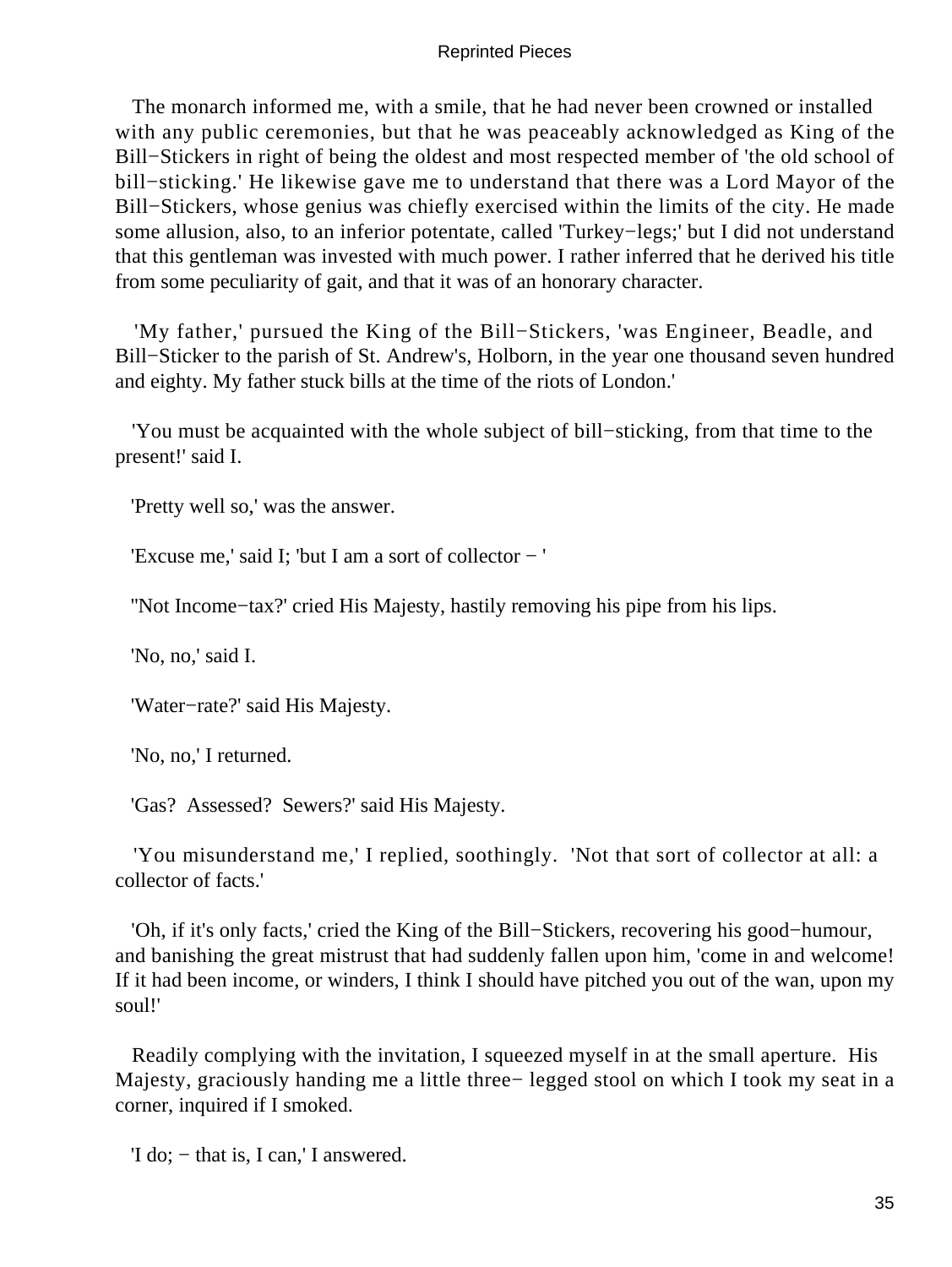The monarch informed me, with a smile, that he had never been crowned or installed with any public ceremonies, but that he was peaceably acknowledged as King of the Bill−Stickers in right of being the oldest and most respected member of 'the old school of bill−sticking.' He likewise gave me to understand that there was a Lord Mayor of the Bill−Stickers, whose genius was chiefly exercised within the limits of the city. He made some allusion, also, to an inferior potentate, called 'Turkey−legs;' but I did not understand that this gentleman was invested with much power. I rather inferred that he derived his title from some peculiarity of gait, and that it was of an honorary character.

'My father,' pursued the King of the Bill−Stickers, 'was Engineer, Beadle, and Bill−Sticker to the parish of St. Andrew's, Holborn, in the year one thousand seven hundred and eighty. My father stuck bills at the time of the riots of London.'

'You must be acquainted with the whole subject of bill−sticking, from that time to the present!' said I.

'Pretty well so,' was the answer.

'Excuse me,' said I; 'but I am a sort of collector − '

''Not Income−tax?' cried His Majesty, hastily removing his pipe from his lips.

'No, no,' said I.

'Water−rate?' said His Majesty.

'No, no,' I returned.

'Gas? Assessed? Sewers?' said His Majesty.

'You misunderstand me,' I replied, soothingly. 'Not that sort of collector at all: a collector of facts.'

'Oh, if it's only facts,' cried the King of the Bill−Stickers, recovering his good−humour, and banishing the great mistrust that had suddenly fallen upon him, 'come in and welcome! If it had been income, or winders, I think I should have pitched you out of the wan, upon my soul!'

Readily complying with the invitation, I squeezed myself in at the small aperture. His Majesty, graciously handing me a little three− legged stool on which I took my seat in a corner, inquired if I smoked.

'I do; − that is, I can,' I answered.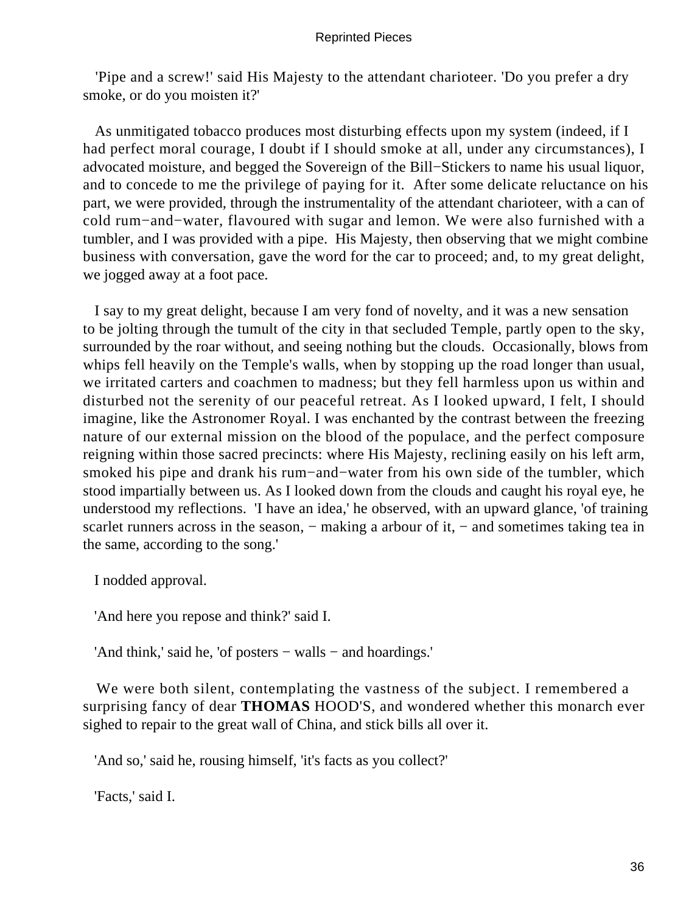'Pipe and a screw!' said His Majesty to the attendant charioteer. 'Do you prefer a dry smoke, or do you moisten it?'

As unmitigated tobacco produces most disturbing effects upon my system (indeed, if I had perfect moral courage, I doubt if I should smoke at all, under any circumstances), I advocated moisture, and begged the Sovereign of the Bill−Stickers to name his usual liquor, and to concede to me the privilege of paying for it. After some delicate reluctance on his part, we were provided, through the instrumentality of the attendant charioteer, with a can of cold rum−and−water, flavoured with sugar and lemon. We were also furnished with a tumbler, and I was provided with a pipe. His Majesty, then observing that we might combine business with conversation, gave the word for the car to proceed; and, to my great delight, we jogged away at a foot pace.

I say to my great delight, because I am very fond of novelty, and it was a new sensation to be jolting through the tumult of the city in that secluded Temple, partly open to the sky, surrounded by the roar without, and seeing nothing but the clouds. Occasionally, blows from whips fell heavily on the Temple's walls, when by stopping up the road longer than usual, we irritated carters and coachmen to madness; but they fell harmless upon us within and disturbed not the serenity of our peaceful retreat. As I looked upward, I felt, I should imagine, like the Astronomer Royal. I was enchanted by the contrast between the freezing nature of our external mission on the blood of the populace, and the perfect composure reigning within those sacred precincts: where His Majesty, reclining easily on his left arm, smoked his pipe and drank his rum−and−water from his own side of the tumbler, which stood impartially between us. As I looked down from the clouds and caught his royal eye, he understood my reflections. 'I have an idea,' he observed, with an upward glance, 'of training scarlet runners across in the season, − making a arbour of it, − and sometimes taking tea in the same, according to the song.'

I nodded approval.

'And here you repose and think?' said I.

'And think,' said he, 'of posters − walls − and hoardings.'

We were both silent, contemplating the vastness of the subject. I remembered a surprising fancy of dear **THOMAS** HOOD'S, and wondered whether this monarch ever sighed to repair to the great wall of China, and stick bills all over it.

'And so,' said he, rousing himself, 'it's facts as you collect?'

'Facts,' said I.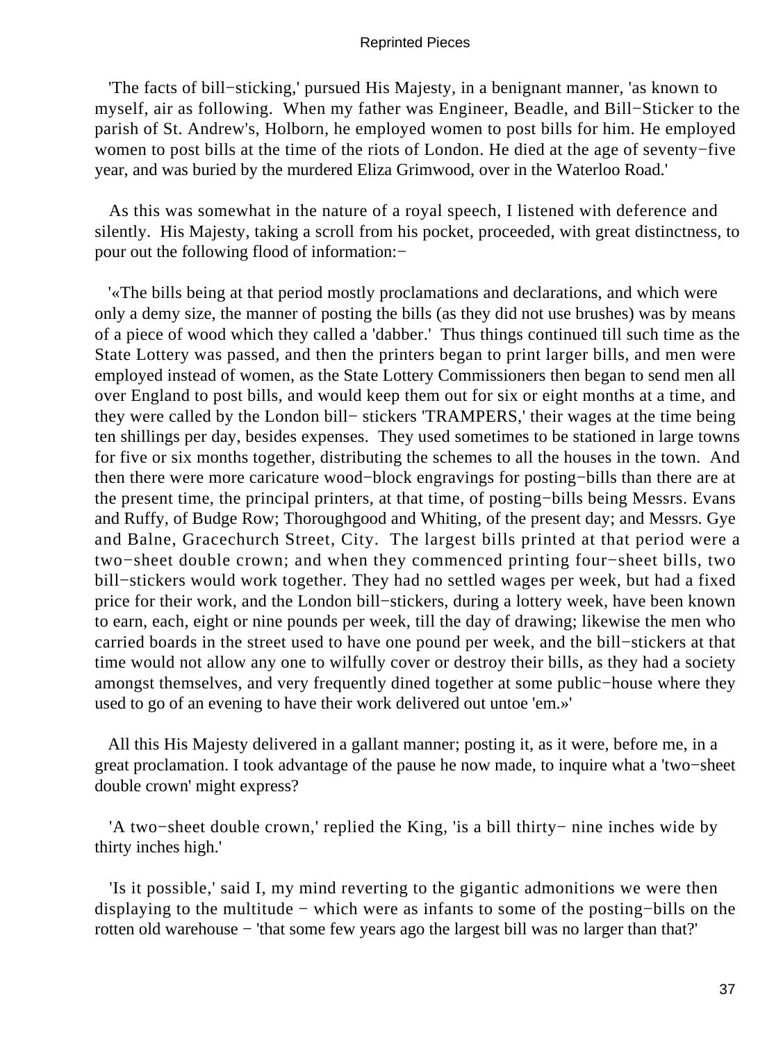'The facts of bill−sticking,' pursued His Majesty, in a benignant manner, 'as known to myself, air as following. When my father was Engineer, Beadle, and Bill−Sticker to the parish of St. Andrew's, Holborn, he employed women to post bills for him. He employed women to post bills at the time of the riots of London. He died at the age of seventy−five year, and was buried by the murdered Eliza Grimwood, over in the Waterloo Road.'

As this was somewhat in the nature of a royal speech, I listened with deference and silently. His Majesty, taking a scroll from his pocket, proceeded, with great distinctness, to pour out the following flood of information:−

'«The bills being at that period mostly proclamations and declarations, and which were only a demy size, the manner of posting the bills (as they did not use brushes) was by means of a piece of wood which they called a 'dabber.' Thus things continued till such time as the State Lottery was passed, and then the printers began to print larger bills, and men were employed instead of women, as the State Lottery Commissioners then began to send men all over England to post bills, and would keep them out for six or eight months at a time, and they were called by the London bill− stickers 'TRAMPERS,' their wages at the time being ten shillings per day, besides expenses. They used sometimes to be stationed in large towns for five or six months together, distributing the schemes to all the houses in the town. And then there were more caricature wood−block engravings for posting−bills than there are at the present time, the principal printers, at that time, of posting−bills being Messrs. Evans and Ruffy, of Budge Row; Thoroughgood and Whiting, of the present day; and Messrs. Gye and Balne, Gracechurch Street, City. The largest bills printed at that period were a two−sheet double crown; and when they commenced printing four−sheet bills, two bill−stickers would work together. They had no settled wages per week, but had a fixed price for their work, and the London bill−stickers, during a lottery week, have been known to earn, each, eight or nine pounds per week, till the day of drawing; likewise the men who carried boards in the street used to have one pound per week, and the bill−stickers at that time would not allow any one to wilfully cover or destroy their bills, as they had a society amongst themselves, and very frequently dined together at some public−house where they used to go of an evening to have their work delivered out untoe 'em.»'

All this His Majesty delivered in a gallant manner; posting it, as it were, before me, in a great proclamation. I took advantage of the pause he now made, to inquire what a 'two−sheet double crown' might express?

'A two−sheet double crown,' replied the King, 'is a bill thirty− nine inches wide by thirty inches high.'

'Is it possible,' said I, my mind reverting to the gigantic admonitions we were then displaying to the multitude − which were as infants to some of the posting−bills on the rotten old warehouse − 'that some few years ago the largest bill was no larger than that?'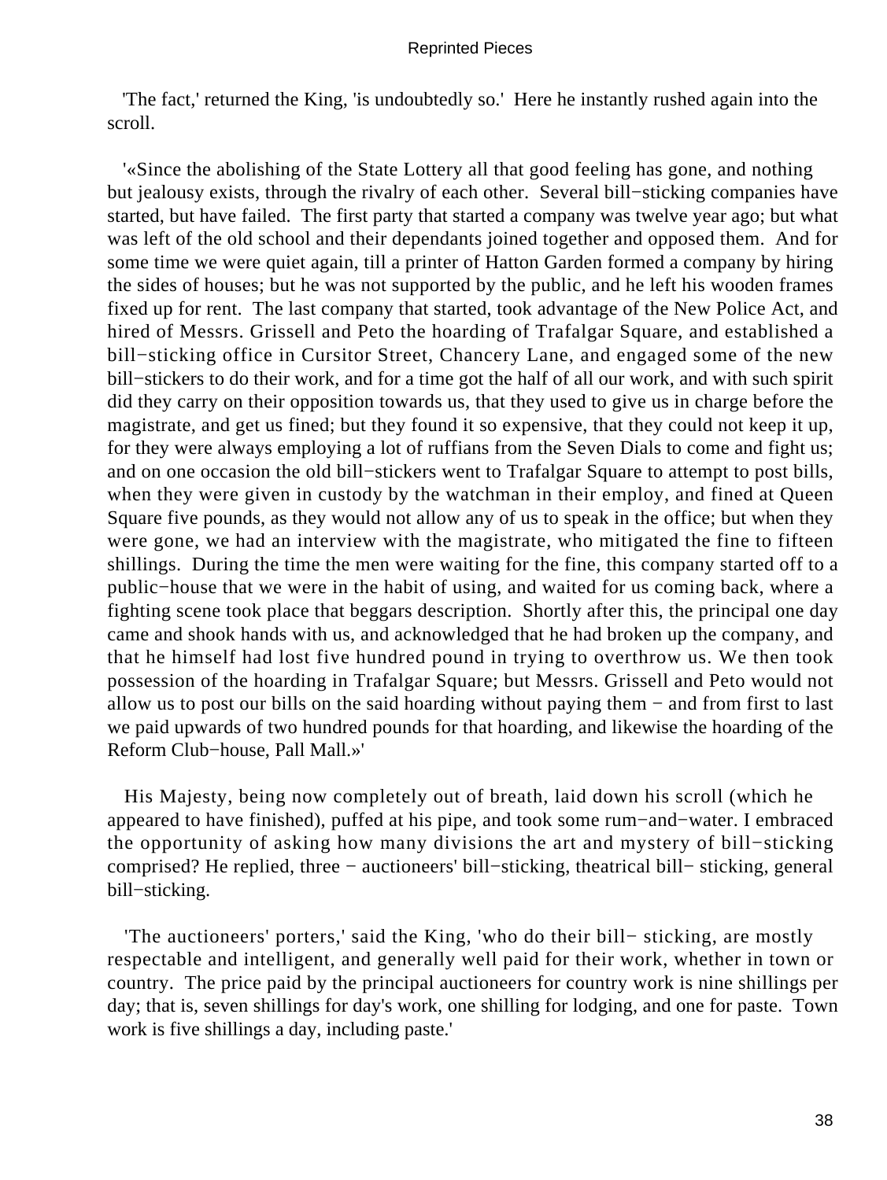'The fact,' returned the King, 'is undoubtedly so.' Here he instantly rushed again into the scroll.

'«Since the abolishing of the State Lottery all that good feeling has gone, and nothing but jealousy exists, through the rivalry of each other. Several bill−sticking companies have started, but have failed. The first party that started a company was twelve year ago; but what was left of the old school and their dependants joined together and opposed them. And for some time we were quiet again, till a printer of Hatton Garden formed a company by hiring the sides of houses; but he was not supported by the public, and he left his wooden frames fixed up for rent. The last company that started, took advantage of the New Police Act, and hired of Messrs. Grissell and Peto the hoarding of Trafalgar Square, and established a bill−sticking office in Cursitor Street, Chancery Lane, and engaged some of the new bill−stickers to do their work, and for a time got the half of all our work, and with such spirit did they carry on their opposition towards us, that they used to give us in charge before the magistrate, and get us fined; but they found it so expensive, that they could not keep it up, for they were always employing a lot of ruffians from the Seven Dials to come and fight us; and on one occasion the old bill−stickers went to Trafalgar Square to attempt to post bills, when they were given in custody by the watchman in their employ, and fined at Queen Square five pounds, as they would not allow any of us to speak in the office; but when they were gone, we had an interview with the magistrate, who mitigated the fine to fifteen shillings. During the time the men were waiting for the fine, this company started off to a public−house that we were in the habit of using, and waited for us coming back, where a fighting scene took place that beggars description. Shortly after this, the principal one day came and shook hands with us, and acknowledged that he had broken up the company, and that he himself had lost five hundred pound in trying to overthrow us. We then took possession of the hoarding in Trafalgar Square; but Messrs. Grissell and Peto would not allow us to post our bills on the said hoarding without paying them − and from first to last we paid upwards of two hundred pounds for that hoarding, and likewise the hoarding of the Reform Club−house, Pall Mall.»'

His Majesty, being now completely out of breath, laid down his scroll (which he appeared to have finished), puffed at his pipe, and took some rum−and−water. I embraced the opportunity of asking how many divisions the art and mystery of bill−sticking comprised? He replied, three − auctioneers' bill−sticking, theatrical bill− sticking, general bill−sticking.

'The auctioneers' porters,' said the King, 'who do their bill− sticking, are mostly respectable and intelligent, and generally well paid for their work, whether in town or country. The price paid by the principal auctioneers for country work is nine shillings per day; that is, seven shillings for day's work, one shilling for lodging, and one for paste. Town work is five shillings a day, including paste.'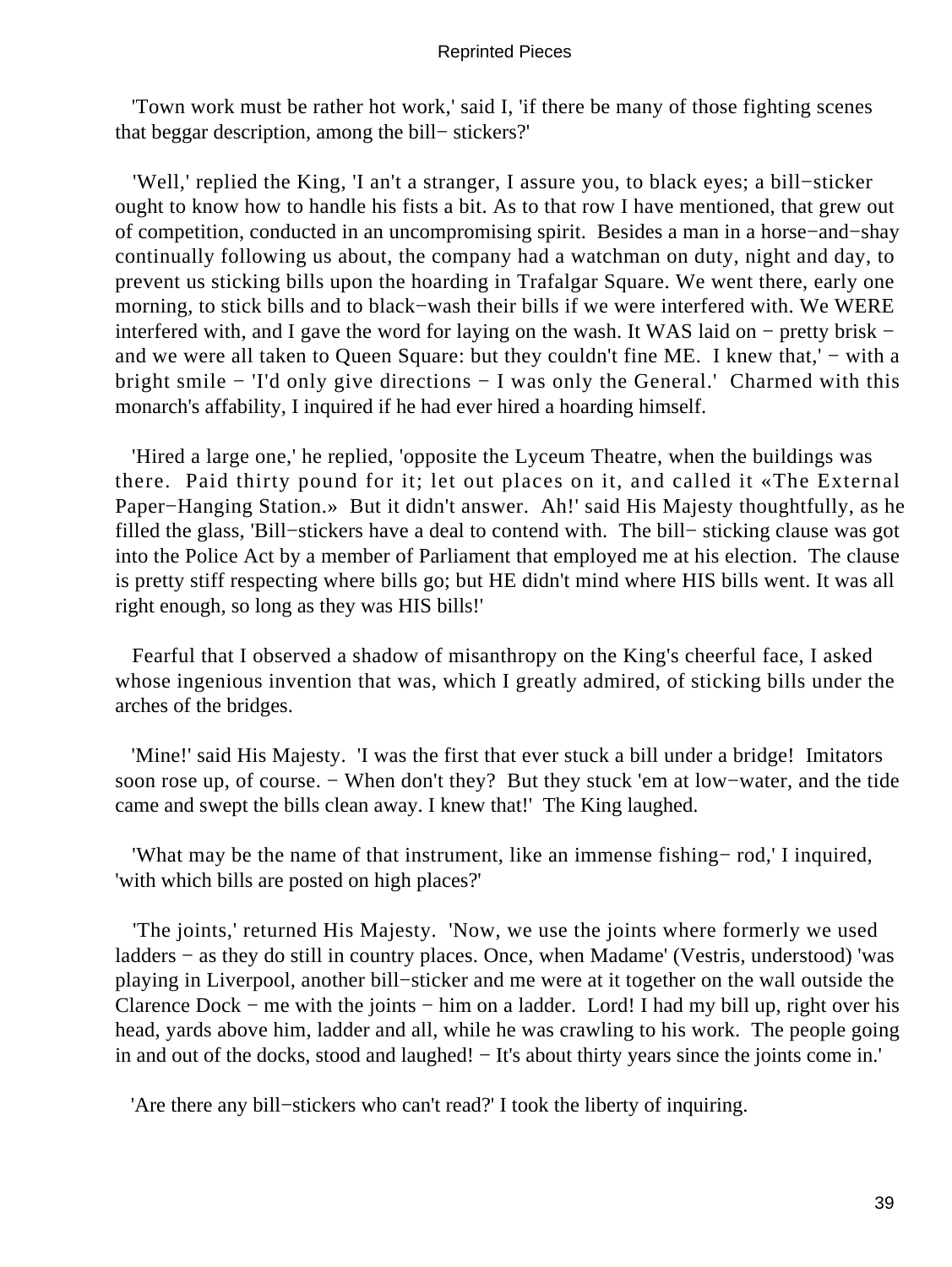'Town work must be rather hot work,' said I, 'if there be many of those fighting scenes that beggar description, among the bill− stickers?'

'Well,' replied the King, 'I an't a stranger, I assure you, to black eyes; a bill−sticker ought to know how to handle his fists a bit. As to that row I have mentioned, that grew out of competition, conducted in an uncompromising spirit. Besides a man in a horse−and−shay continually following us about, the company had a watchman on duty, night and day, to prevent us sticking bills upon the hoarding in Trafalgar Square. We went there, early one morning, to stick bills and to black−wash their bills if we were interfered with. We WERE interfered with, and I gave the word for laying on the wash. It WAS laid on − pretty brisk − and we were all taken to Queen Square: but they couldn't fine ME. I knew that,' − with a bright smile − 'I'd only give directions − I was only the General.' Charmed with this monarch's affability, I inquired if he had ever hired a hoarding himself.

'Hired a large one,' he replied, 'opposite the Lyceum Theatre, when the buildings was there. Paid thirty pound for it; let out places on it, and called it «The External Paper−Hanging Station.» But it didn't answer. Ah!' said His Majesty thoughtfully, as he filled the glass, 'Bill−stickers have a deal to contend with. The bill− sticking clause was got into the Police Act by a member of Parliament that employed me at his election. The clause is pretty stiff respecting where bills go; but HE didn't mind where HIS bills went. It was all right enough, so long as they was HIS bills!'

Fearful that I observed a shadow of misanthropy on the King's cheerful face, I asked whose ingenious invention that was, which I greatly admired, of sticking bills under the arches of the bridges.

'Mine!' said His Majesty. 'I was the first that ever stuck a bill under a bridge! Imitators soon rose up, of course. − When don't they? But they stuck 'em at low−water, and the tide came and swept the bills clean away. I knew that!' The King laughed.

'What may be the name of that instrument, like an immense fishing− rod,' I inquired, 'with which bills are posted on high places?'

'The joints,' returned His Majesty. 'Now, we use the joints where formerly we used ladders − as they do still in country places. Once, when Madame' (Vestris, understood) 'was playing in Liverpool, another bill−sticker and me were at it together on the wall outside the Clarence Dock − me with the joints − him on a ladder. Lord! I had my bill up, right over his head, yards above him, ladder and all, while he was crawling to his work. The people going in and out of the docks, stood and laughed! − It's about thirty years since the joints come in.'

'Are there any bill−stickers who can't read?' I took the liberty of inquiring.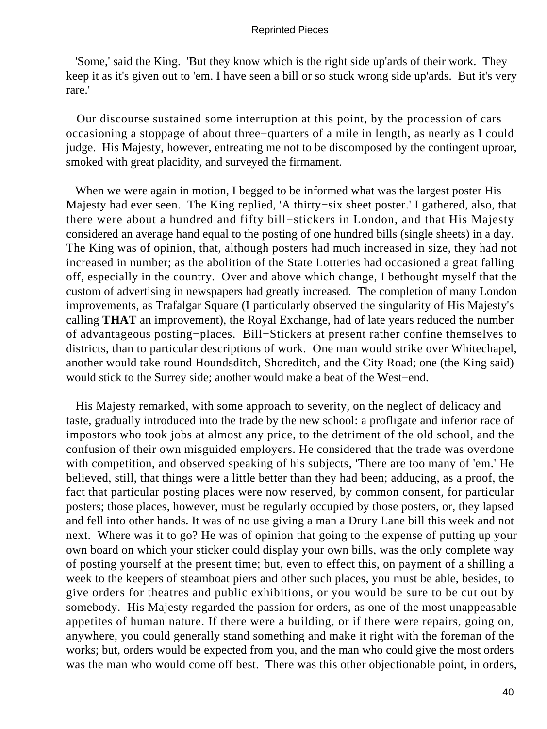'Some,' said the King. 'But they know which is the right side up'ards of their work. They keep it as it's given out to 'em. I have seen a bill or so stuck wrong side up'ards. But it's very rare.'

Our discourse sustained some interruption at this point, by the procession of cars occasioning a stoppage of about three−quarters of a mile in length, as nearly as I could judge. His Majesty, however, entreating me not to be discomposed by the contingent uproar, smoked with great placidity, and surveyed the firmament.

When we were again in motion, I begged to be informed what was the largest poster His Majesty had ever seen. The King replied, 'A thirty−six sheet poster.' I gathered, also, that there were about a hundred and fifty bill−stickers in London, and that His Majesty considered an average hand equal to the posting of one hundred bills (single sheets) in a day. The King was of opinion, that, although posters had much increased in size, they had not increased in number; as the abolition of the State Lotteries had occasioned a great falling off, especially in the country. Over and above which change, I bethought myself that the custom of advertising in newspapers had greatly increased. The completion of many London improvements, as Trafalgar Square (I particularly observed the singularity of His Majesty's calling **THAT** an improvement), the Royal Exchange, had of late years reduced the number of advantageous posting−places. Bill−Stickers at present rather confine themselves to districts, than to particular descriptions of work. One man would strike over Whitechapel, another would take round Houndsditch, Shoreditch, and the City Road; one (the King said) would stick to the Surrey side; another would make a beat of the West−end.

His Majesty remarked, with some approach to severity, on the neglect of delicacy and taste, gradually introduced into the trade by the new school: a profligate and inferior race of impostors who took jobs at almost any price, to the detriment of the old school, and the confusion of their own misguided employers. He considered that the trade was overdone with competition, and observed speaking of his subjects, 'There are too many of 'em.' He believed, still, that things were a little better than they had been; adducing, as a proof, the fact that particular posting places were now reserved, by common consent, for particular posters; those places, however, must be regularly occupied by those posters, or, they lapsed and fell into other hands. It was of no use giving a man a Drury Lane bill this week and not next. Where was it to go? He was of opinion that going to the expense of putting up your own board on which your sticker could display your own bills, was the only complete way of posting yourself at the present time; but, even to effect this, on payment of a shilling a week to the keepers of steamboat piers and other such places, you must be able, besides, to give orders for theatres and public exhibitions, or you would be sure to be cut out by somebody. His Majesty regarded the passion for orders, as one of the most unappeasable appetites of human nature. If there were a building, or if there were repairs, going on, anywhere, you could generally stand something and make it right with the foreman of the works; but, orders would be expected from you, and the man who could give the most orders was the man who would come off best. There was this other objectionable point, in orders,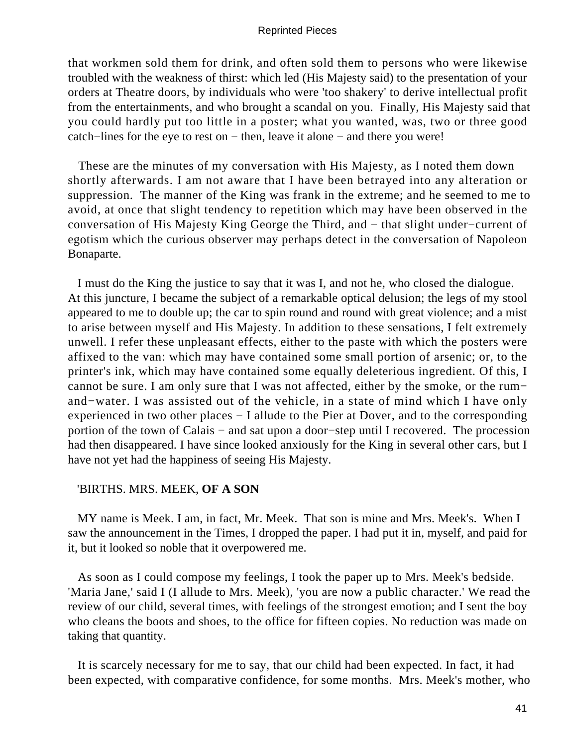that workmen sold them for drink, and often sold them to persons who were likewise troubled with the weakness of thirst: which led (His Majesty said) to the presentation of your orders at Theatre doors, by individuals who were 'too shakery' to derive intellectual profit from the entertainments, and who brought a scandal on you. Finally, His Majesty said that you could hardly put too little in a poster; what you wanted, was, two or three good catch−lines for the eye to rest on − then, leave it alone − and there you were!

These are the minutes of my conversation with His Majesty, as I noted them down shortly afterwards. I am not aware that I have been betrayed into any alteration or suppression. The manner of the King was frank in the extreme; and he seemed to me to avoid, at once that slight tendency to repetition which may have been observed in the conversation of His Majesty King George the Third, and − that slight under−current of egotism which the curious observer may perhaps detect in the conversation of Napoleon Bonaparte.

I must do the King the justice to say that it was I, and not he, who closed the dialogue. At this juncture, I became the subject of a remarkable optical delusion; the legs of my stool appeared to me to double up; the car to spin round and round with great violence; and a mist to arise between myself and His Majesty. In addition to these sensations, I felt extremely unwell. I refer these unpleasant effects, either to the paste with which the posters were affixed to the van: which may have contained some small portion of arsenic; or, to the printer's ink, which may have contained some equally deleterious ingredient. Of this, I cannot be sure. I am only sure that I was not affected, either by the smoke, or the rum−and−water. I was assisted out of the vehicle, in a state of mind which I have only experienced in two other places − I allude to the Pier at Dover, and to the corresponding portion of the town of Calais − and sat upon a door−step until I recovered. The procession had then disappeared. I have since looked anxiously for the King in several other cars, but I have not yet had the happiness of seeing His Majesty.

## 'BIRTHS. MRS. MEEK, **OF A SON**

MY name is Meek. I am, in fact, Mr. Meek. That son is mine and Mrs. Meek's. When I saw the announcement in the Times, I dropped the paper. I had put it in, myself, and paid for it, but it looked so noble that it overpowered me.

As soon as I could compose my feelings, I took the paper up to Mrs. Meek's bedside. 'Maria Jane,' said I (I allude to Mrs. Meek), 'you are now a public character.' We read the review of our child, several times, with feelings of the strongest emotion; and I sent the boy who cleans the boots and shoes, to the office for fifteen copies. No reduction was made on taking that quantity.

It is scarcely necessary for me to say, that our child had been expected. In fact, it had been expected, with comparative confidence, for some months. Mrs. Meek's mother, who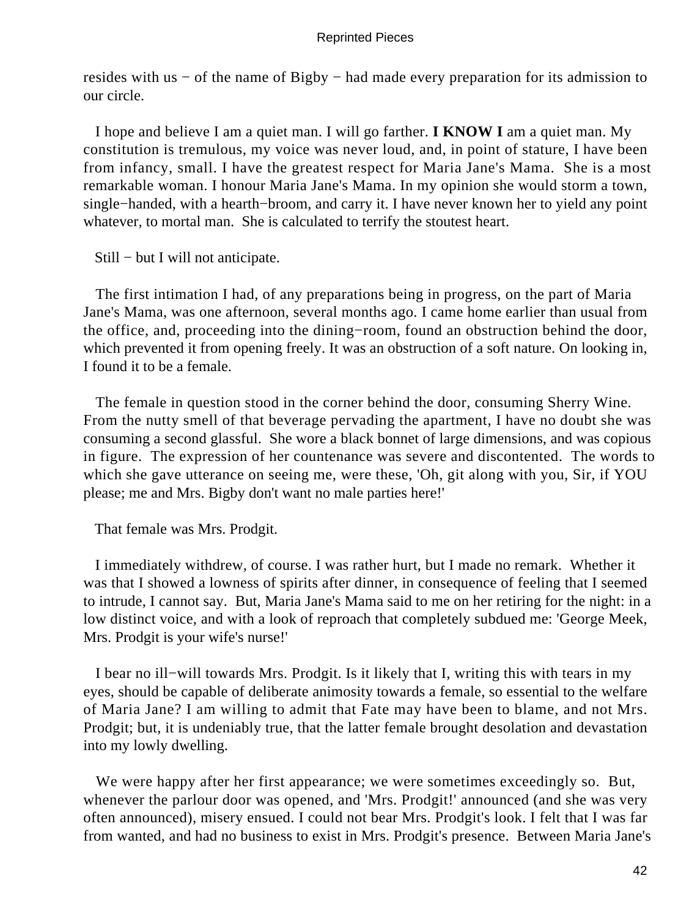resides with us − of the name of Bigby − had made every preparation for its admission to our circle.

I hope and believe I am a quiet man. I will go farther. **I KNOW I** am a quiet man. My constitution is tremulous, my voice was never loud, and, in point of stature, I have been from infancy, small. I have the greatest respect for Maria Jane's Mama. She is a most remarkable woman. I honour Maria Jane's Mama. In my opinion she would storm a town, single−handed, with a hearth−broom, and carry it. I have never known her to yield any point whatever, to mortal man. She is calculated to terrify the stoutest heart.

Still − but I will not anticipate.

The first intimation I had, of any preparations being in progress, on the part of Maria Jane's Mama, was one afternoon, several months ago. I came home earlier than usual from the office, and, proceeding into the dining−room, found an obstruction behind the door, which prevented it from opening freely. It was an obstruction of a soft nature. On looking in, I found it to be a female.

The female in question stood in the corner behind the door, consuming Sherry Wine. From the nutty smell of that beverage pervading the apartment, I have no doubt she was consuming a second glassful. She wore a black bonnet of large dimensions, and was copious in figure. The expression of her countenance was severe and discontented. The words to which she gave utterance on seeing me, were these, 'Oh, git along with you, Sir, if YOU please; me and Mrs. Bigby don't want no male parties here!'

That female was Mrs. Prodgit.

I immediately withdrew, of course. I was rather hurt, but I made no remark. Whether it was that I showed a lowness of spirits after dinner, in consequence of feeling that I seemed to intrude, I cannot say. But, Maria Jane's Mama said to me on her retiring for the night: in a low distinct voice, and with a look of reproach that completely subdued me: 'George Meek, Mrs. Prodgit is your wife's nurse!'

I bear no ill−will towards Mrs. Prodgit. Is it likely that I, writing this with tears in my eyes, should be capable of deliberate animosity towards a female, so essential to the welfare of Maria Jane? I am willing to admit that Fate may have been to blame, and not Mrs. Prodgit; but, it is undeniably true, that the latter female brought desolation and devastation into my lowly dwelling.

We were happy after her first appearance; we were sometimes exceedingly so. But, whenever the parlour door was opened, and 'Mrs. Prodgit!' announced (and she was very often announced), misery ensued. I could not bear Mrs. Prodgit's look. I felt that I was far from wanted, and had no business to exist in Mrs. Prodgit's presence. Between Maria Jane's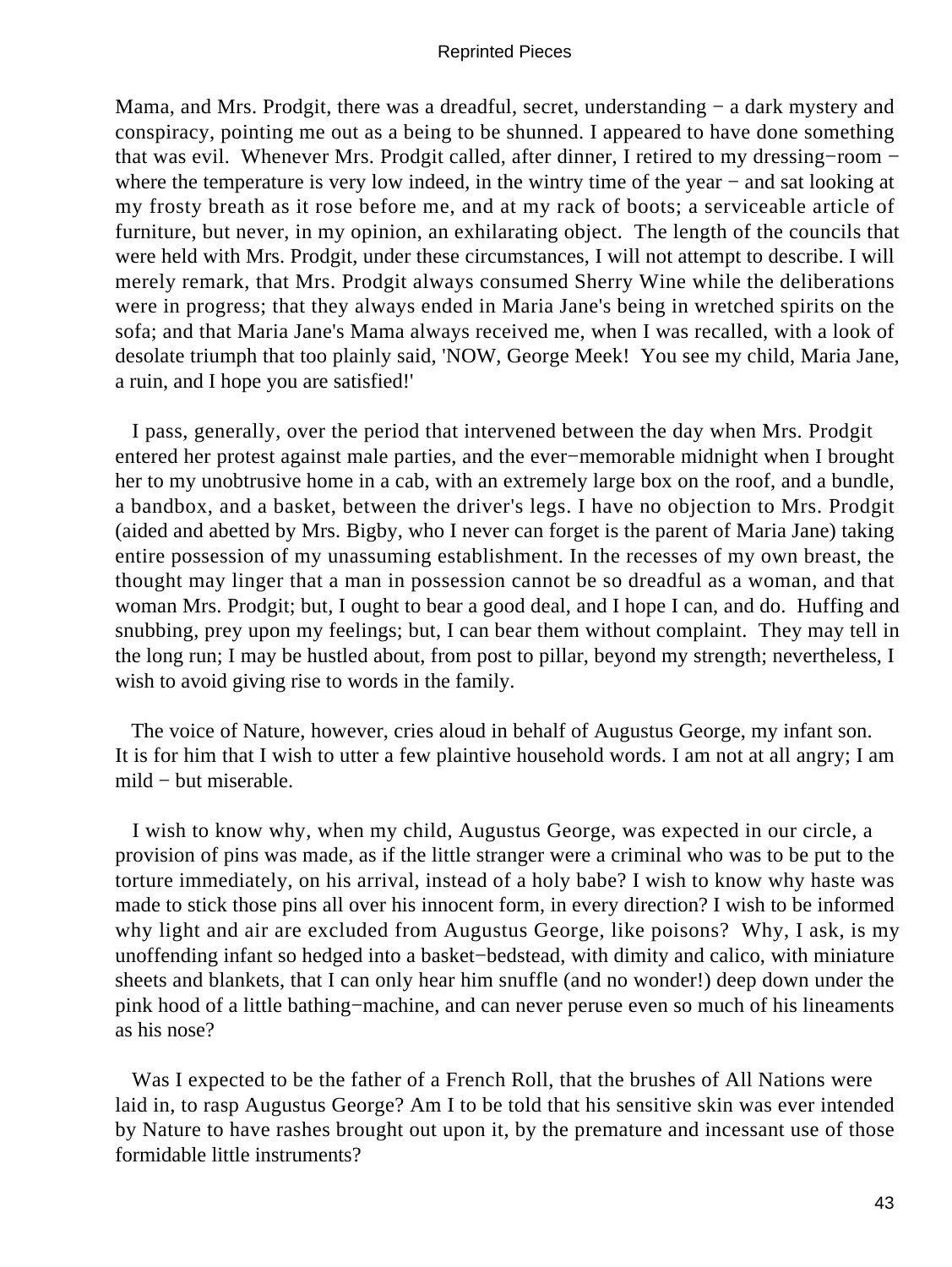Mama, and Mrs. Prodgit, there was a dreadful, secret, understanding − a dark mystery and conspiracy, pointing me out as a being to be shunned. I appeared to have done something that was evil. Whenever Mrs. Prodgit called, after dinner, I retired to my dressing−room − where the temperature is very low indeed, in the wintry time of the year − and sat looking at my frosty breath as it rose before me, and at my rack of boots; a serviceable article of furniture, but never, in my opinion, an exhilarating object. The length of the councils that were held with Mrs. Prodgit, under these circumstances, I will not attempt to describe. I will merely remark, that Mrs. Prodgit always consumed Sherry Wine while the deliberations were in progress; that they always ended in Maria Jane's being in wretched spirits on the sofa; and that Maria Jane's Mama always received me, when I was recalled, with a look of desolate triumph that too plainly said, 'NOW, George Meek! You see my child, Maria Jane, a ruin, and I hope you are satisfied!'

I pass, generally, over the period that intervened between the day when Mrs. Prodgit entered her protest against male parties, and the ever−memorable midnight when I brought her to my unobtrusive home in a cab, with an extremely large box on the roof, and a bundle, a bandbox, and a basket, between the driver's legs. I have no objection to Mrs. Prodgit (aided and abetted by Mrs. Bigby, who I never can forget is the parent of Maria Jane) taking entire possession of my unassuming establishment. In the recesses of my own breast, the thought may linger that a man in possession cannot be so dreadful as a woman, and that woman Mrs. Prodgit; but, I ought to bear a good deal, and I hope I can, and do. Huffing and snubbing, prey upon my feelings; but, I can bear them without complaint. They may tell in the long run; I may be hustled about, from post to pillar, beyond my strength; nevertheless, I wish to avoid giving rise to words in the family.

The voice of Nature, however, cries aloud in behalf of Augustus George, my infant son. It is for him that I wish to utter a few plaintive household words. I am not at all angry; I am mild − but miserable.

I wish to know why, when my child, Augustus George, was expected in our circle, a provision of pins was made, as if the little stranger were a criminal who was to be put to the torture immediately, on his arrival, instead of a holy babe? I wish to know why haste was made to stick those pins all over his innocent form, in every direction? I wish to be informed why light and air are excluded from Augustus George, like poisons? Why, I ask, is my unoffending infant so hedged into a basket−bedstead, with dimity and calico, with miniature sheets and blankets, that I can only hear him snuffle (and no wonder!) deep down under the pink hood of a little bathing−machine, and can never peruse even so much of his lineaments as his nose?

Was I expected to be the father of a French Roll, that the brushes of All Nations were laid in, to rasp Augustus George? Am I to be told that his sensitive skin was ever intended by Nature to have rashes brought out upon it, by the premature and incessant use of those formidable little instruments?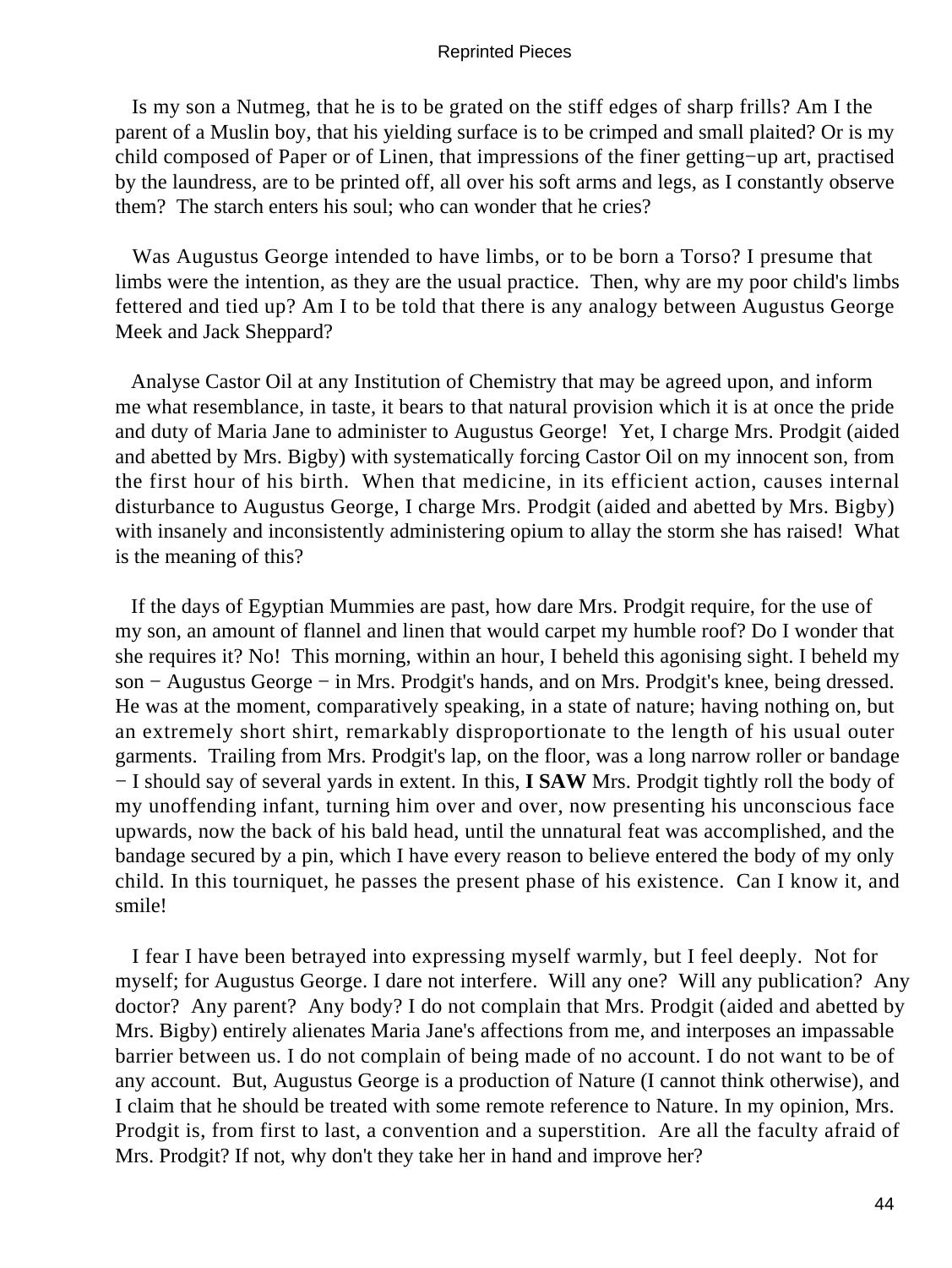Is my son a Nutmeg, that he is to be grated on the stiff edges of sharp frills? Am I the parent of a Muslin boy, that his yielding surface is to be crimped and small plaited? Or is my child composed of Paper or of Linen, that impressions of the finer getting−up art, practised by the laundress, are to be printed off, all over his soft arms and legs, as I constantly observe them? The starch enters his soul; who can wonder that he cries?

Was Augustus George intended to have limbs, or to be born a Torso? I presume that limbs were the intention, as they are the usual practice. Then, why are my poor child's limbs fettered and tied up? Am I to be told that there is any analogy between Augustus George Meek and Jack Sheppard?

Analyse Castor Oil at any Institution of Chemistry that may be agreed upon, and inform me what resemblance, in taste, it bears to that natural provision which it is at once the pride and duty of Maria Jane to administer to Augustus George! Yet, I charge Mrs. Prodgit (aided and abetted by Mrs. Bigby) with systematically forcing Castor Oil on my innocent son, from the first hour of his birth. When that medicine, in its efficient action, causes internal disturbance to Augustus George, I charge Mrs. Prodgit (aided and abetted by Mrs. Bigby) with insanely and inconsistently administering opium to allay the storm she has raised! What is the meaning of this?

If the days of Egyptian Mummies are past, how dare Mrs. Prodgit require, for the use of my son, an amount of flannel and linen that would carpet my humble roof? Do I wonder that she requires it? No! This morning, within an hour, I beheld this agonising sight. I beheld my son − Augustus George − in Mrs. Prodgit's hands, and on Mrs. Prodgit's knee, being dressed. He was at the moment, comparatively speaking, in a state of nature; having nothing on, but an extremely short shirt, remarkably disproportionate to the length of his usual outer garments. Trailing from Mrs. Prodgit's lap, on the floor, was a long narrow roller or bandage − I should say of several yards in extent. In this, **I SAW** Mrs. Prodgit tightly roll the body of my unoffending infant, turning him over and over, now presenting his unconscious face upwards, now the back of his bald head, until the unnatural feat was accomplished, and the bandage secured by a pin, which I have every reason to believe entered the body of my only child. In this tourniquet, he passes the present phase of his existence. Can I know it, and smile!

I fear I have been betrayed into expressing myself warmly, but I feel deeply. Not for myself; for Augustus George. I dare not interfere. Will any one? Will any publication? Any doctor? Any parent? Any body? I do not complain that Mrs. Prodgit (aided and abetted by Mrs. Bigby) entirely alienates Maria Jane's affections from me, and interposes an impassable barrier between us. I do not complain of being made of no account. I do not want to be of any account. But, Augustus George is a production of Nature (I cannot think otherwise), and I claim that he should be treated with some remote reference to Nature. In my opinion, Mrs. Prodgit is, from first to last, a convention and a superstition. Are all the faculty afraid of Mrs. Prodgit? If not, why don't they take her in hand and improve her?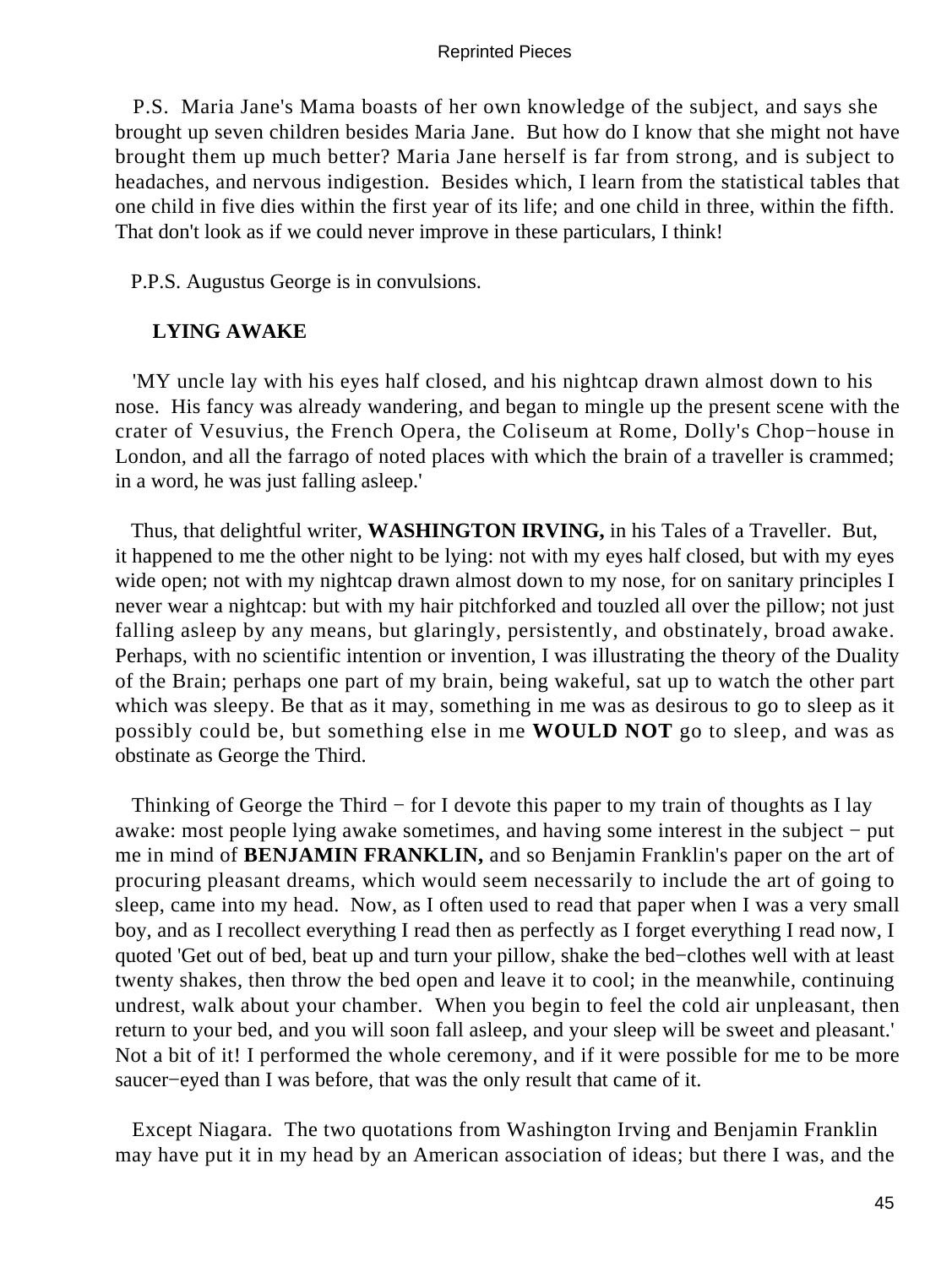P.S. Maria Jane's Mama boasts of her own knowledge of the subject, and says she brought up seven children besides Maria Jane. But how do I know that she might not have brought them up much better? Maria Jane herself is far from strong, and is subject to headaches, and nervous indigestion. Besides which, I learn from the statistical tables that one child in five dies within the first year of its life; and one child in three, within the fifth. That don't look as if we could never improve in these particulars, I think!

P.P.S. Augustus George is in convulsions.

## LYING AWAKE

'MY uncle lay with his eyes half closed, and his nightcap drawn almost down to his nose. His fancy was already wandering, and began to mingle up the present scene with the crater of Vesuvius, the French Opera, the Coliseum at Rome, Dolly's Chop−house in London, and all the farrago of noted places with which the brain of a traveller is crammed; in a word, he was just falling asleep.'

Thus, that delightful writer, **WASHINGTON IRVING,** in his Tales of a Traveller. But, it happened to me the other night to be lying: not with my eyes half closed, but with my eyes wide open; not with my nightcap drawn almost down to my nose, for on sanitary principles I never wear a nightcap: but with my hair pitchforked and touzled all over the pillow; not just falling asleep by any means, but glaringly, persistently, and obstinately, broad awake. Perhaps, with no scientific intention or invention, I was illustrating the theory of the Duality of the Brain; perhaps one part of my brain, being wakeful, sat up to watch the other part which was sleepy. Be that as it may, something in me was as desirous to go to sleep as it possibly could be, but something else in me **WOULD NOT** go to sleep, and was as obstinate as George the Third.

Thinking of George the Third − for I devote this paper to my train of thoughts as I lay awake: most people lying awake sometimes, and having some interest in the subject − put me in mind of **BENJAMIN FRANKLIN,** and so Benjamin Franklin's paper on the art of procuring pleasant dreams, which would seem necessarily to include the art of going to sleep, came into my head. Now, as I often used to read that paper when I was a very small boy, and as I recollect everything I read then as perfectly as I forget everything I read now, I quoted 'Get out of bed, beat up and turn your pillow, shake the bed−clothes well with at least twenty shakes, then throw the bed open and leave it to cool; in the meanwhile, continuing undrest, walk about your chamber. When you begin to feel the cold air unpleasant, then return to your bed, and you will soon fall asleep, and your sleep will be sweet and pleasant.' Not a bit of it! I performed the whole ceremony, and if it were possible for me to be more saucer−eyed than I was before, that was the only result that came of it.

Except Niagara. The two quotations from Washington Irving and Benjamin Franklin may have put it in my head by an American association of ideas; but there I was, and the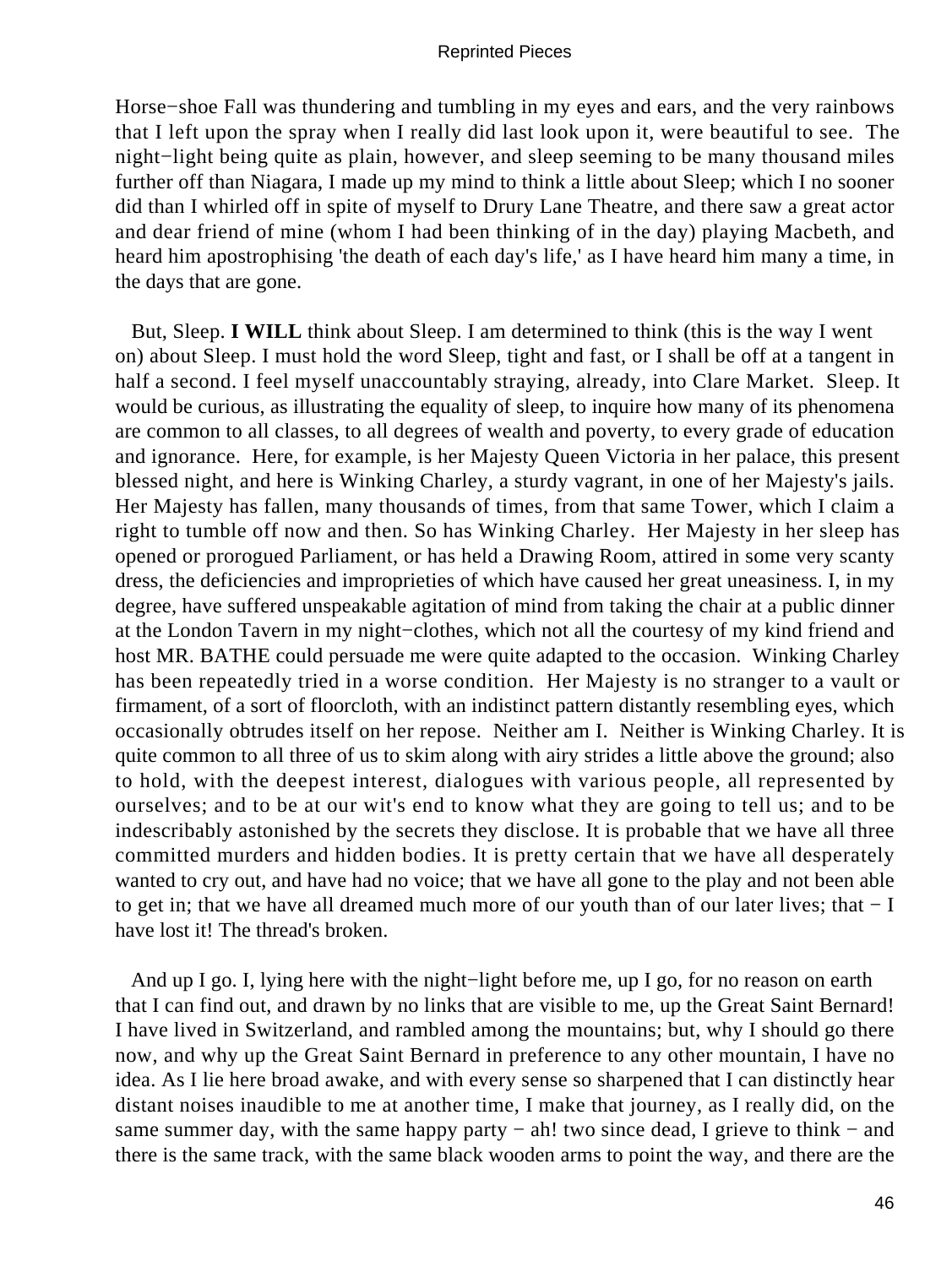Horse−shoe Fall was thundering and tumbling in my eyes and ears, and the very rainbows that I left upon the spray when I really did last look upon it, were beautiful to see. The night−light being quite as plain, however, and sleep seeming to be many thousand miles further off than Niagara, I made up my mind to think a little about Sleep; which I no sooner did than I whirled off in spite of myself to Drury Lane Theatre, and there saw a great actor and dear friend of mine (whom I had been thinking of in the day) playing Macbeth, and heard him apostrophising 'the death of each day's life,' as I have heard him many a time, in the days that are gone.

But, Sleep. **I WILL** think about Sleep. I am determined to think (this is the way I went on) about Sleep. I must hold the word Sleep, tight and fast, or I shall be off at a tangent in half a second. I feel myself unaccountably straying, already, into Clare Market. Sleep. It would be curious, as illustrating the equality of sleep, to inquire how many of its phenomena are common to all classes, to all degrees of wealth and poverty, to every grade of education and ignorance. Here, for example, is her Majesty Queen Victoria in her palace, this present blessed night, and here is Winking Charley, a sturdy vagrant, in one of her Majesty's jails. Her Majesty has fallen, many thousands of times, from that same Tower, which I claim a right to tumble off now and then. So has Winking Charley. Her Majesty in her sleep has opened or prorogued Parliament, or has held a Drawing Room, attired in some very scanty dress, the deficiencies and improprieties of which have caused her great uneasiness. I, in my degree, have suffered unspeakable agitation of mind from taking the chair at a public dinner at the London Tavern in my night−clothes, which not all the courtesy of my kind friend and host MR. BATHE could persuade me were quite adapted to the occasion. Winking Charley has been repeatedly tried in a worse condition. Her Majesty is no stranger to a vault or firmament, of a sort of floorcloth, with an indistinct pattern distantly resembling eyes, which occasionally obtrudes itself on her repose. Neither am I. Neither is Winking Charley. It is quite common to all three of us to skim along with airy strides a little above the ground; also to hold, with the deepest interest, dialogues with various people, all represented by ourselves; and to be at our wit's end to know what they are going to tell us; and to be indescribably astonished by the secrets they disclose. It is probable that we have all three committed murders and hidden bodies. It is pretty certain that we have all desperately wanted to cry out, and have had no voice; that we have all gone to the play and not been able to get in; that we have all dreamed much more of our youth than of our later lives; that − I have lost it! The thread's broken.

And up I go. I, lying here with the night−light before me, up I go, for no reason on earth that I can find out, and drawn by no links that are visible to me, up the Great Saint Bernard! I have lived in Switzerland, and rambled among the mountains; but, why I should go there now, and why up the Great Saint Bernard in preference to any other mountain, I have no idea. As I lie here broad awake, and with every sense so sharpened that I can distinctly hear distant noises inaudible to me at another time, I make that journey, as I really did, on the same summer day, with the same happy party − ah! two since dead, I grieve to think − and there is the same track, with the same black wooden arms to point the way, and there are the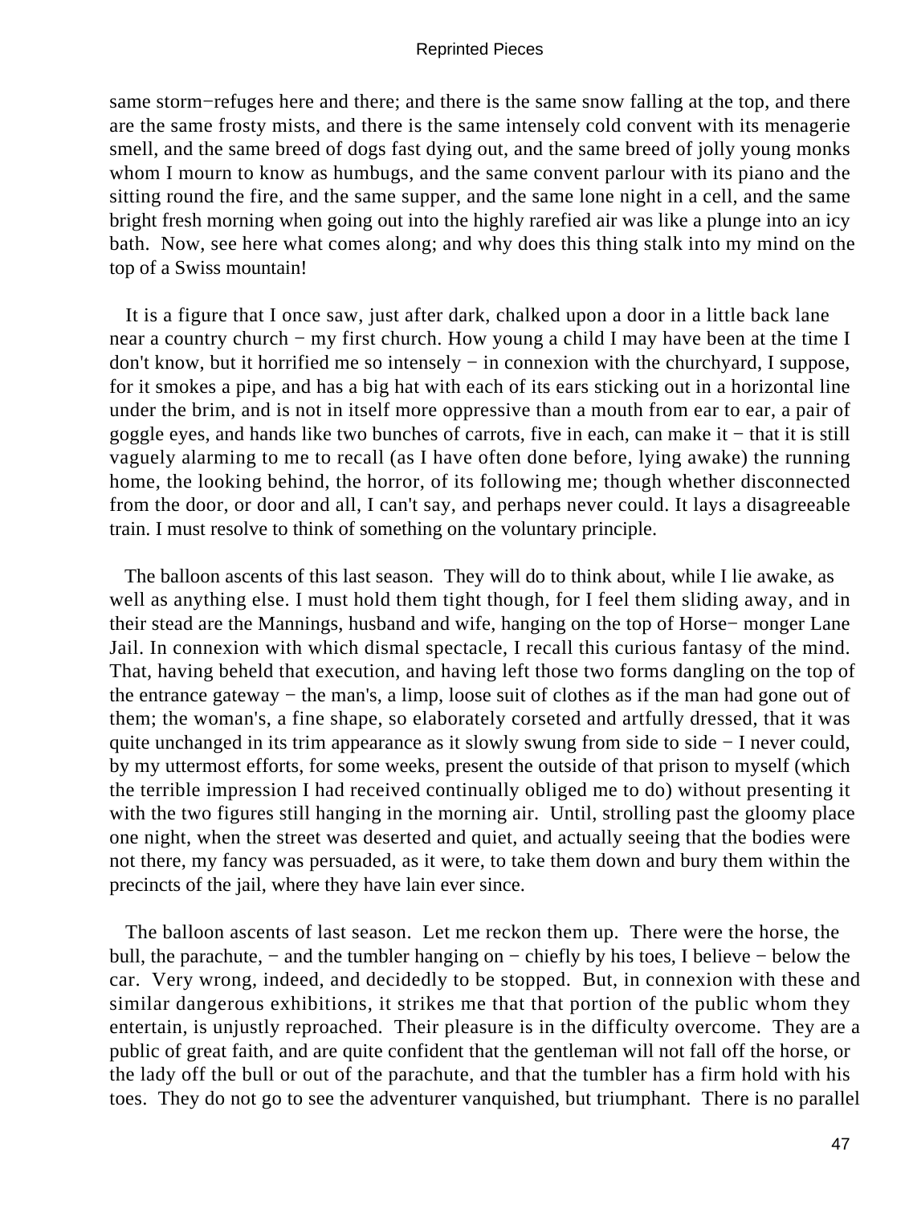same storm−refuges here and there; and there is the same snow falling at the top, and there are the same frosty mists, and there is the same intensely cold convent with its menagerie smell, and the same breed of dogs fast dying out, and the same breed of jolly young monks whom I mourn to know as humbugs, and the same convent parlour with its piano and the sitting round the fire, and the same supper, and the same lone night in a cell, and the same bright fresh morning when going out into the highly rarefied air was like a plunge into an icy bath. Now, see here what comes along; and why does this thing stalk into my mind on the top of a Swiss mountain!

It is a figure that I once saw, just after dark, chalked upon a door in a little back lane near a country church − my first church. How young a child I may have been at the time I don't know, but it horrified me so intensely − in connexion with the churchyard, I suppose, for it smokes a pipe, and has a big hat with each of its ears sticking out in a horizontal line under the brim, and is not in itself more oppressive than a mouth from ear to ear, a pair of goggle eyes, and hands like two bunches of carrots, five in each, can make it − that it is still vaguely alarming to me to recall (as I have often done before, lying awake) the running home, the looking behind, the horror, of its following me; though whether disconnected from the door, or door and all, I can't say, and perhaps never could. It lays a disagreeable train. I must resolve to think of something on the voluntary principle.

The balloon ascents of this last season. They will do to think about, while I lie awake, as well as anything else. I must hold them tight though, for I feel them sliding away, and in their stead are the Mannings, husband and wife, hanging on the top of Horse− monger Lane Jail. In connexion with which dismal spectacle, I recall this curious fantasy of the mind. That, having beheld that execution, and having left those two forms dangling on the top of the entrance gateway − the man's, a limp, loose suit of clothes as if the man had gone out of them; the woman's, a fine shape, so elaborately corseted and artfully dressed, that it was quite unchanged in its trim appearance as it slowly swung from side to side − I never could, by my uttermost efforts, for some weeks, present the outside of that prison to myself (which the terrible impression I had received continually obliged me to do) without presenting it with the two figures still hanging in the morning air. Until, strolling past the gloomy place one night, when the street was deserted and quiet, and actually seeing that the bodies were not there, my fancy was persuaded, as it were, to take them down and bury them within the precincts of the jail, where they have lain ever since.

The balloon ascents of last season. Let me reckon them up. There were the horse, the bull, the parachute, − and the tumbler hanging on − chiefly by his toes, I believe − below the car. Very wrong, indeed, and decidedly to be stopped. But, in connexion with these and similar dangerous exhibitions, it strikes me that that portion of the public whom they entertain, is unjustly reproached. Their pleasure is in the difficulty overcome. They are a public of great faith, and are quite confident that the gentleman will not fall off the horse, or the lady off the bull or out of the parachute, and that the tumbler has a firm hold with his toes. They do not go to see the adventurer vanquished, but triumphant. There is no parallel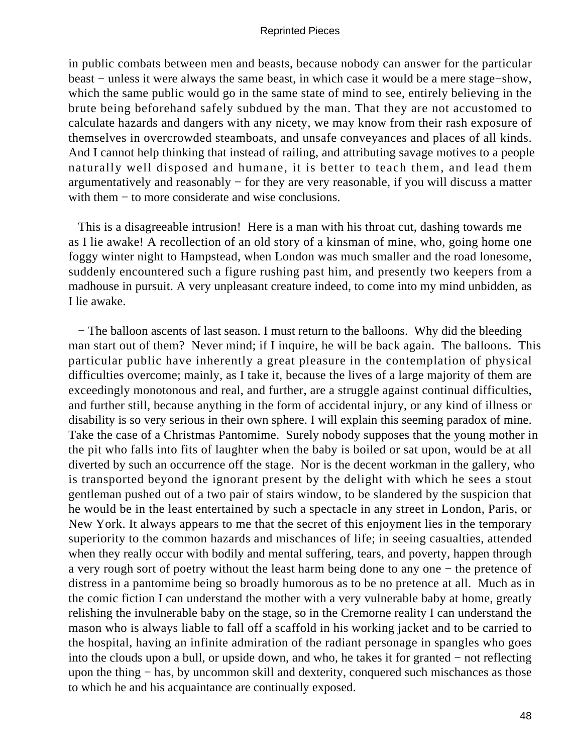in public combats between men and beasts, because nobody can answer for the particular beast − unless it were always the same beast, in which case it would be a mere stage−show, which the same public would go in the same state of mind to see, entirely believing in the brute being beforehand safely subdued by the man. That they are not accustomed to calculate hazards and dangers with any nicety, we may know from their rash exposure of themselves in overcrowded steamboats, and unsafe conveyances and places of all kinds. And I cannot help thinking that instead of railing, and attributing savage motives to a people naturally well disposed and humane, it is better to teach them, and lead them argumentatively and reasonably − for they are very reasonable, if you will discuss a matter with them − to more considerate and wise conclusions.

This is a disagreeable intrusion! Here is a man with his throat cut, dashing towards me as I lie awake! A recollection of an old story of a kinsman of mine, who, going home one foggy winter night to Hampstead, when London was much smaller and the road lonesome, suddenly encountered such a figure rushing past him, and presently two keepers from a madhouse in pursuit. A very unpleasant creature indeed, to come into my mind unbidden, as I lie awake.

− The balloon ascents of last season. I must return to the balloons. Why did the bleeding man start out of them? Never mind; if I inquire, he will be back again. The balloons. This particular public have inherently a great pleasure in the contemplation of physical difficulties overcome; mainly, as I take it, because the lives of a large majority of them are exceedingly monotonous and real, and further, are a struggle against continual difficulties, and further still, because anything in the form of accidental injury, or any kind of illness or disability is so very serious in their own sphere. I will explain this seeming paradox of mine. Take the case of a Christmas Pantomime. Surely nobody supposes that the young mother in the pit who falls into fits of laughter when the baby is boiled or sat upon, would be at all diverted by such an occurrence off the stage. Nor is the decent workman in the gallery, who is transported beyond the ignorant present by the delight with which he sees a stout gentleman pushed out of a two pair of stairs window, to be slandered by the suspicion that he would be in the least entertained by such a spectacle in any street in London, Paris, or New York. It always appears to me that the secret of this enjoyment lies in the temporary superiority to the common hazards and mischances of life; in seeing casualties, attended when they really occur with bodily and mental suffering, tears, and poverty, happen through a very rough sort of poetry without the least harm being done to any one − the pretence of distress in a pantomime being so broadly humorous as to be no pretence at all. Much as in the comic fiction I can understand the mother with a very vulnerable baby at home, greatly relishing the invulnerable baby on the stage, so in the Cremorne reality I can understand the mason who is always liable to fall off a scaffold in his working jacket and to be carried to the hospital, having an infinite admiration of the radiant personage in spangles who goes into the clouds upon a bull, or upside down, and who, he takes it for granted − not reflecting upon the thing − has, by uncommon skill and dexterity, conquered such mischances as those to which he and his acquaintance are continually exposed.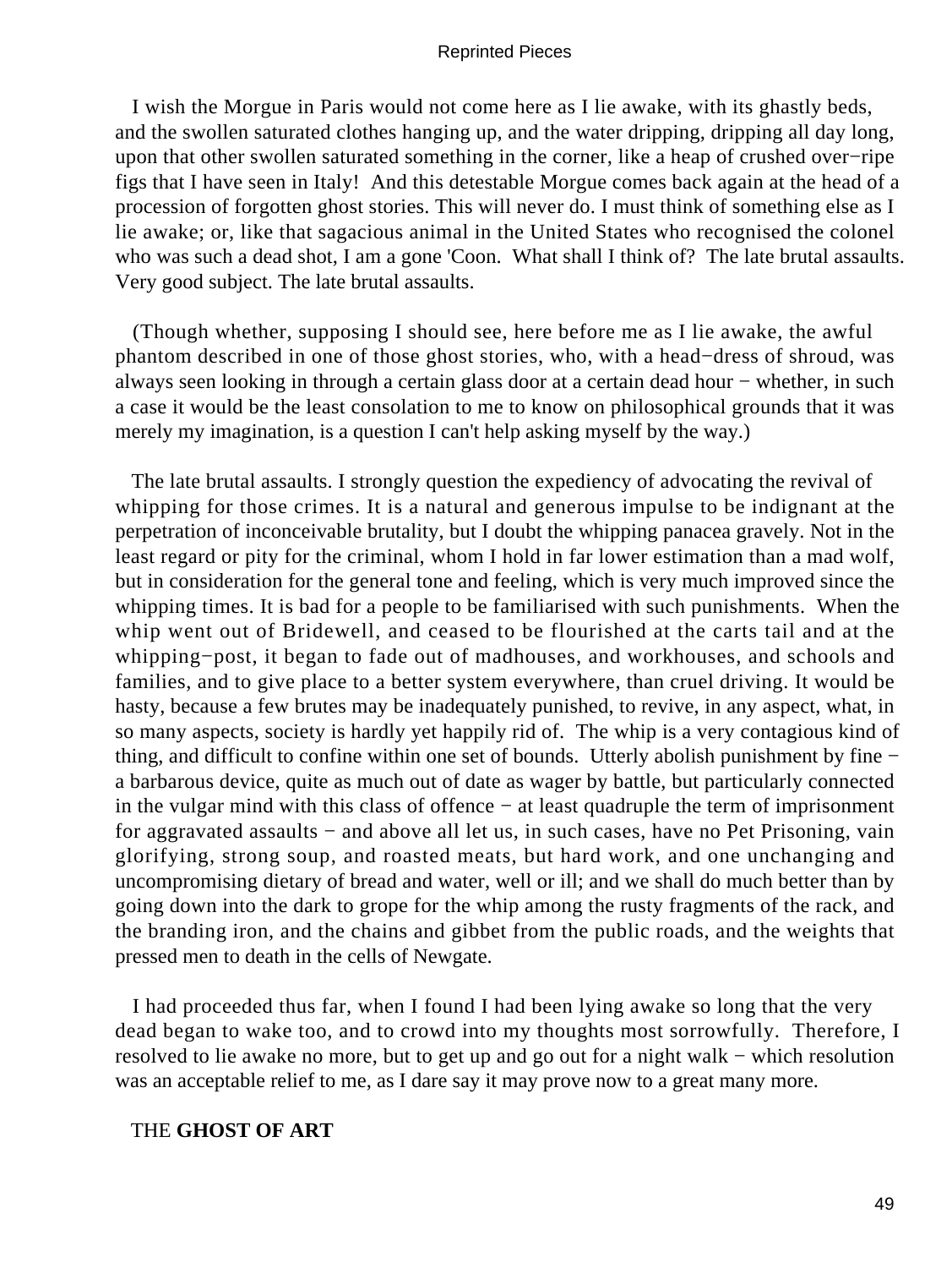I wish the Morgue in Paris would not come here as I lie awake, with its ghastly beds, and the swollen saturated clothes hanging up, and the water dripping, dripping all day long, upon that other swollen saturated something in the corner, like a heap of crushed over−ripe figs that I have seen in Italy! And this detestable Morgue comes back again at the head of a procession of forgotten ghost stories. This will never do. I must think of something else as I lie awake; or, like that sagacious animal in the United States who recognised the colonel who was such a dead shot, I am a gone 'Coon. What shall I think of? The late brutal assaults. Very good subject. The late brutal assaults.

(Though whether, supposing I should see, here before me as I lie awake, the awful phantom described in one of those ghost stories, who, with a head−dress of shroud, was always seen looking in through a certain glass door at a certain dead hour − whether, in such a case it would be the least consolation to me to know on philosophical grounds that it was merely my imagination, is a question I can't help asking myself by the way.)

The late brutal assaults. I strongly question the expediency of advocating the revival of whipping for those crimes. It is a natural and generous impulse to be indignant at the perpetration of inconceivable brutality, but I doubt the whipping panacea gravely. Not in the least regard or pity for the criminal, whom I hold in far lower estimation than a mad wolf, but in consideration for the general tone and feeling, which is very much improved since the whipping times. It is bad for a people to be familiarised with such punishments. When the whip went out of Bridewell, and ceased to be flourished at the carts tail and at the whipping−post, it began to fade out of madhouses, and workhouses, and schools and families, and to give place to a better system everywhere, than cruel driving. It would be hasty, because a few brutes may be inadequately punished, to revive, in any aspect, what, in so many aspects, society is hardly yet happily rid of. The whip is a very contagious kind of thing, and difficult to confine within one set of bounds. Utterly abolish punishment by fine − a barbarous device, quite as much out of date as wager by battle, but particularly connected in the vulgar mind with this class of offence − at least quadruple the term of imprisonment for aggravated assaults − and above all let us, in such cases, have no Pet Prisoning, vain glorifying, strong soup, and roasted meats, but hard work, and one unchanging and uncompromising dietary of bread and water, well or ill; and we shall do much better than by going down into the dark to grope for the whip among the rusty fragments of the rack, and the branding iron, and the chains and gibbet from the public roads, and the weights that pressed men to death in the cells of Newgate.

I had proceeded thus far, when I found I had been lying awake so long that the very dead began to wake too, and to crowd into my thoughts most sorrowfully. Therefore, I resolved to lie awake no more, but to get up and go out for a night walk − which resolution was an acceptable relief to me, as I dare say it may prove now to a great many more.

## THE **GHOST OF ART**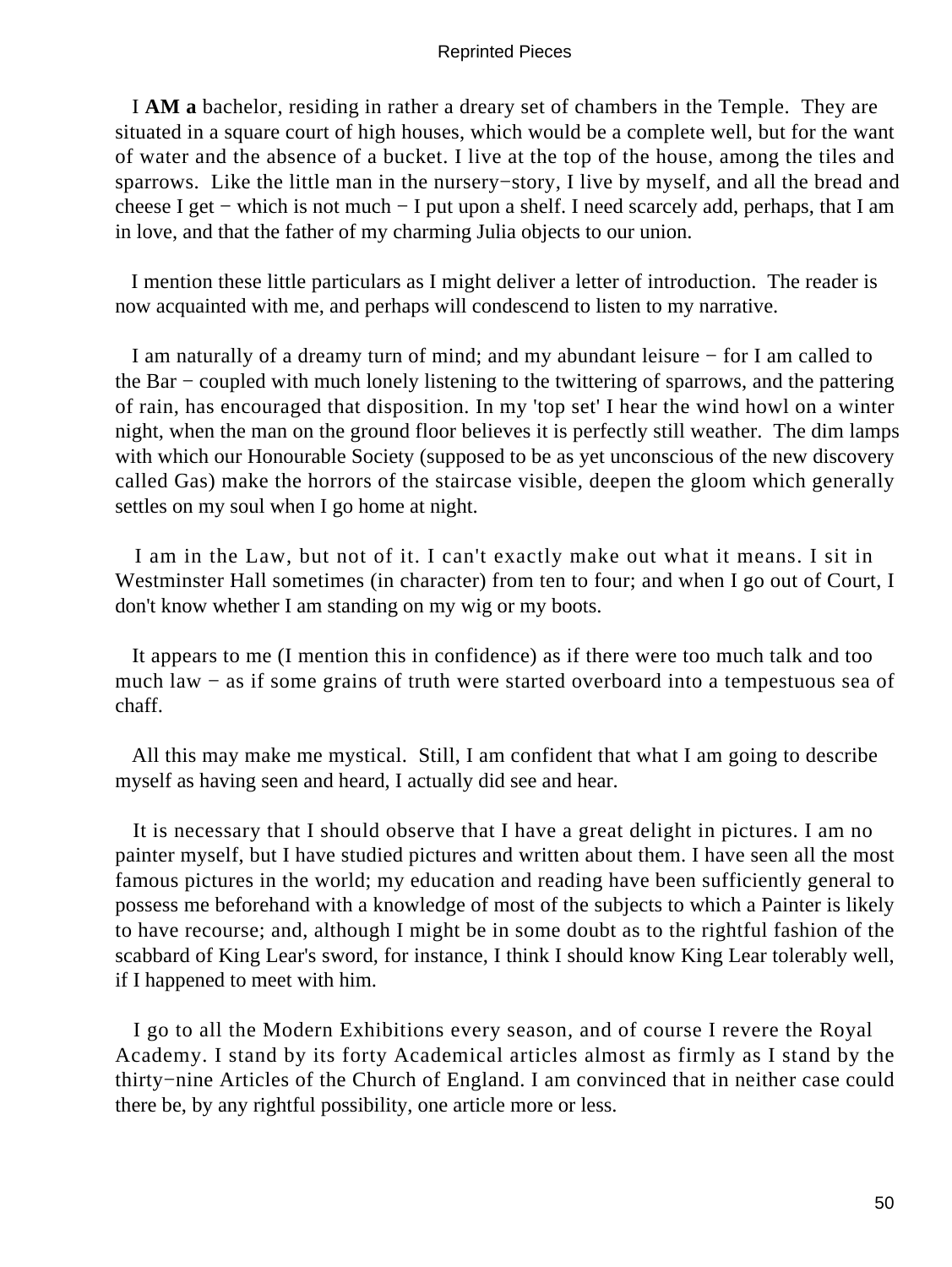I **AM a** bachelor, residing in rather a dreary set of chambers in the Temple. They are situated in a square court of high houses, which would be a complete well, but for the want of water and the absence of a bucket. I live at the top of the house, among the tiles and sparrows. Like the little man in the nursery−story, I live by myself, and all the bread and cheese I get − which is not much − I put upon a shelf. I need scarcely add, perhaps, that I am in love, and that the father of my charming Julia objects to our union.

I mention these little particulars as I might deliver a letter of introduction. The reader is now acquainted with me, and perhaps will condescend to listen to my narrative.

I am naturally of a dreamy turn of mind; and my abundant leisure − for I am called to the Bar − coupled with much lonely listening to the twittering of sparrows, and the pattering of rain, has encouraged that disposition. In my 'top set' I hear the wind howl on a winter night, when the man on the ground floor believes it is perfectly still weather. The dim lamps with which our Honourable Society (supposed to be as yet unconscious of the new discovery called Gas) make the horrors of the staircase visible, deepen the gloom which generally settles on my soul when I go home at night.

I am in the Law, but not of it. I can't exactly make out what it means. I sit in Westminster Hall sometimes (in character) from ten to four; and when I go out of Court, I don't know whether I am standing on my wig or my boots.

It appears to me (I mention this in confidence) as if there were too much talk and too much law − as if some grains of truth were started overboard into a tempestuous sea of chaff.

All this may make me mystical. Still, I am confident that what I am going to describe myself as having seen and heard, I actually did see and hear.

It is necessary that I should observe that I have a great delight in pictures. I am no painter myself, but I have studied pictures and written about them. I have seen all the most famous pictures in the world; my education and reading have been sufficiently general to possess me beforehand with a knowledge of most of the subjects to which a Painter is likely to have recourse; and, although I might be in some doubt as to the rightful fashion of the scabbard of King Lear's sword, for instance, I think I should know King Lear tolerably well, if I happened to meet with him.

I go to all the Modern Exhibitions every season, and of course I revere the Royal Academy. I stand by its forty Academical articles almost as firmly as I stand by the thirty−nine Articles of the Church of England. I am convinced that in neither case could there be, by any rightful possibility, one article more or less.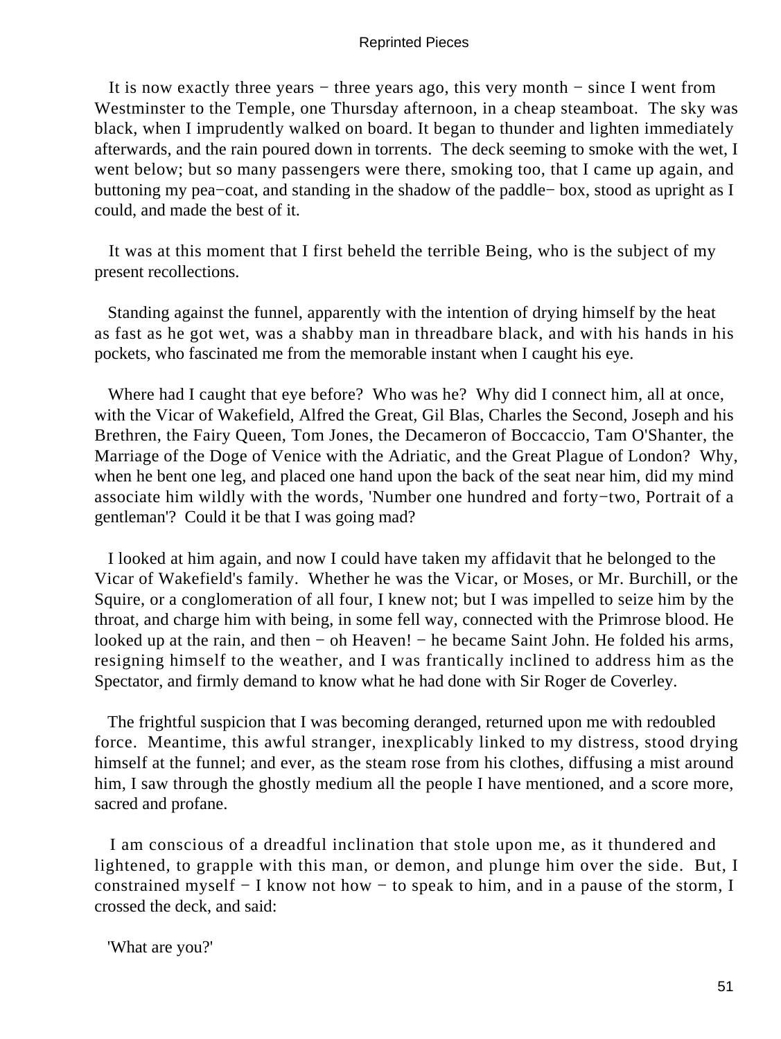It is now exactly three years − three years ago, this very month − since I went from Westminster to the Temple, one Thursday afternoon, in a cheap steamboat. The sky was black, when I imprudently walked on board. It began to thunder and lighten immediately afterwards, and the rain poured down in torrents. The deck seeming to smoke with the wet, I went below; but so many passengers were there, smoking too, that I came up again, and buttoning my pea−coat, and standing in the shadow of the paddle− box, stood as upright as I could, and made the best of it.

It was at this moment that I first beheld the terrible Being, who is the subject of my present recollections.

Standing against the funnel, apparently with the intention of drying himself by the heat as fast as he got wet, was a shabby man in threadbare black, and with his hands in his pockets, who fascinated me from the memorable instant when I caught his eye.

Where had I caught that eye before? Who was he? Why did I connect him, all at once, with the Vicar of Wakefield, Alfred the Great, Gil Blas, Charles the Second, Joseph and his Brethren, the Fairy Queen, Tom Jones, the Decameron of Boccaccio, Tam O'Shanter, the Marriage of the Doge of Venice with the Adriatic, and the Great Plague of London? Why, when he bent one leg, and placed one hand upon the back of the seat near him, did my mind associate him wildly with the words, 'Number one hundred and forty−two, Portrait of a gentleman'? Could it be that I was going mad?

I looked at him again, and now I could have taken my affidavit that he belonged to the Vicar of Wakefield's family. Whether he was the Vicar, or Moses, or Mr. Burchill, or the Squire, or a conglomeration of all four, I knew not; but I was impelled to seize him by the throat, and charge him with being, in some fell way, connected with the Primrose blood. He looked up at the rain, and then − oh Heaven! − he became Saint John. He folded his arms, resigning himself to the weather, and I was frantically inclined to address him as the Spectator, and firmly demand to know what he had done with Sir Roger de Coverley.

The frightful suspicion that I was becoming deranged, returned upon me with redoubled force. Meantime, this awful stranger, inexplicably linked to my distress, stood drying himself at the funnel; and ever, as the steam rose from his clothes, diffusing a mist around him, I saw through the ghostly medium all the people I have mentioned, and a score more, sacred and profane.

I am conscious of a dreadful inclination that stole upon me, as it thundered and lightened, to grapple with this man, or demon, and plunge him over the side. But, I constrained myself − I know not how − to speak to him, and in a pause of the storm, I crossed the deck, and said:

'What are you?'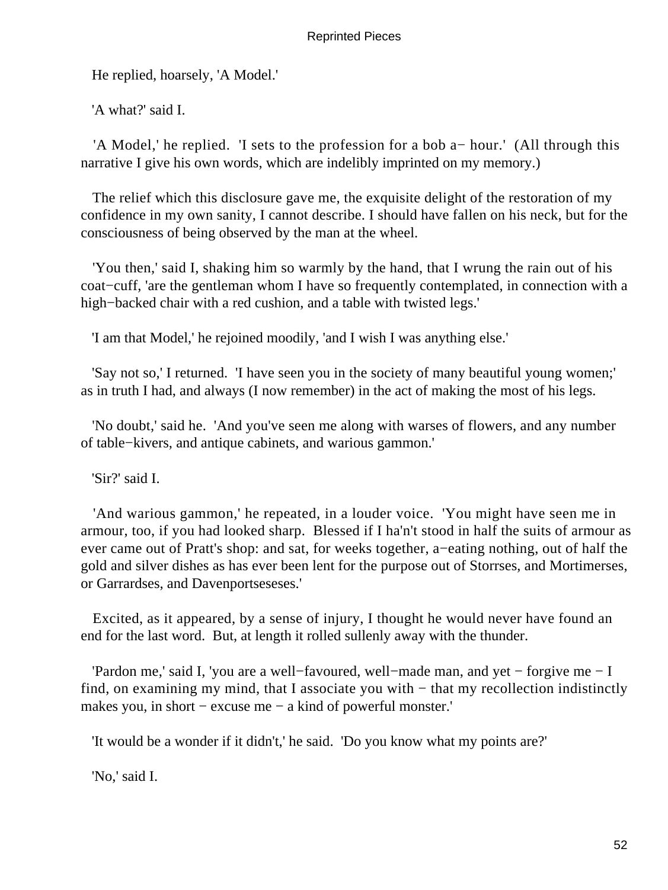He replied, hoarsely, 'A Model.'

'A what?' said I.

'A Model,' he replied. 'I sets to the profession for a bob a− hour.' (All through this narrative I give his own words, which are indelibly imprinted on my memory.)

The relief which this disclosure gave me, the exquisite delight of the restoration of my confidence in my own sanity, I cannot describe. I should have fallen on his neck, but for the consciousness of being observed by the man at the wheel.

'You then,' said I, shaking him so warmly by the hand, that I wrung the rain out of his coat−cuff, 'are the gentleman whom I have so frequently contemplated, in connection with a high−backed chair with a red cushion, and a table with twisted legs.'

'I am that Model,' he rejoined moodily, 'and I wish I was anything else.'

'Say not so,' I returned. 'I have seen you in the society of many beautiful young women;' as in truth I had, and always (I now remember) in the act of making the most of his legs.

'No doubt,' said he. 'And you've seen me along with warses of flowers, and any number of table−kivers, and antique cabinets, and warious gammon.'

'Sir?' said I.

'And warious gammon,' he repeated, in a louder voice. 'You might have seen me in armour, too, if you had looked sharp. Blessed if I ha'n't stood in half the suits of armour as ever came out of Pratt's shop: and sat, for weeks together, a−eating nothing, out of half the gold and silver dishes as has ever been lent for the purpose out of Storrses, and Mortimerses, or Garrardses, and Davenportseseses.'

Excited, as it appeared, by a sense of injury, I thought he would never have found an end for the last word. But, at length it rolled sullenly away with the thunder.

'Pardon me,' said I, 'you are a well−favoured, well−made man, and yet − forgive me − I find, on examining my mind, that I associate you with − that my recollection indistinctly makes you, in short − excuse me − a kind of powerful monster.'

'It would be a wonder if it didn't,' he said. 'Do you know what my points are?'

'No,' said I.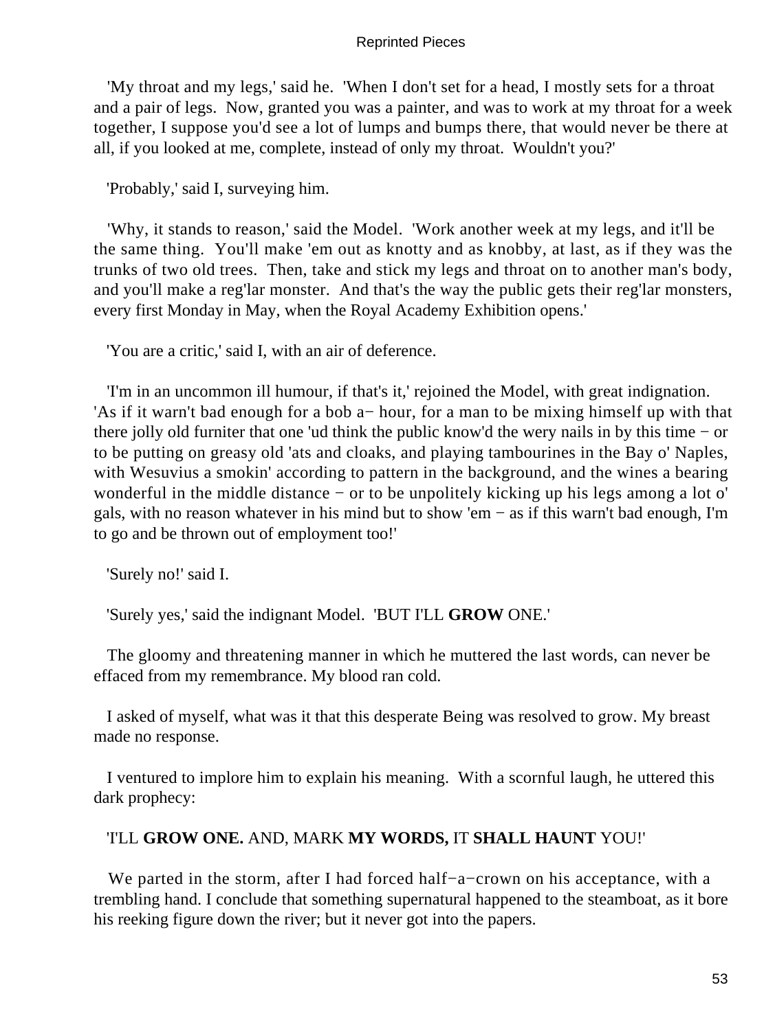'My throat and my legs,' said he. 'When I don't set for a head, I mostly sets for a throat and a pair of legs. Now, granted you was a painter, and was to work at my throat for a week together, I suppose you'd see a lot of lumps and bumps there, that would never be there at all, if you looked at me, complete, instead of only my throat. Wouldn't you?'

'Probably,' said I, surveying him.

'Why, it stands to reason,' said the Model. 'Work another week at my legs, and it'll be the same thing. You'll make 'em out as knotty and as knobby, at last, as if they was the trunks of two old trees. Then, take and stick my legs and throat on to another man's body, and you'll make a reg'lar monster. And that's the way the public gets their reg'lar monsters, every first Monday in May, when the Royal Academy Exhibition opens.'

'You are a critic,' said I, with an air of deference.

'I'm in an uncommon ill humour, if that's it,' rejoined the Model, with great indignation. 'As if it warn't bad enough for a bob a− hour, for a man to be mixing himself up with that there jolly old furniter that one 'ud think the public know'd the wery nails in by this time − or to be putting on greasy old 'ats and cloaks, and playing tambourines in the Bay o' Naples, with Wesuvius a smokin' according to pattern in the background, and the wines a bearing wonderful in the middle distance − or to be unpolitely kicking up his legs among a lot o' gals, with no reason whatever in his mind but to show 'em − as if this warn't bad enough, I'm to go and be thrown out of employment too!'

'Surely no!' said I.

'Surely yes,' said the indignant Model. 'BUT I'LL **GROW** ONE.'

The gloomy and threatening manner in which he muttered the last words, can never be effaced from my remembrance. My blood ran cold.

I asked of myself, what was it that this desperate Being was resolved to grow. My breast made no response.

I ventured to implore him to explain his meaning. With a scornful laugh, he uttered this dark prophecy:

'I'LL **GROW ONE.** AND, MARK **MY WORDS,** IT **SHALL HAUNT** YOU!'

We parted in the storm, after I had forced half−a−crown on his acceptance, with a trembling hand. I conclude that something supernatural happened to the steamboat, as it bore his reeking figure down the river; but it never got into the papers.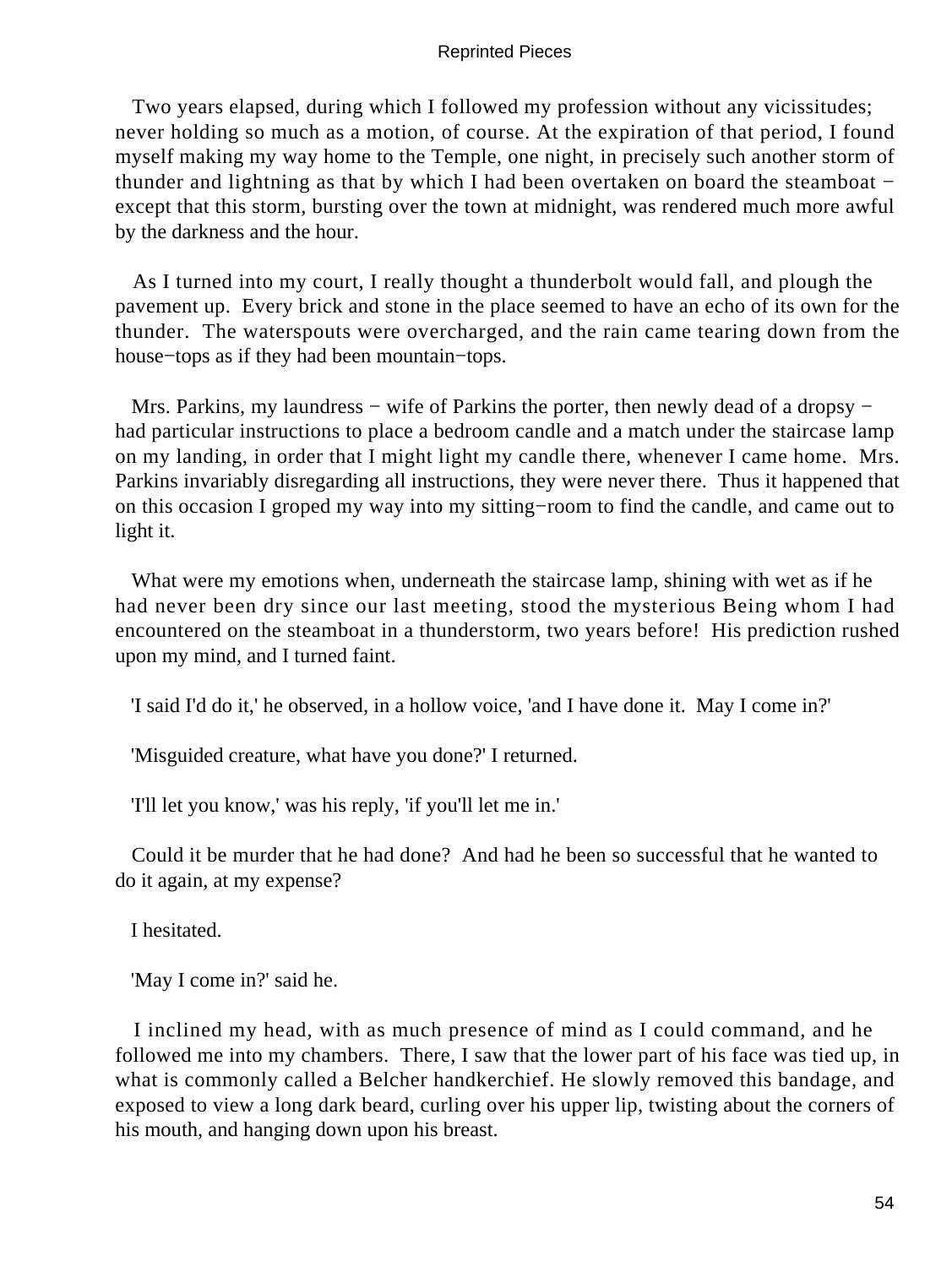Two years elapsed, during which I followed my profession without any vicissitudes; never holding so much as a motion, of course. At the expiration of that period, I found myself making my way home to the Temple, one night, in precisely such another storm of thunder and lightning as that by which I had been overtaken on board the steamboat − except that this storm, bursting over the town at midnight, was rendered much more awful by the darkness and the hour.

As I turned into my court, I really thought a thunderbolt would fall, and plough the pavement up. Every brick and stone in the place seemed to have an echo of its own for the thunder. The waterspouts were overcharged, and the rain came tearing down from the house−tops as if they had been mountain−tops.

Mrs. Parkins, my laundress − wife of Parkins the porter, then newly dead of a dropsy − had particular instructions to place a bedroom candle and a match under the staircase lamp on my landing, in order that I might light my candle there, whenever I came home. Mrs. Parkins invariably disregarding all instructions, they were never there. Thus it happened that on this occasion I groped my way into my sitting−room to find the candle, and came out to light it.

What were my emotions when, underneath the staircase lamp, shining with wet as if he had never been dry since our last meeting, stood the mysterious Being whom I had encountered on the steamboat in a thunderstorm, two years before! His prediction rushed upon my mind, and I turned faint.

'I said I'd do it,' he observed, in a hollow voice, 'and I have done it. May I come in?'

'Misguided creature, what have you done?' I returned.

'I'll let you know,' was his reply, 'if you'll let me in.'

Could it be murder that he had done? And had he been so successful that he wanted to do it again, at my expense?

I hesitated.

'May I come in?' said he.

I inclined my head, with as much presence of mind as I could command, and he followed me into my chambers. There, I saw that the lower part of his face was tied up, in what is commonly called a Belcher handkerchief. He slowly removed this bandage, and exposed to view a long dark beard, curling over his upper lip, twisting about the corners of his mouth, and hanging down upon his breast.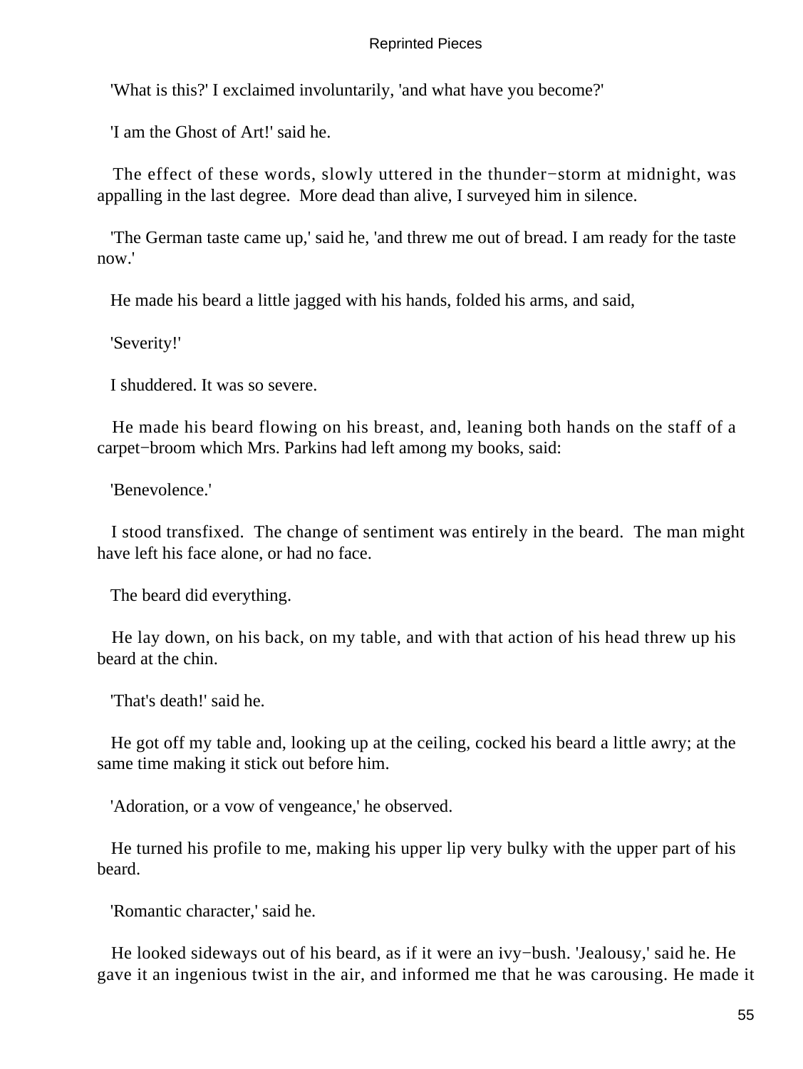'What is this?' I exclaimed involuntarily, 'and what have you become?'

'I am the Ghost of Art!' said he.

The effect of these words, slowly uttered in the thunder−storm at midnight, was appalling in the last degree. More dead than alive, I surveyed him in silence.

'The German taste came up,' said he, 'and threw me out of bread. I am ready for the taste now.'

He made his beard a little jagged with his hands, folded his arms, and said,

'Severity!'

I shuddered. It was so severe.

He made his beard flowing on his breast, and, leaning both hands on the staff of a carpet−broom which Mrs. Parkins had left among my books, said:

'Benevolence.'

I stood transfixed. The change of sentiment was entirely in the beard. The man might have left his face alone, or had no face.

The beard did everything.

He lay down, on his back, on my table, and with that action of his head threw up his beard at the chin.

'That's death!' said he.

He got off my table and, looking up at the ceiling, cocked his beard a little awry; at the same time making it stick out before him.

'Adoration, or a vow of vengeance,' he observed.

He turned his profile to me, making his upper lip very bulky with the upper part of his beard.

'Romantic character,' said he.

He looked sideways out of his beard, as if it were an ivy−bush. 'Jealousy,' said he. He gave it an ingenious twist in the air, and informed me that he was carousing. He made it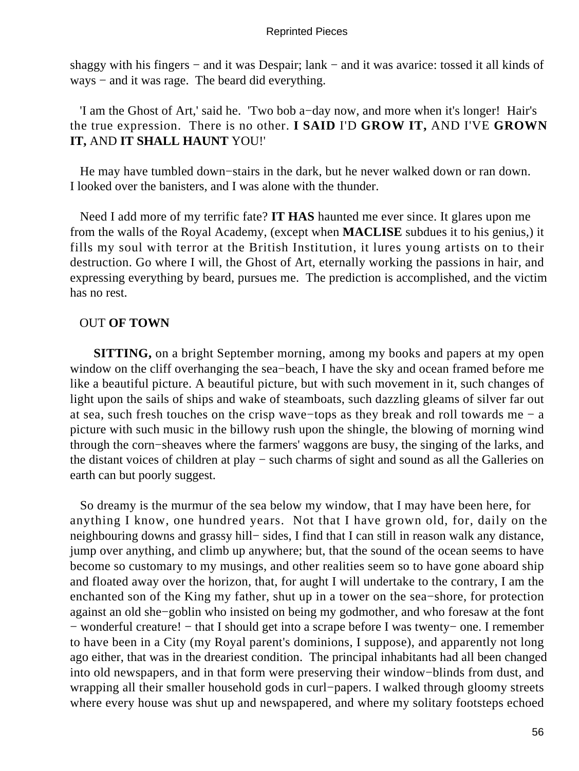shaggy with his fingers − and it was Despair; lank − and it was avarice: tossed it all kinds of ways − and it was rage. The beard did everything.

'I am the Ghost of Art,' said he. 'Two bob a−day now, and more when it's longer! Hair's the true expression. There is no other. **I SAID** I'D **GROW IT,** AND I'VE **GROWN IT,** AND **IT SHALL HAUNT** YOU!'

He may have tumbled down−stairs in the dark, but he never walked down or ran down. I looked over the banisters, and I was alone with the thunder.

Need I add more of my terrific fate? **IT HAS** haunted me ever since. It glares upon me from the walls of the Royal Academy, (except when **MACLISE** subdues it to his genius,) it fills my soul with terror at the British Institution, it lures young artists on to their destruction. Go where I will, the Ghost of Art, eternally working the passions in hair, and expressing everything by beard, pursues me. The prediction is accomplished, and the victim has no rest.

## OUT **OF TOWN**

**SITTING,** on a bright September morning, among my books and papers at my open window on the cliff overhanging the sea−beach, I have the sky and ocean framed before me like a beautiful picture. A beautiful picture, but with such movement in it, such changes of light upon the sails of ships and wake of steamboats, such dazzling gleams of silver far out at sea, such fresh touches on the crisp wave−tops as they break and roll towards me − a picture with such music in the billowy rush upon the shingle, the blowing of morning wind through the corn−sheaves where the farmers' waggons are busy, the singing of the larks, and the distant voices of children at play − such charms of sight and sound as all the Galleries on earth can but poorly suggest.

So dreamy is the murmur of the sea below my window, that I may have been here, for anything I know, one hundred years. Not that I have grown old, for, daily on the neighbouring downs and grassy hill− sides, I find that I can still in reason walk any distance, jump over anything, and climb up anywhere; but, that the sound of the ocean seems to have become so customary to my musings, and other realities seem so to have gone aboard ship and floated away over the horizon, that, for aught I will undertake to the contrary, I am the enchanted son of the King my father, shut up in a tower on the sea−shore, for protection against an old she−goblin who insisted on being my godmother, and who foresaw at the font − wonderful creature! − that I should get into a scrape before I was twenty− one. I remember to have been in a City (my Royal parent's dominions, I suppose), and apparently not long ago either, that was in the dreariest condition. The principal inhabitants had all been changed into old newspapers, and in that form were preserving their window−blinds from dust, and wrapping all their smaller household gods in curl−papers. I walked through gloomy streets where every house was shut up and newspapered, and where my solitary footsteps echoed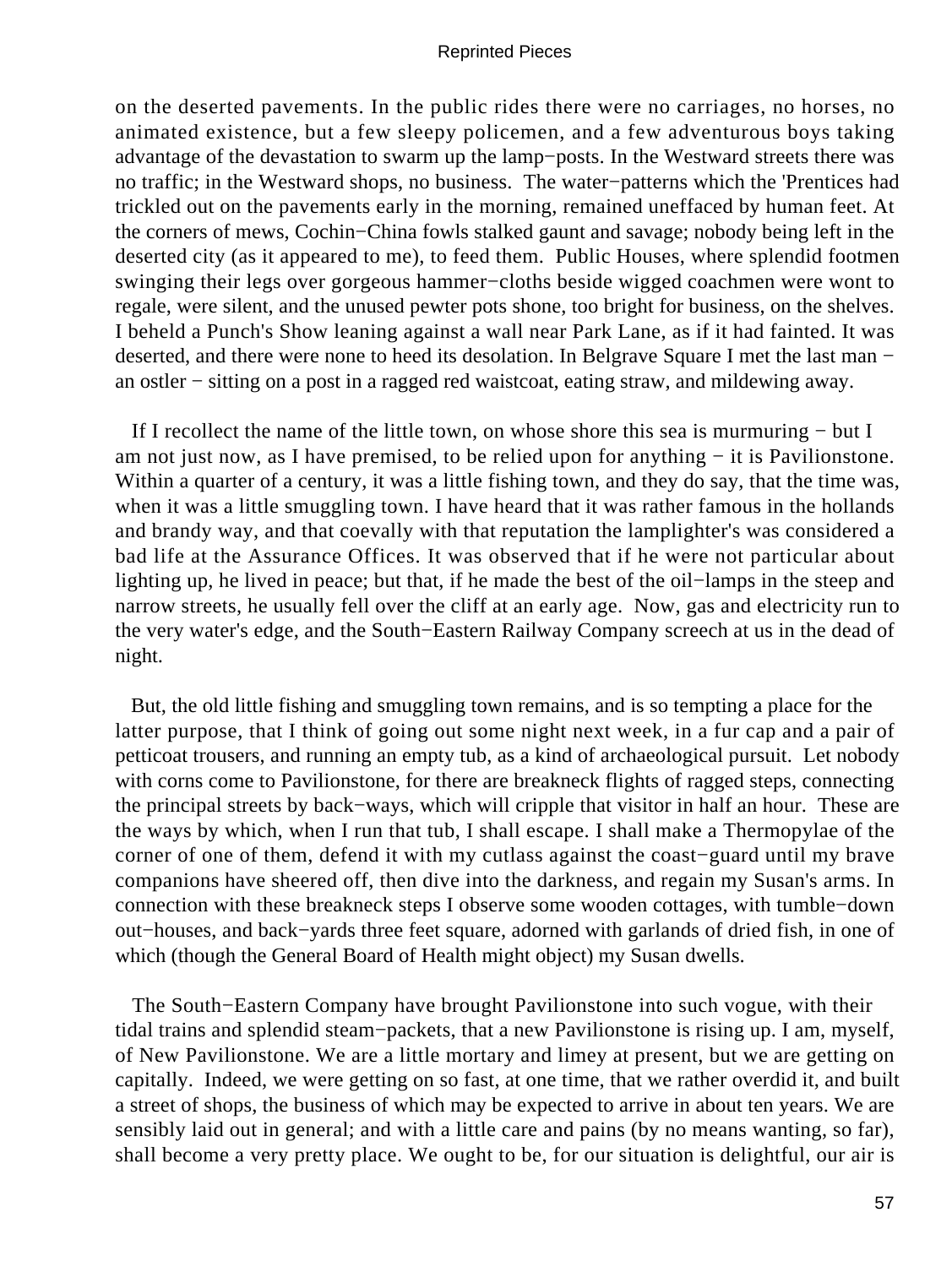on the deserted pavements. In the public rides there were no carriages, no horses, no animated existence, but a few sleepy policemen, and a few adventurous boys taking advantage of the devastation to swarm up the lamp−posts. In the Westward streets there was no traffic; in the Westward shops, no business. The water−patterns which the 'Prentices had trickled out on the pavements early in the morning, remained uneffaced by human feet. At the corners of mews, Cochin−China fowls stalked gaunt and savage; nobody being left in the deserted city (as it appeared to me), to feed them. Public Houses, where splendid footmen swinging their legs over gorgeous hammer−cloths beside wigged coachmen were wont to regale, were silent, and the unused pewter pots shone, too bright for business, on the shelves. I beheld a Punch's Show leaning against a wall near Park Lane, as if it had fainted. It was deserted, and there were none to heed its desolation. In Belgrave Square I met the last man − an ostler − sitting on a post in a ragged red waistcoat, eating straw, and mildewing away.

If I recollect the name of the little town, on whose shore this sea is murmuring − but I am not just now, as I have premised, to be relied upon for anything − it is Pavilionstone. Within a quarter of a century, it was a little fishing town, and they do say, that the time was, when it was a little smuggling town. I have heard that it was rather famous in the hollands and brandy way, and that coevally with that reputation the lamplighter's was considered a bad life at the Assurance Offices. It was observed that if he were not particular about lighting up, he lived in peace; but that, if he made the best of the oil−lamps in the steep and narrow streets, he usually fell over the cliff at an early age. Now, gas and electricity run to the very water's edge, and the South−Eastern Railway Company screech at us in the dead of night.

But, the old little fishing and smuggling town remains, and is so tempting a place for the latter purpose, that I think of going out some night next week, in a fur cap and a pair of petticoat trousers, and running an empty tub, as a kind of archaeological pursuit. Let nobody with corns come to Pavilionstone, for there are breakneck flights of ragged steps, connecting the principal streets by back−ways, which will cripple that visitor in half an hour. These are the ways by which, when I run that tub, I shall escape. I shall make a Thermopylae of the corner of one of them, defend it with my cutlass against the coast−guard until my brave companions have sheered off, then dive into the darkness, and regain my Susan's arms. In connection with these breakneck steps I observe some wooden cottages, with tumble−down out−houses, and back−yards three feet square, adorned with garlands of dried fish, in one of which (though the General Board of Health might object) my Susan dwells.

The South−Eastern Company have brought Pavilionstone into such vogue, with their tidal trains and splendid steam−packets, that a new Pavilionstone is rising up. I am, myself, of New Pavilionstone. We are a little mortary and limey at present, but we are getting on capitally. Indeed, we were getting on so fast, at one time, that we rather overdid it, and built a street of shops, the business of which may be expected to arrive in about ten years. We are sensibly laid out in general; and with a little care and pains (by no means wanting, so far), shall become a very pretty place. We ought to be, for our situation is delightful, our air is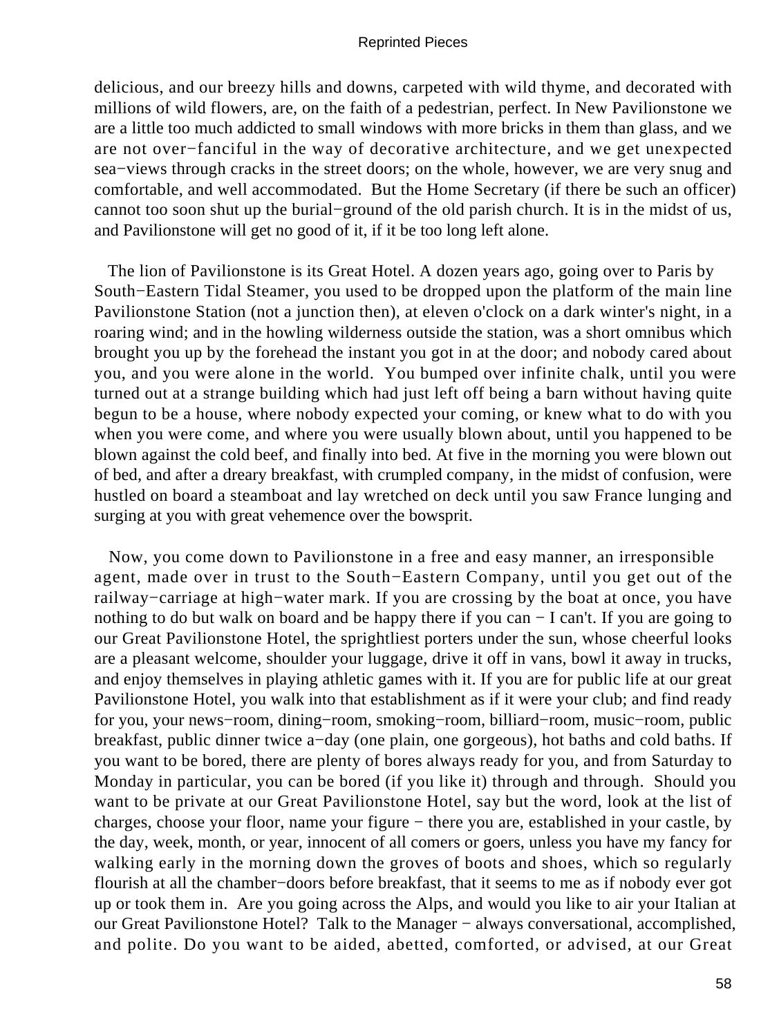delicious, and our breezy hills and downs, carpeted with wild thyme, and decorated with millions of wild flowers, are, on the faith of a pedestrian, perfect. In New Pavilionstone we are a little too much addicted to small windows with more bricks in them than glass, and we are not over−fanciful in the way of decorative architecture, and we get unexpected sea−views through cracks in the street doors; on the whole, however, we are very snug and comfortable, and well accommodated. But the Home Secretary (if there be such an officer) cannot too soon shut up the burial−ground of the old parish church. It is in the midst of us, and Pavilionstone will get no good of it, if it be too long left alone.

The lion of Pavilionstone is its Great Hotel. A dozen years ago, going over to Paris by South−Eastern Tidal Steamer, you used to be dropped upon the platform of the main line Pavilionstone Station (not a junction then), at eleven o'clock on a dark winter's night, in a roaring wind; and in the howling wilderness outside the station, was a short omnibus which brought you up by the forehead the instant you got in at the door; and nobody cared about you, and you were alone in the world. You bumped over infinite chalk, until you were turned out at a strange building which had just left off being a barn without having quite begun to be a house, where nobody expected your coming, or knew what to do with you when you were come, and where you were usually blown about, until you happened to be blown against the cold beef, and finally into bed. At five in the morning you were blown out of bed, and after a dreary breakfast, with crumpled company, in the midst of confusion, were hustled on board a steamboat and lay wretched on deck until you saw France lunging and surging at you with great vehemence over the bowsprit.

Now, you come down to Pavilionstone in a free and easy manner, an irresponsible agent, made over in trust to the South−Eastern Company, until you get out of the railway−carriage at high−water mark. If you are crossing by the boat at once, you have nothing to do but walk on board and be happy there if you can − I can't. If you are going to our Great Pavilionstone Hotel, the sprightliest porters under the sun, whose cheerful looks are a pleasant welcome, shoulder your luggage, drive it off in vans, bowl it away in trucks, and enjoy themselves in playing athletic games with it. If you are for public life at our great Pavilionstone Hotel, you walk into that establishment as if it were your club; and find ready for you, your news−room, dining−room, smoking−room, billiard−room, music−room, public breakfast, public dinner twice a−day (one plain, one gorgeous), hot baths and cold baths. If you want to be bored, there are plenty of bores always ready for you, and from Saturday to Monday in particular, you can be bored (if you like it) through and through. Should you want to be private at our Great Pavilionstone Hotel, say but the word, look at the list of charges, choose your floor, name your figure − there you are, established in your castle, by the day, week, month, or year, innocent of all comers or goers, unless you have my fancy for walking early in the morning down the groves of boots and shoes, which so regularly flourish at all the chamber−doors before breakfast, that it seems to me as if nobody ever got up or took them in. Are you going across the Alps, and would you like to air your Italian at our Great Pavilionstone Hotel? Talk to the Manager − always conversational, accomplished, and polite. Do you want to be aided, abetted, comforted, or advised, at our Great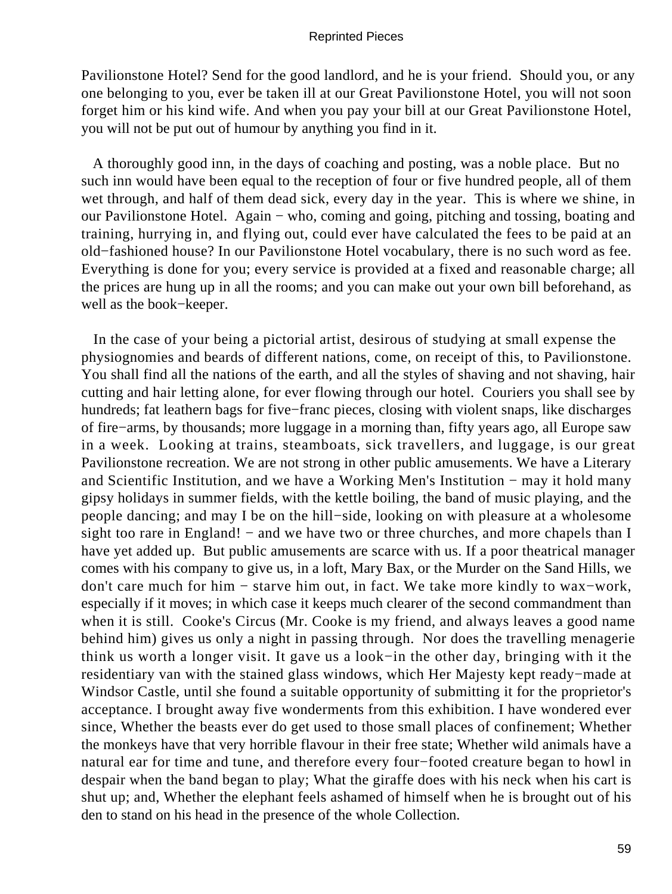Pavilionstone Hotel? Send for the good landlord, and he is your friend. Should you, or any one belonging to you, ever be taken ill at our Great Pavilionstone Hotel, you will not soon forget him or his kind wife. And when you pay your bill at our Great Pavilionstone Hotel, you will not be put out of humour by anything you find in it.

A thoroughly good inn, in the days of coaching and posting, was a noble place. But no such inn would have been equal to the reception of four or five hundred people, all of them wet through, and half of them dead sick, every day in the year. This is where we shine, in our Pavilionstone Hotel. Again − who, coming and going, pitching and tossing, boating and training, hurrying in, and flying out, could ever have calculated the fees to be paid at an old−fashioned house? In our Pavilionstone Hotel vocabulary, there is no such word as fee. Everything is done for you; every service is provided at a fixed and reasonable charge; all the prices are hung up in all the rooms; and you can make out your own bill beforehand, as well as the book−keeper.

In the case of your being a pictorial artist, desirous of studying at small expense the physiognomies and beards of different nations, come, on receipt of this, to Pavilionstone. You shall find all the nations of the earth, and all the styles of shaving and not shaving, hair cutting and hair letting alone, for ever flowing through our hotel. Couriers you shall see by hundreds; fat leathern bags for five−franc pieces, closing with violent snaps, like discharges of fire−arms, by thousands; more luggage in a morning than, fifty years ago, all Europe saw in a week. Looking at trains, steamboats, sick travellers, and luggage, is our great Pavilionstone recreation. We are not strong in other public amusements. We have a Literary and Scientific Institution, and we have a Working Men's Institution − may it hold many gipsy holidays in summer fields, with the kettle boiling, the band of music playing, and the people dancing; and may I be on the hill−side, looking on with pleasure at a wholesome sight too rare in England! − and we have two or three churches, and more chapels than I have yet added up. But public amusements are scarce with us. If a poor theatrical manager comes with his company to give us, in a loft, Mary Bax, or the Murder on the Sand Hills, we don't care much for him − starve him out, in fact. We take more kindly to wax−work, especially if it moves; in which case it keeps much clearer of the second commandment than when it is still. Cooke's Circus (Mr. Cooke is my friend, and always leaves a good name behind him) gives us only a night in passing through. Nor does the travelling menagerie think us worth a longer visit. It gave us a look−in the other day, bringing with it the residentiary van with the stained glass windows, which Her Majesty kept ready−made at Windsor Castle, until she found a suitable opportunity of submitting it for the proprietor's acceptance. I brought away five wonderments from this exhibition. I have wondered ever since, Whether the beasts ever do get used to those small places of confinement; Whether the monkeys have that very horrible flavour in their free state; Whether wild animals have a natural ear for time and tune, and therefore every four−footed creature began to howl in despair when the band began to play; What the giraffe does with his neck when his cart is shut up; and, Whether the elephant feels ashamed of himself when he is brought out of his den to stand on his head in the presence of the whole Collection.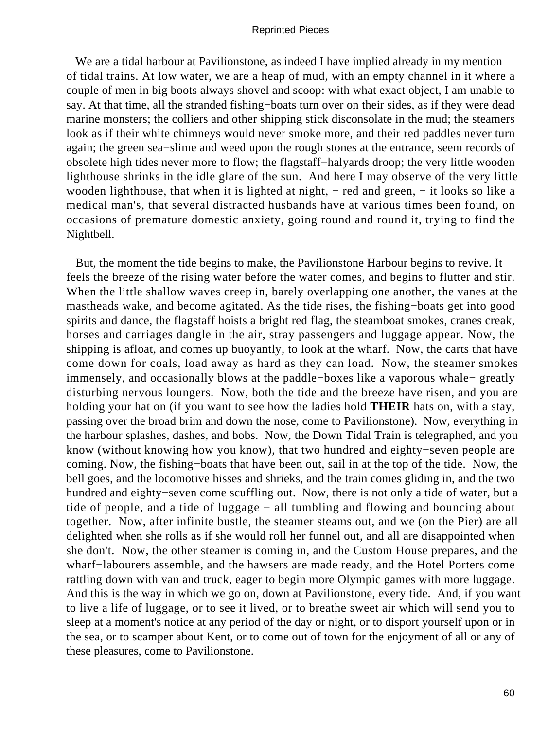We are a tidal harbour at Pavilionstone, as indeed I have implied already in my mention of tidal trains. At low water, we are a heap of mud, with an empty channel in it where a couple of men in big boots always shovel and scoop: with what exact object, I am unable to say. At that time, all the stranded fishing−boats turn over on their sides, as if they were dead marine monsters; the colliers and other shipping stick disconsolate in the mud; the steamers look as if their white chimneys would never smoke more, and their red paddles never turn again; the green sea−slime and weed upon the rough stones at the entrance, seem records of obsolete high tides never more to flow; the flagstaff−halyards droop; the very little wooden lighthouse shrinks in the idle glare of the sun. And here I may observe of the very little wooden lighthouse, that when it is lighted at night, − red and green, − it looks so like a medical man's, that several distracted husbands have at various times been found, on occasions of premature domestic anxiety, going round and round it, trying to find the Nightbell.

But, the moment the tide begins to make, the Pavilionstone Harbour begins to revive. It feels the breeze of the rising water before the water comes, and begins to flutter and stir. When the little shallow waves creep in, barely overlapping one another, the vanes at the mastheads wake, and become agitated. As the tide rises, the fishing−boats get into good spirits and dance, the flagstaff hoists a bright red flag, the steamboat smokes, cranes creak, horses and carriages dangle in the air, stray passengers and luggage appear. Now, the shipping is afloat, and comes up buoyantly, to look at the wharf. Now, the carts that have come down for coals, load away as hard as they can load. Now, the steamer smokes immensely, and occasionally blows at the paddle−boxes like a vaporous whale− greatly disturbing nervous loungers. Now, both the tide and the breeze have risen, and you are holding your hat on (if you want to see how the ladies hold **THEIR** hats on, with a stay, passing over the broad brim and down the nose, come to Pavilionstone). Now, everything in the harbour splashes, dashes, and bobs. Now, the Down Tidal Train is telegraphed, and you know (without knowing how you know), that two hundred and eighty−seven people are coming. Now, the fishing−boats that have been out, sail in at the top of the tide. Now, the bell goes, and the locomotive hisses and shrieks, and the train comes gliding in, and the two hundred and eighty−seven come scuffling out. Now, there is not only a tide of water, but a tide of people, and a tide of luggage − all tumbling and flowing and bouncing about together. Now, after infinite bustle, the steamer steams out, and we (on the Pier) are all delighted when she rolls as if she would roll her funnel out, and all are disappointed when she don't. Now, the other steamer is coming in, and the Custom House prepares, and the wharf−labourers assemble, and the hawsers are made ready, and the Hotel Porters come rattling down with van and truck, eager to begin more Olympic games with more luggage. And this is the way in which we go on, down at Pavilionstone, every tide. And, if you want to live a life of luggage, or to see it lived, or to breathe sweet air which will send you to sleep at a moment's notice at any period of the day or night, or to disport yourself upon or in the sea, or to scamper about Kent, or to come out of town for the enjoyment of all or any of these pleasures, come to Pavilionstone.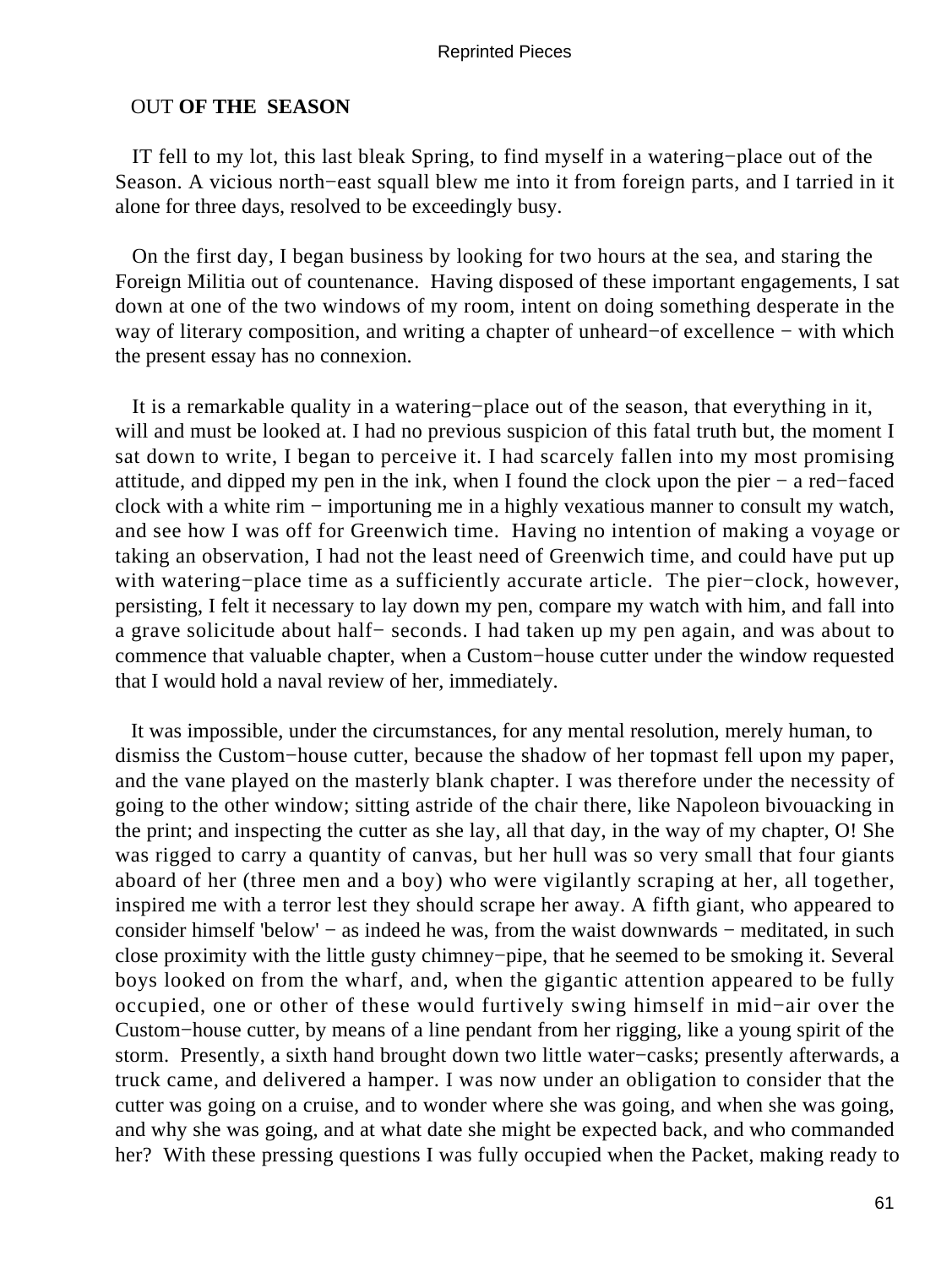## OUT OF THE SEASON

IT fell to my lot, this last bleak Spring, to find myself in a watering−place out of the Season. A vicious north−east squall blew me into it from foreign parts, and I tarried in it alone for three days, resolved to be exceedingly busy.

On the first day, I began business by looking for two hours at the sea, and staring the Foreign Militia out of countenance. Having disposed of these important engagements, I sat down at one of the two windows of my room, intent on doing something desperate in the way of literary composition, and writing a chapter of unheard−of excellence − with which the present essay has no connexion.

It is a remarkable quality in a watering−place out of the season, that everything in it, will and must be looked at. I had no previous suspicion of this fatal truth but, the moment I sat down to write, I began to perceive it. I had scarcely fallen into my most promising attitude, and dipped my pen in the ink, when I found the clock upon the pier − a red−faced clock with a white rim − importuning me in a highly vexatious manner to consult my watch, and see how I was off for Greenwich time. Having no intention of making a voyage or taking an observation, I had not the least need of Greenwich time, and could have put up with watering−place time as a sufficiently accurate article. The pier−clock, however, persisting, I felt it necessary to lay down my pen, compare my watch with him, and fall into a grave solicitude about half− seconds. I had taken up my pen again, and was about to commence that valuable chapter, when a Custom−house cutter under the window requested that I would hold a naval review of her, immediately.

It was impossible, under the circumstances, for any mental resolution, merely human, to dismiss the Custom−house cutter, because the shadow of her topmast fell upon my paper, and the vane played on the masterly blank chapter. I was therefore under the necessity of going to the other window; sitting astride of the chair there, like Napoleon bivouacking in the print; and inspecting the cutter as she lay, all that day, in the way of my chapter, O! She was rigged to carry a quantity of canvas, but her hull was so very small that four giants aboard of her (three men and a boy) who were vigilantly scraping at her, all together, inspired me with a terror lest they should scrape her away. A fifth giant, who appeared to consider himself 'below' − as indeed he was, from the waist downwards − meditated, in such close proximity with the little gusty chimney−pipe, that he seemed to be smoking it. Several boys looked on from the wharf, and, when the gigantic attention appeared to be fully occupied, one or other of these would furtively swing himself in mid−air over the Custom−house cutter, by means of a line pendant from her rigging, like a young spirit of the storm. Presently, a sixth hand brought down two little water−casks; presently afterwards, a truck came, and delivered a hamper. I was now under an obligation to consider that the cutter was going on a cruise, and to wonder where she was going, and when she was going, and why she was going, and at what date she might be expected back, and who commanded her? With these pressing questions I was fully occupied when the Packet, making ready to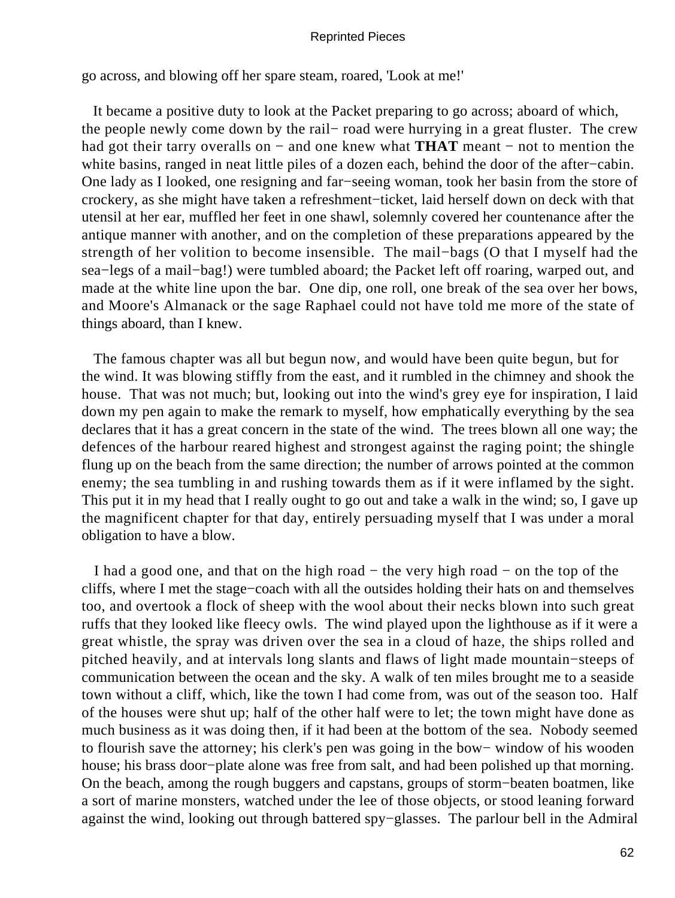go across, and blowing off her spare steam, roared, 'Look at me!'

It became a positive duty to look at the Packet preparing to go across; aboard of which, the people newly come down by the rail− road were hurrying in a great fluster. The crew had got their tarry overalls on − and one knew what **THAT** meant − not to mention the white basins, ranged in neat little piles of a dozen each, behind the door of the after−cabin. One lady as I looked, one resigning and far−seeing woman, took her basin from the store of crockery, as she might have taken a refreshment−ticket, laid herself down on deck with that utensil at her ear, muffled her feet in one shawl, solemnly covered her countenance after the antique manner with another, and on the completion of these preparations appeared by the strength of her volition to become insensible. The mail−bags (O that I myself had the sea−legs of a mail−bag!) were tumbled aboard; the Packet left off roaring, warped out, and made at the white line upon the bar. One dip, one roll, one break of the sea over her bows, and Moore's Almanack or the sage Raphael could not have told me more of the state of things aboard, than I knew.

The famous chapter was all but begun now, and would have been quite begun, but for the wind. It was blowing stiffly from the east, and it rumbled in the chimney and shook the house. That was not much; but, looking out into the wind's grey eye for inspiration, I laid down my pen again to make the remark to myself, how emphatically everything by the sea declares that it has a great concern in the state of the wind. The trees blown all one way; the defences of the harbour reared highest and strongest against the raging point; the shingle flung up on the beach from the same direction; the number of arrows pointed at the common enemy; the sea tumbling in and rushing towards them as if it were inflamed by the sight. This put it in my head that I really ought to go out and take a walk in the wind; so, I gave up the magnificent chapter for that day, entirely persuading myself that I was under a moral obligation to have a blow.

I had a good one, and that on the high road − the very high road − on the top of the cliffs, where I met the stage−coach with all the outsides holding their hats on and themselves too, and overtook a flock of sheep with the wool about their necks blown into such great ruffs that they looked like fleecy owls. The wind played upon the lighthouse as if it were a great whistle, the spray was driven over the sea in a cloud of haze, the ships rolled and pitched heavily, and at intervals long slants and flaws of light made mountain−steeps of communication between the ocean and the sky. A walk of ten miles brought me to a seaside town without a cliff, which, like the town I had come from, was out of the season too. Half of the houses were shut up; half of the other half were to let; the town might have done as much business as it was doing then, if it had been at the bottom of the sea. Nobody seemed to flourish save the attorney; his clerk's pen was going in the bow− window of his wooden house; his brass door−plate alone was free from salt, and had been polished up that morning. On the beach, among the rough buggers and capstans, groups of storm−beaten boatmen, like a sort of marine monsters, watched under the lee of those objects, or stood leaning forward against the wind, looking out through battered spy−glasses. The parlour bell in the Admiral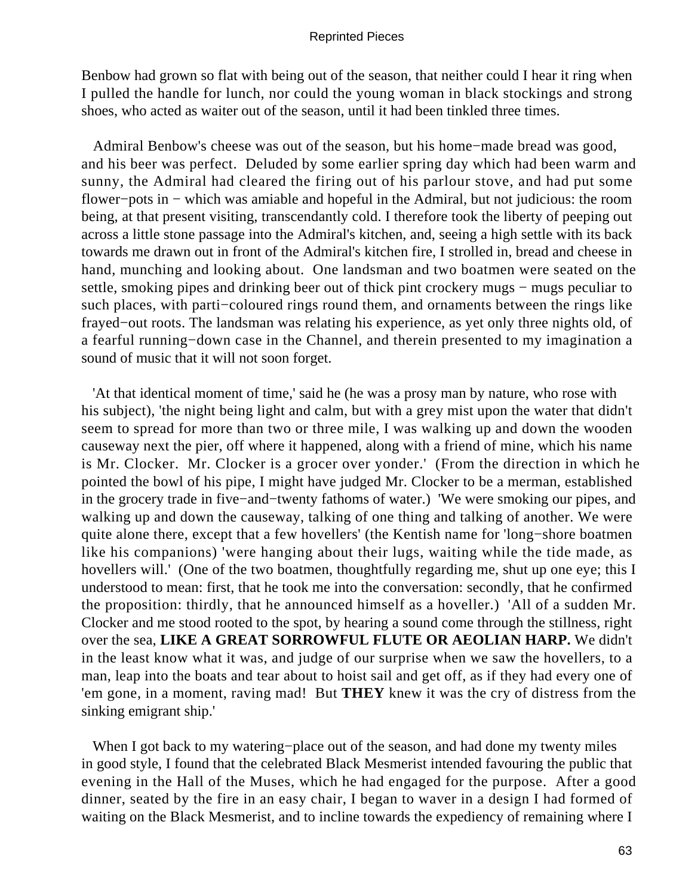Benbow had grown so flat with being out of the season, that neither could I hear it ring when I pulled the handle for lunch, nor could the young woman in black stockings and strong shoes, who acted as waiter out of the season, until it had been tinkled three times.

Admiral Benbow's cheese was out of the season, but his home−made bread was good, and his beer was perfect. Deluded by some earlier spring day which had been warm and sunny, the Admiral had cleared the firing out of his parlour stove, and had put some flower−pots in − which was amiable and hopeful in the Admiral, but not judicious: the room being, at that present visiting, transcendantly cold. I therefore took the liberty of peeping out across a little stone passage into the Admiral's kitchen, and, seeing a high settle with its back towards me drawn out in front of the Admiral's kitchen fire, I strolled in, bread and cheese in hand, munching and looking about. One landsman and two boatmen were seated on the settle, smoking pipes and drinking beer out of thick pint crockery mugs − mugs peculiar to such places, with parti−coloured rings round them, and ornaments between the rings like frayed−out roots. The landsman was relating his experience, as yet only three nights old, of a fearful running−down case in the Channel, and therein presented to my imagination a sound of music that it will not soon forget.

'At that identical moment of time,' said he (he was a prosy man by nature, who rose with his subject), 'the night being light and calm, but with a grey mist upon the water that didn't seem to spread for more than two or three mile, I was walking up and down the wooden causeway next the pier, off where it happened, along with a friend of mine, which his name is Mr. Clocker. Mr. Clocker is a grocer over yonder.' (From the direction in which he pointed the bowl of his pipe, I might have judged Mr. Clocker to be a merman, established in the grocery trade in five−and−twenty fathoms of water.) 'We were smoking our pipes, and walking up and down the causeway, talking of one thing and talking of another. We were quite alone there, except that a few hovellers' (the Kentish name for 'long−shore boatmen like his companions) 'were hanging about their lugs, waiting while the tide made, as hovellers will.' (One of the two boatmen, thoughtfully regarding me, shut up one eye; this I understood to mean: first, that he took me into the conversation: secondly, that he confirmed the proposition: thirdly, that he announced himself as a hoveller.) 'All of a sudden Mr. Clocker and me stood rooted to the spot, by hearing a sound come through the stillness, right over the sea, **LIKE A GREAT SORROWFUL FLUTE OR AEOLIAN HARP.** We didn't in the least know what it was, and judge of our surprise when we saw the hovellers, to a man, leap into the boats and tear about to hoist sail and get off, as if they had every one of 'em gone, in a moment, raving mad! But **THEY** knew it was the cry of distress from the sinking emigrant ship.'

When I got back to my watering−place out of the season, and had done my twenty miles in good style, I found that the celebrated Black Mesmerist intended favouring the public that evening in the Hall of the Muses, which he had engaged for the purpose. After a good dinner, seated by the fire in an easy chair, I began to waver in a design I had formed of waiting on the Black Mesmerist, and to incline towards the expediency of remaining where I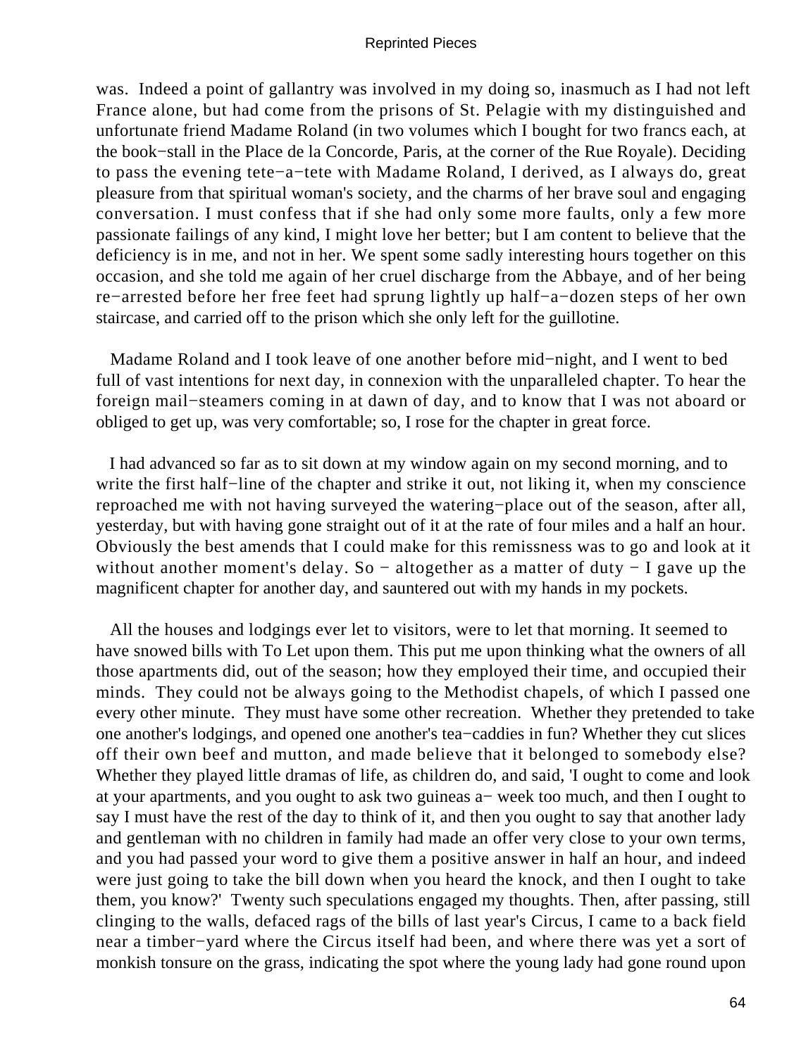was. Indeed a point of gallantry was involved in my doing so, inasmuch as I had not left France alone, but had come from the prisons of St. Pelagie with my distinguished and unfortunate friend Madame Roland (in two volumes which I bought for two francs each, at the book−stall in the Place de la Concorde, Paris, at the corner of the Rue Royale). Deciding to pass the evening tete−a−tete with Madame Roland, I derived, as I always do, great pleasure from that spiritual woman's society, and the charms of her brave soul and engaging conversation. I must confess that if she had only some more faults, only a few more passionate failings of any kind, I might love her better; but I am content to believe that the deficiency is in me, and not in her. We spent some sadly interesting hours together on this occasion, and she told me again of her cruel discharge from the Abbaye, and of her being re−arrested before her free feet had sprung lightly up half−a−dozen steps of her own staircase, and carried off to the prison which she only left for the guillotine.

Madame Roland and I took leave of one another before mid−night, and I went to bed full of vast intentions for next day, in connexion with the unparalleled chapter. To hear the foreign mail−steamers coming in at dawn of day, and to know that I was not aboard or obliged to get up, was very comfortable; so, I rose for the chapter in great force.

I had advanced so far as to sit down at my window again on my second morning, and to write the first half−line of the chapter and strike it out, not liking it, when my conscience reproached me with not having surveyed the watering−place out of the season, after all, yesterday, but with having gone straight out of it at the rate of four miles and a half an hour. Obviously the best amends that I could make for this remissness was to go and look at it without another moment's delay. So − altogether as a matter of duty − I gave up the magnificent chapter for another day, and sauntered out with my hands in my pockets.

All the houses and lodgings ever let to visitors, were to let that morning. It seemed to have snowed bills with To Let upon them. This put me upon thinking what the owners of all those apartments did, out of the season; how they employed their time, and occupied their minds. They could not be always going to the Methodist chapels, of which I passed one every other minute. They must have some other recreation. Whether they pretended to take one another's lodgings, and opened one another's tea−caddies in fun? Whether they cut slices off their own beef and mutton, and made believe that it belonged to somebody else? Whether they played little dramas of life, as children do, and said, 'I ought to come and look at your apartments, and you ought to ask two guineas a− week too much, and then I ought to say I must have the rest of the day to think of it, and then you ought to say that another lady and gentleman with no children in family had made an offer very close to your own terms, and you had passed your word to give them a positive answer in half an hour, and indeed were just going to take the bill down when you heard the knock, and then I ought to take them, you know?' Twenty such speculations engaged my thoughts. Then, after passing, still clinging to the walls, defaced rags of the bills of last year's Circus, I came to a back field near a timber−yard where the Circus itself had been, and where there was yet a sort of monkish tonsure on the grass, indicating the spot where the young lady had gone round upon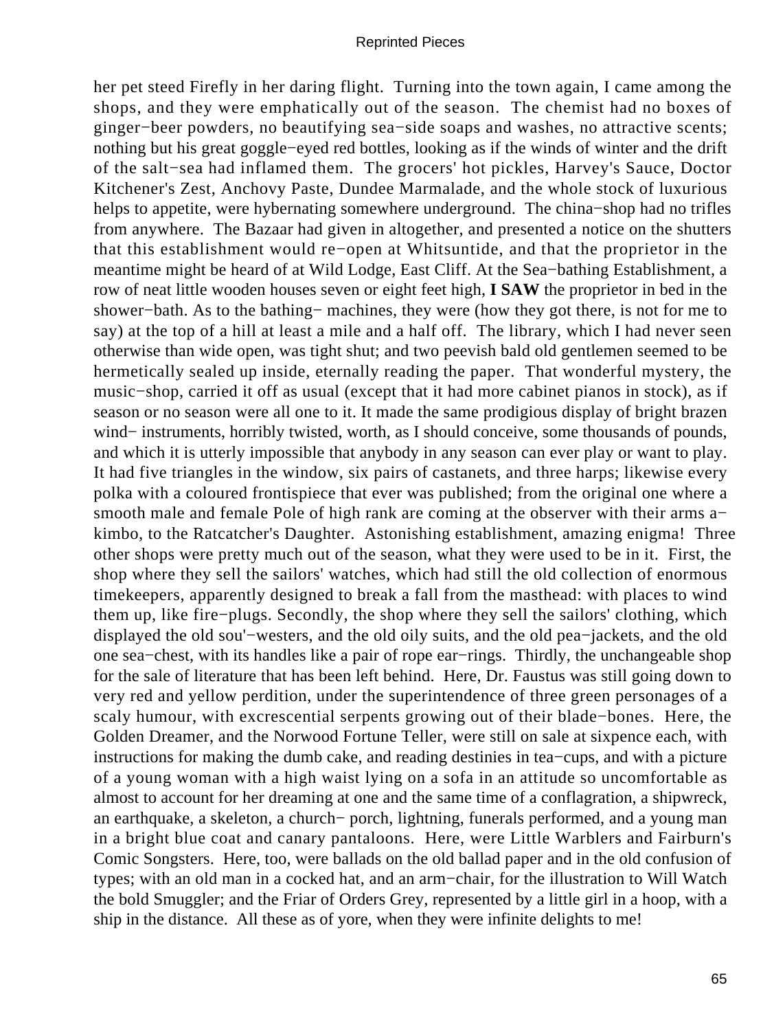her pet steed Firefly in her daring flight. Turning into the town again, I came among the shops, and they were emphatically out of the season. The chemist had no boxes of ginger−beer powders, no beautifying sea−side soaps and washes, no attractive scents; nothing but his great goggle−eyed red bottles, looking as if the winds of winter and the drift of the salt−sea had inflamed them. The grocers' hot pickles, Harvey's Sauce, Doctor Kitchener's Zest, Anchovy Paste, Dundee Marmalade, and the whole stock of luxurious helps to appetite, were hybernating somewhere underground. The china−shop had no trifles from anywhere. The Bazaar had given in altogether, and presented a notice on the shutters that this establishment would re−open at Whitsuntide, and that the proprietor in the meantime might be heard of at Wild Lodge, East Cliff. At the Sea−bathing Establishment, a row of neat little wooden houses seven or eight feet high, **I SAW** the proprietor in bed in the shower−bath. As to the bathing− machines, they were (how they got there, is not for me to say) at the top of a hill at least a mile and a half off. The library, which I had never seen otherwise than wide open, was tight shut; and two peevish bald old gentlemen seemed to be hermetically sealed up inside, eternally reading the paper. That wonderful mystery, the music−shop, carried it off as usual (except that it had more cabinet pianos in stock), as if season or no season were all one to it. It made the same prodigious display of bright brazen wind− instruments, horribly twisted, worth, as I should conceive, some thousands of pounds, and which it is utterly impossible that anybody in any season can ever play or want to play. It had five triangles in the window, six pairs of castanets, and three harps; likewise every polka with a coloured frontispiece that ever was published; from the original one where a smooth male and female Pole of high rank are coming at the observer with their arms a−kimbo, to the Ratcatcher's Daughter. Astonishing establishment, amazing enigma! Three other shops were pretty much out of the season, what they were used to be in it. First, the shop where they sell the sailors' watches, which had still the old collection of enormous timekeepers, apparently designed to break a fall from the masthead: with places to wind them up, like fire−plugs. Secondly, the shop where they sell the sailors' clothing, which displayed the old sou'−westers, and the old oily suits, and the old pea−jackets, and the old one sea−chest, with its handles like a pair of rope ear−rings. Thirdly, the unchangeable shop for the sale of literature that has been left behind. Here, Dr. Faustus was still going down to very red and yellow perdition, under the superintendence of three green personages of a scaly humour, with excrescential serpents growing out of their blade−bones. Here, the Golden Dreamer, and the Norwood Fortune Teller, were still on sale at sixpence each, with instructions for making the dumb cake, and reading destinies in tea−cups, and with a picture of a young woman with a high waist lying on a sofa in an attitude so uncomfortable as almost to account for her dreaming at one and the same time of a conflagration, a shipwreck, an earthquake, a skeleton, a church− porch, lightning, funerals performed, and a young man in a bright blue coat and canary pantaloons. Here, were Little Warblers and Fairburn's Comic Songsters. Here, too, were ballads on the old ballad paper and in the old confusion of types; with an old man in a cocked hat, and an arm−chair, for the illustration to Will Watch the bold Smuggler; and the Friar of Orders Grey, represented by a little girl in a hoop, with a ship in the distance. All these as of yore, when they were infinite delights to me!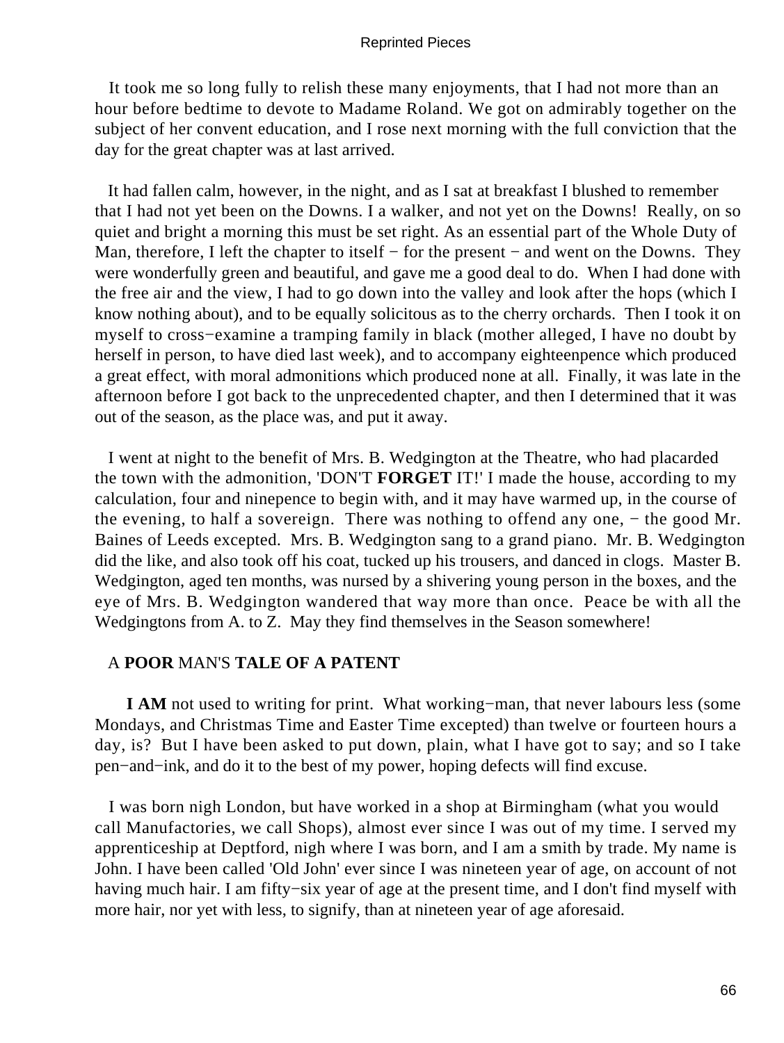It took me so long fully to relish these many enjoyments, that I had not more than an hour before bedtime to devote to Madame Roland. We got on admirably together on the subject of her convent education, and I rose next morning with the full conviction that the day for the great chapter was at last arrived.

It had fallen calm, however, in the night, and as I sat at breakfast I blushed to remember that I had not yet been on the Downs. I a walker, and not yet on the Downs! Really, on so quiet and bright a morning this must be set right. As an essential part of the Whole Duty of Man, therefore, I left the chapter to itself − for the present − and went on the Downs. They were wonderfully green and beautiful, and gave me a good deal to do. When I had done with the free air and the view, I had to go down into the valley and look after the hops (which I know nothing about), and to be equally solicitous as to the cherry orchards. Then I took it on myself to cross−examine a tramping family in black (mother alleged, I have no doubt by herself in person, to have died last week), and to accompany eighteenpence which produced a great effect, with moral admonitions which produced none at all. Finally, it was late in the afternoon before I got back to the unprecedented chapter, and then I determined that it was out of the season, as the place was, and put it away.

I went at night to the benefit of Mrs. B. Wedgington at the Theatre, who had placarded the town with the admonition, 'DON'T **FORGET** IT!' I made the house, according to my calculation, four and ninepence to begin with, and it may have warmed up, in the course of the evening, to half a sovereign. There was nothing to offend any one, − the good Mr. Baines of Leeds excepted. Mrs. B. Wedgington sang to a grand piano. Mr. B. Wedgington did the like, and also took off his coat, tucked up his trousers, and danced in clogs. Master B. Wedgington, aged ten months, was nursed by a shivering young person in the boxes, and the eye of Mrs. B. Wedgington wandered that way more than once. Peace be with all the Wedgingtons from A. to Z. May they find themselves in the Season somewhere!

## A **POOR** MAN'S **TALE OF A PATENT**

**I AM** not used to writing for print. What working−man, that never labours less (some Mondays, and Christmas Time and Easter Time excepted) than twelve or fourteen hours a day, is? But I have been asked to put down, plain, what I have got to say; and so I take pen−and−ink, and do it to the best of my power, hoping defects will find excuse.

I was born nigh London, but have worked in a shop at Birmingham (what you would call Manufactories, we call Shops), almost ever since I was out of my time. I served my apprenticeship at Deptford, nigh where I was born, and I am a smith by trade. My name is John. I have been called 'Old John' ever since I was nineteen year of age, on account of not having much hair. I am fifty−six year of age at the present time, and I don't find myself with more hair, nor yet with less, to signify, than at nineteen year of age aforesaid.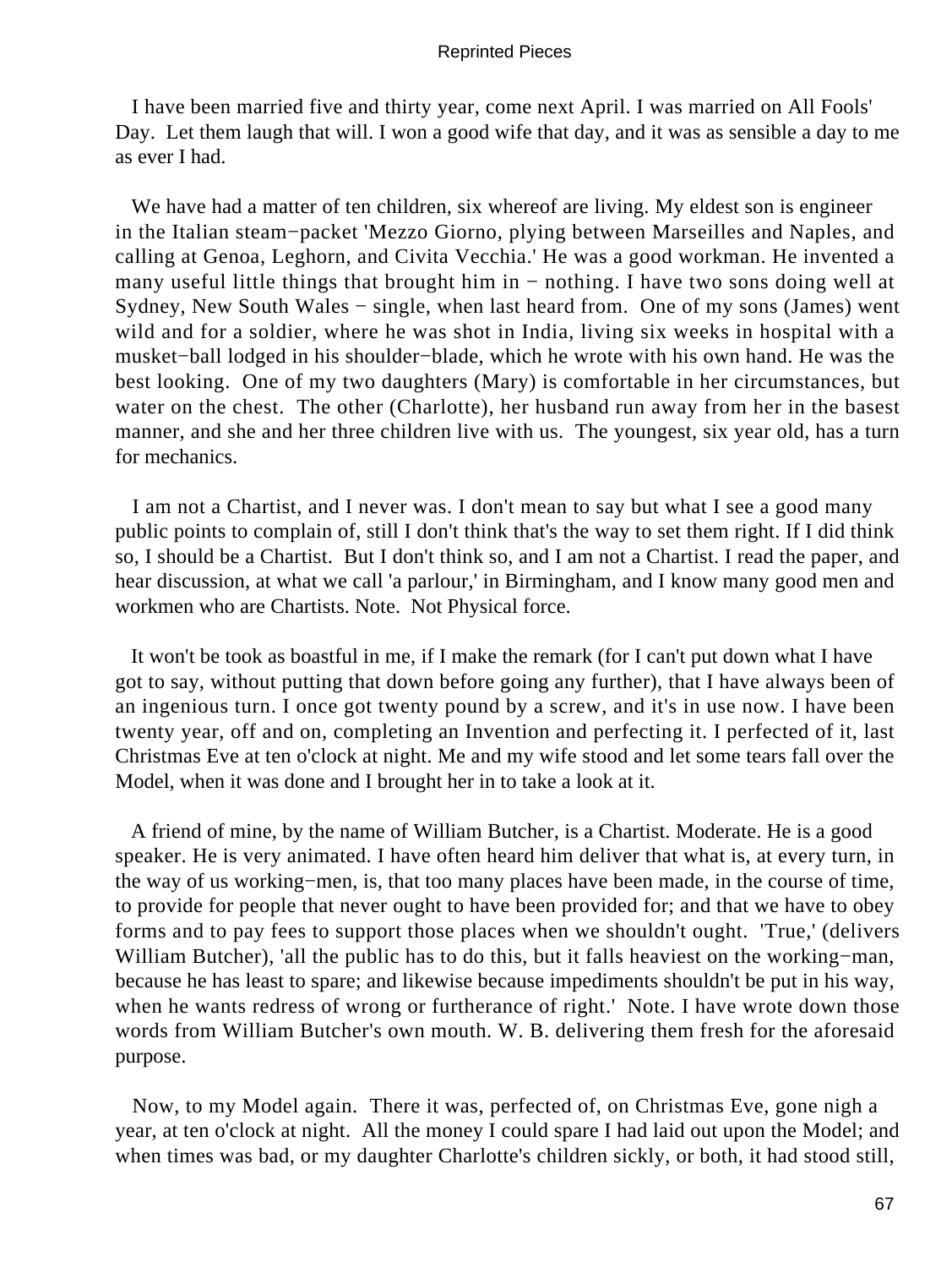I have been married five and thirty year, come next April. I was married on All Fools' Day. Let them laugh that will. I won a good wife that day, and it was as sensible a day to me as ever I had.

We have had a matter of ten children, six whereof are living. My eldest son is engineer in the Italian steam−packet 'Mezzo Giorno, plying between Marseilles and Naples, and calling at Genoa, Leghorn, and Civita Vecchia.' He was a good workman. He invented a many useful little things that brought him in − nothing. I have two sons doing well at Sydney, New South Wales − single, when last heard from. One of my sons (James) went wild and for a soldier, where he was shot in India, living six weeks in hospital with a musket−ball lodged in his shoulder−blade, which he wrote with his own hand. He was the best looking. One of my two daughters (Mary) is comfortable in her circumstances, but water on the chest. The other (Charlotte), her husband run away from her in the basest manner, and she and her three children live with us. The youngest, six year old, has a turn for mechanics.

I am not a Chartist, and I never was. I don't mean to say but what I see a good many public points to complain of, still I don't think that's the way to set them right. If I did think so, I should be a Chartist. But I don't think so, and I am not a Chartist. I read the paper, and hear discussion, at what we call 'a parlour,' in Birmingham, and I know many good men and workmen who are Chartists. Note. Not Physical force.

It won't be took as boastful in me, if I make the remark (for I can't put down what I have got to say, without putting that down before going any further), that I have always been of an ingenious turn. I once got twenty pound by a screw, and it's in use now. I have been twenty year, off and on, completing an Invention and perfecting it. I perfected of it, last Christmas Eve at ten o'clock at night. Me and my wife stood and let some tears fall over the Model, when it was done and I brought her in to take a look at it.

A friend of mine, by the name of William Butcher, is a Chartist. Moderate. He is a good speaker. He is very animated. I have often heard him deliver that what is, at every turn, in the way of us working−men, is, that too many places have been made, in the course of time, to provide for people that never ought to have been provided for; and that we have to obey forms and to pay fees to support those places when we shouldn't ought. 'True,' (delivers William Butcher), 'all the public has to do this, but it falls heaviest on the working−man, because he has least to spare; and likewise because impediments shouldn't be put in his way, when he wants redress of wrong or furtherance of right.' Note. I have wrote down those words from William Butcher's own mouth. W. B. delivering them fresh for the aforesaid purpose.

Now, to my Model again. There it was, perfected of, on Christmas Eve, gone nigh a year, at ten o'clock at night. All the money I could spare I had laid out upon the Model; and when times was bad, or my daughter Charlotte's children sickly, or both, it had stood still,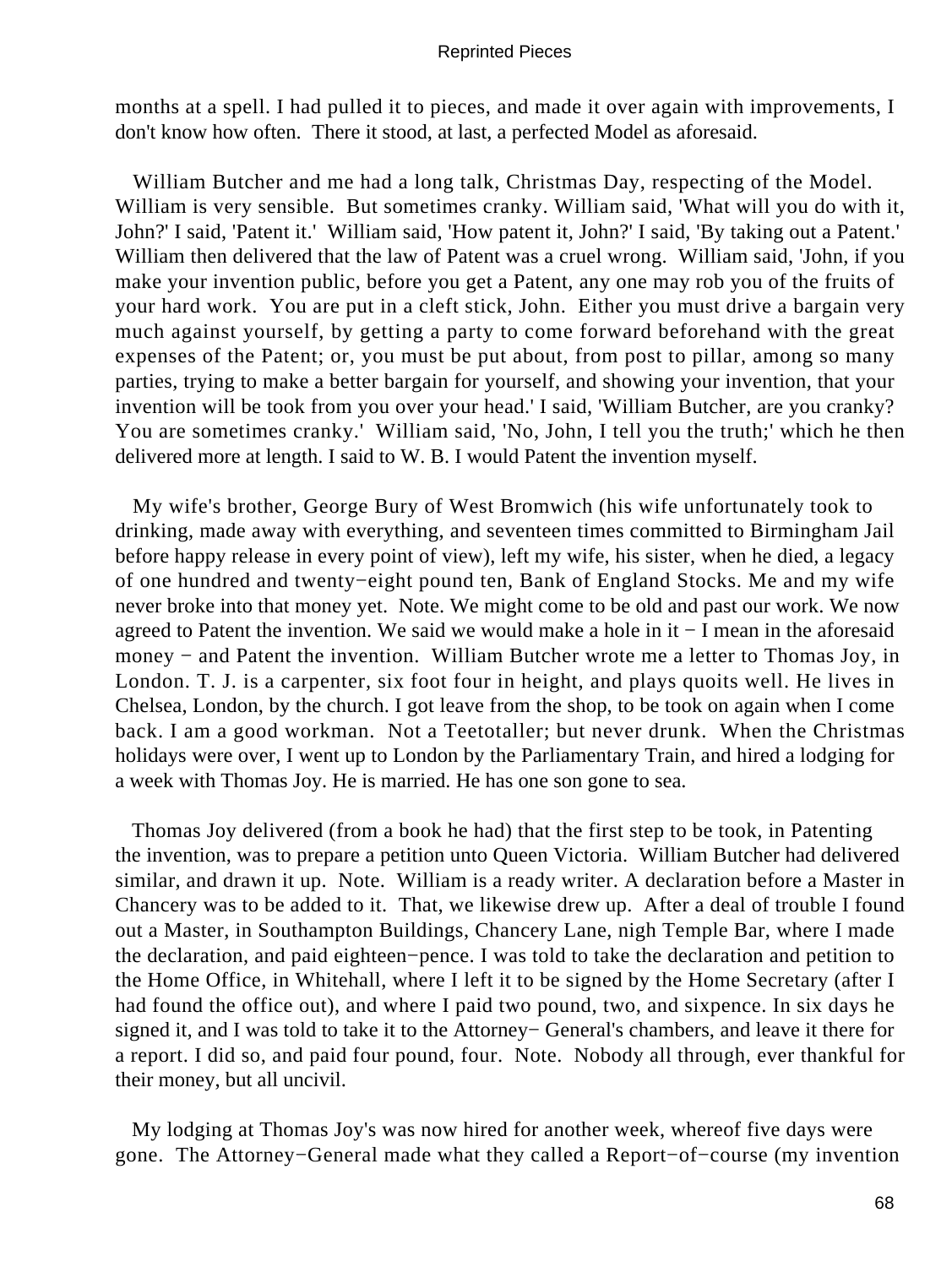months at a spell. I had pulled it to pieces, and made it over again with improvements, I don't know how often. There it stood, at last, a perfected Model as aforesaid.

William Butcher and me had a long talk, Christmas Day, respecting of the Model. William is very sensible. But sometimes cranky. William said, 'What will you do with it, John?' I said, 'Patent it.' William said, 'How patent it, John?' I said, 'By taking out a Patent.' William then delivered that the law of Patent was a cruel wrong. William said, 'John, if you make your invention public, before you get a Patent, any one may rob you of the fruits of your hard work. You are put in a cleft stick, John. Either you must drive a bargain very much against yourself, by getting a party to come forward beforehand with the great expenses of the Patent; or, you must be put about, from post to pillar, among so many parties, trying to make a better bargain for yourself, and showing your invention, that your invention will be took from you over your head.' I said, 'William Butcher, are you cranky? You are sometimes cranky.' William said, 'No, John, I tell you the truth;' which he then delivered more at length. I said to W. B. I would Patent the invention myself.

My wife's brother, George Bury of West Bromwich (his wife unfortunately took to drinking, made away with everything, and seventeen times committed to Birmingham Jail before happy release in every point of view), left my wife, his sister, when he died, a legacy of one hundred and twenty−eight pound ten, Bank of England Stocks. Me and my wife never broke into that money yet. Note. We might come to be old and past our work. We now agreed to Patent the invention. We said we would make a hole in it − I mean in the aforesaid money − and Patent the invention. William Butcher wrote me a letter to Thomas Joy, in London. T. J. is a carpenter, six foot four in height, and plays quoits well. He lives in Chelsea, London, by the church. I got leave from the shop, to be took on again when I come back. I am a good workman. Not a Teetotaller; but never drunk. When the Christmas holidays were over, I went up to London by the Parliamentary Train, and hired a lodging for a week with Thomas Joy. He is married. He has one son gone to sea.

Thomas Joy delivered (from a book he had) that the first step to be took, in Patenting the invention, was to prepare a petition unto Queen Victoria. William Butcher had delivered similar, and drawn it up. Note. William is a ready writer. A declaration before a Master in Chancery was to be added to it. That, we likewise drew up. After a deal of trouble I found out a Master, in Southampton Buildings, Chancery Lane, nigh Temple Bar, where I made the declaration, and paid eighteen−pence. I was told to take the declaration and petition to the Home Office, in Whitehall, where I left it to be signed by the Home Secretary (after I had found the office out), and where I paid two pound, two, and sixpence. In six days he signed it, and I was told to take it to the Attorney− General's chambers, and leave it there for a report. I did so, and paid four pound, four. Note. Nobody all through, ever thankful for their money, but all uncivil.

My lodging at Thomas Joy's was now hired for another week, whereof five days were gone. The Attorney−General made what they called a Report−of−course (my invention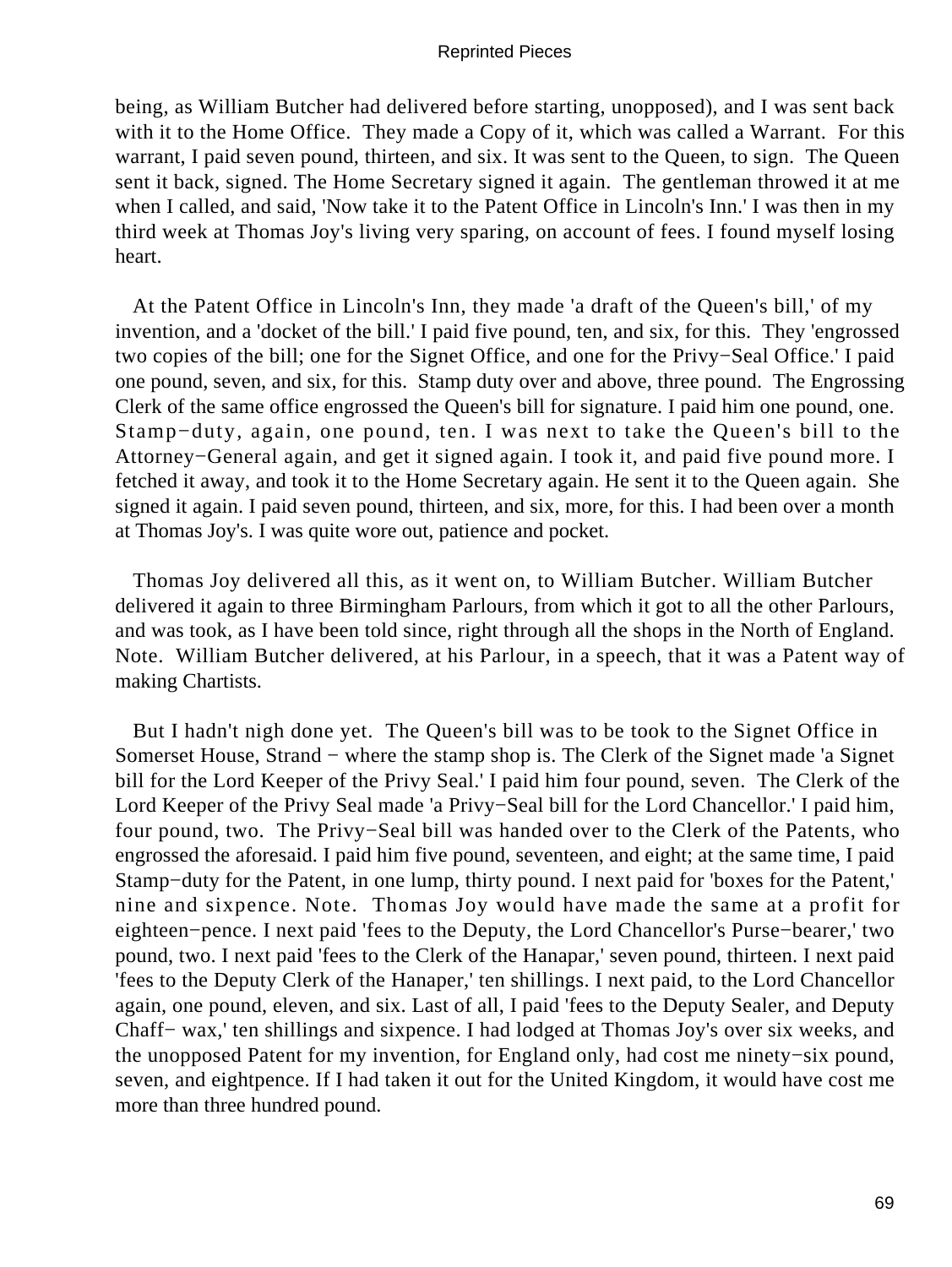being, as William Butcher had delivered before starting, unopposed), and I was sent back with it to the Home Office. They made a Copy of it, which was called a Warrant. For this warrant, I paid seven pound, thirteen, and six. It was sent to the Queen, to sign. The Queen sent it back, signed. The Home Secretary signed it again. The gentleman throwed it at me when I called, and said, 'Now take it to the Patent Office in Lincoln's Inn.' I was then in my third week at Thomas Joy's living very sparing, on account of fees. I found myself losing heart.

At the Patent Office in Lincoln's Inn, they made 'a draft of the Queen's bill,' of my invention, and a 'docket of the bill.' I paid five pound, ten, and six, for this. They 'engrossed two copies of the bill; one for the Signet Office, and one for the Privy−Seal Office.' I paid one pound, seven, and six, for this. Stamp duty over and above, three pound. The Engrossing Clerk of the same office engrossed the Queen's bill for signature. I paid him one pound, one. Stamp−duty, again, one pound, ten. I was next to take the Queen's bill to the Attorney−General again, and get it signed again. I took it, and paid five pound more. I fetched it away, and took it to the Home Secretary again. He sent it to the Queen again. She signed it again. I paid seven pound, thirteen, and six, more, for this. I had been over a month at Thomas Joy's. I was quite wore out, patience and pocket.

Thomas Joy delivered all this, as it went on, to William Butcher. William Butcher delivered it again to three Birmingham Parlours, from which it got to all the other Parlours, and was took, as I have been told since, right through all the shops in the North of England. Note. William Butcher delivered, at his Parlour, in a speech, that it was a Patent way of making Chartists.

But I hadn't nigh done yet. The Queen's bill was to be took to the Signet Office in Somerset House, Strand − where the stamp shop is. The Clerk of the Signet made 'a Signet bill for the Lord Keeper of the Privy Seal.' I paid him four pound, seven. The Clerk of the Lord Keeper of the Privy Seal made 'a Privy−Seal bill for the Lord Chancellor.' I paid him, four pound, two. The Privy−Seal bill was handed over to the Clerk of the Patents, who engrossed the aforesaid. I paid him five pound, seventeen, and eight; at the same time, I paid Stamp−duty for the Patent, in one lump, thirty pound. I next paid for 'boxes for the Patent,' nine and sixpence. Note. Thomas Joy would have made the same at a profit for eighteen−pence. I next paid 'fees to the Deputy, the Lord Chancellor's Purse−bearer,' two pound, two. I next paid 'fees to the Clerk of the Hanapar,' seven pound, thirteen. I next paid 'fees to the Deputy Clerk of the Hanaper,' ten shillings. I next paid, to the Lord Chancellor again, one pound, eleven, and six. Last of all, I paid 'fees to the Deputy Sealer, and Deputy Chaff− wax,' ten shillings and sixpence. I had lodged at Thomas Joy's over six weeks, and the unopposed Patent for my invention, for England only, had cost me ninety−six pound, seven, and eightpence. If I had taken it out for the United Kingdom, it would have cost me more than three hundred pound.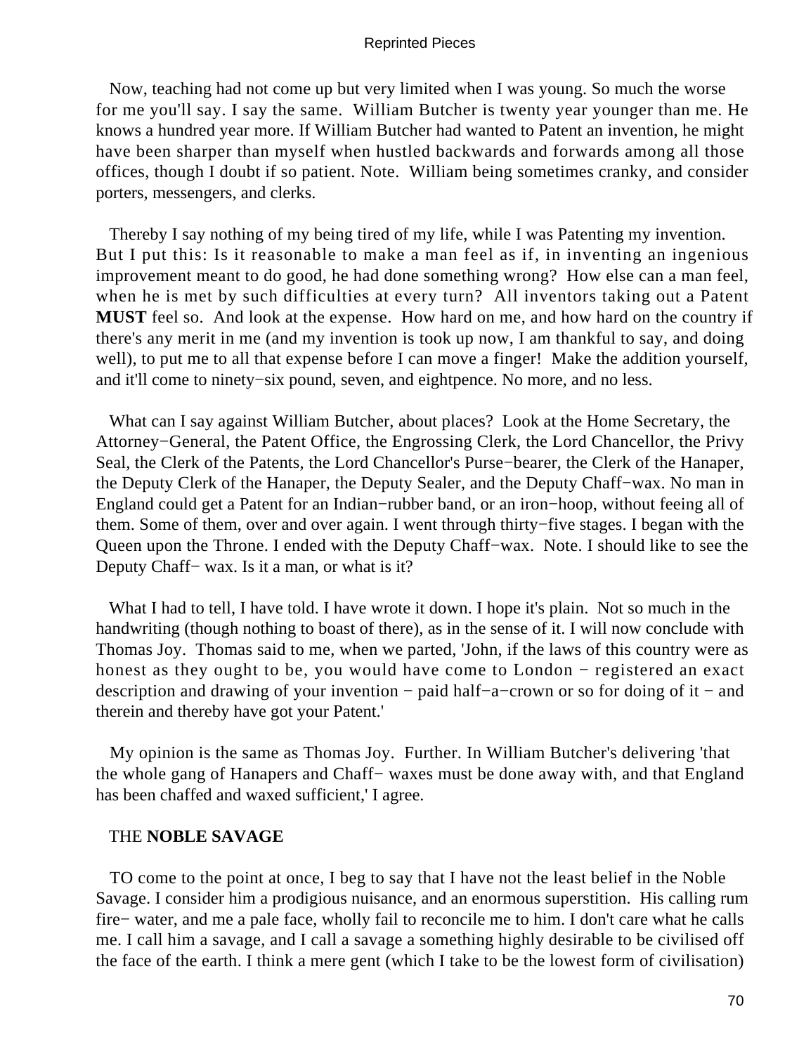Now, teaching had not come up but very limited when I was young. So much the worse for me you'll say. I say the same. William Butcher is twenty year younger than me. He knows a hundred year more. If William Butcher had wanted to Patent an invention, he might have been sharper than myself when hustled backwards and forwards among all those offices, though I doubt if so patient. Note. William being sometimes cranky, and consider porters, messengers, and clerks.

Thereby I say nothing of my being tired of my life, while I was Patenting my invention. But I put this: Is it reasonable to make a man feel as if, in inventing an ingenious improvement meant to do good, he had done something wrong? How else can a man feel, when he is met by such difficulties at every turn? All inventors taking out a Patent **MUST** feel so. And look at the expense. How hard on me, and how hard on the country if there's any merit in me (and my invention is took up now, I am thankful to say, and doing well), to put me to all that expense before I can move a finger! Make the addition yourself, and it'll come to ninety−six pound, seven, and eightpence. No more, and no less.

What can I say against William Butcher, about places? Look at the Home Secretary, the Attorney−General, the Patent Office, the Engrossing Clerk, the Lord Chancellor, the Privy Seal, the Clerk of the Patents, the Lord Chancellor's Purse−bearer, the Clerk of the Hanaper, the Deputy Clerk of the Hanaper, the Deputy Sealer, and the Deputy Chaff−wax. No man in England could get a Patent for an Indian−rubber band, or an iron−hoop, without feeing all of them. Some of them, over and over again. I went through thirty−five stages. I began with the Queen upon the Throne. I ended with the Deputy Chaff−wax. Note. I should like to see the Deputy Chaff− wax. Is it a man, or what is it?

What I had to tell, I have told. I have wrote it down. I hope it's plain. Not so much in the handwriting (though nothing to boast of there), as in the sense of it. I will now conclude with Thomas Joy. Thomas said to me, when we parted, 'John, if the laws of this country were as honest as they ought to be, you would have come to London − registered an exact description and drawing of your invention − paid half−a−crown or so for doing of it − and therein and thereby have got your Patent.'

My opinion is the same as Thomas Joy. Further. In William Butcher's delivering 'that the whole gang of Hanapers and Chaff− waxes must be done away with, and that England has been chaffed and waxed sufficient,' I agree.

## THE **NOBLE SAVAGE**

TO come to the point at once, I beg to say that I have not the least belief in the Noble Savage. I consider him a prodigious nuisance, and an enormous superstition. His calling rum fire− water, and me a pale face, wholly fail to reconcile me to him. I don't care what he calls me. I call him a savage, and I call a savage a something highly desirable to be civilised off the face of the earth. I think a mere gent (which I take to be the lowest form of civilisation)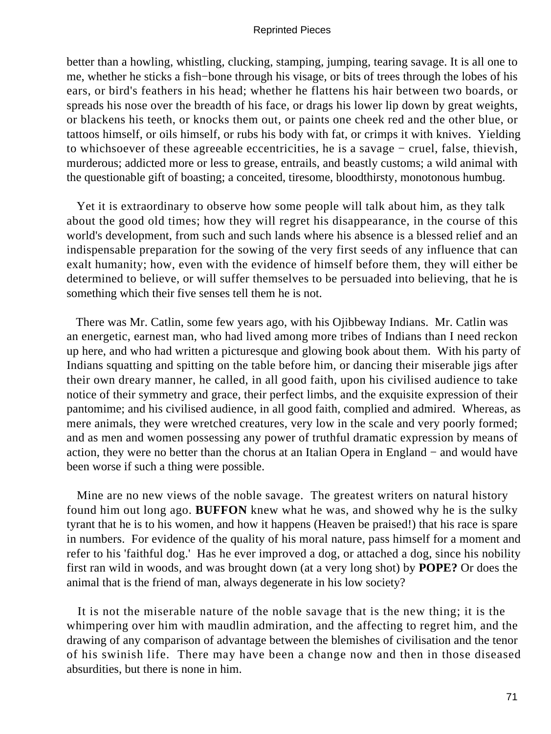better than a howling, whistling, clucking, stamping, jumping, tearing savage. It is all one to me, whether he sticks a fish−bone through his visage, or bits of trees through the lobes of his ears, or bird's feathers in his head; whether he flattens his hair between two boards, or spreads his nose over the breadth of his face, or drags his lower lip down by great weights, or blackens his teeth, or knocks them out, or paints one cheek red and the other blue, or tattoos himself, or oils himself, or rubs his body with fat, or crimps it with knives. Yielding to whichsoever of these agreeable eccentricities, he is a savage − cruel, false, thievish, murderous; addicted more or less to grease, entrails, and beastly customs; a wild animal with the questionable gift of boasting; a conceited, tiresome, bloodthirsty, monotonous humbug.

Yet it is extraordinary to observe how some people will talk about him, as they talk about the good old times; how they will regret his disappearance, in the course of this world's development, from such and such lands where his absence is a blessed relief and an indispensable preparation for the sowing of the very first seeds of any influence that can exalt humanity; how, even with the evidence of himself before them, they will either be determined to believe, or will suffer themselves to be persuaded into believing, that he is something which their five senses tell them he is not.

There was Mr. Catlin, some few years ago, with his Ojibbeway Indians. Mr. Catlin was an energetic, earnest man, who had lived among more tribes of Indians than I need reckon up here, and who had written a picturesque and glowing book about them. With his party of Indians squatting and spitting on the table before him, or dancing their miserable jigs after their own dreary manner, he called, in all good faith, upon his civilised audience to take notice of their symmetry and grace, their perfect limbs, and the exquisite expression of their pantomime; and his civilised audience, in all good faith, complied and admired. Whereas, as mere animals, they were wretched creatures, very low in the scale and very poorly formed; and as men and women possessing any power of truthful dramatic expression by means of action, they were no better than the chorus at an Italian Opera in England − and would have been worse if such a thing were possible.

Mine are no new views of the noble savage. The greatest writers on natural history found him out long ago. **BUFFON** knew what he was, and showed why he is the sulky tyrant that he is to his women, and how it happens (Heaven be praised!) that his race is spare in numbers. For evidence of the quality of his moral nature, pass himself for a moment and refer to his 'faithful dog.' Has he ever improved a dog, or attached a dog, since his nobility first ran wild in woods, and was brought down (at a very long shot) by **POPE?** Or does the animal that is the friend of man, always degenerate in his low society?

It is not the miserable nature of the noble savage that is the new thing; it is the whimpering over him with maudlin admiration, and the affecting to regret him, and the drawing of any comparison of advantage between the blemishes of civilisation and the tenor of his swinish life. There may have been a change now and then in those diseased absurdities, but there is none in him.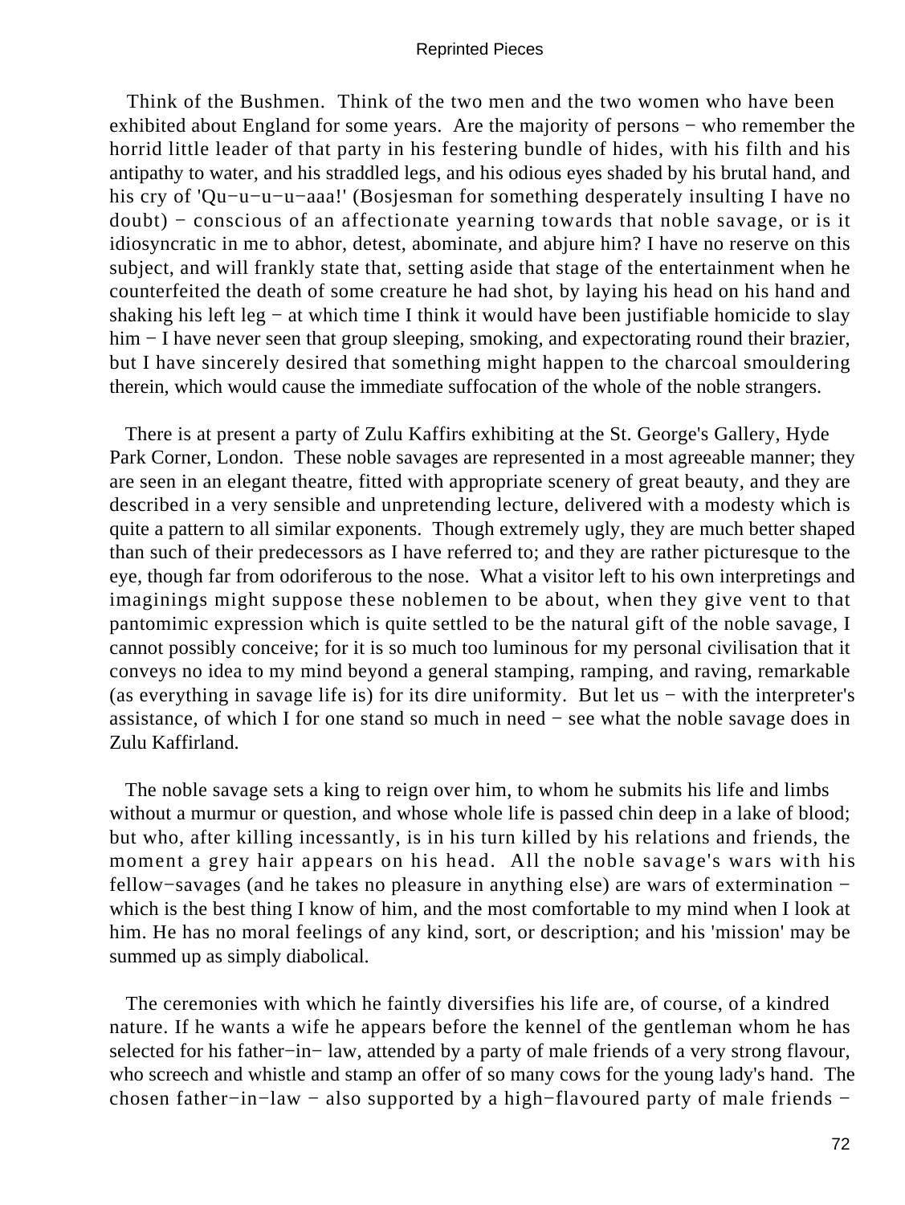Think of the Bushmen. Think of the two men and the two women who have been exhibited about England for some years. Are the majority of persons − who remember the horrid little leader of that party in his festering bundle of hides, with his filth and his antipathy to water, and his straddled legs, and his odious eyes shaded by his brutal hand, and his cry of 'Qu−u−u−u−aaa!' (Bosjesman for something desperately insulting I have no doubt) − conscious of an affectionate yearning towards that noble savage, or is it idiosyncratic in me to abhor, detest, abominate, and abjure him? I have no reserve on this subject, and will frankly state that, setting aside that stage of the entertainment when he counterfeited the death of some creature he had shot, by laying his head on his hand and shaking his left leg − at which time I think it would have been justifiable homicide to slay him − I have never seen that group sleeping, smoking, and expectorating round their brazier, but I have sincerely desired that something might happen to the charcoal smouldering therein, which would cause the immediate suffocation of the whole of the noble strangers.

There is at present a party of Zulu Kaffirs exhibiting at the St. George's Gallery, Hyde Park Corner, London. These noble savages are represented in a most agreeable manner; they are seen in an elegant theatre, fitted with appropriate scenery of great beauty, and they are described in a very sensible and unpretending lecture, delivered with a modesty which is quite a pattern to all similar exponents. Though extremely ugly, they are much better shaped than such of their predecessors as I have referred to; and they are rather picturesque to the eye, though far from odoriferous to the nose. What a visitor left to his own interpretings and imaginings might suppose these noblemen to be about, when they give vent to that pantomimic expression which is quite settled to be the natural gift of the noble savage, I cannot possibly conceive; for it is so much too luminous for my personal civilisation that it conveys no idea to my mind beyond a general stamping, ramping, and raving, remarkable (as everything in savage life is) for its dire uniformity. But let us − with the interpreter's assistance, of which I for one stand so much in need − see what the noble savage does in Zulu Kaffirland.

The noble savage sets a king to reign over him, to whom he submits his life and limbs without a murmur or question, and whose whole life is passed chin deep in a lake of blood; but who, after killing incessantly, is in his turn killed by his relations and friends, the moment a grey hair appears on his head. All the noble savage's wars with his fellow−savages (and he takes no pleasure in anything else) are wars of extermination − which is the best thing I know of him, and the most comfortable to my mind when I look at him. He has no moral feelings of any kind, sort, or description; and his 'mission' may be summed up as simply diabolical.

The ceremonies with which he faintly diversifies his life are, of course, of a kindred nature. If he wants a wife he appears before the kennel of the gentleman whom he has selected for his father−in− law, attended by a party of male friends of a very strong flavour, who screech and whistle and stamp an offer of so many cows for the young lady's hand. The chosen father−in−law − also supported by a high−flavoured party of male friends −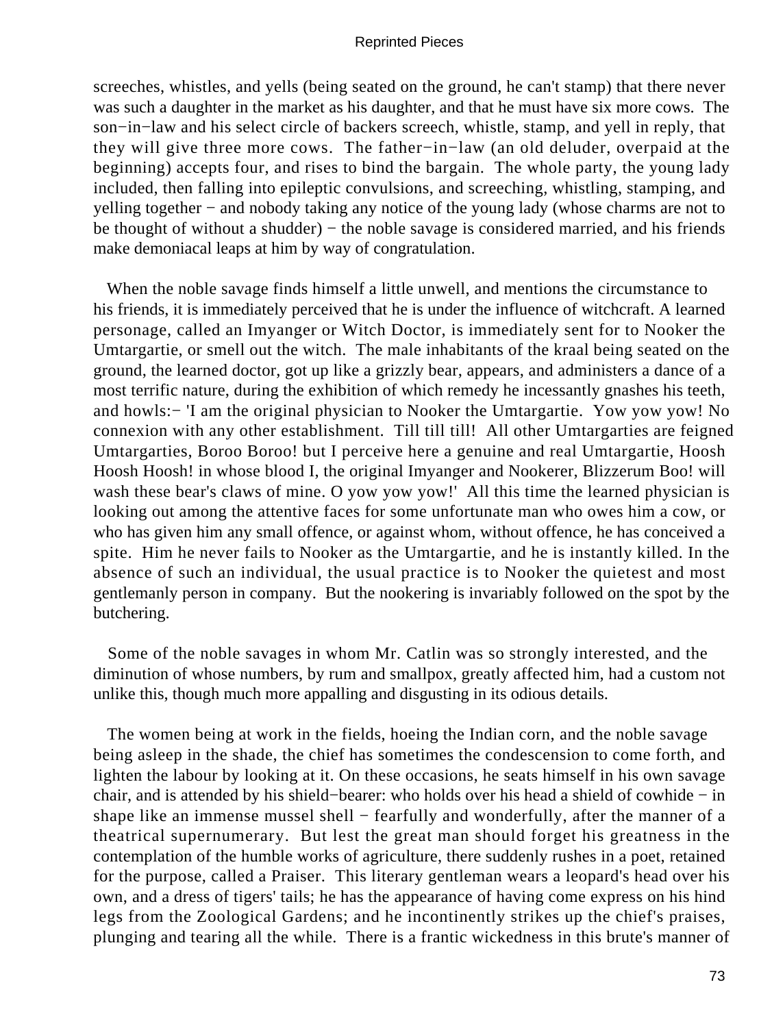screeches, whistles, and yells (being seated on the ground, he can't stamp) that there never was such a daughter in the market as his daughter, and that he must have six more cows. The son−in−law and his select circle of backers screech, whistle, stamp, and yell in reply, that they will give three more cows. The father−in−law (an old deluder, overpaid at the beginning) accepts four, and rises to bind the bargain. The whole party, the young lady included, then falling into epileptic convulsions, and screeching, whistling, stamping, and yelling together − and nobody taking any notice of the young lady (whose charms are not to be thought of without a shudder) − the noble savage is considered married, and his friends make demoniacal leaps at him by way of congratulation.

When the noble savage finds himself a little unwell, and mentions the circumstance to his friends, it is immediately perceived that he is under the influence of witchcraft. A learned personage, called an Imyanger or Witch Doctor, is immediately sent for to Nooker the Umtargartie, or smell out the witch. The male inhabitants of the kraal being seated on the ground, the learned doctor, got up like a grizzly bear, appears, and administers a dance of a most terrific nature, during the exhibition of which remedy he incessantly gnashes his teeth, and howls:− 'I am the original physician to Nooker the Umtargartie. Yow yow yow! No connexion with any other establishment. Till till till! All other Umtargarties are feigned Umtargarties, Boroo Boroo! but I perceive here a genuine and real Umtargartie, Hoosh Hoosh Hoosh! in whose blood I, the original Imyanger and Nookerer, Blizzerum Boo! will wash these bear's claws of mine. O yow yow yow!' All this time the learned physician is looking out among the attentive faces for some unfortunate man who owes him a cow, or who has given him any small offence, or against whom, without offence, he has conceived a spite. Him he never fails to Nooker as the Umtargartie, and he is instantly killed. In the absence of such an individual, the usual practice is to Nooker the quietest and most gentlemanly person in company. But the nookering is invariably followed on the spot by the butchering.

Some of the noble savages in whom Mr. Catlin was so strongly interested, and the diminution of whose numbers, by rum and smallpox, greatly affected him, had a custom not unlike this, though much more appalling and disgusting in its odious details.

The women being at work in the fields, hoeing the Indian corn, and the noble savage being asleep in the shade, the chief has sometimes the condescension to come forth, and lighten the labour by looking at it. On these occasions, he seats himself in his own savage chair, and is attended by his shield−bearer: who holds over his head a shield of cowhide − in shape like an immense mussel shell − fearfully and wonderfully, after the manner of a theatrical supernumerary. But lest the great man should forget his greatness in the contemplation of the humble works of agriculture, there suddenly rushes in a poet, retained for the purpose, called a Praiser. This literary gentleman wears a leopard's head over his own, and a dress of tigers' tails; he has the appearance of having come express on his hind legs from the Zoological Gardens; and he incontinently strikes up the chief's praises, plunging and tearing all the while. There is a frantic wickedness in this brute's manner of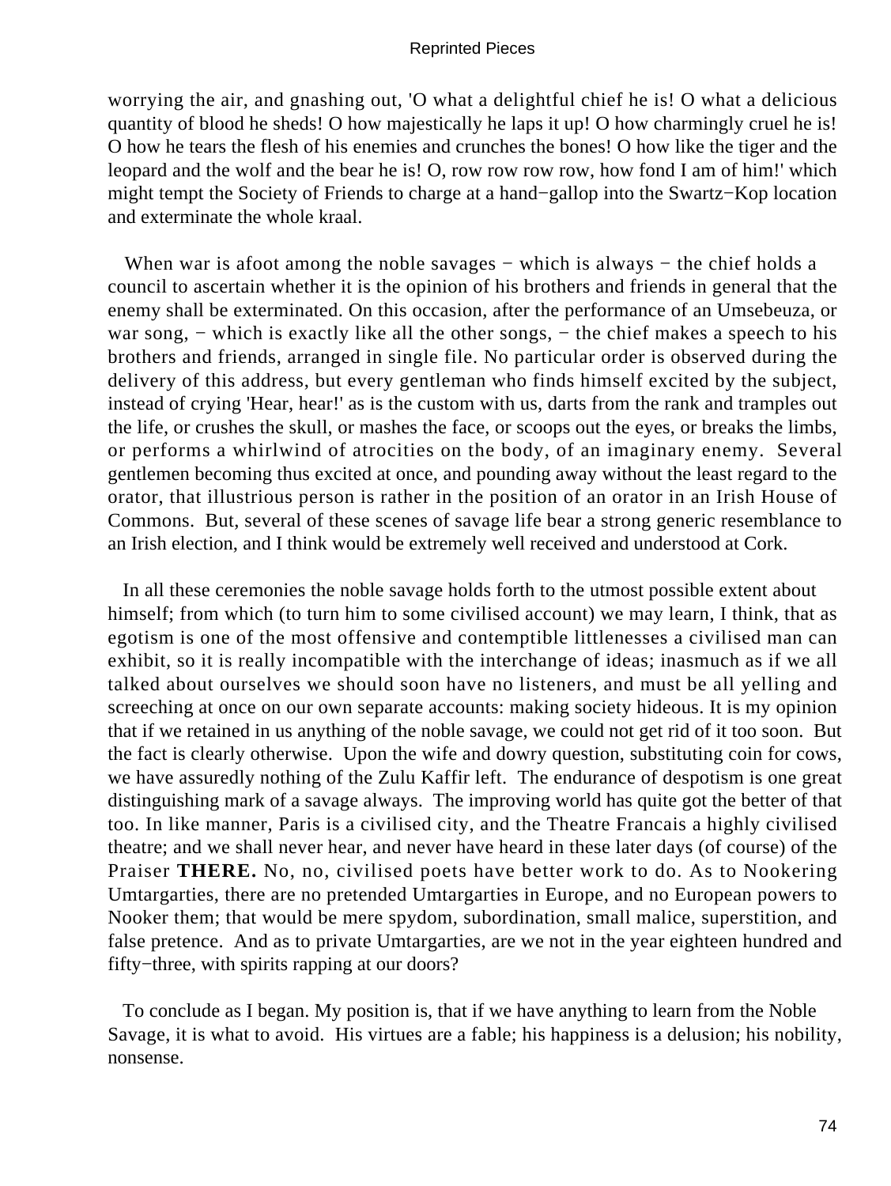worrying the air, and gnashing out, 'O what a delightful chief he is! O what a delicious quantity of blood he sheds! O how majestically he laps it up! O how charmingly cruel he is! O how he tears the flesh of his enemies and crunches the bones! O how like the tiger and the leopard and the wolf and the bear he is! O, row row row row, how fond I am of him!' which might tempt the Society of Friends to charge at a hand−gallop into the Swartz−Kop location and exterminate the whole kraal.

When war is afoot among the noble savages − which is always − the chief holds a council to ascertain whether it is the opinion of his brothers and friends in general that the enemy shall be exterminated. On this occasion, after the performance of an Umsebeuza, or war song, − which is exactly like all the other songs, − the chief makes a speech to his brothers and friends, arranged in single file. No particular order is observed during the delivery of this address, but every gentleman who finds himself excited by the subject, instead of crying 'Hear, hear!' as is the custom with us, darts from the rank and tramples out the life, or crushes the skull, or mashes the face, or scoops out the eyes, or breaks the limbs, or performs a whirlwind of atrocities on the body, of an imaginary enemy. Several gentlemen becoming thus excited at once, and pounding away without the least regard to the orator, that illustrious person is rather in the position of an orator in an Irish House of Commons. But, several of these scenes of savage life bear a strong generic resemblance to an Irish election, and I think would be extremely well received and understood at Cork.

In all these ceremonies the noble savage holds forth to the utmost possible extent about himself; from which (to turn him to some civilised account) we may learn, I think, that as egotism is one of the most offensive and contemptible littlenesses a civilised man can exhibit, so it is really incompatible with the interchange of ideas; inasmuch as if we all talked about ourselves we should soon have no listeners, and must be all yelling and screeching at once on our own separate accounts: making society hideous. It is my opinion that if we retained in us anything of the noble savage, we could not get rid of it too soon. But the fact is clearly otherwise. Upon the wife and dowry question, substituting coin for cows, we have assuredly nothing of the Zulu Kaffir left. The endurance of despotism is one great distinguishing mark of a savage always. The improving world has quite got the better of that too. In like manner, Paris is a civilised city, and the Theatre Francais a highly civilised theatre; and we shall never hear, and never have heard in these later days (of course) of the Praiser **THERE.** No, no, civilised poets have better work to do. As to Nookering Umtargarties, there are no pretended Umtargarties in Europe, and no European powers to Nooker them; that would be mere spydom, subordination, small malice, superstition, and false pretence. And as to private Umtargarties, are we not in the year eighteen hundred and fifty−three, with spirits rapping at our doors?

To conclude as I began. My position is, that if we have anything to learn from the Noble Savage, it is what to avoid. His virtues are a fable; his happiness is a delusion; his nobility, nonsense.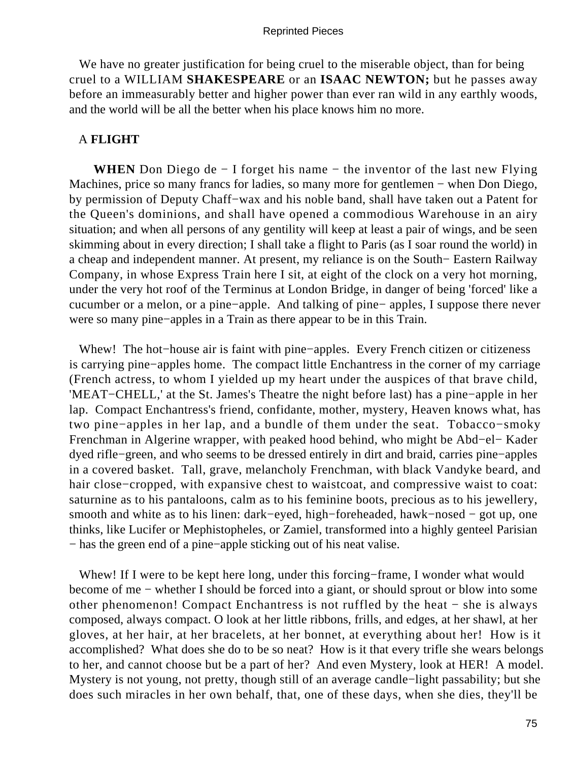We have no greater justification for being cruel to the miserable object, than for being cruel to a WILLIAM **SHAKESPEARE** or an **ISAAC NEWTON;** but he passes away before an immeasurably better and higher power than ever ran wild in any earthly woods, and the world will be all the better when his place knows him no more.

## A **FLIGHT**

**WHEN** Don Diego de − I forget his name − the inventor of the last new Flying Machines, price so many francs for ladies, so many more for gentlemen − when Don Diego, by permission of Deputy Chaff−wax and his noble band, shall have taken out a Patent for the Queen's dominions, and shall have opened a commodious Warehouse in an airy situation; and when all persons of any gentility will keep at least a pair of wings, and be seen skimming about in every direction; I shall take a flight to Paris (as I soar round the world) in a cheap and independent manner. At present, my reliance is on the South− Eastern Railway Company, in whose Express Train here I sit, at eight of the clock on a very hot morning, under the very hot roof of the Terminus at London Bridge, in danger of being 'forced' like a cucumber or a melon, or a pine−apple. And talking of pine− apples, I suppose there never were so many pine−apples in a Train as there appear to be in this Train.

Whew! The hot−house air is faint with pine−apples. Every French citizen or citizeness is carrying pine−apples home. The compact little Enchantress in the corner of my carriage (French actress, to whom I yielded up my heart under the auspices of that brave child, 'MEAT−CHELL,' at the St. James's Theatre the night before last) has a pine−apple in her lap. Compact Enchantress's friend, confidante, mother, mystery, Heaven knows what, has two pine−apples in her lap, and a bundle of them under the seat. Tobacco−smoky Frenchman in Algerine wrapper, with peaked hood behind, who might be Abd−el− Kader dyed rifle−green, and who seems to be dressed entirely in dirt and braid, carries pine−apples in a covered basket. Tall, grave, melancholy Frenchman, with black Vandyke beard, and hair close−cropped, with expansive chest to waistcoat, and compressive waist to coat: saturnine as to his pantaloons, calm as to his feminine boots, precious as to his jewellery, smooth and white as to his linen: dark−eyed, high−foreheaded, hawk−nosed − got up, one thinks, like Lucifer or Mephistopheles, or Zamiel, transformed into a highly genteel Parisian − has the green end of a pine−apple sticking out of his neat valise.

Whew! If I were to be kept here long, under this forcing−frame, I wonder what would become of me − whether I should be forced into a giant, or should sprout or blow into some other phenomenon! Compact Enchantress is not ruffled by the heat − she is always composed, always compact. O look at her little ribbons, frills, and edges, at her shawl, at her gloves, at her hair, at her bracelets, at her bonnet, at everything about her! How is it accomplished? What does she do to be so neat? How is it that every trifle she wears belongs to her, and cannot choose but be a part of her? And even Mystery, look at HER! A model. Mystery is not young, not pretty, though still of an average candle−light passability; but she does such miracles in her own behalf, that, one of these days, when she dies, they'll be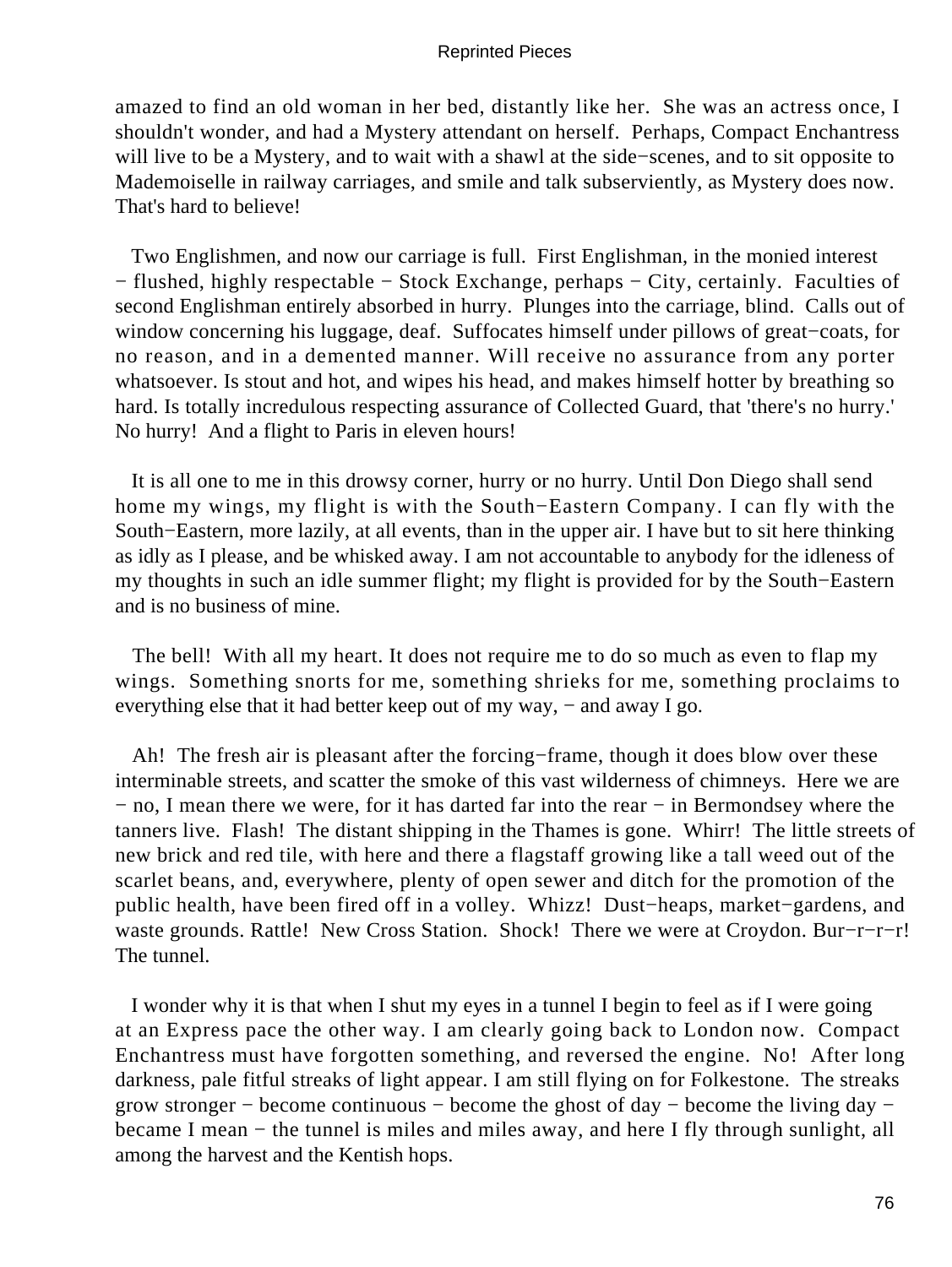amazed to find an old woman in her bed, distantly like her. She was an actress once, I shouldn't wonder, and had a Mystery attendant on herself. Perhaps, Compact Enchantress will live to be a Mystery, and to wait with a shawl at the side−scenes, and to sit opposite to Mademoiselle in railway carriages, and smile and talk subserviently, as Mystery does now. That's hard to believe!

Two Englishmen, and now our carriage is full. First Englishman, in the monied interest − flushed, highly respectable − Stock Exchange, perhaps − City, certainly. Faculties of second Englishman entirely absorbed in hurry. Plunges into the carriage, blind. Calls out of window concerning his luggage, deaf. Suffocates himself under pillows of great−coats, for no reason, and in a demented manner. Will receive no assurance from any porter whatsoever. Is stout and hot, and wipes his head, and makes himself hotter by breathing so hard. Is totally incredulous respecting assurance of Collected Guard, that 'there's no hurry.' No hurry! And a flight to Paris in eleven hours!

It is all one to me in this drowsy corner, hurry or no hurry. Until Don Diego shall send home my wings, my flight is with the South−Eastern Company. I can fly with the South−Eastern, more lazily, at all events, than in the upper air. I have but to sit here thinking as idly as I please, and be whisked away. I am not accountable to anybody for the idleness of my thoughts in such an idle summer flight; my flight is provided for by the South−Eastern and is no business of mine.

The bell! With all my heart. It does not require me to do so much as even to flap my wings. Something snorts for me, something shrieks for me, something proclaims to everything else that it had better keep out of my way, − and away I go.

Ah! The fresh air is pleasant after the forcing−frame, though it does blow over these interminable streets, and scatter the smoke of this vast wilderness of chimneys. Here we are − no, I mean there we were, for it has darted far into the rear − in Bermondsey where the tanners live. Flash! The distant shipping in the Thames is gone. Whirr! The little streets of new brick and red tile, with here and there a flagstaff growing like a tall weed out of the scarlet beans, and, everywhere, plenty of open sewer and ditch for the promotion of the public health, have been fired off in a volley. Whizz! Dust−heaps, market−gardens, and waste grounds. Rattle! New Cross Station. Shock! There we were at Croydon. Bur−r−r−r! The tunnel.

I wonder why it is that when I shut my eyes in a tunnel I begin to feel as if I were going at an Express pace the other way. I am clearly going back to London now. Compact Enchantress must have forgotten something, and reversed the engine. No! After long darkness, pale fitful streaks of light appear. I am still flying on for Folkestone. The streaks grow stronger − become continuous − become the ghost of day − become the living day − became I mean − the tunnel is miles and miles away, and here I fly through sunlight, all among the harvest and the Kentish hops.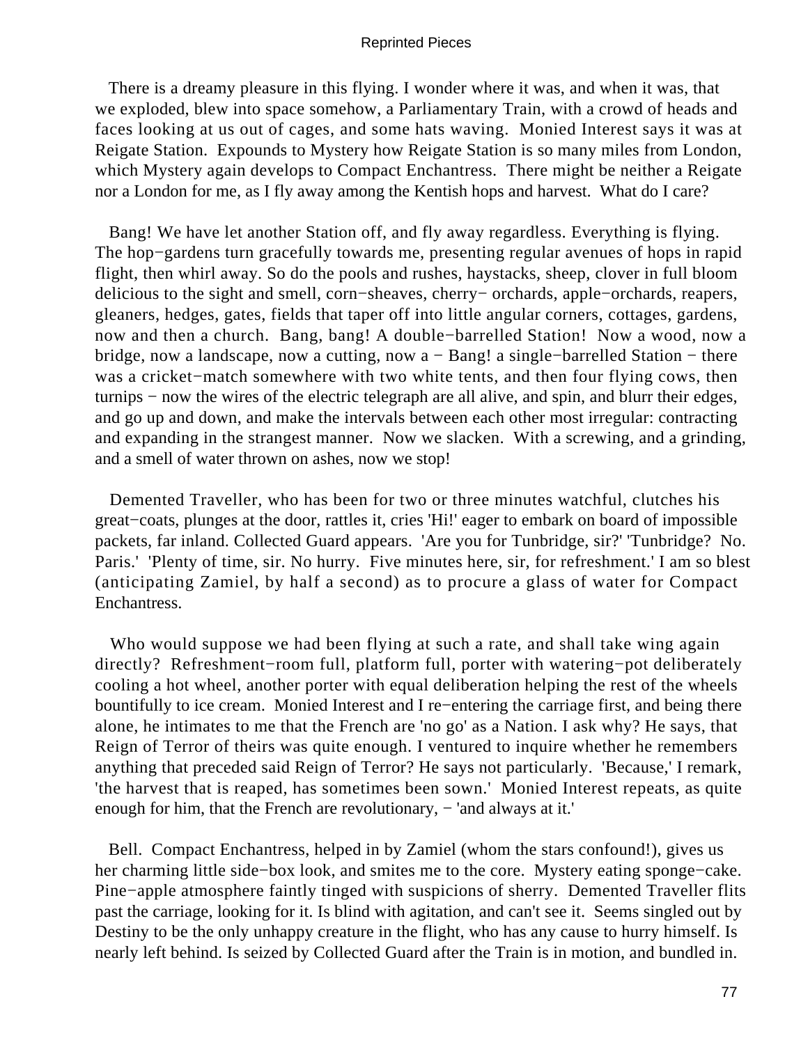There is a dreamy pleasure in this flying. I wonder where it was, and when it was, that we exploded, blew into space somehow, a Parliamentary Train, with a crowd of heads and faces looking at us out of cages, and some hats waving. Monied Interest says it was at Reigate Station. Expounds to Mystery how Reigate Station is so many miles from London, which Mystery again develops to Compact Enchantress. There might be neither a Reigate nor a London for me, as I fly away among the Kentish hops and harvest. What do I care?

Bang! We have let another Station off, and fly away regardless. Everything is flying. The hop−gardens turn gracefully towards me, presenting regular avenues of hops in rapid flight, then whirl away. So do the pools and rushes, haystacks, sheep, clover in full bloom delicious to the sight and smell, corn−sheaves, cherry− orchards, apple−orchards, reapers, gleaners, hedges, gates, fields that taper off into little angular corners, cottages, gardens, now and then a church. Bang, bang! A double−barrelled Station! Now a wood, now a bridge, now a landscape, now a cutting, now a − Bang! a single−barrelled Station − there was a cricket−match somewhere with two white tents, and then four flying cows, then turnips − now the wires of the electric telegraph are all alive, and spin, and blurr their edges, and go up and down, and make the intervals between each other most irregular: contracting and expanding in the strangest manner. Now we slacken. With a screwing, and a grinding, and a smell of water thrown on ashes, now we stop!

Demented Traveller, who has been for two or three minutes watchful, clutches his great−coats, plunges at the door, rattles it, cries 'Hi!' eager to embark on board of impossible packets, far inland. Collected Guard appears. 'Are you for Tunbridge, sir?' 'Tunbridge? No. Paris.' 'Plenty of time, sir. No hurry. Five minutes here, sir, for refreshment.' I am so blest (anticipating Zamiel, by half a second) as to procure a glass of water for Compact Enchantress.

Who would suppose we had been flying at such a rate, and shall take wing again directly? Refreshment−room full, platform full, porter with watering−pot deliberately cooling a hot wheel, another porter with equal deliberation helping the rest of the wheels bountifully to ice cream. Monied Interest and I re−entering the carriage first, and being there alone, he intimates to me that the French are 'no go' as a Nation. I ask why? He says, that Reign of Terror of theirs was quite enough. I ventured to inquire whether he remembers anything that preceded said Reign of Terror? He says not particularly. 'Because,' I remark, 'the harvest that is reaped, has sometimes been sown.' Monied Interest repeats, as quite enough for him, that the French are revolutionary, − 'and always at it.'

Bell. Compact Enchantress, helped in by Zamiel (whom the stars confound!), gives us her charming little side−box look, and smites me to the core. Mystery eating sponge−cake. Pine−apple atmosphere faintly tinged with suspicions of sherry. Demented Traveller flits past the carriage, looking for it. Is blind with agitation, and can't see it. Seems singled out by Destiny to be the only unhappy creature in the flight, who has any cause to hurry himself. Is nearly left behind. Is seized by Collected Guard after the Train is in motion, and bundled in.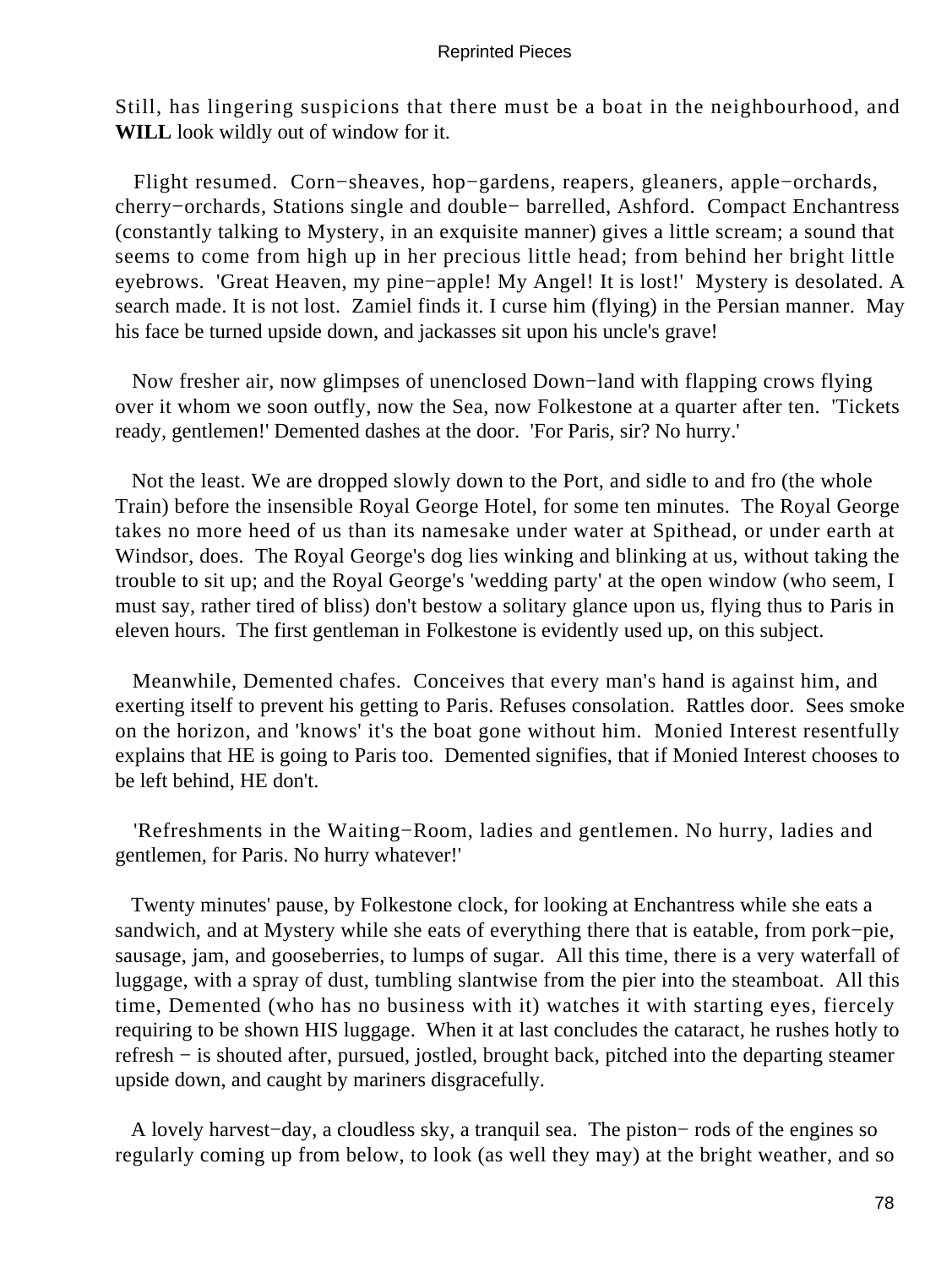Still, has lingering suspicions that there must be a boat in the neighbourhood, and **WILL** look wildly out of window for it.

Flight resumed. Corn−sheaves, hop−gardens, reapers, gleaners, apple−orchards, cherry−orchards, Stations single and double− barrelled, Ashford. Compact Enchantress (constantly talking to Mystery, in an exquisite manner) gives a little scream; a sound that seems to come from high up in her precious little head; from behind her bright little eyebrows. 'Great Heaven, my pine−apple! My Angel! It is lost!' Mystery is desolated. A search made. It is not lost. Zamiel finds it. I curse him (flying) in the Persian manner. May his face be turned upside down, and jackasses sit upon his uncle's grave!

Now fresher air, now glimpses of unenclosed Down−land with flapping crows flying over it whom we soon outfly, now the Sea, now Folkestone at a quarter after ten. 'Tickets ready, gentlemen!' Demented dashes at the door. 'For Paris, sir? No hurry.'

Not the least. We are dropped slowly down to the Port, and sidle to and fro (the whole Train) before the insensible Royal George Hotel, for some ten minutes. The Royal George takes no more heed of us than its namesake under water at Spithead, or under earth at Windsor, does. The Royal George's dog lies winking and blinking at us, without taking the trouble to sit up; and the Royal George's 'wedding party' at the open window (who seem, I must say, rather tired of bliss) don't bestow a solitary glance upon us, flying thus to Paris in eleven hours. The first gentleman in Folkestone is evidently used up, on this subject.

Meanwhile, Demented chafes. Conceives that every man's hand is against him, and exerting itself to prevent his getting to Paris. Refuses consolation. Rattles door. Sees smoke on the horizon, and 'knows' it's the boat gone without him. Monied Interest resentfully explains that HE is going to Paris too. Demented signifies, that if Monied Interest chooses to be left behind, HE don't.

'Refreshments in the Waiting−Room, ladies and gentlemen. No hurry, ladies and gentlemen, for Paris. No hurry whatever!'

Twenty minutes' pause, by Folkestone clock, for looking at Enchantress while she eats a sandwich, and at Mystery while she eats of everything there that is eatable, from pork−pie, sausage, jam, and gooseberries, to lumps of sugar. All this time, there is a very waterfall of luggage, with a spray of dust, tumbling slantwise from the pier into the steamboat. All this time, Demented (who has no business with it) watches it with starting eyes, fiercely requiring to be shown HIS luggage. When it at last concludes the cataract, he rushes hotly to refresh − is shouted after, pursued, jostled, brought back, pitched into the departing steamer upside down, and caught by mariners disgracefully.

A lovely harvest−day, a cloudless sky, a tranquil sea. The piston− rods of the engines so regularly coming up from below, to look (as well they may) at the bright weather, and so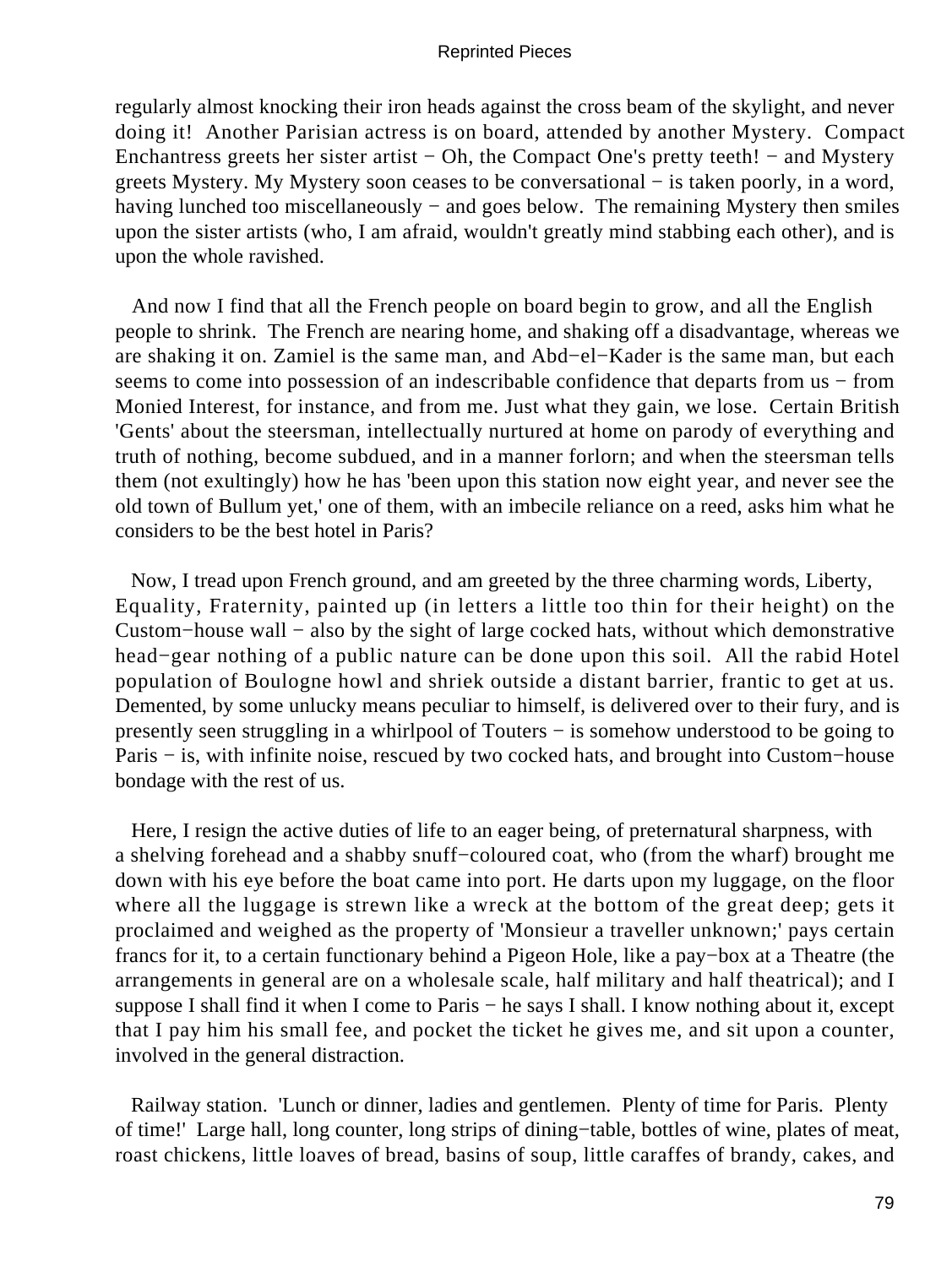regularly almost knocking their iron heads against the cross beam of the skylight, and never doing it! Another Parisian actress is on board, attended by another Mystery. Compact Enchantress greets her sister artist − Oh, the Compact One's pretty teeth! − and Mystery greets Mystery. My Mystery soon ceases to be conversational − is taken poorly, in a word, having lunched too miscellaneously − and goes below. The remaining Mystery then smiles upon the sister artists (who, I am afraid, wouldn't greatly mind stabbing each other), and is upon the whole ravished.

And now I find that all the French people on board begin to grow, and all the English people to shrink. The French are nearing home, and shaking off a disadvantage, whereas we are shaking it on. Zamiel is the same man, and Abd−el−Kader is the same man, but each seems to come into possession of an indescribable confidence that departs from us − from Monied Interest, for instance, and from me. Just what they gain, we lose. Certain British 'Gents' about the steersman, intellectually nurtured at home on parody of everything and truth of nothing, become subdued, and in a manner forlorn; and when the steersman tells them (not exultingly) how he has 'been upon this station now eight year, and never see the old town of Bullum yet,' one of them, with an imbecile reliance on a reed, asks him what he considers to be the best hotel in Paris?

Now, I tread upon French ground, and am greeted by the three charming words, Liberty, Equality, Fraternity, painted up (in letters a little too thin for their height) on the Custom−house wall − also by the sight of large cocked hats, without which demonstrative head−gear nothing of a public nature can be done upon this soil. All the rabid Hotel population of Boulogne howl and shriek outside a distant barrier, frantic to get at us. Demented, by some unlucky means peculiar to himself, is delivered over to their fury, and is presently seen struggling in a whirlpool of Touters − is somehow understood to be going to Paris − is, with infinite noise, rescued by two cocked hats, and brought into Custom−house bondage with the rest of us.

Here, I resign the active duties of life to an eager being, of preternatural sharpness, with a shelving forehead and a shabby snuff−coloured coat, who (from the wharf) brought me down with his eye before the boat came into port. He darts upon my luggage, on the floor where all the luggage is strewn like a wreck at the bottom of the great deep; gets it proclaimed and weighed as the property of 'Monsieur a traveller unknown;' pays certain francs for it, to a certain functionary behind a Pigeon Hole, like a pay−box at a Theatre (the arrangements in general are on a wholesale scale, half military and half theatrical); and I suppose I shall find it when I come to Paris − he says I shall. I know nothing about it, except that I pay him his small fee, and pocket the ticket he gives me, and sit upon a counter, involved in the general distraction.

Railway station. 'Lunch or dinner, ladies and gentlemen. Plenty of time for Paris. Plenty of time!' Large hall, long counter, long strips of dining−table, bottles of wine, plates of meat, roast chickens, little loaves of bread, basins of soup, little caraffes of brandy, cakes, and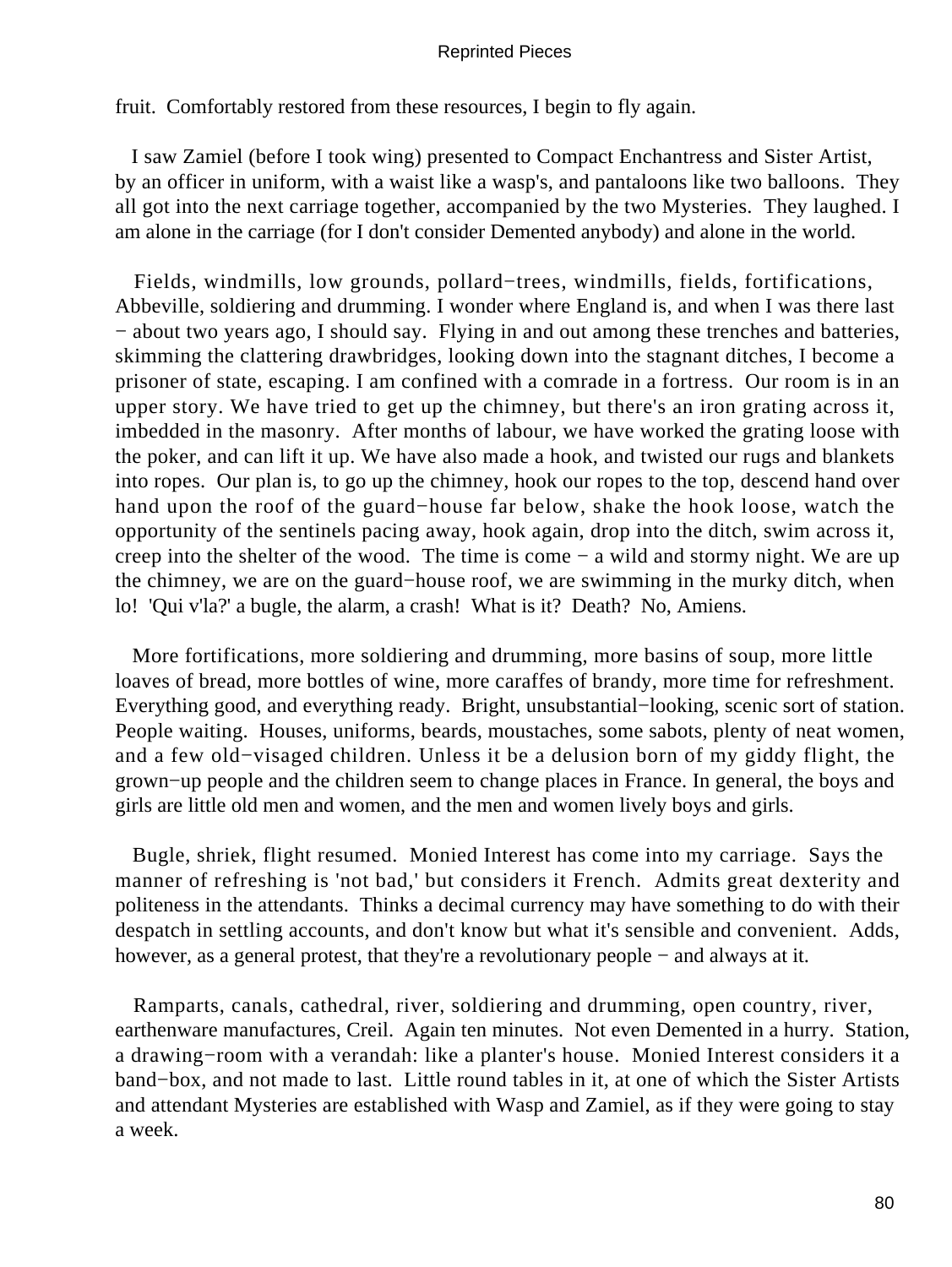fruit. Comfortably restored from these resources, I begin to fly again.

I saw Zamiel (before I took wing) presented to Compact Enchantress and Sister Artist, by an officer in uniform, with a waist like a wasp's, and pantaloons like two balloons. They all got into the next carriage together, accompanied by the two Mysteries. They laughed. I am alone in the carriage (for I don't consider Demented anybody) and alone in the world.

Fields, windmills, low grounds, pollard−trees, windmills, fields, fortifications, Abbeville, soldiering and drumming. I wonder where England is, and when I was there last − about two years ago, I should say. Flying in and out among these trenches and batteries, skimming the clattering drawbridges, looking down into the stagnant ditches, I become a prisoner of state, escaping. I am confined with a comrade in a fortress. Our room is in an upper story. We have tried to get up the chimney, but there's an iron grating across it, imbedded in the masonry. After months of labour, we have worked the grating loose with the poker, and can lift it up. We have also made a hook, and twisted our rugs and blankets into ropes. Our plan is, to go up the chimney, hook our ropes to the top, descend hand over hand upon the roof of the guard−house far below, shake the hook loose, watch the opportunity of the sentinels pacing away, hook again, drop into the ditch, swim across it, creep into the shelter of the wood. The time is come − a wild and stormy night. We are up the chimney, we are on the guard−house roof, we are swimming in the murky ditch, when lo! 'Qui v'la?' a bugle, the alarm, a crash! What is it? Death? No, Amiens.

More fortifications, more soldiering and drumming, more basins of soup, more little loaves of bread, more bottles of wine, more caraffes of brandy, more time for refreshment. Everything good, and everything ready. Bright, unsubstantial−looking, scenic sort of station. People waiting. Houses, uniforms, beards, moustaches, some sabots, plenty of neat women, and a few old−visaged children. Unless it be a delusion born of my giddy flight, the grown−up people and the children seem to change places in France. In general, the boys and girls are little old men and women, and the men and women lively boys and girls.

Bugle, shriek, flight resumed. Monied Interest has come into my carriage. Says the manner of refreshing is 'not bad,' but considers it French. Admits great dexterity and politeness in the attendants. Thinks a decimal currency may have something to do with their despatch in settling accounts, and don't know but what it's sensible and convenient. Adds, however, as a general protest, that they're a revolutionary people − and always at it.

Ramparts, canals, cathedral, river, soldiering and drumming, open country, river, earthenware manufactures, Creil. Again ten minutes. Not even Demented in a hurry. Station, a drawing−room with a verandah: like a planter's house. Monied Interest considers it a band−box, and not made to last. Little round tables in it, at one of which the Sister Artists and attendant Mysteries are established with Wasp and Zamiel, as if they were going to stay a week.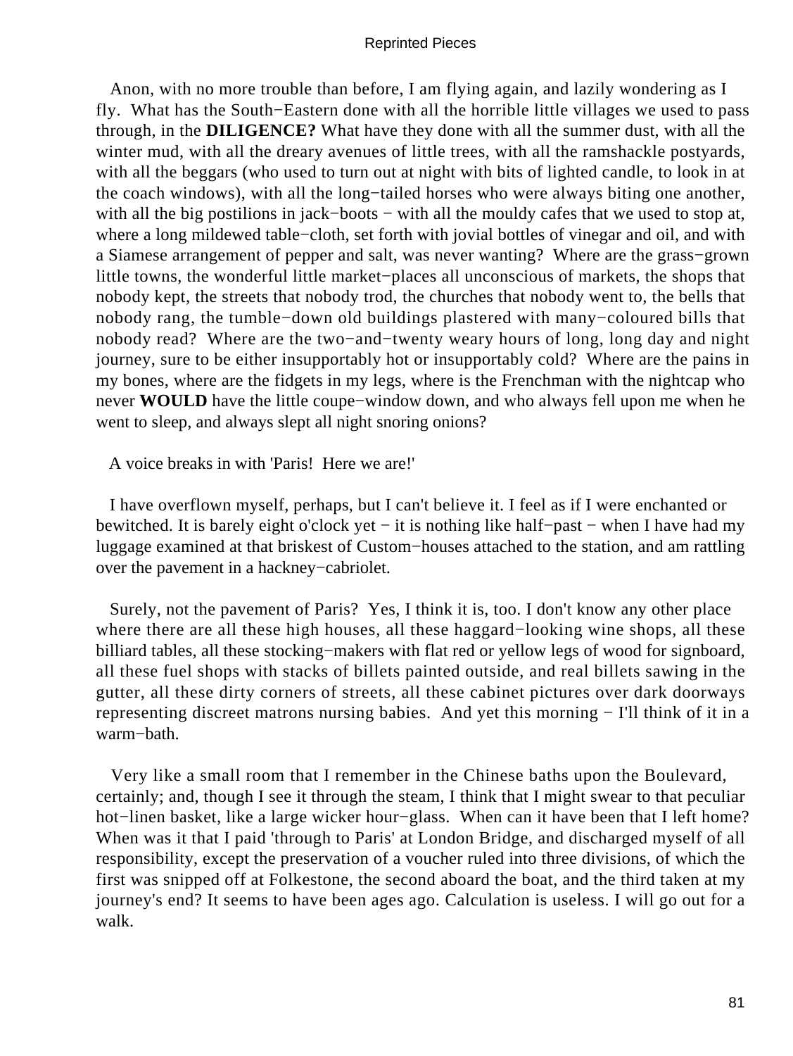Anon, with no more trouble than before, I am flying again, and lazily wondering as I fly. What has the South−Eastern done with all the horrible little villages we used to pass through, in the **DILIGENCE?** What have they done with all the summer dust, with all the winter mud, with all the dreary avenues of little trees, with all the ramshackle postyards, with all the beggars (who used to turn out at night with bits of lighted candle, to look in at the coach windows), with all the long−tailed horses who were always biting one another, with all the big postilions in jack−boots − with all the mouldy cafes that we used to stop at, where a long mildewed table−cloth, set forth with jovial bottles of vinegar and oil, and with a Siamese arrangement of pepper and salt, was never wanting? Where are the grass−grown little towns, the wonderful little market−places all unconscious of markets, the shops that nobody kept, the streets that nobody trod, the churches that nobody went to, the bells that nobody rang, the tumble−down old buildings plastered with many−coloured bills that nobody read? Where are the two−and−twenty weary hours of long, long day and night journey, sure to be either insupportably hot or insupportably cold? Where are the pains in my bones, where are the fidgets in my legs, where is the Frenchman with the nightcap who never **WOULD** have the little coupe−window down, and who always fell upon me when he went to sleep, and always slept all night snoring onions?

A voice breaks in with 'Paris! Here we are!'

I have overflown myself, perhaps, but I can't believe it. I feel as if I were enchanted or bewitched. It is barely eight o'clock yet − it is nothing like half−past − when I have had my luggage examined at that briskest of Custom−houses attached to the station, and am rattling over the pavement in a hackney−cabriolet.

Surely, not the pavement of Paris? Yes, I think it is, too. I don't know any other place where there are all these high houses, all these haggard−looking wine shops, all these billiard tables, all these stocking−makers with flat red or yellow legs of wood for signboard, all these fuel shops with stacks of billets painted outside, and real billets sawing in the gutter, all these dirty corners of streets, all these cabinet pictures over dark doorways representing discreet matrons nursing babies. And yet this morning − I'll think of it in a warm−bath.

Very like a small room that I remember in the Chinese baths upon the Boulevard, certainly; and, though I see it through the steam, I think that I might swear to that peculiar hot−linen basket, like a large wicker hour−glass. When can it have been that I left home? When was it that I paid 'through to Paris' at London Bridge, and discharged myself of all responsibility, except the preservation of a voucher ruled into three divisions, of which the first was snipped off at Folkestone, the second aboard the boat, and the third taken at my journey's end? It seems to have been ages ago. Calculation is useless. I will go out for a walk.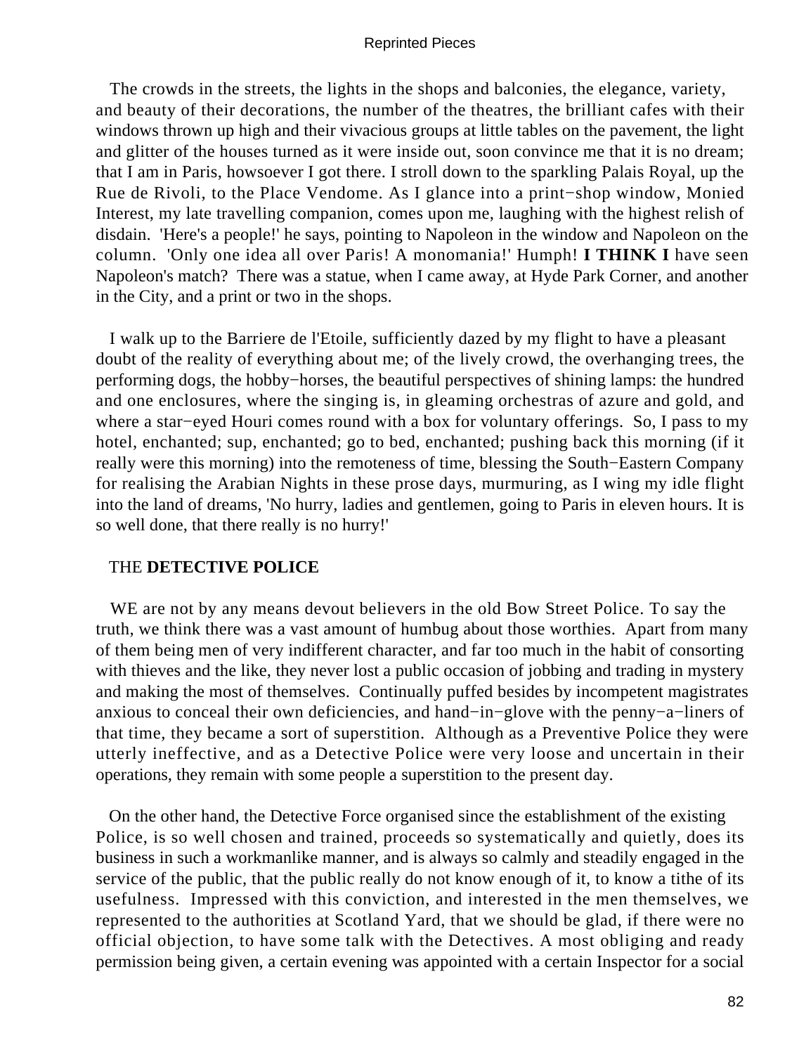The crowds in the streets, the lights in the shops and balconies, the elegance, variety, and beauty of their decorations, the number of the theatres, the brilliant cafes with their windows thrown up high and their vivacious groups at little tables on the pavement, the light and glitter of the houses turned as it were inside out, soon convince me that it is no dream; that I am in Paris, howsoever I got there. I stroll down to the sparkling Palais Royal, up the Rue de Rivoli, to the Place Vendome. As I glance into a print−shop window, Monied Interest, my late travelling companion, comes upon me, laughing with the highest relish of disdain. 'Here's a people!' he says, pointing to Napoleon in the window and Napoleon on the column. 'Only one idea all over Paris! A monomania!' Humph! **I THINK I** have seen Napoleon's match? There was a statue, when I came away, at Hyde Park Corner, and another in the City, and a print or two in the shops.

I walk up to the Barriere de l'Etoile, sufficiently dazed by my flight to have a pleasant doubt of the reality of everything about me; of the lively crowd, the overhanging trees, the performing dogs, the hobby−horses, the beautiful perspectives of shining lamps: the hundred and one enclosures, where the singing is, in gleaming orchestras of azure and gold, and where a star−eyed Houri comes round with a box for voluntary offerings. So, I pass to my hotel, enchanted; sup, enchanted; go to bed, enchanted; pushing back this morning (if it really were this morning) into the remoteness of time, blessing the South−Eastern Company for realising the Arabian Nights in these prose days, murmuring, as I wing my idle flight into the land of dreams, 'No hurry, ladies and gentlemen, going to Paris in eleven hours. It is so well done, that there really is no hurry!'

## THE **DETECTIVE POLICE**

WE are not by any means devout believers in the old Bow Street Police. To say the truth, we think there was a vast amount of humbug about those worthies. Apart from many of them being men of very indifferent character, and far too much in the habit of consorting with thieves and the like, they never lost a public occasion of jobbing and trading in mystery and making the most of themselves. Continually puffed besides by incompetent magistrates anxious to conceal their own deficiencies, and hand−in−glove with the penny−a−liners of that time, they became a sort of superstition. Although as a Preventive Police they were utterly ineffective, and as a Detective Police were very loose and uncertain in their operations, they remain with some people a superstition to the present day.

On the other hand, the Detective Force organised since the establishment of the existing Police, is so well chosen and trained, proceeds so systematically and quietly, does its business in such a workmanlike manner, and is always so calmly and steadily engaged in the service of the public, that the public really do not know enough of it, to know a tithe of its usefulness. Impressed with this conviction, and interested in the men themselves, we represented to the authorities at Scotland Yard, that we should be glad, if there were no official objection, to have some talk with the Detectives. A most obliging and ready permission being given, a certain evening was appointed with a certain Inspector for a social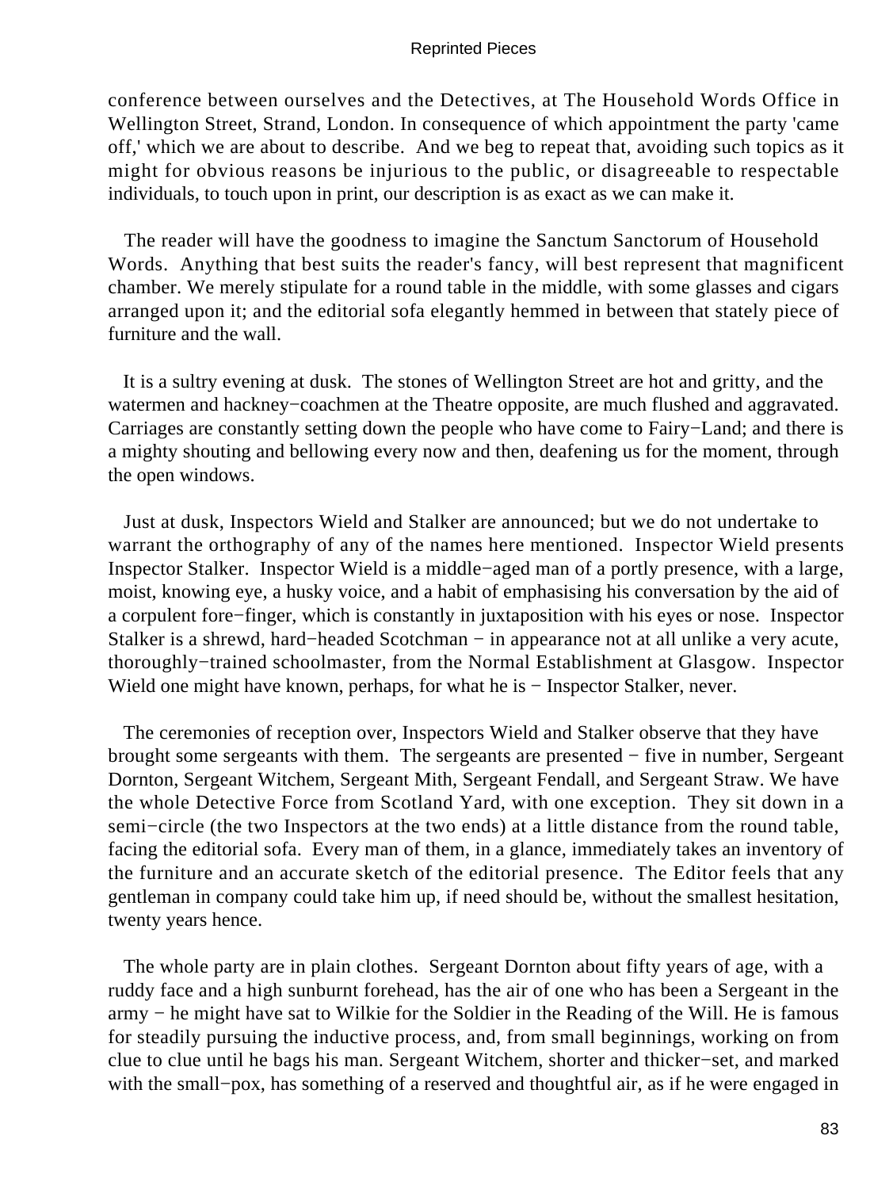conference between ourselves and the Detectives, at The Household Words Office in Wellington Street, Strand, London. In consequence of which appointment the party 'came off,' which we are about to describe. And we beg to repeat that, avoiding such topics as it might for obvious reasons be injurious to the public, or disagreeable to respectable individuals, to touch upon in print, our description is as exact as we can make it.

The reader will have the goodness to imagine the Sanctum Sanctorum of Household Words. Anything that best suits the reader's fancy, will best represent that magnificent chamber. We merely stipulate for a round table in the middle, with some glasses and cigars arranged upon it; and the editorial sofa elegantly hemmed in between that stately piece of furniture and the wall.

It is a sultry evening at dusk. The stones of Wellington Street are hot and gritty, and the watermen and hackney−coachmen at the Theatre opposite, are much flushed and aggravated. Carriages are constantly setting down the people who have come to Fairy−Land; and there is a mighty shouting and bellowing every now and then, deafening us for the moment, through the open windows.

Just at dusk, Inspectors Wield and Stalker are announced; but we do not undertake to warrant the orthography of any of the names here mentioned. Inspector Wield presents Inspector Stalker. Inspector Wield is a middle−aged man of a portly presence, with a large, moist, knowing eye, a husky voice, and a habit of emphasising his conversation by the aid of a corpulent fore−finger, which is constantly in juxtaposition with his eyes or nose. Inspector Stalker is a shrewd, hard−headed Scotchman − in appearance not at all unlike a very acute, thoroughly−trained schoolmaster, from the Normal Establishment at Glasgow. Inspector Wield one might have known, perhaps, for what he is − Inspector Stalker, never.

The ceremonies of reception over, Inspectors Wield and Stalker observe that they have brought some sergeants with them. The sergeants are presented − five in number, Sergeant Dornton, Sergeant Witchem, Sergeant Mith, Sergeant Fendall, and Sergeant Straw. We have the whole Detective Force from Scotland Yard, with one exception. They sit down in a semi−circle (the two Inspectors at the two ends) at a little distance from the round table, facing the editorial sofa. Every man of them, in a glance, immediately takes an inventory of the furniture and an accurate sketch of the editorial presence. The Editor feels that any gentleman in company could take him up, if need should be, without the smallest hesitation, twenty years hence.

The whole party are in plain clothes. Sergeant Dornton about fifty years of age, with a ruddy face and a high sunburnt forehead, has the air of one who has been a Sergeant in the army − he might have sat to Wilkie for the Soldier in the Reading of the Will. He is famous for steadily pursuing the inductive process, and, from small beginnings, working on from clue to clue until he bags his man. Sergeant Witchem, shorter and thicker−set, and marked with the small−pox, has something of a reserved and thoughtful air, as if he were engaged in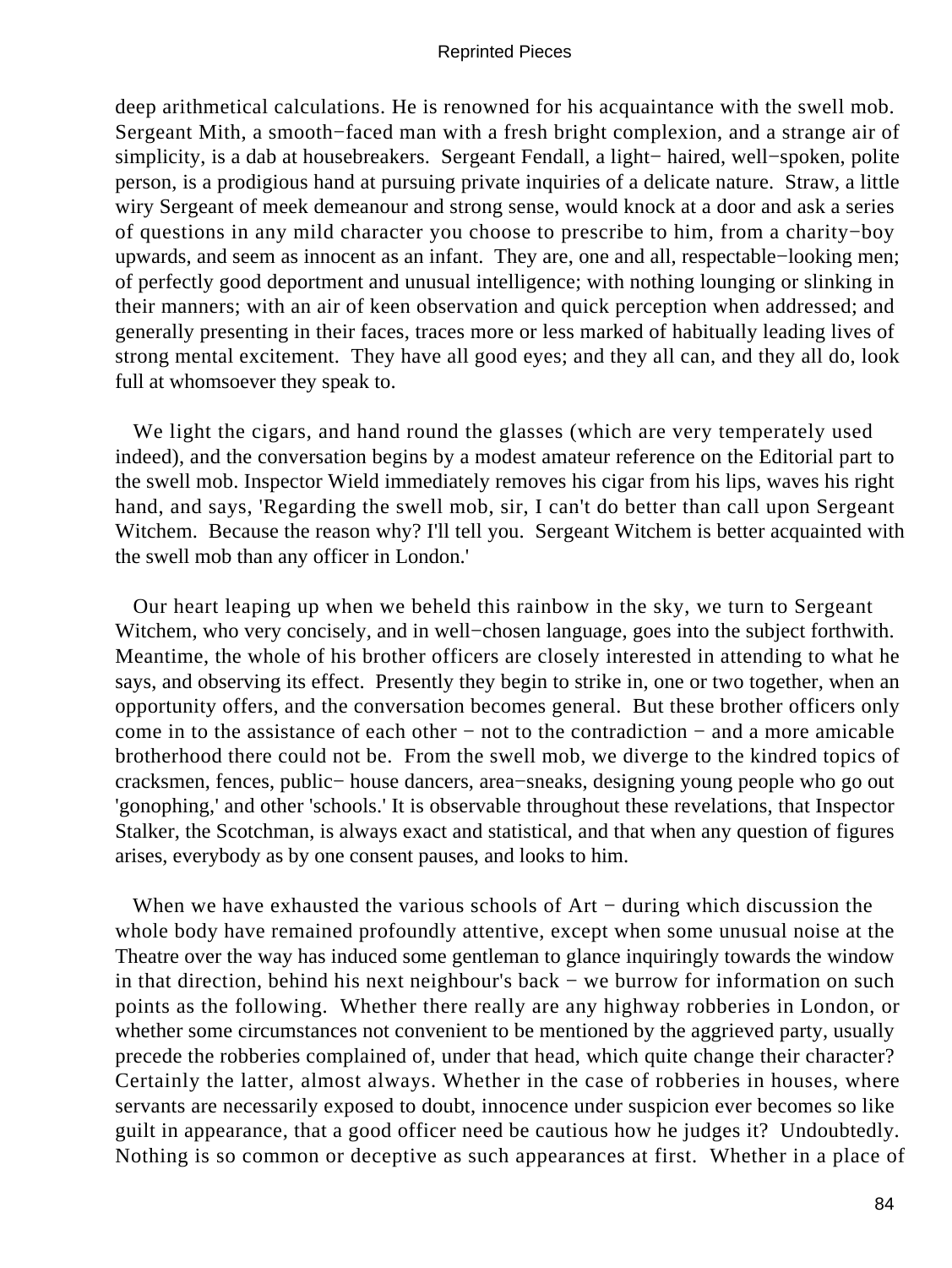deep arithmetical calculations. He is renowned for his acquaintance with the swell mob. Sergeant Mith, a smooth−faced man with a fresh bright complexion, and a strange air of simplicity, is a dab at housebreakers. Sergeant Fendall, a light− haired, well−spoken, polite person, is a prodigious hand at pursuing private inquiries of a delicate nature. Straw, a little wiry Sergeant of meek demeanour and strong sense, would knock at a door and ask a series of questions in any mild character you choose to prescribe to him, from a charity−boy upwards, and seem as innocent as an infant. They are, one and all, respectable−looking men; of perfectly good deportment and unusual intelligence; with nothing lounging or slinking in their manners; with an air of keen observation and quick perception when addressed; and generally presenting in their faces, traces more or less marked of habitually leading lives of strong mental excitement. They have all good eyes; and they all can, and they all do, look full at whomsoever they speak to.

We light the cigars, and hand round the glasses (which are very temperately used indeed), and the conversation begins by a modest amateur reference on the Editorial part to the swell mob. Inspector Wield immediately removes his cigar from his lips, waves his right hand, and says, 'Regarding the swell mob, sir, I can't do better than call upon Sergeant Witchem. Because the reason why? I'll tell you. Sergeant Witchem is better acquainted with the swell mob than any officer in London.'

Our heart leaping up when we beheld this rainbow in the sky, we turn to Sergeant Witchem, who very concisely, and in well−chosen language, goes into the subject forthwith. Meantime, the whole of his brother officers are closely interested in attending to what he says, and observing its effect. Presently they begin to strike in, one or two together, when an opportunity offers, and the conversation becomes general. But these brother officers only come in to the assistance of each other − not to the contradiction − and a more amicable brotherhood there could not be. From the swell mob, we diverge to the kindred topics of cracksmen, fences, public− house dancers, area−sneaks, designing young people who go out 'gonophing,' and other 'schools.' It is observable throughout these revelations, that Inspector Stalker, the Scotchman, is always exact and statistical, and that when any question of figures arises, everybody as by one consent pauses, and looks to him.

When we have exhausted the various schools of Art − during which discussion the whole body have remained profoundly attentive, except when some unusual noise at the Theatre over the way has induced some gentleman to glance inquiringly towards the window in that direction, behind his next neighbour's back − we burrow for information on such points as the following. Whether there really are any highway robberies in London, or whether some circumstances not convenient to be mentioned by the aggrieved party, usually precede the robberies complained of, under that head, which quite change their character? Certainly the latter, almost always. Whether in the case of robberies in houses, where servants are necessarily exposed to doubt, innocence under suspicion ever becomes so like guilt in appearance, that a good officer need be cautious how he judges it? Undoubtedly. Nothing is so common or deceptive as such appearances at first. Whether in a place of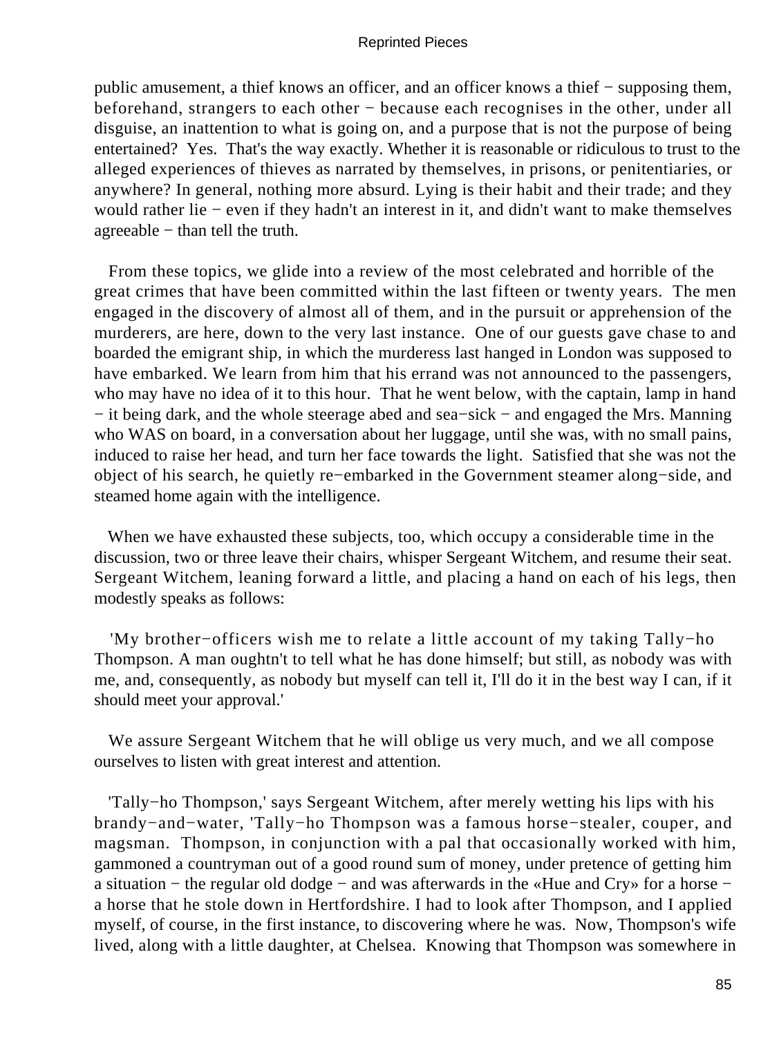public amusement, a thief knows an officer, and an officer knows a thief − supposing them, beforehand, strangers to each other − because each recognises in the other, under all disguise, an inattention to what is going on, and a purpose that is not the purpose of being entertained? Yes. That's the way exactly. Whether it is reasonable or ridiculous to trust to the alleged experiences of thieves as narrated by themselves, in prisons, or penitentiaries, or anywhere? In general, nothing more absurd. Lying is their habit and their trade; and they would rather lie − even if they hadn't an interest in it, and didn't want to make themselves agreeable − than tell the truth.

From these topics, we glide into a review of the most celebrated and horrible of the great crimes that have been committed within the last fifteen or twenty years. The men engaged in the discovery of almost all of them, and in the pursuit or apprehension of the murderers, are here, down to the very last instance. One of our guests gave chase to and boarded the emigrant ship, in which the murderess last hanged in London was supposed to have embarked. We learn from him that his errand was not announced to the passengers, who may have no idea of it to this hour. That he went below, with the captain, lamp in hand − it being dark, and the whole steerage abed and sea−sick − and engaged the Mrs. Manning who WAS on board, in a conversation about her luggage, until she was, with no small pains, induced to raise her head, and turn her face towards the light. Satisfied that she was not the object of his search, he quietly re−embarked in the Government steamer along−side, and steamed home again with the intelligence.

When we have exhausted these subjects, too, which occupy a considerable time in the discussion, two or three leave their chairs, whisper Sergeant Witchem, and resume their seat. Sergeant Witchem, leaning forward a little, and placing a hand on each of his legs, then modestly speaks as follows:

'My brother−officers wish me to relate a little account of my taking Tally−ho Thompson. A man oughtn't to tell what he has done himself; but still, as nobody was with me, and, consequently, as nobody but myself can tell it, I'll do it in the best way I can, if it should meet your approval.'

We assure Sergeant Witchem that he will oblige us very much, and we all compose ourselves to listen with great interest and attention.

'Tally−ho Thompson,' says Sergeant Witchem, after merely wetting his lips with his brandy−and−water, 'Tally−ho Thompson was a famous horse−stealer, couper, and magsman. Thompson, in conjunction with a pal that occasionally worked with him, gammoned a countryman out of a good round sum of money, under pretence of getting him a situation − the regular old dodge − and was afterwards in the «Hue and Cry» for a horse − a horse that he stole down in Hertfordshire. I had to look after Thompson, and I applied myself, of course, in the first instance, to discovering where he was. Now, Thompson's wife lived, along with a little daughter, at Chelsea. Knowing that Thompson was somewhere in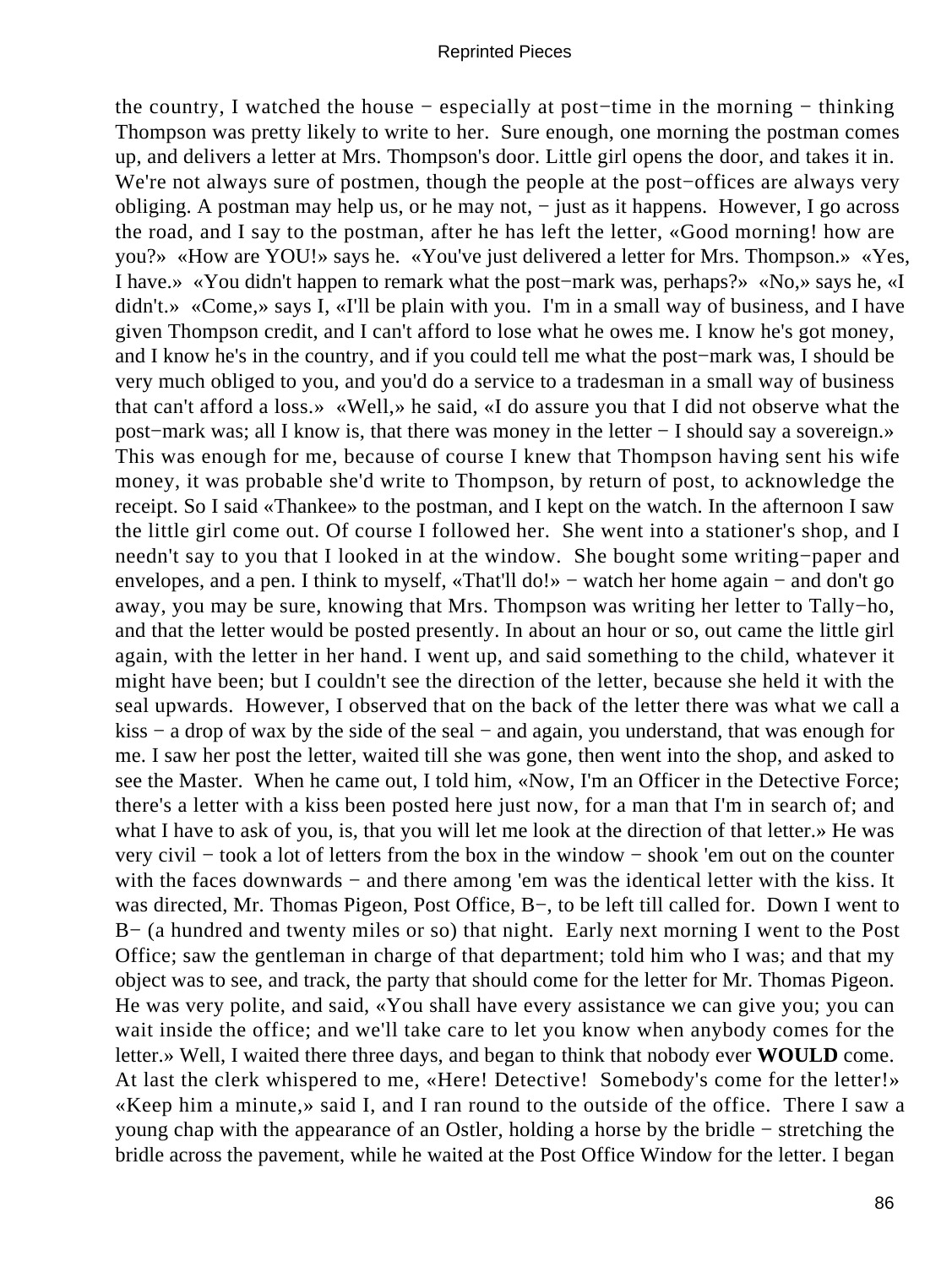the country, I watched the house − especially at post−time in the morning − thinking Thompson was pretty likely to write to her. Sure enough, one morning the postman comes up, and delivers a letter at Mrs. Thompson's door. Little girl opens the door, and takes it in. We're not always sure of postmen, though the people at the post−offices are always very obliging. A postman may help us, or he may not, − just as it happens. However, I go across the road, and I say to the postman, after he has left the letter, «Good morning! how are you?» «How are YOU!» says he. «You've just delivered a letter for Mrs. Thompson.» «Yes, I have.» «You didn't happen to remark what the post−mark was, perhaps?» «No,» says he, «I didn't.» «Come,» says I, «I'll be plain with you. I'm in a small way of business, and I have given Thompson credit, and I can't afford to lose what he owes me. I know he's got money, and I know he's in the country, and if you could tell me what the post−mark was, I should be very much obliged to you, and you'd do a service to a tradesman in a small way of business that can't afford a loss.» «Well,» he said, «I do assure you that I did not observe what the post−mark was; all I know is, that there was money in the letter − I should say a sovereign.» This was enough for me, because of course I knew that Thompson having sent his wife money, it was probable she'd write to Thompson, by return of post, to acknowledge the receipt. So I said «Thankee» to the postman, and I kept on the watch. In the afternoon I saw the little girl come out. Of course I followed her. She went into a stationer's shop, and I needn't say to you that I looked in at the window. She bought some writing−paper and envelopes, and a pen. I think to myself, «That'll do!» − watch her home again − and don't go away, you may be sure, knowing that Mrs. Thompson was writing her letter to Tally−ho, and that the letter would be posted presently. In about an hour or so, out came the little girl again, with the letter in her hand. I went up, and said something to the child, whatever it might have been; but I couldn't see the direction of the letter, because she held it with the seal upwards. However, I observed that on the back of the letter there was what we call a kiss − a drop of wax by the side of the seal − and again, you understand, that was enough for me. I saw her post the letter, waited till she was gone, then went into the shop, and asked to see the Master. When he came out, I told him, «Now, I'm an Officer in the Detective Force; there's a letter with a kiss been posted here just now, for a man that I'm in search of; and what I have to ask of you, is, that you will let me look at the direction of that letter.» He was very civil − took a lot of letters from the box in the window − shook 'em out on the counter with the faces downwards − and there among 'em was the identical letter with the kiss. It was directed, Mr. Thomas Pigeon, Post Office, B−, to be left till called for. Down I went to B− (a hundred and twenty miles or so) that night. Early next morning I went to the Post Office; saw the gentleman in charge of that department; told him who I was; and that my object was to see, and track, the party that should come for the letter for Mr. Thomas Pigeon. He was very polite, and said, «You shall have every assistance we can give you; you can wait inside the office; and we'll take care to let you know when anybody comes for the letter.» Well, I waited there three days, and began to think that nobody ever **WOULD** come. At last the clerk whispered to me, «Here! Detective! Somebody's come for the letter!» «Keep him a minute,» said I, and I ran round to the outside of the office. There I saw a young chap with the appearance of an Ostler, holding a horse by the bridle − stretching the bridle across the pavement, while he waited at the Post Office Window for the letter. I began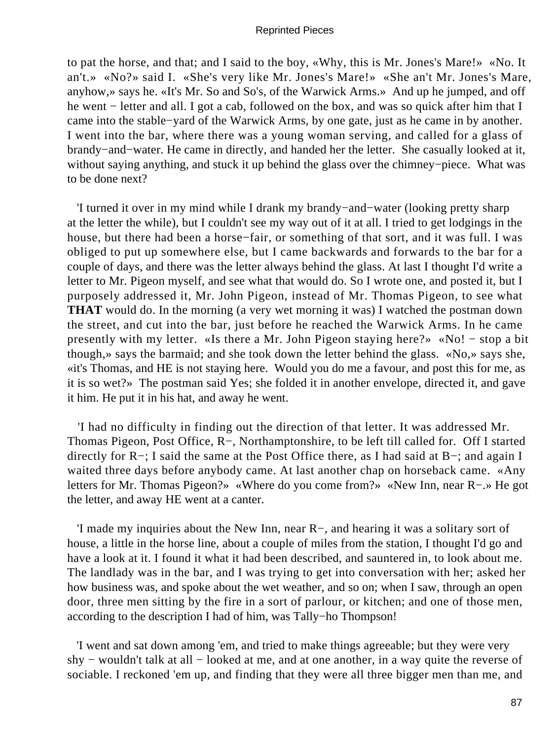to pat the horse, and that; and I said to the boy, «Why, this is Mr. Jones's Mare!» «No. It an't.» «No?» said I. «She's very like Mr. Jones's Mare!» «She an't Mr. Jones's Mare, anyhow,» says he. «It's Mr. So and So's, of the Warwick Arms.» And up he jumped, and off he went − letter and all. I got a cab, followed on the box, and was so quick after him that I came into the stable−yard of the Warwick Arms, by one gate, just as he came in by another. I went into the bar, where there was a young woman serving, and called for a glass of brandy−and−water. He came in directly, and handed her the letter. She casually looked at it, without saying anything, and stuck it up behind the glass over the chimney−piece. What was to be done next?

'I turned it over in my mind while I drank my brandy−and−water (looking pretty sharp at the letter the while), but I couldn't see my way out of it at all. I tried to get lodgings in the house, but there had been a horse−fair, or something of that sort, and it was full. I was obliged to put up somewhere else, but I came backwards and forwards to the bar for a couple of days, and there was the letter always behind the glass. At last I thought I'd write a letter to Mr. Pigeon myself, and see what that would do. So I wrote one, and posted it, but I purposely addressed it, Mr. John Pigeon, instead of Mr. Thomas Pigeon, to see what **THAT** would do. In the morning (a very wet morning it was) I watched the postman down the street, and cut into the bar, just before he reached the Warwick Arms. In he came presently with my letter. «Is there a Mr. John Pigeon staying here?» «No! − stop a bit though,» says the barmaid; and she took down the letter behind the glass. «No,» says she, «it's Thomas, and HE is not staying here. Would you do me a favour, and post this for me, as it is so wet?» The postman said Yes; she folded it in another envelope, directed it, and gave it him. He put it in his hat, and away he went.

'I had no difficulty in finding out the direction of that letter. It was addressed Mr. Thomas Pigeon, Post Office, R−, Northamptonshire, to be left till called for. Off I started directly for R−; I said the same at the Post Office there, as I had said at B−; and again I waited three days before anybody came. At last another chap on horseback came. «Any letters for Mr. Thomas Pigeon?» «Where do you come from?» «New Inn, near R−.» He got the letter, and away HE went at a canter.

'I made my inquiries about the New Inn, near R−, and hearing it was a solitary sort of house, a little in the horse line, about a couple of miles from the station, I thought I'd go and have a look at it. I found it what it had been described, and sauntered in, to look about me. The landlady was in the bar, and I was trying to get into conversation with her; asked her how business was, and spoke about the wet weather, and so on; when I saw, through an open door, three men sitting by the fire in a sort of parlour, or kitchen; and one of those men, according to the description I had of him, was Tally−ho Thompson!

'I went and sat down among 'em, and tried to make things agreeable; but they were very shy − wouldn't talk at all − looked at me, and at one another, in a way quite the reverse of sociable. I reckoned 'em up, and finding that they were all three bigger men than me, and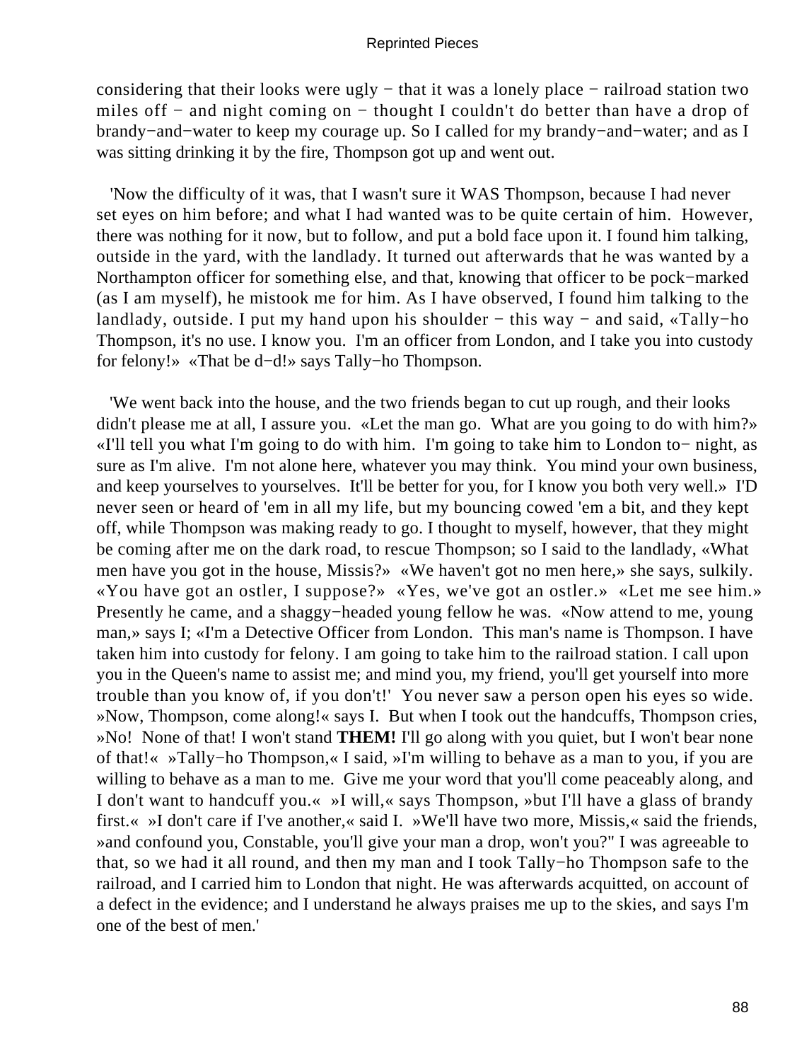considering that their looks were ugly − that it was a lonely place − railroad station two miles off − and night coming on − thought I couldn't do better than have a drop of brandy−and−water to keep my courage up. So I called for my brandy−and−water; and as I was sitting drinking it by the fire, Thompson got up and went out.

'Now the difficulty of it was, that I wasn't sure it WAS Thompson, because I had never set eyes on him before; and what I had wanted was to be quite certain of him. However, there was nothing for it now, but to follow, and put a bold face upon it. I found him talking, outside in the yard, with the landlady. It turned out afterwards that he was wanted by a Northampton officer for something else, and that, knowing that officer to be pock−marked (as I am myself), he mistook me for him. As I have observed, I found him talking to the landlady, outside. I put my hand upon his shoulder − this way − and said, «Tally−ho Thompson, it's no use. I know you. I'm an officer from London, and I take you into custody for felony!» «That be d−d!» says Tally−ho Thompson.

'We went back into the house, and the two friends began to cut up rough, and their looks didn't please me at all, I assure you. «Let the man go. What are you going to do with him?» «I'll tell you what I'm going to do with him. I'm going to take him to London to− night, as sure as I'm alive. I'm not alone here, whatever you may think. You mind your own business, and keep yourselves to yourselves. It'll be better for you, for I know you both very well.» I'D never seen or heard of 'em in all my life, but my bouncing cowed 'em a bit, and they kept off, while Thompson was making ready to go. I thought to myself, however, that they might be coming after me on the dark road, to rescue Thompson; so I said to the landlady, «What men have you got in the house, Missis?» «We haven't got no men here,» she says, sulkily. «You have got an ostler, I suppose?» «Yes, we've got an ostler.» «Let me see him.» Presently he came, and a shaggy−headed young fellow he was. «Now attend to me, young man,» says I; «I'm a Detective Officer from London. This man's name is Thompson. I have taken him into custody for felony. I am going to take him to the railroad station. I call upon you in the Queen's name to assist me; and mind you, my friend, you'll get yourself into more trouble than you know of, if you don't!' You never saw a person open his eyes so wide. »Now, Thompson, come along!« says I. But when I took out the handcuffs, Thompson cries, »No! None of that! I won't stand **THEM!** I'll go along with you quiet, but I won't bear none of that!« »Tally−ho Thompson,« I said, »I'm willing to behave as a man to you, if you are willing to behave as a man to me. Give me your word that you'll come peaceably along, and I don't want to handcuff you.« »I will,« says Thompson, »but I'll have a glass of brandy first.« »I don't care if I've another,« said I. »We'll have two more, Missis,« said the friends, »and confound you, Constable, you'll give your man a drop, won't you?" I was agreeable to that, so we had it all round, and then my man and I took Tally−ho Thompson safe to the railroad, and I carried him to London that night. He was afterwards acquitted, on account of a defect in the evidence; and I understand he always praises me up to the skies, and says I'm one of the best of men.'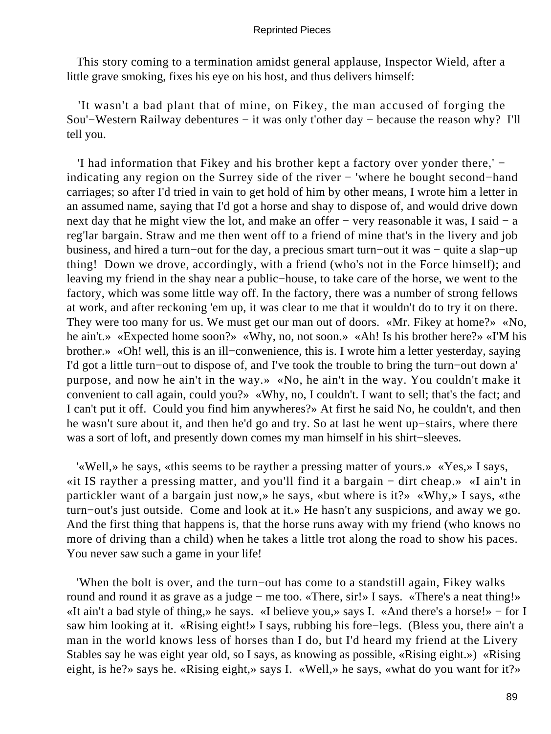This story coming to a termination amidst general applause, Inspector Wield, after a little grave smoking, fixes his eye on his host, and thus delivers himself:

'It wasn't a bad plant that of mine, on Fikey, the man accused of forging the Sou'−Western Railway debentures − it was only t'other day − because the reason why? I'll tell you.

'I had information that Fikey and his brother kept a factory over yonder there,' − indicating any region on the Surrey side of the river − 'where he bought second−hand carriages; so after I'd tried in vain to get hold of him by other means, I wrote him a letter in an assumed name, saying that I'd got a horse and shay to dispose of, and would drive down next day that he might view the lot, and make an offer − very reasonable it was, I said − a reg'lar bargain. Straw and me then went off to a friend of mine that's in the livery and job business, and hired a turn−out for the day, a precious smart turn−out it was − quite a slap−up thing! Down we drove, accordingly, with a friend (who's not in the Force himself); and leaving my friend in the shay near a public−house, to take care of the horse, we went to the factory, which was some little way off. In the factory, there was a number of strong fellows at work, and after reckoning 'em up, it was clear to me that it wouldn't do to try it on there. They were too many for us. We must get our man out of doors. «Mr. Fikey at home?» «No, he ain't.» «Expected home soon?» «Why, no, not soon.» «Ah! Is his brother here?» «I'M his brother.» «Oh! well, this is an ill−conwenience, this is. I wrote him a letter yesterday, saying I'd got a little turn−out to dispose of, and I've took the trouble to bring the turn−out down a' purpose, and now he ain't in the way.» «No, he ain't in the way. You couldn't make it convenient to call again, could you?» «Why, no, I couldn't. I want to sell; that's the fact; and I can't put it off. Could you find him anywheres?» At first he said No, he couldn't, and then he wasn't sure about it, and then he'd go and try. So at last he went up−stairs, where there was a sort of loft, and presently down comes my man himself in his shirt−sleeves.

'«Well,» he says, «this seems to be raything a pressing matter of yours.» «Yes,» I says, «it IS rayther a pressing matter, and you'll find it a bargain − dirt cheap.» «I ain't in partickler want of a bargain just now,» he says, «but where is it?» «Why,» I says, «the turn−out's just outside. Come and look at it.» He hasn't any suspicions, and away we go. And the first thing that happens is, that the horse runs away with my friend (who knows no more of driving than a child) when he takes a little trot along the road to show his paces. You never saw such a game in your life!

'When the bolt is over, and the turn−out has come to a standstill again, Fikey walks round and round it as grave as a judge − me too. «There, sir!» I says. «There's a neat thing!» «It ain't a bad style of thing,» he says. «I believe you,» says I. «And there's a horse!» − for I saw him looking at it. «Rising eight!» I says, rubbing his fore−legs. (Bless you, there ain't a man in the world knows less of horses than I do, but I'd heard my friend at the Livery Stables say he was eight year old, so I says, as knowing as possible, «Rising eight.») «Rising eight, is he?» says he. «Rising eight,» says I. «Well,» he says, «what do you want for it?»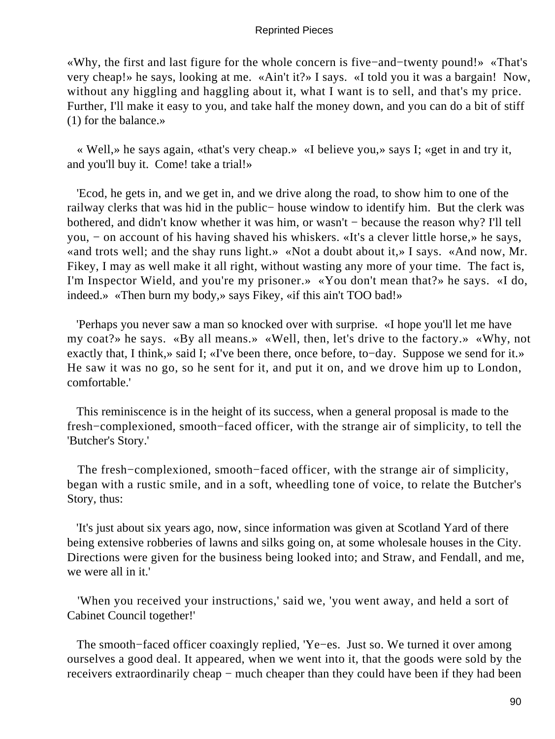«Why, the first and last figure for the whole concern is five−and−twenty pound!» «That's very cheap!» he says, looking at me. «Ain't it?» I says. «I told you it was a bargain! Now, without any higgling and haggling about it, what I want is to sell, and that's my price. Further, I'll make it easy to you, and take half the money down, and you can do a bit of stiff (1) for the balance.»

« Well,» he says again, «that's very cheap.» «I believe you,» says I; «get in and try it, and you'll buy it. Come! take a trial!»

'Ecod, he gets in, and we get in, and we drive along the road, to show him to one of the railway clerks that was hid in the public− house window to identify him. But the clerk was bothered, and didn't know whether it was him, or wasn't − because the reason why? I'll tell you, − on account of his having shaved his whiskers. «It's a clever little horse,» he says, «and trots well; and the shay runs light.» «Not a doubt about it,» I says. «And now, Mr. Fikey, I may as well make it all right, without wasting any more of your time. The fact is, I'm Inspector Wield, and you're my prisoner.» «You don't mean that?» he says. «I do, indeed.» «Then burn my body,» says Fikey, «if this ain't TOO bad!»

'Perhaps you never saw a man so knocked over with surprise. «I hope you'll let me have my coat?» he says. «By all means.» «Well, then, let's drive to the factory.» «Why, not exactly that, I think,» said I; «I've been there, once before, to−day. Suppose we send for it.» He saw it was no go, so he sent for it, and put it on, and we drove him up to London, comfortable.'

This reminiscence is in the height of its success, when a general proposal is made to the fresh−complexioned, smooth−faced officer, with the strange air of simplicity, to tell the 'Butcher's Story.'

The fresh−complexioned, smooth−faced officer, with the strange air of simplicity, began with a rustic smile, and in a soft, wheedling tone of voice, to relate the Butcher's Story, thus:

'It's just about six years ago, now, since information was given at Scotland Yard of there being extensive robberies of lawns and silks going on, at some wholesale houses in the City. Directions were given for the business being looked into; and Straw, and Fendall, and me, we were all in it.'

'When you received your instructions,' said we, 'you went away, and held a sort of Cabinet Council together!'

The smooth−faced officer coaxingly replied, 'Ye−es. Just so. We turned it over among ourselves a good deal. It appeared, when we went into it, that the goods were sold by the receivers extraordinarily cheap − much cheaper than they could have been if they had been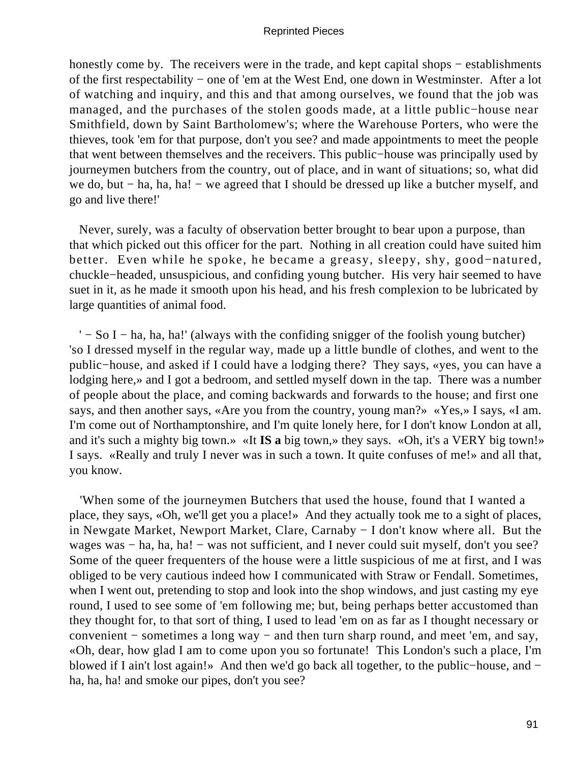honestly come by. The receivers were in the trade, and kept capital shops − establishments of the first respectability − one of 'em at the West End, one down in Westminster. After a lot of watching and inquiry, and this and that among ourselves, we found that the job was managed, and the purchases of the stolen goods made, at a little public−house near Smithfield, down by Saint Bartholomew's; where the Warehouse Porters, who were the thieves, took 'em for that purpose, don't you see? and made appointments to meet the people that went between themselves and the receivers. This public−house was principally used by journeymen butchers from the country, out of place, and in want of situations; so, what did we do, but − ha, ha, ha! − we agreed that I should be dressed up like a butcher myself, and go and live there!'

Never, surely, was a faculty of observation better brought to bear upon a purpose, than that which picked out this officer for the part. Nothing in all creation could have suited him better. Even while he spoke, he became a greasy, sleepy, shy, good−natured, chuckle−headed, unsuspicious, and confiding young butcher. His very hair seemed to have suet in it, as he made it smooth upon his head, and his fresh complexion to be lubricated by large quantities of animal food.

' − So I − ha, ha, ha!' (always with the confiding snigger of the foolish young butcher) 'so I dressed myself in the regular way, made up a little bundle of clothes, and went to the public−house, and asked if I could have a lodging there? They says, «yes, you can have a lodging here,» and I got a bedroom, and settled myself down in the tap. There was a number of people about the place, and coming backwards and forwards to the house; and first one says, and then another says, «Are you from the country, young man?» «Yes,» I says, «I am. I'm come out of Northamptonshire, and I'm quite lonely here, for I don't know London at all, and it's such a mighty big town.» «It **IS a** big town,» they says. «Oh, it's a VERY big town!» I says. «Really and truly I never was in such a town. It quite confuses of me!» and all that, you know.

'When some of the journeymen Butchers that used the house, found that I wanted a place, they says, «Oh, we'll get you a place!» And they actually took me to a sight of places, in Newgate Market, Newport Market, Clare, Carnaby − I don't know where all. But the wages was − ha, ha, ha! − was not sufficient, and I never could suit myself, don't you see? Some of the queer frequenters of the house were a little suspicious of me at first, and I was obliged to be very cautious indeed how I communicated with Straw or Fendall. Sometimes, when I went out, pretending to stop and look into the shop windows, and just casting my eye round, I used to see some of 'em following me; but, being perhaps better accustomed than they thought for, to that sort of thing, I used to lead 'em on as far as I thought necessary or convenient − sometimes a long way − and then turn sharp round, and meet 'em, and say, «Oh, dear, how glad I am to come upon you so fortunate! This London's such a place, I'm blowed if I ain't lost again!» And then we'd go back all together, to the public−house, and − ha, ha, ha! and smoke our pipes, don't you see?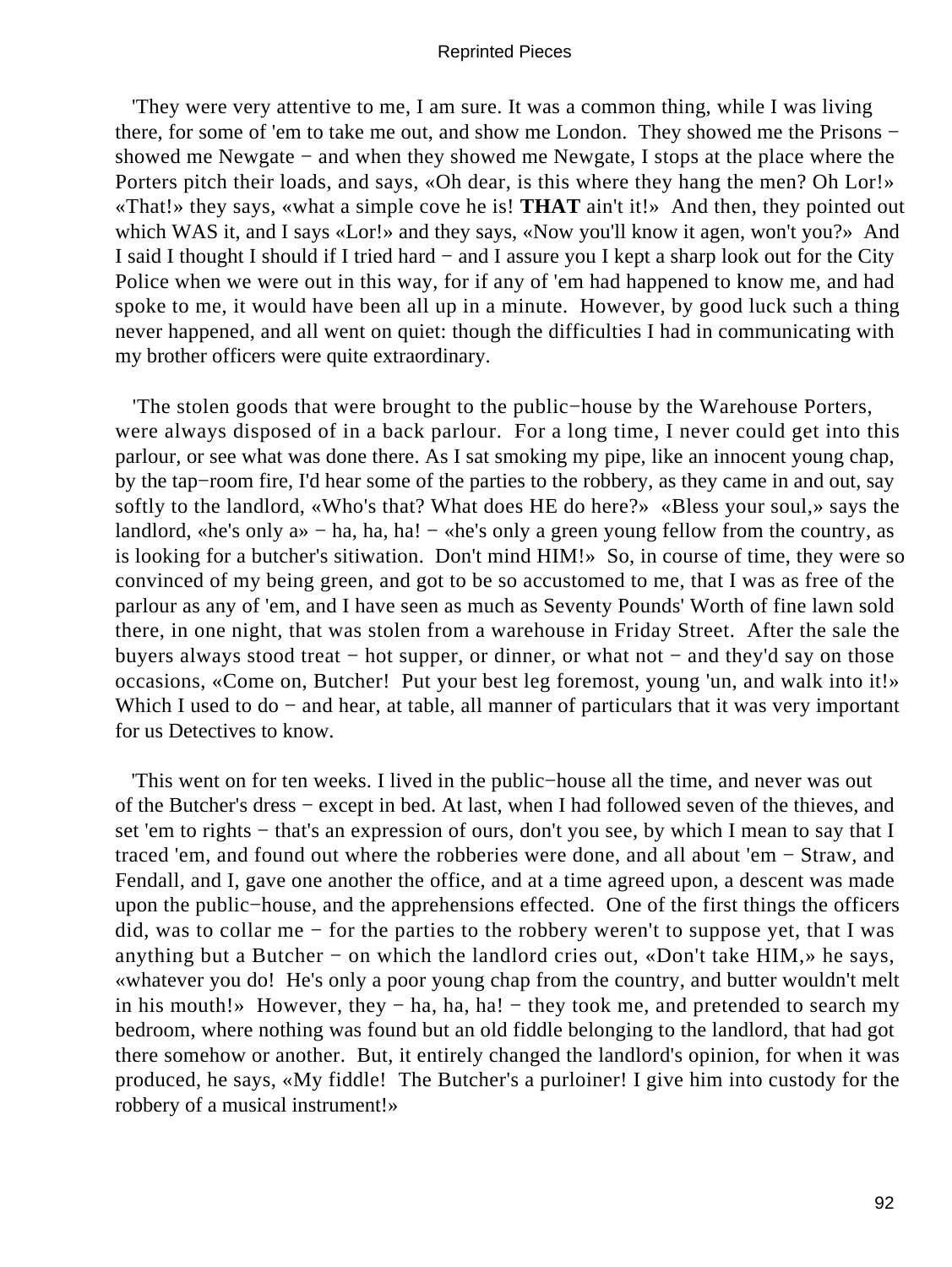'They were very attentive to me, I am sure. It was a common thing, while I was living there, for some of 'em to take me out, and show me London. They showed me the Prisons − showed me Newgate − and when they showed me Newgate, I stops at the place where the Porters pitch their loads, and says, «Oh dear, is this where they hang the men? Oh Lor!» «That!» they says, «what a simple cove he is! **THAT** ain't it!» And then, they pointed out which WAS it, and I says «Lor!» and they says, «Now you'll know it agen, won't you?» And I said I thought I should if I tried hard − and I assure you I kept a sharp look out for the City Police when we were out in this way, for if any of 'em had happened to know me, and had spoke to me, it would have been all up in a minute. However, by good luck such a thing never happened, and all went on quiet: though the difficulties I had in communicating with my brother officers were quite extraordinary.

'The stolen goods that were brought to the public−house by the Warehouse Porters, were always disposed of in a back parlour. For a long time, I never could get into this parlour, or see what was done there. As I sat smoking my pipe, like an innocent young chap, by the tap−room fire, I'd hear some of the parties to the robbery, as they came in and out, say softly to the landlord, «Who's that? What does HE do here?» «Bless your soul,» says the landlord, «he's only a» − ha, ha, ha! − «he's only a green young fellow from the country, as is looking for a butcher's sitiwation. Don't mind HIM!» So, in course of time, they were so convinced of my being green, and got to be so accustomed to me, that I was as free of the parlour as any of 'em, and I have seen as much as Seventy Pounds' Worth of fine lawn sold there, in one night, that was stolen from a warehouse in Friday Street. After the sale the buyers always stood treat − hot supper, or dinner, or what not − and they'd say on those occasions, «Come on, Butcher! Put your best leg foremost, young 'un, and walk into it!» Which I used to do − and hear, at table, all manner of particulars that it was very important for us Detectives to know.

'This went on for ten weeks. I lived in the public−house all the time, and never was out of the Butcher's dress − except in bed. At last, when I had followed seven of the thieves, and set 'em to rights − that's an expression of ours, don't you see, by which I mean to say that I traced 'em, and found out where the robberies were done, and all about 'em − Straw, and Fendall, and I, gave one another the office, and at a time agreed upon, a descent was made upon the public−house, and the apprehensions effected. One of the first things the officers did, was to collar me − for the parties to the robbery weren't to suppose yet, that I was anything but a Butcher − on which the landlord cries out, «Don't take HIM,» he says, «whatever you do! He's only a poor young chap from the country, and butter wouldn't melt in his mouth!» However, they − ha, ha, ha! − they took me, and pretended to search my bedroom, where nothing was found but an old fiddle belonging to the landlord, that had got there somehow or another. But, it entirely changed the landlord's opinion, for when it was produced, he says, «My fiddle! The Butcher's a purloiner! I give him into custody for the robbery of a musical instrument!»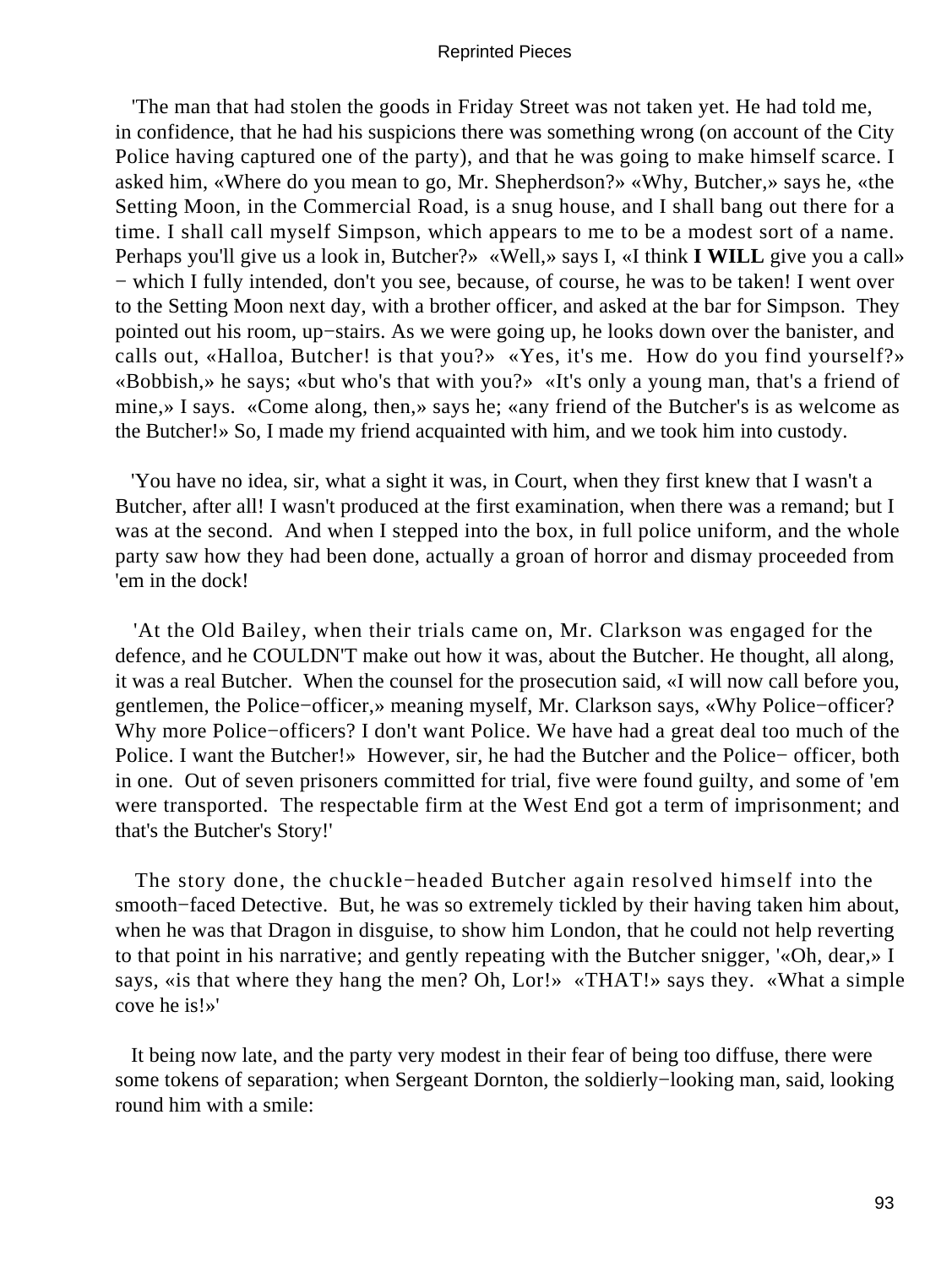'The man that had stolen the goods in Friday Street was not taken yet. He had told me, in confidence, that he had his suspicions there was something wrong (on account of the City Police having captured one of the party), and that he was going to make himself scarce. I asked him, «Where do you mean to go, Mr. Shepherdson?» «Why, Butcher,» says he, «the Setting Moon, in the Commercial Road, is a snug house, and I shall bang out there for a time. I shall call myself Simpson, which appears to me to be a modest sort of a name. Perhaps you'll give us a look in, Butcher?» «Well,» says I, «I think **I WILL** give you a call» − which I fully intended, don't you see, because, of course, he was to be taken! I went over to the Setting Moon next day, with a brother officer, and asked at the bar for Simpson. They pointed out his room, up−stairs. As we were going up, he looks down over the banister, and calls out, «Halloa, Butcher! is that you?» «Yes, it's me. How do you find yourself?» «Bobbish,» he says; «but who's that with you?» «It's only a young man, that's a friend of mine,» I says. «Come along, then,» says he; «any friend of the Butcher's is as welcome as the Butcher!» So, I made my friend acquainted with him, and we took him into custody.

'You have no idea, sir, what a sight it was, in Court, when they first knew that I wasn't a Butcher, after all! I wasn't produced at the first examination, when there was a remand; but I was at the second. And when I stepped into the box, in full police uniform, and the whole party saw how they had been done, actually a groan of horror and dismay proceeded from 'em in the dock!

'At the Old Bailey, when their trials came on, Mr. Clarkson was engaged for the defence, and he COULDN'T make out how it was, about the Butcher. He thought, all along, it was a real Butcher. When the counsel for the prosecution said, «I will now call before you, gentlemen, the Police−officer,» meaning myself, Mr. Clarkson says, «Why Police−officer? Why more Police−officers? I don't want Police. We have had a great deal too much of the Police. I want the Butcher!» However, sir, he had the Butcher and the Police− officer, both in one. Out of seven prisoners committed for trial, five were found guilty, and some of 'em were transported. The respectable firm at the West End got a term of imprisonment; and that's the Butcher's Story!'

The story done, the chuckle−headed Butcher again resolved himself into the smooth−faced Detective. But, he was so extremely tickled by their having taken him about, when he was that Dragon in disguise, to show him London, that he could not help reverting to that point in his narrative; and gently repeating with the Butcher snigger, '«Oh, dear,» I says, «is that where they hang the men? Oh, Lor!» «THAT!» says they. «What a simple cove he is!»'

It being now late, and the party very modest in their fear of being too diffuse, there were some tokens of separation; when Sergeant Dornton, the soldierly−looking man, said, looking round him with a smile: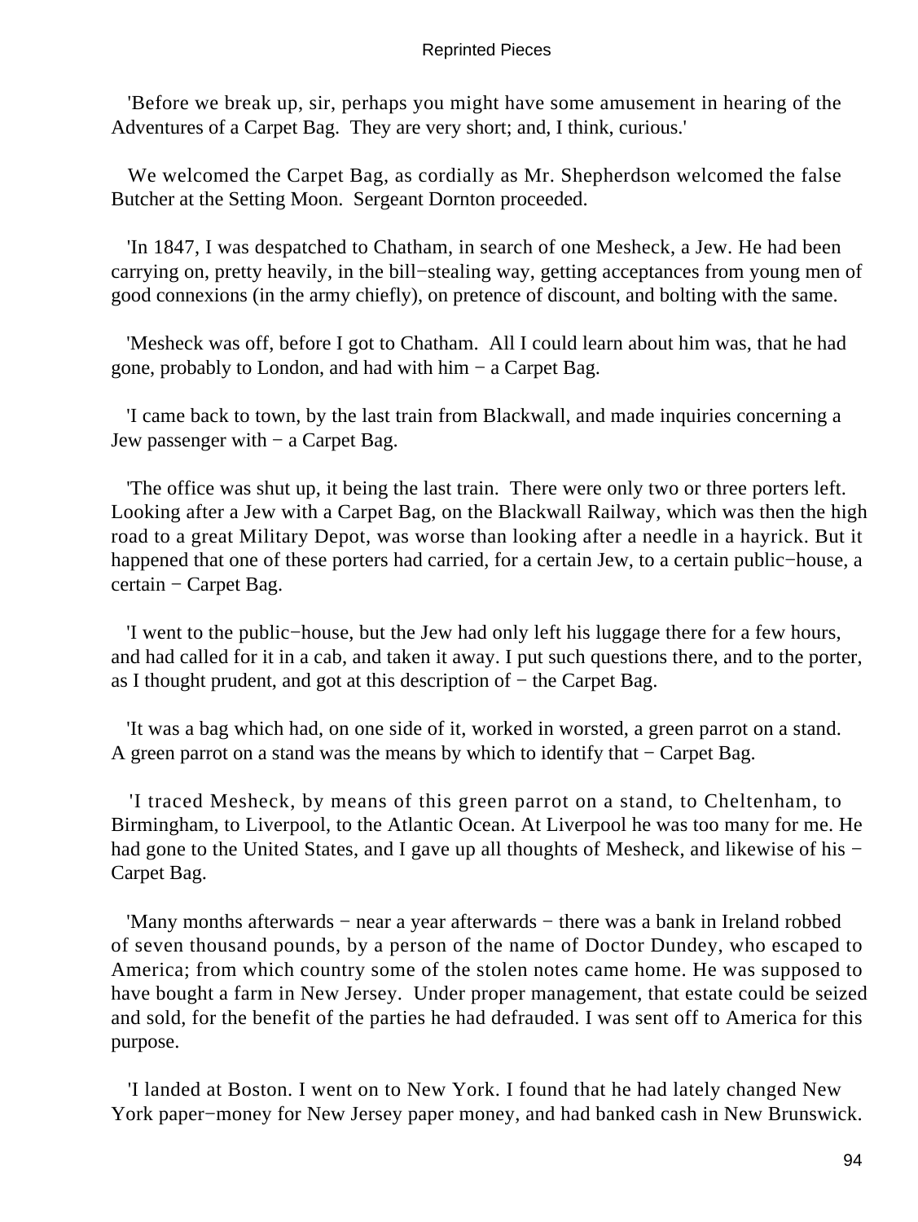'Before we break up, sir, perhaps you might have some amusement in hearing of the Adventures of a Carpet Bag. They are very short; and, I think, curious.'

We welcomed the Carpet Bag, as cordially as Mr. Shepherdson welcomed the false Butcher at the Setting Moon. Sergeant Dornton proceeded.

'In 1847, I was despatched to Chatham, in search of one Mesheck, a Jew. He had been carrying on, pretty heavily, in the bill−stealing way, getting acceptances from young men of good connexions (in the army chiefly), on pretence of discount, and bolting with the same.

'Mesheck was off, before I got to Chatham. All I could learn about him was, that he had gone, probably to London, and had with him − a Carpet Bag.

'I came back to town, by the last train from Blackwall, and made inquiries concerning a Jew passenger with − a Carpet Bag.

'The office was shut up, it being the last train. There were only two or three porters left. Looking after a Jew with a Carpet Bag, on the Blackwall Railway, which was then the high road to a great Military Depot, was worse than looking after a needle in a hayrick. But it happened that one of these porters had carried, for a certain Jew, to a certain public−house, a certain − Carpet Bag.

'I went to the public−house, but the Jew had only left his luggage there for a few hours, and had called for it in a cab, and taken it away. I put such questions there, and to the porter, as I thought prudent, and got at this description of − the Carpet Bag.

'It was a bag which had, on one side of it, worked in worsted, a green parrot on a stand. A green parrot on a stand was the means by which to identify that − Carpet Bag.

'I traced Mesheck, by means of this green parrot on a stand, to Cheltenham, to Birmingham, to Liverpool, to the Atlantic Ocean. At Liverpool he was too many for me. He had gone to the United States, and I gave up all thoughts of Mesheck, and likewise of his − Carpet Bag.

'Many months afterwards − near a year afterwards − there was a bank in Ireland robbed of seven thousand pounds, by a person of the name of Doctor Dundey, who escaped to America; from which country some of the stolen notes came home. He was supposed to have bought a farm in New Jersey. Under proper management, that estate could be seized and sold, for the benefit of the parties he had defrauded. I was sent off to America for this purpose.

'I landed at Boston. I went on to New York. I found that he had lately changed New York paper−money for New Jersey paper money, and had banked cash in New Brunswick.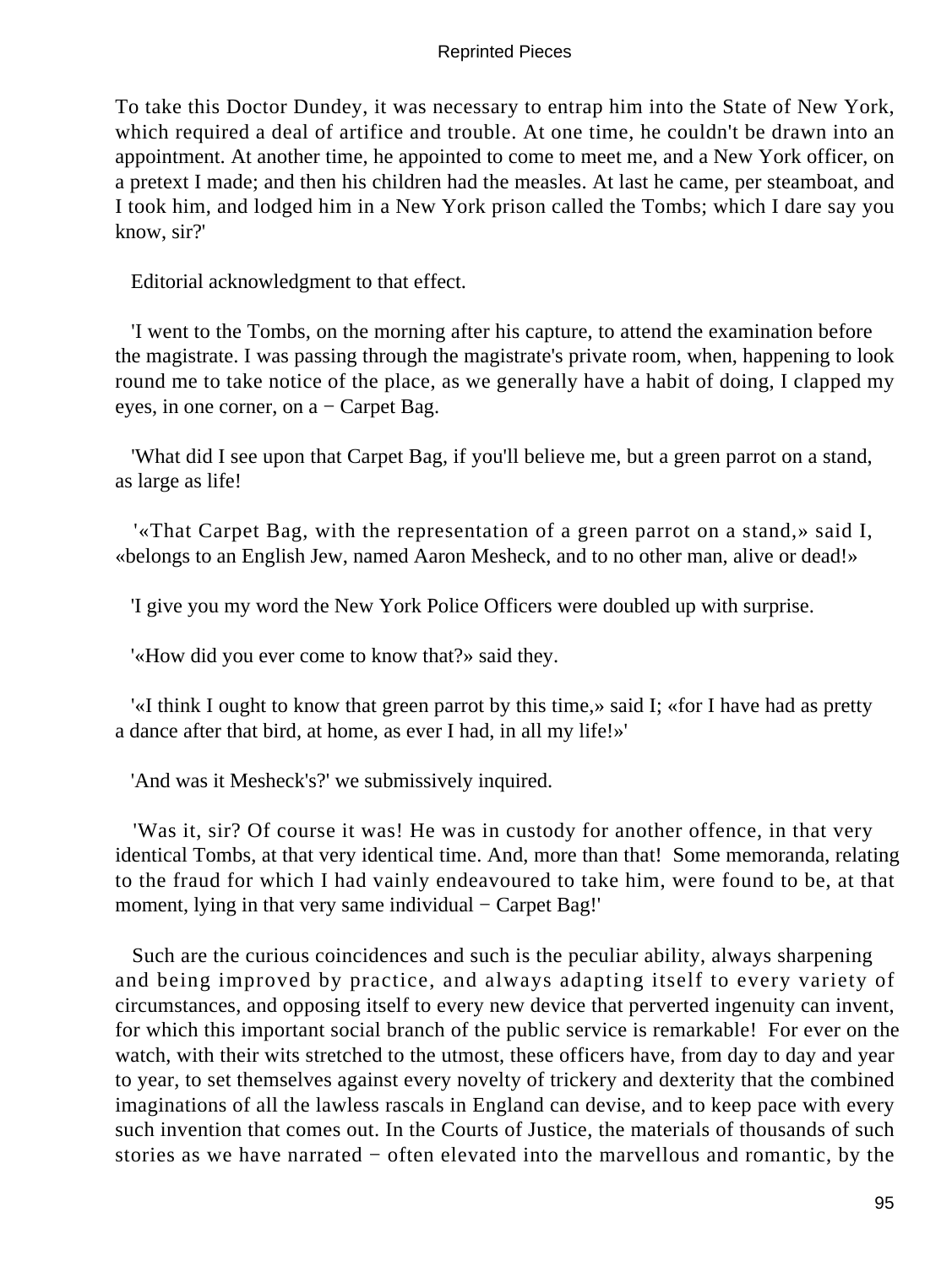To take this Doctor Dundey, it was necessary to entrap him into the State of New York, which required a deal of artifice and trouble. At one time, he couldn't be drawn into an appointment. At another time, he appointed to come to meet me, and a New York officer, on a pretext I made; and then his children had the measles. At last he came, per steamboat, and I took him, and lodged him in a New York prison called the Tombs; which I dare say you know, sir?'

Editorial acknowledgment to that effect.

'I went to the Tombs, on the morning after his capture, to attend the examination before the magistrate. I was passing through the magistrate's private room, when, happening to look round me to take notice of the place, as we generally have a habit of doing, I clapped my eyes, in one corner, on a − Carpet Bag.

'What did I see upon that Carpet Bag, if you'll believe me, but a green parrot on a stand, as large as life!

'«That Carpet Bag, with the representation of a green parrot on a stand,» said I, «belongs to an English Jew, named Aaron Mesheck, and to no other man, alive or dead!»

'I give you my word the New York Police Officers were doubled up with surprise.

'«How did you ever come to know that?» said they.

'«I think I ought to know that green parrot by this time,» said I; «for I have had as pretty a dance after that bird, at home, as ever I had, in all my life!»'

'And was it Mesheck's?' we submissively inquired.

'Was it, sir? Of course it was! He was in custody for another offence, in that very identical Tombs, at that very identical time. And, more than that! Some memoranda, relating to the fraud for which I had vainly endeavoured to take him, were found to be, at that moment, lying in that very same individual − Carpet Bag!'

Such are the curious coincidences and such is the peculiar ability, always sharpening and being improved by practice, and always adapting itself to every variety of circumstances, and opposing itself to every new device that perverted ingenuity can invent, for which this important social branch of the public service is remarkable! For ever on the watch, with their wits stretched to the utmost, these officers have, from day to day and year to year, to set themselves against every novelty of trickery and dexterity that the combined imaginations of all the lawless rascals in England can devise, and to keep pace with every such invention that comes out. In the Courts of Justice, the materials of thousands of such stories as we have narrated − often elevated into the marvellous and romantic, by the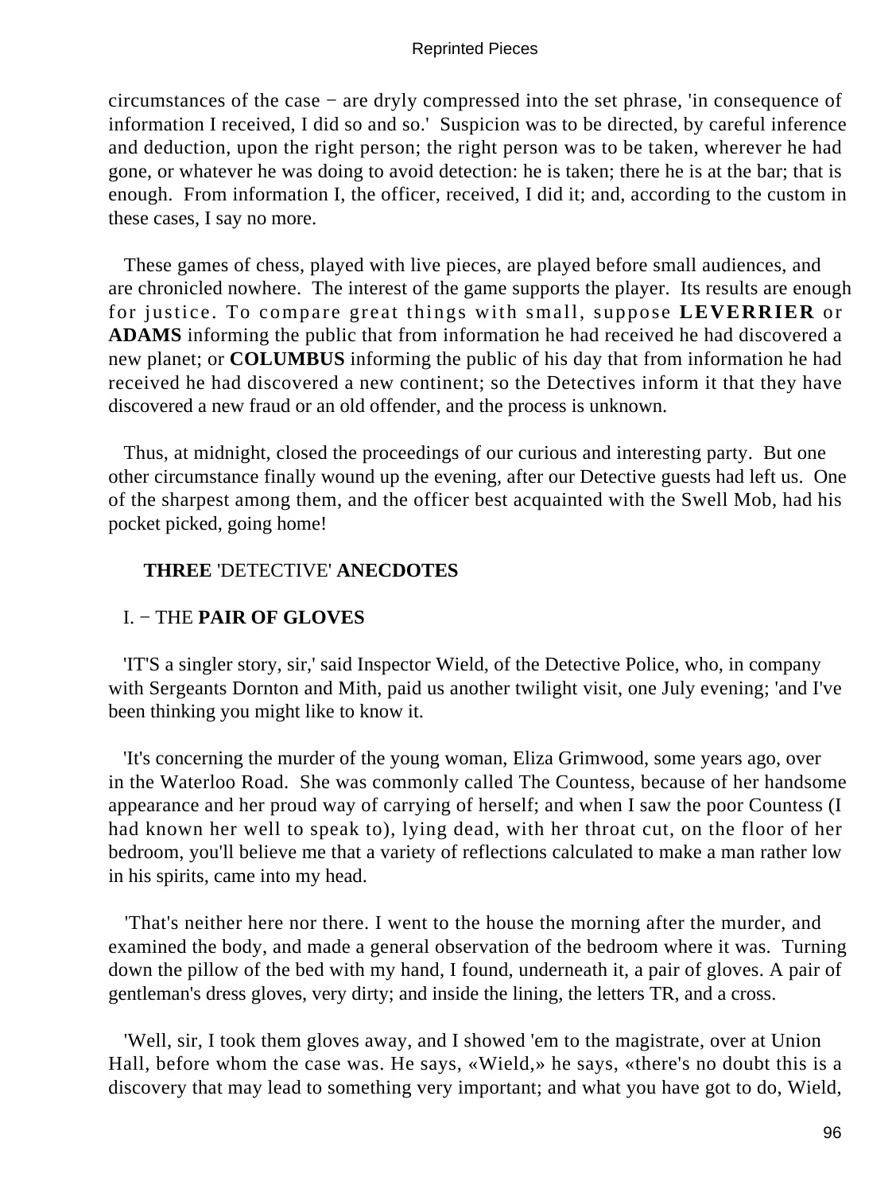circumstances of the case − are dryly compressed into the set phrase, 'in consequence of information I received, I did so and so.' Suspicion was to be directed, by careful inference and deduction, upon the right person; the right person was to be taken, wherever he had gone, or whatever he was doing to avoid detection: he is taken; there he is at the bar; that is enough. From information I, the officer, received, I did it; and, according to the custom in these cases, I say no more.

These games of chess, played with live pieces, are played before small audiences, and are chronicled nowhere. The interest of the game supports the player. Its results are enough for justice. To compare great things with small, suppose **LEVERRIER** or **ADAMS** informing the public that from information he had received he had discovered a new planet; or **COLUMBUS** informing the public of his day that from information he had received he had discovered a new continent; so the Detectives inform it that they have discovered a new fraud or an old offender, and the process is unknown.

Thus, at midnight, closed the proceedings of our curious and interesting party. But one other circumstance finally wound up the evening, after our Detective guests had left us. One of the sharpest among them, and the officer best acquainted with the Swell Mob, had his pocket picked, going home!

## **THREE** 'DETECTIVE' **ANECDOTES**

### I. − THE **PAIR OF GLOVES**

'IT'S a singler story, sir,' said Inspector Wield, of the Detective Police, who, in company with Sergeants Dornton and Mith, paid us another twilight visit, one July evening; 'and I've been thinking you might like to know it.

'It's concerning the murder of the young woman, Eliza Grimwood, some years ago, over in the Waterloo Road. She was commonly called The Countess, because of her handsome appearance and her proud way of carrying of herself; and when I saw the poor Countess (I had known her well to speak to), lying dead, with her throat cut, on the floor of her bedroom, you'll believe me that a variety of reflections calculated to make a man rather low in his spirits, came into my head.

'That's neither here nor there. I went to the house the morning after the murder, and examined the body, and made a general observation of the bedroom where it was. Turning down the pillow of the bed with my hand, I found, underneath it, a pair of gloves. A pair of gentleman's dress gloves, very dirty; and inside the lining, the letters TR, and a cross.

'Well, sir, I took them gloves away, and I showed 'em to the magistrate, over at Union Hall, before whom the case was. He says, «Wield,» he says, «there's no doubt this is a discovery that may lead to something very important; and what you have got to do, Wield,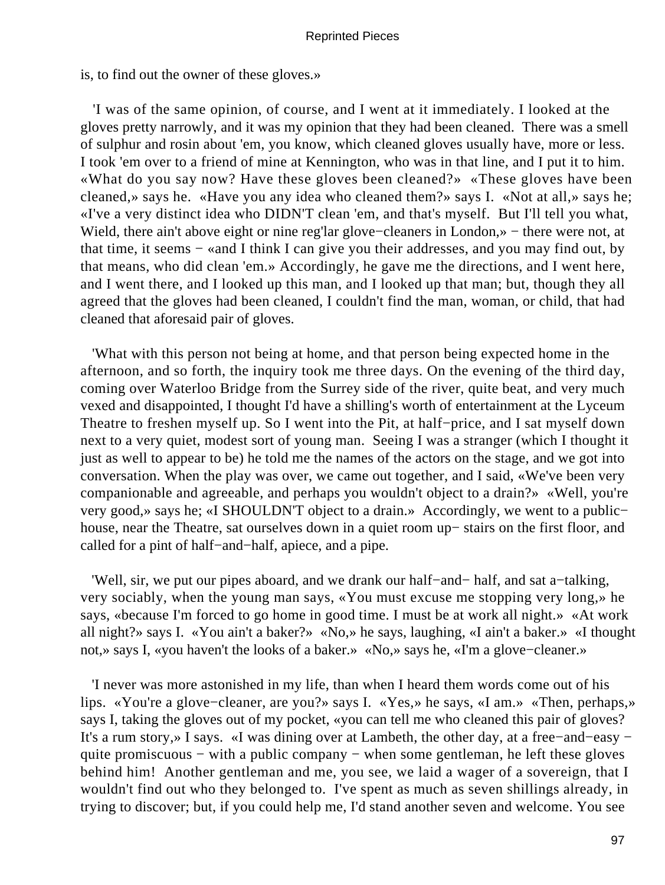is, to find out the owner of these gloves.»

'I was of the same opinion, of course, and I went at it immediately. I looked at the gloves pretty narrowly, and it was my opinion that they had been cleaned. There was a smell of sulphur and rosin about 'em, you know, which cleaned gloves usually have, more or less. I took 'em over to a friend of mine at Kennington, who was in that line, and I put it to him. «What do you say now? Have these gloves been cleaned?» «These gloves have been cleaned,» says he. «Have you any idea who cleaned them?» says I. «Not at all,» says he; «I've a very distinct idea who DIDN'T clean 'em, and that's myself. But I'll tell you what, Wield, there ain't above eight or nine reg'lar glove−cleaners in London,» − there were not, at that time, it seems − «and I think I can give you their addresses, and you may find out, by that means, who did clean 'em.» Accordingly, he gave me the directions, and I went here, and I went there, and I looked up this man, and I looked up that man; but, though they all agreed that the gloves had been cleaned, I couldn't find the man, woman, or child, that had cleaned that aforesaid pair of gloves.

'What with this person not being at home, and that person being expected home in the afternoon, and so forth, the inquiry took me three days. On the evening of the third day, coming over Waterloo Bridge from the Surrey side of the river, quite beat, and very much vexed and disappointed, I thought I'd have a shilling's worth of entertainment at the Lyceum Theatre to freshen myself up. So I went into the Pit, at half−price, and I sat myself down next to a very quiet, modest sort of young man. Seeing I was a stranger (which I thought it just as well to appear to be) he told me the names of the actors on the stage, and we got into conversation. When the play was over, we came out together, and I said, «We've been very companionable and agreeable, and perhaps you wouldn't object to a drain?» «Well, you're very good,» says he; «I SHOULDN'T object to a drain.» Accordingly, we went to a public−house, near the Theatre, sat ourselves down in a quiet room up− stairs on the first floor, and called for a pint of half−and−half, apiece, and a pipe.

'Well, sir, we put our pipes aboard, and we drank our half−and− half, and sat a−talking, very sociably, when the young man says, «You must excuse me stopping very long,» he says, «because I'm forced to go home in good time. I must be at work all night.» «At work all night?» says I. «You ain't a baker?» «No,» he says, laughing, «I ain't a baker.» «I thought not,» says I, «you haven't the looks of a baker.» «No,» says he, «I'm a glove−cleaner.»

'I never was more astonished in my life, than when I heard them words come out of his lips. «You're a glove−cleaner, are you?» says I. «Yes,» he says, «I am.» «Then, perhaps,» says I, taking the gloves out of my pocket, «you can tell me who cleaned this pair of gloves? It's a rum story,» I says. «I was dining over at Lambeth, the other day, at a free−and−easy − quite promiscuous − with a public company − when some gentleman, he left these gloves behind him! Another gentleman and me, you see, we laid a wager of a sovereign, that I wouldn't find out who they belonged to. I've spent as much as seven shillings already, in trying to discover; but, if you could help me, I'd stand another seven and welcome. You see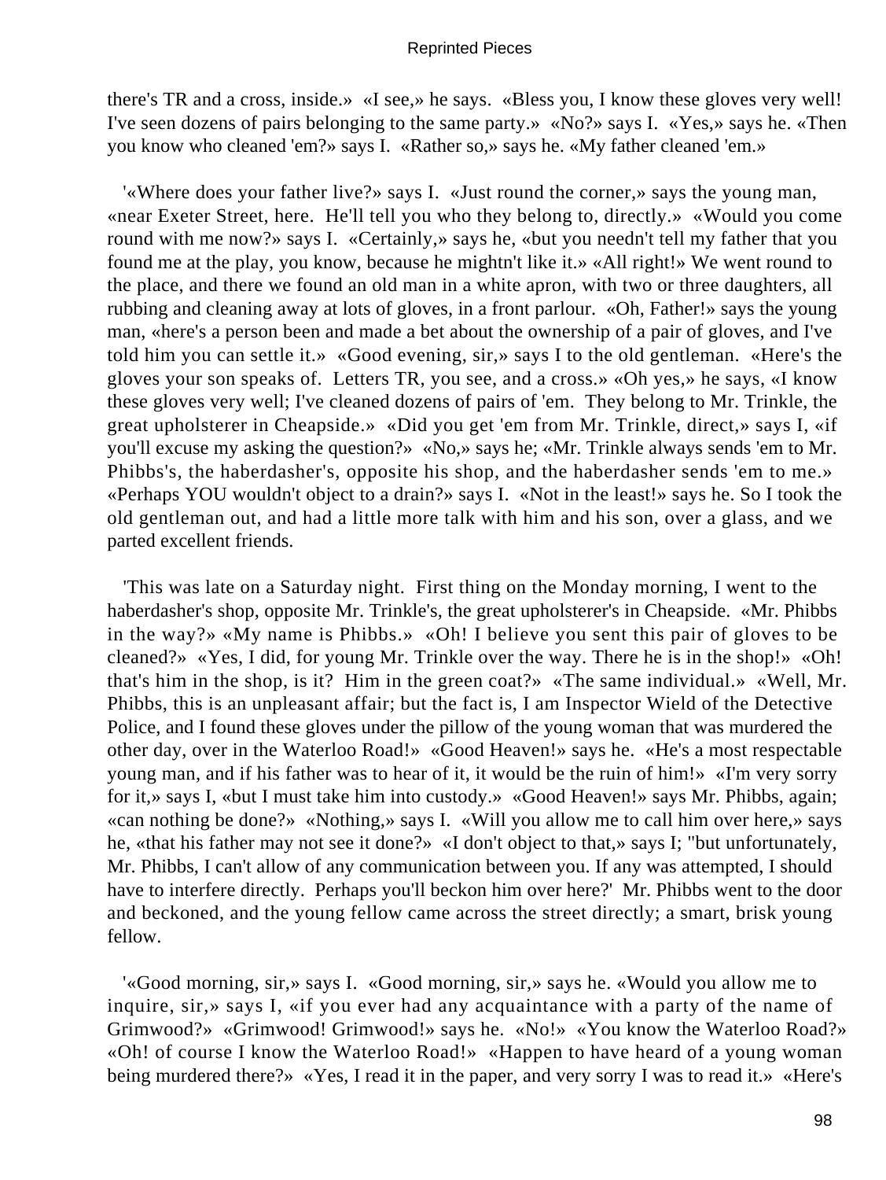there's TR and a cross, inside.» «I see,» he says. «Bless you, I know these gloves very well! I've seen dozens of pairs belonging to the same party.» «No?» says I. «Yes,» says he. «Then you know who cleaned 'em?» says I. «Rather so,» says he. «My father cleaned 'em.»

'«Where does your father live?» says I. «Just round the corner,» says the young man, «near Exeter Street, here. He'll tell you who they belong to, directly.» «Would you come round with me now?» says I. «Certainly,» says he, «but you needn't tell my father that you found me at the play, you know, because he mightn't like it.» «All right!» We went round to the place, and there we found an old man in a white apron, with two or three daughters, all rubbing and cleaning away at lots of gloves, in a front parlour. «Oh, Father!» says the young man, «here's a person been and made a bet about the ownership of a pair of gloves, and I've told him you can settle it.» «Good evening, sir,» says I to the old gentleman. «Here's the gloves your son speaks of. Letters TR, you see, and a cross.» «Oh yes,» he says, «I know these gloves very well; I've cleaned dozens of pairs of 'em. They belong to Mr. Trinkle, the great upholsterer in Cheapside.» «Did you get 'em from Mr. Trinkle, direct,» says I, «if you'll excuse my asking the question?» «No,» says he; «Mr. Trinkle always sends 'em to Mr. Phibbs's, the haberdasher's, opposite his shop, and the haberdasher sends 'em to me.» «Perhaps YOU wouldn't object to a drain?» says I. «Not in the least!» says he. So I took the old gentleman out, and had a little more talk with him and his son, over a glass, and we parted excellent friends.

'This was late on a Saturday night. First thing on the Monday morning, I went to the haberdasher's shop, opposite Mr. Trinkle's, the great upholsterer's in Cheapside. «Mr. Phibbs in the way?» «My name is Phibbs.» «Oh! I believe you sent this pair of gloves to be cleaned?» «Yes, I did, for young Mr. Trinkle over the way. There he is in the shop!» «Oh! that's him in the shop, is it? Him in the green coat?» «The same individual.» «Well, Mr. Phibbs, this is an unpleasant affair; but the fact is, I am Inspector Wield of the Detective Police, and I found these gloves under the pillow of the young woman that was murdered the other day, over in the Waterloo Road!» «Good Heaven!» says he. «He's a most respectable young man, and if his father was to hear of it, it would be the ruin of him!» «I'm very sorry for it,» says I, «but I must take him into custody.» «Good Heaven!» says Mr. Phibbs, again; «can nothing be done?» «Nothing,» says I. «Will you allow me to call him over here,» says he, «that his father may not see it done?» «I don't object to that,» says I; "but unfortunately, Mr. Phibbs, I can't allow of any communication between you. If any was attempted, I should have to interfere directly. Perhaps you'll beckon him over here?' Mr. Phibbs went to the door and beckoned, and the young fellow came across the street directly; a smart, brisk young fellow.

'«Good morning, sir,» says I. «Good morning, sir,» says he. «Would you allow me to inquire, sir,» says I, «if you ever had any acquaintance with a party of the name of Grimwood?» «Grimwood! Grimwood!» says he. «No!» «You know the Waterloo Road?» «Oh! of course I know the Waterloo Road!» «Happen to have heard of a young woman being murdered there?» «Yes, I read it in the paper, and very sorry I was to read it.» «Here's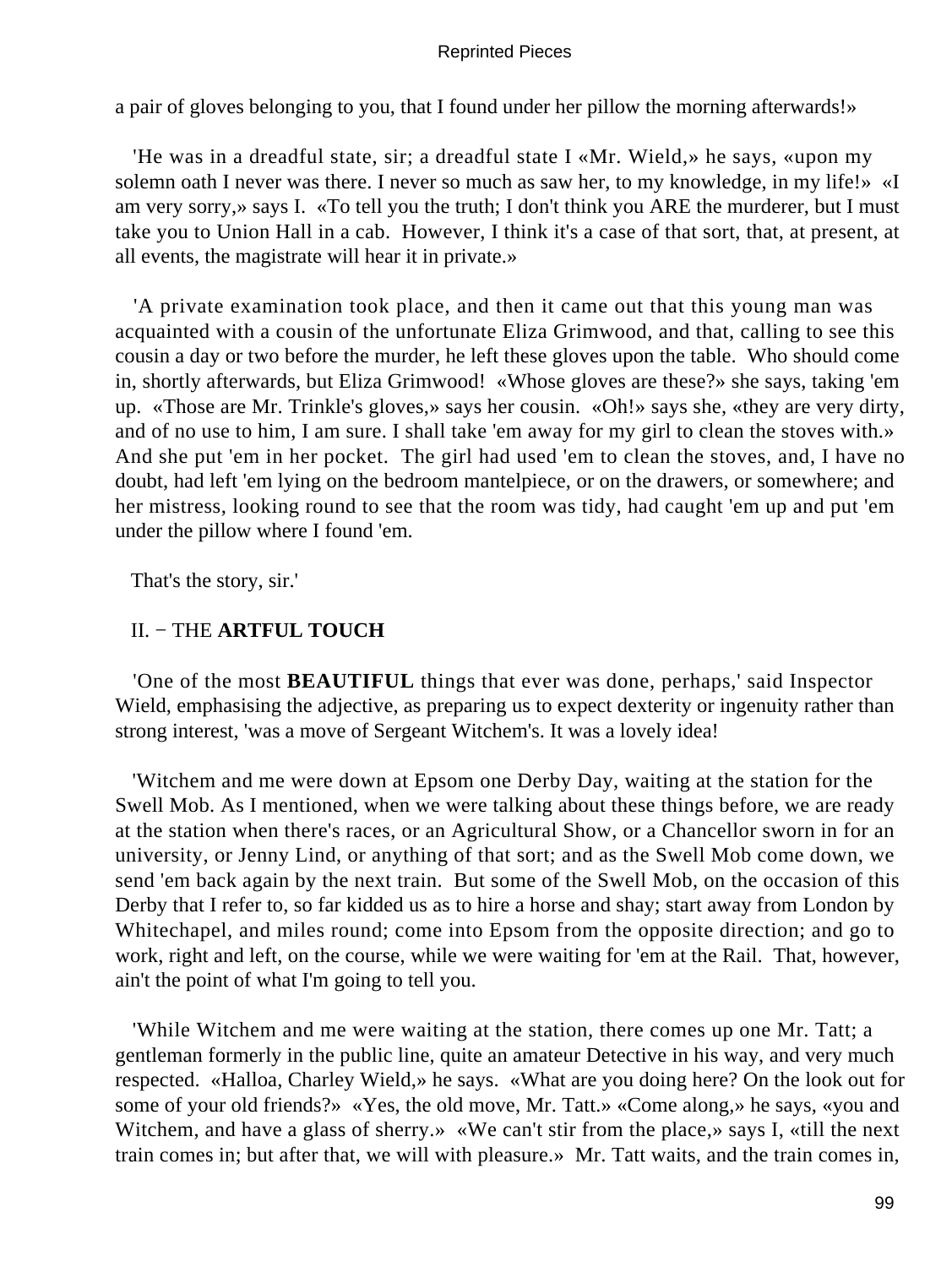a pair of gloves belonging to you, that I found under her pillow the morning afterwards!»

'He was in a dreadful state, sir; a dreadful state I «Mr. Wield,» he says, «upon my solemn oath I never was there. I never so much as saw her, to my knowledge, in my life!» «I am very sorry,» says I. «To tell you the truth; I don't think you ARE the murderer, but I must take you to Union Hall in a cab. However, I think it's a case of that sort, that, at present, at all events, the magistrate will hear it in private.»

'A private examination took place, and then it came out that this young man was acquainted with a cousin of the unfortunate Eliza Grimwood, and that, calling to see this cousin a day or two before the murder, he left these gloves upon the table. Who should come in, shortly afterwards, but Eliza Grimwood! «Whose gloves are these?» she says, taking 'em up. «Those are Mr. Trinkle's gloves,» says her cousin. «Oh!» says she, «they are very dirty, and of no use to him, I am sure. I shall take 'em away for my girl to clean the stoves with.» And she put 'em in her pocket. The girl had used 'em to clean the stoves, and, I have no doubt, had left 'em lying on the bedroom mantelpiece, or on the drawers, or somewhere; and her mistress, looking round to see that the room was tidy, had caught 'em up and put 'em under the pillow where I found 'em.

That's the story, sir.'

## II. − THE **ARTFUL TOUCH**

'One of the most **BEAUTIFUL** things that ever was done, perhaps,' said Inspector Wield, emphasising the adjective, as preparing us to expect dexterity or ingenuity rather than strong interest, 'was a move of Sergeant Witchem's. It was a lovely idea!

'Witchem and me were down at Epsom one Derby Day, waiting at the station for the Swell Mob. As I mentioned, when we were talking about these things before, we are ready at the station when there's races, or an Agricultural Show, or a Chancellor sworn in for an university, or Jenny Lind, or anything of that sort; and as the Swell Mob come down, we send 'em back again by the next train. But some of the Swell Mob, on the occasion of this Derby that I refer to, so far kidded us as to hire a horse and shay; start away from London by Whitechapel, and miles round; come into Epsom from the opposite direction; and go to work, right and left, on the course, while we were waiting for 'em at the Rail. That, however, ain't the point of what I'm going to tell you.

'While Witchem and me were waiting at the station, there comes up one Mr. Tatt; a gentleman formerly in the public line, quite an amateur Detective in his way, and very much respected. «Halloa, Charley Wield,» he says. «What are you doing here? On the look out for some of your old friends?» «Yes, the old move, Mr. Tatt.» «Come along,» he says, «you and Witchem, and have a glass of sherry.» «We can't stir from the place,» says I, «till the next train comes in; but after that, we will with pleasure.» Mr. Tatt waits, and the train comes in,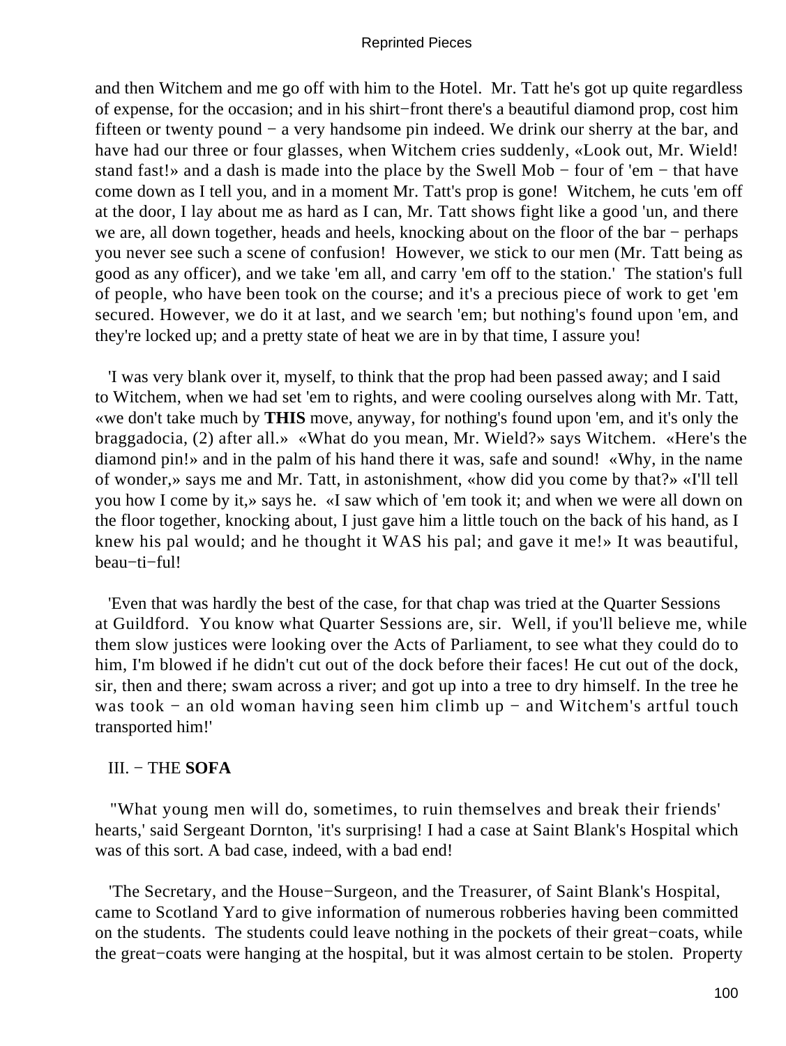and then Witchem and me go off with him to the Hotel. Mr. Tatt he's got up quite regardless of expense, for the occasion; and in his shirt−front there's a beautiful diamond prop, cost him fifteen or twenty pound − a very handsome pin indeed. We drink our sherry at the bar, and have had our three or four glasses, when Witchem cries suddenly, «Look out, Mr. Wield! stand fast!» and a dash is made into the place by the Swell Mob − four of 'em − that have come down as I tell you, and in a moment Mr. Tatt's prop is gone! Witchem, he cuts 'em off at the door, I lay about me as hard as I can, Mr. Tatt shows fight like a good 'un, and there we are, all down together, heads and heels, knocking about on the floor of the bar − perhaps you never see such a scene of confusion! However, we stick to our men (Mr. Tatt being as good as any officer), and we take 'em all, and carry 'em off to the station.' The station's full of people, who have been took on the course; and it's a precious piece of work to get 'em secured. However, we do it at last, and we search 'em; but nothing's found upon 'em, and they're locked up; and a pretty state of heat we are in by that time, I assure you!

'I was very blank over it, myself, to think that the prop had been passed away; and I said to Witchem, when we had set 'em to rights, and were cooling ourselves along with Mr. Tatt, «we don't take much by **THIS** move, anyway, for nothing's found upon 'em, and it's only the braggadocia, (2) after all.» «What do you mean, Mr. Wield?» says Witchem. «Here's the diamond pin!» and in the palm of his hand there it was, safe and sound! «Why, in the name of wonder,» says me and Mr. Tatt, in astonishment, «how did you come by that?» «I'll tell you how I come by it,» says he. «I saw which of 'em took it; and when we were all down on the floor together, knocking about, I just gave him a little touch on the back of his hand, as I knew his pal would; and he thought it WAS his pal; and gave it me!» It was beautiful, beau−ti−ful!

'Even that was hardly the best of the case, for that chap was tried at the Quarter Sessions at Guildford. You know what Quarter Sessions are, sir. Well, if you'll believe me, while them slow justices were looking over the Acts of Parliament, to see what they could do to him, I'm blowed if he didn't cut out of the dock before their faces! He cut out of the dock, sir, then and there; swam across a river; and got up into a tree to dry himself. In the tree he was took − an old woman having seen him climb up − and Witchem's artful touch transported him!'

## III. − THE **SOFA**

"What young men will do, sometimes, to ruin themselves and break their friends' hearts,' said Sergeant Dornton, 'it's surprising! I had a case at Saint Blank's Hospital which was of this sort. A bad case, indeed, with a bad end!

'The Secretary, and the House−Surgeon, and the Treasurer, of Saint Blank's Hospital, came to Scotland Yard to give information of numerous robberies having been committed on the students. The students could leave nothing in the pockets of their great−coats, while the great−coats were hanging at the hospital, but it was almost certain to be stolen. Property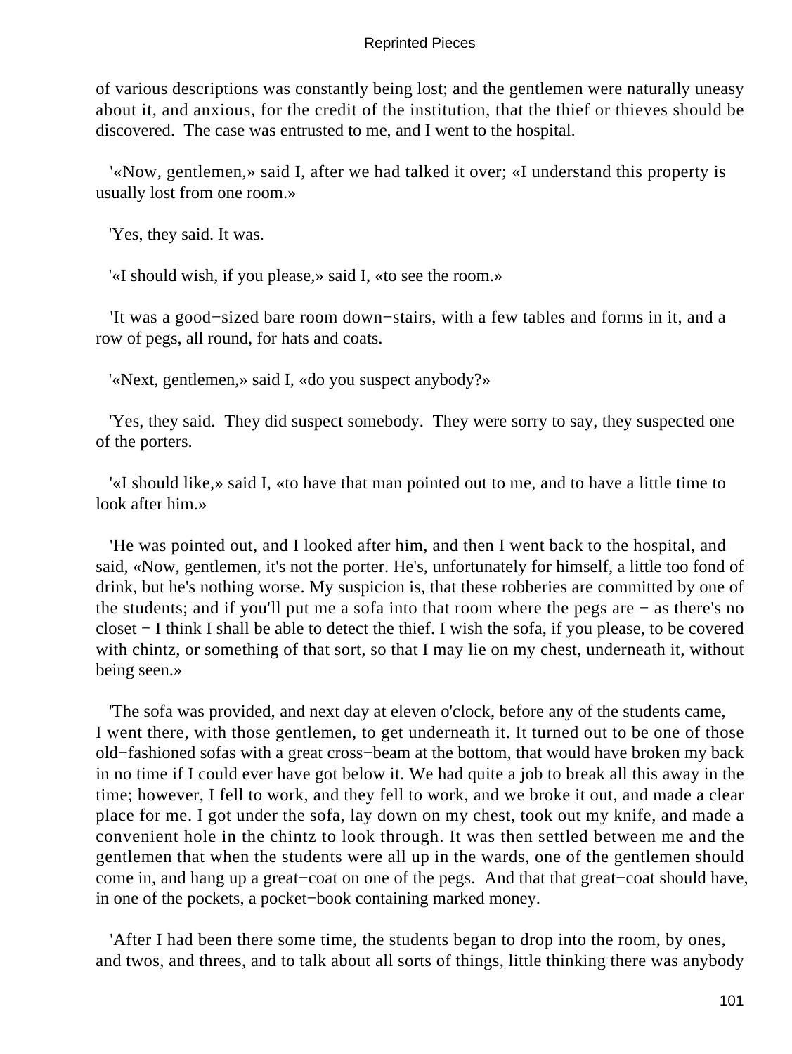of various descriptions was constantly being lost; and the gentlemen were naturally uneasy about it, and anxious, for the credit of the institution, that the thief or thieves should be discovered. The case was entrusted to me, and I went to the hospital.

'«Now, gentlemen,» said I, after we had talked it over; «I understand this property is usually lost from one room.»

'Yes, they said. It was.

'«I should wish, if you please,» said I, «to see the room.»

'It was a good−sized bare room down−stairs, with a few tables and forms in it, and a row of pegs, all round, for hats and coats.

'«Next, gentlemen,» said I, «do you suspect anybody?»

'Yes, they said. They did suspect somebody. They were sorry to say, they suspected one of the porters.

'«I should like,» said I, «to have that man pointed out to me, and to have a little time to look after him.»

'He was pointed out, and I looked after him, and then I went back to the hospital, and said, «Now, gentlemen, it's not the porter. He's, unfortunately for himself, a little too fond of drink, but he's nothing worse. My suspicion is, that these robberies are committed by one of the students; and if you'll put me a sofa into that room where the pegs are − as there's no closet − I think I shall be able to detect the thief. I wish the sofa, if you please, to be covered with chintz, or something of that sort, so that I may lie on my chest, underneath it, without being seen.»

'The sofa was provided, and next day at eleven o'clock, before any of the students came, I went there, with those gentlemen, to get underneath it. It turned out to be one of those old−fashioned sofas with a great cross−beam at the bottom, that would have broken my back in no time if I could ever have got below it. We had quite a job to break all this away in the time; however, I fell to work, and they fell to work, and we broke it out, and made a clear place for me. I got under the sofa, lay down on my chest, took out my knife, and made a convenient hole in the chintz to look through. It was then settled between me and the gentlemen that when the students were all up in the wards, one of the gentlemen should come in, and hang up a great−coat on one of the pegs. And that that great−coat should have, in one of the pockets, a pocket−book containing marked money.

'After I had been there some time, the students began to drop into the room, by ones, and twos, and threes, and to talk about all sorts of things, little thinking there was anybody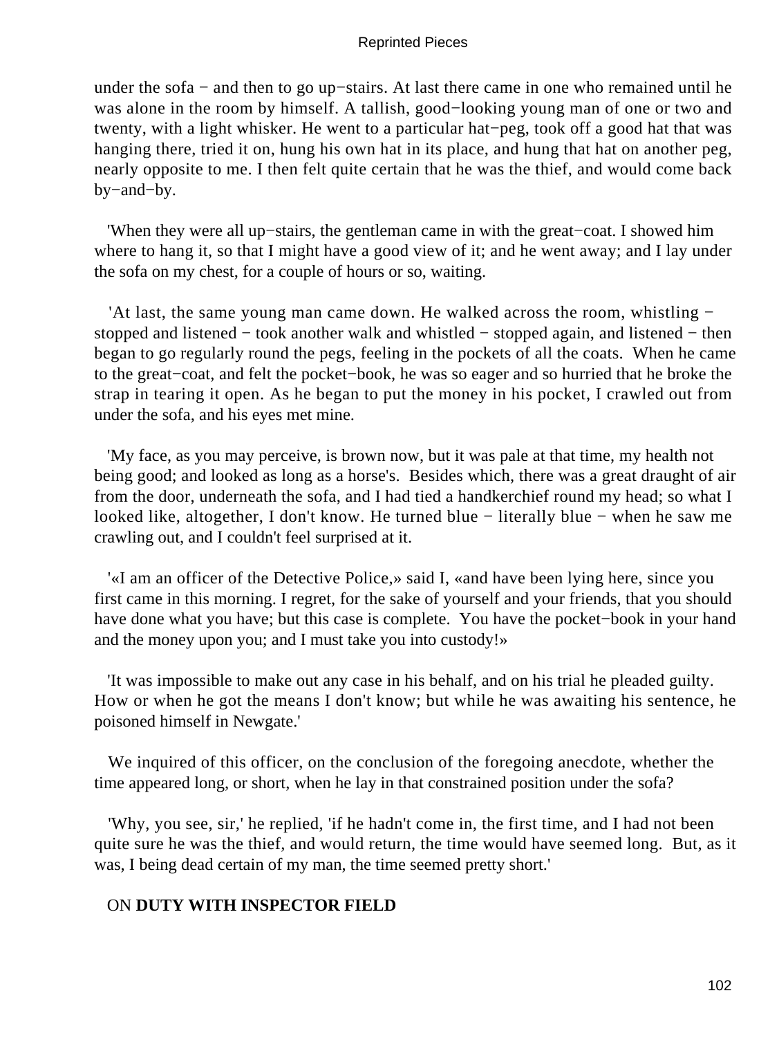under the sofa − and then to go up−stairs. At last there came in one who remained until he was alone in the room by himself. A tallish, good−looking young man of one or two and twenty, with a light whisker. He went to a particular hat−peg, took off a good hat that was hanging there, tried it on, hung his own hat in its place, and hung that hat on another peg, nearly opposite to me. I then felt quite certain that he was the thief, and would come back by−and−by.

'When they were all up−stairs, the gentleman came in with the great−coat. I showed him where to hang it, so that I might have a good view of it; and he went away; and I lay under the sofa on my chest, for a couple of hours or so, waiting.

'At last, the same young man came down. He walked across the room, whistling − stopped and listened − took another walk and whistled − stopped again, and listened − then began to go regularly round the pegs, feeling in the pockets of all the coats. When he came to the great−coat, and felt the pocket−book, he was so eager and so hurried that he broke the strap in tearing it open. As he began to put the money in his pocket, I crawled out from under the sofa, and his eyes met mine.

'My face, as you may perceive, is brown now, but it was pale at that time, my health not being good; and looked as long as a horse's. Besides which, there was a great draught of air from the door, underneath the sofa, and I had tied a handkerchief round my head; so what I looked like, altogether, I don't know. He turned blue − literally blue − when he saw me crawling out, and I couldn't feel surprised at it.

'«I am an officer of the Detective Police,» said I, «and have been lying here, since you first came in this morning. I regret, for the sake of yourself and your friends, that you should have done what you have; but this case is complete. You have the pocket−book in your hand and the money upon you; and I must take you into custody!»

'It was impossible to make out any case in his behalf, and on his trial he pleaded guilty. How or when he got the means I don't know; but while he was awaiting his sentence, he poisoned himself in Newgate.'

We inquired of this officer, on the conclusion of the foregoing anecdote, whether the time appeared long, or short, when he lay in that constrained position under the sofa?

'Why, you see, sir,' he replied, 'if he hadn't come in, the first time, and I had not been quite sure he was the thief, and would return, the time would have seemed long. But, as it was, I being dead certain of my man, the time seemed pretty short.'

## ON DUTY WITH INSPECTOR FIELD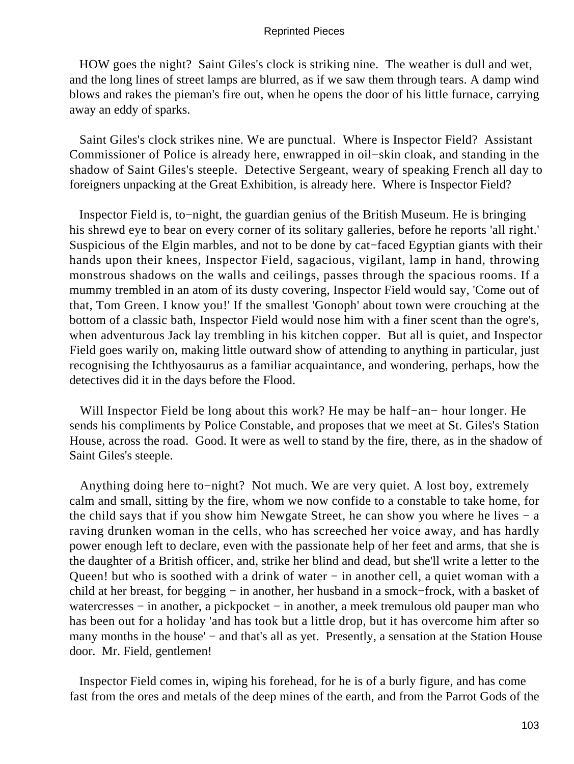HOW goes the night? Saint Giles's clock is striking nine. The weather is dull and wet, and the long lines of street lamps are blurred, as if we saw them through tears. A damp wind blows and rakes the pieman's fire out, when he opens the door of his little furnace, carrying away an eddy of sparks.

Saint Giles's clock strikes nine. We are punctual. Where is Inspector Field? Assistant Commissioner of Police is already here, enwrapped in oil−skin cloak, and standing in the shadow of Saint Giles's steeple. Detective Sergeant, weary of speaking French all day to foreigners unpacking at the Great Exhibition, is already here. Where is Inspector Field?

Inspector Field is, to−night, the guardian genius of the British Museum. He is bringing his shrewd eye to bear on every corner of its solitary galleries, before he reports 'all right.' Suspicious of the Elgin marbles, and not to be done by cat−faced Egyptian giants with their hands upon their knees, Inspector Field, sagacious, vigilant, lamp in hand, throwing monstrous shadows on the walls and ceilings, passes through the spacious rooms. If a mummy trembled in an atom of its dusty covering, Inspector Field would say, 'Come out of that, Tom Green. I know you!' If the smallest 'Gonoph' about town were crouching at the bottom of a classic bath, Inspector Field would nose him with a finer scent than the ogre's, when adventurous Jack lay trembling in his kitchen copper. But all is quiet, and Inspector Field goes warily on, making little outward show of attending to anything in particular, just recognising the Ichthyosaurus as a familiar acquaintance, and wondering, perhaps, how the detectives did it in the days before the Flood.

Will Inspector Field be long about this work? He may be half−an− hour longer. He sends his compliments by Police Constable, and proposes that we meet at St. Giles's Station House, across the road. Good. It were as well to stand by the fire, there, as in the shadow of Saint Giles's steeple.

Anything doing here to−night? Not much. We are very quiet. A lost boy, extremely calm and small, sitting by the fire, whom we now confide to a constable to take home, for the child says that if you show him Newgate Street, he can show you where he lives − a raving drunken woman in the cells, who has screeched her voice away, and has hardly power enough left to declare, even with the passionate help of her feet and arms, that she is the daughter of a British officer, and, strike her blind and dead, but she'll write a letter to the Queen! but who is soothed with a drink of water − in another cell, a quiet woman with a child at her breast, for begging − in another, her husband in a smock−frock, with a basket of watercresses − in another, a pickpocket − in another, a meek tremulous old pauper man who has been out for a holiday 'and has took but a little drop, but it has overcome him after so many months in the house' − and that's all as yet. Presently, a sensation at the Station House door. Mr. Field, gentlemen!

Inspector Field comes in, wiping his forehead, for he is of a burly figure, and has come fast from the ores and metals of the deep mines of the earth, and from the Parrot Gods of the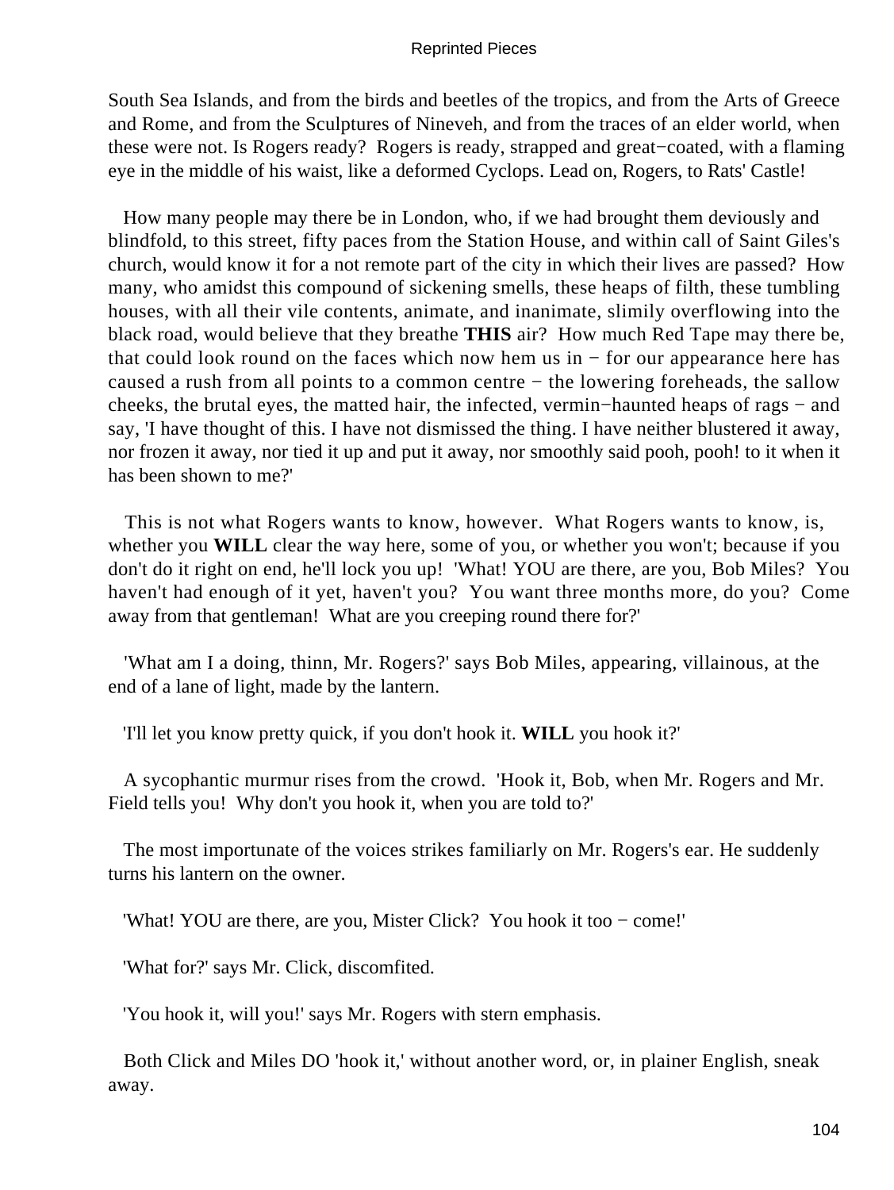South Sea Islands, and from the birds and beetles of the tropics, and from the Arts of Greece and Rome, and from the Sculptures of Nineveh, and from the traces of an elder world, when these were not. Is Rogers ready? Rogers is ready, strapped and great−coated, with a flaming eye in the middle of his waist, like a deformed Cyclops. Lead on, Rogers, to Rats' Castle!

How many people may there be in London, who, if we had brought them deviously and blindfold, to this street, fifty paces from the Station House, and within call of Saint Giles's church, would know it for a not remote part of the city in which their lives are passed? How many, who amidst this compound of sickening smells, these heaps of filth, these tumbling houses, with all their vile contents, animate, and inanimate, slimily overflowing into the black road, would believe that they breathe **THIS** air? How much Red Tape may there be, that could look round on the faces which now hem us in − for our appearance here has caused a rush from all points to a common centre − the lowering foreheads, the sallow cheeks, the brutal eyes, the matted hair, the infected, vermin−haunted heaps of rags − and say, 'I have thought of this. I have not dismissed the thing. I have neither blustered it away, nor frozen it away, nor tied it up and put it away, nor smoothly said pooh, pooh! to it when it has been shown to me?'

This is not what Rogers wants to know, however. What Rogers wants to know, is, whether you **WILL** clear the way here, some of you, or whether you won't; because if you don't do it right on end, he'll lock you up! 'What! YOU are there, are you, Bob Miles? You haven't had enough of it yet, haven't you? You want three months more, do you? Come away from that gentleman! What are you creeping round there for?'

'What am I a doing, thinn, Mr. Rogers?' says Bob Miles, appearing, villainous, at the end of a lane of light, made by the lantern.

'I'll let you know pretty quick, if you don't hook it. **WILL** you hook it?'

A sycophantic murmur rises from the crowd. 'Hook it, Bob, when Mr. Rogers and Mr. Field tells you! Why don't you hook it, when you are told to?'

The most importunate of the voices strikes familiarly on Mr. Rogers's ear. He suddenly turns his lantern on the owner.

'What! YOU are there, are you, Mister Click? You hook it too − come!'

'What for?' says Mr. Click, discomfited.

'You hook it, will you!' says Mr. Rogers with stern emphasis.

Both Click and Miles DO 'hook it,' without another word, or, in plainer English, sneak away.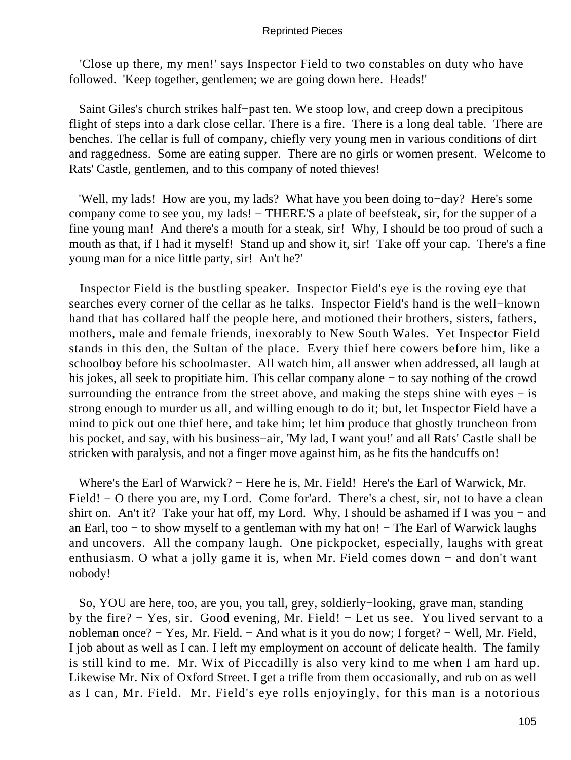'Close up there, my men!' says Inspector Field to two constables on duty who have followed. 'Keep together, gentlemen; we are going down here. Heads!'

Saint Giles's church strikes half−past ten. We stoop low, and creep down a precipitous flight of steps into a dark close cellar. There is a fire. There is a long deal table. There are benches. The cellar is full of company, chiefly very young men in various conditions of dirt and raggedness. Some are eating supper. There are no girls or women present. Welcome to Rats' Castle, gentlemen, and to this company of noted thieves!

'Well, my lads! How are you, my lads? What have you been doing to−day? Here's some company come to see you, my lads! − THERE'S a plate of beefsteak, sir, for the supper of a fine young man! And there's a mouth for a steak, sir! Why, I should be too proud of such a mouth as that, if I had it myself! Stand up and show it, sir! Take off your cap. There's a fine young man for a nice little party, sir! An't he?'

Inspector Field is the bustling speaker. Inspector Field's eye is the roving eye that searches every corner of the cellar as he talks. Inspector Field's hand is the well−known hand that has collared half the people here, and motioned their brothers, sisters, fathers, mothers, male and female friends, inexorably to New South Wales. Yet Inspector Field stands in this den, the Sultan of the place. Every thief here cowers before him, like a schoolboy before his schoolmaster. All watch him, all answer when addressed, all laugh at his jokes, all seek to propitiate him. This cellar company alone − to say nothing of the crowd surrounding the entrance from the street above, and making the steps shine with eyes − is strong enough to murder us all, and willing enough to do it; but, let Inspector Field have a mind to pick out one thief here, and take him; let him produce that ghostly truncheon from his pocket, and say, with his business−air, 'My lad, I want you!' and all Rats' Castle shall be stricken with paralysis, and not a finger move against him, as he fits the handcuffs on!

Where's the Earl of Warwick? − Here he is, Mr. Field! Here's the Earl of Warwick, Mr. Field! − O there you are, my Lord. Come for'ard. There's a chest, sir, not to have a clean shirt on. An't it? Take your hat off, my Lord. Why, I should be ashamed if I was you − and an Earl, too − to show myself to a gentleman with my hat on! − The Earl of Warwick laughs and uncovers. All the company laugh. One pickpocket, especially, laughs with great enthusiasm. O what a jolly game it is, when Mr. Field comes down − and don't want nobody!

So, YOU are here, too, are you, you tall, grey, soldierly−looking, grave man, standing by the fire? − Yes, sir. Good evening, Mr. Field! − Let us see. You lived servant to a nobleman once? − Yes, Mr. Field. − And what is it you do now; I forget? − Well, Mr. Field, I job about as well as I can. I left my employment on account of delicate health. The family is still kind to me. Mr. Wix of Piccadilly is also very kind to me when I am hard up. Likewise Mr. Nix of Oxford Street. I get a trifle from them occasionally, and rub on as well as I can, Mr. Field. Mr. Field's eye rolls enjoyingly, for this man is a notorious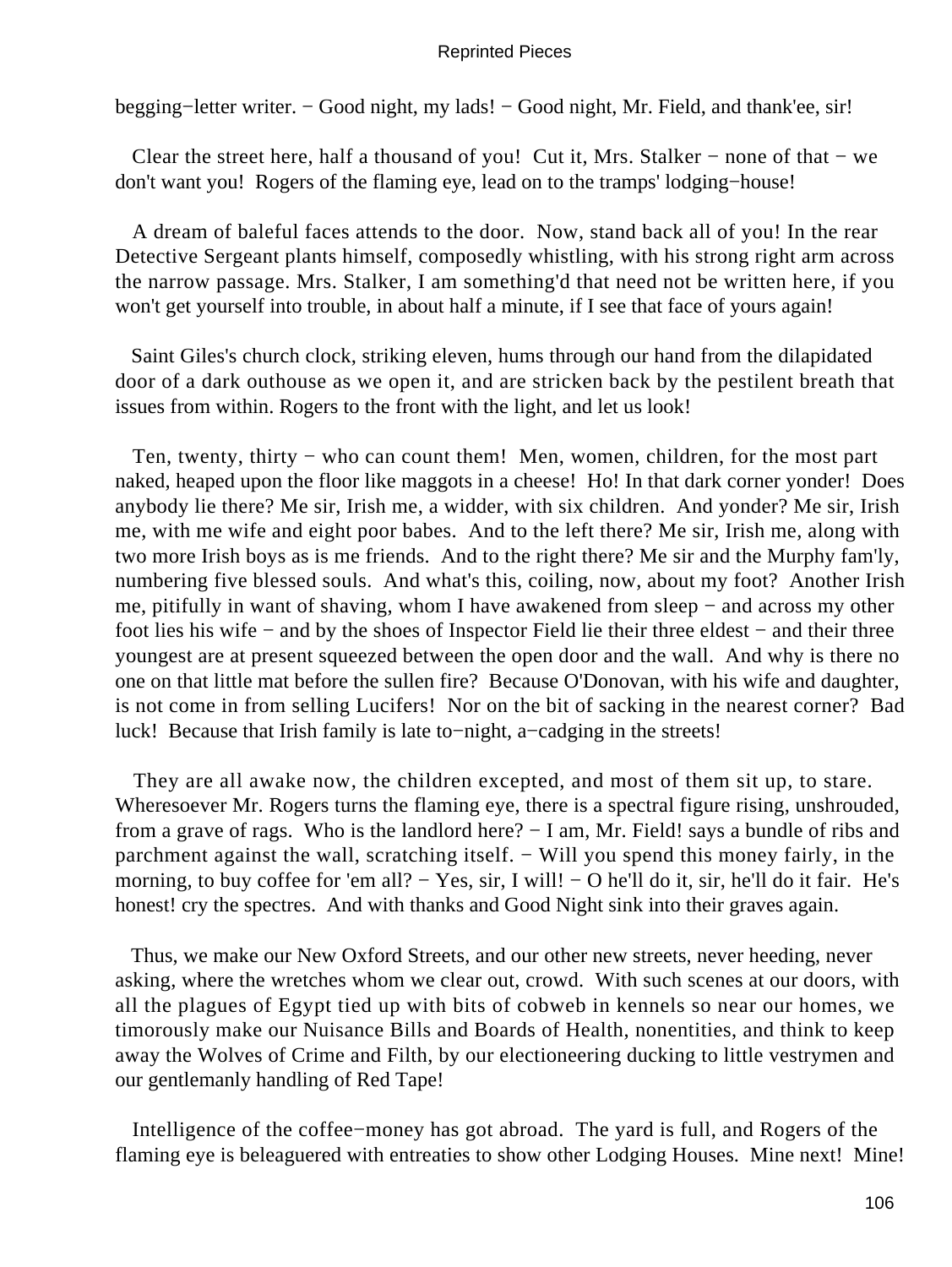begging−letter writer. − Good night, my lads! − Good night, Mr. Field, and thank'ee, sir!

Clear the street here, half a thousand of you! Cut it, Mrs. Stalker − none of that − we don't want you! Rogers of the flaming eye, lead on to the tramps' lodging−house!

A dream of baleful faces attends to the door. Now, stand back all of you! In the rear Detective Sergeant plants himself, composedly whistling, with his strong right arm across the narrow passage. Mrs. Stalker, I am something'd that need not be written here, if you won't get yourself into trouble, in about half a minute, if I see that face of yours again!

Saint Giles's church clock, striking eleven, hums through our hand from the dilapidated door of a dark outhouse as we open it, and are stricken back by the pestilent breath that issues from within. Rogers to the front with the light, and let us look!

Ten, twenty, thirty − who can count them! Men, women, children, for the most part naked, heaped upon the floor like maggots in a cheese! Ho! In that dark corner yonder! Does anybody lie there? Me sir, Irish me, a widder, with six children. And yonder? Me sir, Irish me, with me wife and eight poor babes. And to the left there? Me sir, Irish me, along with two more Irish boys as is me friends. And to the right there? Me sir and the Murphy fam'ly, numbering five blessed souls. And what's this, coiling, now, about my foot? Another Irish me, pitifully in want of shaving, whom I have awakened from sleep − and across my other foot lies his wife − and by the shoes of Inspector Field lie their three eldest − and their three youngest are at present squeezed between the open door and the wall. And why is there no one on that little mat before the sullen fire? Because O'Donovan, with his wife and daughter, is not come in from selling Lucifers! Nor on the bit of sacking in the nearest corner? Bad luck! Because that Irish family is late to−night, a−cadging in the streets!

They are all awake now, the children excepted, and most of them sit up, to stare. Wheresoever Mr. Rogers turns the flaming eye, there is a spectral figure rising, unshrouded, from a grave of rags. Who is the landlord here? − I am, Mr. Field! says a bundle of ribs and parchment against the wall, scratching itself. − Will you spend this money fairly, in the morning, to buy coffee for 'em all? − Yes, sir, I will! − O he'll do it, sir, he'll do it fair. He's honest! cry the spectres. And with thanks and Good Night sink into their graves again.

Thus, we make our New Oxford Streets, and our other new streets, never heeding, never asking, where the wretches whom we clear out, crowd. With such scenes at our doors, with all the plagues of Egypt tied up with bits of cobweb in kennels so near our homes, we timorously make our Nuisance Bills and Boards of Health, nonentities, and think to keep away the Wolves of Crime and Filth, by our electioneering ducking to little vestrymen and our gentlemanly handling of Red Tape!

Intelligence of the coffee−money has got abroad. The yard is full, and Rogers of the flaming eye is beleaguered with entreaties to show other Lodging Houses. Mine next! Mine!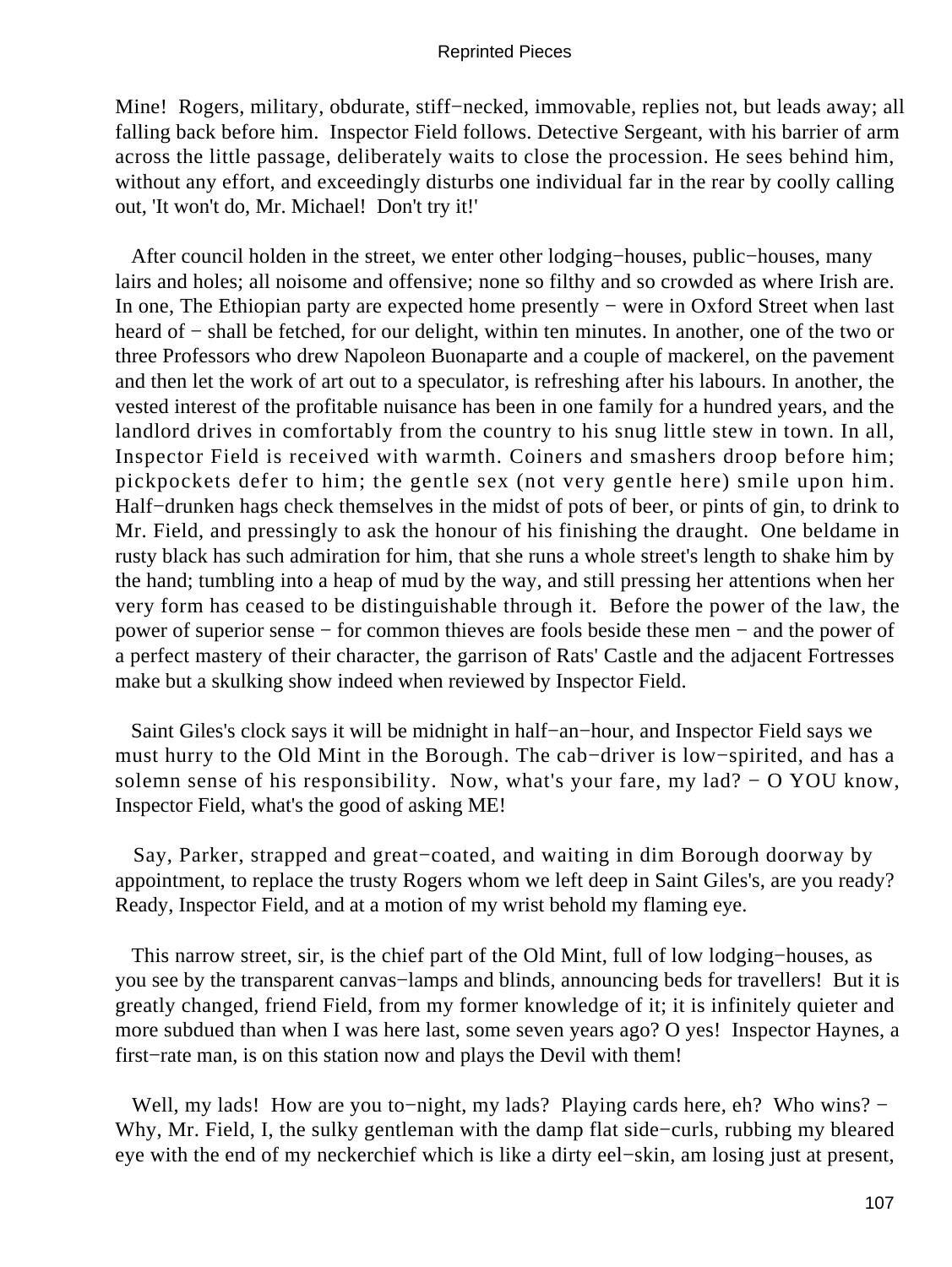Mine! Rogers, military, obdurate, stiff−necked, immovable, replies not, but leads away; all falling back before him. Inspector Field follows. Detective Sergeant, with his barrier of arm across the little passage, deliberately waits to close the procession. He sees behind him, without any effort, and exceedingly disturbs one individual far in the rear by coolly calling out, 'It won't do, Mr. Michael! Don't try it!'

After council holden in the street, we enter other lodging−houses, public−houses, many lairs and holes; all noisome and offensive; none so filthy and so crowded as where Irish are. In one, The Ethiopian party are expected home presently − were in Oxford Street when last heard of − shall be fetched, for our delight, within ten minutes. In another, one of the two or three Professors who drew Napoleon Buonaparte and a couple of mackerel, on the pavement and then let the work of art out to a speculator, is refreshing after his labours. In another, the vested interest of the profitable nuisance has been in one family for a hundred years, and the landlord drives in comfortably from the country to his snug little stew in town. In all, Inspector Field is received with warmth. Coiners and smashers droop before him; pickpockets defer to him; the gentle sex (not very gentle here) smile upon him. Half−drunken hags check themselves in the midst of pots of beer, or pints of gin, to drink to Mr. Field, and pressingly to ask the honour of his finishing the draught. One beldame in rusty black has such admiration for him, that she runs a whole street's length to shake him by the hand; tumbling into a heap of mud by the way, and still pressing her attentions when her very form has ceased to be distinguishable through it. Before the power of the law, the power of superior sense − for common thieves are fools beside these men − and the power of a perfect mastery of their character, the garrison of Rats' Castle and the adjacent Fortresses make but a skulking show indeed when reviewed by Inspector Field.

Saint Giles's clock says it will be midnight in half−an−hour, and Inspector Field says we must hurry to the Old Mint in the Borough. The cab−driver is low−spirited, and has a solemn sense of his responsibility. Now, what's your fare, my lad? − O YOU know, Inspector Field, what's the good of asking ME!

Say, Parker, strapped and great−coated, and waiting in dim Borough doorway by appointment, to replace the trusty Rogers whom we left deep in Saint Giles's, are you ready? Ready, Inspector Field, and at a motion of my wrist behold my flaming eye.

This narrow street, sir, is the chief part of the Old Mint, full of low lodging−houses, as you see by the transparent canvas−lamps and blinds, announcing beds for travellers! But it is greatly changed, friend Field, from my former knowledge of it; it is infinitely quieter and more subdued than when I was here last, some seven years ago? O yes! Inspector Haynes, a first−rate man, is on this station now and plays the Devil with them!

Well, my lads! How are you to−night, my lads? Playing cards here, eh? Who wins? − Why, Mr. Field, I, the sulky gentleman with the damp flat side−curls, rubbing my bleared eye with the end of my neckerchief which is like a dirty eel−skin, am losing just at present,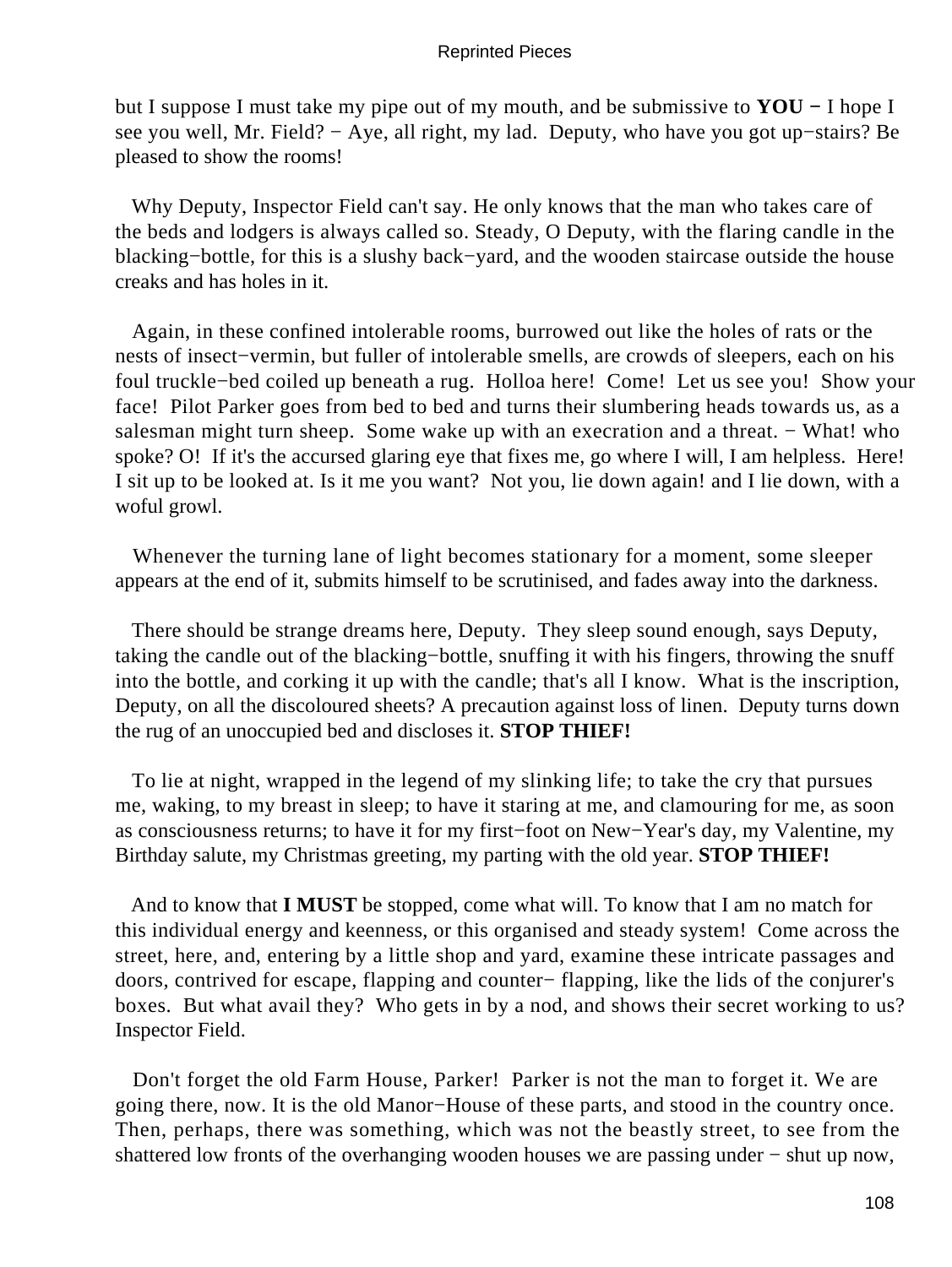but I suppose I must take my pipe out of my mouth, and be submissive to **YOU** − I hope I see you well, Mr. Field? − Aye, all right, my lad. Deputy, who have you got up−stairs? Be pleased to show the rooms!

Why Deputy, Inspector Field can't say. He only knows that the man who takes care of the beds and lodgers is always called so. Steady, O Deputy, with the flaring candle in the blacking−bottle, for this is a slushy back−yard, and the wooden staircase outside the house creaks and has holes in it.

Again, in these confined intolerable rooms, burrowed out like the holes of rats or the nests of insect−vermin, but fuller of intolerable smells, are crowds of sleepers, each on his foul truckle−bed coiled up beneath a rug. Holloa here! Come! Let us see you! Show your face! Pilot Parker goes from bed to bed and turns their slumbering heads towards us, as a salesman might turn sheep. Some wake up with an execration and a threat. − What! who spoke? O! If it's the accursed glaring eye that fixes me, go where I will, I am helpless. Here! I sit up to be looked at. Is it me you want? Not you, lie down again! and I lie down, with a woful growl.

Whenever the turning lane of light becomes stationary for a moment, some sleeper appears at the end of it, submits himself to be scrutinised, and fades away into the darkness.

There should be strange dreams here, Deputy. They sleep sound enough, says Deputy, taking the candle out of the blacking−bottle, snuffing it with his fingers, throwing the snuff into the bottle, and corking it up with the candle; that's all I know. What is the inscription, Deputy, on all the discoloured sheets? A precaution against loss of linen. Deputy turns down the rug of an unoccupied bed and discloses it. **STOP THIEF!**

To lie at night, wrapped in the legend of my slinking life; to take the cry that pursues me, waking, to my breast in sleep; to have it staring at me, and clamouring for me, as soon as consciousness returns; to have it for my first−foot on New−Year's day, my Valentine, my Birthday salute, my Christmas greeting, my parting with the old year. **STOP THIEF!**

And to know that **I MUST** be stopped, come what will. To know that I am no match for this individual energy and keenness, or this organised and steady system! Come across the street, here, and, entering by a little shop and yard, examine these intricate passages and doors, contrived for escape, flapping and counter− flapping, like the lids of the conjurer's boxes. But what avail they? Who gets in by a nod, and shows their secret working to us? Inspector Field.

Don't forget the old Farm House, Parker! Parker is not the man to forget it. We are going there, now. It is the old Manor−House of these parts, and stood in the country once. Then, perhaps, there was something, which was not the beastly street, to see from the shattered low fronts of the overhanging wooden houses we are passing under − shut up now,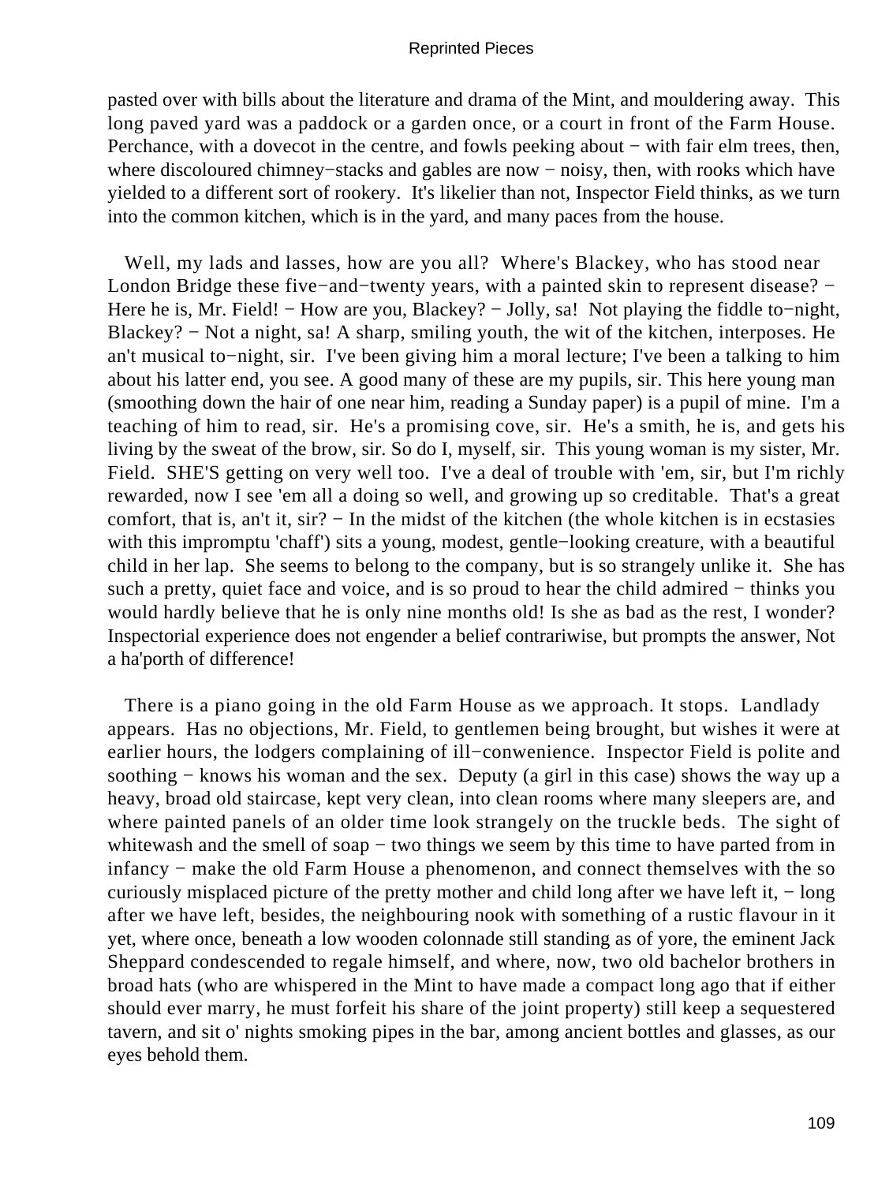pasted over with bills about the literature and drama of the Mint, and mouldering away. This long paved yard was a paddock or a garden once, or a court in front of the Farm House. Perchance, with a dovecot in the centre, and fowls peeking about − with fair elm trees, then, where discoloured chimney−stacks and gables are now − noisy, then, with rooks which have yielded to a different sort of rookery. It's likelier than not, Inspector Field thinks, as we turn into the common kitchen, which is in the yard, and many paces from the house.

Well, my lads and lasses, how are you all? Where's Blackey, who has stood near London Bridge these five−and−twenty years, with a painted skin to represent disease? − Here he is, Mr. Field! − How are you, Blackey? − Jolly, sa! Not playing the fiddle to−night, Blackey? − Not a night, sa! A sharp, smiling youth, the wit of the kitchen, interposes. He an't musical to−night, sir. I've been giving him a moral lecture; I've been a talking to him about his latter end, you see. A good many of these are my pupils, sir. This here young man (smoothing down the hair of one near him, reading a Sunday paper) is a pupil of mine. I'm a teaching of him to read, sir. He's a promising cove, sir. He's a smith, he is, and gets his living by the sweat of the brow, sir. So do I, myself, sir. This young woman is my sister, Mr. Field. SHE'S getting on very well too. I've a deal of trouble with 'em, sir, but I'm richly rewarded, now I see 'em all a doing so well, and growing up so creditable. That's a great comfort, that is, an't it, sir? − In the midst of the kitchen (the whole kitchen is in ecstasies with this impromptu 'chaff') sits a young, modest, gentle−looking creature, with a beautiful child in her lap. She seems to belong to the company, but is so strangely unlike it. She has such a pretty, quiet face and voice, and is so proud to hear the child admired − thinks you would hardly believe that he is only nine months old! Is she as bad as the rest, I wonder? Inspectorial experience does not engender a belief contrariwise, but prompts the answer, Not a ha'porth of difference!

There is a piano going in the old Farm House as we approach. It stops. Landlady appears. Has no objections, Mr. Field, to gentlemen being brought, but wishes it were at earlier hours, the lodgers complaining of ill−conwenience. Inspector Field is polite and soothing − knows his woman and the sex. Deputy (a girl in this case) shows the way up a heavy, broad old staircase, kept very clean, into clean rooms where many sleepers are, and where painted panels of an older time look strangely on the truckle beds. The sight of whitewash and the smell of soap − two things we seem by this time to have parted from in infancy − make the old Farm House a phenomenon, and connect themselves with the so curiously misplaced picture of the pretty mother and child long after we have left it, − long after we have left, besides, the neighbouring nook with something of a rustic flavour in it yet, where once, beneath a low wooden colonnade still standing as of yore, the eminent Jack Sheppard condescended to regale himself, and where, now, two old bachelor brothers in broad hats (who are whispered in the Mint to have made a compact long ago that if either should ever marry, he must forfeit his share of the joint property) still keep a sequestered tavern, and sit o' nights smoking pipes in the bar, among ancient bottles and glasses, as our eyes behold them.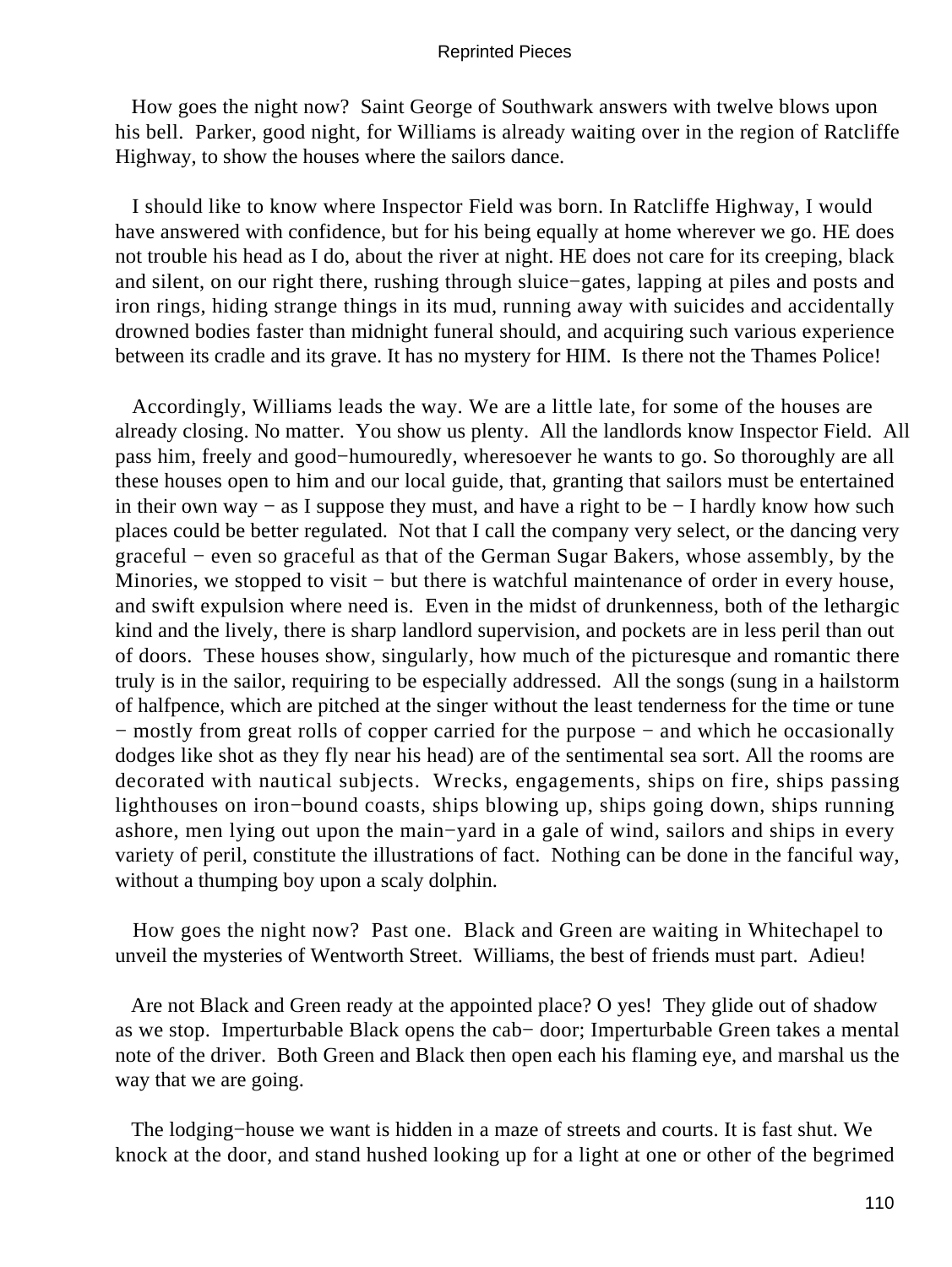How goes the night now? Saint George of Southwark answers with twelve blows upon his bell. Parker, good night, for Williams is already waiting over in the region of Ratcliffe Highway, to show the houses where the sailors dance.

I should like to know where Inspector Field was born. In Ratcliffe Highway, I would have answered with confidence, but for his being equally at home wherever we go. HE does not trouble his head as I do, about the river at night. HE does not care for its creeping, black and silent, on our right there, rushing through sluice−gates, lapping at piles and posts and iron rings, hiding strange things in its mud, running away with suicides and accidentally drowned bodies faster than midnight funeral should, and acquiring such various experience between its cradle and its grave. It has no mystery for HIM. Is there not the Thames Police!

Accordingly, Williams leads the way. We are a little late, for some of the houses are already closing. No matter. You show us plenty. All the landlords know Inspector Field. All pass him, freely and good−humouredly, wheresoever he wants to go. So thoroughly are all these houses open to him and our local guide, that, granting that sailors must be entertained in their own way − as I suppose they must, and have a right to be − I hardly know how such places could be better regulated. Not that I call the company very select, or the dancing very graceful − even so graceful as that of the German Sugar Bakers, whose assembly, by the Minories, we stopped to visit − but there is watchful maintenance of order in every house, and swift expulsion where need is. Even in the midst of drunkenness, both of the lethargic kind and the lively, there is sharp landlord supervision, and pockets are in less peril than out of doors. These houses show, singularly, how much of the picturesque and romantic there truly is in the sailor, requiring to be especially addressed. All the songs (sung in a hailstorm of halfpence, which are pitched at the singer without the least tenderness for the time or tune − mostly from great rolls of copper carried for the purpose − and which he occasionally dodges like shot as they fly near his head) are of the sentimental sea sort. All the rooms are decorated with nautical subjects. Wrecks, engagements, ships on fire, ships passing lighthouses on iron−bound coasts, ships blowing up, ships going down, ships running ashore, men lying out upon the main−yard in a gale of wind, sailors and ships in every variety of peril, constitute the illustrations of fact. Nothing can be done in the fanciful way, without a thumping boy upon a scaly dolphin.

How goes the night now? Past one. Black and Green are waiting in Whitechapel to unveil the mysteries of Wentworth Street. Williams, the best of friends must part. Adieu!

Are not Black and Green ready at the appointed place? O yes! They glide out of shadow as we stop. Imperturbable Black opens the cab− door; Imperturbable Green takes a mental note of the driver. Both Green and Black then open each his flaming eye, and marshal us the way that we are going.

The lodging−house we want is hidden in a maze of streets and courts. It is fast shut. We knock at the door, and stand hushed looking up for a light at one or other of the begrimed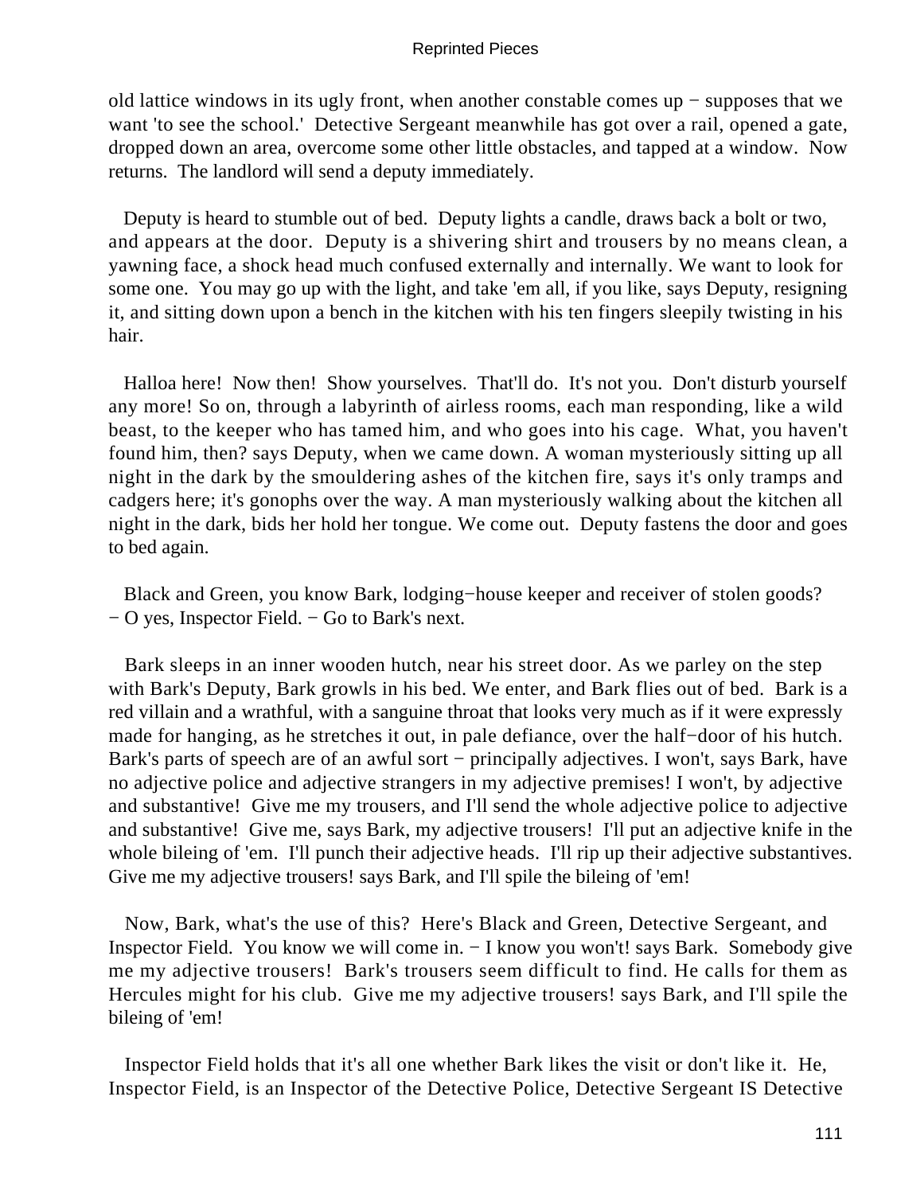old lattice windows in its ugly front, when another constable comes up − supposes that we want 'to see the school.' Detective Sergeant meanwhile has got over a rail, opened a gate, dropped down an area, overcome some other little obstacles, and tapped at a window. Now returns. The landlord will send a deputy immediately.

Deputy is heard to stumble out of bed. Deputy lights a candle, draws back a bolt or two, and appears at the door. Deputy is a shivering shirt and trousers by no means clean, a yawning face, a shock head much confused externally and internally. We want to look for some one. You may go up with the light, and take 'em all, if you like, says Deputy, resigning it, and sitting down upon a bench in the kitchen with his ten fingers sleepily twisting in his hair.

Halloa here! Now then! Show yourselves. That'll do. It's not you. Don't disturb yourself any more! So on, through a labyrinth of airless rooms, each man responding, like a wild beast, to the keeper who has tamed him, and who goes into his cage. What, you haven't found him, then? says Deputy, when we came down. A woman mysteriously sitting up all night in the dark by the smouldering ashes of the kitchen fire, says it's only tramps and cadgers here; it's gonophs over the way. A man mysteriously walking about the kitchen all night in the dark, bids her hold her tongue. We come out. Deputy fastens the door and goes to bed again.

Black and Green, you know Bark, lodging−house keeper and receiver of stolen goods? − O yes, Inspector Field. − Go to Bark's next.

Bark sleeps in an inner wooden hutch, near his street door. As we parley on the step with Bark's Deputy, Bark growls in his bed. We enter, and Bark flies out of bed. Bark is a red villain and a wrathful, with a sanguine throat that looks very much as if it were expressly made for hanging, as he stretches it out, in pale defiance, over the half−door of his hutch. Bark's parts of speech are of an awful sort − principally adjectives. I won't, says Bark, have no adjective police and adjective strangers in my adjective premises! I won't, by adjective and substantive! Give me my trousers, and I'll send the whole adjective police to adjective and substantive! Give me, says Bark, my adjective trousers! I'll put an adjective knife in the whole bileing of 'em. I'll punch their adjective heads. I'll rip up their adjective substantives. Give me my adjective trousers! says Bark, and I'll spile the bileing of 'em!

Now, Bark, what's the use of this? Here's Black and Green, Detective Sergeant, and Inspector Field. You know we will come in. − I know you won't! says Bark. Somebody give me my adjective trousers! Bark's trousers seem difficult to find. He calls for them as Hercules might for his club. Give me my adjective trousers! says Bark, and I'll spile the bileing of 'em!

Inspector Field holds that it's all one whether Bark likes the visit or don't like it. He, Inspector Field, is an Inspector of the Detective Police, Detective Sergeant IS Detective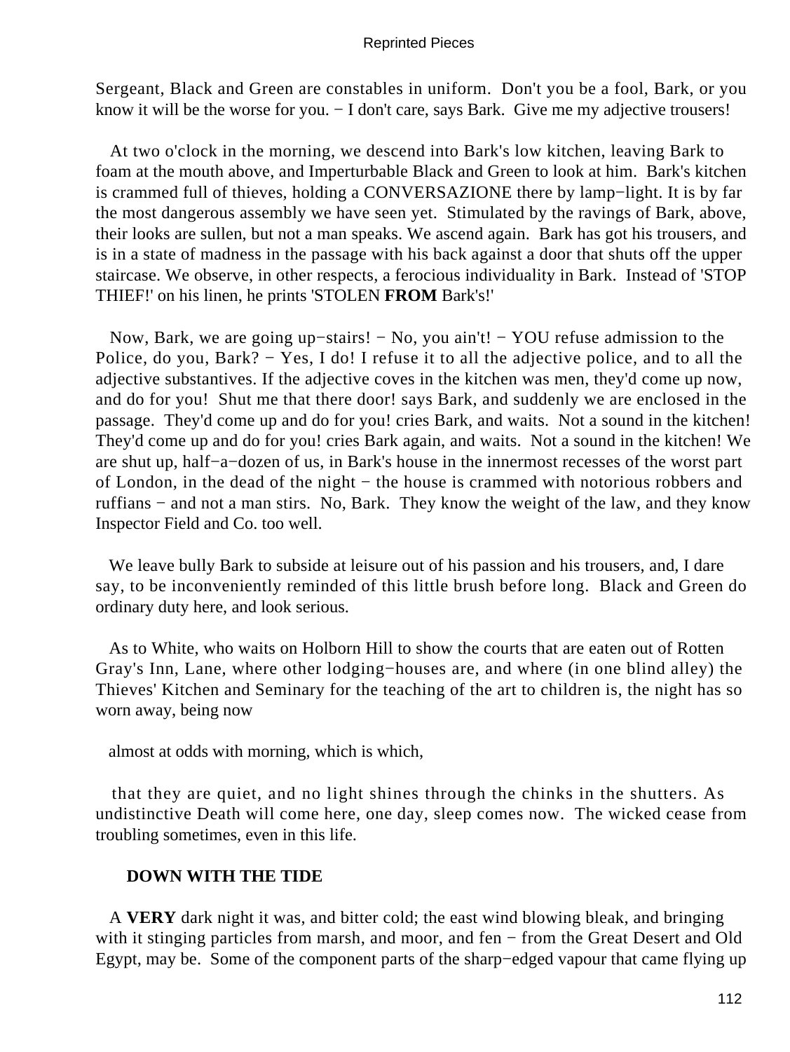Sergeant, Black and Green are constables in uniform. Don't you be a fool, Bark, or you know it will be the worse for you. − I don't care, says Bark. Give me my adjective trousers!

At two o'clock in the morning, we descend into Bark's low kitchen, leaving Bark to foam at the mouth above, and Imperturbable Black and Green to look at him. Bark's kitchen is crammed full of thieves, holding a CONVERSAZIONE there by lamp−light. It is by far the most dangerous assembly we have seen yet. Stimulated by the ravings of Bark, above, their looks are sullen, but not a man speaks. We ascend again. Bark has got his trousers, and is in a state of madness in the passage with his back against a door that shuts off the upper staircase. We observe, in other respects, a ferocious individuality in Bark. Instead of 'STOP THIEF!' on his linen, he prints 'STOLEN **FROM** Bark's!'

Now, Bark, we are going up−stairs! − No, you ain't! − YOU refuse admission to the Police, do you, Bark? − Yes, I do! I refuse it to all the adjective police, and to all the adjective substantives. If the adjective coves in the kitchen was men, they'd come up now, and do for you! Shut me that there door! says Bark, and suddenly we are enclosed in the passage. They'd come up and do for you! cries Bark, and waits. Not a sound in the kitchen! They'd come up and do for you! cries Bark again, and waits. Not a sound in the kitchen! We are shut up, half−a−dozen of us, in Bark's house in the innermost recesses of the worst part of London, in the dead of the night − the house is crammed with notorious robbers and ruffians − and not a man stirs. No, Bark. They know the weight of the law, and they know Inspector Field and Co. too well.

We leave bully Bark to subside at leisure out of his passion and his trousers, and, I dare say, to be inconveniently reminded of this little brush before long. Black and Green do ordinary duty here, and look serious.

As to White, who waits on Holborn Hill to show the courts that are eaten out of Rotten Gray's Inn, Lane, where other lodging−houses are, and where (in one blind alley) the Thieves' Kitchen and Seminary for the teaching of the art to children is, the night has so worn away, being now

almost at odds with morning, which is which,

that they are quiet, and no light shines through the chinks in the shutters. As undistinctive Death will come here, one day, sleep comes now. The wicked cease from troubling sometimes, even in this life.

## DOWN WITH THE TIDE

A **VERY** dark night it was, and bitter cold; the east wind blowing bleak, and bringing with it stinging particles from marsh, and moor, and fen − from the Great Desert and Old Egypt, may be. Some of the component parts of the sharp−edged vapour that came flying up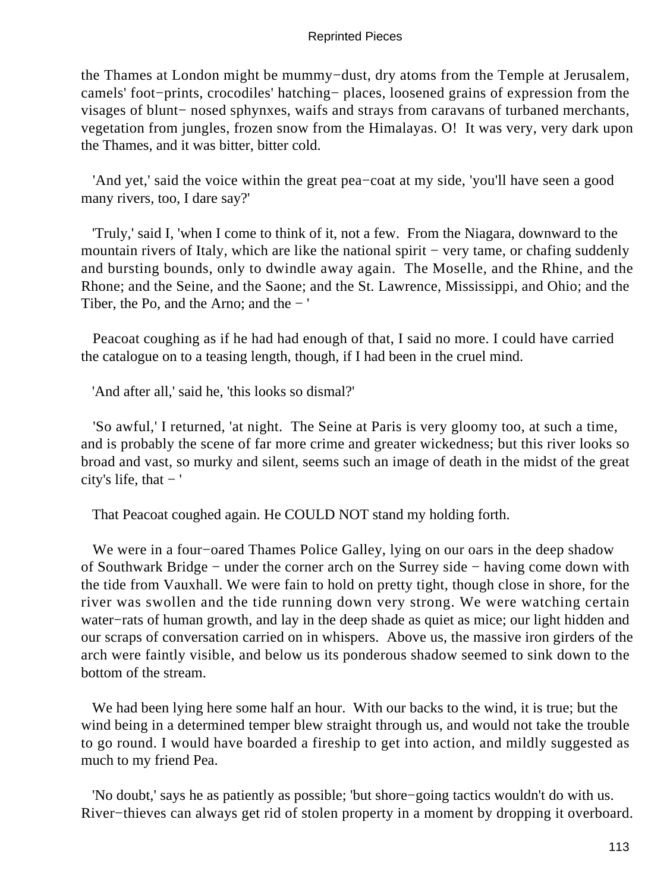the Thames at London might be mummy−dust, dry atoms from the Temple at Jerusalem, camels' foot−prints, crocodiles' hatching− places, loosened grains of expression from the visages of blunt− nosed sphynxes, waifs and strays from caravans of turbaned merchants, vegetation from jungles, frozen snow from the Himalayas. O! It was very, very dark upon the Thames, and it was bitter, bitter cold.

'And yet,' said the voice within the great pea−coat at my side, 'you'll have seen a good many rivers, too, I dare say?'

'Truly,' said I, 'when I come to think of it, not a few. From the Niagara, downward to the mountain rivers of Italy, which are like the national spirit − very tame, or chafing suddenly and bursting bounds, only to dwindle away again. The Moselle, and the Rhine, and the Rhone; and the Seine, and the Saone; and the St. Lawrence, Mississippi, and Ohio; and the Tiber, the Po, and the Arno; and the − '

Peacoat coughing as if he had had enough of that, I said no more. I could have carried the catalogue on to a teasing length, though, if I had been in the cruel mind.

'And after all,' said he, 'this looks so dismal?'

'So awful,' I returned, 'at night. The Seine at Paris is very gloomy too, at such a time, and is probably the scene of far more crime and greater wickedness; but this river looks so broad and vast, so murky and silent, seems such an image of death in the midst of the great city's life, that − '

That Peacoat coughed again. He COULD NOT stand my holding forth.

We were in a four−oared Thames Police Galley, lying on our oars in the deep shadow of Southwark Bridge − under the corner arch on the Surrey side − having come down with the tide from Vauxhall. We were fain to hold on pretty tight, though close in shore, for the river was swollen and the tide running down very strong. We were watching certain water−rats of human growth, and lay in the deep shade as quiet as mice; our light hidden and our scraps of conversation carried on in whispers. Above us, the massive iron girders of the arch were faintly visible, and below us its ponderous shadow seemed to sink down to the bottom of the stream.

We had been lying here some half an hour. With our backs to the wind, it is true; but the wind being in a determined temper blew straight through us, and would not take the trouble to go round. I would have boarded a fireship to get into action, and mildly suggested as much to my friend Pea.

'No doubt,' says he as patiently as possible; 'but shore−going tactics wouldn't do with us. River−thieves can always get rid of stolen property in a moment by dropping it overboard.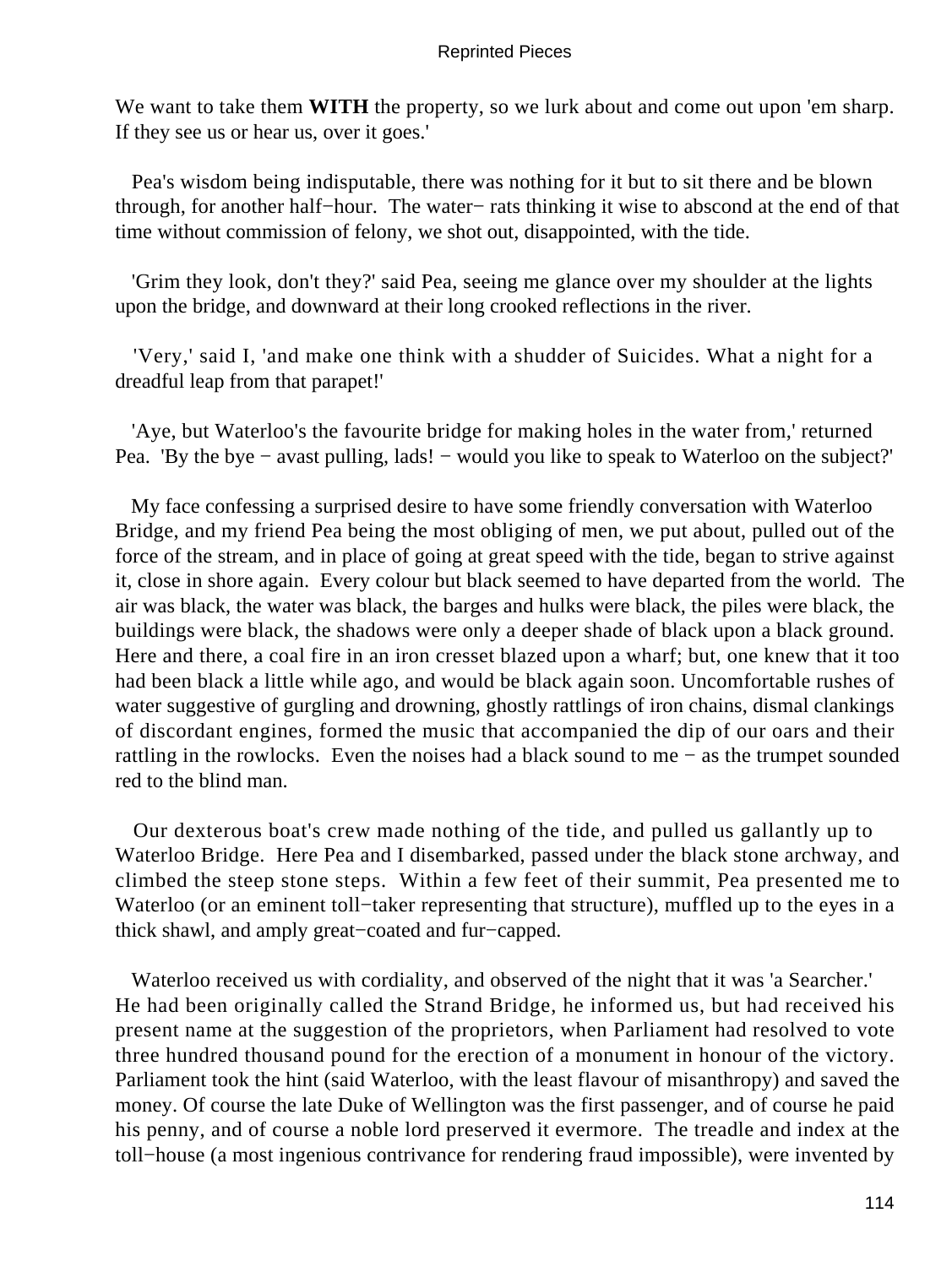We want to take them **WITH** the property, so we lurk about and come out upon 'em sharp. If they see us or hear us, over it goes.'

Pea's wisdom being indisputable, there was nothing for it but to sit there and be blown through, for another half−hour. The water− rats thinking it wise to abscond at the end of that time without commission of felony, we shot out, disappointed, with the tide.

'Grim they look, don't they?' said Pea, seeing me glance over my shoulder at the lights upon the bridge, and downward at their long crooked reflections in the river.

'Very,' said I, 'and make one think with a shudder of Suicides. What a night for a dreadful leap from that parapet!'

'Aye, but Waterloo's the favourite bridge for making holes in the water from,' returned Pea. 'By the bye − avast pulling, lads! − would you like to speak to Waterloo on the subject?'

My face confessing a surprised desire to have some friendly conversation with Waterloo Bridge, and my friend Pea being the most obliging of men, we put about, pulled out of the force of the stream, and in place of going at great speed with the tide, began to strive against it, close in shore again. Every colour but black seemed to have departed from the world. The air was black, the water was black, the barges and hulks were black, the piles were black, the buildings were black, the shadows were only a deeper shade of black upon a black ground. Here and there, a coal fire in an iron cresset blazed upon a wharf; but, one knew that it too had been black a little while ago, and would be black again soon. Uncomfortable rushes of water suggestive of gurgling and drowning, ghostly rattlings of iron chains, dismal clankings of discordant engines, formed the music that accompanied the dip of our oars and their rattling in the rowlocks. Even the noises had a black sound to me − as the trumpet sounded red to the blind man.

Our dexterous boat's crew made nothing of the tide, and pulled us gallantly up to Waterloo Bridge. Here Pea and I disembarked, passed under the black stone archway, and climbed the steep stone steps. Within a few feet of their summit, Pea presented me to Waterloo (or an eminent toll−taker representing that structure), muffled up to the eyes in a thick shawl, and amply great−coated and fur−capped.

Waterloo received us with cordiality, and observed of the night that it was 'a Searcher.' He had been originally called the Strand Bridge, he informed us, but had received his present name at the suggestion of the proprietors, when Parliament had resolved to vote three hundred thousand pound for the erection of a monument in honour of the victory. Parliament took the hint (said Waterloo, with the least flavour of misanthropy) and saved the money. Of course the late Duke of Wellington was the first passenger, and of course he paid his penny, and of course a noble lord preserved it evermore. The treadle and index at the toll−house (a most ingenious contrivance for rendering fraud impossible), were invented by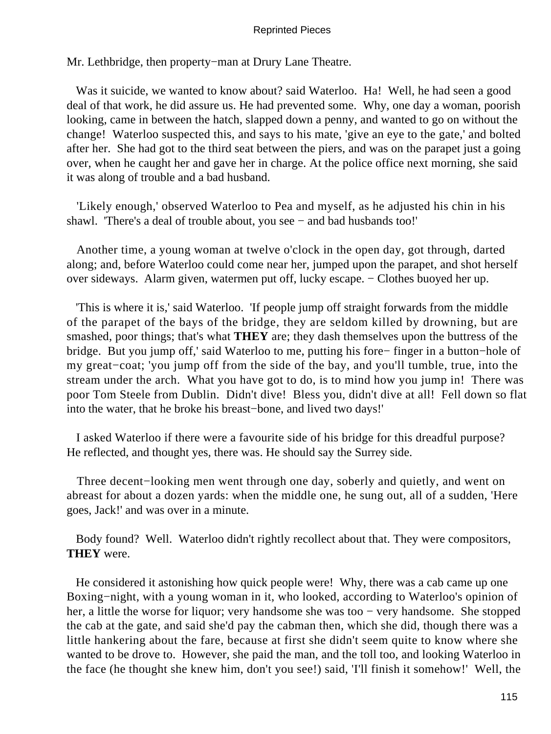Mr. Lethbridge, then property−man at Drury Lane Theatre.

Was it suicide, we wanted to know about? said Waterloo. Ha! Well, he had seen a good deal of that work, he did assure us. He had prevented some. Why, one day a woman, poorish looking, came in between the hatch, slapped down a penny, and wanted to go on without the change! Waterloo suspected this, and says to his mate, 'give an eye to the gate,' and bolted after her. She had got to the third seat between the piers, and was on the parapet just a going over, when he caught her and gave her in charge. At the police office next morning, she said it was along of trouble and a bad husband.

'Likely enough,' observed Waterloo to Pea and myself, as he adjusted his chin in his shawl. 'There's a deal of trouble about, you see − and bad husbands too!'

Another time, a young woman at twelve o'clock in the open day, got through, darted along; and, before Waterloo could come near her, jumped upon the parapet, and shot herself over sideways. Alarm given, watermen put off, lucky escape. − Clothes buoyed her up.

'This is where it is,' said Waterloo. 'If people jump off straight forwards from the middle of the parapet of the bays of the bridge, they are seldom killed by drowning, but are smashed, poor things; that's what **THEY** are; they dash themselves upon the buttress of the bridge. But you jump off,' said Waterloo to me, putting his fore− finger in a button−hole of my great−coat; 'you jump off from the side of the bay, and you'll tumble, true, into the stream under the arch. What you have got to do, is to mind how you jump in! There was poor Tom Steele from Dublin. Didn't dive! Bless you, didn't dive at all! Fell down so flat into the water, that he broke his breast−bone, and lived two days!'

I asked Waterloo if there were a favourite side of his bridge for this dreadful purpose? He reflected, and thought yes, there was. He should say the Surrey side.

Three decent−looking men went through one day, soberly and quietly, and went on abreast for about a dozen yards: when the middle one, he sung out, all of a sudden, 'Here goes, Jack!' and was over in a minute.

Body found? Well. Waterloo didn't rightly recollect about that. They were compositors, **THEY** were.

He considered it astonishing how quick people were! Why, there was a cab came up one Boxing−night, with a young woman in it, who looked, according to Waterloo's opinion of her, a little the worse for liquor; very handsome she was too − very handsome. She stopped the cab at the gate, and said she'd pay the cabman then, which she did, though there was a little hankering about the fare, because at first she didn't seem quite to know where she wanted to be drove to. However, she paid the man, and the toll too, and looking Waterloo in the face (he thought she knew him, don't you see!) said, 'I'll finish it somehow!' Well, the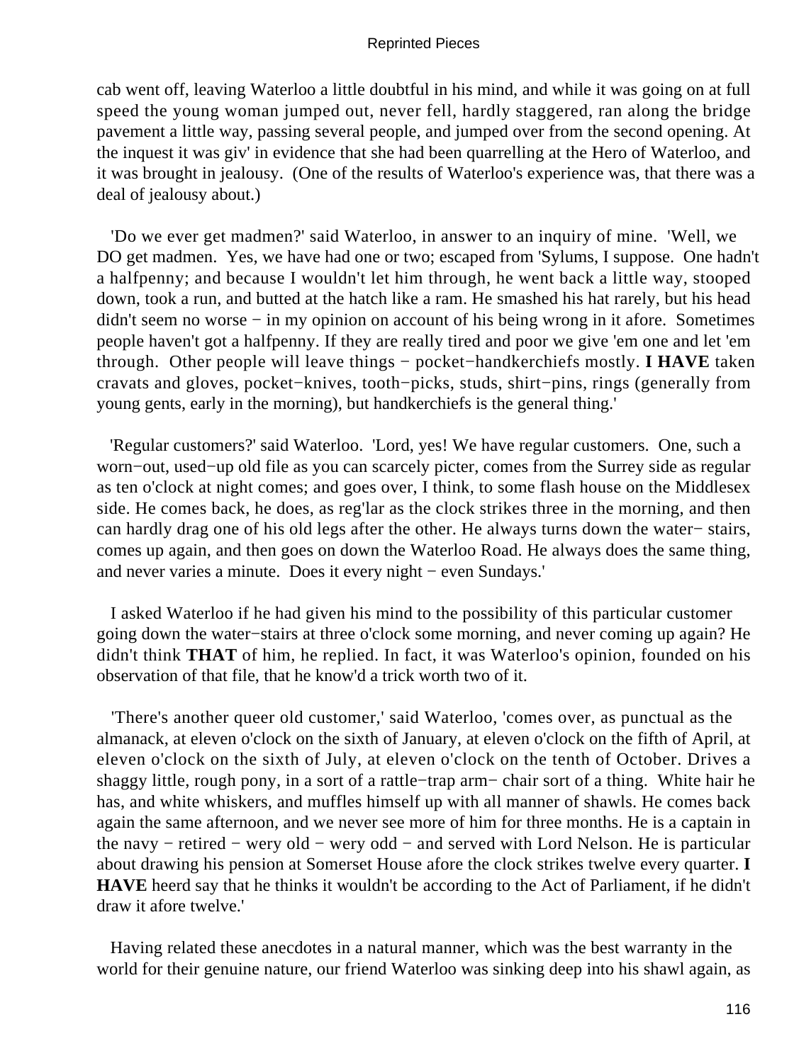cab went off, leaving Waterloo a little doubtful in his mind, and while it was going on at full speed the young woman jumped out, never fell, hardly staggered, ran along the bridge pavement a little way, passing several people, and jumped over from the second opening. At the inquest it was giv' in evidence that she had been quarrelling at the Hero of Waterloo, and it was brought in jealousy. (One of the results of Waterloo's experience was, that there was a deal of jealousy about.)

'Do we ever get madmen?' said Waterloo, in answer to an inquiry of mine. 'Well, we DO get madmen. Yes, we have had one or two; escaped from 'Sylums, I suppose. One hadn't a halfpenny; and because I wouldn't let him through, he went back a little way, stooped down, took a run, and butted at the hatch like a ram. He smashed his hat rarely, but his head didn't seem no worse − in my opinion on account of his being wrong in it afore. Sometimes people haven't got a halfpenny. If they are really tired and poor we give 'em one and let 'em through. Other people will leave things − pocket−handkerchiefs mostly. **I HAVE** taken cravats and gloves, pocket−knives, tooth−picks, studs, shirt−pins, rings (generally from young gents, early in the morning), but handkerchiefs is the general thing.'

'Regular customers?' said Waterloo. 'Lord, yes! We have regular customers. One, such a worn−out, used−up old file as you can scarcely picter, comes from the Surrey side as regular as ten o'clock at night comes; and goes over, I think, to some flash house on the Middlesex side. He comes back, he does, as reg'lar as the clock strikes three in the morning, and then can hardly drag one of his old legs after the other. He always turns down the water− stairs, comes up again, and then goes on down the Waterloo Road. He always does the same thing, and never varies a minute. Does it every night − even Sundays.'

I asked Waterloo if he had given his mind to the possibility of this particular customer going down the water−stairs at three o'clock some morning, and never coming up again? He didn't think **THAT** of him, he replied. In fact, it was Waterloo's opinion, founded on his observation of that file, that he know'd a trick worth two of it.

'There's another queer old customer,' said Waterloo, 'comes over, as punctual as the almanack, at eleven o'clock on the sixth of January, at eleven o'clock on the fifth of April, at eleven o'clock on the sixth of July, at eleven o'clock on the tenth of October. Drives a shaggy little, rough pony, in a sort of a rattle−trap arm− chair sort of a thing. White hair he has, and white whiskers, and muffles himself up with all manner of shawls. He comes back again the same afternoon, and we never see more of him for three months. He is a captain in the navy − retired − wery old − wery odd − and served with Lord Nelson. He is particular about drawing his pension at Somerset House afore the clock strikes twelve every quarter. **I HAVE** heerd say that he thinks it wouldn't be according to the Act of Parliament, if he didn't draw it afore twelve.'

Having related these anecdotes in a natural manner, which was the best warranty in the world for their genuine nature, our friend Waterloo was sinking deep into his shawl again, as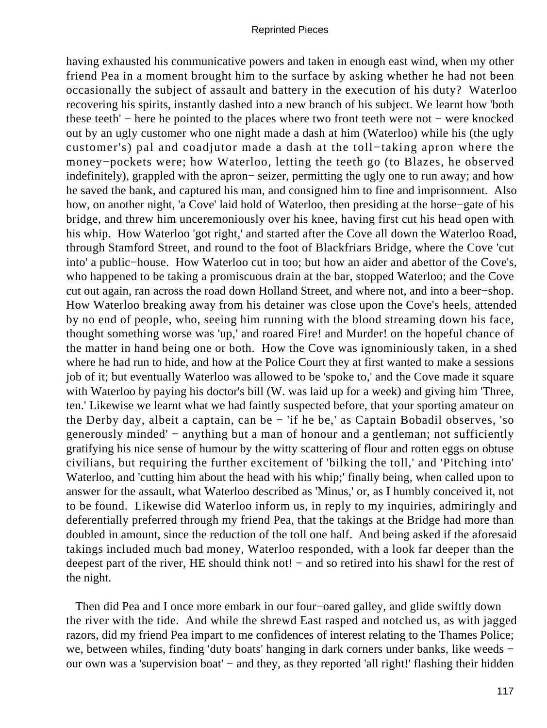having exhausted his communicative powers and taken in enough east wind, when my other friend Pea in a moment brought him to the surface by asking whether he had not been occasionally the subject of assault and battery in the execution of his duty? Waterloo recovering his spirits, instantly dashed into a new branch of his subject. We learnt how 'both these teeth' − here he pointed to the places where two front teeth were not − were knocked out by an ugly customer who one night made a dash at him (Waterloo) while his (the ugly customer's) pal and coadjutor made a dash at the toll−taking apron where the money−pockets were; how Waterloo, letting the teeth go (to Blazes, he observed indefinitely), grappled with the apron− seizer, permitting the ugly one to run away; and how he saved the bank, and captured his man, and consigned him to fine and imprisonment. Also how, on another night, 'a Cove' laid hold of Waterloo, then presiding at the horse−gate of his bridge, and threw him unceremoniously over his knee, having first cut his head open with his whip. How Waterloo 'got right,' and started after the Cove all down the Waterloo Road, through Stamford Street, and round to the foot of Blackfriars Bridge, where the Cove 'cut into' a public−house. How Waterloo cut in too; but how an aider and abettor of the Cove's, who happened to be taking a promiscuous drain at the bar, stopped Waterloo; and the Cove cut out again, ran across the road down Holland Street, and where not, and into a beer−shop. How Waterloo breaking away from his detainer was close upon the Cove's heels, attended by no end of people, who, seeing him running with the blood streaming down his face, thought something worse was 'up,' and roared Fire! and Murder! on the hopeful chance of the matter in hand being one or both. How the Cove was ignominiously taken, in a shed where he had run to hide, and how at the Police Court they at first wanted to make a sessions job of it; but eventually Waterloo was allowed to be 'spoke to,' and the Cove made it square with Waterloo by paying his doctor's bill (W. was laid up for a week) and giving him 'Three, ten.' Likewise we learnt what we had faintly suspected before, that your sporting amateur on the Derby day, albeit a captain, can be − 'if he be,' as Captain Bobadil observes, 'so generously minded' − anything but a man of honour and a gentleman; not sufficiently gratifying his nice sense of humour by the witty scattering of flour and rotten eggs on obtuse civilians, but requiring the further excitement of 'bilking the toll,' and 'Pitching into' Waterloo, and 'cutting him about the head with his whip;' finally being, when called upon to answer for the assault, what Waterloo described as 'Minus,' or, as I humbly conceived it, not to be found. Likewise did Waterloo inform us, in reply to my inquiries, admiringly and deferentially preferred through my friend Pea, that the takings at the Bridge had more than doubled in amount, since the reduction of the toll one half. And being asked if the aforesaid takings included much bad money, Waterloo responded, with a look far deeper than the deepest part of the river, HE should think not! − and so retired into his shawl for the rest of the night.

Then did Pea and I once more embark in our four−oared galley, and glide swiftly down the river with the tide. And while the shrewd East rasped and notched us, as with jagged razors, did my friend Pea impart to me confidences of interest relating to the Thames Police; we, between whiles, finding 'duty boats' hanging in dark corners under banks, like weeds − our own was a 'supervision boat' − and they, as they reported 'all right!' flashing their hidden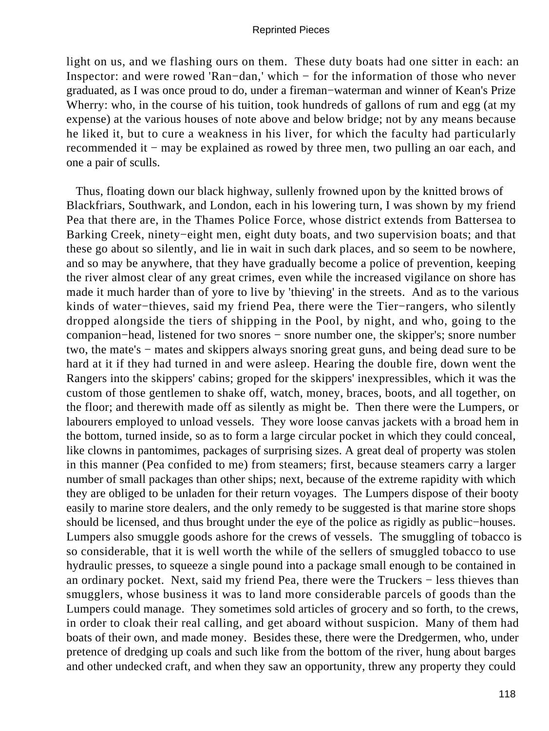light on us, and we flashing ours on them. These duty boats had one sitter in each: an Inspector: and were rowed 'Ran−dan,' which − for the information of those who never graduated, as I was once proud to do, under a fireman−waterman and winner of Kean's Prize Wherry: who, in the course of his tuition, took hundreds of gallons of rum and egg (at my expense) at the various houses of note above and below bridge; not by any means because he liked it, but to cure a weakness in his liver, for which the faculty had particularly recommended it − may be explained as rowed by three men, two pulling an oar each, and one a pair of sculls.

Thus, floating down our black highway, sullenly frowned upon by the knitted brows of Blackfriars, Southwark, and London, each in his lowering turn, I was shown by my friend Pea that there are, in the Thames Police Force, whose district extends from Battersea to Barking Creek, ninety−eight men, eight duty boats, and two supervision boats; and that these go about so silently, and lie in wait in such dark places, and so seem to be nowhere, and so may be anywhere, that they have gradually become a police of prevention, keeping the river almost clear of any great crimes, even while the increased vigilance on shore has made it much harder than of yore to live by 'thieving' in the streets. And as to the various kinds of water−thieves, said my friend Pea, there were the Tier−rangers, who silently dropped alongside the tiers of shipping in the Pool, by night, and who, going to the companion−head, listened for two snores − snore number one, the skipper's; snore number two, the mate's − mates and skippers always snoring great guns, and being dead sure to be hard at it if they had turned in and were asleep. Hearing the double fire, down went the Rangers into the skippers' cabins; groped for the skippers' inexpressibles, which it was the custom of those gentlemen to shake off, watch, money, braces, boots, and all together, on the floor; and therewith made off as silently as might be. Then there were the Lumpers, or labourers employed to unload vessels. They wore loose canvas jackets with a broad hem in the bottom, turned inside, so as to form a large circular pocket in which they could conceal, like clowns in pantomimes, packages of surprising sizes. A great deal of property was stolen in this manner (Pea confided to me) from steamers; first, because steamers carry a larger number of small packages than other ships; next, because of the extreme rapidity with which they are obliged to be unladen for their return voyages. The Lumpers dispose of their booty easily to marine store dealers, and the only remedy to be suggested is that marine store shops should be licensed, and thus brought under the eye of the police as rigidly as public−houses. Lumpers also smuggle goods ashore for the crews of vessels. The smuggling of tobacco is so considerable, that it is well worth the while of the sellers of smuggled tobacco to use hydraulic presses, to squeeze a single pound into a package small enough to be contained in an ordinary pocket. Next, said my friend Pea, there were the Truckers − less thieves than smugglers, whose business it was to land more considerable parcels of goods than the Lumpers could manage. They sometimes sold articles of grocery and so forth, to the crews, in order to cloak their real calling, and get aboard without suspicion. Many of them had boats of their own, and made money. Besides these, there were the Dredgermen, who, under pretence of dredging up coals and such like from the bottom of the river, hung about barges and other undecked craft, and when they saw an opportunity, threw any property they could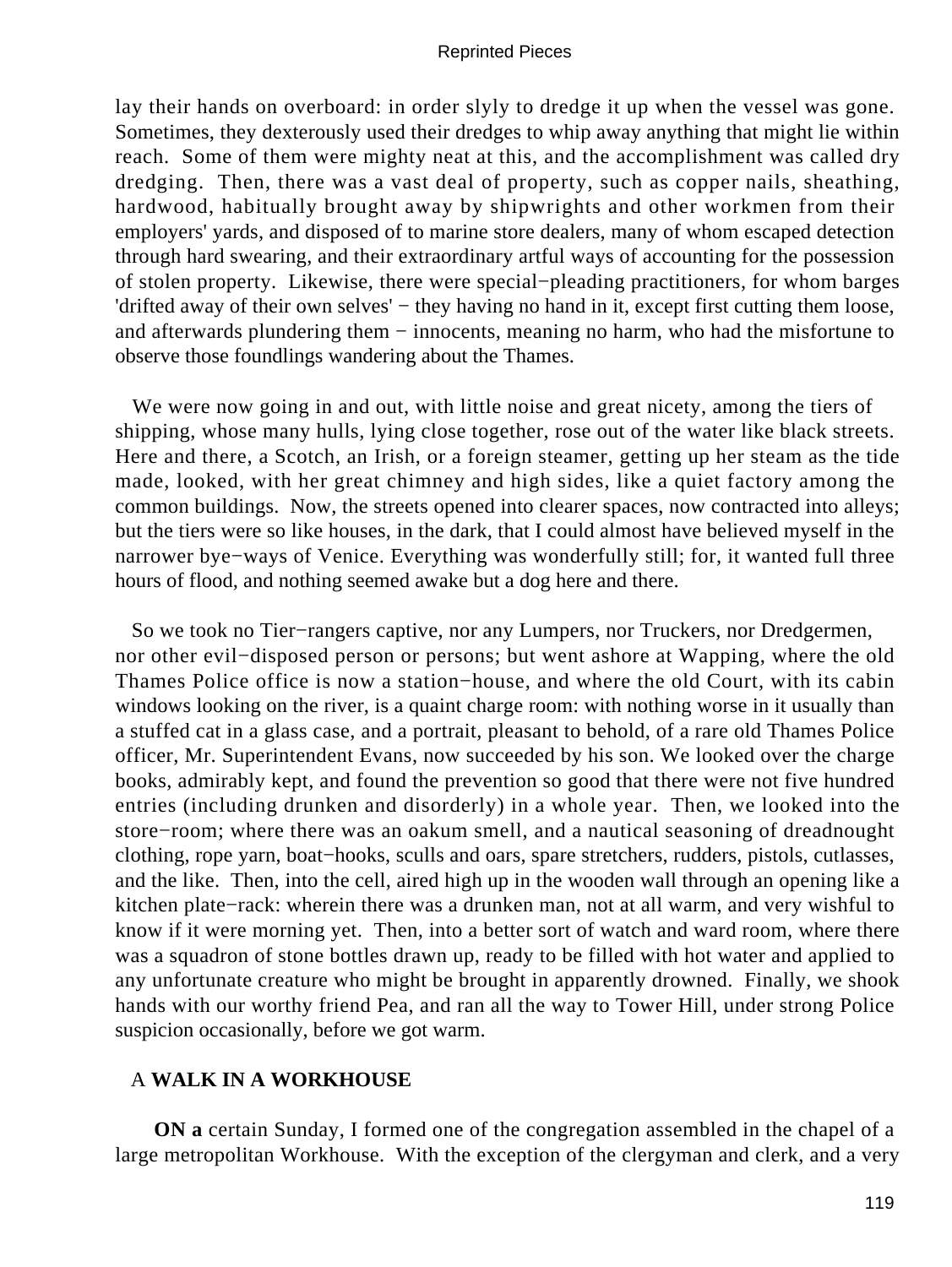lay their hands on overboard: in order slyly to dredge it up when the vessel was gone. Sometimes, they dexterously used their dredges to whip away anything that might lie within reach. Some of them were mighty neat at this, and the accomplishment was called dry dredging. Then, there was a vast deal of property, such as copper nails, sheathing, hardwood, habitually brought away by shipwrights and other workmen from their employers' yards, and disposed of to marine store dealers, many of whom escaped detection through hard swearing, and their extraordinary artful ways of accounting for the possession of stolen property. Likewise, there were special−pleading practitioners, for whom barges 'drifted away of their own selves' − they having no hand in it, except first cutting them loose, and afterwards plundering them − innocents, meaning no harm, who had the misfortune to observe those foundlings wandering about the Thames.

We were now going in and out, with little noise and great nicety, among the tiers of shipping, whose many hulls, lying close together, rose out of the water like black streets. Here and there, a Scotch, an Irish, or a foreign steamer, getting up her steam as the tide made, looked, with her great chimney and high sides, like a quiet factory among the common buildings. Now, the streets opened into clearer spaces, now contracted into alleys; but the tiers were so like houses, in the dark, that I could almost have believed myself in the narrower bye−ways of Venice. Everything was wonderfully still; for, it wanted full three hours of flood, and nothing seemed awake but a dog here and there.

So we took no Tier−rangers captive, nor any Lumpers, nor Truckers, nor Dredgermen, nor other evil−disposed person or persons; but went ashore at Wapping, where the old Thames Police office is now a station−house, and where the old Court, with its cabin windows looking on the river, is a quaint charge room: with nothing worse in it usually than a stuffed cat in a glass case, and a portrait, pleasant to behold, of a rare old Thames Police officer, Mr. Superintendent Evans, now succeeded by his son. We looked over the charge books, admirably kept, and found the prevention so good that there were not five hundred entries (including drunken and disorderly) in a whole year. Then, we looked into the store−room; where there was an oakum smell, and a nautical seasoning of dreadnought clothing, rope yarn, boat−hooks, sculls and oars, spare stretchers, rudders, pistols, cutlasses, and the like. Then, into the cell, aired high up in the wooden wall through an opening like a kitchen plate−rack: wherein there was a drunken man, not at all warm, and very wishful to know if it were morning yet. Then, into a better sort of watch and ward room, where there was a squadron of stone bottles drawn up, ready to be filled with hot water and applied to any unfortunate creature who might be brought in apparently drowned. Finally, we shook hands with our worthy friend Pea, and ran all the way to Tower Hill, under strong Police suspicion occasionally, before we got warm.

## A WALK IN A WORKHOUSE

**ON a** certain Sunday, I formed one of the congregation assembled in the chapel of a large metropolitan Workhouse. With the exception of the clergyman and clerk, and a very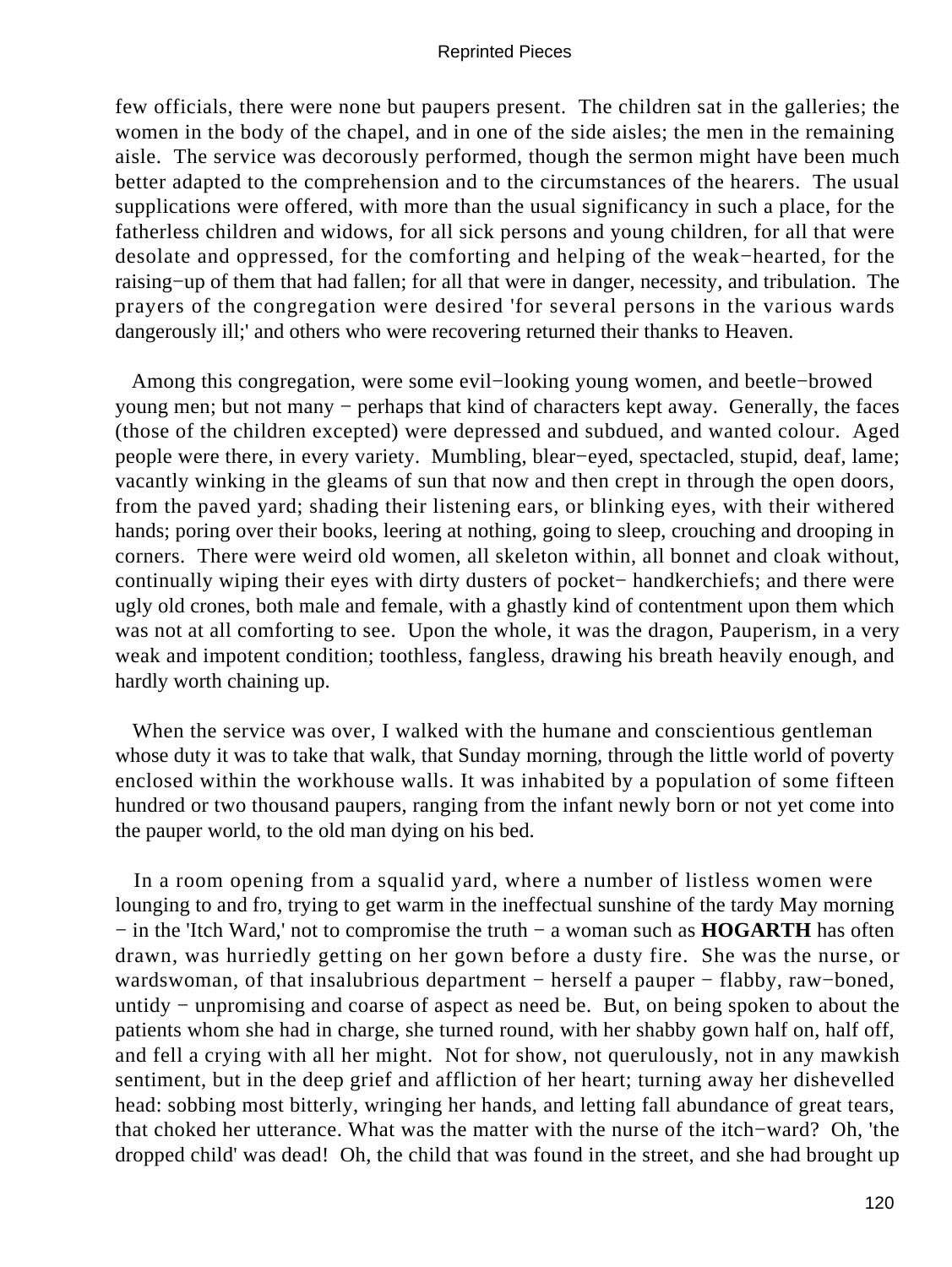few officials, there were none but paupers present. The children sat in the galleries; the women in the body of the chapel, and in one of the side aisles; the men in the remaining aisle. The service was decorously performed, though the sermon might have been much better adapted to the comprehension and to the circumstances of the hearers. The usual supplications were offered, with more than the usual significancy in such a place, for the fatherless children and widows, for all sick persons and young children, for all that were desolate and oppressed, for the comforting and helping of the weak−hearted, for the raising−up of them that had fallen; for all that were in danger, necessity, and tribulation. The prayers of the congregation were desired 'for several persons in the various wards dangerously ill;' and others who were recovering returned their thanks to Heaven.

Among this congregation, were some evil−looking young women, and beetle−browed young men; but not many − perhaps that kind of characters kept away. Generally, the faces (those of the children excepted) were depressed and subdued, and wanted colour. Aged people were there, in every variety. Mumbling, blear−eyed, spectacled, stupid, deaf, lame; vacantly winking in the gleams of sun that now and then crept in through the open doors, from the paved yard; shading their listening ears, or blinking eyes, with their withered hands; poring over their books, leering at nothing, going to sleep, crouching and drooping in corners. There were weird old women, all skeleton within, all bonnet and cloak without, continually wiping their eyes with dirty dusters of pocket− handkerchiefs; and there were ugly old crones, both male and female, with a ghastly kind of contentment upon them which was not at all comforting to see. Upon the whole, it was the dragon, Pauperism, in a very weak and impotent condition; toothless, fangless, drawing his breath heavily enough, and hardly worth chaining up.

When the service was over, I walked with the humane and conscientious gentleman whose duty it was to take that walk, that Sunday morning, through the little world of poverty enclosed within the workhouse walls. It was inhabited by a population of some fifteen hundred or two thousand paupers, ranging from the infant newly born or not yet come into the pauper world, to the old man dying on his bed.

In a room opening from a squalid yard, where a number of listless women were lounging to and fro, trying to get warm in the ineffectual sunshine of the tardy May morning − in the 'Itch Ward,' not to compromise the truth − a woman such as **HOGARTH** has often drawn, was hurriedly getting on her gown before a dusty fire. She was the nurse, or wardswoman, of that insalubrious department − herself a pauper − flabby, raw−boned, untidy − unpromising and coarse of aspect as need be. But, on being spoken to about the patients whom she had in charge, she turned round, with her shabby gown half on, half off, and fell a crying with all her might. Not for show, not querulously, not in any mawkish sentiment, but in the deep grief and affliction of her heart; turning away her dishevelled head: sobbing most bitterly, wringing her hands, and letting fall abundance of great tears, that choked her utterance. What was the matter with the nurse of the itch−ward? Oh, 'the dropped child' was dead! Oh, the child that was found in the street, and she had brought up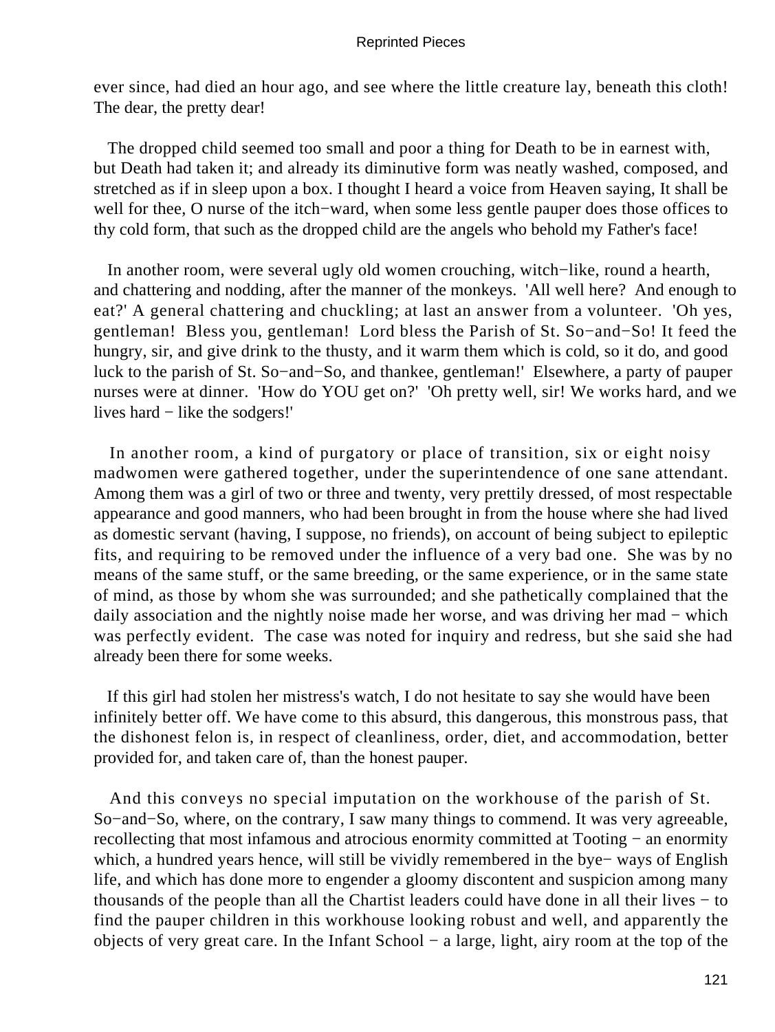ever since, had died an hour ago, and see where the little creature lay, beneath this cloth! The dear, the pretty dear!

The dropped child seemed too small and poor a thing for Death to be in earnest with, but Death had taken it; and already its diminutive form was neatly washed, composed, and stretched as if in sleep upon a box. I thought I heard a voice from Heaven saying, It shall be well for thee, O nurse of the itch−ward, when some less gentle pauper does those offices to thy cold form, that such as the dropped child are the angels who behold my Father's face!

In another room, were several ugly old women crouching, witch−like, round a hearth, and chattering and nodding, after the manner of the monkeys. 'All well here? And enough to eat?' A general chattering and chuckling; at last an answer from a volunteer. 'Oh yes, gentleman! Bless you, gentleman! Lord bless the Parish of St. So−and−So! It feed the hungry, sir, and give drink to the thusty, and it warm them which is cold, so it do, and good luck to the parish of St. So−and−So, and thankee, gentleman!' Elsewhere, a party of pauper nurses were at dinner. 'How do YOU get on?' 'Oh pretty well, sir! We works hard, and we lives hard − like the sodgers!'

In another room, a kind of purgatory or place of transition, six or eight noisy madwomen were gathered together, under the superintendence of one sane attendant. Among them was a girl of two or three and twenty, very prettily dressed, of most respectable appearance and good manners, who had been brought in from the house where she had lived as domestic servant (having, I suppose, no friends), on account of being subject to epileptic fits, and requiring to be removed under the influence of a very bad one. She was by no means of the same stuff, or the same breeding, or the same experience, or in the same state of mind, as those by whom she was surrounded; and she pathetically complained that the daily association and the nightly noise made her worse, and was driving her mad − which was perfectly evident. The case was noted for inquiry and redress, but she said she had already been there for some weeks.

If this girl had stolen her mistress's watch, I do not hesitate to say she would have been infinitely better off. We have come to this absurd, this dangerous, this monstrous pass, that the dishonest felon is, in respect of cleanliness, order, diet, and accommodation, better provided for, and taken care of, than the honest pauper.

And this conveys no special imputation on the workhouse of the parish of St. So−and−So, where, on the contrary, I saw many things to commend. It was very agreeable, recollecting that most infamous and atrocious enormity committed at Tooting − an enormity which, a hundred years hence, will still be vividly remembered in the bye− ways of English life, and which has done more to engender a gloomy discontent and suspicion among many thousands of the people than all the Chartist leaders could have done in all their lives − to find the pauper children in this workhouse looking robust and well, and apparently the objects of very great care. In the Infant School − a large, light, airy room at the top of the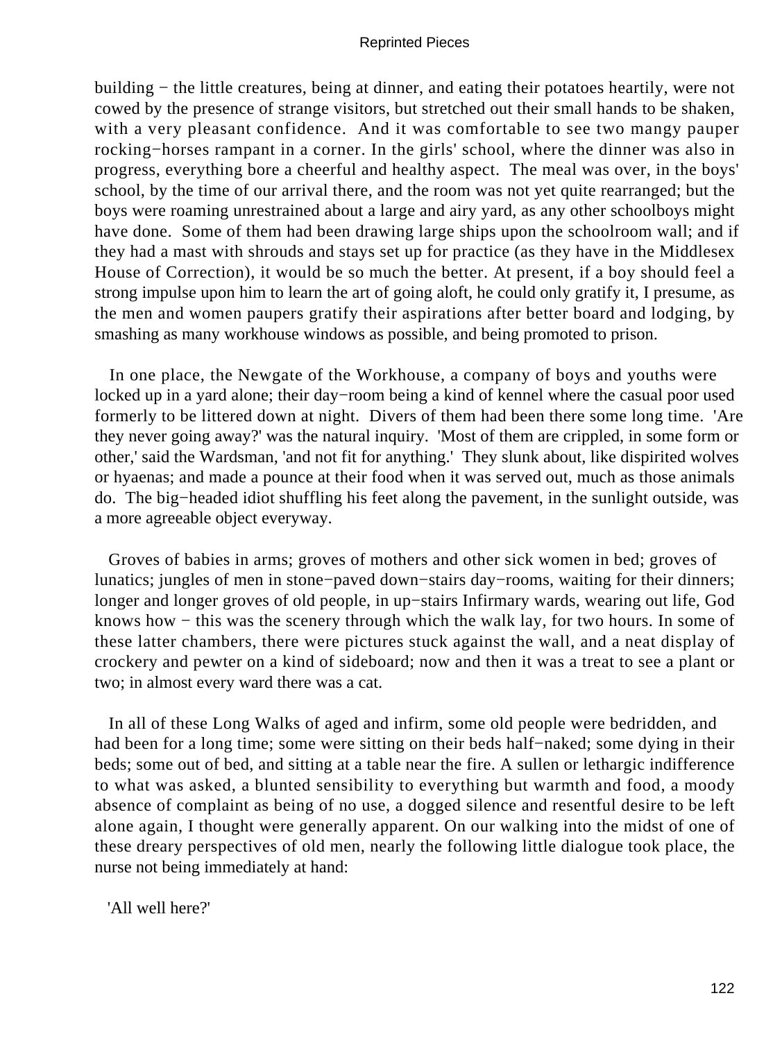building − the little creatures, being at dinner, and eating their potatoes heartily, were not cowed by the presence of strange visitors, but stretched out their small hands to be shaken, with a very pleasant confidence. And it was comfortable to see two mangy pauper rocking−horses rampant in a corner. In the girls' school, where the dinner was also in progress, everything bore a cheerful and healthy aspect. The meal was over, in the boys' school, by the time of our arrival there, and the room was not yet quite rearranged; but the boys were roaming unrestrained about a large and airy yard, as any other schoolboys might have done. Some of them had been drawing large ships upon the schoolroom wall; and if they had a mast with shrouds and stays set up for practice (as they have in the Middlesex House of Correction), it would be so much the better. At present, if a boy should feel a strong impulse upon him to learn the art of going aloft, he could only gratify it, I presume, as the men and women paupers gratify their aspirations after better board and lodging, by smashing as many workhouse windows as possible, and being promoted to prison.

In one place, the Newgate of the Workhouse, a company of boys and youths were locked up in a yard alone; their day−room being a kind of kennel where the casual poor used formerly to be littered down at night. Divers of them had been there some long time. 'Are they never going away?' was the natural inquiry. 'Most of them are crippled, in some form or other,' said the Wardsman, 'and not fit for anything.' They slunk about, like dispirited wolves or hyaenas; and made a pounce at their food when it was served out, much as those animals do. The big−headed idiot shuffling his feet along the pavement, in the sunlight outside, was a more agreeable object everyway.

Groves of babies in arms; groves of mothers and other sick women in bed; groves of lunatics; jungles of men in stone−paved down−stairs day−rooms, waiting for their dinners; longer and longer groves of old people, in up−stairs Infirmary wards, wearing out life, God knows how − this was the scenery through which the walk lay, for two hours. In some of these latter chambers, there were pictures stuck against the wall, and a neat display of crockery and pewter on a kind of sideboard; now and then it was a treat to see a plant or two; in almost every ward there was a cat.

In all of these Long Walks of aged and infirm, some old people were bedridden, and had been for a long time; some were sitting on their beds half−naked; some dying in their beds; some out of bed, and sitting at a table near the fire. A sullen or lethargic indifference to what was asked, a blunted sensibility to everything but warmth and food, a moody absence of complaint as being of no use, a dogged silence and resentful desire to be left alone again, I thought were generally apparent. On our walking into the midst of one of these dreary perspectives of old men, nearly the following little dialogue took place, the nurse not being immediately at hand:

'All well here?'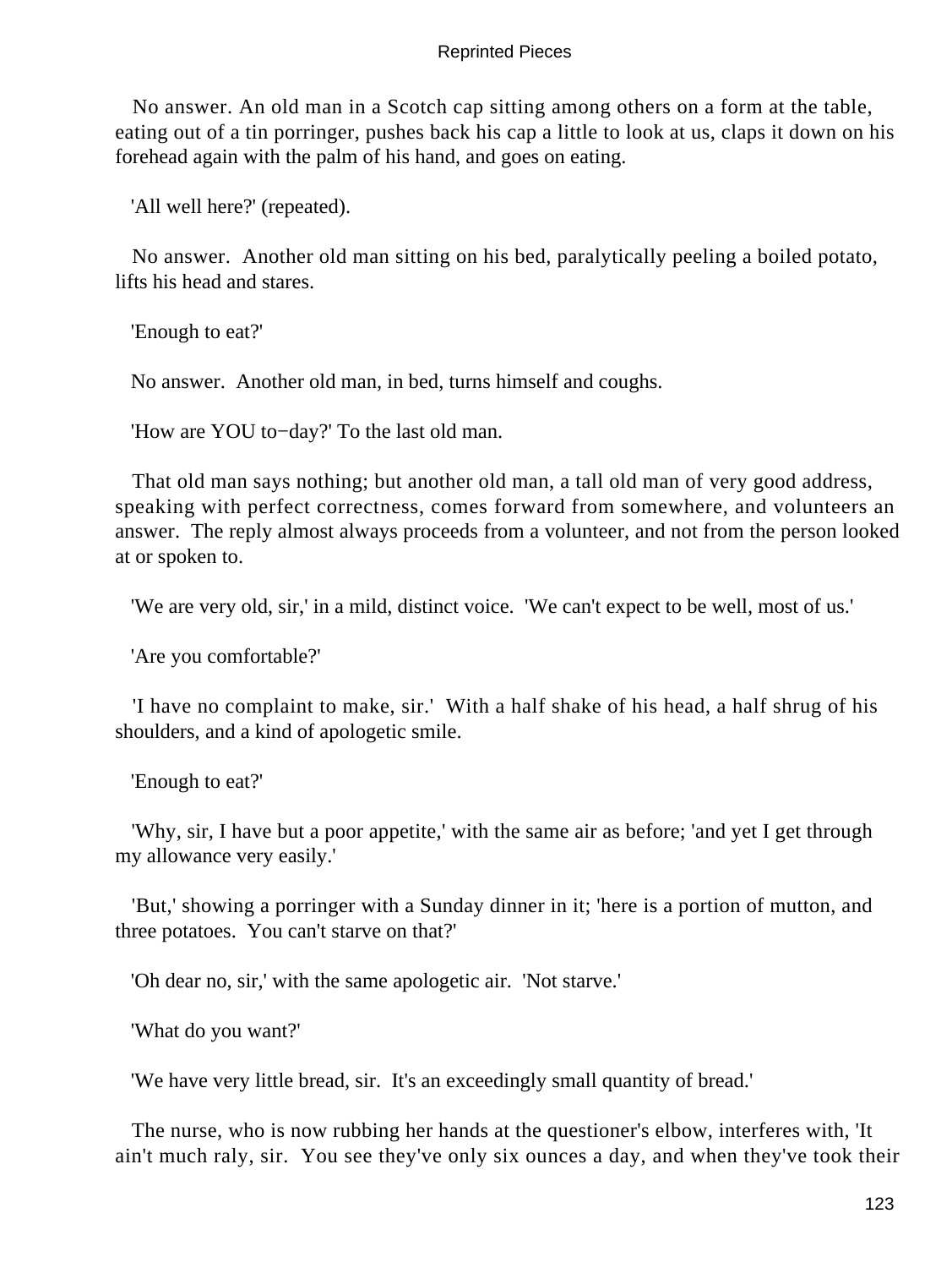No answer. An old man in a Scotch cap sitting among others on a form at the table, eating out of a tin porringer, pushes back his cap a little to look at us, claps it down on his forehead again with the palm of his hand, and goes on eating.

'All well here?' (repeated).

No answer. Another old man sitting on his bed, paralytically peeling a boiled potato, lifts his head and stares.

'Enough to eat?'

No answer. Another old man, in bed, turns himself and coughs.

'How are YOU to−day?' To the last old man.

That old man says nothing; but another old man, a tall old man of very good address, speaking with perfect correctness, comes forward from somewhere, and volunteers an answer. The reply almost always proceeds from a volunteer, and not from the person looked at or spoken to.

'We are very old, sir,' in a mild, distinct voice. 'We can't expect to be well, most of us.'

'Are you comfortable?'

'I have no complaint to make, sir.' With a half shake of his head, a half shrug of his shoulders, and a kind of apologetic smile.

'Enough to eat?'

'Why, sir, I have but a poor appetite,' with the same air as before; 'and yet I get through my allowance very easily.'

'But,' showing a porringer with a Sunday dinner in it; 'here is a portion of mutton, and three potatoes. You can't starve on that?'

'Oh dear no, sir,' with the same apologetic air. 'Not starve.'

'What do you want?'

'We have very little bread, sir. It's an exceedingly small quantity of bread.'

The nurse, who is now rubbing her hands at the questioner's elbow, interferes with, 'It ain't much raly, sir. You see they've only six ounces a day, and when they've took their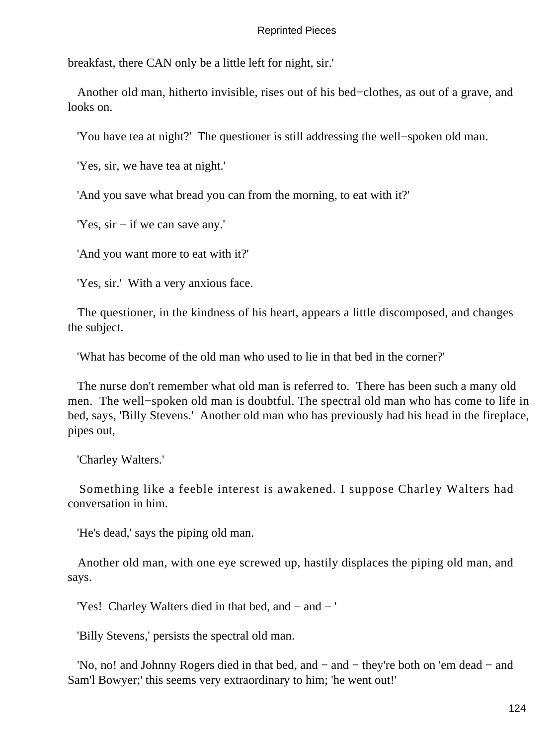breakfast, there CAN only be a little left for night, sir.'

Another old man, hitherto invisible, rises out of his bed−clothes, as out of a grave, and looks on.

'You have tea at night?' The questioner is still addressing the well−spoken old man.

'Yes, sir, we have tea at night.'

'And you save what bread you can from the morning, to eat with it?'

'Yes, sir − if we can save any.'

'And you want more to eat with it?'

'Yes, sir.' With a very anxious face.

The questioner, in the kindness of his heart, appears a little discomposed, and changes the subject.

'What has become of the old man who used to lie in that bed in the corner?'

The nurse don't remember what old man is referred to. There has been such a many old men. The well−spoken old man is doubtful. The spectral old man who has come to life in bed, says, 'Billy Stevens.' Another old man who has previously had his head in the fireplace, pipes out,

'Charley Walters.'

Something like a feeble interest is awakened. I suppose Charley Walters had conversation in him.

'He's dead,' says the piping old man.

Another old man, with one eye screwed up, hastily displaces the piping old man, and says.

'Yes! Charley Walters died in that bed, and − and − '

'Billy Stevens,' persists the spectral old man.

'No, no! and Johnny Rogers died in that bed, and − and − they're both on 'em dead − and Sam'l Bowyer;' this seems very extraordinary to him; 'he went out!'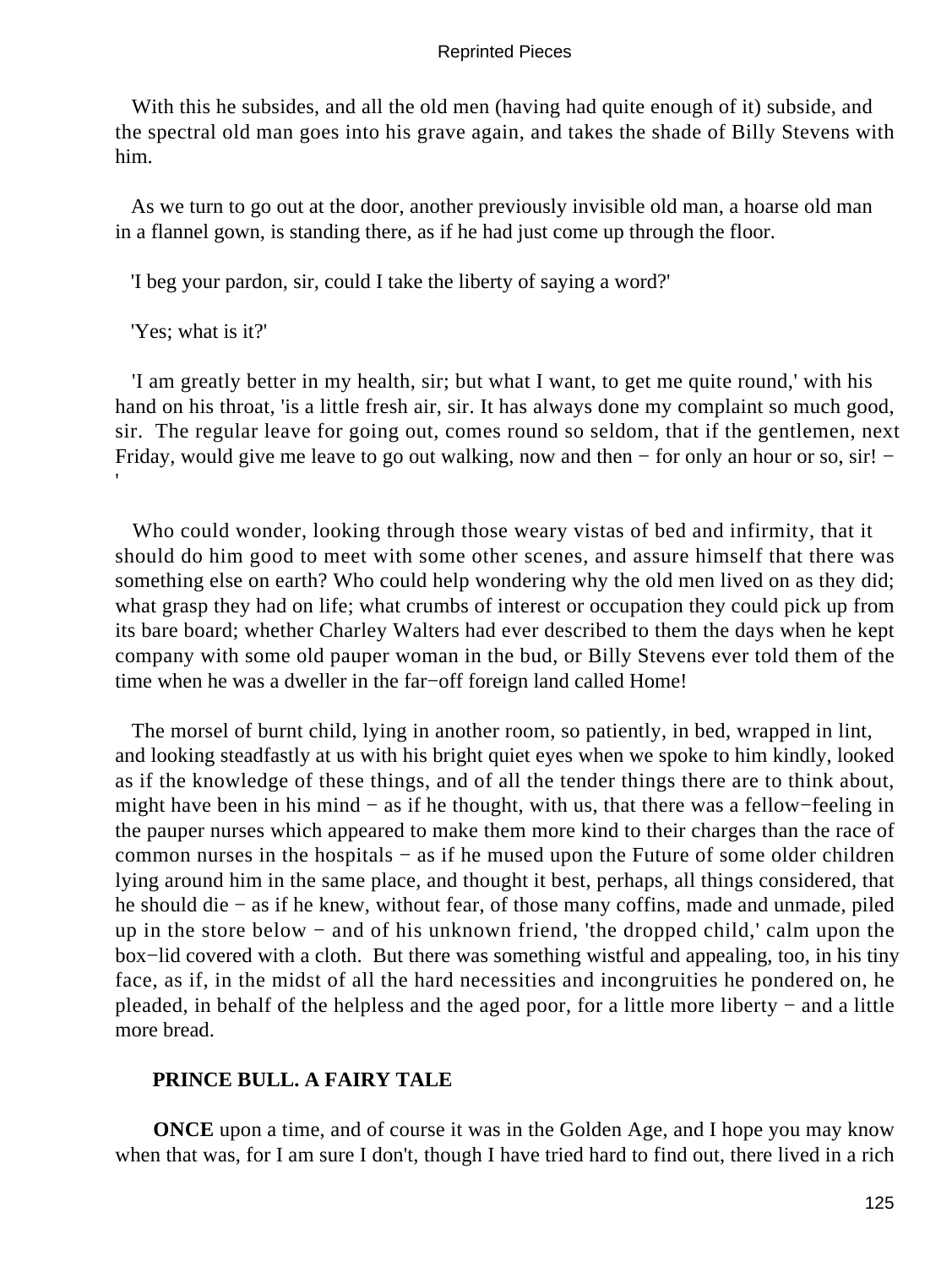With this he subsides, and all the old men (having had quite enough of it) subside, and the spectral old man goes into his grave again, and takes the shade of Billy Stevens with him.

As we turn to go out at the door, another previously invisible old man, a hoarse old man in a flannel gown, is standing there, as if he had just come up through the floor.

'I beg your pardon, sir, could I take the liberty of saying a word?'

'Yes; what is it?'

'I am greatly better in my health, sir; but what I want, to get me quite round,' with his hand on his throat, 'is a little fresh air, sir. It has always done my complaint so much good, sir. The regular leave for going out, comes round so seldom, that if the gentlemen, next Friday, would give me leave to go out walking, now and then − for only an hour or so, sir! − '

Who could wonder, looking through those weary vistas of bed and infirmity, that it should do him good to meet with some other scenes, and assure himself that there was something else on earth? Who could help wondering why the old men lived on as they did; what grasp they had on life; what crumbs of interest or occupation they could pick up from its bare board; whether Charley Walters had ever described to them the days when he kept company with some old pauper woman in the bud, or Billy Stevens ever told them of the time when he was a dweller in the far−off foreign land called Home!

The morsel of burnt child, lying in another room, so patiently, in bed, wrapped in lint, and looking steadfastly at us with his bright quiet eyes when we spoke to him kindly, looked as if the knowledge of these things, and of all the tender things there are to think about, might have been in his mind − as if he thought, with us, that there was a fellow−feeling in the pauper nurses which appeared to make them more kind to their charges than the race of common nurses in the hospitals − as if he mused upon the Future of some older children lying around him in the same place, and thought it best, perhaps, all things considered, that he should die − as if he knew, without fear, of those many coffins, made and unmade, piled up in the store below − and of his unknown friend, 'the dropped child,' calm upon the box−lid covered with a cloth. But there was something wistful and appealing, too, in his tiny face, as if, in the midst of all the hard necessities and incongruities he pondered on, he pleaded, in behalf of the helpless and the aged poor, for a little more liberty − and a little more bread.

## PRINCE BULL. A FAIRY TALE

**ONCE** upon a time, and of course it was in the Golden Age, and I hope you may know when that was, for I am sure I don't, though I have tried hard to find out, there lived in a rich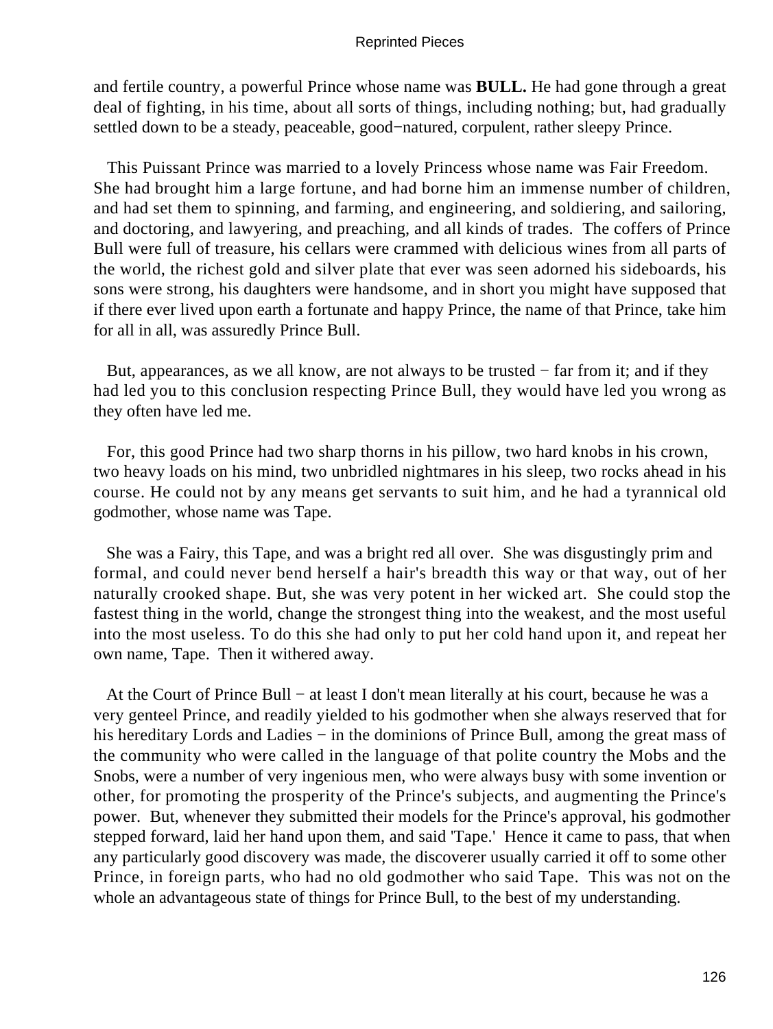and fertile country, a powerful Prince whose name was **BULL.** He had gone through a great deal of fighting, in his time, about all sorts of things, including nothing; but, had gradually settled down to be a steady, peaceable, good−natured, corpulent, rather sleepy Prince.

This Puissant Prince was married to a lovely Princess whose name was Fair Freedom. She had brought him a large fortune, and had borne him an immense number of children, and had set them to spinning, and farming, and engineering, and soldiering, and sailoring, and doctoring, and lawyering, and preaching, and all kinds of trades. The coffers of Prince Bull were full of treasure, his cellars were crammed with delicious wines from all parts of the world, the richest gold and silver plate that ever was seen adorned his sideboards, his sons were strong, his daughters were handsome, and in short you might have supposed that if there ever lived upon earth a fortunate and happy Prince, the name of that Prince, take him for all in all, was assuredly Prince Bull.

But, appearances, as we all know, are not always to be trusted − far from it; and if they had led you to this conclusion respecting Prince Bull, they would have led you wrong as they often have led me.

For, this good Prince had two sharp thorns in his pillow, two hard knobs in his crown, two heavy loads on his mind, two unbridled nightmares in his sleep, two rocks ahead in his course. He could not by any means get servants to suit him, and he had a tyrannical old godmother, whose name was Tape.

She was a Fairy, this Tape, and was a bright red all over. She was disgustingly prim and formal, and could never bend herself a hair's breadth this way or that way, out of her naturally crooked shape. But, she was very potent in her wicked art. She could stop the fastest thing in the world, change the strongest thing into the weakest, and the most useful into the most useless. To do this she had only to put her cold hand upon it, and repeat her own name, Tape. Then it withered away.

At the Court of Prince Bull − at least I don't mean literally at his court, because he was a very genteel Prince, and readily yielded to his godmother when she always reserved that for his hereditary Lords and Ladies − in the dominions of Prince Bull, among the great mass of the community who were called in the language of that polite country the Mobs and the Snobs, were a number of very ingenious men, who were always busy with some invention or other, for promoting the prosperity of the Prince's subjects, and augmenting the Prince's power. But, whenever they submitted their models for the Prince's approval, his godmother stepped forward, laid her hand upon them, and said 'Tape.' Hence it came to pass, that when any particularly good discovery was made, the discoverer usually carried it off to some other Prince, in foreign parts, who had no old godmother who said Tape. This was not on the whole an advantageous state of things for Prince Bull, to the best of my understanding.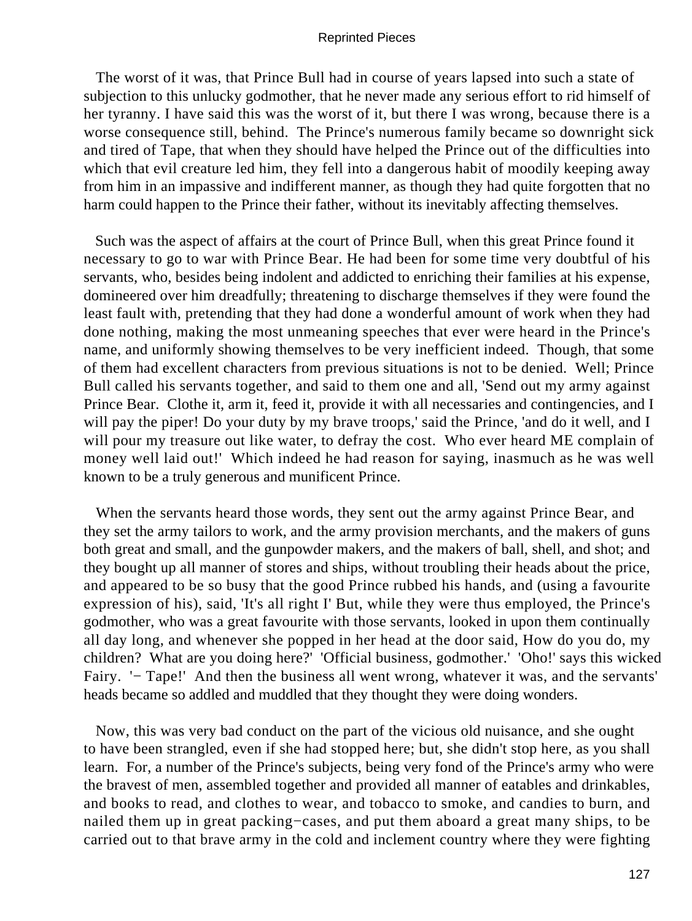The worst of it was, that Prince Bull had in course of years lapsed into such a state of subjection to this unlucky godmother, that he never made any serious effort to rid himself of her tyranny. I have said this was the worst of it, but there I was wrong, because there is a worse consequence still, behind. The Prince's numerous family became so downright sick and tired of Tape, that when they should have helped the Prince out of the difficulties into which that evil creature led him, they fell into a dangerous habit of moodily keeping away from him in an impassive and indifferent manner, as though they had quite forgotten that no harm could happen to the Prince their father, without its inevitably affecting themselves.

Such was the aspect of affairs at the court of Prince Bull, when this great Prince found it necessary to go to war with Prince Bear. He had been for some time very doubtful of his servants, who, besides being indolent and addicted to enriching their families at his expense, domineered over him dreadfully; threatening to discharge themselves if they were found the least fault with, pretending that they had done a wonderful amount of work when they had done nothing, making the most unmeaning speeches that ever were heard in the Prince's name, and uniformly showing themselves to be very inefficient indeed. Though, that some of them had excellent characters from previous situations is not to be denied. Well; Prince Bull called his servants together, and said to them one and all, 'Send out my army against Prince Bear. Clothe it, arm it, feed it, provide it with all necessaries and contingencies, and I will pay the piper! Do your duty by my brave troops,' said the Prince, 'and do it well, and I will pour my treasure out like water, to defray the cost. Who ever heard ME complain of money well laid out!' Which indeed he had reason for saying, inasmuch as he was well known to be a truly generous and munificent Prince.

When the servants heard those words, they sent out the army against Prince Bear, and they set the army tailors to work, and the army provision merchants, and the makers of guns both great and small, and the gunpowder makers, and the makers of ball, shell, and shot; and they bought up all manner of stores and ships, without troubling their heads about the price, and appeared to be so busy that the good Prince rubbed his hands, and (using a favourite expression of his), said, 'It's all right I' But, while they were thus employed, the Prince's godmother, who was a great favourite with those servants, looked in upon them continually all day long, and whenever she popped in her head at the door said, How do you do, my children? What are you doing here?' 'Official business, godmother.' 'Oho!' says this wicked Fairy. '− Tape!' And then the business all went wrong, whatever it was, and the servants' heads became so addled and muddled that they thought they were doing wonders.

Now, this was very bad conduct on the part of the vicious old nuisance, and she ought to have been strangled, even if she had stopped here; but, she didn't stop here, as you shall learn. For, a number of the Prince's subjects, being very fond of the Prince's army who were the bravest of men, assembled together and provided all manner of eatables and drinkables, and books to read, and clothes to wear, and tobacco to smoke, and candies to burn, and nailed them up in great packing−cases, and put them aboard a great many ships, to be carried out to that brave army in the cold and inclement country where they were fighting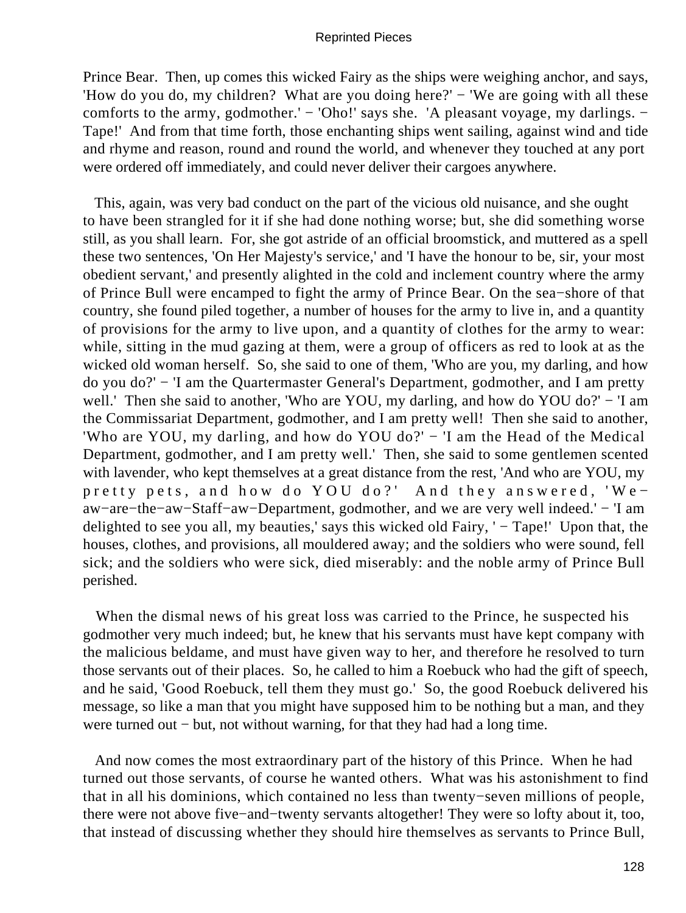Prince Bear. Then, up comes this wicked Fairy as the ships were weighing anchor, and says, 'How do you do, my children? What are you doing here?' − 'We are going with all these comforts to the army, godmother.' − 'Oho!' says she. 'A pleasant voyage, my darlings. − Tape!' And from that time forth, those enchanting ships went sailing, against wind and tide and rhyme and reason, round and round the world, and whenever they touched at any port were ordered off immediately, and could never deliver their cargoes anywhere.

This, again, was very bad conduct on the part of the vicious old nuisance, and she ought to have been strangled for it if she had done nothing worse; but, she did something worse still, as you shall learn. For, she got astride of an official broomstick, and muttered as a spell these two sentences, 'On Her Majesty's service,' and 'I have the honour to be, sir, your most obedient servant,' and presently alighted in the cold and inclement country where the army of Prince Bull were encamped to fight the army of Prince Bear. On the sea−shore of that country, she found piled together, a number of houses for the army to live in, and a quantity of provisions for the army to live upon, and a quantity of clothes for the army to wear: while, sitting in the mud gazing at them, were a group of officers as red to look at as the wicked old woman herself. So, she said to one of them, 'Who are you, my darling, and how do you do?' − 'I am the Quartermaster General's Department, godmother, and I am pretty well.' Then she said to another, 'Who are YOU, my darling, and how do YOU do?' − 'I am the Commissariat Department, godmother, and I am pretty well! Then she said to another, 'Who are YOU, my darling, and how do YOU do?' − 'I am the Head of the Medical Department, godmother, and I am pretty well.' Then, she said to some gentlemen scented with lavender, who kept themselves at a great distance from the rest, 'And who are YOU, my pretty pets, and how do YOU do?' And they answered, 'We−aw−are−the−aw−Staff−aw−Department, godmother, and we are very well indeed.' − 'I am delighted to see you all, my beauties,' says this wicked old Fairy, ' − Tape!' Upon that, the houses, clothes, and provisions, all mouldered away; and the soldiers who were sound, fell sick; and the soldiers who were sick, died miserably: and the noble army of Prince Bull perished.

When the dismal news of his great loss was carried to the Prince, he suspected his godmother very much indeed; but, he knew that his servants must have kept company with the malicious beldame, and must have given way to her, and therefore he resolved to turn those servants out of their places. So, he called to him a Roebuck who had the gift of speech, and he said, 'Good Roebuck, tell them they must go.' So, the good Roebuck delivered his message, so like a man that you might have supposed him to be nothing but a man, and they were turned out − but, not without warning, for that they had had a long time.

And now comes the most extraordinary part of the history of this Prince. When he had turned out those servants, of course he wanted others. What was his astonishment to find that in all his dominions, which contained no less than twenty−seven millions of people, there were not above five−and−twenty servants altogether! They were so lofty about it, too, that instead of discussing whether they should hire themselves as servants to Prince Bull,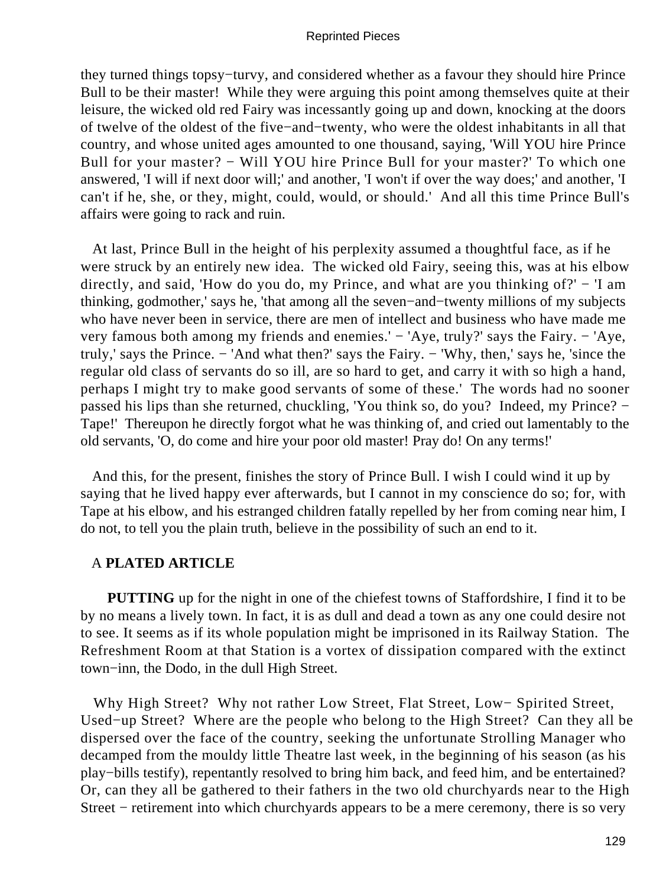they turned things topsy−turvy, and considered whether as a favour they should hire Prince Bull to be their master! While they were arguing this point among themselves quite at their leisure, the wicked old red Fairy was incessantly going up and down, knocking at the doors of twelve of the oldest of the five−and−twenty, who were the oldest inhabitants in all that country, and whose united ages amounted to one thousand, saying, 'Will YOU hire Prince Bull for your master? − Will YOU hire Prince Bull for your master?' To which one answered, 'I will if next door will;' and another, 'I won't if over the way does;' and another, 'I can't if he, she, or they, might, could, would, or should.' And all this time Prince Bull's affairs were going to rack and ruin.

At last, Prince Bull in the height of his perplexity assumed a thoughtful face, as if he were struck by an entirely new idea. The wicked old Fairy, seeing this, was at his elbow directly, and said, 'How do you do, my Prince, and what are you thinking of?' − 'I am thinking, godmother,' says he, 'that among all the seven−and−twenty millions of my subjects who have never been in service, there are men of intellect and business who have made me very famous both among my friends and enemies.' − 'Aye, truly?' says the Fairy. − 'Aye, truly,' says the Prince. − 'And what then?' says the Fairy. − 'Why, then,' says he, 'since the regular old class of servants do so ill, are so hard to get, and carry it with so high a hand, perhaps I might try to make good servants of some of these.' The words had no sooner passed his lips than she returned, chuckling, 'You think so, do you? Indeed, my Prince? − Tape!' Thereupon he directly forgot what he was thinking of, and cried out lamentably to the old servants, 'O, do come and hire your poor old master! Pray do! On any terms!'

And this, for the present, finishes the story of Prince Bull. I wish I could wind it up by saying that he lived happy ever afterwards, but I cannot in my conscience do so; for, with Tape at his elbow, and his estranged children fatally repelled by her from coming near him, I do not, to tell you the plain truth, believe in the possibility of such an end to it.

## A PLATED ARTICLE

**PUTTING** up for the night in one of the chiefest towns of Staffordshire, I find it to be by no means a lively town. In fact, it is as dull and dead a town as any one could desire not to see. It seems as if its whole population might be imprisoned in its Railway Station. The Refreshment Room at that Station is a vortex of dissipation compared with the extinct town−inn, the Dodo, in the dull High Street.

Why High Street? Why not rather Low Street, Flat Street, Low− Spirited Street, Used−up Street? Where are the people who belong to the High Street? Can they all be dispersed over the face of the country, seeking the unfortunate Strolling Manager who decamped from the mouldy little Theatre last week, in the beginning of his season (as his play−bills testify), repentantly resolved to bring him back, and feed him, and be entertained? Or, can they all be gathered to their fathers in the two old churchyards near to the High Street − retirement into which churchyards appears to be a mere ceremony, there is so very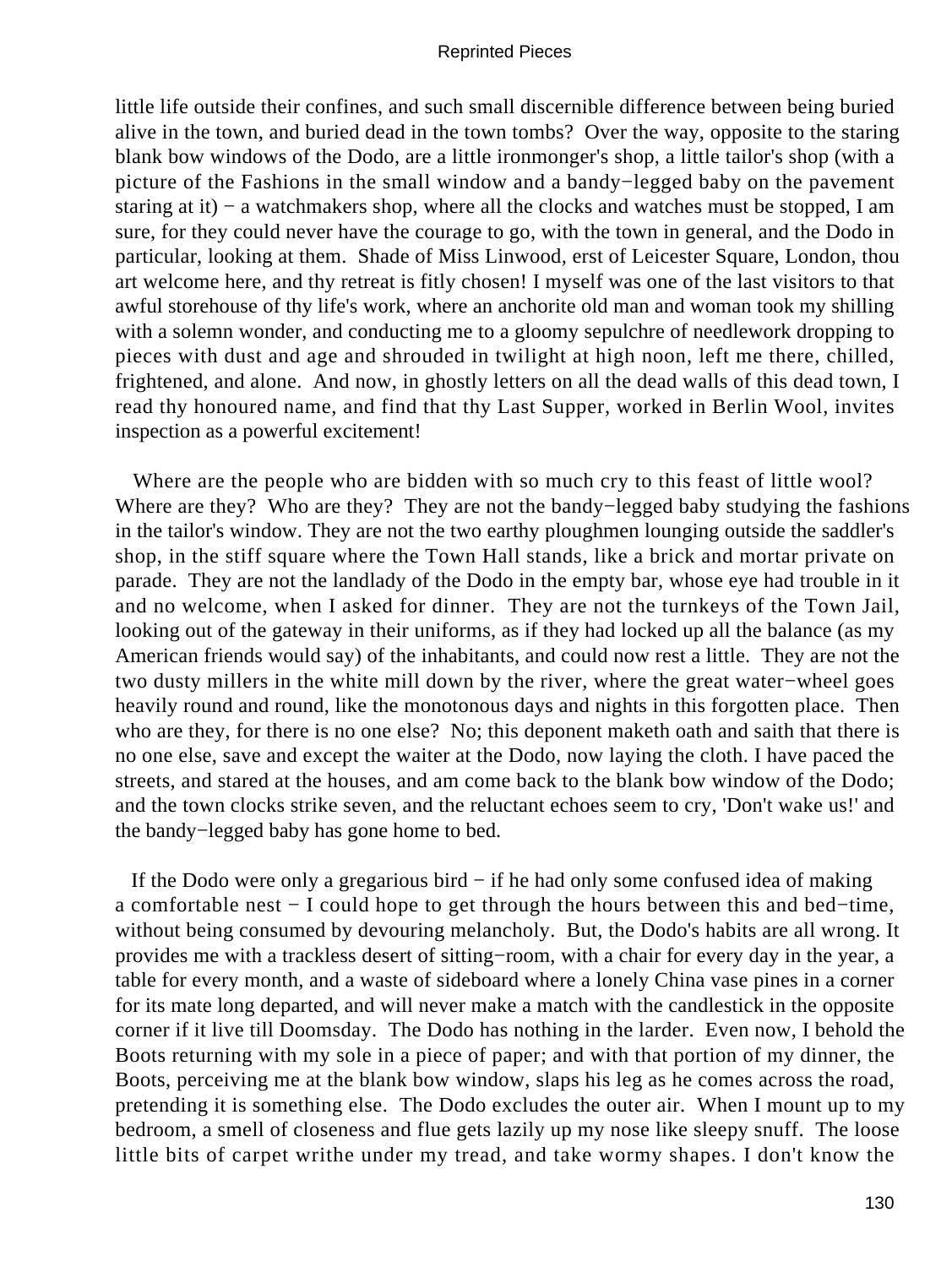little life outside their confines, and such small discernible difference between being buried alive in the town, and buried dead in the town tombs? Over the way, opposite to the staring blank bow windows of the Dodo, are a little ironmonger's shop, a little tailor's shop (with a picture of the Fashions in the small window and a bandy−legged baby on the pavement staring at it) − a watchmakers shop, where all the clocks and watches must be stopped, I am sure, for they could never have the courage to go, with the town in general, and the Dodo in particular, looking at them. Shade of Miss Linwood, erst of Leicester Square, London, thou art welcome here, and thy retreat is fitly chosen! I myself was one of the last visitors to that awful storehouse of thy life's work, where an anchorite old man and woman took my shilling with a solemn wonder, and conducting me to a gloomy sepulchre of needlework dropping to pieces with dust and age and shrouded in twilight at high noon, left me there, chilled, frightened, and alone. And now, in ghostly letters on all the dead walls of this dead town, I read thy honoured name, and find that thy Last Supper, worked in Berlin Wool, invites inspection as a powerful excitement!

Where are the people who are bidden with so much cry to this feast of little wool? Where are they? Who are they? They are not the bandy−legged baby studying the fashions in the tailor's window. They are not the two earthy ploughmen lounging outside the saddler's shop, in the stiff square where the Town Hall stands, like a brick and mortar private on parade. They are not the landlady of the Dodo in the empty bar, whose eye had trouble in it and no welcome, when I asked for dinner. They are not the turnkeys of the Town Jail, looking out of the gateway in their uniforms, as if they had locked up all the balance (as my American friends would say) of the inhabitants, and could now rest a little. They are not the two dusty millers in the white mill down by the river, where the great water−wheel goes heavily round and round, like the monotonous days and nights in this forgotten place. Then who are they, for there is no one else? No; this deponent maketh oath and saith that there is no one else, save and except the waiter at the Dodo, now laying the cloth. I have paced the streets, and stared at the houses, and am come back to the blank bow window of the Dodo; and the town clocks strike seven, and the reluctant echoes seem to cry, 'Don't wake us!' and the bandy−legged baby has gone home to bed.

If the Dodo were only a gregarious bird − if he had only some confused idea of making a comfortable nest − I could hope to get through the hours between this and bed−time, without being consumed by devouring melancholy. But, the Dodo's habits are all wrong. It provides me with a trackless desert of sitting−room, with a chair for every day in the year, a table for every month, and a waste of sideboard where a lonely China vase pines in a corner for its mate long departed, and will never make a match with the candlestick in the opposite corner if it live till Doomsday. The Dodo has nothing in the larder. Even now, I behold the Boots returning with my sole in a piece of paper; and with that portion of my dinner, the Boots, perceiving me at the blank bow window, slaps his leg as he comes across the road, pretending it is something else. The Dodo excludes the outer air. When I mount up to my bedroom, a smell of closeness and flue gets lazily up my nose like sleepy snuff. The loose little bits of carpet writhe under my tread, and take wormy shapes. I don't know the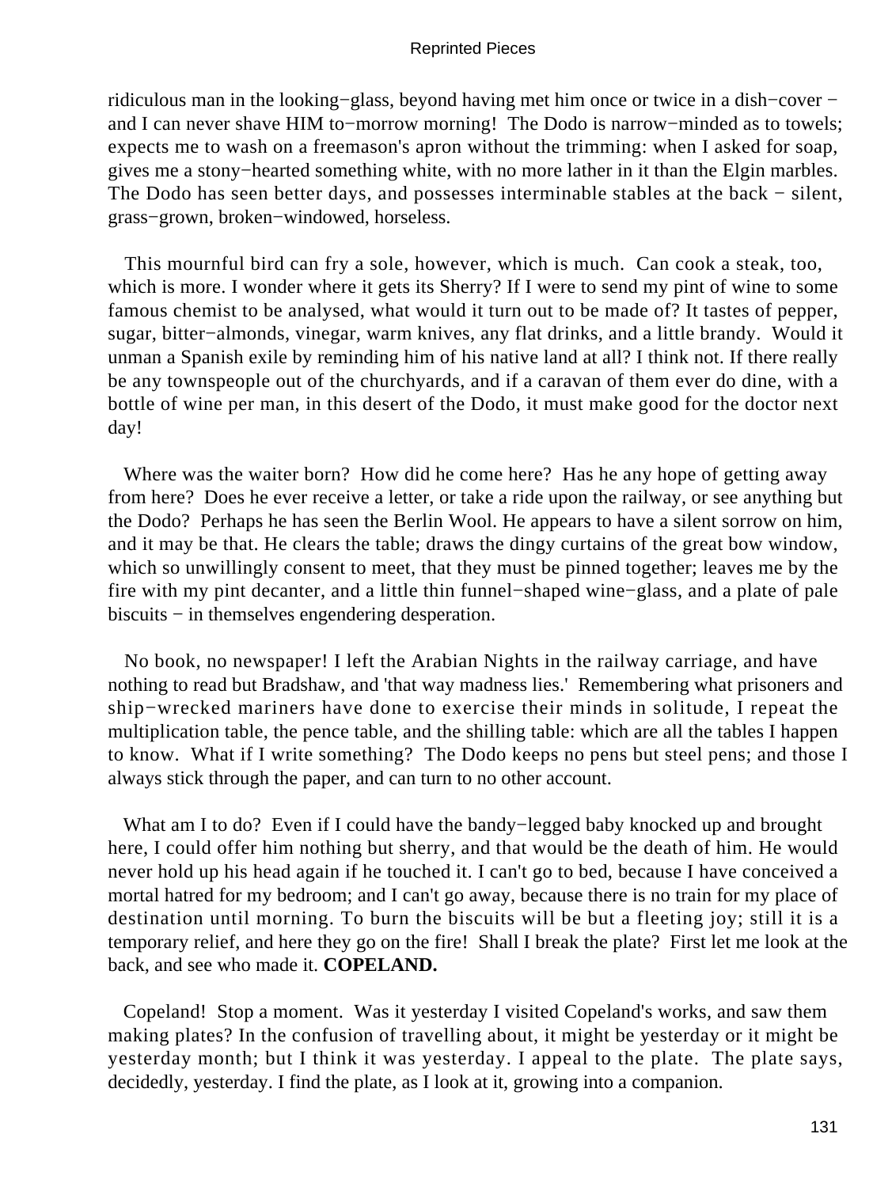ridiculous man in the looking−glass, beyond having met him once or twice in a dish−cover − and I can never shave HIM to−morrow morning! The Dodo is narrow−minded as to towels; expects me to wash on a freemason's apron without the trimming: when I asked for soap, gives me a stony−hearted something white, with no more lather in it than the Elgin marbles. The Dodo has seen better days, and possesses interminable stables at the back − silent, grass−grown, broken−windowed, horseless.

This mournful bird can fry a sole, however, which is much. Can cook a steak, too, which is more. I wonder where it gets its Sherry? If I were to send my pint of wine to some famous chemist to be analysed, what would it turn out to be made of? It tastes of pepper, sugar, bitter−almonds, vinegar, warm knives, any flat drinks, and a little brandy. Would it unman a Spanish exile by reminding him of his native land at all? I think not. If there really be any townspeople out of the churchyards, and if a caravan of them ever do dine, with a bottle of wine per man, in this desert of the Dodo, it must make good for the doctor next day!

Where was the waiter born? How did he come here? Has he any hope of getting away from here? Does he ever receive a letter, or take a ride upon the railway, or see anything but the Dodo? Perhaps he has seen the Berlin Wool. He appears to have a silent sorrow on him, and it may be that. He clears the table; draws the dingy curtains of the great bow window, which so unwillingly consent to meet, that they must be pinned together; leaves me by the fire with my pint decanter, and a little thin funnel−shaped wine−glass, and a plate of pale biscuits − in themselves engendering desperation.

No book, no newspaper! I left the Arabian Nights in the railway carriage, and have nothing to read but Bradshaw, and 'that way madness lies.' Remembering what prisoners and ship−wrecked mariners have done to exercise their minds in solitude, I repeat the multiplication table, the pence table, and the shilling table: which are all the tables I happen to know. What if I write something? The Dodo keeps no pens but steel pens; and those I always stick through the paper, and can turn to no other account.

What am I to do? Even if I could have the bandy−legged baby knocked up and brought here, I could offer him nothing but sherry, and that would be the death of him. He would never hold up his head again if he touched it. I can't go to bed, because I have conceived a mortal hatred for my bedroom; and I can't go away, because there is no train for my place of destination until morning. To burn the biscuits will be but a fleeting joy; still it is a temporary relief, and here they go on the fire! Shall I break the plate? First let me look at the back, and see who made it. **COPELAND.**

Copeland! Stop a moment. Was it yesterday I visited Copeland's works, and saw them making plates? In the confusion of travelling about, it might be yesterday or it might be yesterday month; but I think it was yesterday. I appeal to the plate. The plate says, decidedly, yesterday. I find the plate, as I look at it, growing into a companion.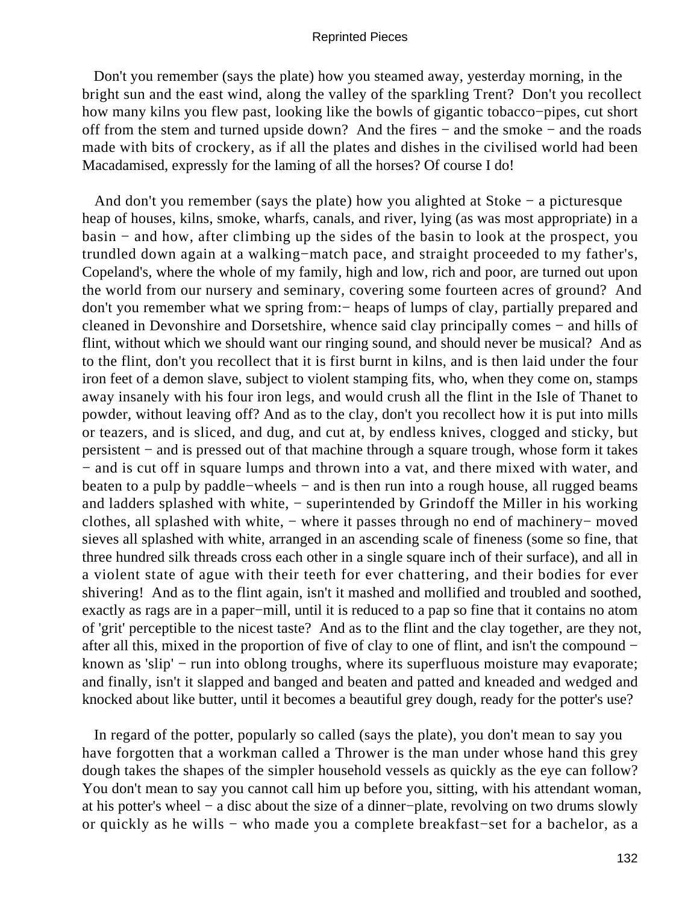Don't you remember (says the plate) how you steamed away, yesterday morning, in the bright sun and the east wind, along the valley of the sparkling Trent? Don't you recollect how many kilns you flew past, looking like the bowls of gigantic tobacco−pipes, cut short off from the stem and turned upside down? And the fires − and the smoke − and the roads made with bits of crockery, as if all the plates and dishes in the civilised world had been Macadamised, expressly for the laming of all the horses? Of course I do!

And don't you remember (says the plate) how you alighted at Stoke − a picturesque heap of houses, kilns, smoke, wharfs, canals, and river, lying (as was most appropriate) in a basin − and how, after climbing up the sides of the basin to look at the prospect, you trundled down again at a walking−match pace, and straight proceeded to my father's, Copeland's, where the whole of my family, high and low, rich and poor, are turned out upon the world from our nursery and seminary, covering some fourteen acres of ground? And don't you remember what we spring from:− heaps of lumps of clay, partially prepared and cleaned in Devonshire and Dorsetshire, whence said clay principally comes − and hills of flint, without which we should want our ringing sound, and should never be musical? And as to the flint, don't you recollect that it is first burnt in kilns, and is then laid under the four iron feet of a demon slave, subject to violent stamping fits, who, when they come on, stamps away insanely with his four iron legs, and would crush all the flint in the Isle of Thanet to powder, without leaving off? And as to the clay, don't you recollect how it is put into mills or teazers, and is sliced, and dug, and cut at, by endless knives, clogged and sticky, but persistent − and is pressed out of that machine through a square trough, whose form it takes − and is cut off in square lumps and thrown into a vat, and there mixed with water, and beaten to a pulp by paddle−wheels − and is then run into a rough house, all rugged beams and ladders splashed with white, − superintended by Grindoff the Miller in his working clothes, all splashed with white, − where it passes through no end of machinery− moved sieves all splashed with white, arranged in an ascending scale of fineness (some so fine, that three hundred silk threads cross each other in a single square inch of their surface), and all in a violent state of ague with their teeth for ever chattering, and their bodies for ever shivering! And as to the flint again, isn't it mashed and mollified and troubled and soothed, exactly as rags are in a paper−mill, until it is reduced to a pap so fine that it contains no atom of 'grit' perceptible to the nicest taste? And as to the flint and the clay together, are they not, after all this, mixed in the proportion of five of clay to one of flint, and isn't the compound − known as 'slip' − run into oblong troughs, where its superfluous moisture may evaporate; and finally, isn't it slapped and banged and beaten and patted and kneaded and wedged and knocked about like butter, until it becomes a beautiful grey dough, ready for the potter's use?

In regard of the potter, popularly so called (says the plate), you don't mean to say you have forgotten that a workman called a Thrower is the man under whose hand this grey dough takes the shapes of the simpler household vessels as quickly as the eye can follow? You don't mean to say you cannot call him up before you, sitting, with his attendant woman, at his potter's wheel − a disc about the size of a dinner−plate, revolving on two drums slowly or quickly as he wills − who made you a complete breakfast−set for a bachelor, as a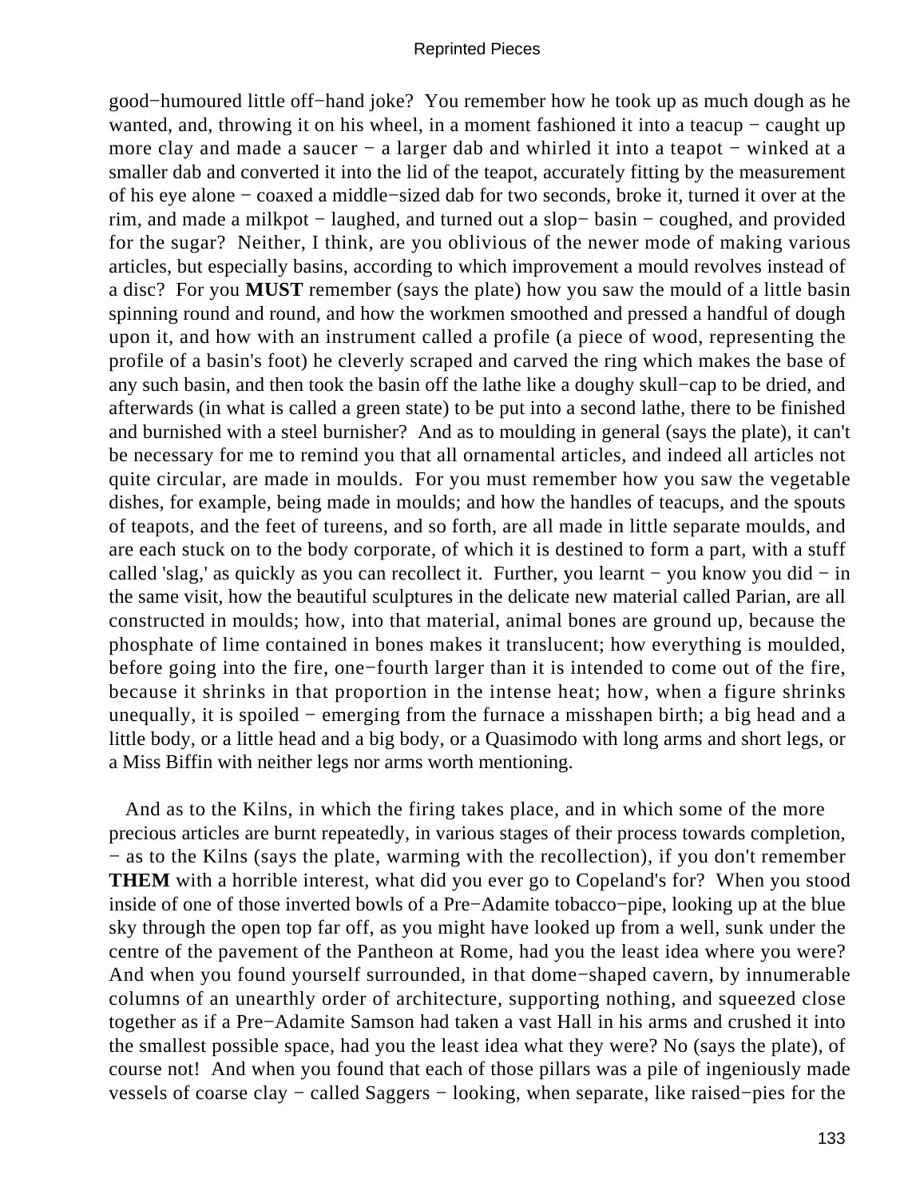good−humoured little off−hand joke? You remember how he took up as much dough as he wanted, and, throwing it on his wheel, in a moment fashioned it into a teacup − caught up more clay and made a saucer − a larger dab and whirled it into a teapot − winked at a smaller dab and converted it into the lid of the teapot, accurately fitting by the measurement of his eye alone − coaxed a middle−sized dab for two seconds, broke it, turned it over at the rim, and made a milkpot − laughed, and turned out a slop− basin − coughed, and provided for the sugar? Neither, I think, are you oblivious of the newer mode of making various articles, but especially basins, according to which improvement a mould revolves instead of a disc? For you **MUST** remember (says the plate) how you saw the mould of a little basin spinning round and round, and how the workmen smoothed and pressed a handful of dough upon it, and how with an instrument called a profile (a piece of wood, representing the profile of a basin's foot) he cleverly scraped and carved the ring which makes the base of any such basin, and then took the basin off the lathe like a doughy skull−cap to be dried, and afterwards (in what is called a green state) to be put into a second lathe, there to be finished and burnished with a steel burnisher? And as to moulding in general (says the plate), it can't be necessary for me to remind you that all ornamental articles, and indeed all articles not quite circular, are made in moulds. For you must remember how you saw the vegetable dishes, for example, being made in moulds; and how the handles of teacups, and the spouts of teapots, and the feet of tureens, and so forth, are all made in little separate moulds, and are each stuck on to the body corporate, of which it is destined to form a part, with a stuff called 'slag,' as quickly as you can recollect it. Further, you learnt − you know you did − in the same visit, how the beautiful sculptures in the delicate new material called Parian, are all constructed in moulds; how, into that material, animal bones are ground up, because the phosphate of lime contained in bones makes it translucent; how everything is moulded, before going into the fire, one−fourth larger than it is intended to come out of the fire, because it shrinks in that proportion in the intense heat; how, when a figure shrinks unequally, it is spoiled − emerging from the furnace a misshapen birth; a big head and a little body, or a little head and a big body, or a Quasimodo with long arms and short legs, or a Miss Biffin with neither legs nor arms worth mentioning.

And as to the Kilns, in which the firing takes place, and in which some of the more precious articles are burnt repeatedly, in various stages of their process towards completion, − as to the Kilns (says the plate, warming with the recollection), if you don't remember **THEM** with a horrible interest, what did you ever go to Copeland's for? When you stood inside of one of those inverted bowls of a Pre−Adamite tobacco−pipe, looking up at the blue sky through the open top far off, as you might have looked up from a well, sunk under the centre of the pavement of the Pantheon at Rome, had you the least idea where you were? And when you found yourself surrounded, in that dome−shaped cavern, by innumerable columns of an unearthly order of architecture, supporting nothing, and squeezed close together as if a Pre−Adamite Samson had taken a vast Hall in his arms and crushed it into the smallest possible space, had you the least idea what they were? No (says the plate), of course not! And when you found that each of those pillars was a pile of ingeniously made vessels of coarse clay − called Saggers − looking, when separate, like raised−pies for the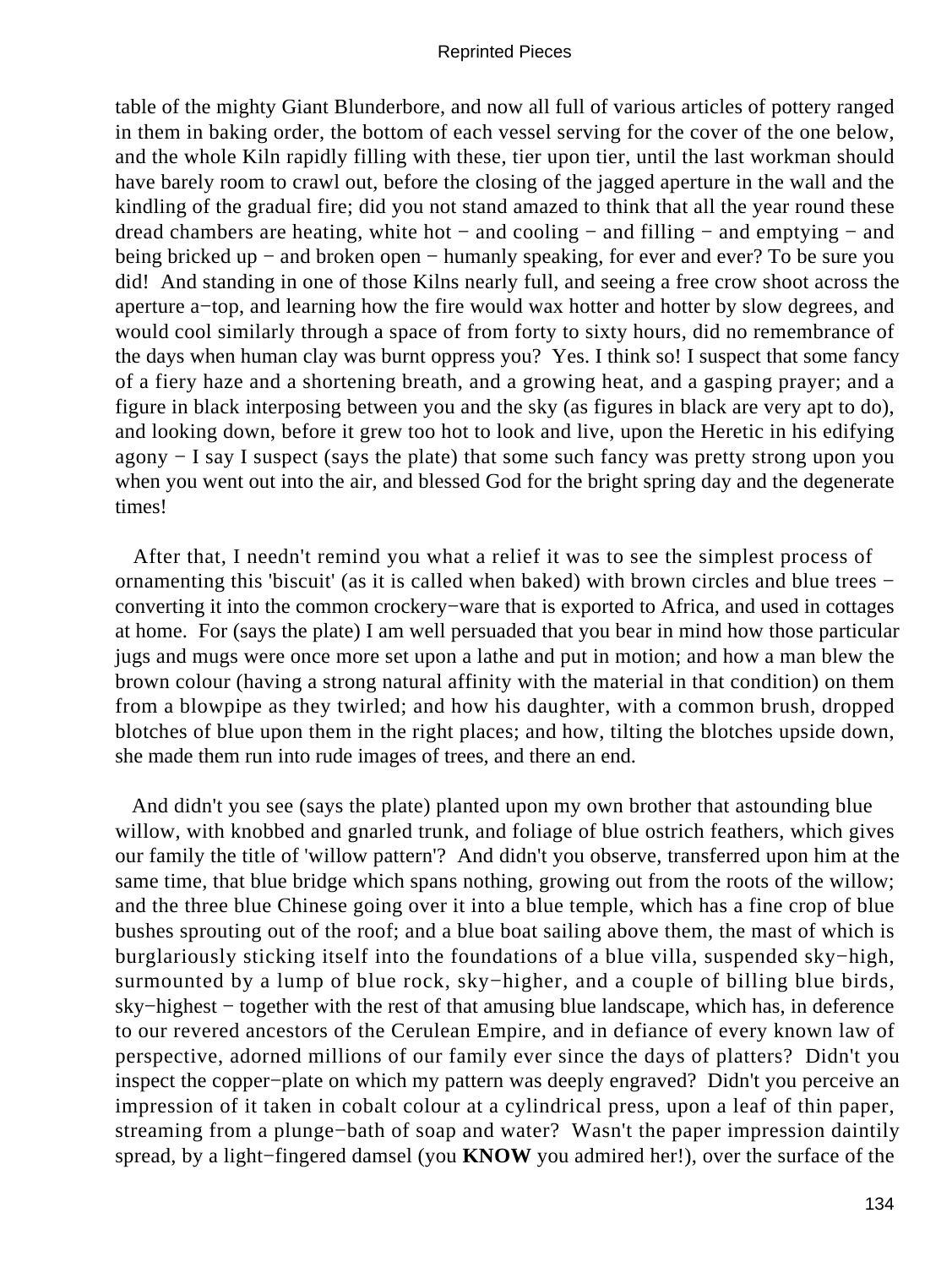table of the mighty Giant Blunderbore, and now all full of various articles of pottery ranged in them in baking order, the bottom of each vessel serving for the cover of the one below, and the whole Kiln rapidly filling with these, tier upon tier, until the last workman should have barely room to crawl out, before the closing of the jagged aperture in the wall and the kindling of the gradual fire; did you not stand amazed to think that all the year round these dread chambers are heating, white hot − and cooling − and filling − and emptying − and being bricked up − and broken open − humanly speaking, for ever and ever? To be sure you did! And standing in one of those Kilns nearly full, and seeing a free crow shoot across the aperture a−top, and learning how the fire would wax hotter and hotter by slow degrees, and would cool similarly through a space of from forty to sixty hours, did no remembrance of the days when human clay was burnt oppress you? Yes. I think so! I suspect that some fancy of a fiery haze and a shortening breath, and a growing heat, and a gasping prayer; and a figure in black interposing between you and the sky (as figures in black are very apt to do), and looking down, before it grew too hot to look and live, upon the Heretic in his edifying agony − I say I suspect (says the plate) that some such fancy was pretty strong upon you when you went out into the air, and blessed God for the bright spring day and the degenerate times!

After that, I needn't remind you what a relief it was to see the simplest process of ornamenting this 'biscuit' (as it is called when baked) with brown circles and blue trees − converting it into the common crockery−ware that is exported to Africa, and used in cottages at home. For (says the plate) I am well persuaded that you bear in mind how those particular jugs and mugs were once more set upon a lathe and put in motion; and how a man blew the brown colour (having a strong natural affinity with the material in that condition) on them from a blowpipe as they twirled; and how his daughter, with a common brush, dropped blotches of blue upon them in the right places; and how, tilting the blotches upside down, she made them run into rude images of trees, and there an end.

And didn't you see (says the plate) planted upon my own brother that astounding blue willow, with knobbed and gnarled trunk, and foliage of blue ostrich feathers, which gives our family the title of 'willow pattern'? And didn't you observe, transferred upon him at the same time, that blue bridge which spans nothing, growing out from the roots of the willow; and the three blue Chinese going over it into a blue temple, which has a fine crop of blue bushes sprouting out of the roof; and a blue boat sailing above them, the mast of which is burglariously sticking itself into the foundations of a blue villa, suspended sky−high, surmounted by a lump of blue rock, sky−higher, and a couple of billing blue birds, sky−highest − together with the rest of that amusing blue landscape, which has, in deference to our revered ancestors of the Cerulean Empire, and in defiance of every known law of perspective, adorned millions of our family ever since the days of platters? Didn't you inspect the copper−plate on which my pattern was deeply engraved? Didn't you perceive an impression of it taken in cobalt colour at a cylindrical press, upon a leaf of thin paper, streaming from a plunge−bath of soap and water? Wasn't the paper impression daintily spread, by a light−fingered damsel (you **KNOW** you admired her!), over the surface of the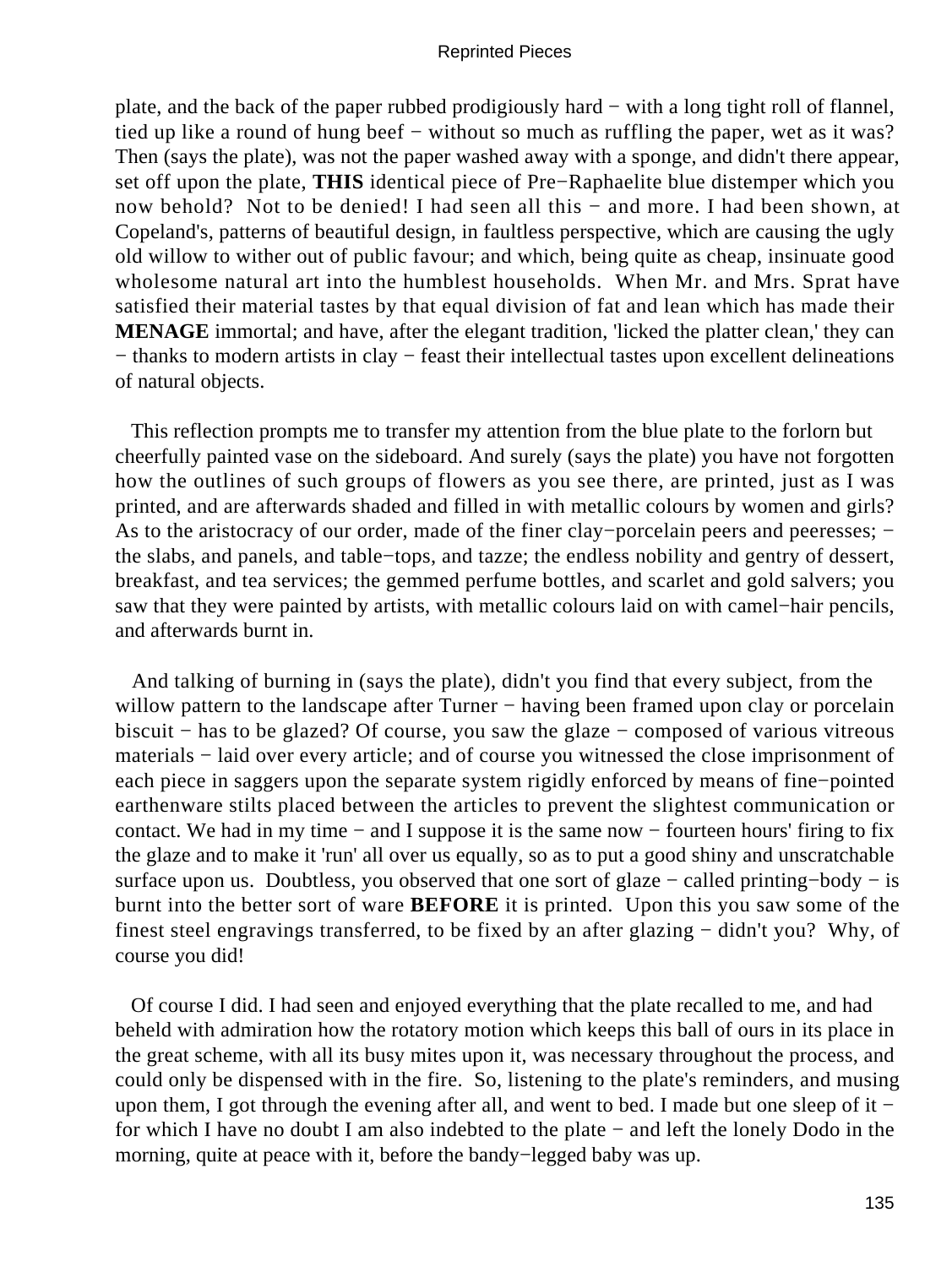plate, and the back of the paper rubbed prodigiously hard − with a long tight roll of flannel, tied up like a round of hung beef − without so much as ruffling the paper, wet as it was? Then (says the plate), was not the paper washed away with a sponge, and didn't there appear, set off upon the plate, **THIS** identical piece of Pre−Raphaelite blue distemper which you now behold? Not to be denied! I had seen all this − and more. I had been shown, at Copeland's, patterns of beautiful design, in faultless perspective, which are causing the ugly old willow to wither out of public favour; and which, being quite as cheap, insinuate good wholesome natural art into the humblest households. When Mr. and Mrs. Sprat have satisfied their material tastes by that equal division of fat and lean which has made their **MENAGE** immortal; and have, after the elegant tradition, 'licked the platter clean,' they can − thanks to modern artists in clay − feast their intellectual tastes upon excellent delineations of natural objects.

This reflection prompts me to transfer my attention from the blue plate to the forlorn but cheerfully painted vase on the sideboard. And surely (says the plate) you have not forgotten how the outlines of such groups of flowers as you see there, are printed, just as I was printed, and are afterwards shaded and filled in with metallic colours by women and girls? As to the aristocracy of our order, made of the finer clay−porcelain peers and peeresses; − the slabs, and panels, and table−tops, and tazze; the endless nobility and gentry of dessert, breakfast, and tea services; the gemmed perfume bottles, and scarlet and gold salvers; you saw that they were painted by artists, with metallic colours laid on with camel−hair pencils, and afterwards burnt in.

And talking of burning in (says the plate), didn't you find that every subject, from the willow pattern to the landscape after Turner − having been framed upon clay or porcelain biscuit − has to be glazed? Of course, you saw the glaze − composed of various vitreous materials − laid over every article; and of course you witnessed the close imprisonment of each piece in saggers upon the separate system rigidly enforced by means of fine−pointed earthenware stilts placed between the articles to prevent the slightest communication or contact. We had in my time − and I suppose it is the same now − fourteen hours' firing to fix the glaze and to make it 'run' all over us equally, so as to put a good shiny and unscratchable surface upon us. Doubtless, you observed that one sort of glaze − called printing−body − is burnt into the better sort of ware **BEFORE** it is printed. Upon this you saw some of the finest steel engravings transferred, to be fixed by an after glazing − didn't you? Why, of course you did!

Of course I did. I had seen and enjoyed everything that the plate recalled to me, and had beheld with admiration how the rotatory motion which keeps this ball of ours in its place in the great scheme, with all its busy mites upon it, was necessary throughout the process, and could only be dispensed with in the fire. So, listening to the plate's reminders, and musing upon them, I got through the evening after all, and went to bed. I made but one sleep of it − for which I have no doubt I am also indebted to the plate − and left the lonely Dodo in the morning, quite at peace with it, before the bandy−legged baby was up.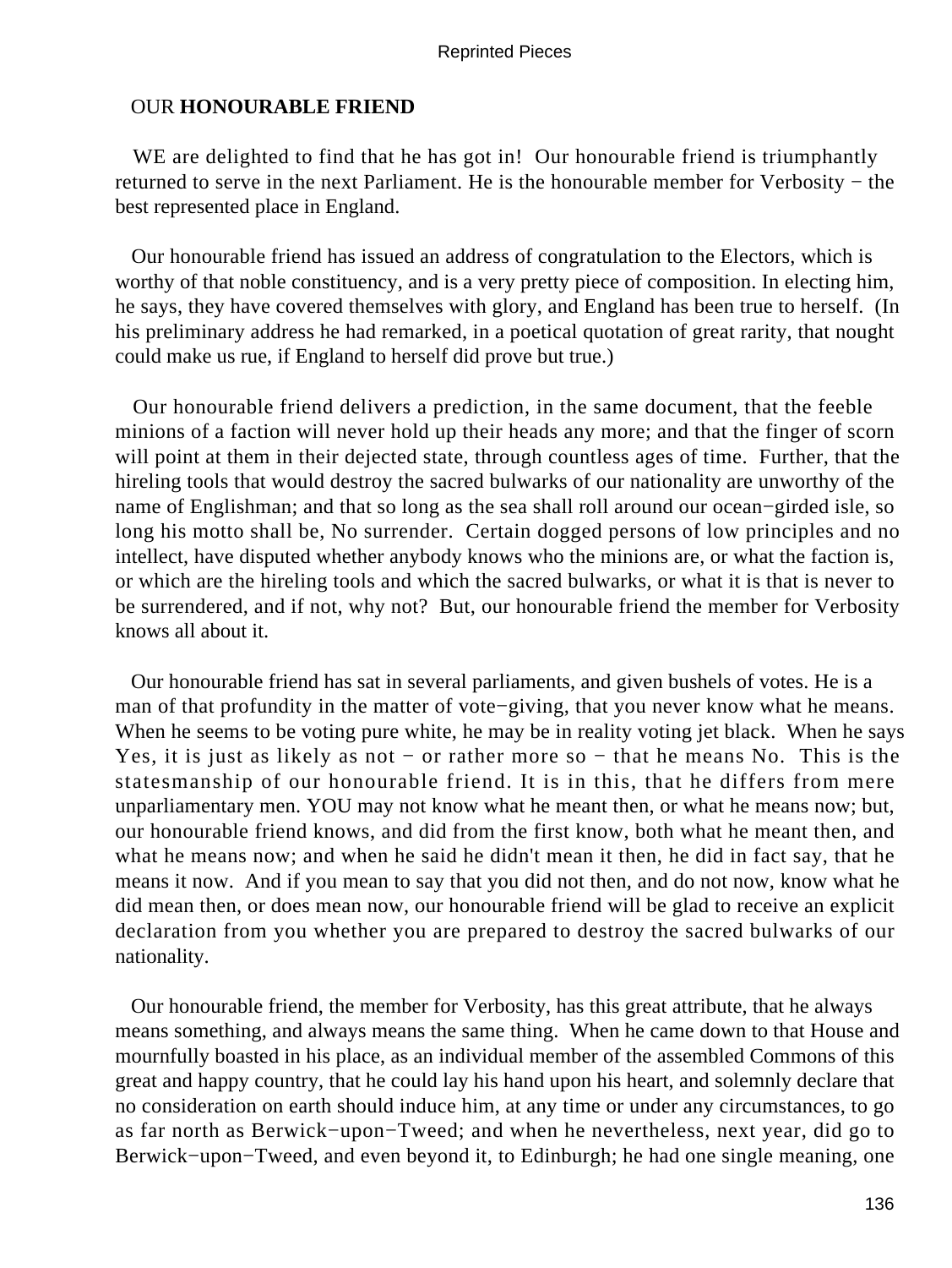## OUR **HONOURABLE FRIEND**

WE are delighted to find that he has got in! Our honourable friend is triumphantly returned to serve in the next Parliament. He is the honourable member for Verbosity − the best represented place in England.

Our honourable friend has issued an address of congratulation to the Electors, which is worthy of that noble constituency, and is a very pretty piece of composition. In electing him, he says, they have covered themselves with glory, and England has been true to herself. (In his preliminary address he had remarked, in a poetical quotation of great rarity, that nought could make us rue, if England to herself did prove but true.)

Our honourable friend delivers a prediction, in the same document, that the feeble minions of a faction will never hold up their heads any more; and that the finger of scorn will point at them in their dejected state, through countless ages of time. Further, that the hireling tools that would destroy the sacred bulwarks of our nationality are unworthy of the name of Englishman; and that so long as the sea shall roll around our ocean−girded isle, so long his motto shall be, No surrender. Certain dogged persons of low principles and no intellect, have disputed whether anybody knows who the minions are, or what the faction is, or which are the hireling tools and which the sacred bulwarks, or what it is that is never to be surrendered, and if not, why not? But, our honourable friend the member for Verbosity knows all about it.

Our honourable friend has sat in several parliaments, and given bushels of votes. He is a man of that profundity in the matter of vote−giving, that you never know what he means. When he seems to be voting pure white, he may be in reality voting jet black. When he says Yes, it is just as likely as not − or rather more so − that he means No. This is the statesmanship of our honourable friend. It is in this, that he differs from mere unparliamentary men. YOU may not know what he meant then, or what he means now; but, our honourable friend knows, and did from the first know, both what he meant then, and what he means now; and when he said he didn't mean it then, he did in fact say, that he means it now. And if you mean to say that you did not then, and do not now, know what he did mean then, or does mean now, our honourable friend will be glad to receive an explicit declaration from you whether you are prepared to destroy the sacred bulwarks of our nationality.

Our honourable friend, the member for Verbosity, has this great attribute, that he always means something, and always means the same thing. When he came down to that House and mournfully boasted in his place, as an individual member of the assembled Commons of this great and happy country, that he could lay his hand upon his heart, and solemnly declare that no consideration on earth should induce him, at any time or under any circumstances, to go as far north as Berwick−upon−Tweed; and when he nevertheless, next year, did go to Berwick−upon−Tweed, and even beyond it, to Edinburgh; he had one single meaning, one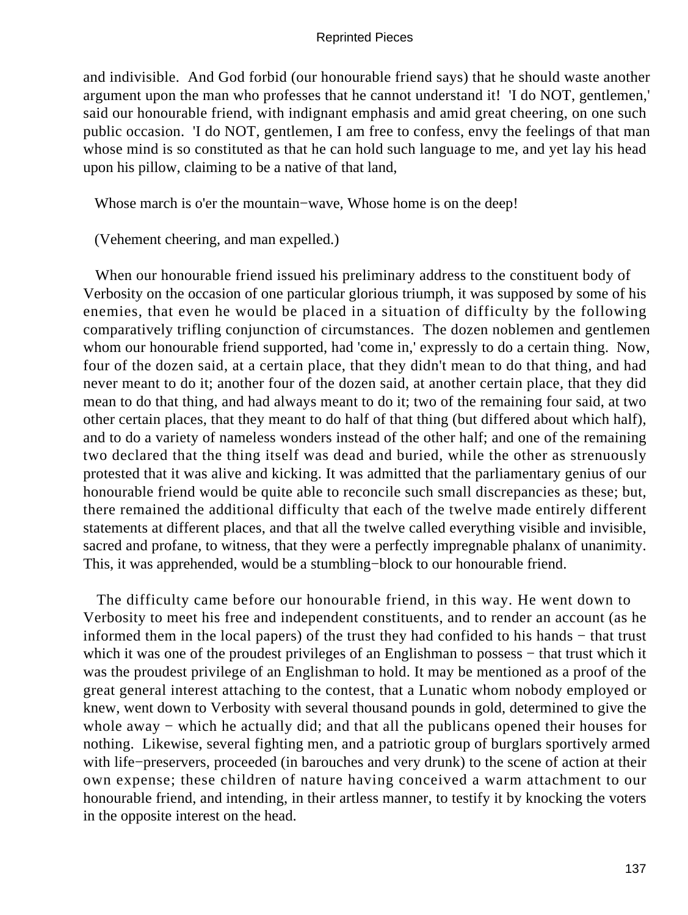and indivisible. And God forbid (our honourable friend says) that he should waste another argument upon the man who professes that he cannot understand it! 'I do NOT, gentlemen,' said our honourable friend, with indignant emphasis and amid great cheering, on one such public occasion. 'I do NOT, gentlemen, I am free to confess, envy the feelings of that man whose mind is so constituted as that he can hold such language to me, and yet lay his head upon his pillow, claiming to be a native of that land,

Whose march is o'er the mountain−wave, Whose home is on the deep!

(Vehement cheering, and man expelled.)

When our honourable friend issued his preliminary address to the constituent body of Verbosity on the occasion of one particular glorious triumph, it was supposed by some of his enemies, that even he would be placed in a situation of difficulty by the following comparatively trifling conjunction of circumstances. The dozen noblemen and gentlemen whom our honourable friend supported, had 'come in,' expressly to do a certain thing. Now, four of the dozen said, at a certain place, that they didn't mean to do that thing, and had never meant to do it; another four of the dozen said, at another certain place, that they did mean to do that thing, and had always meant to do it; two of the remaining four said, at two other certain places, that they meant to do half of that thing (but differed about which half), and to do a variety of nameless wonders instead of the other half; and one of the remaining two declared that the thing itself was dead and buried, while the other as strenuously protested that it was alive and kicking. It was admitted that the parliamentary genius of our honourable friend would be quite able to reconcile such small discrepancies as these; but, there remained the additional difficulty that each of the twelve made entirely different statements at different places, and that all the twelve called everything visible and invisible, sacred and profane, to witness, that they were a perfectly impregnable phalanx of unanimity. This, it was apprehended, would be a stumbling−block to our honourable friend.

The difficulty came before our honourable friend, in this way. He went down to Verbosity to meet his free and independent constituents, and to render an account (as he informed them in the local papers) of the trust they had confided to his hands − that trust which it was one of the proudest privileges of an Englishman to possess − that trust which it was the proudest privilege of an Englishman to hold. It may be mentioned as a proof of the great general interest attaching to the contest, that a Lunatic whom nobody employed or knew, went down to Verbosity with several thousand pounds in gold, determined to give the whole away − which he actually did; and that all the publicans opened their houses for nothing. Likewise, several fighting men, and a patriotic group of burglars sportively armed with life−preservers, proceeded (in barouches and very drunk) to the scene of action at their own expense; these children of nature having conceived a warm attachment to our honourable friend, and intending, in their artless manner, to testify it by knocking the voters in the opposite interest on the head.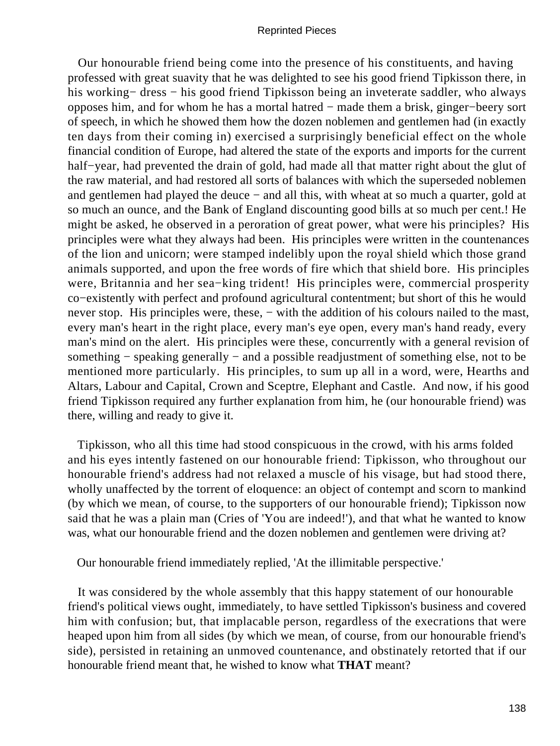Our honourable friend being come into the presence of his constituents, and having professed with great suavity that he was delighted to see his good friend Tipkisson there, in his working− dress − his good friend Tipkisson being an inveterate saddler, who always opposes him, and for whom he has a mortal hatred − made them a brisk, ginger−beery sort of speech, in which he showed them how the dozen noblemen and gentlemen had (in exactly ten days from their coming in) exercised a surprisingly beneficial effect on the whole financial condition of Europe, had altered the state of the exports and imports for the current half−year, had prevented the drain of gold, had made all that matter right about the glut of the raw material, and had restored all sorts of balances with which the superseded noblemen and gentlemen had played the deuce − and all this, with wheat at so much a quarter, gold at so much an ounce, and the Bank of England discounting good bills at so much per cent.! He might be asked, he observed in a peroration of great power, what were his principles? His principles were what they always had been. His principles were written in the countenances of the lion and unicorn; were stamped indelibly upon the royal shield which those grand animals supported, and upon the free words of fire which that shield bore. His principles were, Britannia and her sea−king trident! His principles were, commercial prosperity co−existently with perfect and profound agricultural contentment; but short of this he would never stop. His principles were, these, − with the addition of his colours nailed to the mast, every man's heart in the right place, every man's eye open, every man's hand ready, every man's mind on the alert. His principles were these, concurrently with a general revision of something − speaking generally − and a possible readjustment of something else, not to be mentioned more particularly. His principles, to sum up all in a word, were, Hearths and Altars, Labour and Capital, Crown and Sceptre, Elephant and Castle. And now, if his good friend Tipkisson required any further explanation from him, he (our honourable friend) was there, willing and ready to give it.

Tipkisson, who all this time had stood conspicuous in the crowd, with his arms folded and his eyes intently fastened on our honourable friend: Tipkisson, who throughout our honourable friend's address had not relaxed a muscle of his visage, but had stood there, wholly unaffected by the torrent of eloquence: an object of contempt and scorn to mankind (by which we mean, of course, to the supporters of our honourable friend); Tipkisson now said that he was a plain man (Cries of 'You are indeed!'), and that what he wanted to know was, what our honourable friend and the dozen noblemen and gentlemen were driving at?

Our honourable friend immediately replied, 'At the illimitable perspective.'

It was considered by the whole assembly that this happy statement of our honourable friend's political views ought, immediately, to have settled Tipkisson's business and covered him with confusion; but, that implacable person, regardless of the execrations that were heaped upon him from all sides (by which we mean, of course, from our honourable friend's side), persisted in retaining an unmoved countenance, and obstinately retorted that if our honourable friend meant that, he wished to know what **THAT** meant?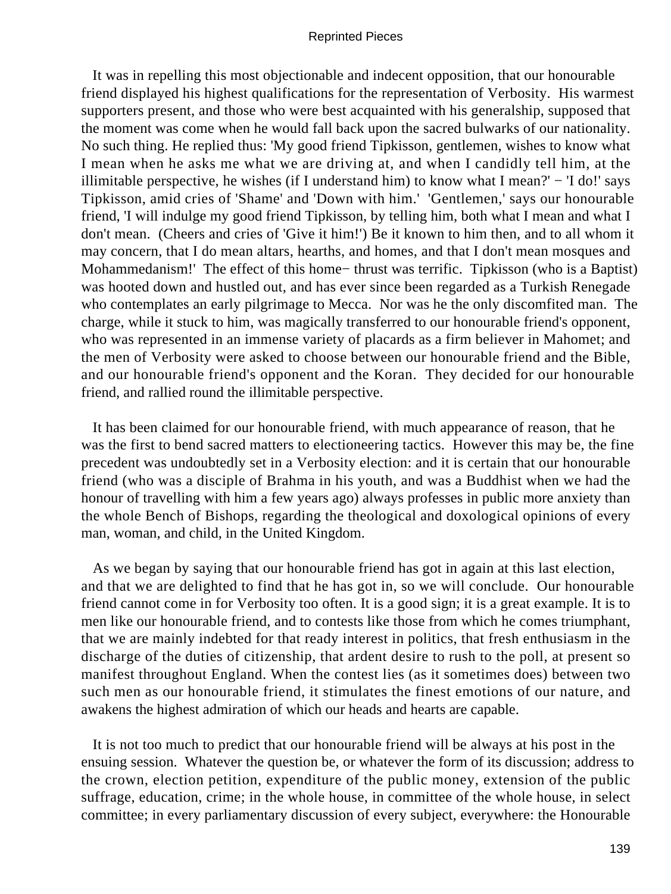It was in repelling this most objectionable and indecent opposition, that our honourable friend displayed his highest qualifications for the representation of Verbosity. His warmest supporters present, and those who were best acquainted with his generalship, supposed that the moment was come when he would fall back upon the sacred bulwarks of our nationality. No such thing. He replied thus: 'My good friend Tipkisson, gentlemen, wishes to know what I mean when he asks me what we are driving at, and when I candidly tell him, at the illimitable perspective, he wishes (if I understand him) to know what I mean?' − 'I do!' says Tipkisson, amid cries of 'Shame' and 'Down with him.' 'Gentlemen,' says our honourable friend, 'I will indulge my good friend Tipkisson, by telling him, both what I mean and what I don't mean. (Cheers and cries of 'Give it him!') Be it known to him then, and to all whom it may concern, that I do mean altars, hearths, and homes, and that I don't mean mosques and Mohammedanism!' The effect of this home− thrust was terrific. Tipkisson (who is a Baptist) was hooted down and hustled out, and has ever since been regarded as a Turkish Renegade who contemplates an early pilgrimage to Mecca. Nor was he the only discomfited man. The charge, while it stuck to him, was magically transferred to our honourable friend's opponent, who was represented in an immense variety of placards as a firm believer in Mahomet; and the men of Verbosity were asked to choose between our honourable friend and the Bible, and our honourable friend's opponent and the Koran. They decided for our honourable friend, and rallied round the illimitable perspective.

It has been claimed for our honourable friend, with much appearance of reason, that he was the first to bend sacred matters to electioneering tactics. However this may be, the fine precedent was undoubtedly set in a Verbosity election: and it is certain that our honourable friend (who was a disciple of Brahma in his youth, and was a Buddhist when we had the honour of travelling with him a few years ago) always professes in public more anxiety than the whole Bench of Bishops, regarding the theological and doxological opinions of every man, woman, and child, in the United Kingdom.

As we began by saying that our honourable friend has got in again at this last election, and that we are delighted to find that he has got in, so we will conclude. Our honourable friend cannot come in for Verbosity too often. It is a good sign; it is a great example. It is to men like our honourable friend, and to contests like those from which he comes triumphant, that we are mainly indebted for that ready interest in politics, that fresh enthusiasm in the discharge of the duties of citizenship, that ardent desire to rush to the poll, at present so manifest throughout England. When the contest lies (as it sometimes does) between two such men as our honourable friend, it stimulates the finest emotions of our nature, and awakens the highest admiration of which our heads and hearts are capable.

It is not too much to predict that our honourable friend will be always at his post in the ensuing session. Whatever the question be, or whatever the form of its discussion; address to the crown, election petition, expenditure of the public money, extension of the public suffrage, education, crime; in the whole house, in committee of the whole house, in select committee; in every parliamentary discussion of every subject, everywhere: the Honourable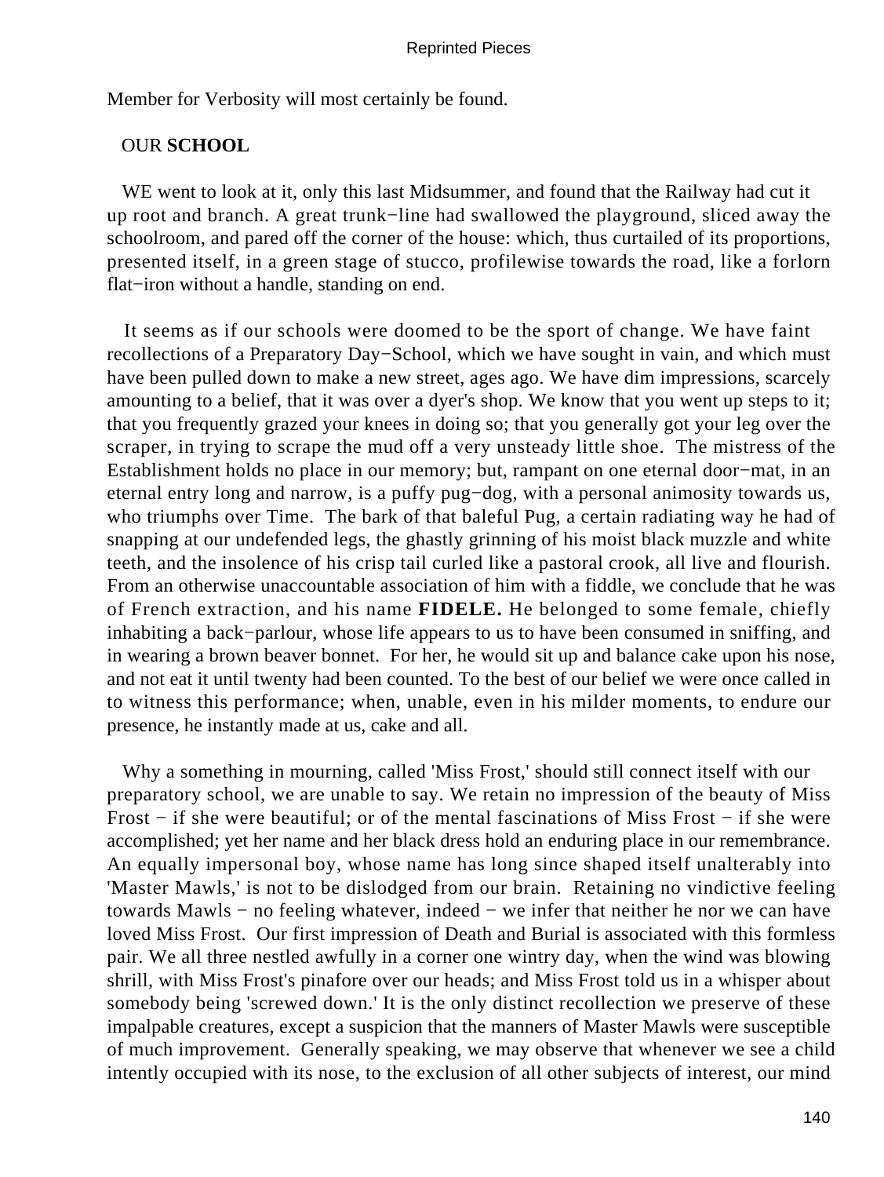Member for Verbosity will most certainly be found.

## OUR **SCHOOL**

WE went to look at it, only this last Midsummer, and found that the Railway had cut it up root and branch. A great trunk−line had swallowed the playground, sliced away the schoolroom, and pared off the corner of the house: which, thus curtailed of its proportions, presented itself, in a green stage of stucco, profilewise towards the road, like a forlorn flat−iron without a handle, standing on end.

It seems as if our schools were doomed to be the sport of change. We have faint recollections of a Preparatory Day−School, which we have sought in vain, and which must have been pulled down to make a new street, ages ago. We have dim impressions, scarcely amounting to a belief, that it was over a dyer's shop. We know that you went up steps to it; that you frequently grazed your knees in doing so; that you generally got your leg over the scraper, in trying to scrape the mud off a very unsteady little shoe. The mistress of the Establishment holds no place in our memory; but, rampant on one eternal door−mat, in an eternal entry long and narrow, is a puffy pug−dog, with a personal animosity towards us, who triumphs over Time. The bark of that baleful Pug, a certain radiating way he had of snapping at our undefended legs, the ghastly grinning of his moist black muzzle and white teeth, and the insolence of his crisp tail curled like a pastoral crook, all live and flourish. From an otherwise unaccountable association of him with a fiddle, we conclude that he was of French extraction, and his name **FIDELE.** He belonged to some female, chiefly inhabiting a back−parlour, whose life appears to us to have been consumed in sniffing, and in wearing a brown beaver bonnet. For her, he would sit up and balance cake upon his nose, and not eat it until twenty had been counted. To the best of our belief we were once called in to witness this performance; when, unable, even in his milder moments, to endure our presence, he instantly made at us, cake and all.

Why a something in mourning, called 'Miss Frost,' should still connect itself with our preparatory school, we are unable to say. We retain no impression of the beauty of Miss Frost − if she were beautiful; or of the mental fascinations of Miss Frost − if she were accomplished; yet her name and her black dress hold an enduring place in our remembrance. An equally impersonal boy, whose name has long since shaped itself unalterably into 'Master Mawls,' is not to be dislodged from our brain. Retaining no vindictive feeling towards Mawls − no feeling whatever, indeed − we infer that neither he nor we can have loved Miss Frost. Our first impression of Death and Burial is associated with this formless pair. We all three nestled awfully in a corner one wintry day, when the wind was blowing shrill, with Miss Frost's pinafore over our heads; and Miss Frost told us in a whisper about somebody being 'screwed down.' It is the only distinct recollection we preserve of these impalpable creatures, except a suspicion that the manners of Master Mawls were susceptible of much improvement. Generally speaking, we may observe that whenever we see a child intently occupied with its nose, to the exclusion of all other subjects of interest, our mind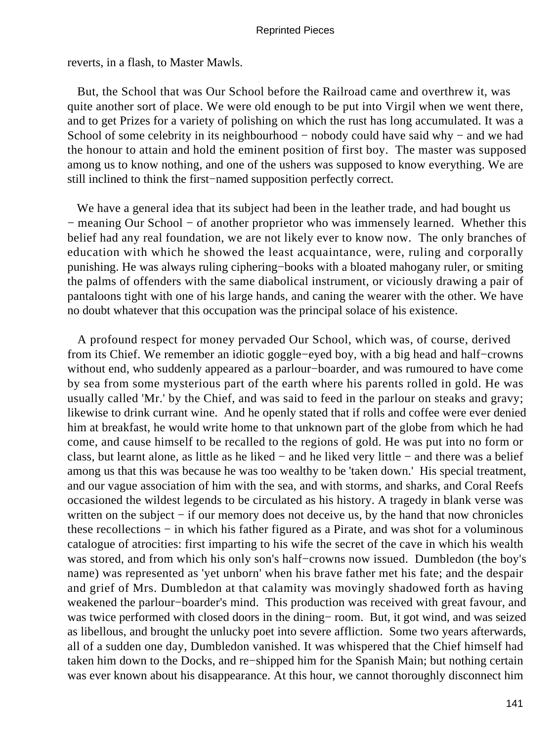reverts, in a flash, to Master Mawls.

But, the School that was Our School before the Railroad came and overthrew it, was quite another sort of place. We were old enough to be put into Virgil when we went there, and to get Prizes for a variety of polishing on which the rust has long accumulated. It was a School of some celebrity in its neighbourhood − nobody could have said why − and we had the honour to attain and hold the eminent position of first boy. The master was supposed among us to know nothing, and one of the ushers was supposed to know everything. We are still inclined to think the first−named supposition perfectly correct.

We have a general idea that its subject had been in the leather trade, and had bought us − meaning Our School − of another proprietor who was immensely learned. Whether this belief had any real foundation, we are not likely ever to know now. The only branches of education with which he showed the least acquaintance, were, ruling and corporally punishing. He was always ruling ciphering−books with a bloated mahogany ruler, or smiting the palms of offenders with the same diabolical instrument, or viciously drawing a pair of pantaloons tight with one of his large hands, and caning the wearer with the other. We have no doubt whatever that this occupation was the principal solace of his existence.

A profound respect for money pervaded Our School, which was, of course, derived from its Chief. We remember an idiotic goggle−eyed boy, with a big head and half−crowns without end, who suddenly appeared as a parlour−boarder, and was rumoured to have come by sea from some mysterious part of the earth where his parents rolled in gold. He was usually called 'Mr.' by the Chief, and was said to feed in the parlour on steaks and gravy; likewise to drink currant wine. And he openly stated that if rolls and coffee were ever denied him at breakfast, he would write home to that unknown part of the globe from which he had come, and cause himself to be recalled to the regions of gold. He was put into no form or class, but learnt alone, as little as he liked − and he liked very little − and there was a belief among us that this was because he was too wealthy to be 'taken down.' His special treatment, and our vague association of him with the sea, and with storms, and sharks, and Coral Reefs occasioned the wildest legends to be circulated as his history. A tragedy in blank verse was written on the subject − if our memory does not deceive us, by the hand that now chronicles these recollections − in which his father figured as a Pirate, and was shot for a voluminous catalogue of atrocities: first imparting to his wife the secret of the cave in which his wealth was stored, and from which his only son's half−crowns now issued. Dumbledon (the boy's name) was represented as 'yet unborn' when his brave father met his fate; and the despair and grief of Mrs. Dumbledon at that calamity was movingly shadowed forth as having weakened the parlour−boarder's mind. This production was received with great favour, and was twice performed with closed doors in the dining− room. But, it got wind, and was seized as libellous, and brought the unlucky poet into severe affliction. Some two years afterwards, all of a sudden one day, Dumbledon vanished. It was whispered that the Chief himself had taken him down to the Docks, and re−shipped him for the Spanish Main; but nothing certain was ever known about his disappearance. At this hour, we cannot thoroughly disconnect him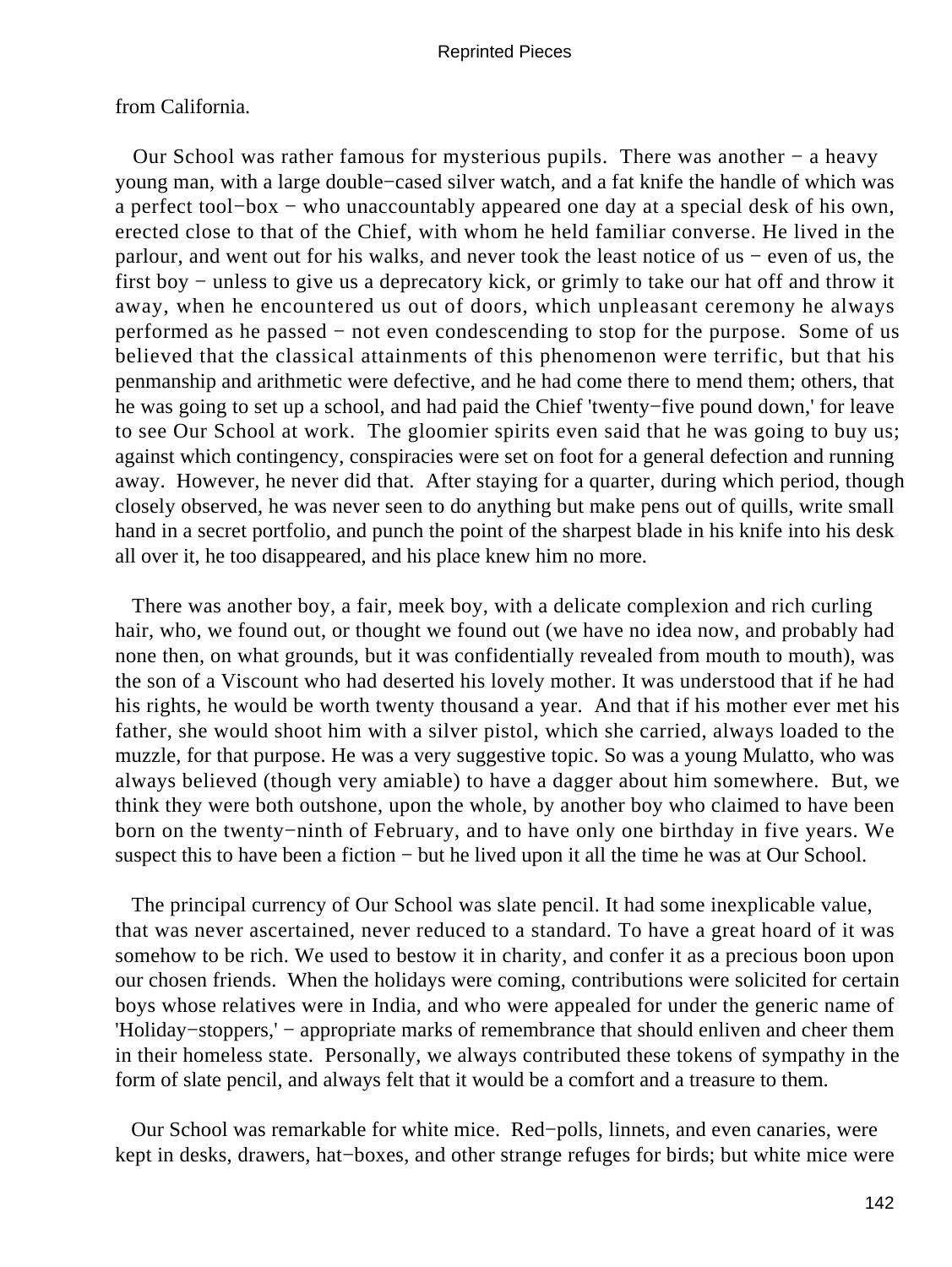from California.

Our School was rather famous for mysterious pupils. There was another − a heavy young man, with a large double−cased silver watch, and a fat knife the handle of which was a perfect tool−box − who unaccountably appeared one day at a special desk of his own, erected close to that of the Chief, with whom he held familiar converse. He lived in the parlour, and went out for his walks, and never took the least notice of us − even of us, the first boy − unless to give us a deprecatory kick, or grimly to take our hat off and throw it away, when he encountered us out of doors, which unpleasant ceremony he always performed as he passed − not even condescending to stop for the purpose. Some of us believed that the classical attainments of this phenomenon were terrific, but that his penmanship and arithmetic were defective, and he had come there to mend them; others, that he was going to set up a school, and had paid the Chief 'twenty−five pound down,' for leave to see Our School at work. The gloomier spirits even said that he was going to buy us; against which contingency, conspiracies were set on foot for a general defection and running away. However, he never did that. After staying for a quarter, during which period, though closely observed, he was never seen to do anything but make pens out of quills, write small hand in a secret portfolio, and punch the point of the sharpest blade in his knife into his desk all over it, he too disappeared, and his place knew him no more.

There was another boy, a fair, meek boy, with a delicate complexion and rich curling hair, who, we found out, or thought we found out (we have no idea now, and probably had none then, on what grounds, but it was confidentially revealed from mouth to mouth), was the son of a Viscount who had deserted his lovely mother. It was understood that if he had his rights, he would be worth twenty thousand a year. And that if his mother ever met his father, she would shoot him with a silver pistol, which she carried, always loaded to the muzzle, for that purpose. He was a very suggestive topic. So was a young Mulatto, who was always believed (though very amiable) to have a dagger about him somewhere. But, we think they were both outshone, upon the whole, by another boy who claimed to have been born on the twenty−ninth of February, and to have only one birthday in five years. We suspect this to have been a fiction − but he lived upon it all the time he was at Our School.

The principal currency of Our School was slate pencil. It had some inexplicable value, that was never ascertained, never reduced to a standard. To have a great hoard of it was somehow to be rich. We used to bestow it in charity, and confer it as a precious boon upon our chosen friends. When the holidays were coming, contributions were solicited for certain boys whose relatives were in India, and who were appealed for under the generic name of 'Holiday−stoppers,' − appropriate marks of remembrance that should enliven and cheer them in their homeless state. Personally, we always contributed these tokens of sympathy in the form of slate pencil, and always felt that it would be a comfort and a treasure to them.

Our School was remarkable for white mice. Red−polls, linnets, and even canaries, were kept in desks, drawers, hat−boxes, and other strange refuges for birds; but white mice were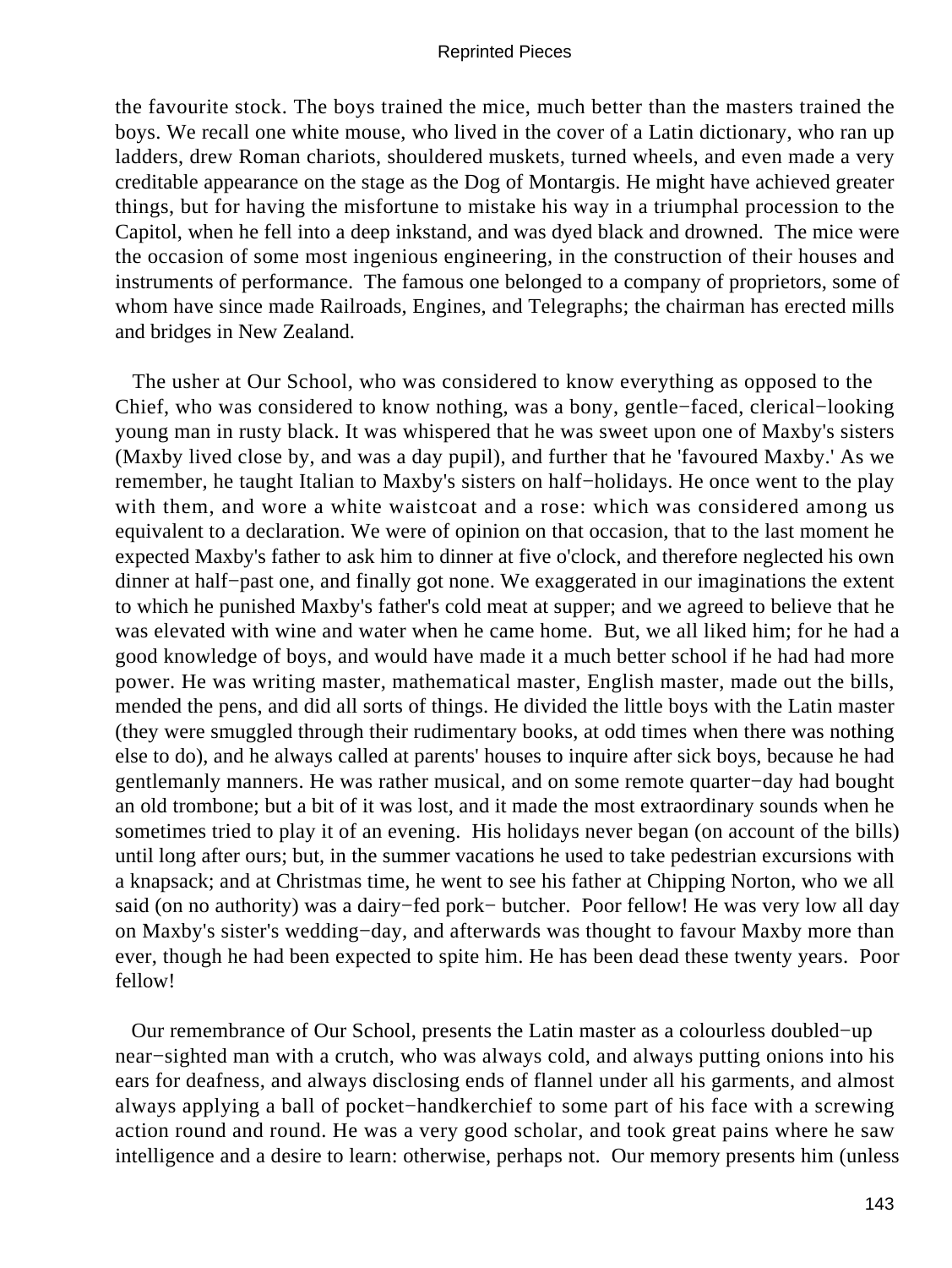the favourite stock. The boys trained the mice, much better than the masters trained the boys. We recall one white mouse, who lived in the cover of a Latin dictionary, who ran up ladders, drew Roman chariots, shouldered muskets, turned wheels, and even made a very creditable appearance on the stage as the Dog of Montargis. He might have achieved greater things, but for having the misfortune to mistake his way in a triumphal procession to the Capitol, when he fell into a deep inkstand, and was dyed black and drowned. The mice were the occasion of some most ingenious engineering, in the construction of their houses and instruments of performance. The famous one belonged to a company of proprietors, some of whom have since made Railroads, Engines, and Telegraphs; the chairman has erected mills and bridges in New Zealand.

The usher at Our School, who was considered to know everything as opposed to the Chief, who was considered to know nothing, was a bony, gentle−faced, clerical−looking young man in rusty black. It was whispered that he was sweet upon one of Maxby's sisters (Maxby lived close by, and was a day pupil), and further that he 'favoured Maxby.' As we remember, he taught Italian to Maxby's sisters on half−holidays. He once went to the play with them, and wore a white waistcoat and a rose: which was considered among us equivalent to a declaration. We were of opinion on that occasion, that to the last moment he expected Maxby's father to ask him to dinner at five o'clock, and therefore neglected his own dinner at half−past one, and finally got none. We exaggerated in our imaginations the extent to which he punished Maxby's father's cold meat at supper; and we agreed to believe that he was elevated with wine and water when he came home. But, we all liked him; for he had a good knowledge of boys, and would have made it a much better school if he had had more power. He was writing master, mathematical master, English master, made out the bills, mended the pens, and did all sorts of things. He divided the little boys with the Latin master (they were smuggled through their rudimentary books, at odd times when there was nothing else to do), and he always called at parents' houses to inquire after sick boys, because he had gentlemanly manners. He was rather musical, and on some remote quarter−day had bought an old trombone; but a bit of it was lost, and it made the most extraordinary sounds when he sometimes tried to play it of an evening. His holidays never began (on account of the bills) until long after ours; but, in the summer vacations he used to take pedestrian excursions with a knapsack; and at Christmas time, he went to see his father at Chipping Norton, who we all said (on no authority) was a dairy−fed pork− butcher. Poor fellow! He was very low all day on Maxby's sister's wedding−day, and afterwards was thought to favour Maxby more than ever, though he had been expected to spite him. He has been dead these twenty years. Poor fellow!

Our remembrance of Our School, presents the Latin master as a colourless doubled−up near−sighted man with a crutch, who was always cold, and always putting onions into his ears for deafness, and always disclosing ends of flannel under all his garments, and almost always applying a ball of pocket−handkerchief to some part of his face with a screwing action round and round. He was a very good scholar, and took great pains where he saw intelligence and a desire to learn: otherwise, perhaps not. Our memory presents him (unless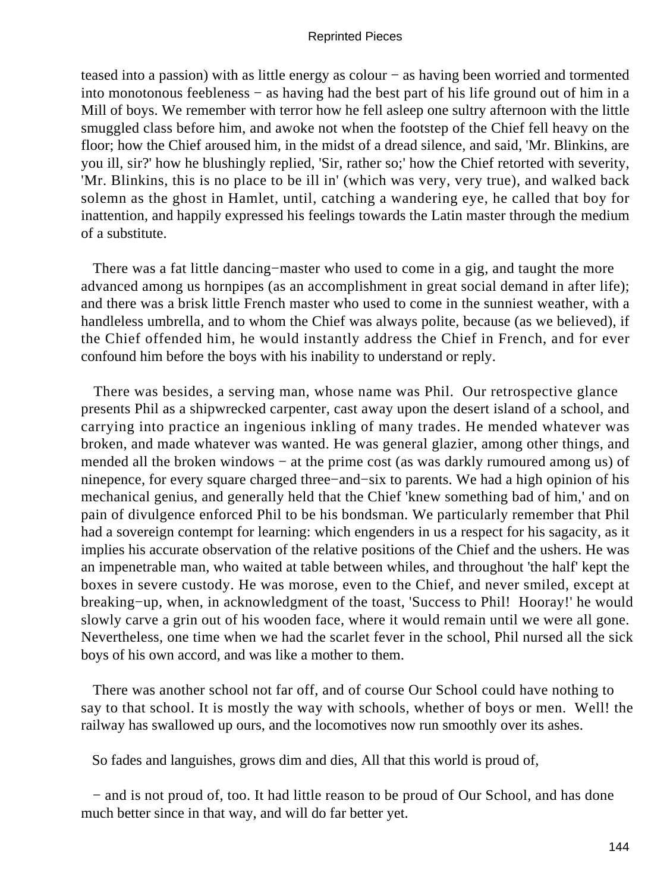teased into a passion) with as little energy as colour − as having been worried and tormented into monotonous feebleness − as having had the best part of his life ground out of him in a Mill of boys. We remember with terror how he fell asleep one sultry afternoon with the little smuggled class before him, and awoke not when the footstep of the Chief fell heavy on the floor; how the Chief aroused him, in the midst of a dread silence, and said, 'Mr. Blinkins, are you ill, sir?' how he blushingly replied, 'Sir, rather so;' how the Chief retorted with severity, 'Mr. Blinkins, this is no place to be ill in' (which was very, very true), and walked back solemn as the ghost in Hamlet, until, catching a wandering eye, he called that boy for inattention, and happily expressed his feelings towards the Latin master through the medium of a substitute.

There was a fat little dancing−master who used to come in a gig, and taught the more advanced among us hornpipes (as an accomplishment in great social demand in after life); and there was a brisk little French master who used to come in the sunniest weather, with a handleless umbrella, and to whom the Chief was always polite, because (as we believed), if the Chief offended him, he would instantly address the Chief in French, and for ever confound him before the boys with his inability to understand or reply.

There was besides, a serving man, whose name was Phil. Our retrospective glance presents Phil as a shipwrecked carpenter, cast away upon the desert island of a school, and carrying into practice an ingenious inkling of many trades. He mended whatever was broken, and made whatever was wanted. He was general glazier, among other things, and mended all the broken windows − at the prime cost (as was darkly rumoured among us) of ninepence, for every square charged three−and−six to parents. We had a high opinion of his mechanical genius, and generally held that the Chief 'knew something bad of him,' and on pain of divulgence enforced Phil to be his bondsman. We particularly remember that Phil had a sovereign contempt for learning: which engenders in us a respect for his sagacity, as it implies his accurate observation of the relative positions of the Chief and the ushers. He was an impenetrable man, who waited at table between whiles, and throughout 'the half' kept the boxes in severe custody. He was morose, even to the Chief, and never smiled, except at breaking−up, when, in acknowledgment of the toast, 'Success to Phil! Hooray!' he would slowly carve a grin out of his wooden face, where it would remain until we were all gone. Nevertheless, one time when we had the scarlet fever in the school, Phil nursed all the sick boys of his own accord, and was like a mother to them.

There was another school not far off, and of course Our School could have nothing to say to that school. It is mostly the way with schools, whether of boys or men. Well! the railway has swallowed up ours, and the locomotives now run smoothly over its ashes.

So fades and languishes, grows dim and dies, All that this world is proud of,

− and is not proud of, too. It had little reason to be proud of Our School, and has done much better since in that way, and will do far better yet.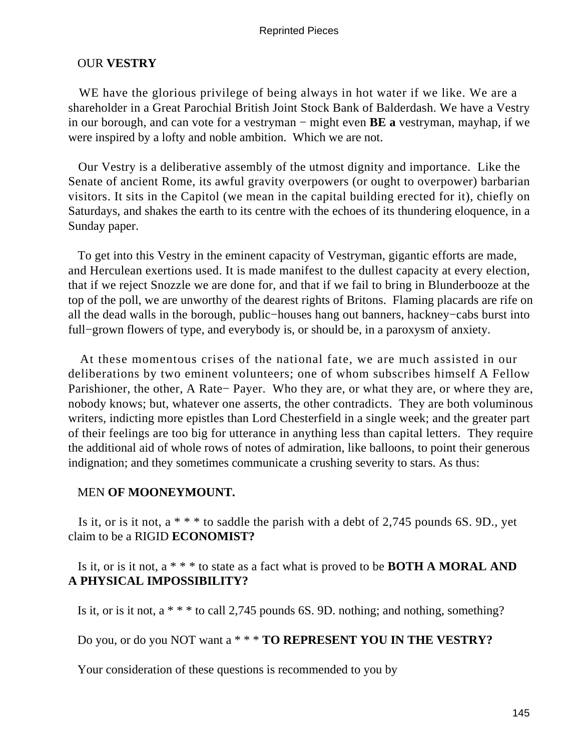## OUR **VESTRY**

WE have the glorious privilege of being always in hot water if we like. We are a shareholder in a Great Parochial British Joint Stock Bank of Balderdash. We have a Vestry in our borough, and can vote for a vestryman − might even **BE a** vestryman, mayhap, if we were inspired by a lofty and noble ambition. Which we are not.

Our Vestry is a deliberative assembly of the utmost dignity and importance. Like the Senate of ancient Rome, its awful gravity overpowers (or ought to overpower) barbarian visitors. It sits in the Capitol (we mean in the capital building erected for it), chiefly on Saturdays, and shakes the earth to its centre with the echoes of its thundering eloquence, in a Sunday paper.

To get into this Vestry in the eminent capacity of Vestryman, gigantic efforts are made, and Herculean exertions used. It is made manifest to the dullest capacity at every election, that if we reject Snozzle we are done for, and that if we fail to bring in Blunderbooze at the top of the poll, we are unworthy of the dearest rights of Britons. Flaming placards are rife on all the dead walls in the borough, public−houses hang out banners, hackney−cabs burst into full−grown flowers of type, and everybody is, or should be, in a paroxysm of anxiety.

At these momentous crises of the national fate, we are much assisted in our deliberations by two eminent volunteers; one of whom subscribes himself A Fellow Parishioner, the other, A Rate− Payer. Who they are, or what they are, or where they are, nobody knows; but, whatever one asserts, the other contradicts. They are both voluminous writers, indicting more epistles than Lord Chesterfield in a single week; and the greater part of their feelings are too big for utterance in anything less than capital letters. They require the additional aid of whole rows of notes of admiration, like balloons, to point their generous indignation; and they sometimes communicate a crushing severity to stars. As thus:

MEN **OF MOONEYMOUNT.**

Is it, or is it not, a * * * to saddle the parish with a debt of 2,745 pounds 6S. 9D., yet claim to be a RIGID **ECONOMIST?**

Is it, or is it not, a * * * to state as a fact what is proved to be **BOTH A MORAL AND A PHYSICAL IMPOSSIBILITY?**

Is it, or is it not, a * * * to call 2,745 pounds 6S. 9D. nothing; and nothing, something?

Do you, or do you NOT want a * * * **TO REPRESENT YOU IN THE VESTRY?**

Your consideration of these questions is recommended to you by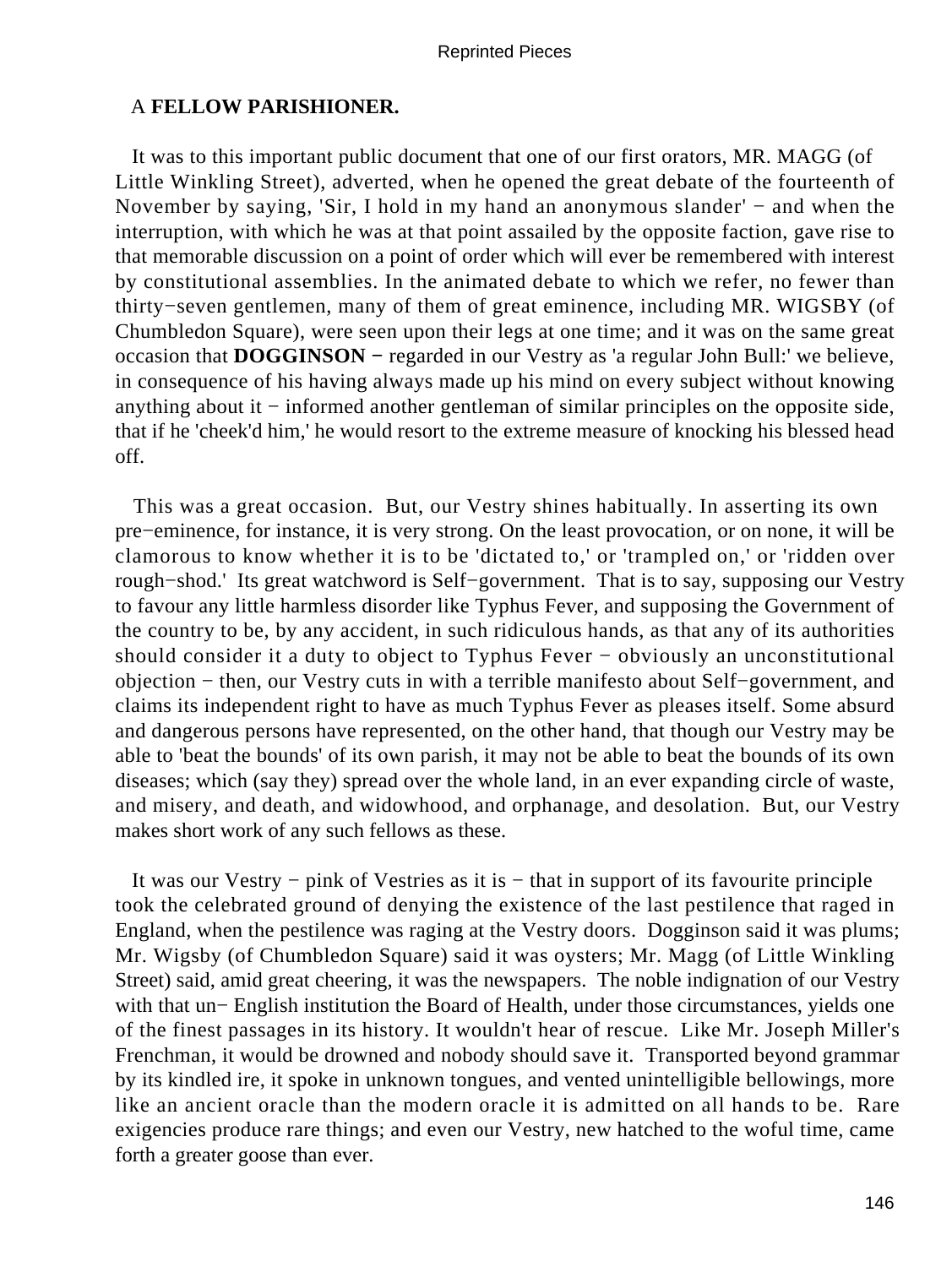A **FELLOW PARISHIONER.**

It was to this important public document that one of our first orators, MR. MAGG (of Little Winkling Street), adverted, when he opened the great debate of the fourteenth of November by saying, 'Sir, I hold in my hand an anonymous slander' − and when the interruption, with which he was at that point assailed by the opposite faction, gave rise to that memorable discussion on a point of order which will ever be remembered with interest by constitutional assemblies. In the animated debate to which we refer, no fewer than thirty−seven gentlemen, many of them of great eminence, including MR. WIGSBY (of Chumbledon Square), were seen upon their legs at one time; and it was on the same great occasion that **DOGGINSON** − regarded in our Vestry as 'a regular John Bull:' we believe, in consequence of his having always made up his mind on every subject without knowing anything about it − informed another gentleman of similar principles on the opposite side, that if he 'cheek'd him,' he would resort to the extreme measure of knocking his blessed head off.

This was a great occasion. But, our Vestry shines habitually. In asserting its own pre−eminence, for instance, it is very strong. On the least provocation, or on none, it will be clamorous to know whether it is to be 'dictated to,' or 'trampled on,' or 'ridden over rough−shod.' Its great watchword is Self−government. That is to say, supposing our Vestry to favour any little harmless disorder like Typhus Fever, and supposing the Government of the country to be, by any accident, in such ridiculous hands, as that any of its authorities should consider it a duty to object to Typhus Fever − obviously an unconstitutional objection − then, our Vestry cuts in with a terrible manifesto about Self−government, and claims its independent right to have as much Typhus Fever as pleases itself. Some absurd and dangerous persons have represented, on the other hand, that though our Vestry may be able to 'beat the bounds' of its own parish, it may not be able to beat the bounds of its own diseases; which (say they) spread over the whole land, in an ever expanding circle of waste, and misery, and death, and widowhood, and orphanage, and desolation. But, our Vestry makes short work of any such fellows as these.

It was our Vestry − pink of Vestries as it is − that in support of its favourite principle took the celebrated ground of denying the existence of the last pestilence that raged in England, when the pestilence was raging at the Vestry doors. Dogginson said it was plums; Mr. Wigsby (of Chumbledon Square) said it was oysters; Mr. Magg (of Little Winkling Street) said, amid great cheering, it was the newspapers. The noble indignation of our Vestry with that un− English institution the Board of Health, under those circumstances, yields one of the finest passages in its history. It wouldn't hear of rescue. Like Mr. Joseph Miller's Frenchman, it would be drowned and nobody should save it. Transported beyond grammar by its kindled ire, it spoke in unknown tongues, and vented unintelligible bellowings, more like an ancient oracle than the modern oracle it is admitted on all hands to be. Rare exigencies produce rare things; and even our Vestry, new hatched to the woful time, came forth a greater goose than ever.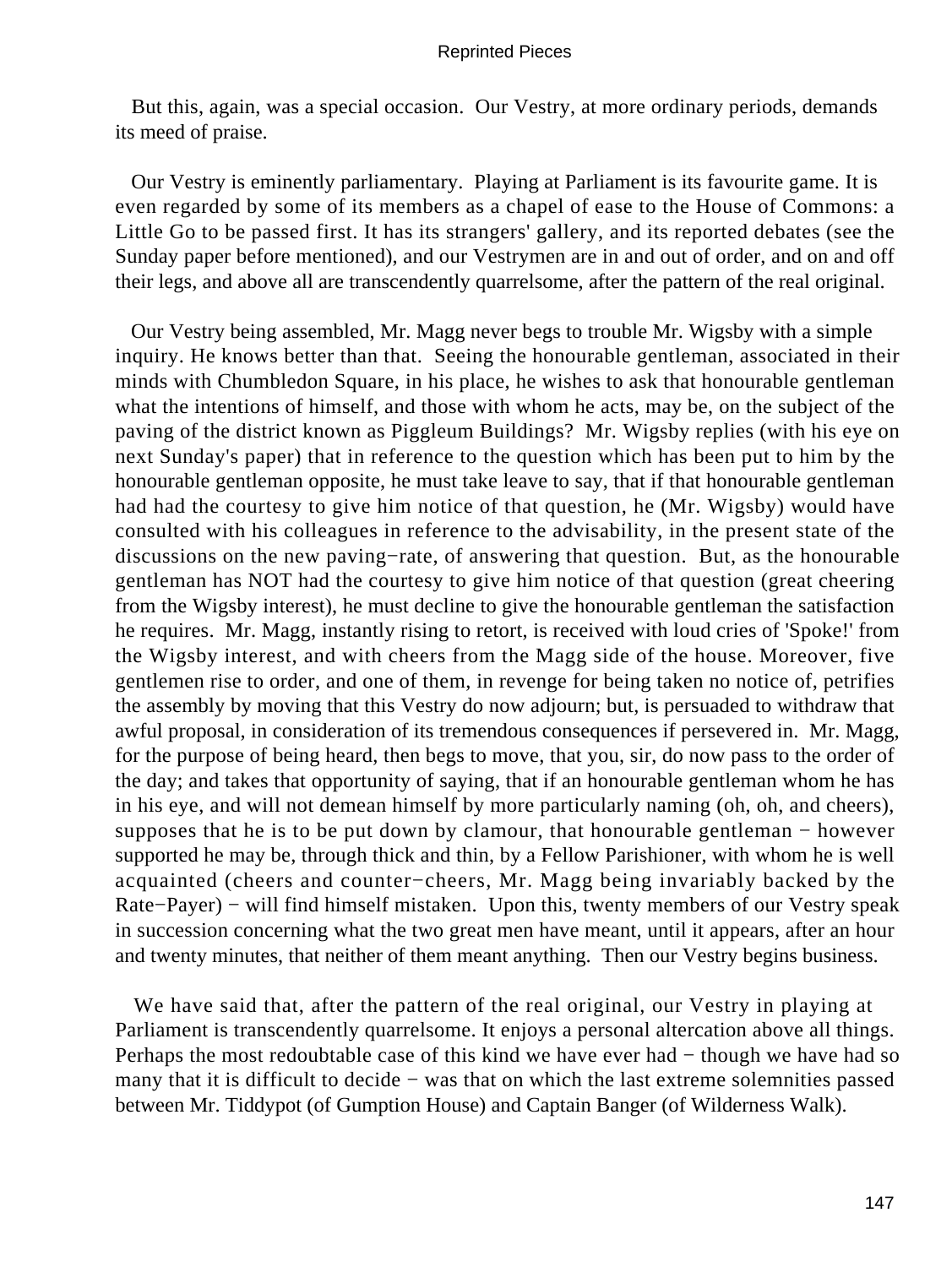But this, again, was a special occasion. Our Vestry, at more ordinary periods, demands its meed of praise.

Our Vestry is eminently parliamentary. Playing at Parliament is its favourite game. It is even regarded by some of its members as a chapel of ease to the House of Commons: a Little Go to be passed first. It has its strangers' gallery, and its reported debates (see the Sunday paper before mentioned), and our Vestrymen are in and out of order, and on and off their legs, and above all are transcendently quarrelsome, after the pattern of the real original.

Our Vestry being assembled, Mr. Magg never begs to trouble Mr. Wigsby with a simple inquiry. He knows better than that. Seeing the honourable gentleman, associated in their minds with Chumbledon Square, in his place, he wishes to ask that honourable gentleman what the intentions of himself, and those with whom he acts, may be, on the subject of the paving of the district known as Piggleum Buildings? Mr. Wigsby replies (with his eye on next Sunday's paper) that in reference to the question which has been put to him by the honourable gentleman opposite, he must take leave to say, that if that honourable gentleman had had the courtesy to give him notice of that question, he (Mr. Wigsby) would have consulted with his colleagues in reference to the advisability, in the present state of the discussions on the new paving−rate, of answering that question. But, as the honourable gentleman has NOT had the courtesy to give him notice of that question (great cheering from the Wigsby interest), he must decline to give the honourable gentleman the satisfaction he requires. Mr. Magg, instantly rising to retort, is received with loud cries of 'Spoke!' from the Wigsby interest, and with cheers from the Magg side of the house. Moreover, five gentlemen rise to order, and one of them, in revenge for being taken no notice of, petrifies the assembly by moving that this Vestry do now adjourn; but, is persuaded to withdraw that awful proposal, in consideration of its tremendous consequences if persevered in. Mr. Magg, for the purpose of being heard, then begs to move, that you, sir, do now pass to the order of the day; and takes that opportunity of saying, that if an honourable gentleman whom he has in his eye, and will not demean himself by more particularly naming (oh, oh, and cheers), supposes that he is to be put down by clamour, that honourable gentleman − however supported he may be, through thick and thin, by a Fellow Parishioner, with whom he is well acquainted (cheers and counter−cheers, Mr. Magg being invariably backed by the Rate−Payer) − will find himself mistaken. Upon this, twenty members of our Vestry speak in succession concerning what the two great men have meant, until it appears, after an hour and twenty minutes, that neither of them meant anything. Then our Vestry begins business.

We have said that, after the pattern of the real original, our Vestry in playing at Parliament is transcendently quarrelsome. It enjoys a personal altercation above all things. Perhaps the most redoubtable case of this kind we have ever had − though we have had so many that it is difficult to decide − was that on which the last extreme solemnities passed between Mr. Tiddypot (of Gumption House) and Captain Banger (of Wilderness Walk).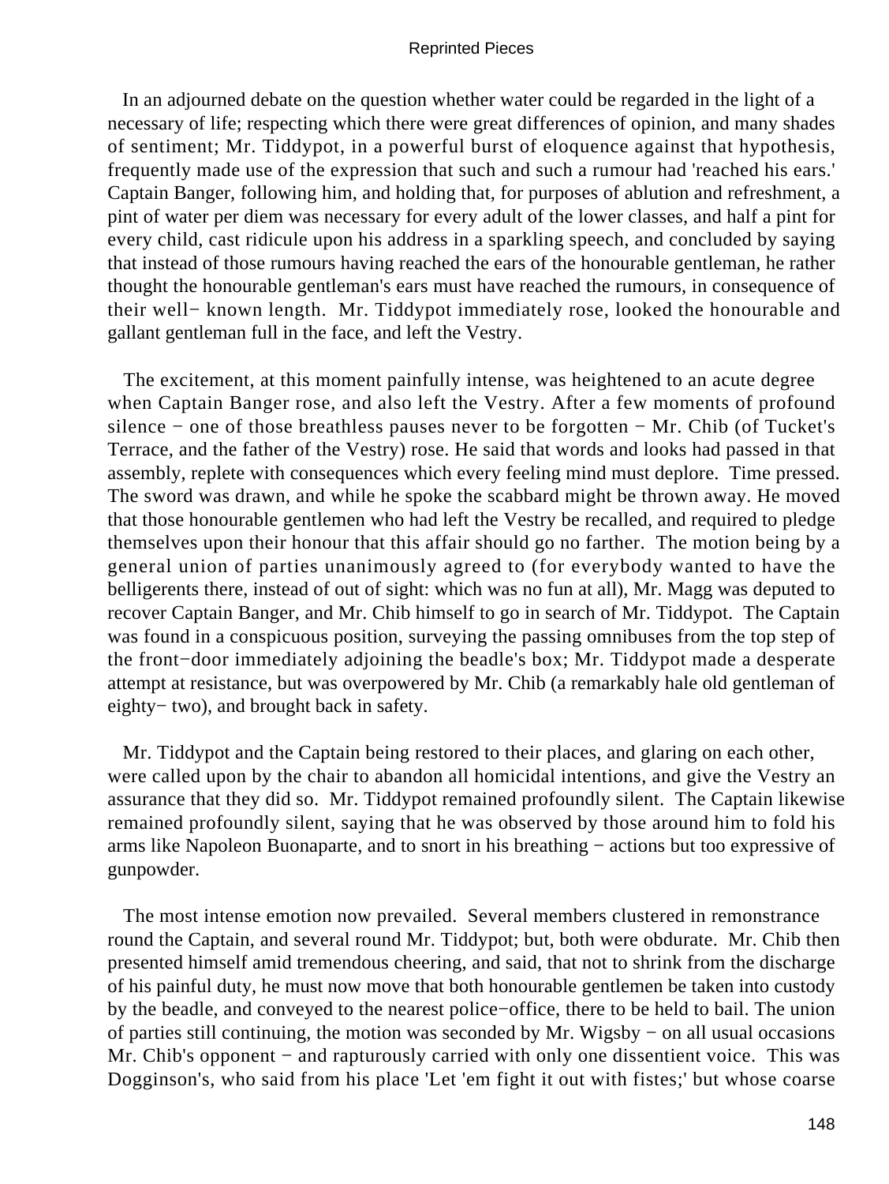In an adjourned debate on the question whether water could be regarded in the light of a necessary of life; respecting which there were great differences of opinion, and many shades of sentiment; Mr. Tiddypot, in a powerful burst of eloquence against that hypothesis, frequently made use of the expression that such and such a rumour had 'reached his ears.' Captain Banger, following him, and holding that, for purposes of ablution and refreshment, a pint of water per diem was necessary for every adult of the lower classes, and half a pint for every child, cast ridicule upon his address in a sparkling speech, and concluded by saying that instead of those rumours having reached the ears of the honourable gentleman, he rather thought the honourable gentleman's ears must have reached the rumours, in consequence of their well− known length. Mr. Tiddypot immediately rose, looked the honourable and gallant gentleman full in the face, and left the Vestry.

The excitement, at this moment painfully intense, was heightened to an acute degree when Captain Banger rose, and also left the Vestry. After a few moments of profound silence − one of those breathless pauses never to be forgotten − Mr. Chib (of Tucket's Terrace, and the father of the Vestry) rose. He said that words and looks had passed in that assembly, replete with consequences which every feeling mind must deplore. Time pressed. The sword was drawn, and while he spoke the scabbard might be thrown away. He moved that those honourable gentlemen who had left the Vestry be recalled, and required to pledge themselves upon their honour that this affair should go no farther. The motion being by a general union of parties unanimously agreed to (for everybody wanted to have the belligerents there, instead of out of sight: which was no fun at all), Mr. Magg was deputed to recover Captain Banger, and Mr. Chib himself to go in search of Mr. Tiddypot. The Captain was found in a conspicuous position, surveying the passing omnibuses from the top step of the front−door immediately adjoining the beadle's box; Mr. Tiddypot made a desperate attempt at resistance, but was overpowered by Mr. Chib (a remarkably hale old gentleman of eighty− two), and brought back in safety.

Mr. Tiddypot and the Captain being restored to their places, and glaring on each other, were called upon by the chair to abandon all homicidal intentions, and give the Vestry an assurance that they did so. Mr. Tiddypot remained profoundly silent. The Captain likewise remained profoundly silent, saying that he was observed by those around him to fold his arms like Napoleon Buonaparte, and to snort in his breathing − actions but too expressive of gunpowder.

The most intense emotion now prevailed. Several members clustered in remonstrance round the Captain, and several round Mr. Tiddypot; but, both were obdurate. Mr. Chib then presented himself amid tremendous cheering, and said, that not to shrink from the discharge of his painful duty, he must now move that both honourable gentlemen be taken into custody by the beadle, and conveyed to the nearest police−office, there to be held to bail. The union of parties still continuing, the motion was seconded by Mr. Wigsby − on all usual occasions Mr. Chib's opponent − and rapturously carried with only one dissentient voice. This was Dogginson's, who said from his place 'Let 'em fight it out with fistes;' but whose coarse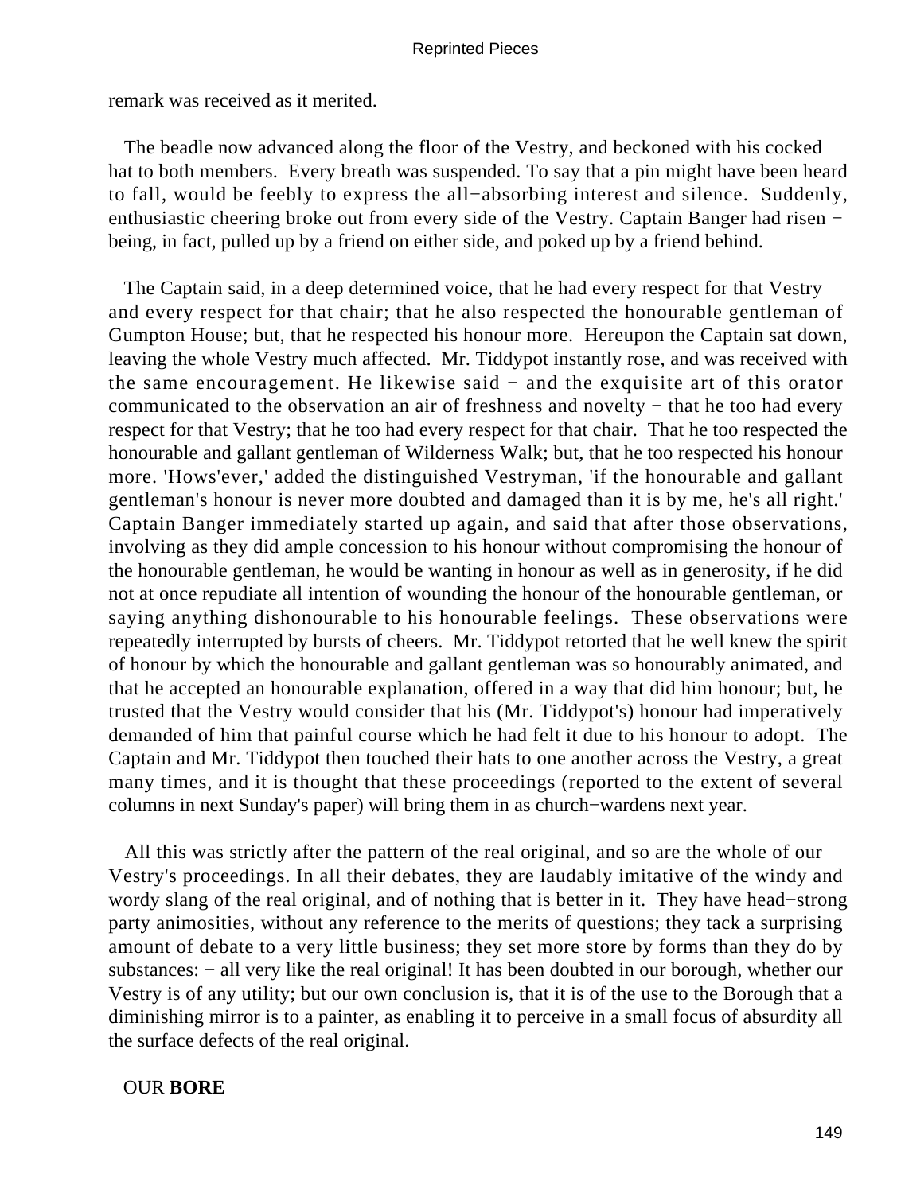remark was received as it merited.

The beadle now advanced along the floor of the Vestry, and beckoned with his cocked hat to both members. Every breath was suspended. To say that a pin might have been heard to fall, would be feebly to express the all−absorbing interest and silence. Suddenly, enthusiastic cheering broke out from every side of the Vestry. Captain Banger had risen − being, in fact, pulled up by a friend on either side, and poked up by a friend behind.

The Captain said, in a deep determined voice, that he had every respect for that Vestry and every respect for that chair; that he also respected the honourable gentleman of Gumpton House; but, that he respected his honour more. Hereupon the Captain sat down, leaving the whole Vestry much affected. Mr. Tiddypot instantly rose, and was received with the same encouragement. He likewise said − and the exquisite art of this orator communicated to the observation an air of freshness and novelty − that he too had every respect for that Vestry; that he too had every respect for that chair. That he too respected the honourable and gallant gentleman of Wilderness Walk; but, that he too respected his honour more. 'Hows'ever,' added the distinguished Vestryman, 'if the honourable and gallant gentleman's honour is never more doubted and damaged than it is by me, he's all right.' Captain Banger immediately started up again, and said that after those observations, involving as they did ample concession to his honour without compromising the honour of the honourable gentleman, he would be wanting in honour as well as in generosity, if he did not at once repudiate all intention of wounding the honour of the honourable gentleman, or saying anything dishonourable to his honourable feelings. These observations were repeatedly interrupted by bursts of cheers. Mr. Tiddypot retorted that he well knew the spirit of honour by which the honourable and gallant gentleman was so honourably animated, and that he accepted an honourable explanation, offered in a way that did him honour; but, he trusted that the Vestry would consider that his (Mr. Tiddypot's) honour had imperatively demanded of him that painful course which he had felt it due to his honour to adopt. The Captain and Mr. Tiddypot then touched their hats to one another across the Vestry, a great many times, and it is thought that these proceedings (reported to the extent of several columns in next Sunday's paper) will bring them in as church−wardens next year.

All this was strictly after the pattern of the real original, and so are the whole of our Vestry's proceedings. In all their debates, they are laudably imitative of the windy and wordy slang of the real original, and of nothing that is better in it. They have head−strong party animosities, without any reference to the merits of questions; they tack a surprising amount of debate to a very little business; they set more store by forms than they do by substances: − all very like the real original! It has been doubted in our borough, whether our Vestry is of any utility; but our own conclusion is, that it is of the use to the Borough that a diminishing mirror is to a painter, as enabling it to perceive in a small focus of absurdity all the surface defects of the real original.

## OUR **BORE**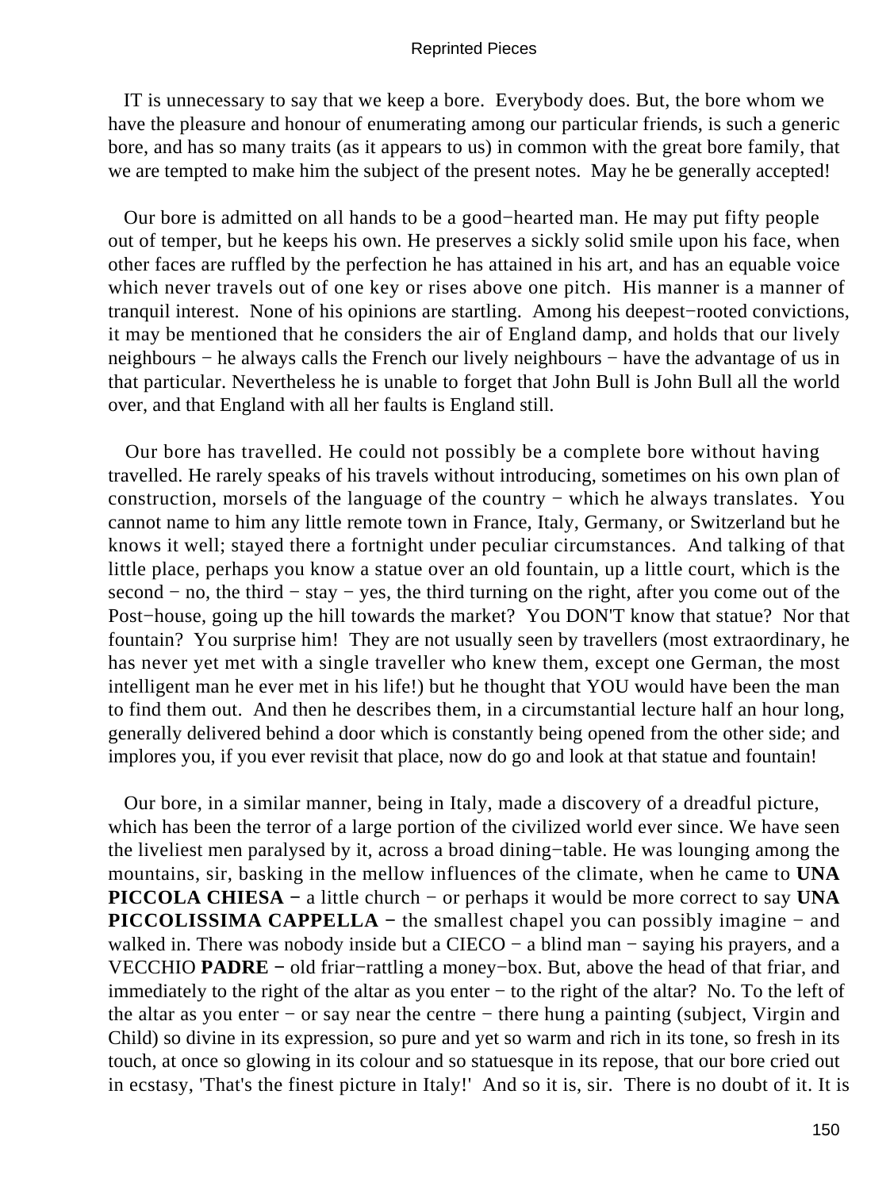IT is unnecessary to say that we keep a bore. Everybody does. But, the bore whom we have the pleasure and honour of enumerating among our particular friends, is such a generic bore, and has so many traits (as it appears to us) in common with the great bore family, that we are tempted to make him the subject of the present notes. May he be generally accepted!

Our bore is admitted on all hands to be a good−hearted man. He may put fifty people out of temper, but he keeps his own. He preserves a sickly solid smile upon his face, when other faces are ruffled by the perfection he has attained in his art, and has an equable voice which never travels out of one key or rises above one pitch. His manner is a manner of tranquil interest. None of his opinions are startling. Among his deepest−rooted convictions, it may be mentioned that he considers the air of England damp, and holds that our lively neighbours − he always calls the French our lively neighbours − have the advantage of us in that particular. Nevertheless he is unable to forget that John Bull is John Bull all the world over, and that England with all her faults is England still.

Our bore has travelled. He could not possibly be a complete bore without having travelled. He rarely speaks of his travels without introducing, sometimes on his own plan of construction, morsels of the language of the country − which he always translates. You cannot name to him any little remote town in France, Italy, Germany, or Switzerland but he knows it well; stayed there a fortnight under peculiar circumstances. And talking of that little place, perhaps you know a statue over an old fountain, up a little court, which is the second − no, the third − stay − yes, the third turning on the right, after you come out of the Post−house, going up the hill towards the market? You DON'T know that statue? Nor that fountain? You surprise him! They are not usually seen by travellers (most extraordinary, he has never yet met with a single traveller who knew them, except one German, the most intelligent man he ever met in his life!) but he thought that YOU would have been the man to find them out. And then he describes them, in a circumstantial lecture half an hour long, generally delivered behind a door which is constantly being opened from the other side; and implores you, if you ever revisit that place, now do go and look at that statue and fountain!

Our bore, in a similar manner, being in Italy, made a discovery of a dreadful picture, which has been the terror of a large portion of the civilized world ever since. We have seen the liveliest men paralysed by it, across a broad dining−table. He was lounging among the mountains, sir, basking in the mellow influences of the climate, when he came to **UNA PICCOLA CHIESA** − a little church − or perhaps it would be more correct to say **UNA PICCOLISSIMA CAPPELLA** − the smallest chapel you can possibly imagine − and walked in. There was nobody inside but a CIECO − a blind man − saying his prayers, and a VECCHIO **PADRE** − old friar−rattling a money−box. But, above the head of that friar, and immediately to the right of the altar as you enter − to the right of the altar? No. To the left of the altar as you enter − or say near the centre − there hung a painting (subject, Virgin and Child) so divine in its expression, so pure and yet so warm and rich in its tone, so fresh in its touch, at once so glowing in its colour and so statuesque in its repose, that our bore cried out in ecstasy, 'That's the finest picture in Italy!' And so it is, sir. There is no doubt of it. It is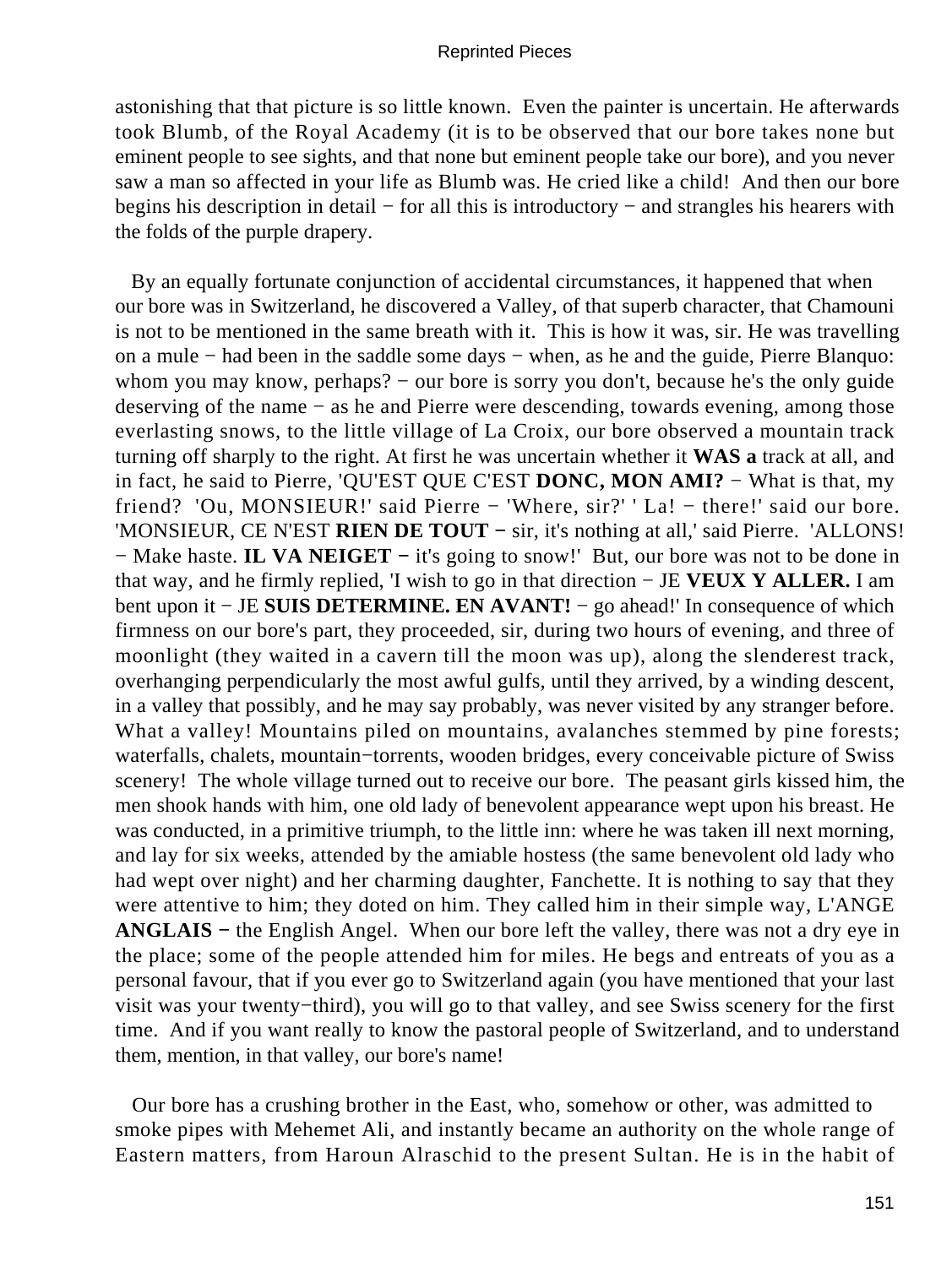astonishing that that picture is so little known. Even the painter is uncertain. He afterwards took Blumb, of the Royal Academy (it is to be observed that our bore takes none but eminent people to see sights, and that none but eminent people take our bore), and you never saw a man so affected in your life as Blumb was. He cried like a child! And then our bore begins his description in detail − for all this is introductory − and strangles his hearers with the folds of the purple drapery.

By an equally fortunate conjunction of accidental circumstances, it happened that when our bore was in Switzerland, he discovered a Valley, of that superb character, that Chamouni is not to be mentioned in the same breath with it. This is how it was, sir. He was travelling on a mule − had been in the saddle some days − when, as he and the guide, Pierre Blanquo: whom you may know, perhaps? − our bore is sorry you don't, because he's the only guide deserving of the name − as he and Pierre were descending, towards evening, among those everlasting snows, to the little village of La Croix, our bore observed a mountain track turning off sharply to the right. At first he was uncertain whether it **WAS a** track at all, and in fact, he said to Pierre, 'QU'EST QUE C'EST **DONC, MON AMI?** − What is that, my friend? 'Ou, MONSIEUR!' said Pierre − 'Where, sir?' ' La! − there!' said our bore. 'MONSIEUR, CE N'EST **RIEN DE TOUT** − sir, it's nothing at all,' said Pierre. 'ALLONS! − Make haste. **IL VA NEIGET** − it's going to snow!' But, our bore was not to be done in that way, and he firmly replied, 'I wish to go in that direction − JE **VEUX Y ALLER.** I am bent upon it − JE **SUIS DETERMINE. EN AVANT!** − go ahead!' In consequence of which firmness on our bore's part, they proceeded, sir, during two hours of evening, and three of moonlight (they waited in a cavern till the moon was up), along the slenderest track, overhanging perpendicularly the most awful gulfs, until they arrived, by a winding descent, in a valley that possibly, and he may say probably, was never visited by any stranger before. What a valley! Mountains piled on mountains, avalanches stemmed by pine forests; waterfalls, chalets, mountain−torrents, wooden bridges, every conceivable picture of Swiss scenery! The whole village turned out to receive our bore. The peasant girls kissed him, the men shook hands with him, one old lady of benevolent appearance wept upon his breast. He was conducted, in a primitive triumph, to the little inn: where he was taken ill next morning, and lay for six weeks, attended by the amiable hostess (the same benevolent old lady who had wept over night) and her charming daughter, Fanchette. It is nothing to say that they were attentive to him; they doted on him. They called him in their simple way, L'ANGE **ANGLAIS** − the English Angel. When our bore left the valley, there was not a dry eye in the place; some of the people attended him for miles. He begs and entreats of you as a personal favour, that if you ever go to Switzerland again (you have mentioned that your last visit was your twenty−third), you will go to that valley, and see Swiss scenery for the first time. And if you want really to know the pastoral people of Switzerland, and to understand them, mention, in that valley, our bore's name!

Our bore has a crushing brother in the East, who, somehow or other, was admitted to smoke pipes with Mehemet Ali, and instantly became an authority on the whole range of Eastern matters, from Haroun Alraschid to the present Sultan. He is in the habit of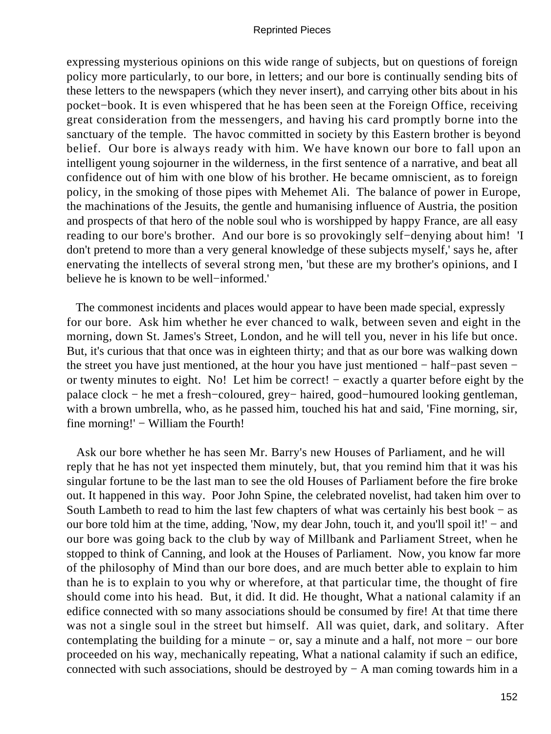expressing mysterious opinions on this wide range of subjects, but on questions of foreign policy more particularly, to our bore, in letters; and our bore is continually sending bits of these letters to the newspapers (which they never insert), and carrying other bits about in his pocket−book. It is even whispered that he has been seen at the Foreign Office, receiving great consideration from the messengers, and having his card promptly borne into the sanctuary of the temple. The havoc committed in society by this Eastern brother is beyond belief. Our bore is always ready with him. We have known our bore to fall upon an intelligent young sojourner in the wilderness, in the first sentence of a narrative, and beat all confidence out of him with one blow of his brother. He became omniscient, as to foreign policy, in the smoking of those pipes with Mehemet Ali. The balance of power in Europe, the machinations of the Jesuits, the gentle and humanising influence of Austria, the position and prospects of that hero of the noble soul who is worshipped by happy France, are all easy reading to our bore's brother. And our bore is so provokingly self−denying about him! 'I don't pretend to more than a very general knowledge of these subjects myself,' says he, after enervating the intellects of several strong men, 'but these are my brother's opinions, and I believe he is known to be well−informed.'

The commonest incidents and places would appear to have been made special, expressly for our bore. Ask him whether he ever chanced to walk, between seven and eight in the morning, down St. James's Street, London, and he will tell you, never in his life but once. But, it's curious that that once was in eighteen thirty; and that as our bore was walking down the street you have just mentioned, at the hour you have just mentioned − half−past seven − or twenty minutes to eight. No! Let him be correct! − exactly a quarter before eight by the palace clock − he met a fresh−coloured, grey− haired, good−humoured looking gentleman, with a brown umbrella, who, as he passed him, touched his hat and said, 'Fine morning, sir, fine morning!' − William the Fourth!

Ask our bore whether he has seen Mr. Barry's new Houses of Parliament, and he will reply that he has not yet inspected them minutely, but, that you remind him that it was his singular fortune to be the last man to see the old Houses of Parliament before the fire broke out. It happened in this way. Poor John Spine, the celebrated novelist, had taken him over to South Lambeth to read to him the last few chapters of what was certainly his best book − as our bore told him at the time, adding, 'Now, my dear John, touch it, and you'll spoil it!' − and our bore was going back to the club by way of Millbank and Parliament Street, when he stopped to think of Canning, and look at the Houses of Parliament. Now, you know far more of the philosophy of Mind than our bore does, and are much better able to explain to him than he is to explain to you why or wherefore, at that particular time, the thought of fire should come into his head. But, it did. It did. He thought, What a national calamity if an edifice connected with so many associations should be consumed by fire! At that time there was not a single soul in the street but himself. All was quiet, dark, and solitary. After contemplating the building for a minute − or, say a minute and a half, not more − our bore proceeded on his way, mechanically repeating, What a national calamity if such an edifice, connected with such associations, should be destroyed by − A man coming towards him in a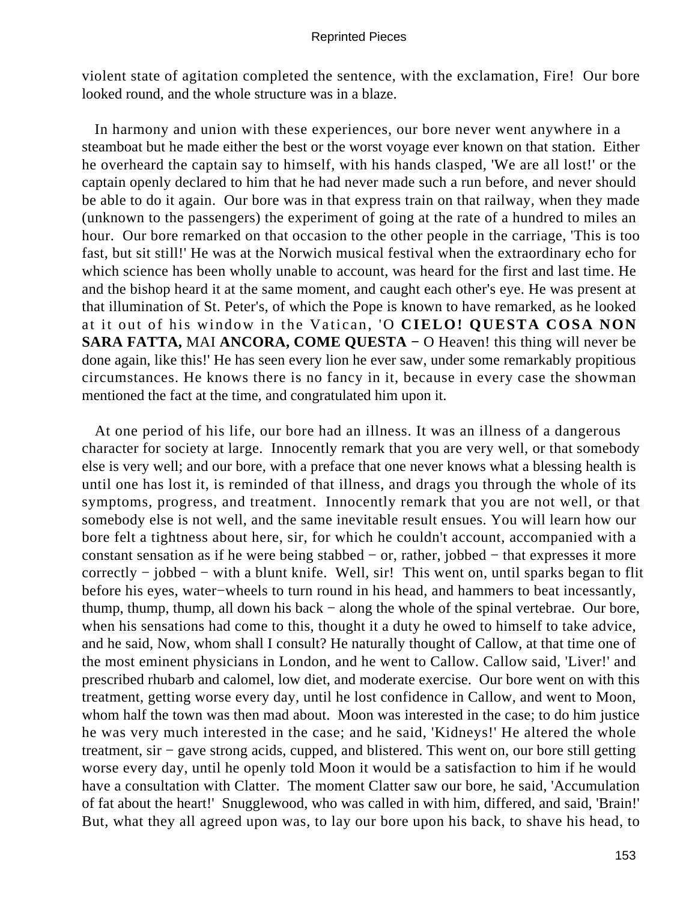violent state of agitation completed the sentence, with the exclamation, Fire! Our bore looked round, and the whole structure was in a blaze.

In harmony and union with these experiences, our bore never went anywhere in a steamboat but he made either the best or the worst voyage ever known on that station. Either he overheard the captain say to himself, with his hands clasped, 'We are all lost!' or the captain openly declared to him that he had never made such a run before, and never should be able to do it again. Our bore was in that express train on that railway, when they made (unknown to the passengers) the experiment of going at the rate of a hundred to miles an hour. Our bore remarked on that occasion to the other people in the carriage, 'This is too fast, but sit still!' He was at the Norwich musical festival when the extraordinary echo for which science has been wholly unable to account, was heard for the first and last time. He and the bishop heard it at the same moment, and caught each other's eye. He was present at that illumination of St. Peter's, of which the Pope is known to have remarked, as he looked at it out of his window in the Vatican, 'O **CIELO! QUESTA COSA NON SARA FATTA,** MAI **ANCORA, COME QUESTA** − O Heaven! this thing will never be done again, like this!' He has seen every lion he ever saw, under some remarkably propitious circumstances. He knows there is no fancy in it, because in every case the showman mentioned the fact at the time, and congratulated him upon it.

At one period of his life, our bore had an illness. It was an illness of a dangerous character for society at large. Innocently remark that you are very well, or that somebody else is very well; and our bore, with a preface that one never knows what a blessing health is until one has lost it, is reminded of that illness, and drags you through the whole of its symptoms, progress, and treatment. Innocently remark that you are not well, or that somebody else is not well, and the same inevitable result ensues. You will learn how our bore felt a tightness about here, sir, for which he couldn't account, accompanied with a constant sensation as if he were being stabbed − or, rather, jobbed − that expresses it more correctly − jobbed − with a blunt knife. Well, sir! This went on, until sparks began to flit before his eyes, water−wheels to turn round in his head, and hammers to beat incessantly, thump, thump, thump, all down his back − along the whole of the spinal vertebrae. Our bore, when his sensations had come to this, thought it a duty he owed to himself to take advice, and he said, Now, whom shall I consult? He naturally thought of Callow, at that time one of the most eminent physicians in London, and he went to Callow. Callow said, 'Liver!' and prescribed rhubarb and calomel, low diet, and moderate exercise. Our bore went on with this treatment, getting worse every day, until he lost confidence in Callow, and went to Moon, whom half the town was then mad about. Moon was interested in the case; to do him justice he was very much interested in the case; and he said, 'Kidneys!' He altered the whole treatment, sir − gave strong acids, cupped, and blistered. This went on, our bore still getting worse every day, until he openly told Moon it would be a satisfaction to him if he would have a consultation with Clatter. The moment Clatter saw our bore, he said, 'Accumulation of fat about the heart!' Snugglewood, who was called in with him, differed, and said, 'Brain!' But, what they all agreed upon was, to lay our bore upon his back, to shave his head, to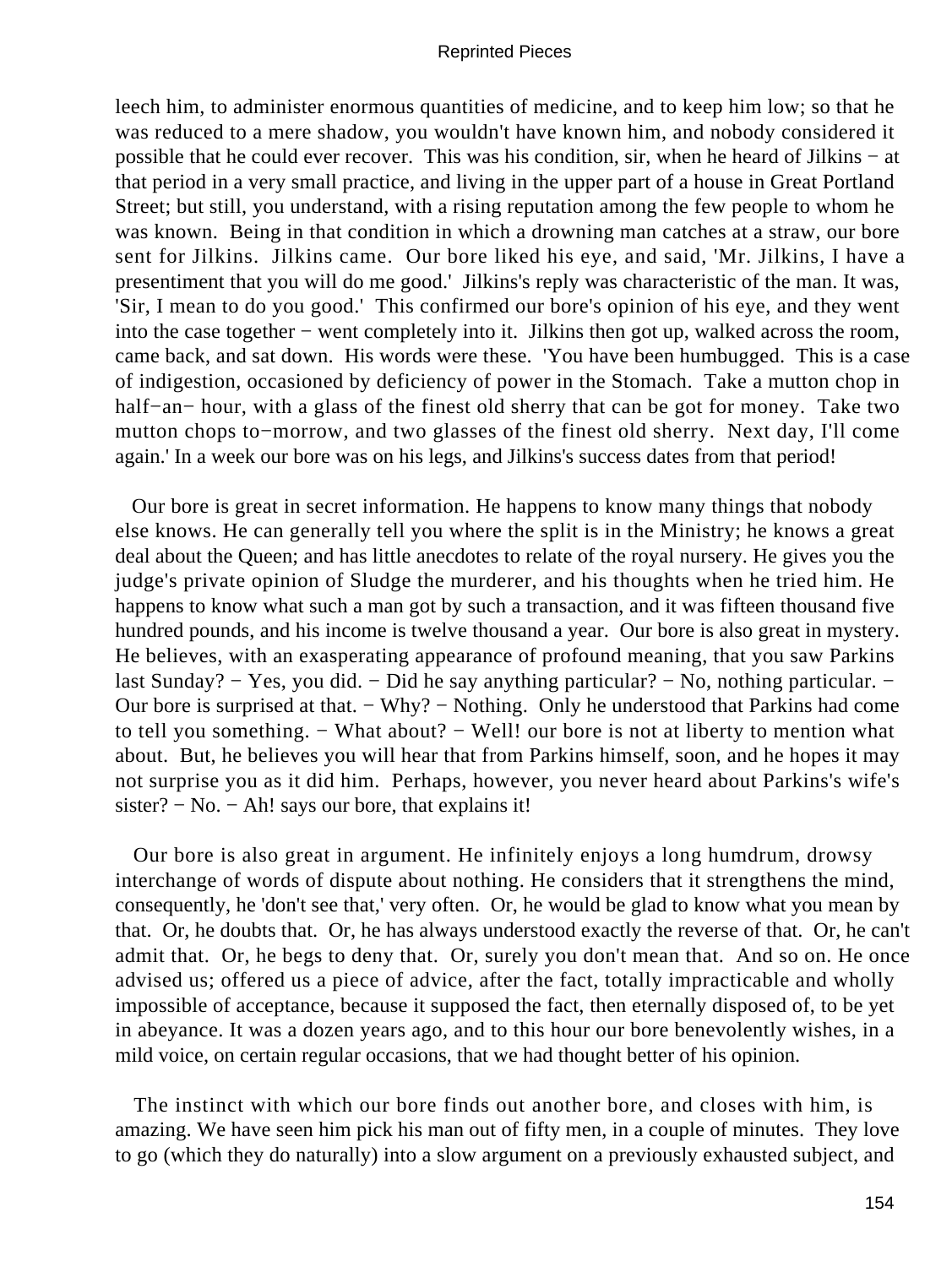leech him, to administer enormous quantities of medicine, and to keep him low; so that he was reduced to a mere shadow, you wouldn't have known him, and nobody considered it possible that he could ever recover. This was his condition, sir, when he heard of Jilkins − at that period in a very small practice, and living in the upper part of a house in Great Portland Street; but still, you understand, with a rising reputation among the few people to whom he was known. Being in that condition in which a drowning man catches at a straw, our bore sent for Jilkins. Jilkins came. Our bore liked his eye, and said, 'Mr. Jilkins, I have a presentiment that you will do me good.' Jilkins's reply was characteristic of the man. It was, 'Sir, I mean to do you good.' This confirmed our bore's opinion of his eye, and they went into the case together − went completely into it. Jilkins then got up, walked across the room, came back, and sat down. His words were these. 'You have been humbugged. This is a case of indigestion, occasioned by deficiency of power in the Stomach. Take a mutton chop in half−an− hour, with a glass of the finest old sherry that can be got for money. Take two mutton chops to−morrow, and two glasses of the finest old sherry. Next day, I'll come again.' In a week our bore was on his legs, and Jilkins's success dates from that period!

Our bore is great in secret information. He happens to know many things that nobody else knows. He can generally tell you where the split is in the Ministry; he knows a great deal about the Queen; and has little anecdotes to relate of the royal nursery. He gives you the judge's private opinion of Sludge the murderer, and his thoughts when he tried him. He happens to know what such a man got by such a transaction, and it was fifteen thousand five hundred pounds, and his income is twelve thousand a year. Our bore is also great in mystery. He believes, with an exasperating appearance of profound meaning, that you saw Parkins last Sunday? − Yes, you did. − Did he say anything particular? − No, nothing particular. − Our bore is surprised at that. − Why? − Nothing. Only he understood that Parkins had come to tell you something. − What about? − Well! our bore is not at liberty to mention what about. But, he believes you will hear that from Parkins himself, soon, and he hopes it may not surprise you as it did him. Perhaps, however, you never heard about Parkins's wife's sister? − No. − Ah! says our bore, that explains it!

Our bore is also great in argument. He infinitely enjoys a long humdrum, drowsy interchange of words of dispute about nothing. He considers that it strengthens the mind, consequently, he 'don't see that,' very often. Or, he would be glad to know what you mean by that. Or, he doubts that. Or, he has always understood exactly the reverse of that. Or, he can't admit that. Or, he begs to deny that. Or, surely you don't mean that. And so on. He once advised us; offered us a piece of advice, after the fact, totally impracticable and wholly impossible of acceptance, because it supposed the fact, then eternally disposed of, to be yet in abeyance. It was a dozen years ago, and to this hour our bore benevolently wishes, in a mild voice, on certain regular occasions, that we had thought better of his opinion.

The instinct with which our bore finds out another bore, and closes with him, is amazing. We have seen him pick his man out of fifty men, in a couple of minutes. They love to go (which they do naturally) into a slow argument on a previously exhausted subject, and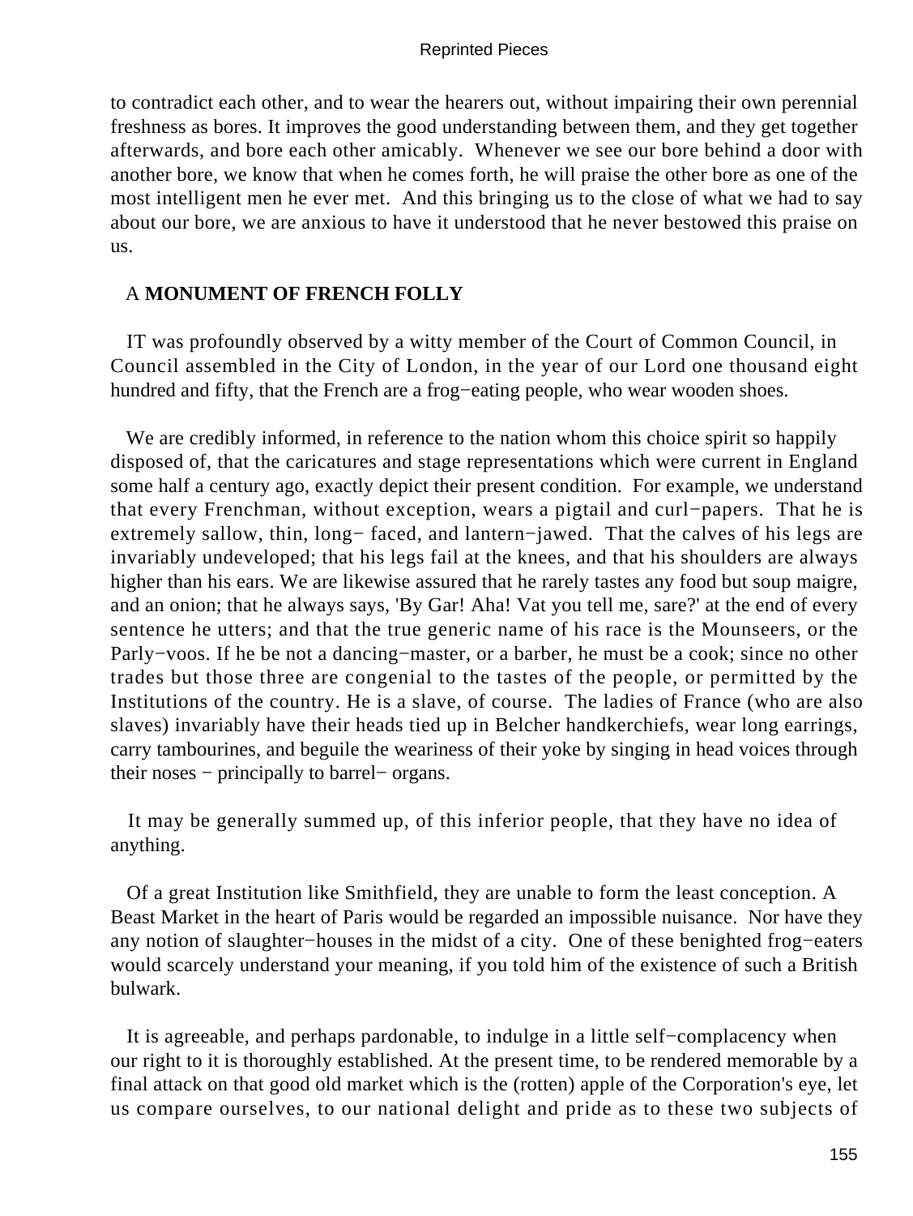to contradict each other, and to wear the hearers out, without impairing their own perennial freshness as bores. It improves the good understanding between them, and they get together afterwards, and bore each other amicably. Whenever we see our bore behind a door with another bore, we know that when he comes forth, he will praise the other bore as one of the most intelligent men he ever met. And this bringing us to the close of what we had to say about our bore, we are anxious to have it understood that he never bestowed this praise on us.

## A **MONUMENT OF FRENCH FOLLY**

IT was profoundly observed by a witty member of the Court of Common Council, in Council assembled in the City of London, in the year of our Lord one thousand eight hundred and fifty, that the French are a frog−eating people, who wear wooden shoes.

We are credibly informed, in reference to the nation whom this choice spirit so happily disposed of, that the caricatures and stage representations which were current in England some half a century ago, exactly depict their present condition. For example, we understand that every Frenchman, without exception, wears a pigtail and curl−papers. That he is extremely sallow, thin, long− faced, and lantern−jawed. That the calves of his legs are invariably undeveloped; that his legs fail at the knees, and that his shoulders are always higher than his ears. We are likewise assured that he rarely tastes any food but soup maigre, and an onion; that he always says, 'By Gar! Aha! Vat you tell me, sare?' at the end of every sentence he utters; and that the true generic name of his race is the Mounseers, or the Parly−voos. If he be not a dancing−master, or a barber, he must be a cook; since no other trades but those three are congenial to the tastes of the people, or permitted by the Institutions of the country. He is a slave, of course. The ladies of France (who are also slaves) invariably have their heads tied up in Belcher handkerchiefs, wear long earrings, carry tambourines, and beguile the weariness of their yoke by singing in head voices through their noses − principally to barrel− organs.

It may be generally summed up, of this inferior people, that they have no idea of anything.

Of a great Institution like Smithfield, they are unable to form the least conception. A Beast Market in the heart of Paris would be regarded an impossible nuisance. Nor have they any notion of slaughter−houses in the midst of a city. One of these benighted frog−eaters would scarcely understand your meaning, if you told him of the existence of such a British bulwark.

It is agreeable, and perhaps pardonable, to indulge in a little self−complacency when our right to it is thoroughly established. At the present time, to be rendered memorable by a final attack on that good old market which is the (rotten) apple of the Corporation's eye, let us compare ourselves, to our national delight and pride as to these two subjects of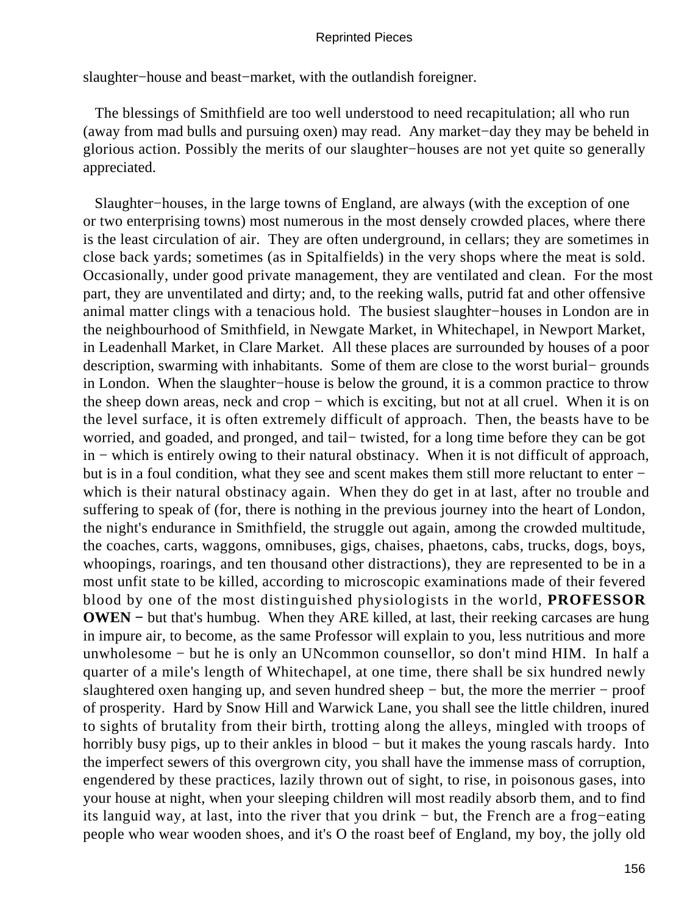slaughter−house and beast−market, with the outlandish foreigner.

The blessings of Smithfield are too well understood to need recapitulation; all who run (away from mad bulls and pursuing oxen) may read. Any market−day they may be beheld in glorious action. Possibly the merits of our slaughter−houses are not yet quite so generally appreciated.

Slaughter−houses, in the large towns of England, are always (with the exception of one or two enterprising towns) most numerous in the most densely crowded places, where there is the least circulation of air. They are often underground, in cellars; they are sometimes in close back yards; sometimes (as in Spitalfields) in the very shops where the meat is sold. Occasionally, under good private management, they are ventilated and clean. For the most part, they are unventilated and dirty; and, to the reeking walls, putrid fat and other offensive animal matter clings with a tenacious hold. The busiest slaughter−houses in London are in the neighbourhood of Smithfield, in Newgate Market, in Whitechapel, in Newport Market, in Leadenhall Market, in Clare Market. All these places are surrounded by houses of a poor description, swarming with inhabitants. Some of them are close to the worst burial− grounds in London. When the slaughter−house is below the ground, it is a common practice to throw the sheep down areas, neck and crop − which is exciting, but not at all cruel. When it is on the level surface, it is often extremely difficult of approach. Then, the beasts have to be worried, and goaded, and pronged, and tail− twisted, for a long time before they can be got in − which is entirely owing to their natural obstinacy. When it is not difficult of approach, but is in a foul condition, what they see and scent makes them still more reluctant to enter − which is their natural obstinacy again. When they do get in at last, after no trouble and suffering to speak of (for, there is nothing in the previous journey into the heart of London, the night's endurance in Smithfield, the struggle out again, among the crowded multitude, the coaches, carts, waggons, omnibuses, gigs, chaises, phaetons, cabs, trucks, dogs, boys, whoopings, roarings, and ten thousand other distractions), they are represented to be in a most unfit state to be killed, according to microscopic examinations made of their fevered blood by one of the most distinguished physiologists in the world, **PROFESSOR OWEN** − but that's humbug. When they ARE killed, at last, their reeking carcases are hung in impure air, to become, as the same Professor will explain to you, less nutritious and more unwholesome − but he is only an UNcommon counsellor, so don't mind HIM. In half a quarter of a mile's length of Whitechapel, at one time, there shall be six hundred newly slaughtered oxen hanging up, and seven hundred sheep − but, the more the merrier − proof of prosperity. Hard by Snow Hill and Warwick Lane, you shall see the little children, inured to sights of brutality from their birth, trotting along the alleys, mingled with troops of horribly busy pigs, up to their ankles in blood − but it makes the young rascals hardy. Into the imperfect sewers of this overgrown city, you shall have the immense mass of corruption, engendered by these practices, lazily thrown out of sight, to rise, in poisonous gases, into your house at night, when your sleeping children will most readily absorb them, and to find its languid way, at last, into the river that you drink − but, the French are a frog−eating people who wear wooden shoes, and it's O the roast beef of England, my boy, the jolly old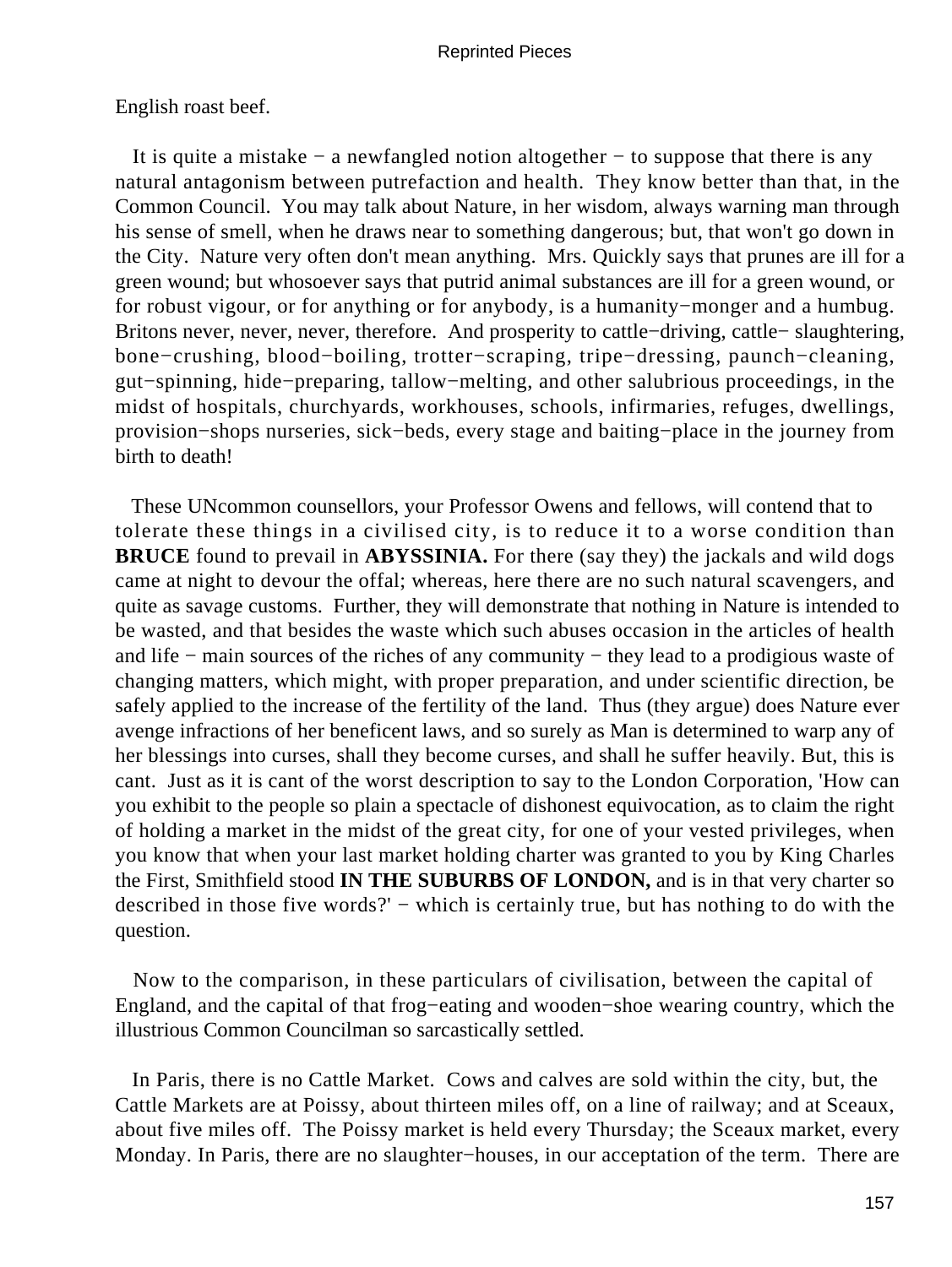English roast beef.

It is quite a mistake − a newfangled notion altogether − to suppose that there is any natural antagonism between putrefaction and health. They know better than that, in the Common Council. You may talk about Nature, in her wisdom, always warning man through his sense of smell, when he draws near to something dangerous; but, that won't go down in the City. Nature very often don't mean anything. Mrs. Quickly says that prunes are ill for a green wound; but whosoever says that putrid animal substances are ill for a green wound, or for robust vigour, or for anything or for anybody, is a humanity−monger and a humbug. Britons never, never, never, therefore. And prosperity to cattle−driving, cattle− slaughtering, bone−crushing, blood−boiling, trotter−scraping, tripe−dressing, paunch−cleaning, gut−spinning, hide−preparing, tallow−melting, and other salubrious proceedings, in the midst of hospitals, churchyards, workhouses, schools, infirmaries, refuges, dwellings, provision−shops nurseries, sick−beds, every stage and baiting−place in the journey from birth to death!

These UNcommon counsellors, your Professor Owens and fellows, will contend that to tolerate these things in a civilised city, is to reduce it to a worse condition than **BRUCE** found to prevail in **ABYSSINIA.** For there (say they) the jackals and wild dogs came at night to devour the offal; whereas, here there are no such natural scavengers, and quite as savage customs. Further, they will demonstrate that nothing in Nature is intended to be wasted, and that besides the waste which such abuses occasion in the articles of health and life − main sources of the riches of any community − they lead to a prodigious waste of changing matters, which might, with proper preparation, and under scientific direction, be safely applied to the increase of the fertility of the land. Thus (they argue) does Nature ever avenge infractions of her beneficent laws, and so surely as Man is determined to warp any of her blessings into curses, shall they become curses, and shall he suffer heavily. But, this is cant. Just as it is cant of the worst description to say to the London Corporation, 'How can you exhibit to the people so plain a spectacle of dishonest equivocation, as to claim the right of holding a market in the midst of the great city, for one of your vested privileges, when you know that when your last market holding charter was granted to you by King Charles the First, Smithfield stood **IN THE SUBURBS OF LONDON,** and is in that very charter so described in those five words?' − which is certainly true, but has nothing to do with the question.

Now to the comparison, in these particulars of civilisation, between the capital of England, and the capital of that frog−eating and wooden−shoe wearing country, which the illustrious Common Councilman so sarcastically settled.

In Paris, there is no Cattle Market. Cows and calves are sold within the city, but, the Cattle Markets are at Poissy, about thirteen miles off, on a line of railway; and at Sceaux, about five miles off. The Poissy market is held every Thursday; the Sceaux market, every Monday. In Paris, there are no slaughter−houses, in our acceptation of the term. There are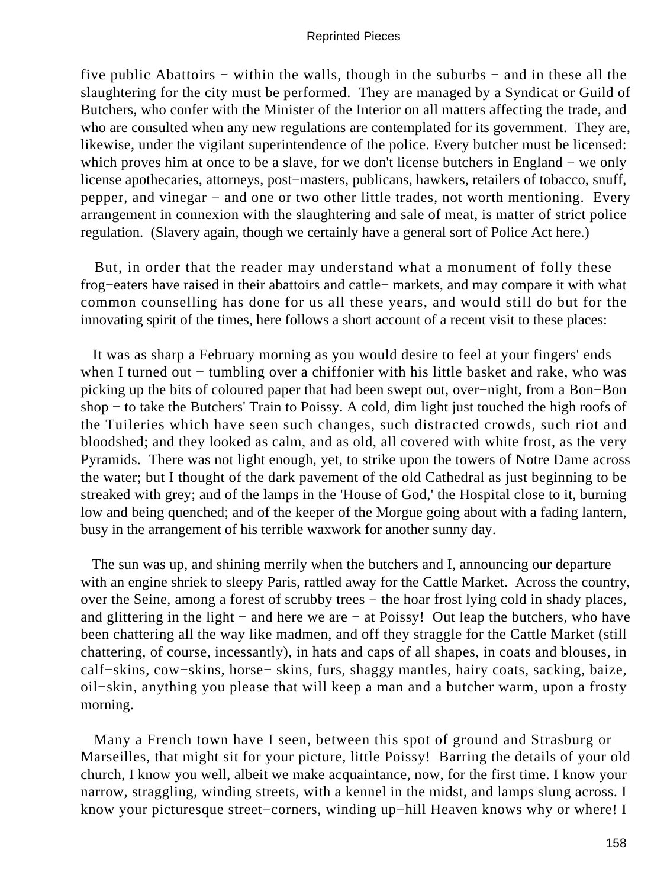five public Abattoirs − within the walls, though in the suburbs − and in these all the slaughtering for the city must be performed. They are managed by a Syndicat or Guild of Butchers, who confer with the Minister of the Interior on all matters affecting the trade, and who are consulted when any new regulations are contemplated for its government. They are, likewise, under the vigilant superintendence of the police. Every butcher must be licensed: which proves him at once to be a slave, for we don't license butchers in England − we only license apothecaries, attorneys, post−masters, publicans, hawkers, retailers of tobacco, snuff, pepper, and vinegar − and one or two other little trades, not worth mentioning. Every arrangement in connexion with the slaughtering and sale of meat, is matter of strict police regulation. (Slavery again, though we certainly have a general sort of Police Act here.)

But, in order that the reader may understand what a monument of folly these frog−eaters have raised in their abattoirs and cattle− markets, and may compare it with what common counselling has done for us all these years, and would still do but for the innovating spirit of the times, here follows a short account of a recent visit to these places:

It was as sharp a February morning as you would desire to feel at your fingers' ends when I turned out − tumbling over a chiffonier with his little basket and rake, who was picking up the bits of coloured paper that had been swept out, over−night, from a Bon−Bon shop − to take the Butchers' Train to Poissy. A cold, dim light just touched the high roofs of the Tuileries which have seen such changes, such distracted crowds, such riot and bloodshed; and they looked as calm, and as old, all covered with white frost, as the very Pyramids. There was not light enough, yet, to strike upon the towers of Notre Dame across the water; but I thought of the dark pavement of the old Cathedral as just beginning to be streaked with grey; and of the lamps in the 'House of God,' the Hospital close to it, burning low and being quenched; and of the keeper of the Morgue going about with a fading lantern, busy in the arrangement of his terrible waxwork for another sunny day.

The sun was up, and shining merrily when the butchers and I, announcing our departure with an engine shriek to sleepy Paris, rattled away for the Cattle Market. Across the country, over the Seine, among a forest of scrubby trees − the hoar frost lying cold in shady places, and glittering in the light − and here we are − at Poissy! Out leap the butchers, who have been chattering all the way like madmen, and off they straggle for the Cattle Market (still chattering, of course, incessantly), in hats and caps of all shapes, in coats and blouses, in calf−skins, cow−skins, horse− skins, furs, shaggy mantles, hairy coats, sacking, baize, oil−skin, anything you please that will keep a man and a butcher warm, upon a frosty morning.

Many a French town have I seen, between this spot of ground and Strasburg or Marseilles, that might sit for your picture, little Poissy! Barring the details of your old church, I know you well, albeit we make acquaintance, now, for the first time. I know your narrow, straggling, winding streets, with a kennel in the midst, and lamps slung across. I know your picturesque street−corners, winding up−hill Heaven knows why or where! I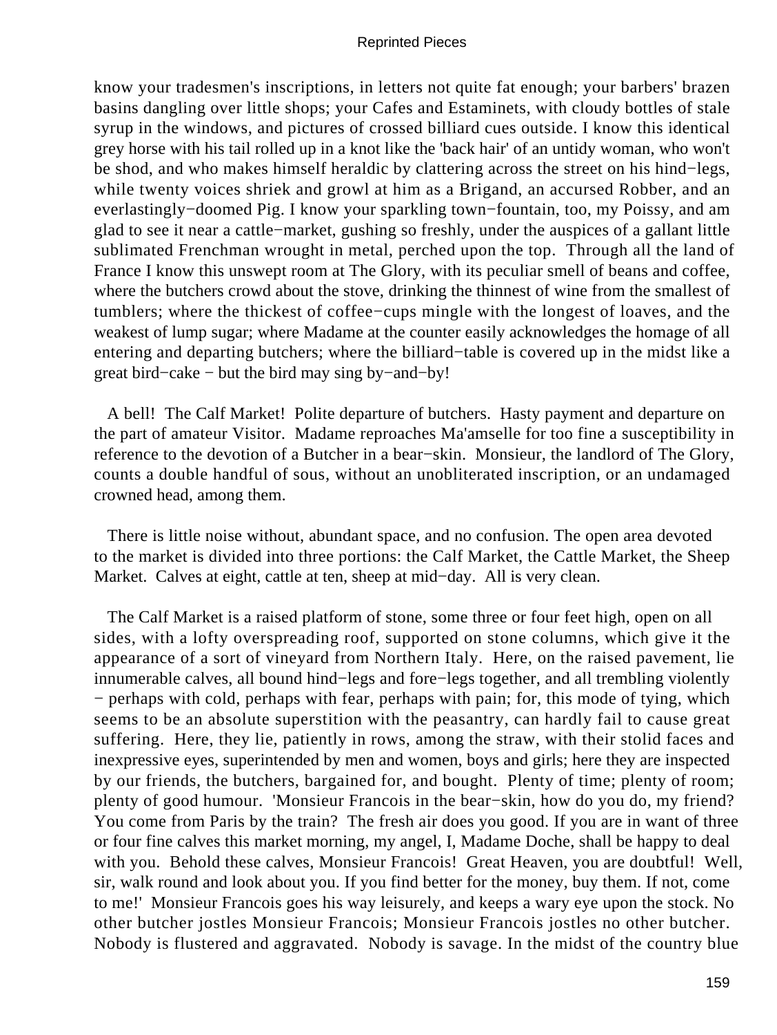know your tradesmen's inscriptions, in letters not quite fat enough; your barbers' brazen basins dangling over little shops; your Cafes and Estaminets, with cloudy bottles of stale syrup in the windows, and pictures of crossed billiard cues outside. I know this identical grey horse with his tail rolled up in a knot like the 'back hair' of an untidy woman, who won't be shod, and who makes himself heraldic by clattering across the street on his hind−legs, while twenty voices shriek and growl at him as a Brigand, an accursed Robber, and an everlastingly−doomed Pig. I know your sparkling town−fountain, too, my Poissy, and am glad to see it near a cattle−market, gushing so freshly, under the auspices of a gallant little sublimated Frenchman wrought in metal, perched upon the top. Through all the land of France I know this unswept room at The Glory, with its peculiar smell of beans and coffee, where the butchers crowd about the stove, drinking the thinnest of wine from the smallest of tumblers; where the thickest of coffee−cups mingle with the longest of loaves, and the weakest of lump sugar; where Madame at the counter easily acknowledges the homage of all entering and departing butchers; where the billiard−table is covered up in the midst like a great bird−cake − but the bird may sing by−and−by!

A bell! The Calf Market! Polite departure of butchers. Hasty payment and departure on the part of amateur Visitor. Madame reproaches Ma'amselle for too fine a susceptibility in reference to the devotion of a Butcher in a bear−skin. Monsieur, the landlord of The Glory, counts a double handful of sous, without an unobliterated inscription, or an undamaged crowned head, among them.

There is little noise without, abundant space, and no confusion. The open area devoted to the market is divided into three portions: the Calf Market, the Cattle Market, the Sheep Market. Calves at eight, cattle at ten, sheep at mid−day. All is very clean.

The Calf Market is a raised platform of stone, some three or four feet high, open on all sides, with a lofty overspreading roof, supported on stone columns, which give it the appearance of a sort of vineyard from Northern Italy. Here, on the raised pavement, lie innumerable calves, all bound hind−legs and fore−legs together, and all trembling violently − perhaps with cold, perhaps with fear, perhaps with pain; for, this mode of tying, which seems to be an absolute superstition with the peasantry, can hardly fail to cause great suffering. Here, they lie, patiently in rows, among the straw, with their stolid faces and inexpressive eyes, superintended by men and women, boys and girls; here they are inspected by our friends, the butchers, bargained for, and bought. Plenty of time; plenty of room; plenty of good humour. 'Monsieur Francois in the bear−skin, how do you do, my friend? You come from Paris by the train? The fresh air does you good. If you are in want of three or four fine calves this market morning, my angel, I, Madame Doche, shall be happy to deal with you. Behold these calves, Monsieur Francois! Great Heaven, you are doubtful! Well, sir, walk round and look about you. If you find better for the money, buy them. If not, come to me!' Monsieur Francois goes his way leisurely, and keeps a wary eye upon the stock. No other butcher jostles Monsieur Francois; Monsieur Francois jostles no other butcher. Nobody is flustered and aggravated. Nobody is savage. In the midst of the country blue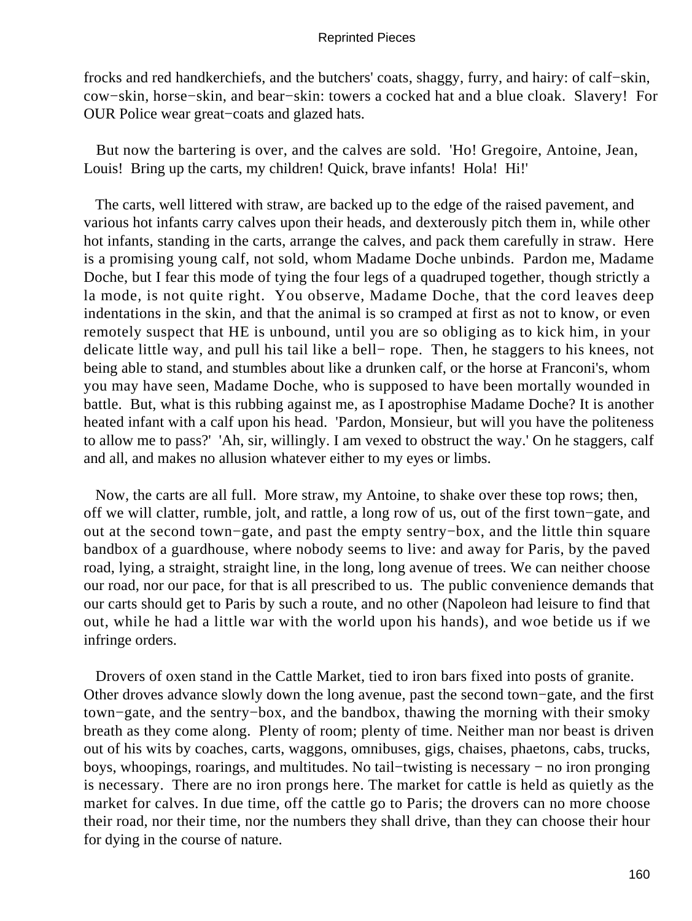frocks and red handkerchiefs, and the butchers' coats, shaggy, furry, and hairy: of calf−skin, cow−skin, horse−skin, and bear−skin: towers a cocked hat and a blue cloak. Slavery! For OUR Police wear great−coats and glazed hats.

But now the bartering is over, and the calves are sold. 'Ho! Gregoire, Antoine, Jean, Louis! Bring up the carts, my children! Quick, brave infants! Hola! Hi!'

The carts, well littered with straw, are backed up to the edge of the raised pavement, and various hot infants carry calves upon their heads, and dexterously pitch them in, while other hot infants, standing in the carts, arrange the calves, and pack them carefully in straw. Here is a promising young calf, not sold, whom Madame Doche unbinds. Pardon me, Madame Doche, but I fear this mode of tying the four legs of a quadruped together, though strictly a la mode, is not quite right. You observe, Madame Doche, that the cord leaves deep indentations in the skin, and that the animal is so cramped at first as not to know, or even remotely suspect that HE is unbound, until you are so obliging as to kick him, in your delicate little way, and pull his tail like a bell− rope. Then, he staggers to his knees, not being able to stand, and stumbles about like a drunken calf, or the horse at Franconi's, whom you may have seen, Madame Doche, who is supposed to have been mortally wounded in battle. But, what is this rubbing against me, as I apostrophise Madame Doche? It is another heated infant with a calf upon his head. 'Pardon, Monsieur, but will you have the politeness to allow me to pass?' 'Ah, sir, willingly. I am vexed to obstruct the way.' On he staggers, calf and all, and makes no allusion whatever either to my eyes or limbs.

Now, the carts are all full. More straw, my Antoine, to shake over these top rows; then, off we will clatter, rumble, jolt, and rattle, a long row of us, out of the first town−gate, and out at the second town−gate, and past the empty sentry−box, and the little thin square bandbox of a guardhouse, where nobody seems to live: and away for Paris, by the paved road, lying, a straight, straight line, in the long, long avenue of trees. We can neither choose our road, nor our pace, for that is all prescribed to us. The public convenience demands that our carts should get to Paris by such a route, and no other (Napoleon had leisure to find that out, while he had a little war with the world upon his hands), and woe betide us if we infringe orders.

Drovers of oxen stand in the Cattle Market, tied to iron bars fixed into posts of granite. Other droves advance slowly down the long avenue, past the second town−gate, and the first town−gate, and the sentry−box, and the bandbox, thawing the morning with their smoky breath as they come along. Plenty of room; plenty of time. Neither man nor beast is driven out of his wits by coaches, carts, waggons, omnibuses, gigs, chaises, phaetons, cabs, trucks, boys, whoopings, roarings, and multitudes. No tail−twisting is necessary − no iron pronging is necessary. There are no iron prongs here. The market for cattle is held as quietly as the market for calves. In due time, off the cattle go to Paris; the drovers can no more choose their road, nor their time, nor the numbers they shall drive, than they can choose their hour for dying in the course of nature.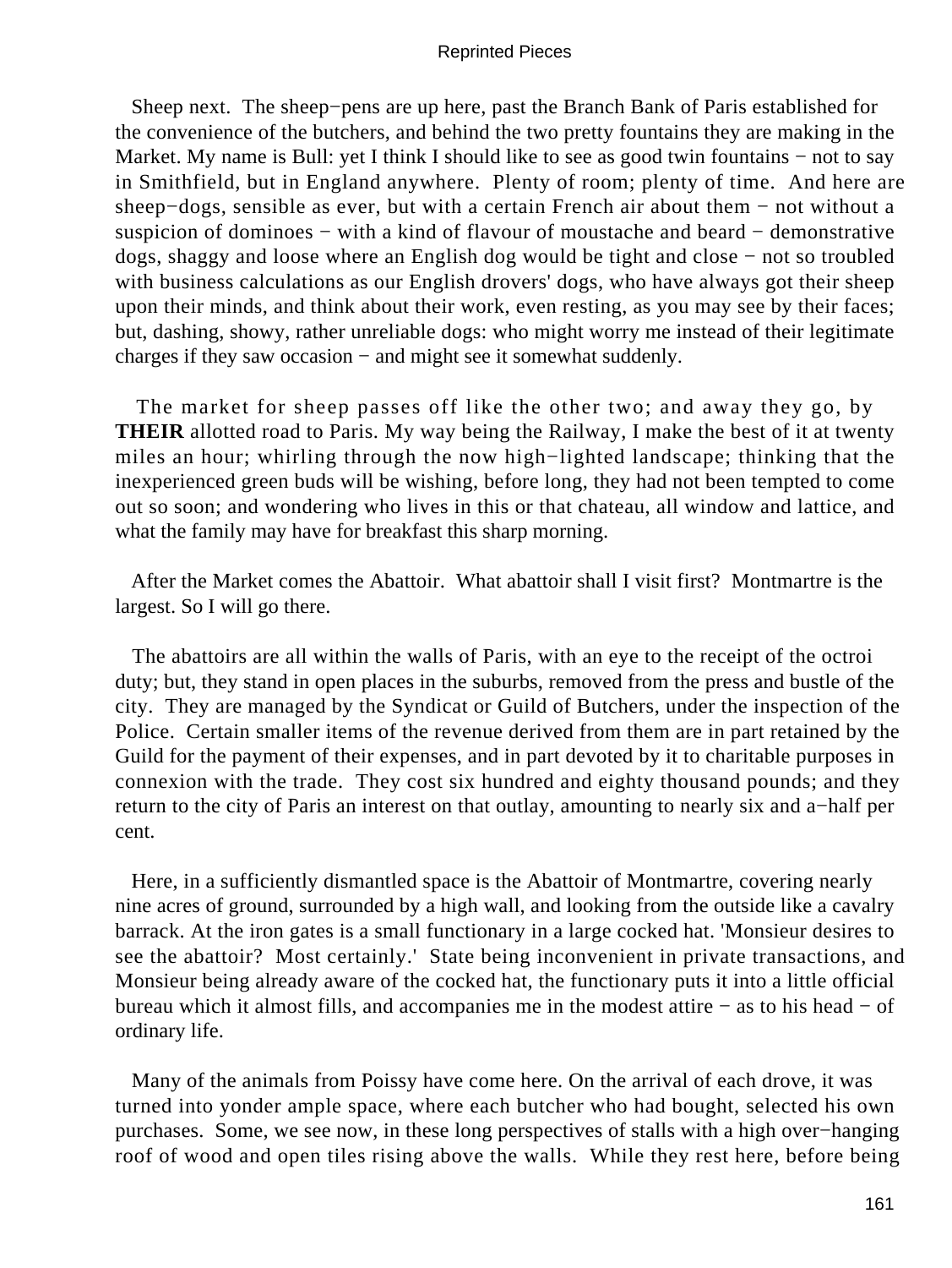Sheep next. The sheep−pens are up here, past the Branch Bank of Paris established for the convenience of the butchers, and behind the two pretty fountains they are making in the Market. My name is Bull: yet I think I should like to see as good twin fountains − not to say in Smithfield, but in England anywhere. Plenty of room; plenty of time. And here are sheep−dogs, sensible as ever, but with a certain French air about them − not without a suspicion of dominoes − with a kind of flavour of moustache and beard − demonstrative dogs, shaggy and loose where an English dog would be tight and close − not so troubled with business calculations as our English drovers' dogs, who have always got their sheep upon their minds, and think about their work, even resting, as you may see by their faces; but, dashing, showy, rather unreliable dogs: who might worry me instead of their legitimate charges if they saw occasion − and might see it somewhat suddenly.

The market for sheep passes off like the other two; and away they go, by **THEIR** allotted road to Paris. My way being the Railway, I make the best of it at twenty miles an hour; whirling through the now high−lighted landscape; thinking that the inexperienced green buds will be wishing, before long, they had not been tempted to come out so soon; and wondering who lives in this or that chateau, all window and lattice, and what the family may have for breakfast this sharp morning.

After the Market comes the Abattoir. What abattoir shall I visit first? Montmartre is the largest. So I will go there.

The abattoirs are all within the walls of Paris, with an eye to the receipt of the octroi duty; but, they stand in open places in the suburbs, removed from the press and bustle of the city. They are managed by the Syndicat or Guild of Butchers, under the inspection of the Police. Certain smaller items of the revenue derived from them are in part retained by the Guild for the payment of their expenses, and in part devoted by it to charitable purposes in connexion with the trade. They cost six hundred and eighty thousand pounds; and they return to the city of Paris an interest on that outlay, amounting to nearly six and a−half per cent.

Here, in a sufficiently dismantled space is the Abattoir of Montmartre, covering nearly nine acres of ground, surrounded by a high wall, and looking from the outside like a cavalry barrack. At the iron gates is a small functionary in a large cocked hat. 'Monsieur desires to see the abattoir? Most certainly.' State being inconvenient in private transactions, and Monsieur being already aware of the cocked hat, the functionary puts it into a little official bureau which it almost fills, and accompanies me in the modest attire − as to his head − of ordinary life.

Many of the animals from Poissy have come here. On the arrival of each drove, it was turned into yonder ample space, where each butcher who had bought, selected his own purchases. Some, we see now, in these long perspectives of stalls with a high over−hanging roof of wood and open tiles rising above the walls. While they rest here, before being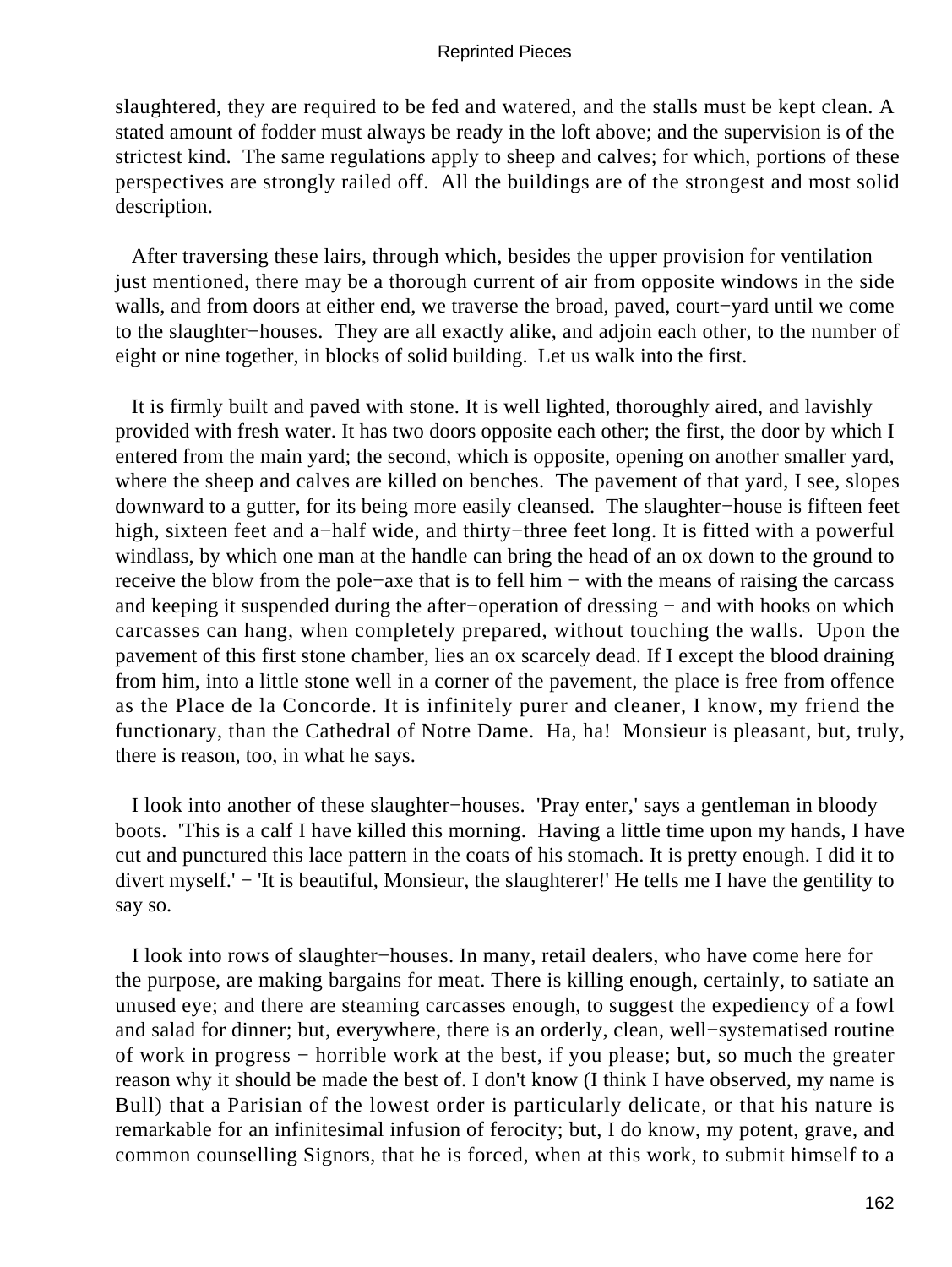slaughtered, they are required to be fed and watered, and the stalls must be kept clean. A stated amount of fodder must always be ready in the loft above; and the supervision is of the strictest kind. The same regulations apply to sheep and calves; for which, portions of these perspectives are strongly railed off. All the buildings are of the strongest and most solid description.

After traversing these lairs, through which, besides the upper provision for ventilation just mentioned, there may be a thorough current of air from opposite windows in the side walls, and from doors at either end, we traverse the broad, paved, court−yard until we come to the slaughter−houses. They are all exactly alike, and adjoin each other, to the number of eight or nine together, in blocks of solid building. Let us walk into the first.

It is firmly built and paved with stone. It is well lighted, thoroughly aired, and lavishly provided with fresh water. It has two doors opposite each other; the first, the door by which I entered from the main yard; the second, which is opposite, opening on another smaller yard, where the sheep and calves are killed on benches. The pavement of that yard, I see, slopes downward to a gutter, for its being more easily cleansed. The slaughter−house is fifteen feet high, sixteen feet and a−half wide, and thirty−three feet long. It is fitted with a powerful windlass, by which one man at the handle can bring the head of an ox down to the ground to receive the blow from the pole−axe that is to fell him − with the means of raising the carcass and keeping it suspended during the after−operation of dressing − and with hooks on which carcasses can hang, when completely prepared, without touching the walls. Upon the pavement of this first stone chamber, lies an ox scarcely dead. If I except the blood draining from him, into a little stone well in a corner of the pavement, the place is free from offence as the Place de la Concorde. It is infinitely purer and cleaner, I know, my friend the functionary, than the Cathedral of Notre Dame. Ha, ha! Monsieur is pleasant, but, truly, there is reason, too, in what he says.

I look into another of these slaughter−houses. 'Pray enter,' says a gentleman in bloody boots. 'This is a calf I have killed this morning. Having a little time upon my hands, I have cut and punctured this lace pattern in the coats of his stomach. It is pretty enough. I did it to divert myself.' − 'It is beautiful, Monsieur, the slaughterer!' He tells me I have the gentility to say so.

I look into rows of slaughter−houses. In many, retail dealers, who have come here for the purpose, are making bargains for meat. There is killing enough, certainly, to satiate an unused eye; and there are steaming carcasses enough, to suggest the expediency of a fowl and salad for dinner; but, everywhere, there is an orderly, clean, well−systematised routine of work in progress − horrible work at the best, if you please; but, so much the greater reason why it should be made the best of. I don't know (I think I have observed, my name is Bull) that a Parisian of the lowest order is particularly delicate, or that his nature is remarkable for an infinitesimal infusion of ferocity; but, I do know, my potent, grave, and common counselling Signors, that he is forced, when at this work, to submit himself to a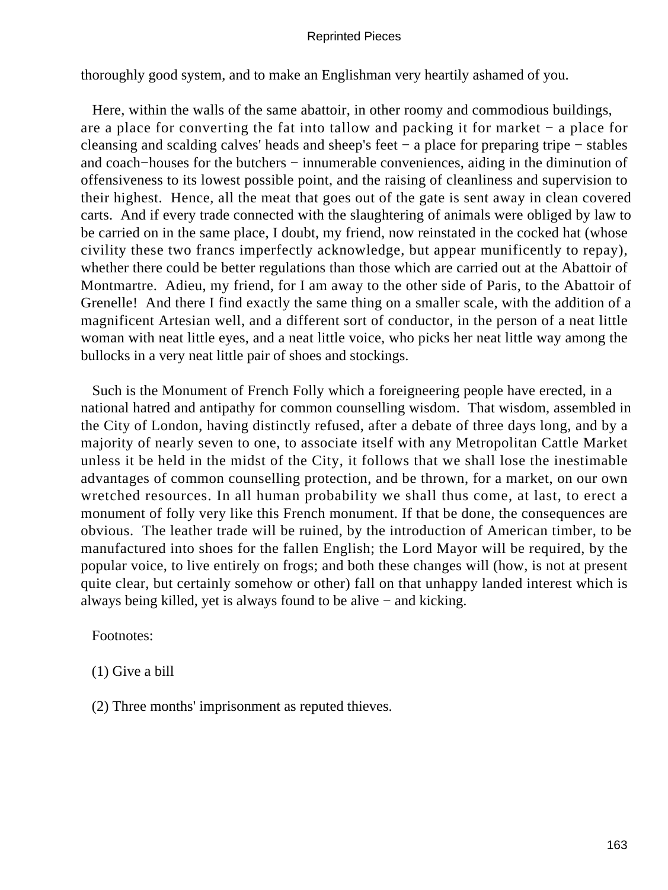thoroughly good system, and to make an Englishman very heartily ashamed of you.

Here, within the walls of the same abattoir, in other roomy and commodious buildings, are a place for converting the fat into tallow and packing it for market − a place for cleansing and scalding calves' heads and sheep's feet − a place for preparing tripe − stables and coach−houses for the butchers − innumerable conveniences, aiding in the diminution of offensiveness to its lowest possible point, and the raising of cleanliness and supervision to their highest. Hence, all the meat that goes out of the gate is sent away in clean covered carts. And if every trade connected with the slaughtering of animals were obliged by law to be carried on in the same place, I doubt, my friend, now reinstated in the cocked hat (whose civility these two francs imperfectly acknowledge, but appear munificently to repay), whether there could be better regulations than those which are carried out at the Abattoir of Montmartre. Adieu, my friend, for I am away to the other side of Paris, to the Abattoir of Grenelle! And there I find exactly the same thing on a smaller scale, with the addition of a magnificent Artesian well, and a different sort of conductor, in the person of a neat little woman with neat little eyes, and a neat little voice, who picks her neat little way among the bullocks in a very neat little pair of shoes and stockings.

Such is the Monument of French Folly which a foreigneering people have erected, in a national hatred and antipathy for common counselling wisdom. That wisdom, assembled in the City of London, having distinctly refused, after a debate of three days long, and by a majority of nearly seven to one, to associate itself with any Metropolitan Cattle Market unless it be held in the midst of the City, it follows that we shall lose the inestimable advantages of common counselling protection, and be thrown, for a market, on our own wretched resources. In all human probability we shall thus come, at last, to erect a monument of folly very like this French monument. If that be done, the consequences are obvious. The leather trade will be ruined, by the introduction of American timber, to be manufactured into shoes for the fallen English; the Lord Mayor will be required, by the popular voice, to live entirely on frogs; and both these changes will (how, is not at present quite clear, but certainly somehow or other) fall on that unhappy landed interest which is always being killed, yet is always found to be alive − and kicking.

Footnotes:

(1) Give a bill

(2) Three months' imprisonment as reputed thieves.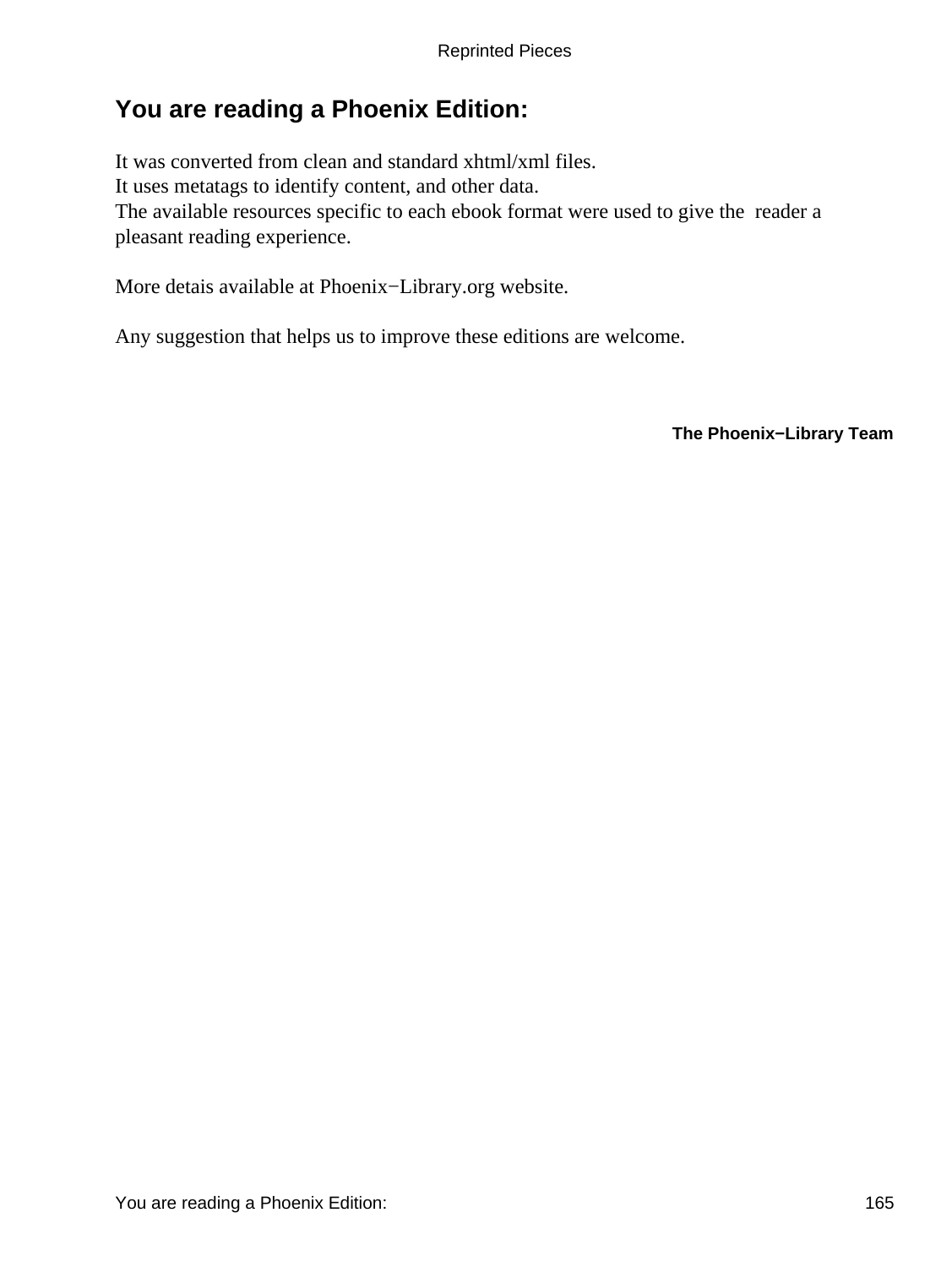## You are reading a Phoenix Edition:

It was converted from clean and standard xhtml/xml files.
It uses metatags to identify content, and other data.
The available resources specific to each ebook format were used to give the reader a pleasant reading experience.

More detais available at Phoenix−Library.org website.

Any suggestion that helps us to improve these editions are welcome.

**The Phoenix−Library Team**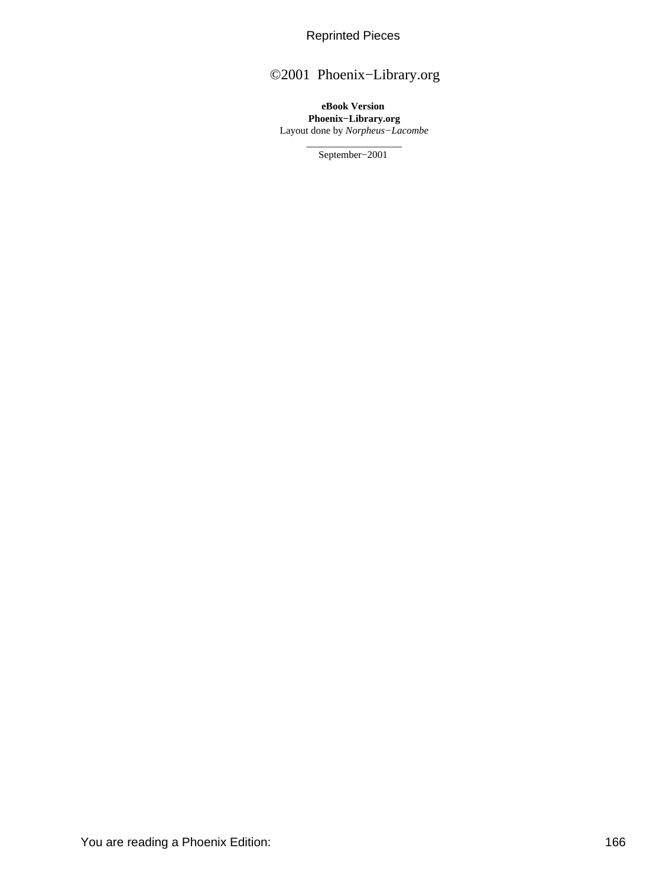©2001 Phoenix−Library.org

**eBook Version**
**Phoenix−Library.org**
Layout done by *Norpheus−Lacombe*

___________________
September−2001